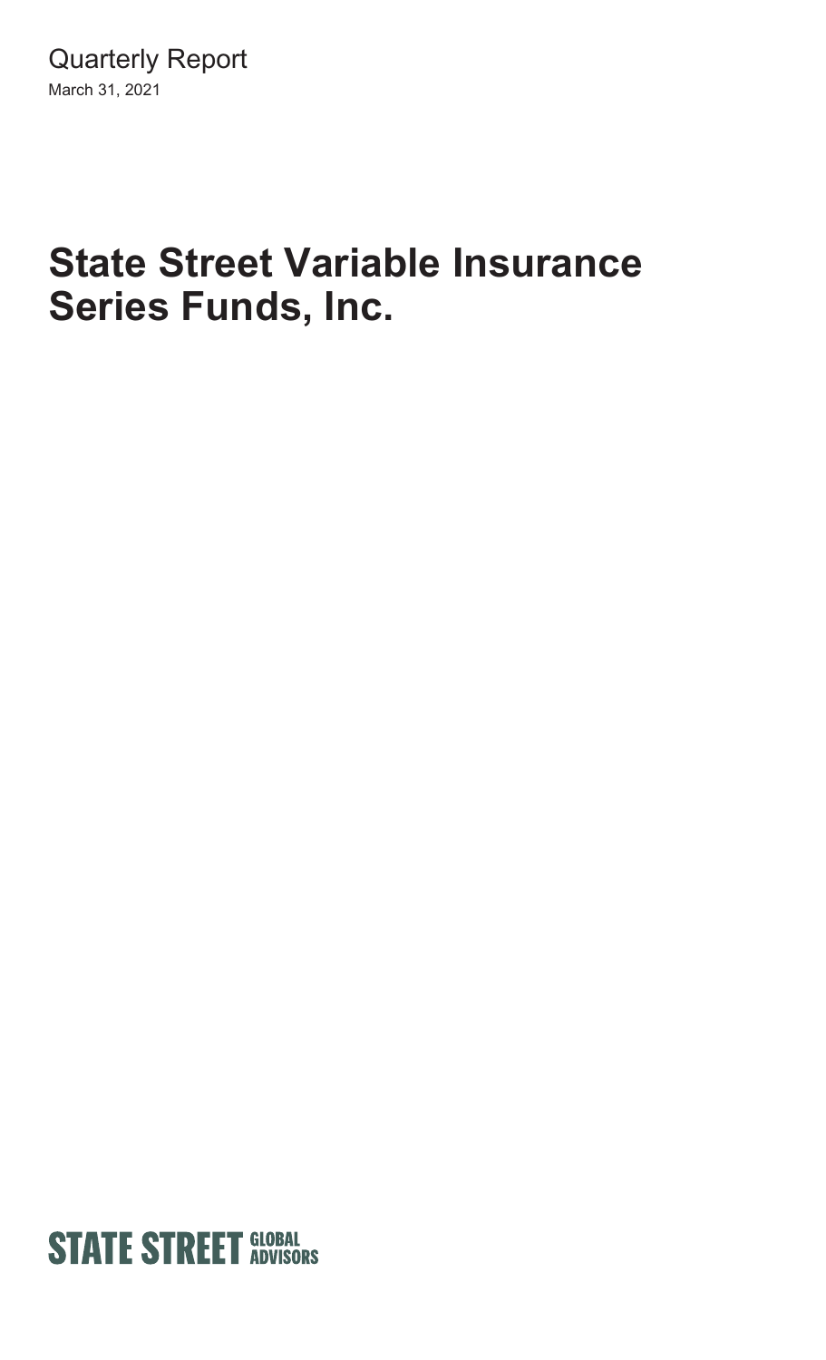Quarterly Report

March 31, 2021

# State Street Variable Insurance Series Funds, Inc.

STATE STREET GLOBAL ADVISORS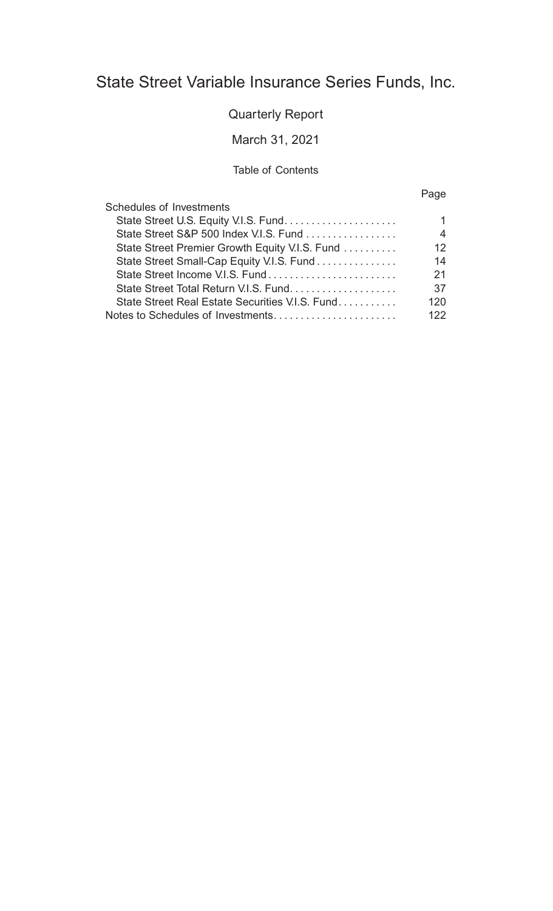# State Street Variable Insurance Series Funds, Inc.

## Quarterly Report

## March 31, 2021

### Table of Contents

| | Page |
|---|---|
| Schedules of Investments | |
| State Street U.S. Equity V.I.S. Fund | 1 |
| State Street S&P 500 Index V.I.S. Fund | 4 |
| State Street Premier Growth Equity V.I.S. Fund | 12 |
| State Street Small-Cap Equity V.I.S. Fund | 14 |
| State Street Income V.I.S. Fund | 21 |
| State Street Total Return V.I.S. Fund | 37 |
| State Street Real Estate Securities V.I.S. Fund | 120 |
| Notes to Schedules of Investments | 122 |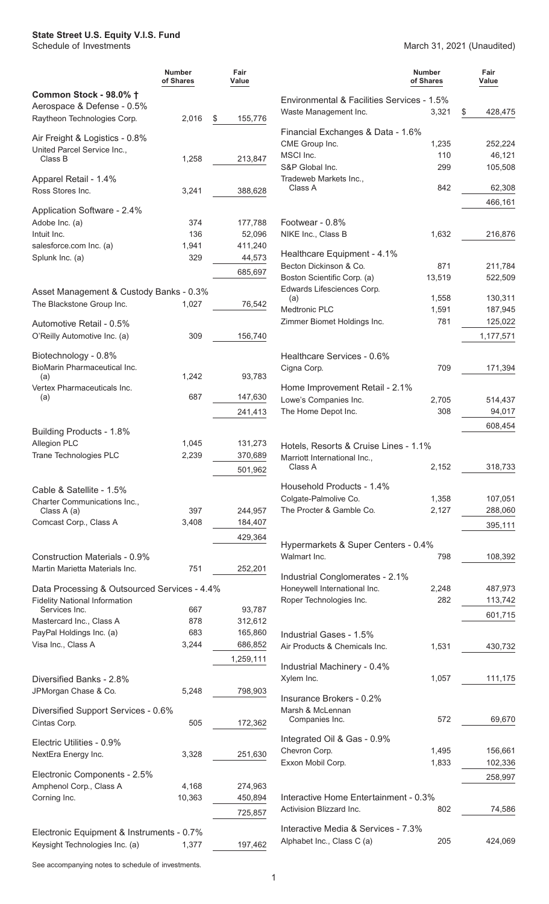**State Street U.S. Equity V.I.S. Fund**
Schedule of Investments

March 31, 2021 (Unaudited)

| | Number of Shares | Fair Value |
|---|---|---|
| **Common Stock - 98.0% †** | | |
| Aerospace & Defense - 0.5% | | |
| Raytheon Technologies Corp. | 2,016 | $ 155,776 |
| Air Freight & Logistics - 0.8% | | |
| United Parcel Service Inc., Class B | 1,258 | 213,847 |
| Apparel Retail - 1.4% | | |
| Ross Stores Inc. | 3,241 | 388,628 |
| Application Software - 2.4% | | |
| Adobe Inc. (a) | 374 | 177,788 |
| Intuit Inc. | 136 | 52,096 |
| salesforce.com Inc. (a) | 1,941 | 411,240 |
| Splunk Inc. (a) | 329 | 44,573 |
| | | 685,697 |
| Asset Management & Custody Banks - 0.3% | | |
| The Blackstone Group Inc. | 1,027 | 76,542 |
| Automotive Retail - 0.5% | | |
| O'Reilly Automotive Inc. (a) | 309 | 156,740 |
| Biotechnology - 0.8% | | |
| BioMarin Pharmaceutical Inc. (a) | 1,242 | 93,783 |
| Vertex Pharmaceuticals Inc. (a) | 687 | 147,630 |
| | | 241,413 |
| Building Products - 1.8% | | |
| Allegion PLC | 1,045 | 131,273 |
| Trane Technologies PLC | 2,239 | 370,689 |
| | | 501,962 |
| Cable & Satellite - 1.5% | | |
| Charter Communications Inc., Class A (a) | 397 | 244,957 |
| Comcast Corp., Class A | 3,408 | 184,407 |
| | | 429,364 |
| Construction Materials - 0.9% | | |
| Martin Marietta Materials Inc. | 751 | 252,201 |
| Data Processing & Outsourced Services - 4.4% | | |
| Fidelity National Information Services Inc. | 667 | 93,787 |
| Mastercard Inc., Class A | 878 | 312,612 |
| PayPal Holdings Inc. (a) | 683 | 165,860 |
| Visa Inc., Class A | 3,244 | 686,852 |
| | | 1,259,111 |
| Diversified Banks - 2.8% | | |
| JPMorgan Chase & Co. | 5,248 | 798,903 |
| Diversified Support Services - 0.6% | | |
| Cintas Corp. | 505 | 172,362 |
| Electric Utilities - 0.9% | | |
| NextEra Energy Inc. | 3,328 | 251,630 |
| Electronic Components - 2.5% | | |
| Amphenol Corp., Class A | 4,168 | 274,963 |
| Corning Inc. | 10,363 | 450,894 |
| | | 725,857 |
| Electronic Equipment & Instruments - 0.7% | | |
| Keysight Technologies Inc. (a) | 1,377 | 197,462 |
| Environmental & Facilities Services - 1.5% | | |
| Waste Management Inc. | 3,321 | $ 428,475 |
| Financial Exchanges & Data - 1.6% | | |
| CME Group Inc. | 1,235 | 252,224 |
| MSCI Inc. | 110 | 46,121 |
| S&P Global Inc. | 299 | 105,508 |
| Tradeweb Markets Inc., Class A | 842 | 62,308 |
| | | 466,161 |
| Footwear - 0.8% | | |
| NIKE Inc., Class B | 1,632 | 216,876 |
| Healthcare Equipment - 4.1% | | |
| Becton Dickinson & Co. | 871 | 211,784 |
| Boston Scientific Corp. (a) | 13,519 | 522,509 |
| Edwards Lifesciences Corp. (a) | 1,558 | 130,311 |
| Medtronic PLC | 1,591 | 187,945 |
| Zimmer Biomet Holdings Inc. | 781 | 125,022 |
| | | 1,177,571 |
| Healthcare Services - 0.6% | | |
| Cigna Corp. | 709 | 171,394 |
| Home Improvement Retail - 2.1% | | |
| Lowe's Companies Inc. | 2,705 | 514,437 |
| The Home Depot Inc. | 308 | 94,017 |
| | | 608,454 |
| Hotels, Resorts & Cruise Lines - 1.1% | | |
| Marriott International Inc., Class A | 2,152 | 318,733 |
| Household Products - 1.4% | | |
| Colgate-Palmolive Co. | 1,358 | 107,051 |
| The Procter & Gamble Co. | 2,127 | 288,060 |
| | | 395,111 |
| Hypermarkets & Super Centers - 0.4% | | |
| Walmart Inc. | 798 | 108,392 |
| Industrial Conglomerates - 2.1% | | |
| Honeywell International Inc. | 2,248 | 487,973 |
| Roper Technologies Inc. | 282 | 113,742 |
| | | 601,715 |
| Industrial Gases - 1.5% | | |
| Air Products & Chemicals Inc. | 1,531 | 430,732 |
| Industrial Machinery - 0.4% | | |
| Xylem Inc. | 1,057 | 111,175 |
| Insurance Brokers - 0.2% | | |
| Marsh & McLennan Companies Inc. | 572 | 69,670 |
| Integrated Oil & Gas - 0.9% | | |
| Chevron Corp. | 1,495 | 156,661 |
| Exxon Mobil Corp. | 1,833 | 102,336 |
| | | 258,997 |
| Interactive Home Entertainment - 0.3% | | |
| Activision Blizzard Inc. | 802 | 74,586 |
| Interactive Media & Services - 7.3% | | |
| Alphabet Inc., Class C (a) | 205 | 424,069 |

See accompanying notes to schedule of investments.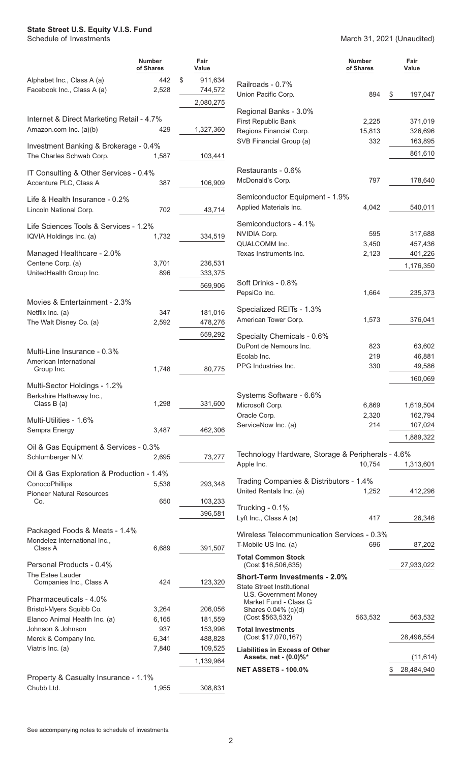# State Street U.S. Equity V.I.S. Fund

Schedule of Investments

March 31, 2021 (Unaudited)

| | Number of Shares | Fair Value |
|---|---|---|
| Alphabet Inc., Class A (a) | 442 | $ 911,634 |
| Facebook Inc., Class A (a) | 2,528 | 744,572 |
| | | 2,080,275 |
| **Internet & Direct Marketing Retail - 4.7%** | | |
| Amazon.com Inc. (a)(b) | 429 | 1,327,360 |
| **Investment Banking & Brokerage - 0.4%** | | |
| The Charles Schwab Corp. | 1,587 | 103,441 |
| **IT Consulting & Other Services - 0.4%** | | |
| Accenture PLC, Class A | 387 | 106,909 |
| **Life & Health Insurance - 0.2%** | | |
| Lincoln National Corp. | 702 | 43,714 |
| **Life Sciences Tools & Services - 1.2%** | | |
| IQVIA Holdings Inc. (a) | 1,732 | 334,519 |
| **Managed Healthcare - 2.0%** | | |
| Centene Corp. (a) | 3,701 | 236,531 |
| UnitedHealth Group Inc. | 896 | 333,375 |
| | | 569,906 |
| **Movies & Entertainment - 2.3%** | | |
| Netflix Inc. (a) | 347 | 181,016 |
| The Walt Disney Co. (a) | 2,592 | 478,276 |
| | | 659,292 |
| **Multi-Line Insurance - 0.3%** | | |
| American International Group Inc. | 1,748 | 80,775 |
| **Multi-Sector Holdings - 1.2%** | | |
| Berkshire Hathaway Inc., Class B (a) | 1,298 | 331,600 |
| **Multi-Utilities - 1.6%** | | |
| Sempra Energy | 3,487 | 462,306 |
| **Oil & Gas Equipment & Services - 0.3%** | | |
| Schlumberger N.V. | 2,695 | 73,277 |
| **Oil & Gas Exploration & Production - 1.4%** | | |
| ConocoPhillips | 5,538 | 293,348 |
| Pioneer Natural Resources Co. | 650 | 103,233 |
| | | 396,581 |
| **Packaged Foods & Meats - 1.4%** | | |
| Mondelez International Inc., Class A | 6,689 | 391,507 |
| **Personal Products - 0.4%** | | |
| The Estee Lauder Companies Inc., Class A | 424 | 123,320 |
| **Pharmaceuticals - 4.0%** | | |
| Bristol-Myers Squibb Co. | 3,264 | 206,056 |
| Elanco Animal Health Inc. (a) | 6,165 | 181,559 |
| Johnson & Johnson | 937 | 153,996 |
| Merck & Company Inc. | 6,341 | 488,828 |
| Viatris Inc. (a) | 7,840 | 109,525 |
| | | 1,139,964 |
| **Property & Casualty Insurance - 1.1%** | | |
| Chubb Ltd. | 1,955 | 308,831 |
| **Railroads - 0.7%** | | |
| Union Pacific Corp. | 894 | $ 197,047 |
| **Regional Banks - 3.0%** | | |
| First Republic Bank | 2,225 | 371,019 |
| Regions Financial Corp. | 15,813 | 326,696 |
| SVB Financial Group (a) | 332 | 163,895 |
| | | 861,610 |
| **Restaurants - 0.6%** | | |
| McDonald's Corp. | 797 | 178,640 |
| **Semiconductor Equipment - 1.9%** | | |
| Applied Materials Inc. | 4,042 | 540,011 |
| **Semiconductors - 4.1%** | | |
| NVIDIA Corp. | 595 | 317,688 |
| QUALCOMM Inc. | 3,450 | 457,436 |
| Texas Instruments Inc. | 2,123 | 401,226 |
| | | 1,176,350 |
| **Soft Drinks - 0.8%** | | |
| PepsiCo Inc. | 1,664 | 235,373 |
| **Specialized REITs - 1.3%** | | |
| American Tower Corp. | 1,573 | 376,041 |
| **Specialty Chemicals - 0.6%** | | |
| DuPont de Nemours Inc. | 823 | 63,602 |
| Ecolab Inc. | 219 | 46,881 |
| PPG Industries Inc. | 330 | 49,586 |
| | | 160,069 |
| **Systems Software - 6.6%** | | |
| Microsoft Corp. | 6,869 | 1,619,504 |
| Oracle Corp. | 2,320 | 162,794 |
| ServiceNow Inc. (a) | 214 | 107,024 |
| | | 1,889,322 |
| **Technology Hardware, Storage & Peripherals - 4.6%** | | |
| Apple Inc. | 10,754 | 1,313,601 |
| **Trading Companies & Distributors - 1.4%** | | |
| United Rentals Inc. (a) | 1,252 | 412,296 |
| **Trucking - 0.1%** | | |
| Lyft Inc., Class A (a) | 417 | 26,346 |
| **Wireless Telecommunication Services - 0.3%** | | |
| T-Mobile US Inc. (a) | 696 | 87,202 |
| **Total Common Stock** (Cost $16,506,635) | | 27,933,022 |
| **Short-Term Investments - 2.0%** | | |
| State Street Institutional U.S. Government Money Market Fund - Class G Shares 0.04% (c)(d) (Cost $563,532) | 563,532 | 563,532 |
| **Total Investments** (Cost $17,070,167) | | 28,496,554 |
| **Liabilities in Excess of Other Assets, net - (0.0)%*** | | (11,614) |
| **NET ASSETS - 100.0%** | | $ 28,484,940 |

See accompanying notes to schedule of investments.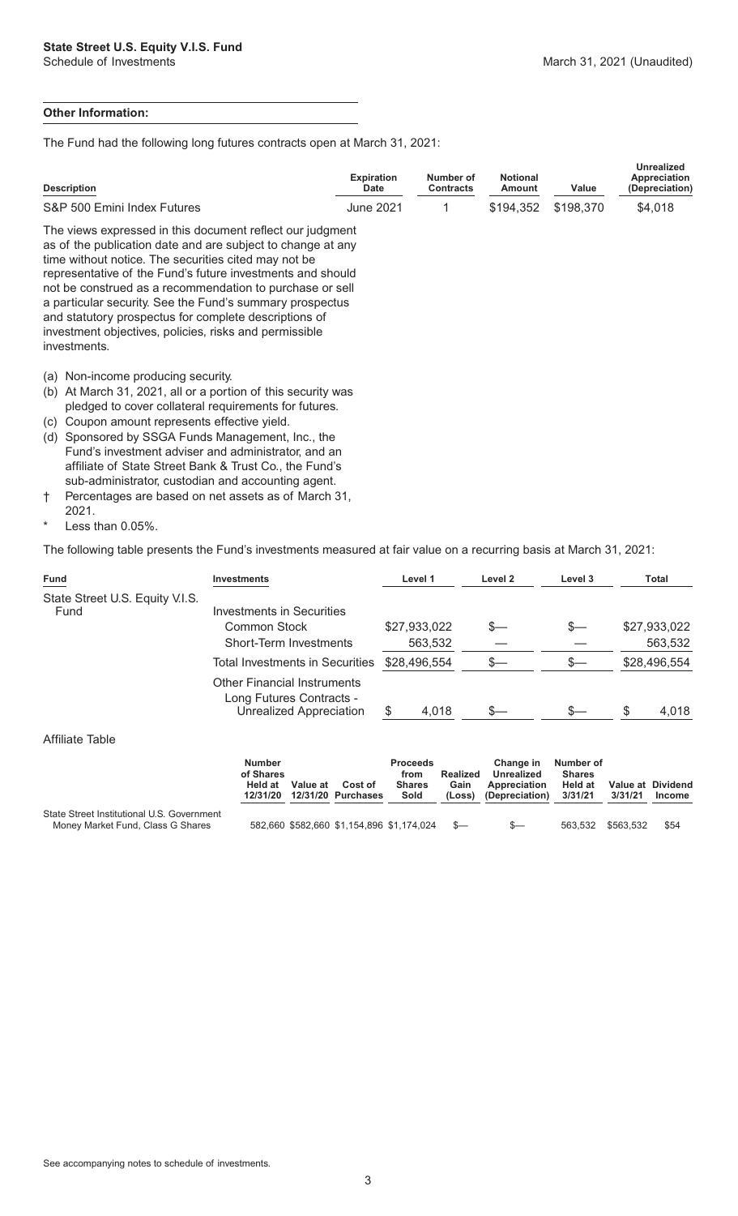**Other Information:**

The Fund had the following long futures contracts open at March 31, 2021:

| Description | Expiration Date | Number of Contracts | Notional Amount | Value | Unrealized Appreciation (Depreciation) |
|---|---|---|---|---|---|
| S&P 500 Emini Index Futures | June 2021 | 1 | $194,352 | $198,370 | $4,018 |

The views expressed in this document reflect our judgment as of the publication date and are subject to change at any time without notice. The securities cited may not be representative of the Fund's future investments and should not be construed as a recommendation to purchase or sell a particular security. See the Fund's summary prospectus and statutory prospectus for complete descriptions of investment objectives, policies, risks and permissible investments.

(a) Non-income producing security.
(b) At March 31, 2021, all or a portion of this security was pledged to cover collateral requirements for futures.
(c) Coupon amount represents effective yield.
(d) Sponsored by SSGA Funds Management, Inc., the Fund's investment adviser and administrator, and an affiliate of State Street Bank & Trust Co., the Fund's sub-administrator, custodian and accounting agent.
† Percentages are based on net assets as of March 31, 2021.
* Less than 0.05%.

The following table presents the Fund's investments measured at fair value on a recurring basis at March 31, 2021:

| Fund | Investments | Level 1 | Level 2 | Level 3 | Total |
|---|---|---|---|---|---|
| State Street U.S. Equity V.I.S. Fund | Investments in Securities | | | | |
| | Common Stock | $27,933,022 | $— | $— | $27,933,022 |
| | Short-Term Investments | 563,532 | — | — | 563,532 |
| | Total Investments in Securities | $28,496,554 | $— | $— | $28,496,554 |
| | Other Financial Instruments | | | | |
| | Long Futures Contracts - Unrealized Appreciation | $ 4,018 | $— | $— | $ 4,018 |

Affiliate Table

| | Number of Shares Held at 12/31/20 | Value at 12/31/20 | Cost of Purchases | Proceeds from Shares Sold | Realized Gain (Loss) | Change in Unrealized Appreciation (Depreciation) | Number of Shares Held at 3/31/21 | Value at 3/31/21 | Dividend Income |
|---|---|---|---|---|---|---|---|---|---|
| State Street Institutional U.S. Government Money Market Fund, Class G Shares | 582,660 | $582,660 | $1,154,896 | $1,174,024 | $— | $— | 563,532 | $563,532 | $54 |

See accompanying notes to schedule of investments.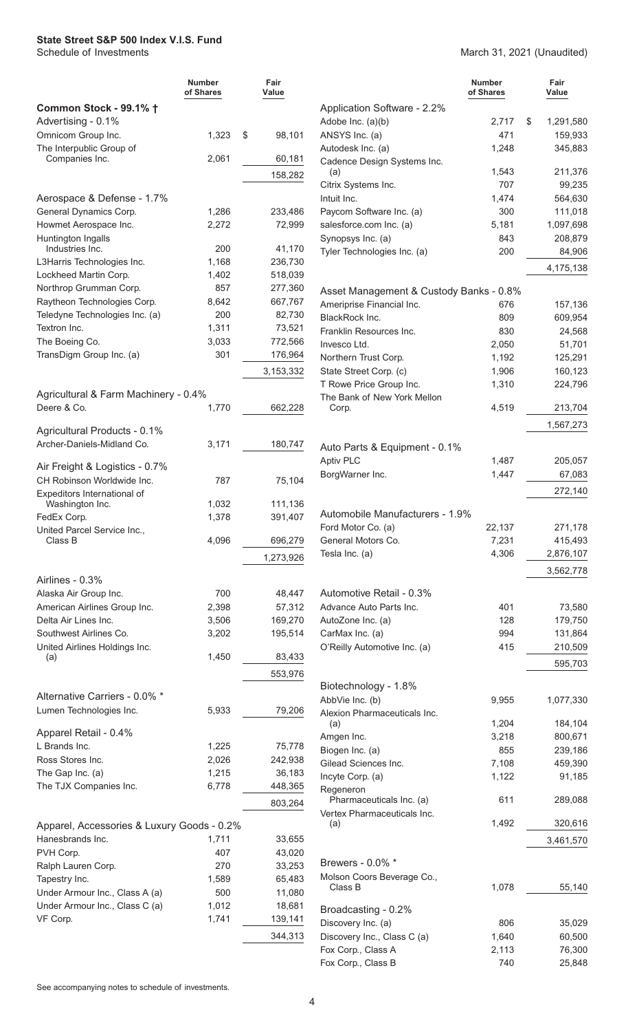# State Street S&P 500 Index V.I.S. Fund

Schedule of Investments

March 31, 2021 (Unaudited)

| | Number of Shares | Fair Value |
|---|---|---|
| **Common Stock - 99.1% †** | | |
| Advertising - 0.1% | | |
| Omnicom Group Inc. | 1,323 | $ 98,101 |
| The Interpublic Group of Companies Inc. | 2,061 | 60,181 |
| | | 158,282 |
| Aerospace & Defense - 1.7% | | |
| General Dynamics Corp. | 1,286 | 233,486 |
| Howmet Aerospace Inc. | 2,272 | 72,999 |
| Huntington Ingalls Industries Inc. | 200 | 41,170 |
| L3Harris Technologies Inc. | 1,168 | 236,730 |
| Lockheed Martin Corp. | 1,402 | 518,039 |
| Northrop Grumman Corp. | 857 | 277,360 |
| Raytheon Technologies Corp. | 8,642 | 667,767 |
| Teledyne Technologies Inc. (a) | 200 | 82,730 |
| Textron Inc. | 1,311 | 73,521 |
| The Boeing Co. | 3,033 | 772,566 |
| TransDigm Group Inc. (a) | 301 | 176,964 |
| | | 3,153,332 |
| Agricultural & Farm Machinery - 0.4% | | |
| Deere & Co. | 1,770 | 662,228 |
| Agricultural Products - 0.1% | | |
| Archer-Daniels-Midland Co. | 3,171 | 180,747 |
| Air Freight & Logistics - 0.7% | | |
| CH Robinson Worldwide Inc. | 787 | 75,104 |
| Expeditors International of Washington Inc. | 1,032 | 111,136 |
| FedEx Corp. | 1,378 | 391,407 |
| United Parcel Service Inc., Class B | 4,096 | 696,279 |
| | | 1,273,926 |
| Airlines - 0.3% | | |
| Alaska Air Group Inc. | 700 | 48,447 |
| American Airlines Group Inc. | 2,398 | 57,312 |
| Delta Air Lines Inc. | 3,506 | 169,270 |
| Southwest Airlines Co. | 3,202 | 195,514 |
| United Airlines Holdings Inc. (a) | 1,450 | 83,433 |
| | | 553,976 |
| Alternative Carriers - 0.0% * | | |
| Lumen Technologies Inc. | 5,933 | 79,206 |
| Apparel Retail - 0.4% | | |
| L Brands Inc. | 1,225 | 75,778 |
| Ross Stores Inc. | 2,026 | 242,938 |
| The Gap Inc. (a) | 1,215 | 36,183 |
| The TJX Companies Inc. | 6,778 | 448,365 |
| | | 803,264 |
| Apparel, Accessories & Luxury Goods - 0.2% | | |
| Hanesbrands Inc. | 1,711 | 33,655 |
| PVH Corp. | 407 | 43,020 |
| Ralph Lauren Corp. | 270 | 33,253 |
| Tapestry Inc. | 1,589 | 65,483 |
| Under Armour Inc., Class A (a) | 500 | 11,080 |
| Under Armour Inc., Class C (a) | 1,012 | 18,681 |
| VF Corp. | 1,741 | 139,141 |
| | | 344,313 |
| Application Software - 2.2% | | |
| Adobe Inc. (a)(b) | 2,717 | $ 1,291,580 |
| ANSYS Inc. (a) | 471 | 159,933 |
| Autodesk Inc. (a) | 1,248 | 345,883 |
| Cadence Design Systems Inc. (a) | 1,543 | 211,376 |
| Citrix Systems Inc. | 707 | 99,235 |
| Intuit Inc. | 1,474 | 564,630 |
| Paycom Software Inc. (a) | 300 | 111,018 |
| salesforce.com Inc. (a) | 5,181 | 1,097,698 |
| Synopsys Inc. (a) | 843 | 208,879 |
| Tyler Technologies Inc. (a) | 200 | 84,906 |
| | | 4,175,138 |
| Asset Management & Custody Banks - 0.8% | | |
| Ameriprise Financial Inc. | 676 | 157,136 |
| BlackRock Inc. | 809 | 609,954 |
| Franklin Resources Inc. | 830 | 24,568 |
| Invesco Ltd. | 2,050 | 51,701 |
| Northern Trust Corp. | 1,192 | 125,291 |
| State Street Corp. (c) | 1,906 | 160,123 |
| T Rowe Price Group Inc. | 1,310 | 224,796 |
| The Bank of New York Mellon Corp. | 4,519 | 213,704 |
| | | 1,567,273 |
| Auto Parts & Equipment - 0.1% | | |
| Aptiv PLC | 1,487 | 205,057 |
| BorgWarner Inc. | 1,447 | 67,083 |
| | | 272,140 |
| Automobile Manufacturers - 1.9% | | |
| Ford Motor Co. (a) | 22,137 | 271,178 |
| General Motors Co. | 7,231 | 415,493 |
| Tesla Inc. (a) | 4,306 | 2,876,107 |
| | | 3,562,778 |
| Automotive Retail - 0.3% | | |
| Advance Auto Parts Inc. | 401 | 73,580 |
| AutoZone Inc. (a) | 128 | 179,750 |
| CarMax Inc. (a) | 994 | 131,864 |
| O'Reilly Automotive Inc. (a) | 415 | 210,509 |
| | | 595,703 |
| Biotechnology - 1.8% | | |
| AbbVie Inc. (b) | 9,955 | 1,077,330 |
| Alexion Pharmaceuticals Inc. (a) | 1,204 | 184,104 |
| Amgen Inc. | 3,218 | 800,671 |
| Biogen Inc. (a) | 855 | 239,186 |
| Gilead Sciences Inc. | 7,108 | 459,390 |
| Incyte Corp. (a) | 1,122 | 91,185 |
| Regeneron Pharmaceuticals Inc. (a) | 611 | 289,088 |
| Vertex Pharmaceuticals Inc. (a) | 1,492 | 320,616 |
| | | 3,461,570 |
| Brewers - 0.0% * | | |
| Molson Coors Beverage Co., Class B | 1,078 | 55,140 |
| Broadcasting - 0.2% | | |
| Discovery Inc. (a) | 806 | 35,029 |
| Discovery Inc., Class C (a) | 1,640 | 60,500 |
| Fox Corp., Class A | 2,113 | 76,300 |
| Fox Corp., Class B | 740 | 25,848 |

See accompanying notes to schedule of investments.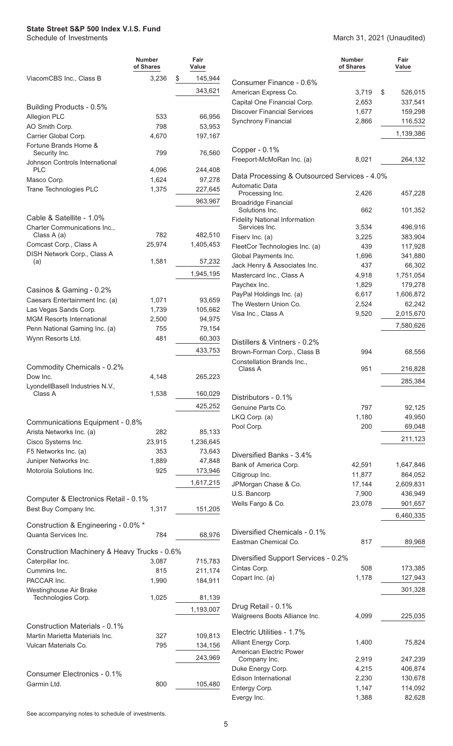**State Street S&P 500 Index V.I.S. Fund**
Schedule of Investments

March 31, 2021 (Unaudited)

| | Number of Shares | Fair Value |
|---|---|---|
| ViacomCBS Inc., Class B | 3,236 | $ 145,944 |
| | | 343,621 |
| **Building Products - 0.5%** | | |
| Allegion PLC | 533 | 66,956 |
| AO Smith Corp. | 798 | 53,953 |
| Carrier Global Corp. | 4,670 | 197,167 |
| Fortune Brands Home & Security Inc. | 799 | 76,560 |
| Johnson Controls International PLC | 4,096 | 244,408 |
| Masco Corp. | 1,624 | 97,278 |
| Trane Technologies PLC | 1,375 | 227,645 |
| | | 963,967 |
| **Cable & Satellite - 1.0%** | | |
| Charter Communications Inc., Class A (a) | 782 | 482,510 |
| Comcast Corp., Class A | 25,974 | 1,405,453 |
| DISH Network Corp., Class A (a) | 1,581 | 57,232 |
| | | 1,945,195 |
| **Casinos & Gaming - 0.2%** | | |
| Caesars Entertainment Inc. (a) | 1,071 | 93,659 |
| Las Vegas Sands Corp. | 1,739 | 105,662 |
| MGM Resorts International | 2,500 | 94,975 |
| Penn National Gaming Inc. (a) | 755 | 79,154 |
| Wynn Resorts Ltd. | 481 | 60,303 |
| | | 433,753 |
| **Commodity Chemicals - 0.2%** | | |
| Dow Inc. | 4,148 | 265,223 |
| LyondellBasell Industries N.V., Class A | 1,538 | 160,029 |
| | | 425,252 |
| **Communications Equipment - 0.8%** | | |
| Arista Networks Inc. (a) | 282 | 85,133 |
| Cisco Systems Inc. | 23,915 | 1,236,645 |
| F5 Networks Inc. (a) | 353 | 73,643 |
| Juniper Networks Inc. | 1,889 | 47,848 |
| Motorola Solutions Inc. | 925 | 173,946 |
| | | 1,617,215 |
| **Computer & Electronics Retail - 0.1%** | | |
| Best Buy Company Inc. | 1,317 | 151,205 |
| **Construction & Engineering - 0.0% \*** | | |
| Quanta Services Inc. | 784 | 68,976 |
| **Construction Machinery & Heavy Trucks - 0.6%** | | |
| Caterpillar Inc. | 3,087 | 715,783 |
| Cummins Inc. | 815 | 211,174 |
| PACCAR Inc. | 1,990 | 184,911 |
| Westinghouse Air Brake Technologies Corp. | 1,025 | 81,139 |
| | | 1,193,007 |
| **Construction Materials - 0.1%** | | |
| Martin Marietta Materials Inc. | 327 | 109,813 |
| Vulcan Materials Co. | 795 | 134,156 |
| | | 243,969 |
| **Consumer Electronics - 0.1%** | | |
| Garmin Ltd. | 800 | 105,480 |
| **Consumer Finance - 0.6%** | | |
| American Express Co. | 3,719 | $ 526,015 |
| Capital One Financial Corp. | 2,653 | 337,541 |
| Discover Financial Services | 1,677 | 159,298 |
| Synchrony Financial | 2,866 | 116,532 |
| | | 1,139,386 |
| **Copper - 0.1%** | | |
| Freeport-McMoRan Inc. (a) | 8,021 | 264,132 |
| **Data Processing & Outsourced Services - 4.0%** | | |
| Automatic Data Processing Inc. | 2,426 | 457,228 |
| Broadridge Financial Solutions Inc. | 662 | 101,352 |
| Fidelity National Information Services Inc. | 3,534 | 496,916 |
| Fiserv Inc. (a) | 3,225 | 383,904 |
| FleetCor Technologies Inc. (a) | 439 | 117,928 |
| Global Payments Inc. | 1,696 | 341,880 |
| Jack Henry & Associates Inc. | 437 | 66,302 |
| Mastercard Inc., Class A | 4,918 | 1,751,054 |
| Paychex Inc. | 1,829 | 179,278 |
| PayPal Holdings Inc. (a) | 6,617 | 1,606,872 |
| The Western Union Co. | 2,524 | 62,242 |
| Visa Inc., Class A | 9,520 | 2,015,670 |
| | | 7,580,626 |
| **Distillers & Vintners - 0.2%** | | |
| Brown-Forman Corp., Class B | 994 | 68,556 |
| Constellation Brands Inc., Class A | 951 | 216,828 |
| | | 285,384 |
| **Distributors - 0.1%** | | |
| Genuine Parts Co. | 797 | 92,125 |
| LKQ Corp. (a) | 1,180 | 49,950 |
| Pool Corp. | 200 | 69,048 |
| | | 211,123 |
| **Diversified Banks - 3.4%** | | |
| Bank of America Corp. | 42,591 | 1,647,846 |
| Citigroup Inc. | 11,877 | 864,052 |
| JPMorgan Chase & Co. | 17,144 | 2,609,831 |
| U.S. Bancorp | 7,900 | 436,949 |
| Wells Fargo & Co. | 23,078 | 901,657 |
| | | 6,460,335 |
| **Diversified Chemicals - 0.1%** | | |
| Eastman Chemical Co. | 817 | 89,968 |
| **Diversified Support Services - 0.2%** | | |
| Cintas Corp. | 508 | 173,385 |
| Copart Inc. (a) | 1,178 | 127,943 |
| | | 301,328 |
| **Drug Retail - 0.1%** | | |
| Walgreens Boots Alliance Inc. | 4,099 | 225,035 |
| **Electric Utilities - 1.7%** | | |
| Alliant Energy Corp. | 1,400 | 75,824 |
| American Electric Power Company Inc. | 2,919 | 247,239 |
| Duke Energy Corp. | 4,215 | 406,874 |
| Edison International | 2,230 | 130,678 |
| Entergy Corp. | 1,147 | 114,092 |
| Evergy Inc. | 1,388 | 82,628 |

See accompanying notes to schedule of investments.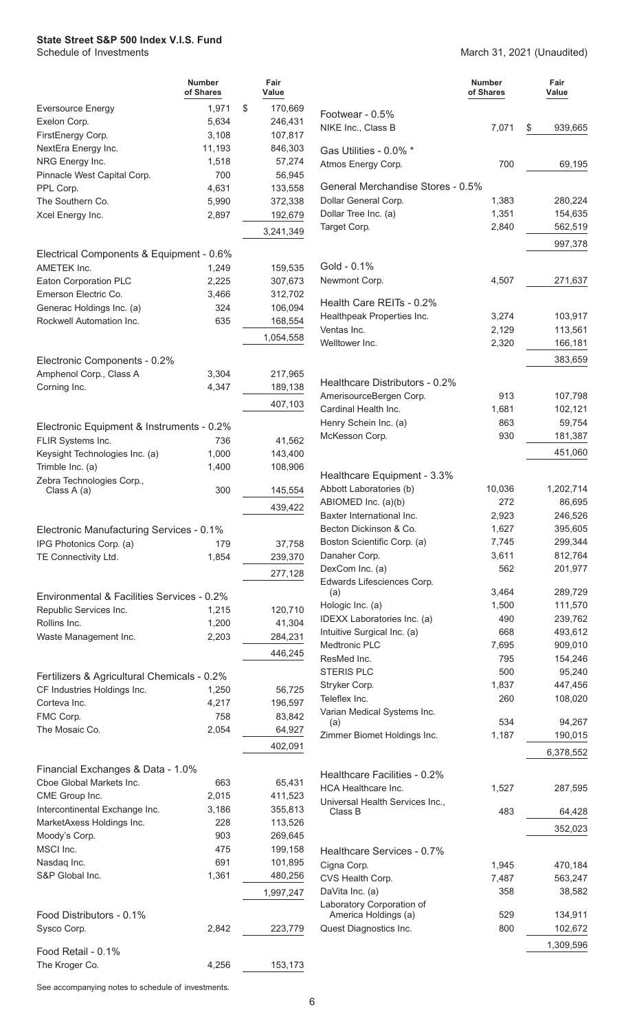**State Street S&P 500 Index V.I.S. Fund**
Schedule of Investments

March 31, 2021 (Unaudited)

| | Number of Shares | Fair Value |
|---|---|---|
| Eversource Energy | 1,971 | $ 170,669 |
| Exelon Corp. | 5,634 | 246,431 |
| FirstEnergy Corp. | 3,108 | 107,817 |
| NextEra Energy Inc. | 11,193 | 846,303 |
| NRG Energy Inc. | 1,518 | 57,274 |
| Pinnacle West Capital Corp. | 700 | 56,945 |
| PPL Corp. | 4,631 | 133,558 |
| The Southern Co. | 5,990 | 372,338 |
| Xcel Energy Inc. | 2,897 | 192,679 |
| | | 3,241,349 |
| **Electrical Components & Equipment - 0.6%** | | |
| AMETEK Inc. | 1,249 | 159,535 |
| Eaton Corporation PLC | 2,225 | 307,673 |
| Emerson Electric Co. | 3,466 | 312,702 |
| Generac Holdings Inc. (a) | 324 | 106,094 |
| Rockwell Automation Inc. | 635 | 168,554 |
| | | 1,054,558 |
| **Electronic Components - 0.2%** | | |
| Amphenol Corp., Class A | 3,304 | 217,965 |
| Corning Inc. | 4,347 | 189,138 |
| | | 407,103 |
| **Electronic Equipment & Instruments - 0.2%** | | |
| FLIR Systems Inc. | 736 | 41,562 |
| Keysight Technologies Inc. (a) | 1,000 | 143,400 |
| Trimble Inc. (a) | 1,400 | 108,906 |
| Zebra Technologies Corp., Class A (a) | 300 | 145,554 |
| | | 439,422 |
| **Electronic Manufacturing Services - 0.1%** | | |
| IPG Photonics Corp. (a) | 179 | 37,758 |
| TE Connectivity Ltd. | 1,854 | 239,370 |
| | | 277,128 |
| **Environmental & Facilities Services - 0.2%** | | |
| Republic Services Inc. | 1,215 | 120,710 |
| Rollins Inc. | 1,200 | 41,304 |
| Waste Management Inc. | 2,203 | 284,231 |
| | | 446,245 |
| **Fertilizers & Agricultural Chemicals - 0.2%** | | |
| CF Industries Holdings Inc. | 1,250 | 56,725 |
| Corteva Inc. | 4,217 | 196,597 |
| FMC Corp. | 758 | 83,842 |
| The Mosaic Co. | 2,054 | 64,927 |
| | | 402,091 |
| **Financial Exchanges & Data - 1.0%** | | |
| Cboe Global Markets Inc. | 663 | 65,431 |
| CME Group Inc. | 2,015 | 411,523 |
| Intercontinental Exchange Inc. | 3,186 | 355,813 |
| MarketAxess Holdings Inc. | 228 | 113,526 |
| Moody's Corp. | 903 | 269,645 |
| MSCI Inc. | 475 | 199,158 |
| Nasdaq Inc. | 691 | 101,895 |
| S&P Global Inc. | 1,361 | 480,256 |
| | | 1,997,247 |
| **Food Distributors - 0.1%** | | |
| Sysco Corp. | 2,842 | 223,779 |
| **Food Retail - 0.1%** | | |
| The Kroger Co. | 4,256 | 153,173 |
| **Footwear - 0.5%** | | |
| NIKE Inc., Class B | 7,071 | $ 939,665 |
| **Gas Utilities - 0.0% \*** | | |
| Atmos Energy Corp. | 700 | 69,195 |
| **General Merchandise Stores - 0.5%** | | |
| Dollar General Corp. | 1,383 | 280,224 |
| Dollar Tree Inc. (a) | 1,351 | 154,635 |
| Target Corp. | 2,840 | 562,519 |
| | | 997,378 |
| **Gold - 0.1%** | | |
| Newmont Corp. | 4,507 | 271,637 |
| **Health Care REITs - 0.2%** | | |
| Healthpeak Properties Inc. | 3,274 | 103,917 |
| Ventas Inc. | 2,129 | 113,561 |
| Welltower Inc. | 2,320 | 166,181 |
| | | 383,659 |
| **Healthcare Distributors - 0.2%** | | |
| AmerisourceBergen Corp. | 913 | 107,798 |
| Cardinal Health Inc. | 1,681 | 102,121 |
| Henry Schein Inc. (a) | 863 | 59,754 |
| McKesson Corp. | 930 | 181,387 |
| | | 451,060 |
| **Healthcare Equipment - 3.3%** | | |
| Abbott Laboratories (b) | 10,036 | 1,202,714 |
| ABIOMED Inc. (a)(b) | 272 | 86,695 |
| Baxter International Inc. | 2,923 | 246,526 |
| Becton Dickinson & Co. | 1,627 | 395,605 |
| Boston Scientific Corp. (a) | 7,745 | 299,344 |
| Danaher Corp. | 3,611 | 812,764 |
| DexCom Inc. (a) | 562 | 201,977 |
| Edwards Lifesciences Corp. (a) | 3,464 | 289,729 |
| Hologic Inc. (a) | 1,500 | 111,570 |
| IDEXX Laboratories Inc. (a) | 490 | 239,762 |
| Intuitive Surgical Inc. (a) | 668 | 493,612 |
| Medtronic PLC | 7,695 | 909,010 |
| ResMed Inc. | 795 | 154,246 |
| STERIS PLC | 500 | 95,240 |
| Stryker Corp. | 1,837 | 447,456 |
| Teleflex Inc. | 260 | 108,020 |
| Varian Medical Systems Inc. (a) | 534 | 94,267 |
| Zimmer Biomet Holdings Inc. | 1,187 | 190,015 |
| | | 6,378,552 |
| **Healthcare Facilities - 0.2%** | | |
| HCA Healthcare Inc. | 1,527 | 287,595 |
| Universal Health Services Inc., Class B | 483 | 64,428 |
| | | 352,023 |
| **Healthcare Services - 0.7%** | | |
| Cigna Corp. | 1,945 | 470,184 |
| CVS Health Corp. | 7,487 | 563,247 |
| DaVita Inc. (a) | 358 | 38,582 |
| Laboratory Corporation of America Holdings (a) | 529 | 134,911 |
| Quest Diagnostics Inc. | 800 | 102,672 |
| | | 1,309,596 |

See accompanying notes to schedule of investments.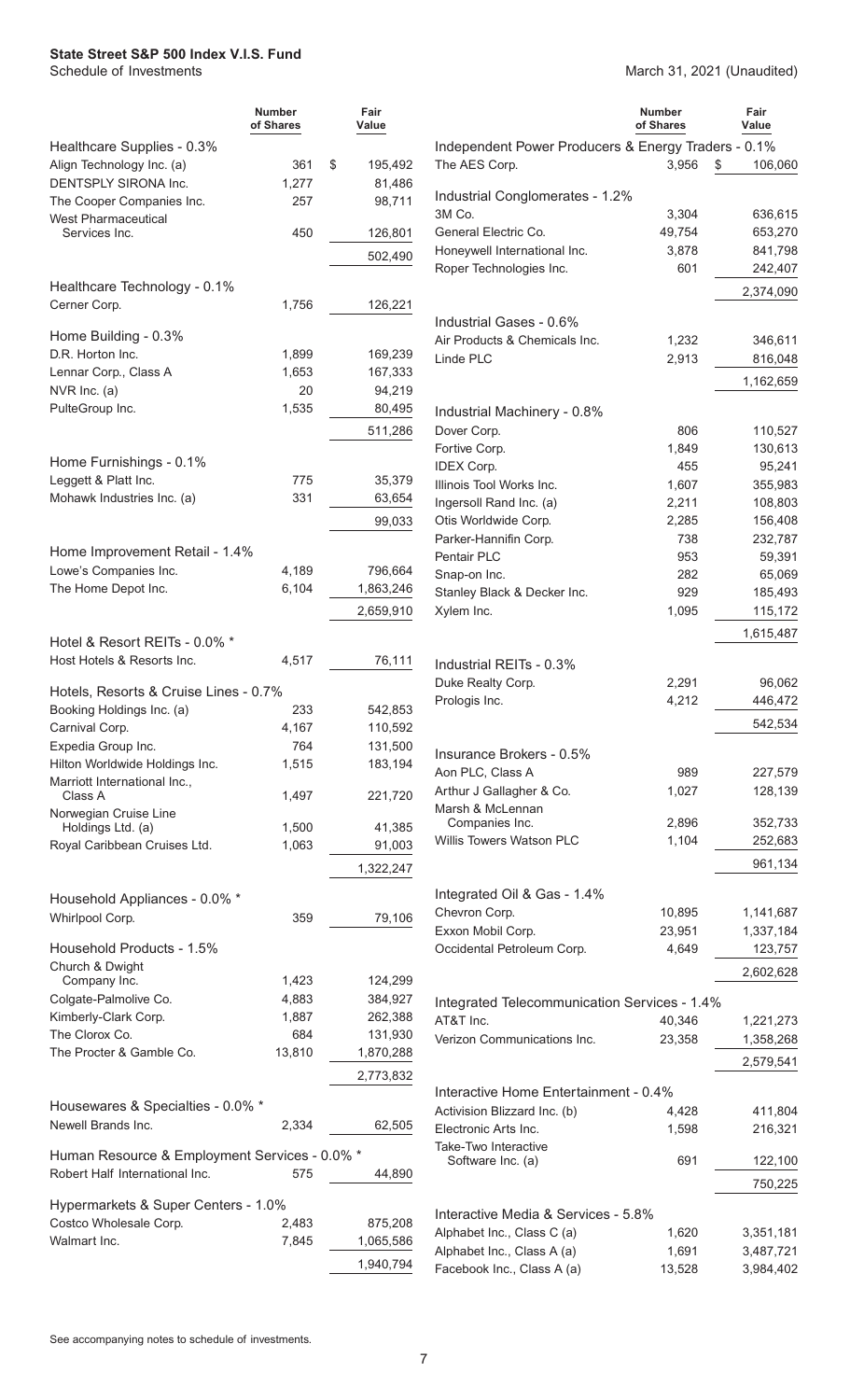**State Street S&P 500 Index V.I.S. Fund**
Schedule of Investments

March 31, 2021 (Unaudited)

| | Number of Shares | Fair Value |
|---|---|---|
| **Healthcare Supplies - 0.3%** | | |
| Align Technology Inc. (a) | 361 | $ 195,492 |
| DENTSPLY SIRONA Inc. | 1,277 | 81,486 |
| The Cooper Companies Inc. | 257 | 98,711 |
| West Pharmaceutical Services Inc. | 450 | 126,801 |
| | | 502,490 |
| **Healthcare Technology - 0.1%** | | |
| Cerner Corp. | 1,756 | 126,221 |
| **Home Building - 0.3%** | | |
| D.R. Horton Inc. | 1,899 | 169,239 |
| Lennar Corp., Class A | 1,653 | 167,333 |
| NVR Inc. (a) | 20 | 94,219 |
| PulteGroup Inc. | 1,535 | 80,495 |
| | | 511,286 |
| **Home Furnishings - 0.1%** | | |
| Leggett & Platt Inc. | 775 | 35,379 |
| Mohawk Industries Inc. (a) | 331 | 63,654 |
| | | 99,033 |
| **Home Improvement Retail - 1.4%** | | |
| Lowe's Companies Inc. | 4,189 | 796,664 |
| The Home Depot Inc. | 6,104 | 1,863,246 |
| | | 2,659,910 |
| **Hotel & Resort REITs - 0.0% \*** | | |
| Host Hotels & Resorts Inc. | 4,517 | 76,111 |
| **Hotels, Resorts & Cruise Lines - 0.7%** | | |
| Booking Holdings Inc. (a) | 233 | 542,853 |
| Carnival Corp. | 4,167 | 110,592 |
| Expedia Group Inc. | 764 | 131,500 |
| Hilton Worldwide Holdings Inc. | 1,515 | 183,194 |
| Marriott International Inc., Class A | 1,497 | 221,720 |
| Norwegian Cruise Line Holdings Ltd. (a) | 1,500 | 41,385 |
| Royal Caribbean Cruises Ltd. | 1,063 | 91,003 |
| | | 1,322,247 |
| **Household Appliances - 0.0% \*** | | |
| Whirlpool Corp. | 359 | 79,106 |
| **Household Products - 1.5%** | | |
| Church & Dwight Company Inc. | 1,423 | 124,299 |
| Colgate-Palmolive Co. | 4,883 | 384,927 |
| Kimberly-Clark Corp. | 1,887 | 262,388 |
| The Clorox Co. | 684 | 131,930 |
| The Procter & Gamble Co. | 13,810 | 1,870,288 |
| | | 2,773,832 |
| **Housewares & Specialties - 0.0% \*** | | |
| Newell Brands Inc. | 2,334 | 62,505 |
| **Human Resource & Employment Services - 0.0% \*** | | |
| Robert Half International Inc. | 575 | 44,890 |
| **Hypermarkets & Super Centers - 1.0%** | | |
| Costco Wholesale Corp. | 2,483 | 875,208 |
| Walmart Inc. | 7,845 | 1,065,586 |
| | | 1,940,794 |
| **Independent Power Producers & Energy Traders - 0.1%** | | |
| The AES Corp. | 3,956 | $ 106,060 |
| **Industrial Conglomerates - 1.2%** | | |
| 3M Co. | 3,304 | 636,615 |
| General Electric Co. | 49,754 | 653,270 |
| Honeywell International Inc. | 3,878 | 841,798 |
| Roper Technologies Inc. | 601 | 242,407 |
| | | 2,374,090 |
| **Industrial Gases - 0.6%** | | |
| Air Products & Chemicals Inc. | 1,232 | 346,611 |
| Linde PLC | 2,913 | 816,048 |
| | | 1,162,659 |
| **Industrial Machinery - 0.8%** | | |
| Dover Corp. | 806 | 110,527 |
| Fortive Corp. | 1,849 | 130,613 |
| IDEX Corp. | 455 | 95,241 |
| Illinois Tool Works Inc. | 1,607 | 355,983 |
| Ingersoll Rand Inc. (a) | 2,211 | 108,803 |
| Otis Worldwide Corp. | 2,285 | 156,408 |
| Parker-Hannifin Corp. | 738 | 232,787 |
| Pentair PLC | 953 | 59,391 |
| Snap-on Inc. | 282 | 65,069 |
| Stanley Black & Decker Inc. | 929 | 185,493 |
| Xylem Inc. | 1,095 | 115,172 |
| | | 1,615,487 |
| **Industrial REITs - 0.3%** | | |
| Duke Realty Corp. | 2,291 | 96,062 |
| Prologis Inc. | 4,212 | 446,472 |
| | | 542,534 |
| **Insurance Brokers - 0.5%** | | |
| Aon PLC, Class A | 989 | 227,579 |
| Arthur J Gallagher & Co. | 1,027 | 128,139 |
| Marsh & McLennan Companies Inc. | 2,896 | 352,733 |
| Willis Towers Watson PLC | 1,104 | 252,683 |
| | | 961,134 |
| **Integrated Oil & Gas - 1.4%** | | |
| Chevron Corp. | 10,895 | 1,141,687 |
| Exxon Mobil Corp. | 23,951 | 1,337,184 |
| Occidental Petroleum Corp. | 4,649 | 123,757 |
| | | 2,602,628 |
| **Integrated Telecommunication Services - 1.4%** | | |
| AT&T Inc. | 40,346 | 1,221,273 |
| Verizon Communications Inc. | 23,358 | 1,358,268 |
| | | 2,579,541 |
| **Interactive Home Entertainment - 0.4%** | | |
| Activision Blizzard Inc. (b) | 4,428 | 411,804 |
| Electronic Arts Inc. | 1,598 | 216,321 |
| Take-Two Interactive Software Inc. (a) | 691 | 122,100 |
| | | 750,225 |
| **Interactive Media & Services - 5.8%** | | |
| Alphabet Inc., Class C (a) | 1,620 | 3,351,181 |
| Alphabet Inc., Class A (a) | 1,691 | 3,487,721 |
| Facebook Inc., Class A (a) | 13,528 | 3,984,402 |

See accompanying notes to schedule of investments.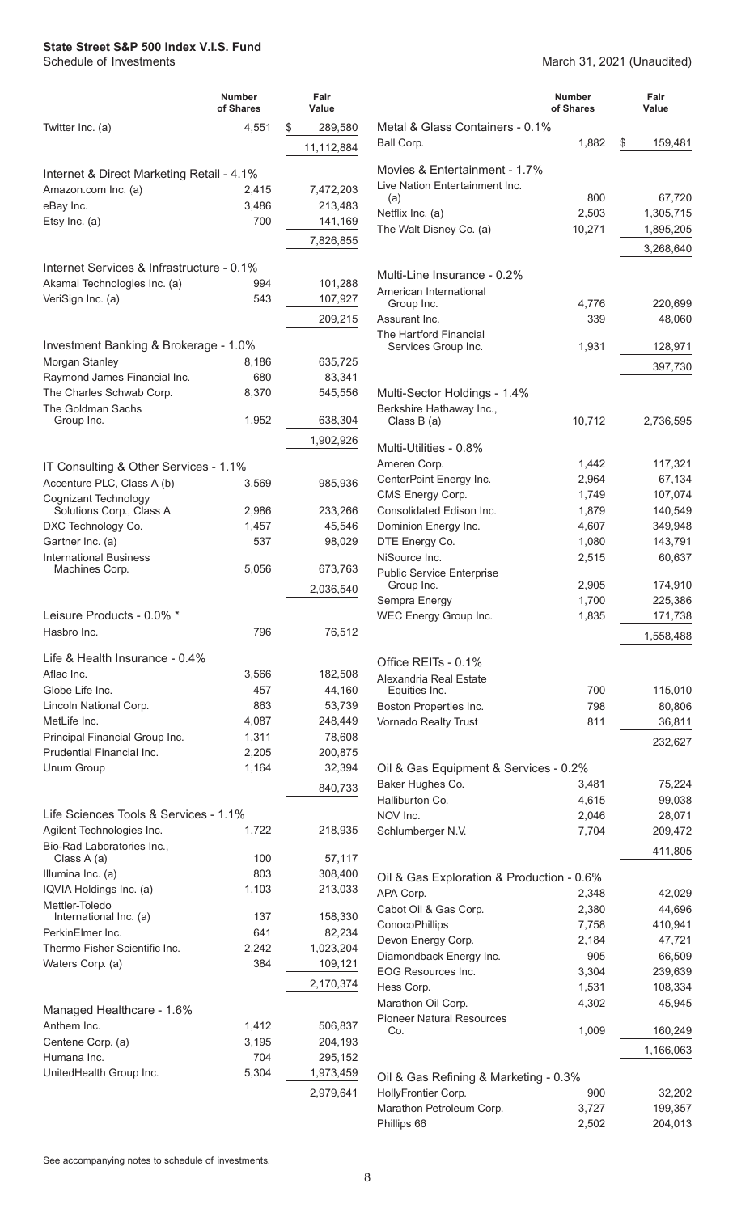**State Street S&P 500 Index V.I.S. Fund**
Schedule of Investments

March 31, 2021 (Unaudited)

| | Number of Shares | Fair Value |
|---|---|---|
| Twitter Inc. (a) | 4,551 | $ 289,580 |
| | | 11,112,884 |
| **Internet & Direct Marketing Retail - 4.1%** | | |
| Amazon.com Inc. (a) | 2,415 | 7,472,203 |
| eBay Inc. | 3,486 | 213,483 |
| Etsy Inc. (a) | 700 | 141,169 |
| | | 7,826,855 |
| **Internet Services & Infrastructure - 0.1%** | | |
| Akamai Technologies Inc. (a) | 994 | 101,288 |
| VeriSign Inc. (a) | 543 | 107,927 |
| | | 209,215 |
| **Investment Banking & Brokerage - 1.0%** | | |
| Morgan Stanley | 8,186 | 635,725 |
| Raymond James Financial Inc. | 680 | 83,341 |
| The Charles Schwab Corp. | 8,370 | 545,556 |
| The Goldman Sachs Group Inc. | 1,952 | 638,304 |
| | | 1,902,926 |
| **IT Consulting & Other Services - 1.1%** | | |
| Accenture PLC, Class A (b) | 3,569 | 985,936 |
| Cognizant Technology Solutions Corp., Class A | 2,986 | 233,266 |
| DXC Technology Co. | 1,457 | 45,546 |
| Gartner Inc. (a) | 537 | 98,029 |
| International Business Machines Corp. | 5,056 | 673,763 |
| | | 2,036,540 |
| **Leisure Products - 0.0% *** | | |
| Hasbro Inc. | 796 | 76,512 |
| **Life & Health Insurance - 0.4%** | | |
| Aflac Inc. | 3,566 | 182,508 |
| Globe Life Inc. | 457 | 44,160 |
| Lincoln National Corp. | 863 | 53,739 |
| MetLife Inc. | 4,087 | 248,449 |
| Principal Financial Group Inc. | 1,311 | 78,608 |
| Prudential Financial Inc. | 2,205 | 200,875 |
| Unum Group | 1,164 | 32,394 |
| | | 840,733 |
| **Life Sciences Tools & Services - 1.1%** | | |
| Agilent Technologies Inc. | 1,722 | 218,935 |
| Bio-Rad Laboratories Inc., Class A (a) | 100 | 57,117 |
| Illumina Inc. (a) | 803 | 308,400 |
| IQVIA Holdings Inc. (a) | 1,103 | 213,033 |
| Mettler-Toledo International Inc. (a) | 137 | 158,330 |
| PerkinElmer Inc. | 641 | 82,234 |
| Thermo Fisher Scientific Inc. | 2,242 | 1,023,204 |
| Waters Corp. (a) | 384 | 109,121 |
| | | 2,170,374 |
| **Managed Healthcare - 1.6%** | | |
| Anthem Inc. | 1,412 | 506,837 |
| Centene Corp. (a) | 3,195 | 204,193 |
| Humana Inc. | 704 | 295,152 |
| UnitedHealth Group Inc. | 5,304 | 1,973,459 |
| | | 2,979,641 |
| **Metal & Glass Containers - 0.1%** | | |
| Ball Corp. | 1,882 | $ 159,481 |
| **Movies & Entertainment - 1.7%** | | |
| Live Nation Entertainment Inc. (a) | 800 | 67,720 |
| Netflix Inc. (a) | 2,503 | 1,305,715 |
| The Walt Disney Co. (a) | 10,271 | 1,895,205 |
| | | 3,268,640 |
| **Multi-Line Insurance - 0.2%** | | |
| American International Group Inc. | 4,776 | 220,699 |
| Assurant Inc. | 339 | 48,060 |
| The Hartford Financial Services Group Inc. | 1,931 | 128,971 |
| | | 397,730 |
| **Multi-Sector Holdings - 1.4%** | | |
| Berkshire Hathaway Inc., Class B (a) | 10,712 | 2,736,595 |
| **Multi-Utilities - 0.8%** | | |
| Ameren Corp. | 1,442 | 117,321 |
| CenterPoint Energy Inc. | 2,964 | 67,134 |
| CMS Energy Corp. | 1,749 | 107,074 |
| Consolidated Edison Inc. | 1,879 | 140,549 |
| Dominion Energy Inc. | 4,607 | 349,948 |
| DTE Energy Co. | 1,080 | 143,791 |
| NiSource Inc. | 2,515 | 60,637 |
| Public Service Enterprise Group Inc. | 2,905 | 174,910 |
| Sempra Energy | 1,700 | 225,386 |
| WEC Energy Group Inc. | 1,835 | 171,738 |
| | | 1,558,488 |
| **Office REITs - 0.1%** | | |
| Alexandria Real Estate Equities Inc. | 700 | 115,010 |
| Boston Properties Inc. | 798 | 80,806 |
| Vornado Realty Trust | 811 | 36,811 |
| | | 232,627 |
| **Oil & Gas Equipment & Services - 0.2%** | | |
| Baker Hughes Co. | 3,481 | 75,224 |
| Halliburton Co. | 4,615 | 99,038 |
| NOV Inc. | 2,046 | 28,071 |
| Schlumberger N.V. | 7,704 | 209,472 |
| | | 411,805 |
| **Oil & Gas Exploration & Production - 0.6%** | | |
| APA Corp. | 2,348 | 42,029 |
| Cabot Oil & Gas Corp. | 2,380 | 44,696 |
| ConocoPhillips | 7,758 | 410,941 |
| Devon Energy Corp. | 2,184 | 47,721 |
| Diamondback Energy Inc. | 905 | 66,509 |
| EOG Resources Inc. | 3,304 | 239,639 |
| Hess Corp. | 1,531 | 108,334 |
| Marathon Oil Corp. | 4,302 | 45,945 |
| Pioneer Natural Resources Co. | 1,009 | 160,249 |
| | | 1,166,063 |
| **Oil & Gas Refining & Marketing - 0.3%** | | |
| HollyFrontier Corp. | 900 | 32,202 |
| Marathon Petroleum Corp. | 3,727 | 199,357 |
| Phillips 66 | 2,502 | 204,013 |

See accompanying notes to schedule of investments.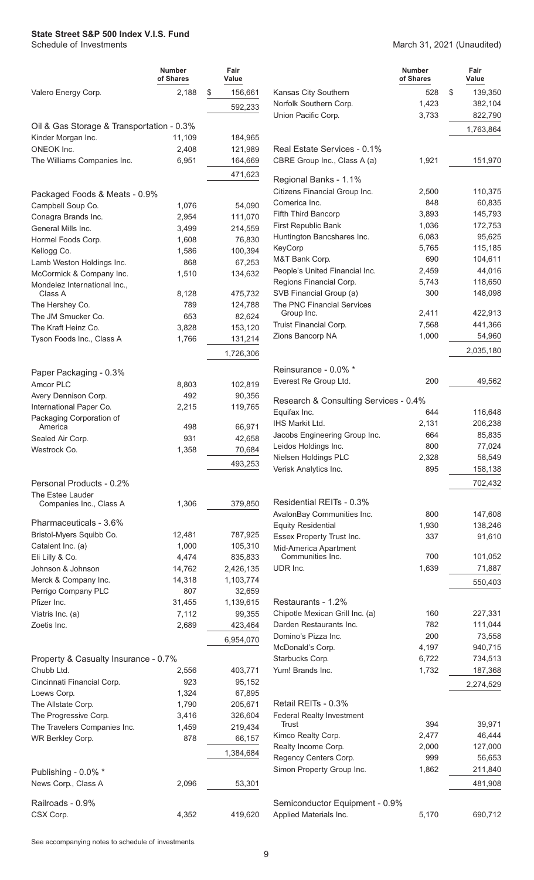**State Street S&P 500 Index V.I.S. Fund**
Schedule of Investments

March 31, 2021 (Unaudited)

| | Number of Shares | Fair Value |
|---|---|---|
| Valero Energy Corp. | 2,188 | $ 156,661 |
| | | 592,233 |
| **Oil & Gas Storage & Transportation - 0.3%** | | |
| Kinder Morgan Inc. | 11,109 | 184,965 |
| ONEOK Inc. | 2,408 | 121,989 |
| The Williams Companies Inc. | 6,951 | 164,669 |
| | | 471,623 |
| **Packaged Foods & Meats - 0.9%** | | |
| Campbell Soup Co. | 1,076 | 54,090 |
| Conagra Brands Inc. | 2,954 | 111,070 |
| General Mills Inc. | 3,499 | 214,559 |
| Hormel Foods Corp. | 1,608 | 76,830 |
| Kellogg Co. | 1,586 | 100,394 |
| Lamb Weston Holdings Inc. | 868 | 67,253 |
| McCormick & Company Inc. | 1,510 | 134,632 |
| Mondelez International Inc., Class A | 8,128 | 475,732 |
| The Hershey Co. | 789 | 124,788 |
| The JM Smucker Co. | 653 | 82,624 |
| The Kraft Heinz Co. | 3,828 | 153,120 |
| Tyson Foods Inc., Class A | 1,766 | 131,214 |
| | | 1,726,306 |
| **Paper Packaging - 0.3%** | | |
| Amcor PLC | 8,803 | 102,819 |
| Avery Dennison Corp. | 492 | 90,356 |
| International Paper Co. | 2,215 | 119,765 |
| Packaging Corporation of America | 498 | 66,971 |
| Sealed Air Corp. | 931 | 42,658 |
| Westrock Co. | 1,358 | 70,684 |
| | | 493,253 |
| **Personal Products - 0.2%** | | |
| The Estee Lauder Companies Inc., Class A | 1,306 | 379,850 |
| **Pharmaceuticals - 3.6%** | | |
| Bristol-Myers Squibb Co. | 12,481 | 787,925 |
| Catalent Inc. (a) | 1,000 | 105,310 |
| Eli Lilly & Co. | 4,474 | 835,833 |
| Johnson & Johnson | 14,762 | 2,426,135 |
| Merck & Company Inc. | 14,318 | 1,103,774 |
| Perrigo Company PLC | 807 | 32,659 |
| Pfizer Inc. | 31,455 | 1,139,615 |
| Viatris Inc. (a) | 7,112 | 99,355 |
| Zoetis Inc. | 2,689 | 423,464 |
| | | 6,954,070 |
| **Property & Casualty Insurance - 0.7%** | | |
| Chubb Ltd. | 2,556 | 403,771 |
| Cincinnati Financial Corp. | 923 | 95,152 |
| Loews Corp. | 1,324 | 67,895 |
| The Allstate Corp. | 1,790 | 205,671 |
| The Progressive Corp. | 3,416 | 326,604 |
| The Travelers Companies Inc. | 1,459 | 219,434 |
| WR Berkley Corp. | 878 | 66,157 |
| | | 1,384,684 |
| **Publishing - 0.0% *** | | |
| News Corp., Class A | 2,096 | 53,301 |
| **Railroads - 0.9%** | | |
| CSX Corp. | 4,352 | 419,620 |
| Kansas City Southern | 528 | $ 139,350 |
| Norfolk Southern Corp. | 1,423 | 382,104 |
| Union Pacific Corp. | 3,733 | 822,790 |
| | | 1,763,864 |
| **Real Estate Services - 0.1%** | | |
| CBRE Group Inc., Class A (a) | 1,921 | 151,970 |
| **Regional Banks - 1.1%** | | |
| Citizens Financial Group Inc. | 2,500 | 110,375 |
| Comerica Inc. | 848 | 60,835 |
| Fifth Third Bancorp | 3,893 | 145,793 |
| First Republic Bank | 1,036 | 172,753 |
| Huntington Bancshares Inc. | 6,083 | 95,625 |
| KeyCorp | 5,765 | 115,185 |
| M&T Bank Corp. | 690 | 104,611 |
| People's United Financial Inc. | 2,459 | 44,016 |
| Regions Financial Corp. | 5,743 | 118,650 |
| SVB Financial Group (a) | 300 | 148,098 |
| The PNC Financial Services Group Inc. | 2,411 | 422,913 |
| Truist Financial Corp. | 7,568 | 441,366 |
| Zions Bancorp NA | 1,000 | 54,960 |
| | | 2,035,180 |
| **Reinsurance - 0.0% *** | | |
| Everest Re Group Ltd. | 200 | 49,562 |
| **Research & Consulting Services - 0.4%** | | |
| Equifax Inc. | 644 | 116,648 |
| IHS Markit Ltd. | 2,131 | 206,238 |
| Jacobs Engineering Group Inc. | 664 | 85,835 |
| Leidos Holdings Inc. | 800 | 77,024 |
| Nielsen Holdings PLC | 2,328 | 58,549 |
| Verisk Analytics Inc. | 895 | 158,138 |
| | | 702,432 |
| **Residential REITs - 0.3%** | | |
| AvalonBay Communities Inc. | 800 | 147,608 |
| Equity Residential | 1,930 | 138,246 |
| Essex Property Trust Inc. | 337 | 91,610 |
| Mid-America Apartment Communities Inc. | 700 | 101,052 |
| UDR Inc. | 1,639 | 71,887 |
| | | 550,403 |
| **Restaurants - 1.2%** | | |
| Chipotle Mexican Grill Inc. (a) | 160 | 227,331 |
| Darden Restaurants Inc. | 782 | 111,044 |
| Domino's Pizza Inc. | 200 | 73,558 |
| McDonald's Corp. | 4,197 | 940,715 |
| Starbucks Corp. | 6,722 | 734,513 |
| Yum! Brands Inc. | 1,732 | 187,368 |
| | | 2,274,529 |
| **Retail REITs - 0.3%** | | |
| Federal Realty Investment Trust | 394 | 39,971 |
| Kimco Realty Corp. | 2,477 | 46,444 |
| Realty Income Corp. | 2,000 | 127,000 |
| Regency Centers Corp. | 999 | 56,653 |
| Simon Property Group Inc. | 1,862 | 211,840 |
| | | 481,908 |
| **Semiconductor Equipment - 0.9%** | | |
| Applied Materials Inc. | 5,170 | 690,712 |

See accompanying notes to schedule of investments.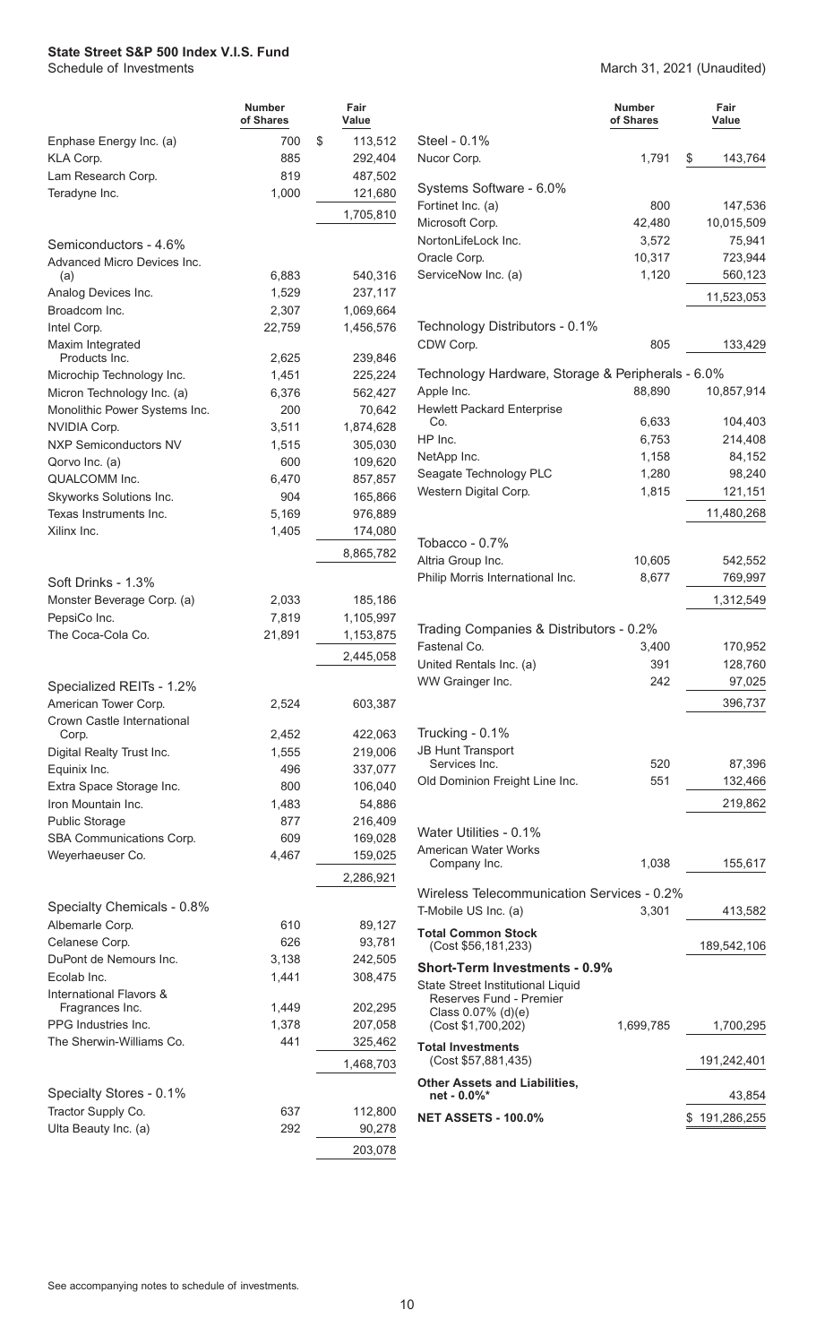**State State S&P 500 Index V.I.S. Fund**
Schedule of Investments

March 31, 2021 (Unaudited)

| | Number of Shares | Fair Value |
|---|---|---|
| Enphase Energy Inc. (a) | 700 | $ 113,512 |
| KLA Corp. | 885 | 292,404 |
| Lam Research Corp. | 819 | 487,502 |
| Teradyne Inc. | 1,000 | 121,680 |
| | | 1,705,810 |
| **Semiconductors - 4.6%** | | |
| Advanced Micro Devices Inc. (a) | 6,883 | 540,316 |
| Analog Devices Inc. | 1,529 | 237,117 |
| Broadcom Inc. | 2,307 | 1,069,664 |
| Intel Corp. | 22,759 | 1,456,576 |
| Maxim Integrated Products Inc. | 2,625 | 239,846 |
| Microchip Technology Inc. | 1,451 | 225,224 |
| Micron Technology Inc. (a) | 6,376 | 562,427 |
| Monolithic Power Systems Inc. | 200 | 70,642 |
| NVIDIA Corp. | 3,511 | 1,874,628 |
| NXP Semiconductors NV | 1,515 | 305,030 |
| Qorvo Inc. (a) | 600 | 109,620 |
| QUALCOMM Inc. | 6,470 | 857,857 |
| Skyworks Solutions Inc. | 904 | 165,866 |
| Texas Instruments Inc. | 5,169 | 976,889 |
| Xilinx Inc. | 1,405 | 174,080 |
| | | 8,865,782 |
| **Soft Drinks - 1.3%** | | |
| Monster Beverage Corp. (a) | 2,033 | 185,186 |
| PepsiCo Inc. | 7,819 | 1,105,997 |
| The Coca-Cola Co. | 21,891 | 1,153,875 |
| | | 2,445,058 |
| **Specialized REITs - 1.2%** | | |
| American Tower Corp. | 2,524 | 603,387 |
| Crown Castle International Corp. | 2,452 | 422,063 |
| Digital Realty Trust Inc. | 1,555 | 219,006 |
| Equinix Inc. | 496 | 337,077 |
| Extra Space Storage Inc. | 800 | 106,040 |
| Iron Mountain Inc. | 1,483 | 54,886 |
| Public Storage | 877 | 216,409 |
| SBA Communications Corp. | 609 | 169,028 |
| Weyerhaeuser Co. | 4,467 | 159,025 |
| | | 2,286,921 |
| **Specialty Chemicals - 0.8%** | | |
| Albemarle Corp. | 610 | 89,127 |
| Celanese Corp. | 626 | 93,781 |
| DuPont de Nemours Inc. | 3,138 | 242,505 |
| Ecolab Inc. | 1,441 | 308,475 |
| International Flavors & Fragrances Inc. | 1,449 | 202,295 |
| PPG Industries Inc. | 1,378 | 207,058 |
| The Sherwin-Williams Co. | 441 | 325,462 |
| | | 1,468,703 |
| **Specialty Stores - 0.1%** | | |
| Tractor Supply Co. | 637 | 112,800 |
| Ulta Beauty Inc. (a) | 292 | 90,278 |
| | | 203,078 |
| **Steel - 0.1%** | | |
| Nucor Corp. | 1,791 | $ 143,764 |
| **Systems Software - 6.0%** | | |
| Fortinet Inc. (a) | 800 | 147,536 |
| Microsoft Corp. | 42,480 | 10,015,509 |
| NortonLifeLock Inc. | 3,572 | 75,941 |
| Oracle Corp. | 10,317 | 723,944 |
| ServiceNow Inc. (a) | 1,120 | 560,123 |
| | | 11,523,053 |
| **Technology Distributors - 0.1%** | | |
| CDW Corp. | 805 | 133,429 |
| **Technology Hardware, Storage & Peripherals - 6.0%** | | |
| Apple Inc. | 88,890 | 10,857,914 |
| Hewlett Packard Enterprise Co. | 6,633 | 104,403 |
| HP Inc. | 6,753 | 214,408 |
| NetApp Inc. | 1,158 | 84,152 |
| Seagate Technology PLC | 1,280 | 98,240 |
| Western Digital Corp. | 1,815 | 121,151 |
| | | 11,480,268 |
| **Tobacco - 0.7%** | | |
| Altria Group Inc. | 10,605 | 542,552 |
| Philip Morris International Inc. | 8,677 | 769,997 |
| | | 1,312,549 |
| **Trading Companies & Distributors - 0.2%** | | |
| Fastenal Co. | 3,400 | 170,952 |
| United Rentals Inc. (a) | 391 | 128,760 |
| WW Grainger Inc. | 242 | 97,025 |
| | | 396,737 |
| **Trucking - 0.1%** | | |
| JB Hunt Transport Services Inc. | 520 | 87,396 |
| Old Dominion Freight Line Inc. | 551 | 132,466 |
| | | 219,862 |
| **Water Utilities - 0.1%** | | |
| American Water Works Company Inc. | 1,038 | 155,617 |
| **Wireless Telecommunication Services - 0.2%** | | |
| T-Mobile US Inc. (a) | 3,301 | 413,582 |
| **Total Common Stock** (Cost $56,181,233) | | 189,542,106 |
| **Short-Term Investments - 0.9%** | | |
| State Street Institutional Liquid Reserves Fund - Premier Class 0.07% (d)(e) (Cost $1,700,202) | 1,699,785 | 1,700,295 |
| **Total Investments** (Cost $57,881,435) | | 191,242,401 |
| **Other Assets and Liabilities, net - 0.0%*** | | 43,854 |
| **NET ASSETS - 100.0%** | | $ 191,286,255 |

See accompanying notes to schedule of investments.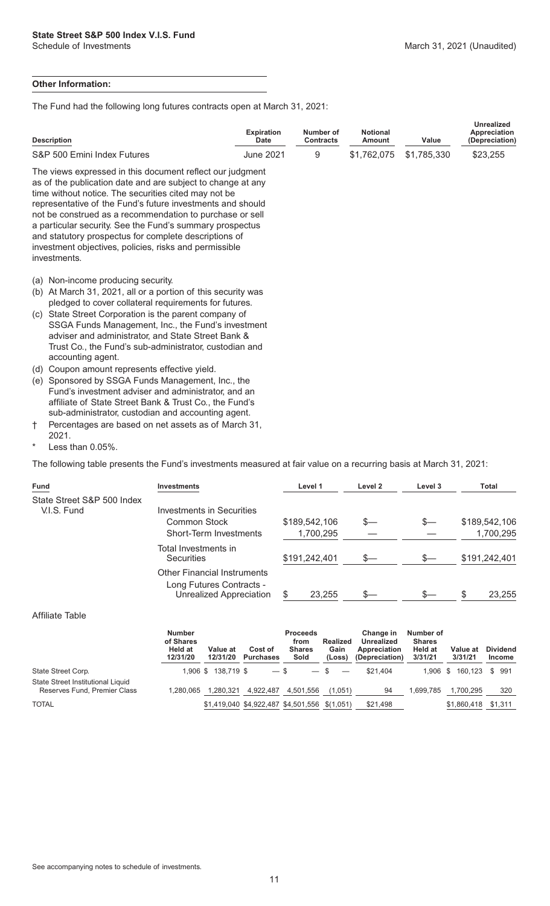**State State S&P 500 Index V.I.S. Fund**

Schedule of Investments — March 31, 2021 (Unaudited)

**Other Information:**

The Fund had the following long futures contracts open at March 31, 2021:

| Description | Expiration Date | Number of Contracts | Notional Amount | Value | Unrealized Appreciation (Depreciation) |
|---|---|---|---|---|---|
| S&P 500 Emini Index Futures | June 2021 | 9 | $1,762,075 | $1,785,330 | $23,255 |

The views expressed in this document reflect our judgment as of the publication date and are subject to change at any time without notice. The securities cited may not be representative of the Fund's future investments and should not be construed as a recommendation to purchase or sell a particular security. See the Fund's summary prospectus and statutory prospectus for complete descriptions of investment objectives, policies, risks and permissible investments.

(a) Non-income producing security.

(b) At March 31, 2021, all or a portion of this security was pledged to cover collateral requirements for futures.

(c) State Street Corporation is the parent company of SSGA Funds Management, Inc., the Fund's investment adviser and administrator, and State Street Bank & Trust Co., the Fund's sub-administrator, custodian and accounting agent.

(d) Coupon amount represents effective yield.

(e) Sponsored by SSGA Funds Management, Inc., the Fund's investment adviser and administrator, and an affiliate of State Street Bank & Trust Co., the Fund's sub-administrator, custodian and accounting agent.

† Percentages are based on net assets as of March 31, 2021.

\* Less than 0.05%.

The following table presents the Fund's investments measured at fair value on a recurring basis at March 31, 2021:

| Fund | Investments | Level 1 | Level 2 | Level 3 | Total |
|---|---|---|---|---|---|
| State Street S&P 500 Index V.I.S. Fund | Investments in Securities | | | | |
| | Common Stock | $189,542,106 | $— | $— | $189,542,106 |
| | Short-Term Investments | 1,700,295 | — | — | 1,700,295 |
| | Total Investments in Securities | $191,242,401 | $— | $— | $191,242,401 |
| | Other Financial Instruments | | | | |
| | Long Futures Contracts - Unrealized Appreciation | $ 23,255 | $— | $— | $ 23,255 |

Affiliate Table

| | Number of Shares Held at 12/31/20 | Value at 12/31/20 | Cost of Purchases | Proceeds from Shares Sold | Realized Gain (Loss) | Change in Unrealized Appreciation (Depreciation) | Number of Shares Held at 3/31/21 | Value at 3/31/21 | Dividend Income |
|---|---|---|---|---|---|---|---|---|---|
| State Street Corp. | 1,906 | $ 138,719 | $ — | $ — | $ — | $21,404 | 1,906 | $ 160,123 | $ 991 |
| State Street Institutional Liquid Reserves Fund, Premier Class | 1,280,065 | 1,280,321 | 4,922,487 | 4,501,556 | (1,051) | 94 | 1,699,785 | 1,700,295 | 320 |
| TOTAL | | $1,419,040 | $4,922,487 | $4,501,556 | $(1,051) | $21,498 | | $1,860,418 | $1,311 |

See accompanying notes to schedule of investments.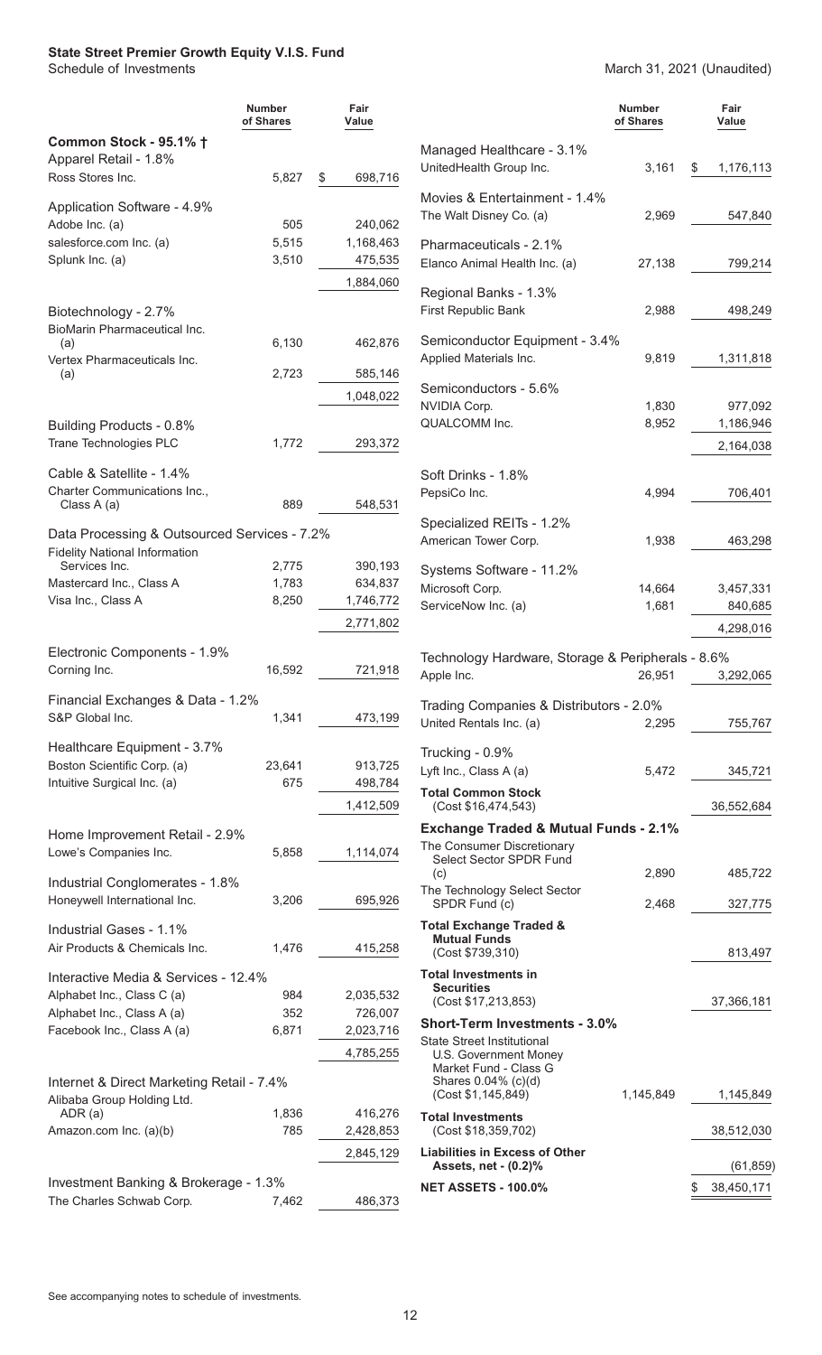# State Street Premier Growth Equity V.I.S. Fund

Schedule of Investments

March 31, 2021 (Unaudited)

| | Number of Shares | Fair Value |
|---|---|---|
| **Common Stock - 95.1% †** | | |
| Apparel Retail - 1.8% | | |
| Ross Stores Inc. | 5,827 | $ 698,716 |
| Application Software - 4.9% | | |
| Adobe Inc. (a) | 505 | 240,062 |
| salesforce.com Inc. (a) | 5,515 | 1,168,463 |
| Splunk Inc. (a) | 3,510 | 475,535 |
| | | 1,884,060 |
| Biotechnology - 2.7% | | |
| BioMarin Pharmaceutical Inc. (a) | 6,130 | 462,876 |
| Vertex Pharmaceuticals Inc. (a) | 2,723 | 585,146 |
| | | 1,048,022 |
| Building Products - 0.8% | | |
| Trane Technologies PLC | 1,772 | 293,372 |
| Cable & Satellite - 1.4% | | |
| Charter Communications Inc., Class A (a) | 889 | 548,531 |
| Data Processing & Outsourced Services - 7.2% | | |
| Fidelity National Information Services Inc. | 2,775 | 390,193 |
| Mastercard Inc., Class A | 1,783 | 634,837 |
| Visa Inc., Class A | 8,250 | 1,746,772 |
| | | 2,771,802 |
| Electronic Components - 1.9% | | |
| Corning Inc. | 16,592 | 721,918 |
| Financial Exchanges & Data - 1.2% | | |
| S&P Global Inc. | 1,341 | 473,199 |
| Healthcare Equipment - 3.7% | | |
| Boston Scientific Corp. (a) | 23,641 | 913,725 |
| Intuitive Surgical Inc. (a) | 675 | 498,784 |
| | | 1,412,509 |
| Home Improvement Retail - 2.9% | | |
| Lowe's Companies Inc. | 5,858 | 1,114,074 |
| Industrial Conglomerates - 1.8% | | |
| Honeywell International Inc. | 3,206 | 695,926 |
| Industrial Gases - 1.1% | | |
| Air Products & Chemicals Inc. | 1,476 | 415,258 |
| Interactive Media & Services - 12.4% | | |
| Alphabet Inc., Class C (a) | 984 | 2,035,532 |
| Alphabet Inc., Class A (a) | 352 | 726,007 |
| Facebook Inc., Class A (a) | 6,871 | 2,023,716 |
| | | 4,785,255 |
| Internet & Direct Marketing Retail - 7.4% | | |
| Alibaba Group Holding Ltd. ADR (a) | 1,836 | 416,276 |
| Amazon.com Inc. (a)(b) | 785 | 2,428,853 |
| | | 2,845,129 |
| Investment Banking & Brokerage - 1.3% | | |
| The Charles Schwab Corp. | 7,462 | 486,373 |
| Managed Healthcare - 3.1% | | |
| UnitedHealth Group Inc. | 3,161 | $ 1,176,113 |
| Movies & Entertainment - 1.4% | | |
| The Walt Disney Co. (a) | 2,969 | 547,840 |
| Pharmaceuticals - 2.1% | | |
| Elanco Animal Health Inc. (a) | 27,138 | 799,214 |
| Regional Banks - 1.3% | | |
| First Republic Bank | 2,988 | 498,249 |
| Semiconductor Equipment - 3.4% | | |
| Applied Materials Inc. | 9,819 | 1,311,818 |
| Semiconductors - 5.6% | | |
| NVIDIA Corp. | 1,830 | 977,092 |
| QUALCOMM Inc. | 8,952 | 1,186,946 |
| | | 2,164,038 |
| Soft Drinks - 1.8% | | |
| PepsiCo Inc. | 4,994 | 706,401 |
| Specialized REITs - 1.2% | | |
| American Tower Corp. | 1,938 | 463,298 |
| Systems Software - 11.2% | | |
| Microsoft Corp. | 14,664 | 3,457,331 |
| ServiceNow Inc. (a) | 1,681 | 840,685 |
| | | 4,298,016 |
| Technology Hardware, Storage & Peripherals - 8.6% | | |
| Apple Inc. | 26,951 | 3,292,065 |
| Trading Companies & Distributors - 2.0% | | |
| United Rentals Inc. (a) | 2,295 | 755,767 |
| Trucking - 0.9% | | |
| Lyft Inc., Class A (a) | 5,472 | 345,721 |
| **Total Common Stock** (Cost $16,474,543) | | 36,552,684 |
| **Exchange Traded & Mutual Funds - 2.1%** | | |
| The Consumer Discretionary Select Sector SPDR Fund (c) | 2,890 | 485,722 |
| The Technology Select Sector SPDR Fund (c) | 2,468 | 327,775 |
| **Total Exchange Traded & Mutual Funds** (Cost $739,310) | | 813,497 |
| **Total Investments in Securities** (Cost $17,213,853) | | 37,366,181 |
| **Short-Term Investments - 3.0%** | | |
| State Street Institutional U.S. Government Money Market Fund - Class G Shares 0.04% (c)(d) (Cost $1,145,849) | 1,145,849 | 1,145,849 |
| **Total Investments** (Cost $18,359,702) | | 38,512,030 |
| **Liabilities in Excess of Other Assets, net - (0.2)%** | | (61,859) |
| **NET ASSETS - 100.0%** | | $ 38,450,171 |

See accompanying notes to schedule of investments.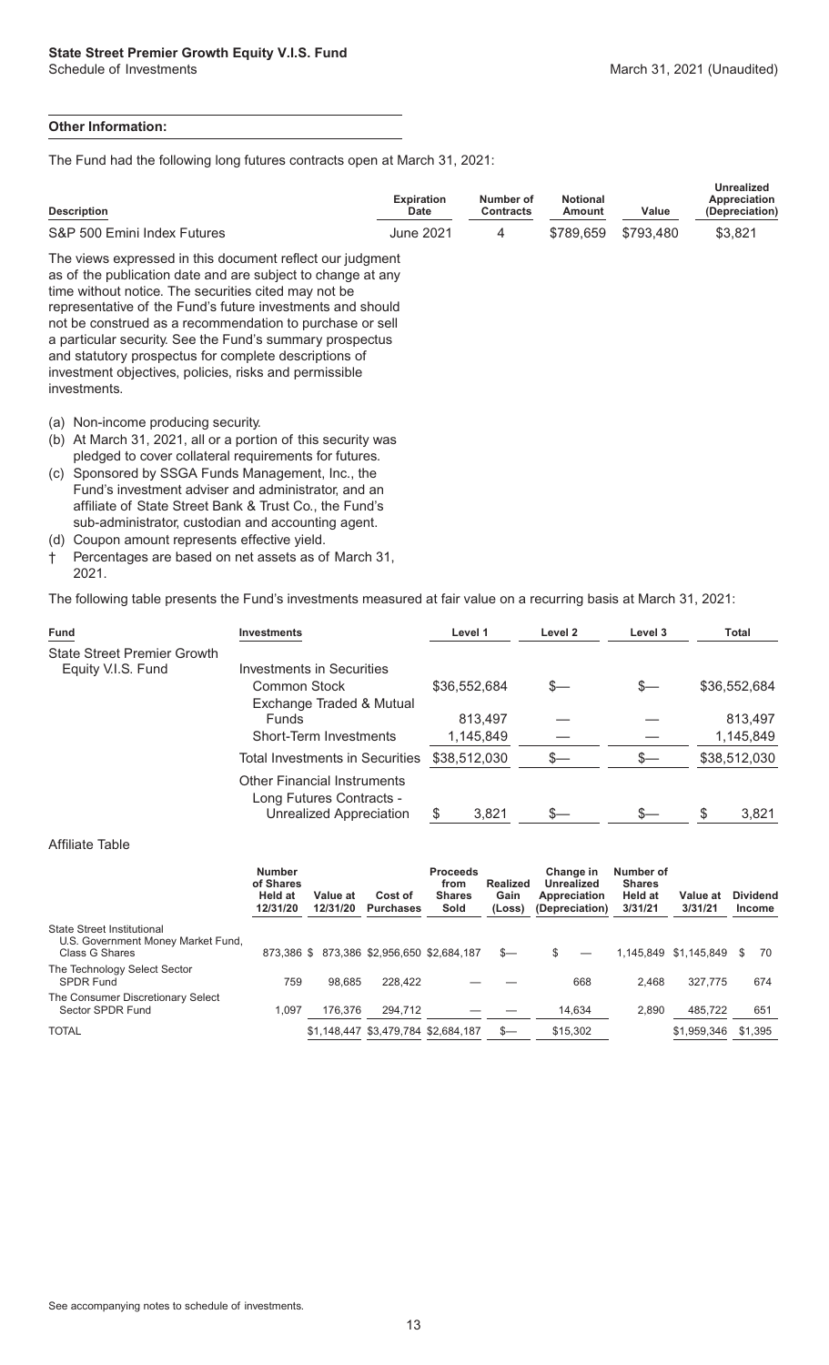## State Street Premier Growth Equity V.I.S. Fund

Schedule of Investments — March 31, 2021 (Unaudited)

**Other Information:**

The Fund had the following long futures contracts open at March 31, 2021:

| Description | Expiration Date | Number of Contracts | Notional Amount | Value | Unrealized Appreciation (Depreciation) |
|---|---|---|---|---|---|
| S&P 500 Emini Index Futures | June 2021 | 4 | $789,659 | $793,480 | $3,821 |

The views expressed in this document reflect our judgment as of the publication date and are subject to change at any time without notice. The securities cited may not be representative of the Fund's future investments and should not be construed as a recommendation to purchase or sell a particular security. See the Fund's summary prospectus and statutory prospectus for complete descriptions of investment objectives, policies, risks and permissible investments.

(a) Non-income producing security.

(b) At March 31, 2021, all or a portion of this security was pledged to cover collateral requirements for futures.

(c) Sponsored by SSGA Funds Management, Inc., the Fund's investment adviser and administrator, and an affiliate of State Street Bank & Trust Co., the Fund's sub-administrator, custodian and accounting agent.

(d) Coupon amount represents effective yield.

† Percentages are based on net assets as of March 31, 2021.

The following table presents the Fund's investments measured at fair value on a recurring basis at March 31, 2021:

| Fund | Investments | Level 1 | Level 2 | Level 3 | Total |
|---|---|---|---|---|---|
| State Street Premier Growth Equity V.I.S. Fund | Investments in Securities | | | | |
| | Common Stock | $36,552,684 | $— | $— | $36,552,684 |
| | Exchange Traded & Mutual Funds | 813,497 | — | — | 813,497 |
| | Short-Term Investments | 1,145,849 | — | — | 1,145,849 |
| | Total Investments in Securities | $38,512,030 | $— | $— | $38,512,030 |
| | Other Financial Instruments | | | | |
| | Long Futures Contracts - Unrealized Appreciation | $ 3,821 | $— | $— | $ 3,821 |

Affiliate Table

| | Number of Shares Held at 12/31/20 | Value at 12/31/20 | Cost of Purchases | Proceeds from Shares Sold | Realized Gain (Loss) | Change in Unrealized Appreciation (Depreciation) | Number of Shares Held at 3/31/21 | Value at 3/31/21 | Dividend Income |
|---|---|---|---|---|---|---|---|---|---|
| State Street Institutional U.S. Government Money Market Fund, Class G Shares | 873,386 | $ 873,386 | $2,956,650 | $2,684,187 | $— | $ — | 1,145,849 | $1,145,849 | $ 70 |
| The Technology Select Sector SPDR Fund | 759 | 98,685 | 228,422 | — | — | 668 | 2,468 | 327,775 | 674 |
| The Consumer Discretionary Select Sector SPDR Fund | 1,097 | 176,376 | 294,712 | — | — | 14,634 | 2,890 | 485,722 | 651 |
| TOTAL | | $1,148,447 | $3,479,784 | $2,684,187 | $— | $15,302 | | $1,959,346 | $1,395 |

See accompanying notes to schedule of investments.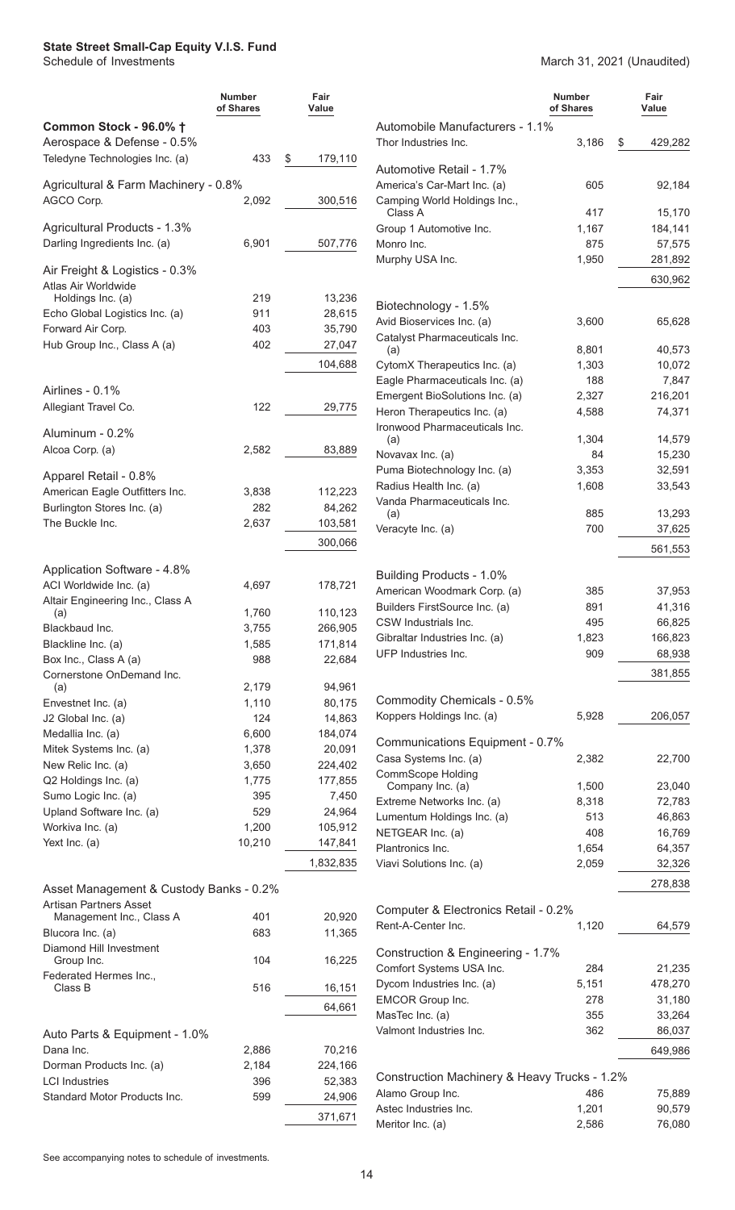**State Street Small-Cap Equity V.I.S. Fund**
Schedule of Investments

March 31, 2021 (Unaudited)

| | Number of Shares | Fair Value |
|---|---|---|
| **Common Stock - 96.0% †** | | |
| Aerospace & Defense - 0.5% | | |
| Teledyne Technologies Inc. (a) | 433 | $ 179,110 |
| Agricultural & Farm Machinery - 0.8% | | |
| AGCO Corp. | 2,092 | 300,516 |
| Agricultural Products - 1.3% | | |
| Darling Ingredients Inc. (a) | 6,901 | 507,776 |
| Air Freight & Logistics - 0.3% | | |
| Atlas Air Worldwide Holdings Inc. (a) | 219 | 13,236 |
| Echo Global Logistics Inc. (a) | 911 | 28,615 |
| Forward Air Corp. | 403 | 35,790 |
| Hub Group Inc., Class A (a) | 402 | 27,047 |
| | | 104,688 |
| Airlines - 0.1% | | |
| Allegiant Travel Co. | 122 | 29,775 |
| Aluminum - 0.2% | | |
| Alcoa Corp. (a) | 2,582 | 83,889 |
| Apparel Retail - 0.8% | | |
| American Eagle Outfitters Inc. | 3,838 | 112,223 |
| Burlington Stores Inc. (a) | 282 | 84,262 |
| The Buckle Inc. | 2,637 | 103,581 |
| | | 300,066 |
| Application Software - 4.8% | | |
| ACI Worldwide Inc. (a) | 4,697 | 178,721 |
| Altair Engineering Inc., Class A (a) | 1,760 | 110,123 |
| Blackbaud Inc. | 3,755 | 266,905 |
| Blackline Inc. (a) | 1,585 | 171,814 |
| Box Inc., Class A (a) | 988 | 22,684 |
| Cornerstone OnDemand Inc. (a) | 2,179 | 94,961 |
| Envestnet Inc. (a) | 1,110 | 80,175 |
| J2 Global Inc. (a) | 124 | 14,863 |
| Medallia Inc. (a) | 6,600 | 184,074 |
| Mitek Systems Inc. (a) | 1,378 | 20,091 |
| New Relic Inc. (a) | 3,650 | 224,402 |
| Q2 Holdings Inc. (a) | 1,775 | 177,855 |
| Sumo Logic Inc. (a) | 395 | 7,450 |
| Upland Software Inc. (a) | 529 | 24,964 |
| Workiva Inc. (a) | 1,200 | 105,912 |
| Yext Inc. (a) | 10,210 | 147,841 |
| | | 1,832,835 |
| Asset Management & Custody Banks - 0.2% | | |
| Artisan Partners Asset Management Inc., Class A | 401 | 20,920 |
| Blucora Inc. (a) | 683 | 11,365 |
| Diamond Hill Investment Group Inc. | 104 | 16,225 |
| Federated Hermes Inc., Class B | 516 | 16,151 |
| | | 64,661 |
| Auto Parts & Equipment - 1.0% | | |
| Dana Inc. | 2,886 | 70,216 |
| Dorman Products Inc. (a) | 2,184 | 224,166 |
| LCI Industries | 396 | 52,383 |
| Standard Motor Products Inc. | 599 | 24,906 |
| | | 371,671 |
| Automobile Manufacturers - 1.1% | | |
| Thor Industries Inc. | 3,186 | $ 429,282 |
| Automotive Retail - 1.7% | | |
| America's Car-Mart Inc. (a) | 605 | 92,184 |
| Camping World Holdings Inc., Class A | 417 | 15,170 |
| Group 1 Automotive Inc. | 1,167 | 184,141 |
| Monro Inc. | 875 | 57,575 |
| Murphy USA Inc. | 1,950 | 281,892 |
| | | 630,962 |
| Biotechnology - 1.5% | | |
| Avid Bioservices Inc. (a) | 3,600 | 65,628 |
| Catalyst Pharmaceuticals Inc. (a) | 8,801 | 40,573 |
| CytomX Therapeutics Inc. (a) | 1,303 | 10,072 |
| Eagle Pharmaceuticals Inc. (a) | 188 | 7,847 |
| Emergent BioSolutions Inc. (a) | 2,327 | 216,201 |
| Heron Therapeutics Inc. (a) | 4,588 | 74,371 |
| Ironwood Pharmaceuticals Inc. (a) | 1,304 | 14,579 |
| Novavax Inc. (a) | 84 | 15,230 |
| Puma Biotechnology Inc. (a) | 3,353 | 32,591 |
| Radius Health Inc. (a) | 1,608 | 33,543 |
| Vanda Pharmaceuticals Inc. (a) | 885 | 13,293 |
| Veracyte Inc. (a) | 700 | 37,625 |
| | | 561,553 |
| Building Products - 1.0% | | |
| American Woodmark Corp. (a) | 385 | 37,953 |
| Builders FirstSource Inc. (a) | 891 | 41,316 |
| CSW Industrials Inc. | 495 | 66,825 |
| Gibraltar Industries Inc. (a) | 1,823 | 166,823 |
| UFP Industries Inc. | 909 | 68,938 |
| | | 381,855 |
| Commodity Chemicals - 0.5% | | |
| Koppers Holdings Inc. (a) | 5,928 | 206,057 |
| Communications Equipment - 0.7% | | |
| Casa Systems Inc. (a) | 2,382 | 22,700 |
| CommScope Holding Company Inc. (a) | 1,500 | 23,040 |
| Extreme Networks Inc. (a) | 8,318 | 72,783 |
| Lumentum Holdings Inc. (a) | 513 | 46,863 |
| NETGEAR Inc. (a) | 408 | 16,769 |
| Plantronics Inc. | 1,654 | 64,357 |
| Viavi Solutions Inc. (a) | 2,059 | 32,326 |
| | | 278,838 |
| Computer & Electronics Retail - 0.2% | | |
| Rent-A-Center Inc. | 1,120 | 64,579 |
| Construction & Engineering - 1.7% | | |
| Comfort Systems USA Inc. | 284 | 21,235 |
| Dycom Industries Inc. (a) | 5,151 | 478,270 |
| EMCOR Group Inc. | 278 | 31,180 |
| MasTec Inc. (a) | 355 | 33,264 |
| Valmont Industries Inc. | 362 | 86,037 |
| | | 649,986 |
| Construction Machinery & Heavy Trucks - 1.2% | | |
| Alamo Group Inc. | 486 | 75,889 |
| Astec Industries Inc. | 1,201 | 90,579 |
| Meritor Inc. (a) | 2,586 | 76,080 |

See accompanying notes to schedule of investments.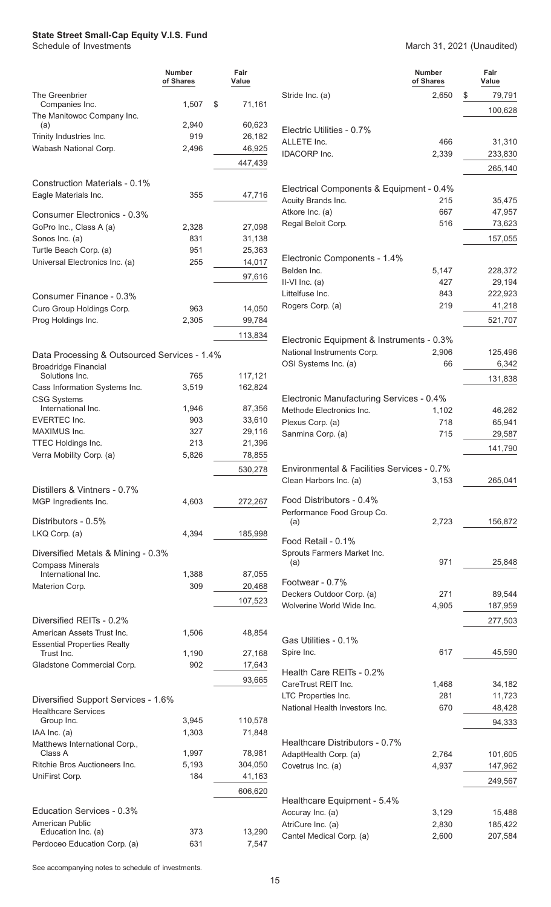# State Street Small-Cap Equity V.I.S. Fund

Schedule of Investments

March 31, 2021 (Unaudited)

| | Number of Shares | Fair Value |
|---|---|---|
| The Greenbrier Companies Inc. | 1,507 | $ 71,161 |
| The Manitowoc Company Inc. (a) | 2,940 | 60,623 |
| Trinity Industries Inc. | 919 | 26,182 |
| Wabash National Corp. | 2,496 | 46,925 |
| | | 447,439 |
| **Construction Materials - 0.1%** | | |
| Eagle Materials Inc. | 355 | 47,716 |
| **Consumer Electronics - 0.3%** | | |
| GoPro Inc., Class A (a) | 2,328 | 27,098 |
| Sonos Inc. (a) | 831 | 31,138 |
| Turtle Beach Corp. (a) | 951 | 25,363 |
| Universal Electronics Inc. (a) | 255 | 14,017 |
| | | 97,616 |
| **Consumer Finance - 0.3%** | | |
| Curo Group Holdings Corp. | 963 | 14,050 |
| Prog Holdings Inc. | 2,305 | 99,784 |
| | | 113,834 |
| **Data Processing & Outsourced Services - 1.4%** | | |
| Broadridge Financial Solutions Inc. | 765 | 117,121 |
| Cass Information Systems Inc. | 3,519 | 162,824 |
| CSG Systems International Inc. | 1,946 | 87,356 |
| EVERTEC Inc. | 903 | 33,610 |
| MAXIMUS Inc. | 327 | 29,116 |
| TTEC Holdings Inc. | 213 | 21,396 |
| Verra Mobility Corp. (a) | 5,826 | 78,855 |
| | | 530,278 |
| **Distillers & Vintners - 0.7%** | | |
| MGP Ingredients Inc. | 4,603 | 272,267 |
| **Distributors - 0.5%** | | |
| LKQ Corp. (a) | 4,394 | 185,998 |
| **Diversified Metals & Mining - 0.3%** | | |
| Compass Minerals International Inc. | 1,388 | 87,055 |
| Materion Corp. | 309 | 20,468 |
| | | 107,523 |
| **Diversified REITs - 0.2%** | | |
| American Assets Trust Inc. | 1,506 | 48,854 |
| Essential Properties Realty Trust Inc. | 1,190 | 27,168 |
| Gladstone Commercial Corp. | 902 | 17,643 |
| | | 93,665 |
| **Diversified Support Services - 1.6%** | | |
| Healthcare Services Group Inc. | 3,945 | 110,578 |
| IAA Inc. (a) | 1,303 | 71,848 |
| Matthews International Corp., Class A | 1,997 | 78,981 |
| Ritchie Bros Auctioneers Inc. | 5,193 | 304,050 |
| UniFirst Corp. | 184 | 41,163 |
| | | 606,620 |
| **Education Services - 0.3%** | | |
| American Public Education Inc. (a) | 373 | 13,290 |
| Perdoceo Education Corp. (a) | 631 | 7,547 |
| Stride Inc. (a) | 2,650 | $ 79,791 |
| | | 100,628 |
| **Electric Utilities - 0.7%** | | |
| ALLETE Inc. | 466 | 31,310 |
| IDACORP Inc. | 2,339 | 233,830 |
| | | 265,140 |
| **Electrical Components & Equipment - 0.4%** | | |
| Acuity Brands Inc. | 215 | 35,475 |
| Atkore Inc. (a) | 667 | 47,957 |
| Regal Beloit Corp. | 516 | 73,623 |
| | | 157,055 |
| **Electronic Components - 1.4%** | | |
| Belden Inc. | 5,147 | 228,372 |
| II-VI Inc. (a) | 427 | 29,194 |
| Littelfuse Inc. | 843 | 222,923 |
| Rogers Corp. (a) | 219 | 41,218 |
| | | 521,707 |
| **Electronic Equipment & Instruments - 0.3%** | | |
| National Instruments Corp. | 2,906 | 125,496 |
| OSI Systems Inc. (a) | 66 | 6,342 |
| | | 131,838 |
| **Electronic Manufacturing Services - 0.4%** | | |
| Methode Electronics Inc. | 1,102 | 46,262 |
| Plexus Corp. (a) | 718 | 65,941 |
| Sanmina Corp. (a) | 715 | 29,587 |
| | | 141,790 |
| **Environmental & Facilities Services - 0.7%** | | |
| Clean Harbors Inc. (a) | 3,153 | 265,041 |
| **Food Distributors - 0.4%** | | |
| Performance Food Group Co. (a) | 2,723 | 156,872 |
| **Food Retail - 0.1%** | | |
| Sprouts Farmers Market Inc. (a) | 971 | 25,848 |
| **Footwear - 0.7%** | | |
| Deckers Outdoor Corp. (a) | 271 | 89,544 |
| Wolverine World Wide Inc. | 4,905 | 187,959 |
| | | 277,503 |
| **Gas Utilities - 0.1%** | | |
| Spire Inc. | 617 | 45,590 |
| **Health Care REITs - 0.2%** | | |
| CareTrust REIT Inc. | 1,468 | 34,182 |
| LTC Properties Inc. | 281 | 11,723 |
| National Health Investors Inc. | 670 | 48,428 |
| | | 94,333 |
| **Healthcare Distributors - 0.7%** | | |
| AdaptHealth Corp. (a) | 2,764 | 101,605 |
| Covetrus Inc. (a) | 4,937 | 147,962 |
| | | 249,567 |
| **Healthcare Equipment - 5.4%** | | |
| Accuray Inc. (a) | 3,129 | 15,488 |
| AtriCure Inc. (a) | 2,830 | 185,422 |
| Cantel Medical Corp. (a) | 2,600 | 207,584 |

See accompanying notes to schedule of investments.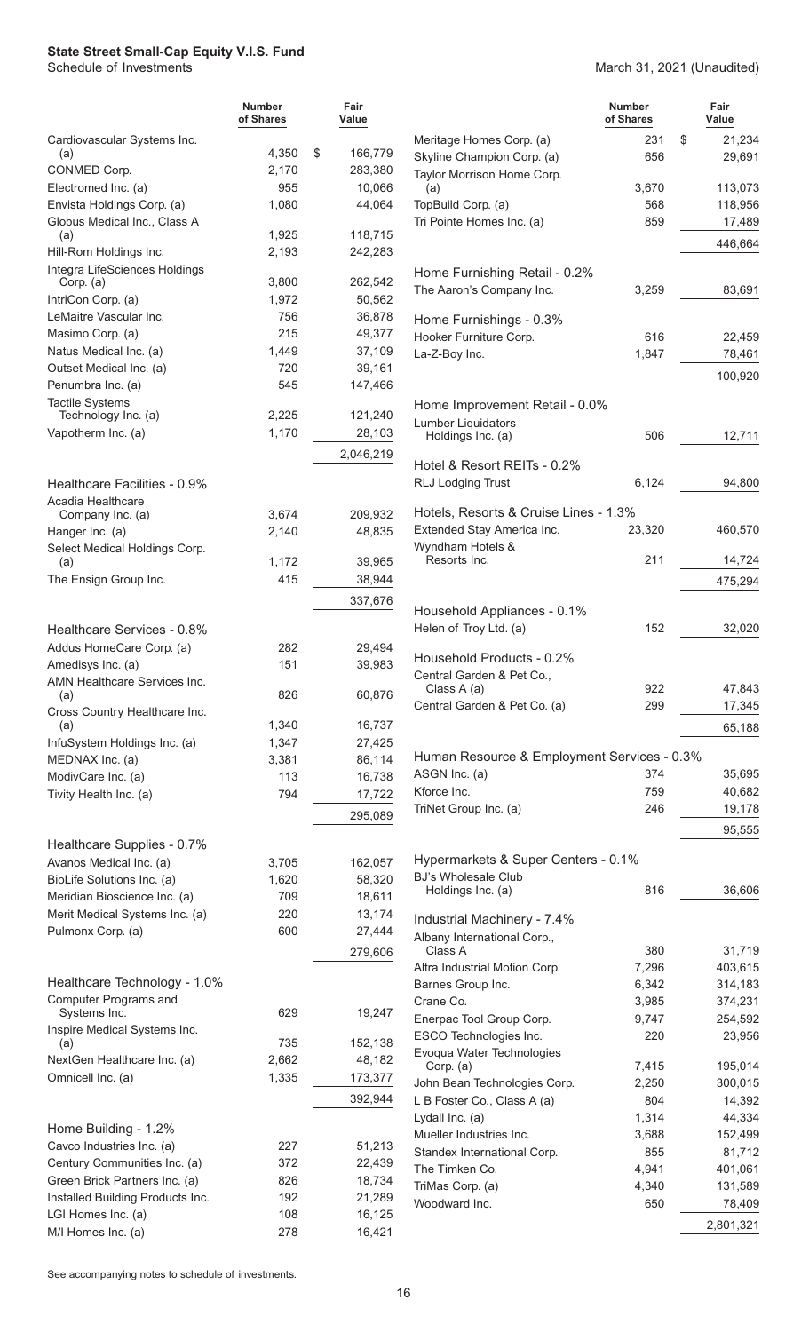# State Street Small-Cap Equity V.I.S. Fund

Schedule of Investments

March 31, 2021 (Unaudited)

| | Number of Shares | Fair Value |
|---|---|---|
| Cardiovascular Systems Inc. (a) | 4,350 | $ 166,779 |
| CONMED Corp. | 2,170 | 283,380 |
| Electromed Inc. (a) | 955 | 10,066 |
| Envista Holdings Corp. (a) | 1,080 | 44,064 |
| Globus Medical Inc., Class A (a) | 1,925 | 118,715 |
| Hill-Rom Holdings Inc. | 2,193 | 242,283 |
| Integra LifeSciences Holdings Corp. (a) | 3,800 | 262,542 |
| IntriCon Corp. (a) | 1,972 | 50,562 |
| LeMaitre Vascular Inc. | 756 | 36,878 |
| Masimo Corp. (a) | 215 | 49,377 |
| Natus Medical Inc. (a) | 1,449 | 37,109 |
| Outset Medical Inc. (a) | 720 | 39,161 |
| Penumbra Inc. (a) | 545 | 147,466 |
| Tactile Systems Technology Inc. (a) | 2,225 | 121,240 |
| Vapotherm Inc. (a) | 1,170 | 28,103 |
| | | 2,046,219 |
| **Healthcare Facilities - 0.9%** | | |
| Acadia Healthcare Company Inc. (a) | 3,674 | 209,932 |
| Hanger Inc. (a) | 2,140 | 48,835 |
| Select Medical Holdings Corp. (a) | 1,172 | 39,965 |
| The Ensign Group Inc. | 415 | 38,944 |
| | | 337,676 |
| **Healthcare Services - 0.8%** | | |
| Addus HomeCare Corp. (a) | 282 | 29,494 |
| Amedisys Inc. (a) | 151 | 39,983 |
| AMN Healthcare Services Inc. (a) | 826 | 60,876 |
| Cross Country Healthcare Inc. (a) | 1,340 | 16,737 |
| InfuSystem Holdings Inc. (a) | 1,347 | 27,425 |
| MEDNAX Inc. (a) | 3,381 | 86,114 |
| ModivCare Inc. (a) | 113 | 16,738 |
| Tivity Health Inc. (a) | 794 | 17,722 |
| | | 295,089 |
| **Healthcare Supplies - 0.7%** | | |
| Avanos Medical Inc. (a) | 3,705 | 162,057 |
| BioLife Solutions Inc. (a) | 1,620 | 58,320 |
| Meridian Bioscience Inc. (a) | 709 | 18,611 |
| Merit Medical Systems Inc. (a) | 220 | 13,174 |
| Pulmonx Corp. (a) | 600 | 27,444 |
| | | 279,606 |
| **Healthcare Technology - 1.0%** | | |
| Computer Programs and Systems Inc. | 629 | 19,247 |
| Inspire Medical Systems Inc. (a) | 735 | 152,138 |
| NextGen Healthcare Inc. (a) | 2,662 | 48,182 |
| Omnicell Inc. (a) | 1,335 | 173,377 |
| | | 392,944 |
| **Home Building - 1.2%** | | |
| Cavco Industries Inc. (a) | 227 | 51,213 |
| Century Communities Inc. (a) | 372 | 22,439 |
| Green Brick Partners Inc. (a) | 826 | 18,734 |
| Installed Building Products Inc. | 192 | 21,289 |
| LGI Homes Inc. (a) | 108 | 16,125 |
| M/I Homes Inc. (a) | 278 | 16,421 |
| Meritage Homes Corp. (a) | 231 | $ 21,234 |
| Skyline Champion Corp. (a) | 656 | 29,691 |
| Taylor Morrison Home Corp. (a) | 3,670 | 113,073 |
| TopBuild Corp. (a) | 568 | 118,956 |
| Tri Pointe Homes Inc. (a) | 859 | 17,489 |
| | | 446,664 |
| **Home Furnishing Retail - 0.2%** | | |
| The Aaron's Company Inc. | 3,259 | 83,691 |
| **Home Furnishings - 0.3%** | | |
| Hooker Furniture Corp. | 616 | 22,459 |
| La-Z-Boy Inc. | 1,847 | 78,461 |
| | | 100,920 |
| **Home Improvement Retail - 0.0%** | | |
| Lumber Liquidators Holdings Inc. (a) | 506 | 12,711 |
| **Hotel & Resort REITs - 0.2%** | | |
| RLJ Lodging Trust | 6,124 | 94,800 |
| **Hotels, Resorts & Cruise Lines - 1.3%** | | |
| Extended Stay America Inc. | 23,320 | 460,570 |
| Wyndham Hotels & Resorts Inc. | 211 | 14,724 |
| | | 475,294 |
| **Household Appliances - 0.1%** | | |
| Helen of Troy Ltd. (a) | 152 | 32,020 |
| **Household Products - 0.2%** | | |
| Central Garden & Pet Co., Class A (a) | 922 | 47,843 |
| Central Garden & Pet Co. (a) | 299 | 17,345 |
| | | 65,188 |
| **Human Resource & Employment Services - 0.3%** | | |
| ASGN Inc. (a) | 374 | 35,695 |
| Kforce Inc. | 759 | 40,682 |
| TriNet Group Inc. (a) | 246 | 19,178 |
| | | 95,555 |
| **Hypermarkets & Super Centers - 0.1%** | | |
| BJ's Wholesale Club Holdings Inc. (a) | 816 | 36,606 |
| **Industrial Machinery - 7.4%** | | |
| Albany International Corp., Class A | 380 | 31,719 |
| Altra Industrial Motion Corp. | 7,296 | 403,615 |
| Barnes Group Inc. | 6,342 | 314,183 |
| Crane Co. | 3,985 | 374,231 |
| Enerpac Tool Group Corp. | 9,747 | 254,592 |
| ESCO Technologies Inc. | 220 | 23,956 |
| Evoqua Water Technologies Corp. (a) | 7,415 | 195,014 |
| John Bean Technologies Corp. | 2,250 | 300,015 |
| L B Foster Co., Class A (a) | 804 | 14,392 |
| Lydall Inc. (a) | 1,314 | 44,334 |
| Mueller Industries Inc. | 3,688 | 152,499 |
| Standex International Corp. | 855 | 81,712 |
| The Timken Co. | 4,941 | 401,061 |
| TriMas Corp. (a) | 4,340 | 131,589 |
| Woodward Inc. | 650 | 78,409 |
| | | 2,801,321 |

See accompanying notes to schedule of investments.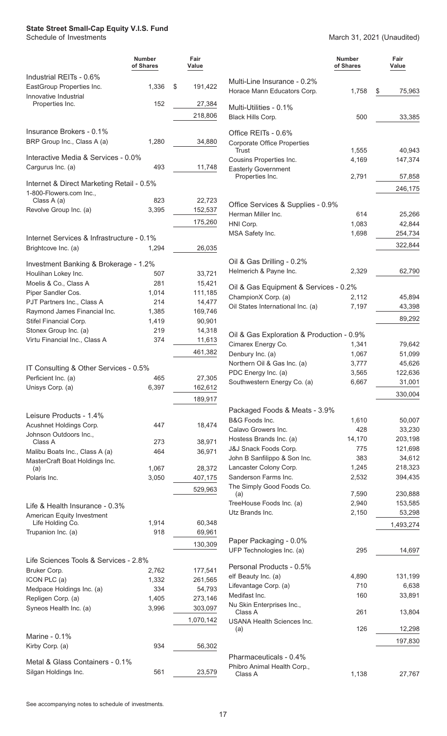**State Street Small-Cap Equity V.I.S. Fund**
Schedule of Investments

March 31, 2021 (Unaudited)

| | Number of Shares | Fair Value |
|---|---|---|
| **Industrial REITs - 0.6%** | | |
| EastGroup Properties Inc. | 1,336 | $ 191,422 |
| Innovative Industrial Properties Inc. | 152 | 27,384 |
| | | 218,806 |
| **Insurance Brokers - 0.1%** | | |
| BRP Group Inc., Class A (a) | 1,280 | 34,880 |
| **Interactive Media & Services - 0.0%** | | |
| Cargurus Inc. (a) | 493 | 11,748 |
| **Internet & Direct Marketing Retail - 0.5%** | | |
| 1-800-Flowers.com Inc., Class A (a) | 823 | 22,723 |
| Revolve Group Inc. (a) | 3,395 | 152,537 |
| | | 175,260 |
| **Internet Services & Infrastructure - 0.1%** | | |
| Brightcove Inc. (a) | 1,294 | 26,035 |
| **Investment Banking & Brokerage - 1.2%** | | |
| Houlihan Lokey Inc. | 507 | 33,721 |
| Moelis & Co., Class A | 281 | 15,421 |
| Piper Sandler Cos. | 1,014 | 111,185 |
| PJT Partners Inc., Class A | 214 | 14,477 |
| Raymond James Financial Inc. | 1,385 | 169,746 |
| Stifel Financial Corp. | 1,419 | 90,901 |
| Stonex Group Inc. (a) | 219 | 14,318 |
| Virtu Financial Inc., Class A | 374 | 11,613 |
| | | 461,382 |
| **IT Consulting & Other Services - 0.5%** | | |
| Perficient Inc. (a) | 465 | 27,305 |
| Unisys Corp. (a) | 6,397 | 162,612 |
| | | 189,917 |
| **Leisure Products - 1.4%** | | |
| Acushnet Holdings Corp. | 447 | 18,474 |
| Johnson Outdoors Inc., Class A | 273 | 38,971 |
| Malibu Boats Inc., Class A (a) | 464 | 36,971 |
| MasterCraft Boat Holdings Inc. (a) | 1,067 | 28,372 |
| Polaris Inc. | 3,050 | 407,175 |
| | | 529,963 |
| **Life & Health Insurance - 0.3%** | | |
| American Equity Investment Life Holding Co. | 1,914 | 60,348 |
| Trupanion Inc. (a) | 918 | 69,961 |
| | | 130,309 |
| **Life Sciences Tools & Services - 2.8%** | | |
| Bruker Corp. | 2,762 | 177,541 |
| ICON PLC (a) | 1,332 | 261,565 |
| Medpace Holdings Inc. (a) | 334 | 54,793 |
| Repligen Corp. (a) | 1,405 | 273,146 |
| Syneos Health Inc. (a) | 3,996 | 303,097 |
| | | 1,070,142 |
| **Marine - 0.1%** | | |
| Kirby Corp. (a) | 934 | 56,302 |
| **Metal & Glass Containers - 0.1%** | | |
| Silgan Holdings Inc. | 561 | 23,579 |
| **Multi-Line Insurance - 0.2%** | | |
| Horace Mann Educators Corp. | 1,758 | $ 75,963 |
| **Multi-Utilities - 0.1%** | | |
| Black Hills Corp. | 500 | 33,385 |
| **Office REITs - 0.6%** | | |
| Corporate Office Properties Trust | 1,555 | 40,943 |
| Cousins Properties Inc. | 4,169 | 147,374 |
| Easterly Government Properties Inc. | 2,791 | 57,858 |
| | | 246,175 |
| **Office Services & Supplies - 0.9%** | | |
| Herman Miller Inc. | 614 | 25,266 |
| HNI Corp. | 1,083 | 42,844 |
| MSA Safety Inc. | 1,698 | 254,734 |
| | | 322,844 |
| **Oil & Gas Drilling - 0.2%** | | |
| Helmerich & Payne Inc. | 2,329 | 62,790 |
| **Oil & Gas Equipment & Services - 0.2%** | | |
| ChampionX Corp. (a) | 2,112 | 45,894 |
| Oil States International Inc. (a) | 7,197 | 43,398 |
| | | 89,292 |
| **Oil & Gas Exploration & Production - 0.9%** | | |
| Cimarex Energy Co. | 1,341 | 79,642 |
| Denbury Inc. (a) | 1,067 | 51,099 |
| Northern Oil & Gas Inc. (a) | 3,777 | 45,626 |
| PDC Energy Inc. (a) | 3,565 | 122,636 |
| Southwestern Energy Co. (a) | 6,667 | 31,001 |
| | | 330,004 |
| **Packaged Foods & Meats - 3.9%** | | |
| B&G Foods Inc. | 1,610 | 50,007 |
| Calavo Growers Inc. | 428 | 33,230 |
| Hostess Brands Inc. (a) | 14,170 | 203,198 |
| J&J Snack Foods Corp. | 775 | 121,698 |
| John B Sanfilippo & Son Inc. | 383 | 34,612 |
| Lancaster Colony Corp. | 1,245 | 218,323 |
| Sanderson Farms Inc. | 2,532 | 394,435 |
| The Simply Good Foods Co. (a) | 7,590 | 230,888 |
| TreeHouse Foods Inc. (a) | 2,940 | 153,585 |
| Utz Brands Inc. | 2,150 | 53,298 |
| | | 1,493,274 |
| **Paper Packaging - 0.0%** | | |
| UFP Technologies Inc. (a) | 295 | 14,697 |
| **Personal Products - 0.5%** | | |
| elf Beauty Inc. (a) | 4,890 | 131,199 |
| Lifevantage Corp. (a) | 710 | 6,638 |
| Medifast Inc. | 160 | 33,891 |
| Nu Skin Enterprises Inc., Class A | 261 | 13,804 |
| USANA Health Sciences Inc. (a) | 126 | 12,298 |
| | | 197,830 |
| **Pharmaceuticals - 0.4%** | | |
| Phibro Animal Health Corp., Class A | 1,138 | 27,767 |

See accompanying notes to schedule of investments.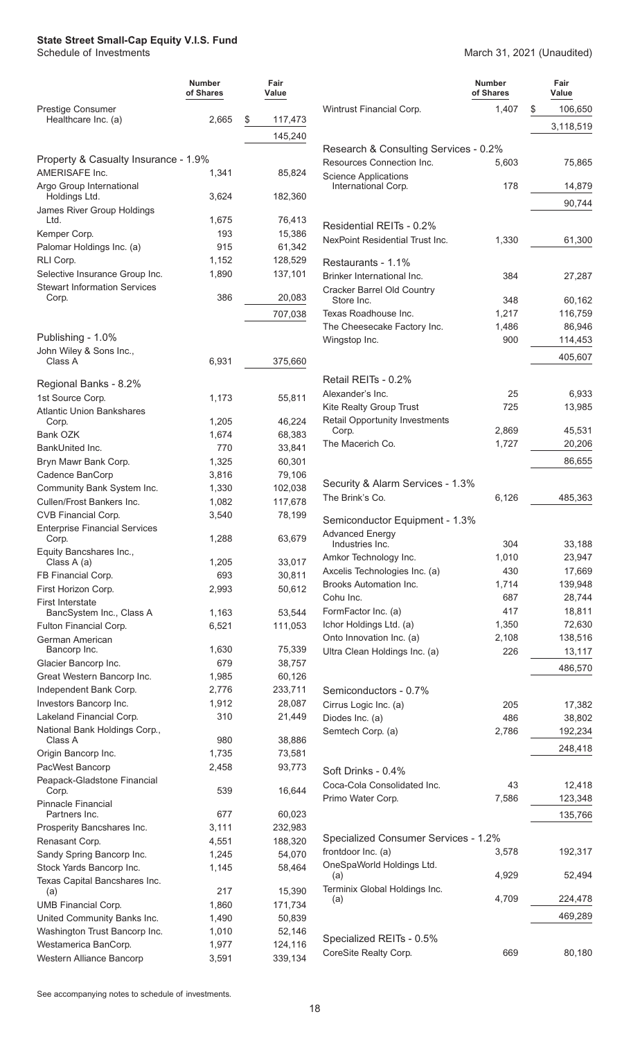**State Street Small-Cap Equity V.I.S. Fund**
Schedule of Investments

March 31, 2021 (Unaudited)

| | Number of Shares | Fair Value |
|---|---|---|
| Prestige Consumer Healthcare Inc. (a) | 2,665 | $ 117,473 |
| | | 145,240 |
| **Property & Casualty Insurance - 1.9%** | | |
| AMERISAFE Inc. | 1,341 | 85,824 |
| Argo Group International Holdings Ltd. | 3,624 | 182,360 |
| James River Group Holdings Ltd. | 1,675 | 76,413 |
| Kemper Corp. | 193 | 15,386 |
| Palomar Holdings Inc. (a) | 915 | 61,342 |
| RLI Corp. | 1,152 | 128,529 |
| Selective Insurance Group Inc. | 1,890 | 137,101 |
| Stewart Information Services Corp. | 386 | 20,083 |
| | | 707,038 |
| **Publishing - 1.0%** | | |
| John Wiley & Sons Inc., Class A | 6,931 | 375,660 |
| **Regional Banks - 8.2%** | | |
| 1st Source Corp. | 1,173 | 55,811 |
| Atlantic Union Bankshares Corp. | 1,205 | 46,224 |
| Bank OZK | 1,674 | 68,383 |
| BankUnited Inc. | 770 | 33,841 |
| Bryn Mawr Bank Corp. | 1,325 | 60,301 |
| Cadence BanCorp | 3,816 | 79,106 |
| Community Bank System Inc. | 1,330 | 102,038 |
| Cullen/Frost Bankers Inc. | 1,082 | 117,678 |
| CVB Financial Corp. | 3,540 | 78,199 |
| Enterprise Financial Services Corp. | 1,288 | 63,679 |
| Equity Bancshares Inc., Class A (a) | 1,205 | 33,017 |
| FB Financial Corp. | 693 | 30,811 |
| First Horizon Corp. | 2,993 | 50,612 |
| First Interstate BancSystem Inc., Class A | 1,163 | 53,544 |
| Fulton Financial Corp. | 6,521 | 111,053 |
| German American Bancorp Inc. | 1,630 | 75,339 |
| Glacier Bancorp Inc. | 679 | 38,757 |
| Great Western Bancorp Inc. | 1,985 | 60,126 |
| Independent Bank Corp. | 2,776 | 233,711 |
| Investors Bancorp Inc. | 1,912 | 28,087 |
| Lakeland Financial Corp. | 310 | 21,449 |
| National Bank Holdings Corp., Class A | 980 | 38,886 |
| Origin Bancorp Inc. | 1,735 | 73,581 |
| PacWest Bancorp | 2,458 | 93,773 |
| Peapack-Gladstone Financial Corp. | 539 | 16,644 |
| Pinnacle Financial Partners Inc. | 677 | 60,023 |
| Prosperity Bancshares Inc. | 3,111 | 232,983 |
| Renasant Corp. | 4,551 | 188,320 |
| Sandy Spring Bancorp Inc. | 1,245 | 54,070 |
| Stock Yards Bancorp Inc. | 1,145 | 58,464 |
| Texas Capital Bancshares Inc. (a) | 217 | 15,390 |
| UMB Financial Corp. | 1,860 | 171,734 |
| United Community Banks Inc. | 1,490 | 50,839 |
| Washington Trust Bancorp Inc. | 1,010 | 52,146 |
| Westamerica BanCorp. | 1,977 | 124,116 |
| Western Alliance Bancorp | 3,591 | 339,134 |
| Wintrust Financial Corp. | 1,407 | $ 106,650 |
| | | 3,118,519 |
| **Research & Consulting Services - 0.2%** | | |
| Resources Connection Inc. | 5,603 | 75,865 |
| Science Applications International Corp. | 178 | 14,879 |
| | | 90,744 |
| **Residential REITs - 0.2%** | | |
| NexPoint Residential Trust Inc. | 1,330 | 61,300 |
| **Restaurants - 1.1%** | | |
| Brinker International Inc. | 384 | 27,287 |
| Cracker Barrel Old Country Store Inc. | 348 | 60,162 |
| Texas Roadhouse Inc. | 1,217 | 116,759 |
| The Cheesecake Factory Inc. | 1,486 | 86,946 |
| Wingstop Inc. | 900 | 114,453 |
| | | 405,607 |
| **Retail REITs - 0.2%** | | |
| Alexander's Inc. | 25 | 6,933 |
| Kite Realty Group Trust | 725 | 13,985 |
| Retail Opportunity Investments Corp. | 2,869 | 45,531 |
| The Macerich Co. | 1,727 | 20,206 |
| | | 86,655 |
| **Security & Alarm Services - 1.3%** | | |
| The Brink's Co. | 6,126 | 485,363 |
| **Semiconductor Equipment - 1.3%** | | |
| Advanced Energy Industries Inc. | 304 | 33,188 |
| Amkor Technology Inc. | 1,010 | 23,947 |
| Axcelis Technologies Inc. (a) | 430 | 17,669 |
| Brooks Automation Inc. | 1,714 | 139,948 |
| Cohu Inc. | 687 | 28,744 |
| FormFactor Inc. (a) | 417 | 18,811 |
| Ichor Holdings Ltd. (a) | 1,350 | 72,630 |
| Onto Innovation Inc. (a) | 2,108 | 138,516 |
| Ultra Clean Holdings Inc. (a) | 226 | 13,117 |
| | | 486,570 |
| **Semiconductors - 0.7%** | | |
| Cirrus Logic Inc. (a) | 205 | 17,382 |
| Diodes Inc. (a) | 486 | 38,802 |
| Semtech Corp. (a) | 2,786 | 192,234 |
| | | 248,418 |
| **Soft Drinks - 0.4%** | | |
| Coca-Cola Consolidated Inc. | 43 | 12,418 |
| Primo Water Corp. | 7,586 | 123,348 |
| | | 135,766 |
| **Specialized Consumer Services - 1.2%** | | |
| frontdoor Inc. (a) | 3,578 | 192,317 |
| OneSpaWorld Holdings Ltd. (a) | 4,929 | 52,494 |
| Terminix Global Holdings Inc. (a) | 4,709 | 224,478 |
| | | 469,289 |
| **Specialized REITs - 0.5%** | | |
| CoreSite Realty Corp. | 669 | 80,180 |

See accompanying notes to schedule of investments.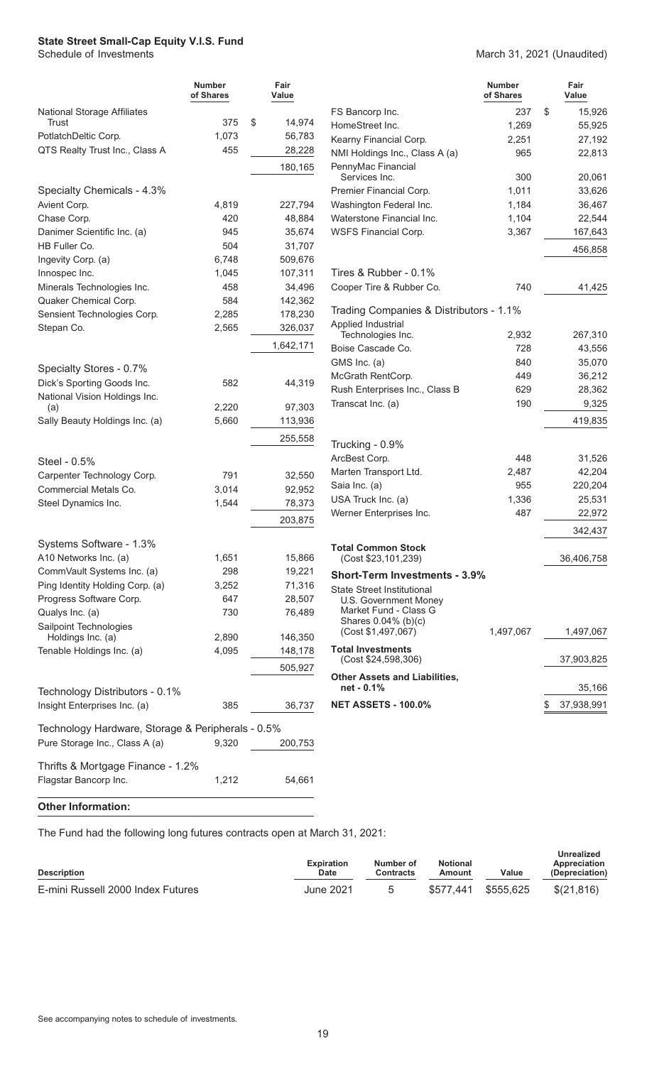# State Street Small-Cap Equity V.I.S. Fund

Schedule of Investments — March 31, 2021 (Unaudited)

| | Number of Shares | Fair Value |
|---|---|---|
| National Storage Affiliates Trust | 375 | $ 14,974 |
| PotlatchDeltic Corp. | 1,073 | 56,783 |
| QTS Realty Trust Inc., Class A | 455 | 28,228 |
| | | 180,165 |
| **Specialty Chemicals - 4.3%** | | |
| Avient Corp. | 4,819 | 227,794 |
| Chase Corp. | 420 | 48,884 |
| Danimer Scientific Inc. (a) | 945 | 35,674 |
| HB Fuller Co. | 504 | 31,707 |
| Ingevity Corp. (a) | 6,748 | 509,676 |
| Innospec Inc. | 1,045 | 107,311 |
| Minerals Technologies Inc. | 458 | 34,496 |
| Quaker Chemical Corp. | 584 | 142,362 |
| Sensient Technologies Corp. | 2,285 | 178,230 |
| Stepan Co. | 2,565 | 326,037 |
| | | 1,642,171 |
| **Specialty Stores - 0.7%** | | |
| Dick's Sporting Goods Inc. | 582 | 44,319 |
| National Vision Holdings Inc. (a) | 2,220 | 97,303 |
| Sally Beauty Holdings Inc. (a) | 5,660 | 113,936 |
| | | 255,558 |
| **Steel - 0.5%** | | |
| Carpenter Technology Corp. | 791 | 32,550 |
| Commercial Metals Co. | 3,014 | 92,952 |
| Steel Dynamics Inc. | 1,544 | 78,373 |
| | | 203,875 |
| **Systems Software - 1.3%** | | |
| A10 Networks Inc. (a) | 1,651 | 15,866 |
| CommVault Systems Inc. (a) | 298 | 19,221 |
| Ping Identity Holding Corp. (a) | 3,252 | 71,316 |
| Progress Software Corp. | 647 | 28,507 |
| Qualys Inc. (a) | 730 | 76,489 |
| Sailpoint Technologies Holdings Inc. (a) | 2,890 | 146,350 |
| Tenable Holdings Inc. (a) | 4,095 | 148,178 |
| | | 505,927 |
| **Technology Distributors - 0.1%** | | |
| Insight Enterprises Inc. (a) | 385 | 36,737 |
| **Technology Hardware, Storage & Peripherals - 0.5%** | | |
| Pure Storage Inc., Class A (a) | 9,320 | 200,753 |
| **Thrifts & Mortgage Finance - 1.2%** | | |
| Flagstar Bancorp Inc. | 1,212 | 54,661 |
| FS Bancorp Inc. | 237 | $ 15,926 |
| HomeStreet Inc. | 1,269 | 55,925 |
| Kearny Financial Corp. | 2,251 | 27,192 |
| NMI Holdings Inc., Class A (a) | 965 | 22,813 |
| PennyMac Financial Services Inc. | 300 | 20,061 |
| Premier Financial Corp. | 1,011 | 33,626 |
| Washington Federal Inc. | 1,184 | 36,467 |
| Waterstone Financial Inc. | 1,104 | 22,544 |
| WSFS Financial Corp. | 3,367 | 167,643 |
| | | 456,858 |
| **Tires & Rubber - 0.1%** | | |
| Cooper Tire & Rubber Co. | 740 | 41,425 |
| **Trading Companies & Distributors - 1.1%** | | |
| Applied Industrial Technologies Inc. | 2,932 | 267,310 |
| Boise Cascade Co. | 728 | 43,556 |
| GMS Inc. (a) | 840 | 35,070 |
| McGrath RentCorp. | 449 | 36,212 |
| Rush Enterprises Inc., Class B | 629 | 28,362 |
| Transcat Inc. (a) | 190 | 9,325 |
| | | 419,835 |
| **Trucking - 0.9%** | | |
| ArcBest Corp. | 448 | 31,526 |
| Marten Transport Ltd. | 2,487 | 42,204 |
| Saia Inc. (a) | 955 | 220,204 |
| USA Truck Inc. (a) | 1,336 | 25,531 |
| Werner Enterprises Inc. | 487 | 22,972 |
| | | 342,437 |
| **Total Common Stock** (Cost $23,101,239) | | 36,406,758 |
| **Short-Term Investments - 3.9%** | | |
| State Street Institutional U.S. Government Money Market Fund - Class G Shares 0.04% (b)(c) (Cost $1,497,067) | 1,497,067 | 1,497,067 |
| **Total Investments** (Cost $24,598,306) | | 37,903,825 |
| **Other Assets and Liabilities, net - 0.1%** | | 35,166 |
| **NET ASSETS - 100.0%** | | $ 37,938,991 |

**Other Information:**

The Fund had the following long futures contracts open at March 31, 2021:

| Description | Expiration Date | Number of Contracts | Notional Amount | Value | Unrealized Appreciation (Depreciation) |
|---|---|---|---|---|---|
| E-mini Russell 2000 Index Futures | June 2021 | 5 | $577,441 | $555,625 | $(21,816) |

See accompanying notes to schedule of investments.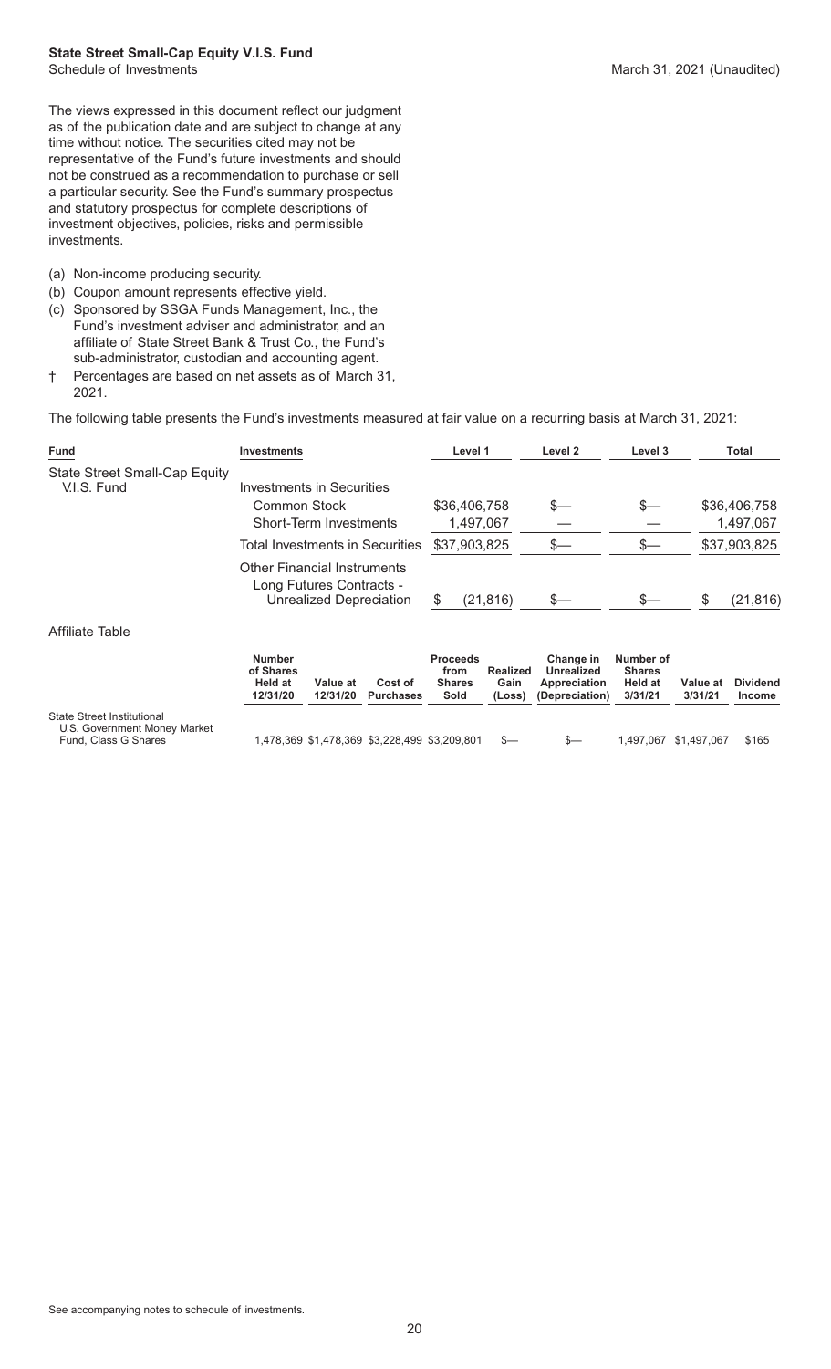**State Street Small-Cap Equity V.I.S. Fund**

Schedule of Investments

March 31, 2021 (Unaudited)

The views expressed in this document reflect our judgment as of the publication date and are subject to change at any time without notice. The securities cited may not be representative of the Fund's future investments and should not be construed as a recommendation to purchase or sell a particular security. See the Fund's summary prospectus and statutory prospectus for complete descriptions of investment objectives, policies, risks and permissible investments.

(a) Non-income producing security.

(b) Coupon amount represents effective yield.

(c) Sponsored by SSGA Funds Management, Inc., the Fund's investment adviser and administrator, and an affiliate of State Street Bank & Trust Co., the Fund's sub-administrator, custodian and accounting agent.

† Percentages are based on net assets as of March 31, 2021.

The following table presents the Fund's investments measured at fair value on a recurring basis at March 31, 2021:

| Fund | Investments | Level 1 | Level 2 | Level 3 | Total |
|---|---|---|---|---|---|
| State Street Small-Cap Equity V.I.S. Fund | Investments in Securities | | | | |
| | Common Stock | $36,406,758 | $— | $— | $36,406,758 |
| | Short-Term Investments | 1,497,067 | — | — | 1,497,067 |
| | Total Investments in Securities | $37,903,825 | $— | $— | $37,903,825 |
| | Other Financial Instruments | | | | |
| | Long Futures Contracts - Unrealized Depreciation | $ (21,816) | $— | $— | $ (21,816) |

Affiliate Table

| | Number of Shares Held at 12/31/20 | Value at 12/31/20 | Cost of Purchases | Proceeds from Shares Sold | Realized Gain (Loss) | Change in Unrealized Appreciation (Depreciation) | Number of Shares Held at 3/31/21 | Value at 3/31/21 | Dividend Income |
|---|---|---|---|---|---|---|---|---|---|
| State Street Institutional U.S. Government Money Market Fund, Class G Shares | 1,478,369 | $1,478,369 | $3,228,499 | $3,209,801 | $— | $— | 1,497,067 | $1,497,067 | $165 |

See accompanying notes to schedule of investments.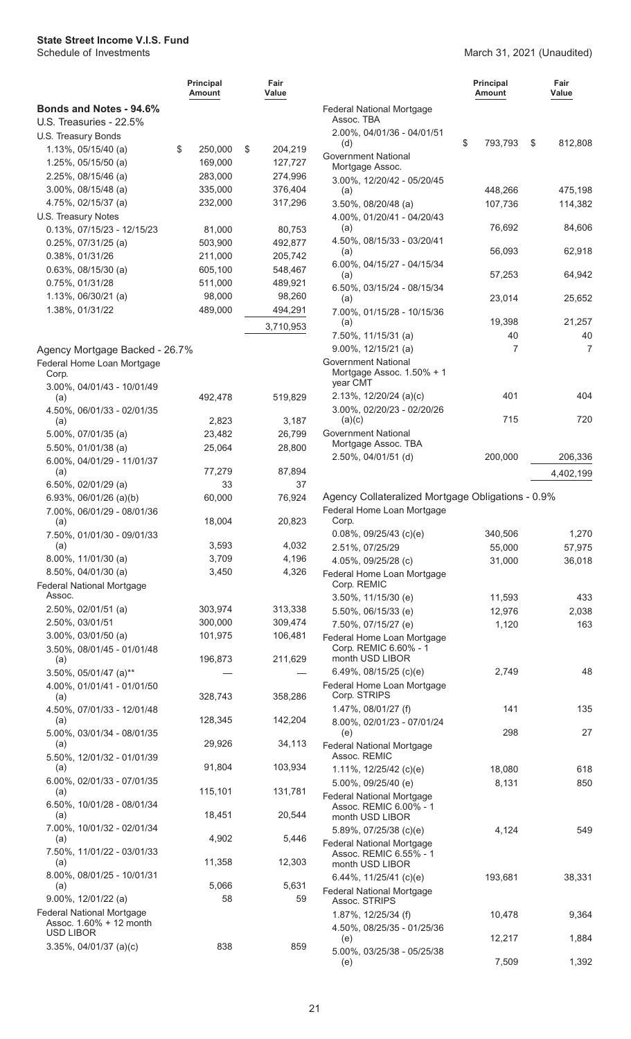**State Street Income V.I.S. Fund**

Schedule of Investments

March 31, 2021 (Unaudited)

| | Principal Amount | Fair Value |
|---|---|---|
| **Bonds and Notes - 94.6%** | | |
| U.S. Treasuries - 22.5% | | |
| U.S. Treasury Bonds | | |
| 1.13%, 05/15/40 (a) | $ 250,000 | $ 204,219 |
| 1.25%, 05/15/50 (a) | 169,000 | 127,727 |
| 2.25%, 08/15/46 (a) | 283,000 | 274,996 |
| 3.00%, 08/15/48 (a) | 335,000 | 376,404 |
| 4.75%, 02/15/37 (a) | 232,000 | 317,296 |
| U.S. Treasury Notes | | |
| 0.13%, 07/15/23 - 12/15/23 | 81,000 | 80,753 |
| 0.25%, 07/31/25 (a) | 503,900 | 492,877 |
| 0.38%, 01/31/26 | 211,000 | 205,742 |
| 0.63%, 08/15/30 (a) | 605,100 | 548,467 |
| 0.75%, 01/31/28 | 511,000 | 489,921 |
| 1.13%, 06/30/21 (a) | 98,000 | 98,260 |
| 1.38%, 01/31/22 | 489,000 | 494,291 |
| | | 3,710,953 |
| Agency Mortgage Backed - 26.7% | | |
| Federal Home Loan Mortgage Corp. | | |
| 3.00%, 04/01/43 - 10/01/49 (a) | 492,478 | 519,829 |
| 4.50%, 06/01/33 - 02/01/35 (a) | 2,823 | 3,187 |
| 5.00%, 07/01/35 (a) | 23,482 | 26,799 |
| 5.50%, 01/01/38 (a) | 25,064 | 28,800 |
| 6.00%, 04/01/29 - 11/01/37 (a) | 77,279 | 87,894 |
| 6.50%, 02/01/29 (a) | 33 | 37 |
| 6.93%, 06/01/26 (a)(b) | 60,000 | 76,924 |
| 7.00%, 06/01/29 - 08/01/36 (a) | 18,004 | 20,823 |
| 7.50%, 01/01/30 - 09/01/33 (a) | 3,593 | 4,032 |
| 8.00%, 11/01/30 (a) | 3,709 | 4,196 |
| 8.50%, 04/01/30 (a) | 3,450 | 4,326 |
| Federal National Mortgage Assoc. | | |
| 2.50%, 02/01/51 (a) | 303,974 | 313,338 |
| 2.50%, 03/01/51 | 300,000 | 309,474 |
| 3.00%, 03/01/50 (a) | 101,975 | 106,481 |
| 3.50%, 08/01/45 - 01/01/48 (a) | 196,873 | 211,629 |
| 3.50%, 05/01/47 (a)** | — | — |
| 4.00%, 01/01/41 - 01/01/50 (a) | 328,743 | 358,286 |
| 4.50%, 07/01/33 - 12/01/48 (a) | 128,345 | 142,204 |
| 5.00%, 03/01/34 - 08/01/35 (a) | 29,926 | 34,113 |
| 5.50%, 12/01/32 - 01/01/39 (a) | 91,804 | 103,934 |
| 6.00%, 02/01/33 - 07/01/35 (a) | 115,101 | 131,781 |
| 6.50%, 10/01/28 - 08/01/34 (a) | 18,451 | 20,544 |
| 7.00%, 10/01/32 - 02/01/34 (a) | 4,902 | 5,446 |
| 7.50%, 11/01/22 - 03/01/33 (a) | 11,358 | 12,303 |
| 8.00%, 08/01/25 - 10/01/31 (a) | 5,066 | 5,631 |
| 9.00%, 12/01/22 (a) | 58 | 59 |
| Federal National Mortgage Assoc. 1.60% + 12 month USD LIBOR | | |
| 3.35%, 04/01/37 (a)(c) | 838 | 859 |
| Federal National Mortgage Assoc. TBA | | |
| 2.00%, 04/01/36 - 04/01/51 (d) | $ 793,793 | $ 812,808 |
| Government National Mortgage Assoc. | | |
| 3.00%, 12/20/42 - 05/20/45 (a) | 448,266 | 475,198 |
| 3.50%, 08/20/48 (a) | 107,736 | 114,382 |
| 4.00%, 01/20/41 - 04/20/43 (a) | 76,692 | 84,606 |
| 4.50%, 08/15/33 - 03/20/41 (a) | 56,093 | 62,918 |
| 6.00%, 04/15/27 - 04/15/34 (a) | 57,253 | 64,942 |
| 6.50%, 03/15/24 - 08/15/34 (a) | 23,014 | 25,652 |
| 7.00%, 01/15/28 - 10/15/36 (a) | 19,398 | 21,257 |
| 7.50%, 11/15/31 (a) | 40 | 40 |
| 9.00%, 12/15/21 (a) | 7 | 7 |
| Government National Mortgage Assoc. 1.50% + 1 year CMT | | |
| 2.13%, 12/20/24 (a)(c) | 401 | 404 |
| 3.00%, 02/20/23 - 02/20/26 (a)(c) | 715 | 720 |
| Government National Mortgage Assoc. TBA | | |
| 2.50%, 04/01/51 (d) | 200,000 | 206,336 |
| | | 4,402,199 |
| Agency Collateralized Mortgage Obligations - 0.9% | | |
| Federal Home Loan Mortgage Corp. | | |
| 0.08%, 09/25/43 (c)(e) | 340,506 | 1,270 |
| 2.51%, 07/25/29 | 55,000 | 57,975 |
| 4.05%, 09/25/28 (c) | 31,000 | 36,018 |
| Federal Home Loan Mortgage Corp. REMIC | | |
| 3.50%, 11/15/30 (e) | 11,593 | 433 |
| 5.50%, 06/15/33 (e) | 12,976 | 2,038 |
| 7.50%, 07/15/27 (e) | 1,120 | 163 |
| Federal Home Loan Mortgage Corp. REMIC 6.60% - 1 month USD LIBOR | | |
| 6.49%, 08/15/25 (c)(e) | 2,749 | 48 |
| Federal Home Loan Mortgage Corp. STRIPS | | |
| 1.47%, 08/01/27 (f) | 141 | 135 |
| 8.00%, 02/01/23 - 07/01/24 (e) | 298 | 27 |
| Federal National Mortgage Assoc. REMIC | | |
| 1.11%, 12/25/42 (c)(e) | 18,080 | 618 |
| 5.00%, 09/25/40 (e) | 8,131 | 850 |
| Federal National Mortgage Assoc. REMIC 6.00% - 1 month USD LIBOR | | |
| 5.89%, 07/25/38 (c)(e) | 4,124 | 549 |
| Federal National Mortgage Assoc. REMIC 6.55% - 1 month USD LIBOR | | |
| 6.44%, 11/25/41 (c)(e) | 193,681 | 38,331 |
| Federal National Mortgage Assoc. STRIPS | | |
| 1.87%, 12/25/34 (f) | 10,478 | 9,364 |
| 4.50%, 08/25/35 - 01/25/36 (e) | 12,217 | 1,884 |
| 5.00%, 03/25/38 - 05/25/38 (e) | 7,509 | 1,392 |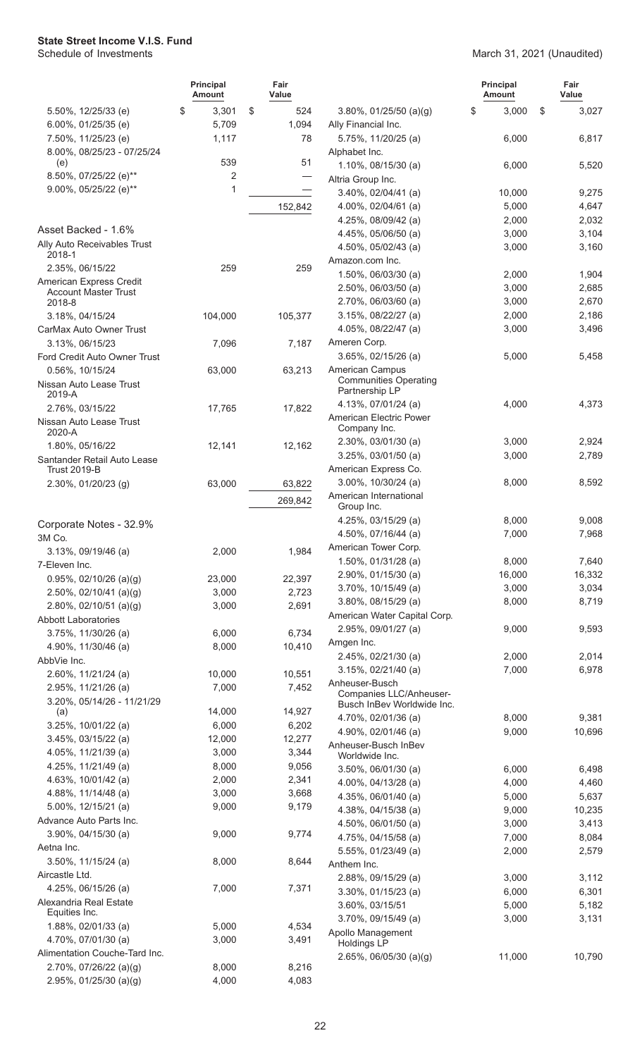**State Street Income V.I.S. Fund**
Schedule of Investments

March 31, 2021 (Unaudited)

| | Principal Amount | Fair Value |
|---|---|---|
| 5.50%, 12/25/33 (e) | $ 3,301 | $ 524 |
| 6.00%, 01/25/35 (e) | 5,709 | 1,094 |
| 7.50%, 11/25/23 (e) | 1,117 | 78 |
| 8.00%, 08/25/23 - 07/25/24 (e) | 539 | 51 |
| 8.50%, 07/25/22 (e)** | 2 | — |
| 9.00%, 05/25/22 (e)** | 1 | — |
| | | 152,842 |
| **Asset Backed - 1.6%** | | |
| Ally Auto Receivables Trust 2018-1 | | |
| 2.35%, 06/15/22 | 259 | 259 |
| American Express Credit Account Master Trust 2018-8 | | |
| 3.18%, 04/15/24 | 104,000 | 105,377 |
| CarMax Auto Owner Trust | | |
| 3.13%, 06/15/23 | 7,096 | 7,187 |
| Ford Credit Auto Owner Trust | | |
| 0.56%, 10/15/24 | 63,000 | 63,213 |
| Nissan Auto Lease Trust 2019-A | | |
| 2.76%, 03/15/22 | 17,765 | 17,822 |
| Nissan Auto Lease Trust 2020-A | | |
| 1.80%, 05/16/22 | 12,141 | 12,162 |
| Santander Retail Auto Lease Trust 2019-B | | |
| 2.30%, 01/20/23 (g) | 63,000 | 63,822 |
| | | 269,842 |
| **Corporate Notes - 32.9%** | | |
| 3M Co. | | |
| 3.13%, 09/19/46 (a) | 2,000 | 1,984 |
| 7-Eleven Inc. | | |
| 0.95%, 02/10/26 (a)(g) | 23,000 | 22,397 |
| 2.50%, 02/10/41 (a)(g) | 3,000 | 2,723 |
| 2.80%, 02/10/51 (a)(g) | 3,000 | 2,691 |
| Abbott Laboratories | | |
| 3.75%, 11/30/26 (a) | 6,000 | 6,734 |
| 4.90%, 11/30/46 (a) | 8,000 | 10,410 |
| AbbVie Inc. | | |
| 2.60%, 11/21/24 (a) | 10,000 | 10,551 |
| 2.95%, 11/21/26 (a) | 7,000 | 7,452 |
| 3.20%, 05/14/26 - 11/21/29 (a) | 14,000 | 14,927 |
| 3.25%, 10/01/22 (a) | 6,000 | 6,202 |
| 3.45%, 03/15/22 (a) | 12,000 | 12,277 |
| 4.05%, 11/21/39 (a) | 3,000 | 3,344 |
| 4.25%, 11/21/49 (a) | 8,000 | 9,056 |
| 4.63%, 10/01/42 (a) | 2,000 | 2,341 |
| 4.88%, 11/14/48 (a) | 3,000 | 3,668 |
| 5.00%, 12/15/21 (a) | 9,000 | 9,179 |
| Advance Auto Parts Inc. | | |
| 3.90%, 04/15/30 (a) | 9,000 | 9,774 |
| Aetna Inc. | | |
| 3.50%, 11/15/24 (a) | 8,000 | 8,644 |
| Aircastle Ltd. | | |
| 4.25%, 06/15/26 (a) | 7,000 | 7,371 |
| Alexandria Real Estate Equities Inc. | | |
| 1.88%, 02/01/33 (a) | 5,000 | 4,534 |
| 4.70%, 07/01/30 (a) | 3,000 | 3,491 |
| Alimentation Couche-Tard Inc. | | |
| 2.70%, 07/26/22 (a)(g) | 8,000 | 8,216 |
| 2.95%, 01/25/30 (a)(g) | 4,000 | 4,083 |
| 3.80%, 01/25/50 (a)(g) | $ 3,000 | $ 3,027 |
| Ally Financial Inc. | | |
| 5.75%, 11/20/25 (a) | 6,000 | 6,817 |
| Alphabet Inc. | | |
| 1.10%, 08/15/30 (a) | 6,000 | 5,520 |
| Altria Group Inc. | | |
| 3.40%, 02/04/41 (a) | 10,000 | 9,275 |
| 4.00%, 02/04/61 (a) | 5,000 | 4,647 |
| 4.25%, 08/09/42 (a) | 2,000 | 2,032 |
| 4.45%, 05/06/50 (a) | 3,000 | 3,104 |
| 4.50%, 05/02/43 (a) | 3,000 | 3,160 |
| Amazon.com Inc. | | |
| 1.50%, 06/03/30 (a) | 2,000 | 1,904 |
| 2.50%, 06/03/50 (a) | 3,000 | 2,685 |
| 2.70%, 06/03/60 (a) | 3,000 | 2,670 |
| 3.15%, 08/22/27 (a) | 2,000 | 2,186 |
| 4.05%, 08/22/47 (a) | 3,000 | 3,496 |
| Ameren Corp. | | |
| 3.65%, 02/15/26 (a) | 5,000 | 5,458 |
| American Campus Communities Operating Partnership LP | | |
| 4.13%, 07/01/24 (a) | 4,000 | 4,373 |
| American Electric Power Company Inc. | | |
| 2.30%, 03/01/30 (a) | 3,000 | 2,924 |
| 3.25%, 03/01/50 (a) | 3,000 | 2,789 |
| American Express Co. | | |
| 3.00%, 10/30/24 (a) | 8,000 | 8,592 |
| American International Group Inc. | | |
| 4.25%, 03/15/29 (a) | 8,000 | 9,008 |
| 4.50%, 07/16/44 (a) | 7,000 | 7,968 |
| American Tower Corp. | | |
| 1.50%, 01/31/28 (a) | 8,000 | 7,640 |
| 2.90%, 01/15/30 (a) | 16,000 | 16,332 |
| 3.70%, 10/15/49 (a) | 3,000 | 3,034 |
| 3.80%, 08/15/29 (a) | 8,000 | 8,719 |
| American Water Capital Corp. | | |
| 2.95%, 09/01/27 (a) | 9,000 | 9,593 |
| Amgen Inc. | | |
| 2.45%, 02/21/30 (a) | 2,000 | 2,014 |
| 3.15%, 02/21/40 (a) | 7,000 | 6,978 |
| Anheuser-Busch Companies LLC/Anheuser-Busch InBev Worldwide Inc. | | |
| 4.70%, 02/01/36 (a) | 8,000 | 9,381 |
| 4.90%, 02/01/46 (a) | 9,000 | 10,696 |
| Anheuser-Busch InBev Worldwide Inc. | | |
| 3.50%, 06/01/30 (a) | 6,000 | 6,498 |
| 4.00%, 04/13/28 (a) | 4,000 | 4,460 |
| 4.35%, 06/01/40 (a) | 5,000 | 5,637 |
| 4.38%, 04/15/38 (a) | 9,000 | 10,235 |
| 4.50%, 06/01/50 (a) | 3,000 | 3,413 |
| 4.75%, 04/15/58 (a) | 7,000 | 8,084 |
| 5.55%, 01/23/49 (a) | 2,000 | 2,579 |
| Anthem Inc. | | |
| 2.88%, 09/15/29 (a) | 3,000 | 3,112 |
| 3.30%, 01/15/23 (a) | 6,000 | 6,301 |
| 3.60%, 03/15/51 | 5,000 | 5,182 |
| 3.70%, 09/15/49 (a) | 3,000 | 3,131 |
| Apollo Management Holdings LP | | |
| 2.65%, 06/05/30 (a)(g) | 11,000 | 10,790 |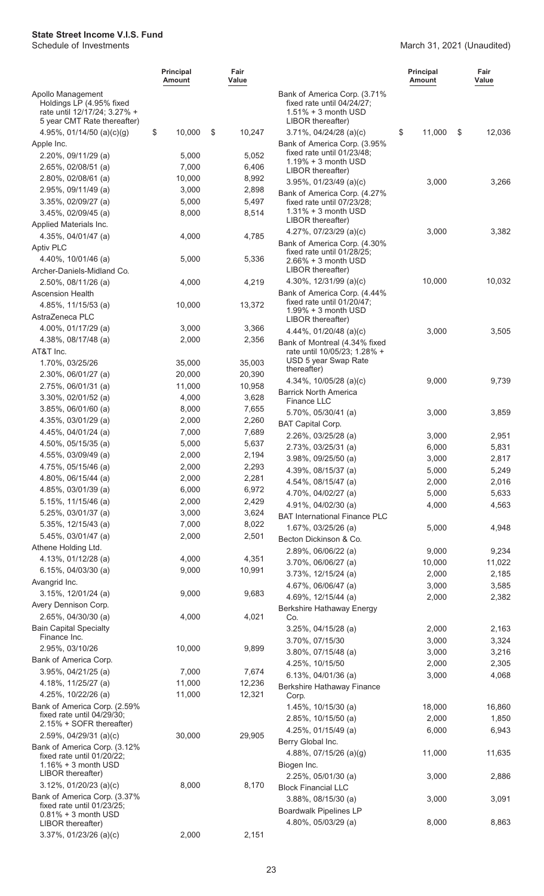**State Street Income V.I.S. Fund**
Schedule of Investments

March 31, 2021 (Unaudited)

| | Principal Amount | Fair Value |
|---|---|---|
| Apollo Management Holdings LP (4.95% fixed rate until 12/17/24; 3.27% + 5 year CMT Rate thereafter) | | |
| 4.95%, 01/14/50 (a)(c)(g) | $ 10,000 | $ 10,247 |
| Apple Inc. | | |
| 2.20%, 09/11/29 (a) | 5,000 | 5,052 |
| 2.65%, 02/08/51 (a) | 7,000 | 6,406 |
| 2.80%, 02/08/61 (a) | 10,000 | 8,992 |
| 2.95%, 09/11/49 (a) | 3,000 | 2,898 |
| 3.35%, 02/09/27 (a) | 5,000 | 5,497 |
| 3.45%, 02/09/45 (a) | 8,000 | 8,514 |
| Applied Materials Inc. | | |
| 4.35%, 04/01/47 (a) | 4,000 | 4,785 |
| Aptiv PLC | | |
| 4.40%, 10/01/46 (a) | 5,000 | 5,336 |
| Archer-Daniels-Midland Co. | | |
| 2.50%, 08/11/26 (a) | 4,000 | 4,219 |
| Ascension Health | | |
| 4.85%, 11/15/53 (a) | 10,000 | 13,372 |
| AstraZeneca PLC | | |
| 4.00%, 01/17/29 (a) | 3,000 | 3,366 |
| 4.38%, 08/17/48 (a) | 2,000 | 2,356 |
| AT&T Inc. | | |
| 1.70%, 03/25/26 | 35,000 | 35,003 |
| 2.30%, 06/01/27 (a) | 20,000 | 20,390 |
| 2.75%, 06/01/31 (a) | 11,000 | 10,958 |
| 3.30%, 02/01/52 (a) | 4,000 | 3,628 |
| 3.85%, 06/01/60 (a) | 8,000 | 7,655 |
| 4.35%, 03/01/29 (a) | 2,000 | 2,260 |
| 4.45%, 04/01/24 (a) | 7,000 | 7,689 |
| 4.50%, 05/15/35 (a) | 5,000 | 5,637 |
| 4.55%, 03/09/49 (a) | 2,000 | 2,194 |
| 4.75%, 05/15/46 (a) | 2,000 | 2,293 |
| 4.80%, 06/15/44 (a) | 2,000 | 2,281 |
| 4.85%, 03/01/39 (a) | 6,000 | 6,972 |
| 5.15%, 11/15/46 (a) | 2,000 | 2,429 |
| 5.25%, 03/01/37 (a) | 3,000 | 3,624 |
| 5.35%, 12/15/43 (a) | 7,000 | 8,022 |
| 5.45%, 03/01/47 (a) | 2,000 | 2,501 |
| Athene Holding Ltd. | | |
| 4.13%, 01/12/28 (a) | 4,000 | 4,351 |
| 6.15%, 04/03/30 (a) | 9,000 | 10,991 |
| Avangrid Inc. | | |
| 3.15%, 12/01/24 (a) | 9,000 | 9,683 |
| Avery Dennison Corp. | | |
| 2.65%, 04/30/30 (a) | 4,000 | 4,021 |
| Bain Capital Specialty Finance Inc. | | |
| 2.95%, 03/10/26 | 10,000 | 9,899 |
| Bank of America Corp. | | |
| 3.95%, 04/21/25 (a) | 7,000 | 7,674 |
| 4.18%, 11/25/27 (a) | 11,000 | 12,236 |
| 4.25%, 10/22/26 (a) | 11,000 | 12,321 |
| Bank of America Corp. (2.59% fixed rate until 04/29/30; 2.15% + SOFR thereafter) | | |
| 2.59%, 04/29/31 (a)(c) | 30,000 | 29,905 |
| Bank of America Corp. (3.12% fixed rate until 01/20/22; 1.16% + 3 month USD LIBOR thereafter) | | |
| 3.12%, 01/20/23 (a)(c) | 8,000 | 8,170 |
| Bank of America Corp. (3.37% fixed rate until 01/23/25; 0.81% + 3 month USD LIBOR thereafter) | | |
| 3.37%, 01/23/26 (a)(c) | 2,000 | 2,151 |
| Bank of America Corp. (3.71% fixed rate until 04/24/27; 1.51% + 3 month USD LIBOR thereafter) | | |
| 3.71%, 04/24/28 (a)(c) | $ 11,000 | $ 12,036 |
| Bank of America Corp. (3.95% fixed rate until 01/23/48; 1.19% + 3 month USD LIBOR thereafter) | | |
| 3.95%, 01/23/49 (a)(c) | 3,000 | 3,266 |
| Bank of America Corp. (4.27% fixed rate until 07/23/28; 1.31% + 3 month USD LIBOR thereafter) | | |
| 4.27%, 07/23/29 (a)(c) | 3,000 | 3,382 |
| Bank of America Corp. (4.30% fixed rate until 01/28/25; 2.66% + 3 month USD LIBOR thereafter) | | |
| 4.30%, 12/31/99 (a)(c) | 10,000 | 10,032 |
| Bank of America Corp. (4.44% fixed rate until 01/20/47; 1.99% + 3 month USD LIBOR thereafter) | | |
| 4.44%, 01/20/48 (a)(c) | 3,000 | 3,505 |
| Bank of Montreal (4.34% fixed rate until 10/05/23; 1.28% + USD 5 year Swap Rate thereafter) | | |
| 4.34%, 10/05/28 (a)(c) | 9,000 | 9,739 |
| Barrick North America Finance LLC | | |
| 5.70%, 05/30/41 (a) | 3,000 | 3,859 |
| BAT Capital Corp. | | |
| 2.26%, 03/25/28 (a) | 3,000 | 2,951 |
| 2.73%, 03/25/31 (a) | 6,000 | 5,831 |
| 3.98%, 09/25/50 (a) | 3,000 | 2,817 |
| 4.39%, 08/15/37 (a) | 5,000 | 5,249 |
| 4.54%, 08/15/47 (a) | 2,000 | 2,016 |
| 4.70%, 04/02/27 (a) | 5,000 | 5,633 |
| 4.91%, 04/02/30 (a) | 4,000 | 4,563 |
| BAT International Finance PLC | | |
| 1.67%, 03/25/26 (a) | 5,000 | 4,948 |
| Becton Dickinson & Co. | | |
| 2.89%, 06/06/22 (a) | 9,000 | 9,234 |
| 3.70%, 06/06/27 (a) | 10,000 | 11,022 |
| 3.73%, 12/15/24 (a) | 2,000 | 2,185 |
| 4.67%, 06/06/47 (a) | 3,000 | 3,585 |
| 4.69%, 12/15/44 (a) | 2,000 | 2,382 |
| Berkshire Hathaway Energy Co. | | |
| 3.25%, 04/15/28 (a) | 2,000 | 2,163 |
| 3.70%, 07/15/30 | 3,000 | 3,324 |
| 3.80%, 07/15/48 (a) | 3,000 | 3,216 |
| 4.25%, 10/15/50 | 2,000 | 2,305 |
| 6.13%, 04/01/36 (a) | 3,000 | 4,068 |
| Berkshire Hathaway Finance Corp. | | |
| 1.45%, 10/15/30 (a) | 18,000 | 16,860 |
| 2.85%, 10/15/50 (a) | 2,000 | 1,850 |
| 4.25%, 01/15/49 (a) | 6,000 | 6,943 |
| Berry Global Inc. | | |
| 4.88%, 07/15/26 (a)(g) | 11,000 | 11,635 |
| Biogen Inc. | | |
| 2.25%, 05/01/30 (a) | 3,000 | 2,886 |
| Block Financial LLC | | |
| 3.88%, 08/15/30 (a) | 3,000 | 3,091 |
| Boardwalk Pipelines LP | | |
| 4.80%, 05/03/29 (a) | 8,000 | 8,863 |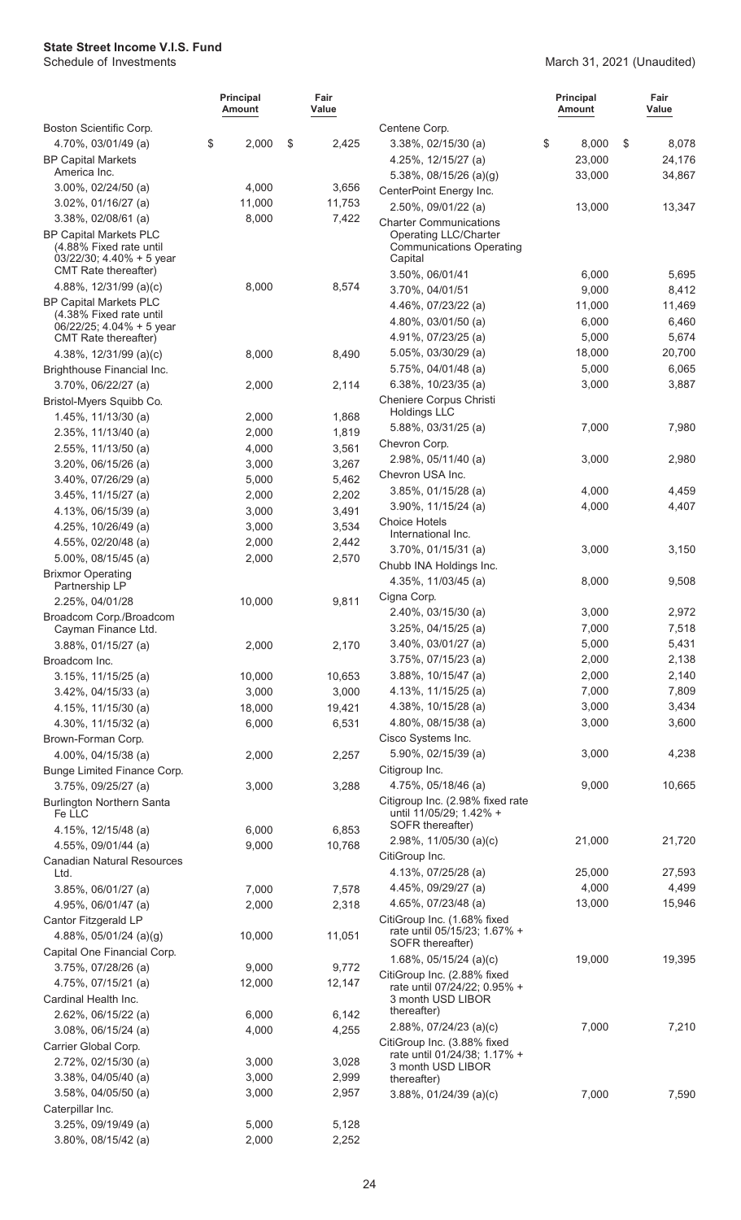**State Street Income V.I.S. Fund**
Schedule of Investments

March 31, 2021 (Unaudited)

| | Principal Amount | Fair Value |
|---|---|---|
| Boston Scientific Corp. | | |
| 4.70%, 03/01/49 (a) | $ 2,000 | $ 2,425 |
| BP Capital Markets America Inc. | | |
| 3.00%, 02/24/50 (a) | 4,000 | 3,656 |
| 3.02%, 01/16/27 (a) | 11,000 | 11,753 |
| 3.38%, 02/08/61 (a) | 8,000 | 7,422 |
| BP Capital Markets PLC (4.88% Fixed rate until 03/22/30; 4.40% + 5 year CMT Rate thereafter) | | |
| 4.88%, 12/31/99 (a)(c) | 8,000 | 8,574 |
| BP Capital Markets PLC (4.38% Fixed rate until 06/22/25; 4.04% + 5 year CMT Rate thereafter) | | |
| 4.38%, 12/31/99 (a)(c) | 8,000 | 8,490 |
| Brighthouse Financial Inc. | | |
| 3.70%, 06/22/27 (a) | 2,000 | 2,114 |
| Bristol-Myers Squibb Co. | | |
| 1.45%, 11/13/30 (a) | 2,000 | 1,868 |
| 2.35%, 11/13/40 (a) | 2,000 | 1,819 |
| 2.55%, 11/13/50 (a) | 4,000 | 3,561 |
| 3.20%, 06/15/26 (a) | 3,000 | 3,267 |
| 3.40%, 07/26/29 (a) | 5,000 | 5,462 |
| 3.45%, 11/15/27 (a) | 2,000 | 2,202 |
| 4.13%, 06/15/39 (a) | 3,000 | 3,491 |
| 4.25%, 10/26/49 (a) | 3,000 | 3,534 |
| 4.55%, 02/20/48 (a) | 2,000 | 2,442 |
| 5.00%, 08/15/45 (a) | 2,000 | 2,570 |
| Brixmor Operating Partnership LP | | |
| 2.25%, 04/01/28 | 10,000 | 9,811 |
| Broadcom Corp./Broadcom Cayman Finance Ltd. | | |
| 3.88%, 01/15/27 (a) | 2,000 | 2,170 |
| Broadcom Inc. | | |
| 3.15%, 11/15/25 (a) | 10,000 | 10,653 |
| 3.42%, 04/15/33 (a) | 3,000 | 3,000 |
| 4.15%, 11/15/30 (a) | 18,000 | 19,421 |
| 4.30%, 11/15/32 (a) | 6,000 | 6,531 |
| Brown-Forman Corp. | | |
| 4.00%, 04/15/38 (a) | 2,000 | 2,257 |
| Bunge Limited Finance Corp. | | |
| 3.75%, 09/25/27 (a) | 3,000 | 3,288 |
| Burlington Northern Santa Fe LLC | | |
| 4.15%, 12/15/48 (a) | 6,000 | 6,853 |
| 4.55%, 09/01/44 (a) | 9,000 | 10,768 |
| Canadian Natural Resources Ltd. | | |
| 3.85%, 06/01/27 (a) | 7,000 | 7,578 |
| 4.95%, 06/01/47 (a) | 2,000 | 2,318 |
| Cantor Fitzgerald LP | | |
| 4.88%, 05/01/24 (a)(g) | 10,000 | 11,051 |
| Capital One Financial Corp. | | |
| 3.75%, 07/28/26 (a) | 9,000 | 9,772 |
| 4.75%, 07/15/21 (a) | 12,000 | 12,147 |
| Cardinal Health Inc. | | |
| 2.62%, 06/15/22 (a) | 6,000 | 6,142 |
| 3.08%, 06/15/24 (a) | 4,000 | 4,255 |
| Carrier Global Corp. | | |
| 2.72%, 02/15/30 (a) | 3,000 | 3,028 |
| 3.38%, 04/05/40 (a) | 3,000 | 2,999 |
| 3.58%, 04/05/50 (a) | 3,000 | 2,957 |
| Caterpillar Inc. | | |
| 3.25%, 09/19/49 (a) | 5,000 | 5,128 |
| 3.80%, 08/15/42 (a) | 2,000 | 2,252 |
| Centene Corp. | | |
| 3.38%, 02/15/30 (a) | $ 8,000 | $ 8,078 |
| 4.25%, 12/15/27 (a) | 23,000 | 24,176 |
| 5.38%, 08/15/26 (a)(g) | 33,000 | 34,867 |
| CenterPoint Energy Inc. | | |
| 2.50%, 09/01/22 (a) | 13,000 | 13,347 |
| Charter Communications Operating LLC/Charter Communications Operating Capital | | |
| 3.50%, 06/01/41 | 6,000 | 5,695 |
| 3.70%, 04/01/51 | 9,000 | 8,412 |
| 4.46%, 07/23/22 (a) | 11,000 | 11,469 |
| 4.80%, 03/01/50 (a) | 6,000 | 6,460 |
| 4.91%, 07/23/25 (a) | 5,000 | 5,674 |
| 5.05%, 03/30/29 (a) | 18,000 | 20,700 |
| 5.75%, 04/01/48 (a) | 5,000 | 6,065 |
| 6.38%, 10/23/35 (a) | 3,000 | 3,887 |
| Cheniere Corpus Christi Holdings LLC | | |
| 5.88%, 03/31/25 (a) | 7,000 | 7,980 |
| Chevron Corp. | | |
| 2.98%, 05/11/40 (a) | 3,000 | 2,980 |
| Chevron USA Inc. | | |
| 3.85%, 01/15/28 (a) | 4,000 | 4,459 |
| 3.90%, 11/15/24 (a) | 4,000 | 4,407 |
| Choice Hotels International Inc. | | |
| 3.70%, 01/15/31 (a) | 3,000 | 3,150 |
| Chubb INA Holdings Inc. | | |
| 4.35%, 11/03/45 (a) | 8,000 | 9,508 |
| Cigna Corp. | | |
| 2.40%, 03/15/30 (a) | 3,000 | 2,972 |
| 3.25%, 04/15/25 (a) | 7,000 | 7,518 |
| 3.40%, 03/01/27 (a) | 5,000 | 5,431 |
| 3.75%, 07/15/23 (a) | 2,000 | 2,138 |
| 3.88%, 10/15/47 (a) | 2,000 | 2,140 |
| 4.13%, 11/15/25 (a) | 7,000 | 7,809 |
| 4.38%, 10/15/28 (a) | 3,000 | 3,434 |
| 4.80%, 08/15/38 (a) | 3,000 | 3,600 |
| Cisco Systems Inc. | | |
| 5.90%, 02/15/39 (a) | 3,000 | 4,238 |
| Citigroup Inc. | | |
| 4.75%, 05/18/46 (a) | 9,000 | 10,665 |
| Citigroup Inc. (2.98% fixed rate until 11/05/29; 1.42% + SOFR thereafter) | | |
| 2.98%, 11/05/30 (a)(c) | 21,000 | 21,720 |
| CitiGroup Inc. | | |
| 4.13%, 07/25/28 (a) | 25,000 | 27,593 |
| 4.45%, 09/29/27 (a) | 4,000 | 4,499 |
| 4.65%, 07/23/48 (a) | 13,000 | 15,946 |
| CitiGroup Inc. (1.68% fixed rate until 05/15/23; 1.67% + SOFR thereafter) | | |
| 1.68%, 05/15/24 (a)(c) | 19,000 | 19,395 |
| CitiGroup Inc. (2.88% fixed rate until 07/24/22; 0.95% + 3 month USD LIBOR thereafter) | | |
| 2.88%, 07/24/23 (a)(c) | 7,000 | 7,210 |
| CitiGroup Inc. (3.88% fixed rate until 01/24/38; 1.17% + 3 month USD LIBOR thereafter) | | |
| 3.88%, 01/24/39 (a)(c) | 7,000 | 7,590 |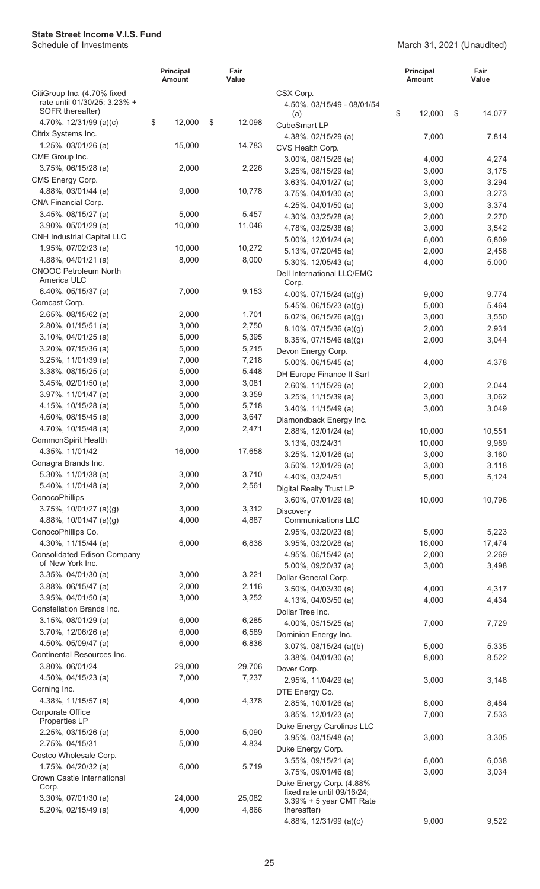| | Principal Amount | Fair Value |
|---|---|---|
| CitiGroup Inc. (4.70% fixed rate until 01/30/25; 3.23% + SOFR thereafter) | | |
| 4.70%, 12/31/99 (a)(c) | $ 12,000 | $ 12,098 |
| Citrix Systems Inc. | | |
| 1.25%, 03/01/26 | 15,000 | 14,783 |
| CME Group Inc. | | |
| 3.75%, 06/15/28 (a) | 2,000 | 2,226 |
| CMS Energy Corp. | | |
| 4.88%, 03/01/44 (a) | 9,000 | 10,778 |
| CNA Financial Corp. | | |
| 3.45%, 08/15/27 (a) | 5,000 | 5,457 |
| 3.90%, 05/01/29 (a) | 10,000 | 11,046 |
| CNH Industrial Capital LLC | | |
| 1.95%, 07/02/23 (a) | 10,000 | 10,272 |
| 4.88%, 04/01/21 (a) | 8,000 | 8,000 |
| CNOOC Petroleum North America ULC | | |
| 6.40%, 05/15/37 (a) | 7,000 | 9,153 |
| Comcast Corp. | | |
| 2.65%, 08/15/62 (a) | 2,000 | 1,701 |
| 2.80%, 01/15/51 (a) | 3,000 | 2,750 |
| 3.10%, 04/01/25 (a) | 5,000 | 5,395 |
| 3.20%, 07/15/36 (a) | 5,000 | 5,215 |
| 3.25%, 11/01/39 (a) | 7,000 | 7,218 |
| 3.38%, 08/15/25 (a) | 5,000 | 5,448 |
| 3.45%, 02/01/50 (a) | 3,000 | 3,081 |
| 3.97%, 11/01/47 (a) | 3,000 | 3,359 |
| 4.15%, 10/15/28 (a) | 5,000 | 5,718 |
| 4.60%, 08/15/45 (a) | 3,000 | 3,647 |
| 4.70%, 10/15/48 (a) | 2,000 | 2,471 |
| CommonSpirit Health | | |
| 4.35%, 11/01/42 | 16,000 | 17,658 |
| Conagra Brands Inc. | | |
| 5.30%, 11/01/38 (a) | 3,000 | 3,710 |
| 5.40%, 11/01/48 (a) | 2,000 | 2,561 |
| ConocoPhillips | | |
| 3.75%, 10/01/27 (a)(g) | 3,000 | 3,312 |
| 4.88%, 10/01/47 (a)(g) | 4,000 | 4,887 |
| ConocoPhillips Co. | | |
| 4.30%, 11/15/44 (a) | 6,000 | 6,838 |
| Consolidated Edison Company of New York Inc. | | |
| 3.35%, 04/01/30 (a) | 3,000 | 3,221 |
| 3.88%, 06/15/47 (a) | 2,000 | 2,116 |
| 3.95%, 04/01/50 (a) | 3,000 | 3,252 |
| Constellation Brands Inc. | | |
| 3.15%, 08/01/29 (a) | 6,000 | 6,285 |
| 3.70%, 12/06/26 (a) | 6,000 | 6,589 |
| 4.50%, 05/09/47 (a) | 6,000 | 6,836 |
| Continental Resources Inc. | | |
| 3.80%, 06/01/24 | 29,000 | 29,706 |
| 4.50%, 04/15/23 (a) | 7,000 | 7,237 |
| Corning Inc. | | |
| 4.38%, 11/15/57 (a) | 4,000 | 4,378 |
| Corporate Office Properties LP | | |
| 2.25%, 03/15/26 (a) | 5,000 | 5,090 |
| 2.75%, 04/15/31 | 5,000 | 4,834 |
| Costco Wholesale Corp. | | |
| 1.75%, 04/20/32 (a) | 6,000 | 5,719 |
| Crown Castle International Corp. | | |
| 3.30%, 07/01/30 (a) | 24,000 | 25,082 |
| 5.20%, 02/15/49 (a) | 4,000 | 4,866 |
| CSX Corp. | | |
| 4.50%, 03/15/49 - 08/01/54 (a) | $ 12,000 | $ 14,077 |
| CubeSmart LP | | |
| 4.38%, 02/15/29 (a) | 7,000 | 7,814 |
| CVS Health Corp. | | |
| 3.00%, 08/15/26 (a) | 4,000 | 4,274 |
| 3.25%, 08/15/29 (a) | 3,000 | 3,175 |
| 3.63%, 04/01/27 (a) | 3,000 | 3,294 |
| 3.75%, 04/01/30 (a) | 3,000 | 3,273 |
| 4.25%, 04/01/50 (a) | 3,000 | 3,374 |
| 4.30%, 03/25/28 (a) | 2,000 | 2,270 |
| 4.78%, 03/25/38 (a) | 3,000 | 3,542 |
| 5.00%, 12/01/24 (a) | 6,000 | 6,809 |
| 5.13%, 07/20/45 (a) | 2,000 | 2,458 |
| 5.30%, 12/05/43 (a) | 4,000 | 5,000 |
| Dell International LLC/EMC Corp. | | |
| 4.00%, 07/15/24 (a)(g) | 9,000 | 9,774 |
| 5.45%, 06/15/23 (a)(g) | 5,000 | 5,464 |
| 6.02%, 06/15/26 (a)(g) | 3,000 | 3,550 |
| 8.10%, 07/15/36 (a)(g) | 2,000 | 2,931 |
| 8.35%, 07/15/46 (a)(g) | 2,000 | 3,044 |
| Devon Energy Corp. | | |
| 5.00%, 06/15/45 (a) | 4,000 | 4,378 |
| DH Europe Finance II Sarl | | |
| 2.60%, 11/15/29 (a) | 2,000 | 2,044 |
| 3.25%, 11/15/39 (a) | 3,000 | 3,062 |
| 3.40%, 11/15/49 (a) | 3,000 | 3,049 |
| Diamondback Energy Inc. | | |
| 2.88%, 12/01/24 (a) | 10,000 | 10,551 |
| 3.13%, 03/24/31 | 10,000 | 9,989 |
| 3.25%, 12/01/26 (a) | 3,000 | 3,160 |
| 3.50%, 12/01/29 (a) | 3,000 | 3,118 |
| 4.40%, 03/24/51 | 5,000 | 5,124 |
| Digital Realty Trust LP | | |
| 3.60%, 07/01/29 (a) | 10,000 | 10,796 |
| Discovery Communications LLC | | |
| 2.95%, 03/20/23 (a) | 5,000 | 5,223 |
| 3.95%, 03/20/28 (a) | 16,000 | 17,474 |
| 4.95%, 05/15/42 (a) | 2,000 | 2,269 |
| 5.00%, 09/20/37 (a) | 3,000 | 3,498 |
| Dollar General Corp. | | |
| 3.50%, 04/03/30 (a) | 4,000 | 4,317 |
| 4.13%, 04/03/50 (a) | 4,000 | 4,434 |
| Dollar Tree Inc. | | |
| 4.00%, 05/15/25 (a) | 7,000 | 7,729 |
| Dominion Energy Inc. | | |
| 3.07%, 08/15/24 (a)(b) | 5,000 | 5,335 |
| 3.38%, 04/01/30 (a) | 8,000 | 8,522 |
| Dover Corp. | | |
| 2.95%, 11/04/29 (a) | 3,000 | 3,148 |
| DTE Energy Co. | | |
| 2.85%, 10/01/26 (a) | 8,000 | 8,484 |
| 3.85%, 12/01/23 (a) | 7,000 | 7,533 |
| Duke Energy Carolinas LLC | | |
| 3.95%, 03/15/48 (a) | 3,000 | 3,305 |
| Duke Energy Corp. | | |
| 3.55%, 09/15/21 (a) | 6,000 | 6,038 |
| 3.75%, 09/01/46 (a) | 3,000 | 3,034 |
| Duke Energy Corp. (4.88% fixed rate until 09/16/24; 3.39% + 5 year CMT Rate thereafter) | | |
| 4.88%, 12/31/99 (a)(c) | 9,000 | 9,522 |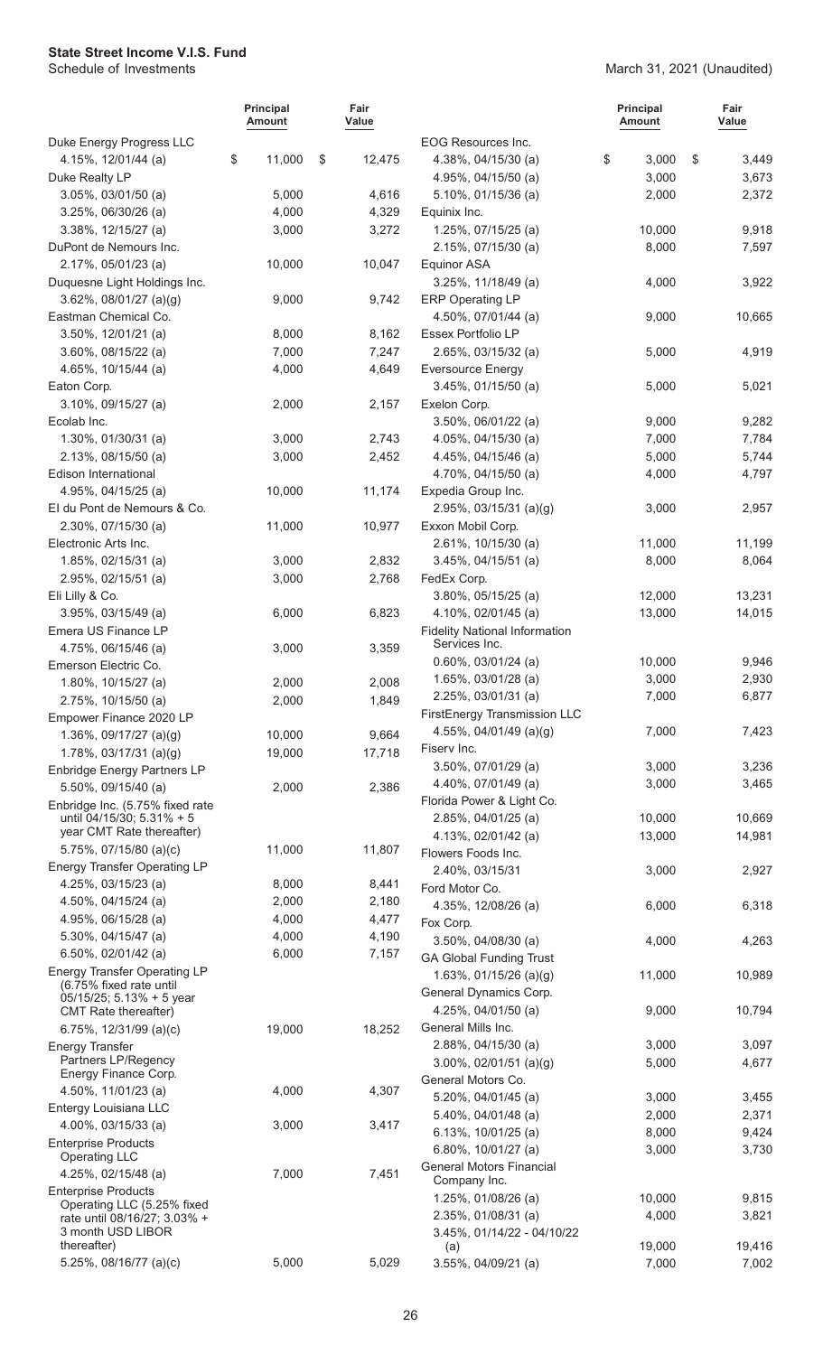**State Street Income V.I.S. Fund**

Schedule of Investments

March 31, 2021 (Unaudited)

| | Principal Amount | Fair Value |
|---|---|---|
| Duke Energy Progress LLC | | |
| 4.15%, 12/01/44 (a) | $ 11,000 | $ 12,475 |
| Duke Realty LP | | |
| 3.05%, 03/01/50 (a) | 5,000 | 4,616 |
| 3.25%, 06/30/26 (a) | 4,000 | 4,329 |
| 3.38%, 12/15/27 (a) | 3,000 | 3,272 |
| DuPont de Nemours Inc. | | |
| 2.17%, 05/01/23 (a) | 10,000 | 10,047 |
| Duquesne Light Holdings Inc. | | |
| 3.62%, 08/01/27 (a)(g) | 9,000 | 9,742 |
| Eastman Chemical Co. | | |
| 3.50%, 12/01/21 (a) | 8,000 | 8,162 |
| 3.60%, 08/15/22 (a) | 7,000 | 7,247 |
| 4.65%, 10/15/44 (a) | 4,000 | 4,649 |
| Eaton Corp. | | |
| 3.10%, 09/15/27 (a) | 2,000 | 2,157 |
| Ecolab Inc. | | |
| 1.30%, 01/30/31 (a) | 3,000 | 2,743 |
| 2.13%, 08/15/50 (a) | 3,000 | 2,452 |
| Edison International | | |
| 4.95%, 04/15/25 (a) | 10,000 | 11,174 |
| El du Pont de Nemours & Co. | | |
| 2.30%, 07/15/30 (a) | 11,000 | 10,977 |
| Electronic Arts Inc. | | |
| 1.85%, 02/15/31 (a) | 3,000 | 2,832 |
| 2.95%, 02/15/51 (a) | 3,000 | 2,768 |
| Eli Lilly & Co. | | |
| 3.95%, 03/15/49 (a) | 6,000 | 6,823 |
| Emera US Finance LP | | |
| 4.75%, 06/15/46 (a) | 3,000 | 3,359 |
| Emerson Electric Co. | | |
| 1.80%, 10/15/27 (a) | 2,000 | 2,008 |
| 2.75%, 10/15/50 (a) | 2,000 | 1,849 |
| Empower Finance 2020 LP | | |
| 1.36%, 09/17/27 (a)(g) | 10,000 | 9,664 |
| 1.78%, 03/17/31 (a)(g) | 19,000 | 17,718 |
| Enbridge Energy Partners LP | | |
| 5.50%, 09/15/40 (a) | 2,000 | 2,386 |
| Enbridge Inc. (5.75% fixed rate until 04/15/30; 5.31% + 5 year CMT Rate thereafter) | | |
| 5.75%, 07/15/80 (a)(c) | 11,000 | 11,807 |
| Energy Transfer Operating LP | | |
| 4.25%, 03/15/23 (a) | 8,000 | 8,441 |
| 4.50%, 04/15/24 (a) | 2,000 | 2,180 |
| 4.95%, 06/15/28 (a) | 4,000 | 4,477 |
| 5.30%, 04/15/47 (a) | 4,000 | 4,190 |
| 6.50%, 02/01/42 (a) | 6,000 | 7,157 |
| Energy Transfer Operating LP (6.75% fixed rate until 05/15/25; 5.13% + 5 year CMT Rate thereafter) | | |
| 6.75%, 12/31/99 (a)(c) | 19,000 | 18,252 |
| Energy Transfer Partners LP/Regency Energy Finance Corp. | | |
| 4.50%, 11/01/23 (a) | 4,000 | 4,307 |
| Entergy Louisiana LLC | | |
| 4.00%, 03/15/33 (a) | 3,000 | 3,417 |
| Enterprise Products Operating LLC | | |
| 4.25%, 02/15/48 (a) | 7,000 | 7,451 |
| Enterprise Products Operating LLC (5.25% fixed rate until 08/16/27; 3.03% + 3 month USD LIBOR thereafter) | | |
| 5.25%, 08/16/77 (a)(c) | 5,000 | 5,029 |
| EOG Resources Inc. | | |
| 4.38%, 04/15/30 (a) | $ 3,000 | $ 3,449 |
| 4.95%, 04/15/50 (a) | 3,000 | 3,673 |
| 5.10%, 01/15/36 (a) | 2,000 | 2,372 |
| Equinix Inc. | | |
| 1.25%, 07/15/25 (a) | 10,000 | 9,918 |
| 2.15%, 07/15/30 (a) | 8,000 | 7,597 |
| Equinor ASA | | |
| 3.25%, 11/18/49 (a) | 4,000 | 3,922 |
| ERP Operating LP | | |
| 4.50%, 07/01/44 (a) | 9,000 | 10,665 |
| Essex Portfolio LP | | |
| 2.65%, 03/15/32 (a) | 5,000 | 4,919 |
| Eversource Energy | | |
| 3.45%, 01/15/50 (a) | 5,000 | 5,021 |
| Exelon Corp. | | |
| 3.50%, 06/01/22 (a) | 9,000 | 9,282 |
| 4.05%, 04/15/30 (a) | 7,000 | 7,784 |
| 4.45%, 04/15/46 (a) | 5,000 | 5,744 |
| 4.70%, 04/15/50 (a) | 4,000 | 4,797 |
| Expedia Group Inc. | | |
| 2.95%, 03/15/31 (a)(g) | 3,000 | 2,957 |
| Exxon Mobil Corp. | | |
| 2.61%, 10/15/30 (a) | 11,000 | 11,199 |
| 3.45%, 04/15/51 (a) | 8,000 | 8,064 |
| FedEx Corp. | | |
| 3.80%, 05/15/25 (a) | 12,000 | 13,231 |
| 4.10%, 02/01/45 (a) | 13,000 | 14,015 |
| Fidelity National Information Services Inc. | | |
| 0.60%, 03/01/24 (a) | 10,000 | 9,946 |
| 1.65%, 03/01/28 (a) | 3,000 | 2,930 |
| 2.25%, 03/01/31 (a) | 7,000 | 6,877 |
| FirstEnergy Transmission LLC | | |
| 4.55%, 04/01/49 (a)(g) | 7,000 | 7,423 |
| Fiserv Inc. | | |
| 3.50%, 07/01/29 (a) | 3,000 | 3,236 |
| 4.40%, 07/01/49 (a) | 3,000 | 3,465 |
| Florida Power & Light Co. | | |
| 2.85%, 04/01/25 (a) | 10,000 | 10,669 |
| 4.13%, 02/01/42 (a) | 13,000 | 14,981 |
| Flowers Foods Inc. | | |
| 2.40%, 03/15/31 | 3,000 | 2,927 |
| Ford Motor Co. | | |
| 4.35%, 12/08/26 (a) | 6,000 | 6,318 |
| Fox Corp. | | |
| 3.50%, 04/08/30 (a) | 4,000 | 4,263 |
| GA Global Funding Trust | | |
| 1.63%, 01/15/26 (a)(g) | 11,000 | 10,989 |
| General Dynamics Corp. | | |
| 4.25%, 04/01/50 (a) | 9,000 | 10,794 |
| General Mills Inc. | | |
| 2.88%, 04/15/30 (a) | 3,000 | 3,097 |
| 3.00%, 02/01/51 (a)(g) | 5,000 | 4,677 |
| General Motors Co. | | |
| 5.20%, 04/01/45 (a) | 3,000 | 3,455 |
| 5.40%, 04/01/48 (a) | 2,000 | 2,371 |
| 6.13%, 10/01/25 (a) | 8,000 | 9,424 |
| 6.80%, 10/01/27 (a) | 3,000 | 3,730 |
| General Motors Financial Company Inc. | | |
| 1.25%, 01/08/26 (a) | 10,000 | 9,815 |
| 2.35%, 01/08/31 (a) | 4,000 | 3,821 |
| 3.45%, 01/14/22 - 04/10/22 (a) | 19,000 | 19,416 |
| 3.55%, 04/09/21 (a) | 7,000 | 7,002 |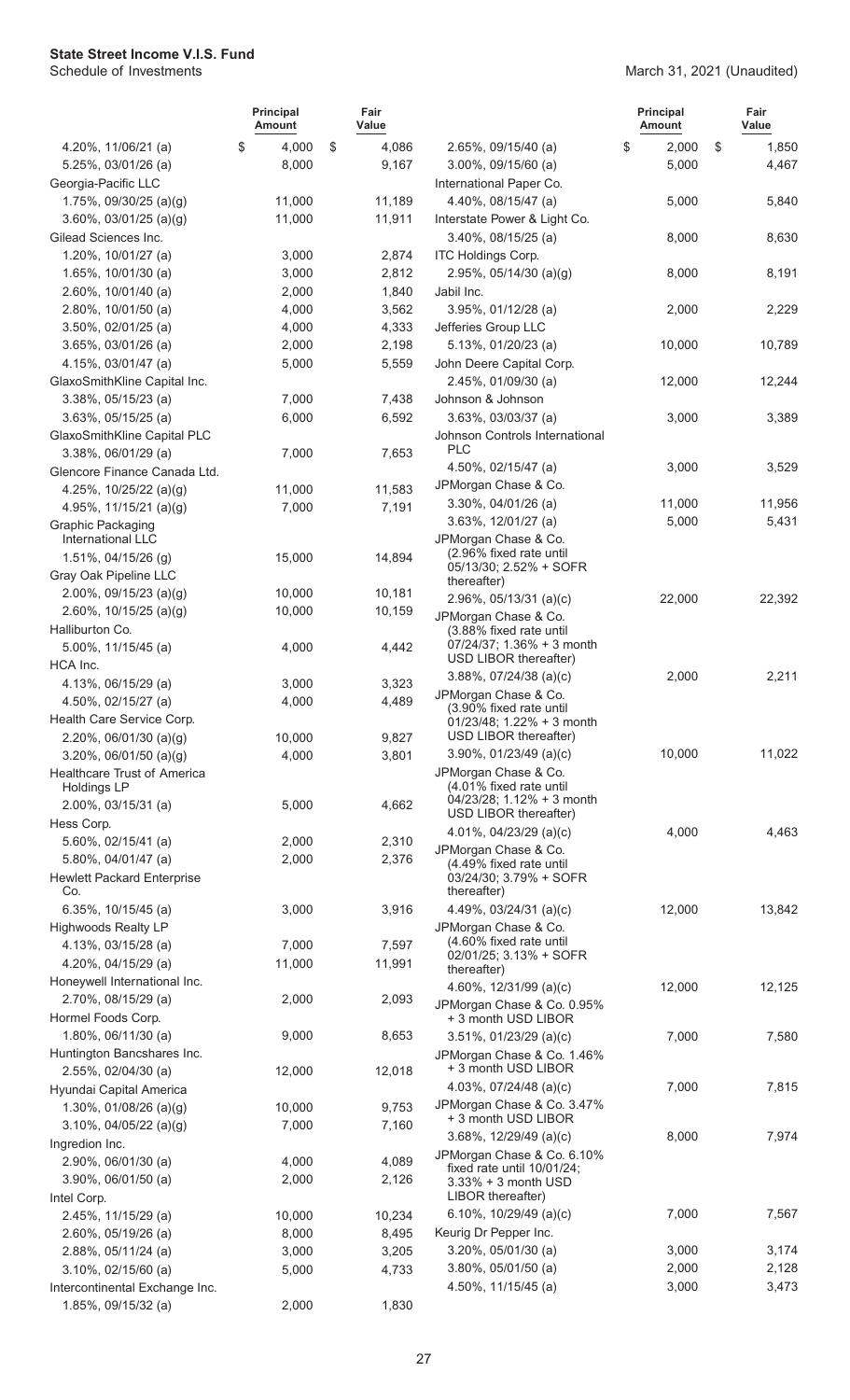# State Street Income V.I.S. Fund

Schedule of Investments

March 31, 2021 (Unaudited)

| | Principal Amount | Fair Value |
|---|---|---|
| 4.20%, 11/06/21 (a) | $ 4,000 | $ 4,086 |
| 5.25%, 03/01/26 (a) | 8,000 | 9,167 |
| Georgia-Pacific LLC | | |
| 1.75%, 09/30/25 (a)(g) | 11,000 | 11,189 |
| 3.60%, 03/01/25 (a)(g) | 11,000 | 11,911 |
| Gilead Sciences Inc. | | |
| 1.20%, 10/01/27 (a) | 3,000 | 2,874 |
| 1.65%, 10/01/30 (a) | 3,000 | 2,812 |
| 2.60%, 10/01/40 (a) | 2,000 | 1,840 |
| 2.80%, 10/01/50 (a) | 4,000 | 3,562 |
| 3.50%, 02/01/25 (a) | 4,000 | 4,333 |
| 3.65%, 03/01/26 (a) | 2,000 | 2,198 |
| 4.15%, 03/01/47 (a) | 5,000 | 5,559 |
| GlaxoSmithKline Capital Inc. | | |
| 3.38%, 05/15/23 (a) | 7,000 | 7,438 |
| 3.63%, 05/15/25 (a) | 6,000 | 6,592 |
| GlaxoSmithKline Capital PLC | | |
| 3.38%, 06/01/29 (a) | 7,000 | 7,653 |
| Glencore Finance Canada Ltd. | | |
| 4.25%, 10/25/22 (a)(g) | 11,000 | 11,583 |
| 4.95%, 11/15/21 (a)(g) | 7,000 | 7,191 |
| Graphic Packaging International LLC | | |
| 1.51%, 04/15/26 (g) | 15,000 | 14,894 |
| Gray Oak Pipeline LLC | | |
| 2.00%, 09/15/23 (a)(g) | 10,000 | 10,181 |
| 2.60%, 10/15/25 (a)(g) | 10,000 | 10,159 |
| Halliburton Co. | | |
| 5.00%, 11/15/45 (a) | 4,000 | 4,442 |
| HCA Inc. | | |
| 4.13%, 06/15/29 (a) | 3,000 | 3,323 |
| 4.50%, 02/15/27 (a) | 4,000 | 4,489 |
| Health Care Service Corp. | | |
| 2.20%, 06/01/30 (a)(g) | 10,000 | 9,827 |
| 3.20%, 06/01/50 (a)(g) | 4,000 | 3,801 |
| Healthcare Trust of America Holdings LP | | |
| 2.00%, 03/15/31 (a) | 5,000 | 4,662 |
| Hess Corp. | | |
| 5.60%, 02/15/41 (a) | 2,000 | 2,310 |
| 5.80%, 04/01/47 (a) | 2,000 | 2,376 |
| Hewlett Packard Enterprise Co. | | |
| 6.35%, 10/15/45 (a) | 3,000 | 3,916 |
| Highwoods Realty LP | | |
| 4.13%, 03/15/28 (a) | 7,000 | 7,597 |
| 4.20%, 04/15/29 (a) | 11,000 | 11,991 |
| Honeywell International Inc. | | |
| 2.70%, 08/15/29 (a) | 2,000 | 2,093 |
| Hormel Foods Corp. | | |
| 1.80%, 06/11/30 (a) | 9,000 | 8,653 |
| Huntington Bancshares Inc. | | |
| 2.55%, 02/04/30 (a) | 12,000 | 12,018 |
| Hyundai Capital America | | |
| 1.30%, 01/08/26 (a)(g) | 10,000 | 9,753 |
| 3.10%, 04/05/22 (a)(g) | 7,000 | 7,160 |
| Ingredion Inc. | | |
| 2.90%, 06/01/30 (a) | 4,000 | 4,089 |
| 3.90%, 06/01/50 (a) | 2,000 | 2,126 |
| Intel Corp. | | |
| 2.45%, 11/15/29 (a) | 10,000 | 10,234 |
| 2.60%, 05/19/26 (a) | 8,000 | 8,495 |
| 2.88%, 05/11/24 (a) | 3,000 | 3,205 |
| 3.10%, 02/15/60 (a) | 5,000 | 4,733 |
| Intercontinental Exchange Inc. | | |
| 1.85%, 09/15/32 (a) | 2,000 | 1,830 |
| 2.65%, 09/15/40 (a) | $ 2,000 | $ 1,850 |
| 3.00%, 09/15/60 (a) | 5,000 | 4,467 |
| International Paper Co. | | |
| 4.40%, 08/15/47 (a) | 5,000 | 5,840 |
| Interstate Power & Light Co. | | |
| 3.40%, 08/15/25 (a) | 8,000 | 8,630 |
| ITC Holdings Corp. | | |
| 2.95%, 05/14/30 (a)(g) | 8,000 | 8,191 |
| Jabil Inc. | | |
| 3.95%, 01/12/28 (a) | 2,000 | 2,229 |
| Jefferies Group LLC | | |
| 5.13%, 01/20/23 (a) | 10,000 | 10,789 |
| John Deere Capital Corp. | | |
| 2.45%, 01/09/30 (a) | 12,000 | 12,244 |
| Johnson & Johnson | | |
| 3.63%, 03/03/37 (a) | 3,000 | 3,389 |
| Johnson Controls International PLC | | |
| 4.50%, 02/15/47 (a) | 3,000 | 3,529 |
| JPMorgan Chase & Co. | | |
| 3.30%, 04/01/26 (a) | 11,000 | 11,956 |
| 3.63%, 12/01/27 (a) | 5,000 | 5,431 |
| JPMorgan Chase & Co. (2.96% fixed rate until 05/13/30; 2.52% + SOFR thereafter) | | |
| 2.96%, 05/13/31 (a)(c) | 22,000 | 22,392 |
| JPMorgan Chase & Co. (3.88% fixed rate until 07/24/37; 1.36% + 3 month USD LIBOR thereafter) | | |
| 3.88%, 07/24/38 (a)(c) | 2,000 | 2,211 |
| JPMorgan Chase & Co. (3.90% fixed rate until 01/23/48; 1.22% + 3 month USD LIBOR thereafter) | | |
| 3.90%, 01/23/49 (a)(c) | 10,000 | 11,022 |
| JPMorgan Chase & Co. (4.01% fixed rate until 04/23/28; 1.12% + 3 month USD LIBOR thereafter) | | |
| 4.01%, 04/23/29 (a)(c) | 4,000 | 4,463 |
| JPMorgan Chase & Co. (4.49% fixed rate until 03/24/30; 3.79% + SOFR thereafter) | | |
| 4.49%, 03/24/31 (a)(c) | 12,000 | 13,842 |
| JPMorgan Chase & Co. (4.60% fixed rate until 02/01/25; 3.13% + SOFR thereafter) | | |
| 4.60%, 12/31/99 (a)(c) | 12,000 | 12,125 |
| JPMorgan Chase & Co. 0.95% + 3 month USD LIBOR | | |
| 3.51%, 01/23/29 (a)(c) | 7,000 | 7,580 |
| JPMorgan Chase & Co. 1.46% + 3 month USD LIBOR | | |
| 4.03%, 07/24/48 (a)(c) | 7,000 | 7,815 |
| JPMorgan Chase & Co. 3.47% + 3 month USD LIBOR | | |
| 3.68%, 12/29/49 (a)(c) | 8,000 | 7,974 |
| JPMorgan Chase & Co. 6.10% fixed rate until 10/01/24; 3.33% + 3 month USD LIBOR thereafter) | | |
| 6.10%, 10/29/49 (a)(c) | 7,000 | 7,567 |
| Keurig Dr Pepper Inc. | | |
| 3.20%, 05/01/30 (a) | 3,000 | 3,174 |
| 3.80%, 05/01/50 (a) | 2,000 | 2,128 |
| 4.50%, 11/15/45 (a) | 3,000 | 3,473 |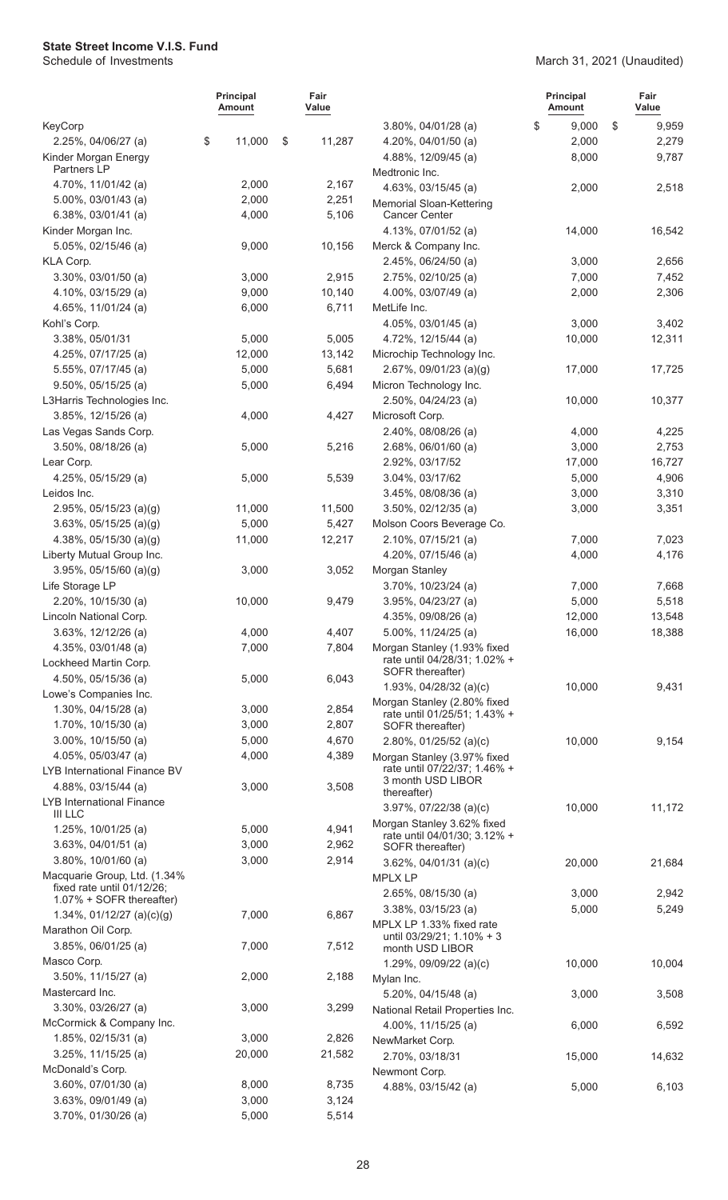**State Street Income V.I.S. Fund**
Schedule of Investments

March 31, 2021 (Unaudited)

| | Principal Amount | Fair Value |
|---|---|---|
| KeyCorp | | |
| 2.25%, 04/06/27 (a) | $ 11,000 | $ 11,287 |
| Kinder Morgan Energy Partners LP | | |
| 4.70%, 11/01/42 (a) | 2,000 | 2,167 |
| 5.00%, 03/01/43 (a) | 2,000 | 2,251 |
| 6.38%, 03/01/41 (a) | 4,000 | 5,106 |
| Kinder Morgan Inc. | | |
| 5.05%, 02/15/46 (a) | 9,000 | 10,156 |
| KLA Corp. | | |
| 3.30%, 03/01/50 (a) | 3,000 | 2,915 |
| 4.10%, 03/15/29 (a) | 9,000 | 10,140 |
| 4.65%, 11/01/24 (a) | 6,000 | 6,711 |
| Kohl's Corp. | | |
| 3.38%, 05/01/31 | 5,000 | 5,005 |
| 4.25%, 07/17/25 (a) | 12,000 | 13,142 |
| 5.55%, 07/17/45 (a) | 5,000 | 5,681 |
| 9.50%, 05/15/25 (a) | 5,000 | 6,494 |
| L3Harris Technologies Inc. | | |
| 3.85%, 12/15/26 (a) | 4,000 | 4,427 |
| Las Vegas Sands Corp. | | |
| 3.50%, 08/18/26 (a) | 5,000 | 5,216 |
| Lear Corp. | | |
| 4.25%, 05/15/29 (a) | 5,000 | 5,539 |
| Leidos Inc. | | |
| 2.95%, 05/15/23 (a)(g) | 11,000 | 11,500 |
| 3.63%, 05/15/25 (a)(g) | 5,000 | 5,427 |
| 4.38%, 05/15/30 (a)(g) | 11,000 | 12,217 |
| Liberty Mutual Group Inc. | | |
| 3.95%, 05/15/60 (a)(g) | 3,000 | 3,052 |
| Life Storage LP | | |
| 2.20%, 10/15/30 (a) | 10,000 | 9,479 |
| Lincoln National Corp. | | |
| 3.63%, 12/12/26 (a) | 4,000 | 4,407 |
| 4.35%, 03/01/48 (a) | 7,000 | 7,804 |
| Lockheed Martin Corp. | | |
| 4.50%, 05/15/36 (a) | 5,000 | 6,043 |
| Lowe's Companies Inc. | | |
| 1.30%, 04/15/28 (a) | 3,000 | 2,854 |
| 1.70%, 10/15/30 (a) | 3,000 | 2,807 |
| 3.00%, 10/15/50 (a) | 5,000 | 4,670 |
| 4.05%, 05/03/47 (a) | 4,000 | 4,389 |
| LYB International Finance BV | | |
| 4.88%, 03/15/44 (a) | 3,000 | 3,508 |
| LYB International Finance III LLC | | |
| 1.25%, 10/01/25 (a) | 5,000 | 4,941 |
| 3.63%, 04/01/51 (a) | 3,000 | 2,962 |
| 3.80%, 10/01/60 (a) | 3,000 | 2,914 |
| Macquarie Group, Ltd. (1.34% fixed rate until 01/12/26; 1.07% + SOFR thereafter) | | |
| 1.34%, 01/12/27 (a)(c)(g) | 7,000 | 6,867 |
| Marathon Oil Corp. | | |
| 3.85%, 06/01/25 (a) | 7,000 | 7,512 |
| Masco Corp. | | |
| 3.50%, 11/15/27 (a) | 2,000 | 2,188 |
| Mastercard Inc. | | |
| 3.30%, 03/26/27 (a) | 3,000 | 3,299 |
| McCormick & Company Inc. | | |
| 1.85%, 02/15/31 (a) | 3,000 | 2,826 |
| 3.25%, 11/15/25 (a) | 20,000 | 21,582 |
| McDonald's Corp. | | |
| 3.60%, 07/01/30 (a) | 8,000 | 8,735 |
| 3.63%, 09/01/49 (a) | 3,000 | 3,124 |
| 3.70%, 01/30/26 (a) | 5,000 | 5,514 |
| 3.80%, 04/01/28 (a) | $ 9,000 | $ 9,959 |
| 4.20%, 04/01/50 (a) | 2,000 | 2,279 |
| 4.88%, 12/09/45 (a) | 8,000 | 9,787 |
| Medtronic Inc. | | |
| 4.63%, 03/15/45 (a) | 2,000 | 2,518 |
| Memorial Sloan-Kettering Cancer Center | | |
| 4.13%, 07/01/52 (a) | 14,000 | 16,542 |
| Merck & Company Inc. | | |
| 2.45%, 06/24/50 (a) | 3,000 | 2,656 |
| 2.75%, 02/10/25 (a) | 7,000 | 7,452 |
| 4.00%, 03/07/49 (a) | 2,000 | 2,306 |
| MetLife Inc. | | |
| 4.05%, 03/01/45 (a) | 3,000 | 3,402 |
| 4.72%, 12/15/44 (a) | 10,000 | 12,311 |
| Microchip Technology Inc. | | |
| 2.67%, 09/01/23 (a)(g) | 17,000 | 17,725 |
| Micron Technology Inc. | | |
| 2.50%, 04/24/23 (a) | 10,000 | 10,377 |
| Microsoft Corp. | | |
| 2.40%, 08/08/26 (a) | 4,000 | 4,225 |
| 2.68%, 06/01/60 (a) | 3,000 | 2,753 |
| 2.92%, 03/17/52 | 17,000 | 16,727 |
| 3.04%, 03/17/62 | 5,000 | 4,906 |
| 3.45%, 08/08/36 (a) | 3,000 | 3,310 |
| 3.50%, 02/12/35 (a) | 3,000 | 3,351 |
| Molson Coors Beverage Co. | | |
| 2.10%, 07/15/21 (a) | 7,000 | 7,023 |
| 4.20%, 07/15/46 (a) | 4,000 | 4,176 |
| Morgan Stanley | | |
| 3.70%, 10/23/24 (a) | 7,000 | 7,668 |
| 3.95%, 04/23/27 (a) | 5,000 | 5,518 |
| 4.35%, 09/08/26 (a) | 12,000 | 13,548 |
| 5.00%, 11/24/25 (a) | 16,000 | 18,388 |
| Morgan Stanley (1.93% fixed rate until 04/28/31; 1.02% + SOFR thereafter) | | |
| 1.93%, 04/28/32 (a)(c) | 10,000 | 9,431 |
| Morgan Stanley (2.80% fixed rate until 01/25/51; 1.43% + SOFR thereafter) | | |
| 2.80%, 01/25/52 (a)(c) | 10,000 | 9,154 |
| Morgan Stanley (3.97% fixed rate until 07/22/37; 1.46% + 3 month USD LIBOR thereafter) | | |
| 3.97%, 07/22/38 (a)(c) | 10,000 | 11,172 |
| Morgan Stanley 3.62% fixed rate until 04/01/30; 3.12% + SOFR thereafter) | | |
| 3.62%, 04/01/31 (a)(c) | 20,000 | 21,684 |
| MPLX LP | | |
| 2.65%, 08/15/30 (a) | 3,000 | 2,942 |
| 3.38%, 03/15/23 (a) | 5,000 | 5,249 |
| MPLX LP 1.33% fixed rate until 03/29/21; 1.10% + 3 month USD LIBOR | | |
| 1.29%, 09/09/22 (a)(c) | 10,000 | 10,004 |
| Mylan Inc. | | |
| 5.20%, 04/15/48 (a) | 3,000 | 3,508 |
| National Retail Properties Inc. | | |
| 4.00%, 11/15/25 (a) | 6,000 | 6,592 |
| NewMarket Corp. | | |
| 2.70%, 03/18/31 | 15,000 | 14,632 |
| Newmont Corp. | | |
| 4.88%, 03/15/42 (a) | 5,000 | 6,103 |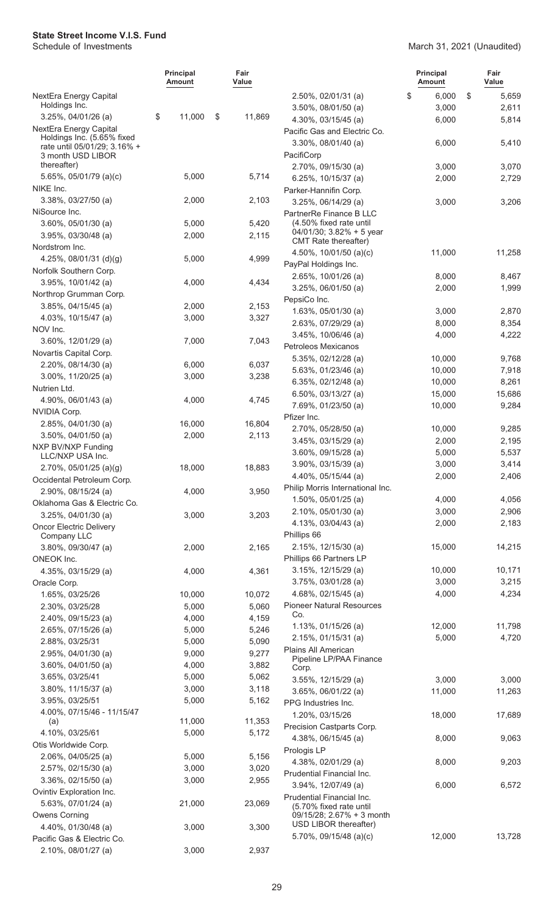**State Street Income V.I.S. Fund**
Schedule of Investments

March 31, 2021 (Unaudited)

| | Principal Amount | Fair Value |
|---|---|---|
| NextEra Energy Capital Holdings Inc. | | |
| 3.25%, 04/01/26 (a) | $ 11,000 | $ 11,869 |
| NextEra Energy Capital Holdings Inc. (5.65% fixed rate until 05/01/29; 3.16% + 3 month USD LIBOR thereafter) | | |
| 5.65%, 05/01/79 (a)(c) | 5,000 | 5,714 |
| NIKE Inc. | | |
| 3.38%, 03/27/50 (a) | 2,000 | 2,103 |
| NiSource Inc. | | |
| 3.60%, 05/01/30 (a) | 5,000 | 5,420 |
| 3.95%, 03/30/48 (a) | 2,000 | 2,115 |
| Nordstrom Inc. | | |
| 4.25%, 08/01/31 (d)(g) | 5,000 | 4,999 |
| Norfolk Southern Corp. | | |
| 3.95%, 10/01/42 (a) | 4,000 | 4,434 |
| Northrop Grumman Corp. | | |
| 3.85%, 04/15/45 (a) | 2,000 | 2,153 |
| 4.03%, 10/15/47 (a) | 3,000 | 3,327 |
| NOV Inc. | | |
| 3.60%, 12/01/29 (a) | 7,000 | 7,043 |
| Novartis Capital Corp. | | |
| 2.20%, 08/14/30 (a) | 6,000 | 6,037 |
| 3.00%, 11/20/25 (a) | 3,000 | 3,238 |
| Nutrien Ltd. | | |
| 4.90%, 06/01/43 (a) | 4,000 | 4,745 |
| NVIDIA Corp. | | |
| 2.85%, 04/01/30 (a) | 16,000 | 16,804 |
| 3.50%, 04/01/50 (a) | 2,000 | 2,113 |
| NXP BV/NXP Funding LLC/NXP USA Inc. | | |
| 2.70%, 05/01/25 (a)(g) | 18,000 | 18,883 |
| Occidental Petroleum Corp. | | |
| 2.90%, 08/15/24 (a) | 4,000 | 3,950 |
| Oklahoma Gas & Electric Co. | | |
| 3.25%, 04/01/30 (a) | 3,000 | 3,203 |
| Oncor Electric Delivery Company LLC | | |
| 3.80%, 09/30/47 (a) | 2,000 | 2,165 |
| ONEOK Inc. | | |
| 4.35%, 03/15/29 (a) | 4,000 | 4,361 |
| Oracle Corp. | | |
| 1.65%, 03/25/26 | 10,000 | 10,072 |
| 2.30%, 03/25/28 | 5,000 | 5,060 |
| 2.40%, 09/15/23 (a) | 4,000 | 4,159 |
| 2.65%, 07/15/26 (a) | 5,000 | 5,246 |
| 2.88%, 03/25/31 | 5,000 | 5,090 |
| 2.95%, 04/01/30 (a) | 9,000 | 9,277 |
| 3.60%, 04/01/50 (a) | 4,000 | 3,882 |
| 3.65%, 03/25/41 | 5,000 | 5,062 |
| 3.80%, 11/15/37 (a) | 3,000 | 3,118 |
| 3.95%, 03/25/51 | 5,000 | 5,162 |
| 4.00%, 07/15/46 - 11/15/47 (a) | 11,000 | 11,353 |
| 4.10%, 03/25/61 | 5,000 | 5,172 |
| Otis Worldwide Corp. | | |
| 2.06%, 04/05/25 (a) | 5,000 | 5,156 |
| 2.57%, 02/15/30 (a) | 3,000 | 3,020 |
| 3.36%, 02/15/50 (a) | 3,000 | 2,955 |
| Ovintiv Exploration Inc. | | |
| 5.63%, 07/01/24 (a) | 21,000 | 23,069 |
| Owens Corning | | |
| 4.40%, 01/30/48 (a) | 3,000 | 3,300 |
| Pacific Gas & Electric Co. | | |
| 2.10%, 08/01/27 (a) | 3,000 | 2,937 |
| 2.50%, 02/01/31 (a) | $ 6,000 | $ 5,659 |
| 3.50%, 08/01/50 (a) | 3,000 | 2,611 |
| 4.30%, 03/15/45 (a) | 6,000 | 5,814 |
| Pacific Gas and Electric Co. | | |
| 3.30%, 08/01/40 (a) | 6,000 | 5,410 |
| PacifiCorp | | |
| 2.70%, 09/15/30 (a) | 3,000 | 3,070 |
| 6.25%, 10/15/37 (a) | 2,000 | 2,729 |
| Parker-Hannifin Corp. | | |
| 3.25%, 06/14/29 (a) | 3,000 | 3,206 |
| PartnerRe Finance B LLC (4.50% fixed rate until 04/01/30; 3.82% + 5 year CMT Rate thereafter) | | |
| 4.50%, 10/01/50 (a)(c) | 11,000 | 11,258 |
| PayPal Holdings Inc. | | |
| 2.65%, 10/01/26 (a) | 8,000 | 8,467 |
| 3.25%, 06/01/50 (a) | 2,000 | 1,999 |
| PepsiCo Inc. | | |
| 1.63%, 05/01/30 (a) | 3,000 | 2,870 |
| 2.63%, 07/29/29 (a) | 8,000 | 8,354 |
| 3.45%, 10/06/46 (a) | 4,000 | 4,222 |
| Petroleos Mexicanos | | |
| 5.35%, 02/12/28 (a) | 10,000 | 9,768 |
| 5.63%, 01/23/46 (a) | 10,000 | 7,918 |
| 6.35%, 02/12/48 (a) | 10,000 | 8,261 |
| 6.50%, 03/13/27 (a) | 15,000 | 15,686 |
| 7.69%, 01/23/50 (a) | 10,000 | 9,284 |
| Pfizer Inc. | | |
| 2.70%, 05/28/50 (a) | 10,000 | 9,285 |
| 3.45%, 03/15/29 (a) | 2,000 | 2,195 |
| 3.60%, 09/15/28 (a) | 5,000 | 5,537 |
| 3.90%, 03/15/39 (a) | 3,000 | 3,414 |
| 4.40%, 05/15/44 (a) | 2,000 | 2,406 |
| Philip Morris International Inc. | | |
| 1.50%, 05/01/25 (a) | 4,000 | 4,056 |
| 2.10%, 05/01/30 (a) | 3,000 | 2,906 |
| 4.13%, 03/04/43 (a) | 2,000 | 2,183 |
| Phillips 66 | | |
| 2.15%, 12/15/30 (a) | 15,000 | 14,215 |
| Phillips 66 Partners LP | | |
| 3.15%, 12/15/29 (a) | 10,000 | 10,171 |
| 3.75%, 03/01/28 (a) | 3,000 | 3,215 |
| 4.68%, 02/15/45 (a) | 4,000 | 4,234 |
| Pioneer Natural Resources Co. | | |
| 1.13%, 01/15/26 (a) | 12,000 | 11,798 |
| 2.15%, 01/15/31 (a) | 5,000 | 4,720 |
| Plains All American Pipeline LP/PAA Finance Corp. | | |
| 3.55%, 12/15/29 (a) | 3,000 | 3,000 |
| 3.65%, 06/01/22 (a) | 11,000 | 11,263 |
| PPG Industries Inc. | | |
| 1.20%, 03/15/26 | 18,000 | 17,689 |
| Precision Castparts Corp. | | |
| 4.38%, 06/15/45 (a) | 8,000 | 9,063 |
| Prologis LP | | |
| 4.38%, 02/01/29 (a) | 8,000 | 9,203 |
| Prudential Financial Inc. | | |
| 3.94%, 12/07/49 (a) | 6,000 | 6,572 |
| Prudential Financial Inc. (5.70% fixed rate until 09/15/28; 2.67% + 3 month USD LIBOR thereafter) | | |
| 5.70%, 09/15/48 (a)(c) | 12,000 | 13,728 |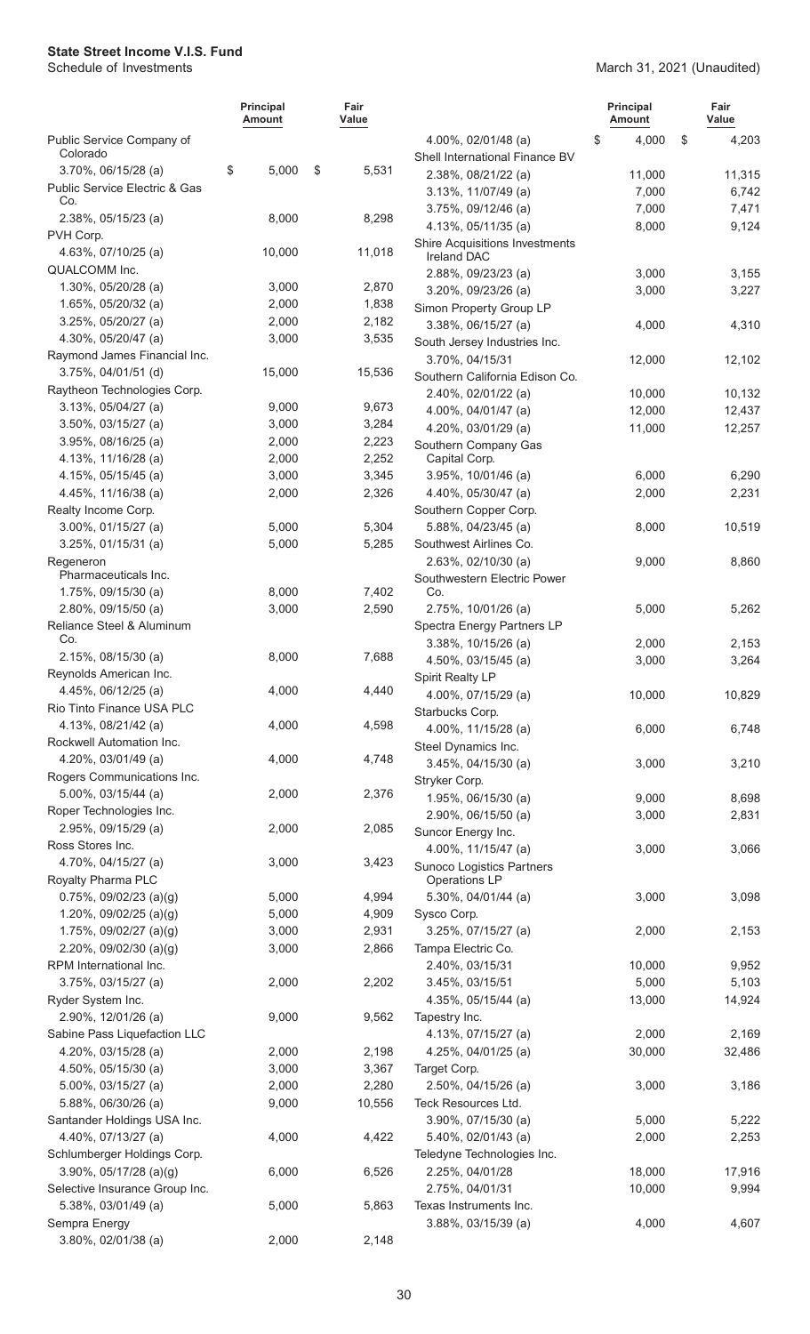| | Principal Amount | Fair Value |
|---|---|---|
| Public Service Company of Colorado | | |
| 3.70%, 06/15/28 (a) | $ 5,000 | $ 5,531 |
| Public Service Electric & Gas Co. | | |
| 2.38%, 05/15/23 (a) | 8,000 | 8,298 |
| PVH Corp. | | |
| 4.63%, 07/10/25 (a) | 10,000 | 11,018 |
| QUALCOMM Inc. | | |
| 1.30%, 05/20/28 (a) | 3,000 | 2,870 |
| 1.65%, 05/20/32 (a) | 2,000 | 1,838 |
| 3.25%, 05/20/27 (a) | 2,000 | 2,182 |
| 4.30%, 05/20/47 (a) | 3,000 | 3,535 |
| Raymond James Financial Inc. | | |
| 3.75%, 04/01/51 (d) | 15,000 | 15,536 |
| Raytheon Technologies Corp. | | |
| 3.13%, 05/04/27 (a) | 9,000 | 9,673 |
| 3.50%, 03/15/27 (a) | 3,000 | 3,284 |
| 3.95%, 08/16/25 (a) | 2,000 | 2,223 |
| 4.13%, 11/16/28 (a) | 2,000 | 2,252 |
| 4.15%, 05/15/45 (a) | 3,000 | 3,345 |
| 4.45%, 11/16/38 (a) | 2,000 | 2,326 |
| Realty Income Corp. | | |
| 3.00%, 01/15/27 (a) | 5,000 | 5,304 |
| 3.25%, 01/15/31 (a) | 5,000 | 5,285 |
| Regeneron Pharmaceuticals Inc. | | |
| 1.75%, 09/15/30 (a) | 8,000 | 7,402 |
| 2.80%, 09/15/50 (a) | 3,000 | 2,590 |
| Reliance Steel & Aluminum Co. | | |
| 2.15%, 08/15/30 (a) | 8,000 | 7,688 |
| Reynolds American Inc. | | |
| 4.45%, 06/12/25 (a) | 4,000 | 4,440 |
| Rio Tinto Finance USA PLC | | |
| 4.13%, 08/21/42 (a) | 4,000 | 4,598 |
| Rockwell Automation Inc. | | |
| 4.20%, 03/01/49 (a) | 4,000 | 4,748 |
| Rogers Communications Inc. | | |
| 5.00%, 03/15/44 (a) | 2,000 | 2,376 |
| Roper Technologies Inc. | | |
| 2.95%, 09/15/29 (a) | 2,000 | 2,085 |
| Ross Stores Inc. | | |
| 4.70%, 04/15/27 (a) | 3,000 | 3,423 |
| Royalty Pharma PLC | | |
| 0.75%, 09/02/23 (a)(g) | 5,000 | 4,994 |
| 1.20%, 09/02/25 (a)(g) | 5,000 | 4,909 |
| 1.75%, 09/02/27 (a)(g) | 3,000 | 2,931 |
| 2.20%, 09/02/30 (a)(g) | 3,000 | 2,866 |
| RPM International Inc. | | |
| 3.75%, 03/15/27 (a) | 2,000 | 2,202 |
| Ryder System Inc. | | |
| 2.90%, 12/01/26 (a) | 9,000 | 9,562 |
| Sabine Pass Liquefaction LLC | | |
| 4.20%, 03/15/28 (a) | 2,000 | 2,198 |
| 4.50%, 05/15/30 (a) | 3,000 | 3,367 |
| 5.00%, 03/15/27 (a) | 2,000 | 2,280 |
| 5.88%, 06/30/26 (a) | 9,000 | 10,556 |
| Santander Holdings USA Inc. | | |
| 4.40%, 07/13/27 (a) | 4,000 | 4,422 |
| Schlumberger Holdings Corp. | | |
| 3.90%, 05/17/28 (a)(g) | 6,000 | 6,526 |
| Selective Insurance Group Inc. | | |
| 5.38%, 03/01/49 (a) | 5,000 | 5,863 |
| Sempra Energy | | |
| 3.80%, 02/01/38 (a) | 2,000 | 2,148 |
| 4.00%, 02/01/48 (a) | $ 4,000 | $ 4,203 |
| Shell International Finance BV | | |
| 2.38%, 08/21/22 (a) | 11,000 | 11,315 |
| 3.13%, 11/07/49 (a) | 7,000 | 6,742 |
| 3.75%, 09/12/46 (a) | 7,000 | 7,471 |
| 4.13%, 05/11/35 (a) | 8,000 | 9,124 |
| Shire Acquisitions Investments Ireland DAC | | |
| 2.88%, 09/23/23 (a) | 3,000 | 3,155 |
| 3.20%, 09/23/26 (a) | 3,000 | 3,227 |
| Simon Property Group LP | | |
| 3.38%, 06/15/27 (a) | 4,000 | 4,310 |
| South Jersey Industries Inc. | | |
| 3.70%, 04/15/31 | 12,000 | 12,102 |
| Southern California Edison Co. | | |
| 2.40%, 02/01/22 (a) | 10,000 | 10,132 |
| 4.00%, 04/01/47 (a) | 12,000 | 12,437 |
| 4.20%, 03/01/29 (a) | 11,000 | 12,257 |
| Southern Company Gas Capital Corp. | | |
| 3.95%, 10/01/46 (a) | 6,000 | 6,290 |
| 4.40%, 05/30/47 (a) | 2,000 | 2,231 |
| Southern Copper Corp. | | |
| 5.88%, 04/23/45 (a) | 8,000 | 10,519 |
| Southwest Airlines Co. | | |
| 2.63%, 02/10/30 (a) | 9,000 | 8,860 |
| Southwestern Electric Power Co. | | |
| 2.75%, 10/01/26 (a) | 5,000 | 5,262 |
| Spectra Energy Partners LP | | |
| 3.38%, 10/15/26 (a) | 2,000 | 2,153 |
| 4.50%, 03/15/45 (a) | 3,000 | 3,264 |
| Spirit Realty LP | | |
| 4.00%, 07/15/29 (a) | 10,000 | 10,829 |
| Starbucks Corp. | | |
| 4.00%, 11/15/28 (a) | 6,000 | 6,748 |
| Steel Dynamics Inc. | | |
| 3.45%, 04/15/30 (a) | 3,000 | 3,210 |
| Stryker Corp. | | |
| 1.95%, 06/15/30 (a) | 9,000 | 8,698 |
| 2.90%, 06/15/50 (a) | 3,000 | 2,831 |
| Suncor Energy Inc. | | |
| 4.00%, 11/15/47 (a) | 3,000 | 3,066 |
| Sunoco Logistics Partners Operations LP | | |
| 5.30%, 04/01/44 (a) | 3,000 | 3,098 |
| Sysco Corp. | | |
| 3.25%, 07/15/27 (a) | 2,000 | 2,153 |
| Tampa Electric Co. | | |
| 2.40%, 03/15/31 | 10,000 | 9,952 |
| 3.45%, 03/15/51 | 5,000 | 5,103 |
| 4.35%, 05/15/44 (a) | 13,000 | 14,924 |
| Tapestry Inc. | | |
| 4.13%, 07/15/27 (a) | 2,000 | 2,169 |
| 4.25%, 04/01/25 (a) | 30,000 | 32,486 |
| Target Corp. | | |
| 2.50%, 04/15/26 (a) | 3,000 | 3,186 |
| Teck Resources Ltd. | | |
| 3.90%, 07/15/30 (a) | 5,000 | 5,222 |
| 5.40%, 02/01/43 (a) | 2,000 | 2,253 |
| Teledyne Technologies Inc. | | |
| 2.25%, 04/01/28 | 18,000 | 17,916 |
| 2.75%, 04/01/31 | 10,000 | 9,994 |
| Texas Instruments Inc. | | |
| 3.88%, 03/15/39 (a) | 4,000 | 4,607 |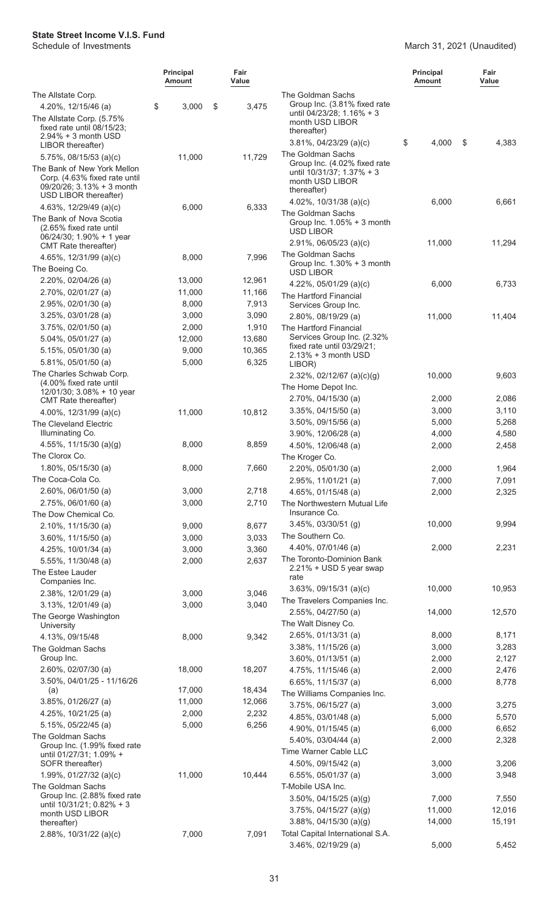**State Street Income V.I.S. Fund**
Schedule of Investments

March 31, 2021 (Unaudited)

| | Principal Amount | Fair Value |
|---|---|---|
| The Allstate Corp. | | |
| 4.20%, 12/15/46 (a) | $ 3,000 | $ 3,475 |
| The Allstate Corp. (5.75% fixed rate until 08/15/23; 2.94% + 3 month USD LIBOR thereafter) | | |
| 5.75%, 08/15/53 (a)(c) | 11,000 | 11,729 |
| The Bank of New York Mellon Corp. (4.63% fixed rate until 09/20/26; 3.13% + 3 month USD LIBOR thereafter) | | |
| 4.63%, 12/29/49 (a)(c) | 6,000 | 6,333 |
| The Bank of Nova Scotia (2.65% fixed rate until 06/24/30; 1.90% + 1 year CMT Rate thereafter) | | |
| 4.65%, 12/31/99 (a)(c) | 8,000 | 7,996 |
| The Boeing Co. | | |
| 2.20%, 02/04/26 (a) | 13,000 | 12,961 |
| 2.70%, 02/01/27 (a) | 11,000 | 11,166 |
| 2.95%, 02/01/30 (a) | 8,000 | 7,913 |
| 3.25%, 03/01/28 (a) | 3,000 | 3,090 |
| 3.75%, 02/01/50 (a) | 2,000 | 1,910 |
| 5.04%, 05/01/27 (a) | 12,000 | 13,680 |
| 5.15%, 05/01/30 (a) | 9,000 | 10,365 |
| 5.81%, 05/01/50 (a) | 5,000 | 6,325 |
| The Charles Schwab Corp. (4.00% fixed rate until 12/01/30; 3.08% + 10 year CMT Rate thereafter) | | |
| 4.00%, 12/31/99 (a)(c) | 11,000 | 10,812 |
| The Cleveland Electric Illuminating Co. | | |
| 4.55%, 11/15/30 (a)(g) | 8,000 | 8,859 |
| The Clorox Co. | | |
| 1.80%, 05/15/30 (a) | 8,000 | 7,660 |
| The Coca-Cola Co. | | |
| 2.60%, 06/01/50 (a) | 3,000 | 2,718 |
| 2.75%, 06/01/60 (a) | 3,000 | 2,710 |
| The Dow Chemical Co. | | |
| 2.10%, 11/15/30 (a) | 9,000 | 8,677 |
| 3.60%, 11/15/50 (a) | 3,000 | 3,033 |
| 4.25%, 10/01/34 (a) | 3,000 | 3,360 |
| 5.55%, 11/30/48 (a) | 2,000 | 2,637 |
| The Estee Lauder Companies Inc. | | |
| 2.38%, 12/01/29 (a) | 3,000 | 3,046 |
| 3.13%, 12/01/49 (a) | 3,000 | 3,040 |
| The George Washington University | | |
| 4.13%, 09/15/48 | 8,000 | 9,342 |
| The Goldman Sachs Group Inc. | | |
| 2.60%, 02/07/30 (a) | 18,000 | 18,207 |
| 3.50%, 04/01/25 - 11/16/26 (a) | 17,000 | 18,434 |
| 3.85%, 01/26/27 (a) | 11,000 | 12,066 |
| 4.25%, 10/21/25 (a) | 2,000 | 2,232 |
| 5.15%, 05/22/45 (a) | 5,000 | 6,256 |
| The Goldman Sachs Group Inc. (1.99% fixed rate until 01/27/31; 1.09% + SOFR thereafter) | | |
| 1.99%, 01/27/32 (a)(c) | 11,000 | 10,444 |
| The Goldman Sachs Group Inc. (2.88% fixed rate until 10/31/21; 0.82% + 3 month USD LIBOR thereafter) | | |
| 2.88%, 10/31/22 (a)(c) | 7,000 | 7,091 |
| The Goldman Sachs Group Inc. (3.81% fixed rate until 04/23/28; 1.16% + 3 month USD LIBOR thereafter) | | |
| 3.81%, 04/23/29 (a)(c) | $ 4,000 | $ 4,383 |
| The Goldman Sachs Group Inc. (4.02% fixed rate until 10/31/37; 1.37% + 3 month USD LIBOR thereafter) | | |
| 4.02%, 10/31/38 (a)(c) | 6,000 | 6,661 |
| The Goldman Sachs Group Inc. 1.05% + 3 month USD LIBOR | | |
| 2.91%, 06/05/23 (a)(c) | 11,000 | 11,294 |
| The Goldman Sachs Group Inc. 1.30% + 3 month USD LIBOR | | |
| 4.22%, 05/01/29 (a)(c) | 6,000 | 6,733 |
| The Hartford Financial Services Group Inc. | | |
| 2.80%, 08/19/29 (a) | 11,000 | 11,404 |
| The Hartford Financial Services Group Inc. (2.32% fixed rate until 03/29/21; 2.13% + 3 month USD LIBOR) | | |
| 2.32%, 02/12/67 (a)(c)(g) | 10,000 | 9,603 |
| The Home Depot Inc. | | |
| 2.70%, 04/15/30 (a) | 2,000 | 2,086 |
| 3.35%, 04/15/50 (a) | 3,000 | 3,110 |
| 3.50%, 09/15/56 (a) | 5,000 | 5,268 |
| 3.90%, 12/06/28 (a) | 4,000 | 4,580 |
| 4.50%, 12/06/48 (a) | 2,000 | 2,458 |
| The Kroger Co. | | |
| 2.20%, 05/01/30 (a) | 2,000 | 1,964 |
| 2.95%, 11/01/21 (a) | 7,000 | 7,091 |
| 4.65%, 01/15/48 (a) | 2,000 | 2,325 |
| The Northwestern Mutual Life Insurance Co. | | |
| 3.45%, 03/30/51 (g) | 10,000 | 9,994 |
| The Southern Co. | | |
| 4.40%, 07/01/46 (a) | 2,000 | 2,231 |
| The Toronto-Dominion Bank 2.21% + USD 5 year swap rate | | |
| 3.63%, 09/15/31 (a)(c) | 10,000 | 10,953 |
| The Travelers Companies Inc. | | |
| 2.55%, 04/27/50 (a) | 14,000 | 12,570 |
| The Walt Disney Co. | | |
| 2.65%, 01/13/31 (a) | 8,000 | 8,171 |
| 3.38%, 11/15/26 (a) | 3,000 | 3,283 |
| 3.60%, 01/13/51 (a) | 2,000 | 2,127 |
| 4.75%, 11/15/46 (a) | 2,000 | 2,476 |
| 6.65%, 11/15/37 (a) | 6,000 | 8,778 |
| The Williams Companies Inc. | | |
| 3.75%, 06/15/27 (a) | 3,000 | 3,275 |
| 4.85%, 03/01/48 (a) | 5,000 | 5,570 |
| 4.90%, 01/15/45 (a) | 6,000 | 6,652 |
| 5.40%, 03/04/44 (a) | 2,000 | 2,328 |
| Time Warner Cable LLC | | |
| 4.50%, 09/15/42 (a) | 3,000 | 3,206 |
| 6.55%, 05/01/37 (a) | 3,000 | 3,948 |
| T-Mobile USA Inc. | | |
| 3.50%, 04/15/25 (a)(g) | 7,000 | 7,550 |
| 3.75%, 04/15/27 (a)(g) | 11,000 | 12,016 |
| 3.88%, 04/15/30 (a)(g) | 14,000 | 15,191 |
| Total Capital International S.A. | | |
| 3.46%, 02/19/29 (a) | 5,000 | 5,452 |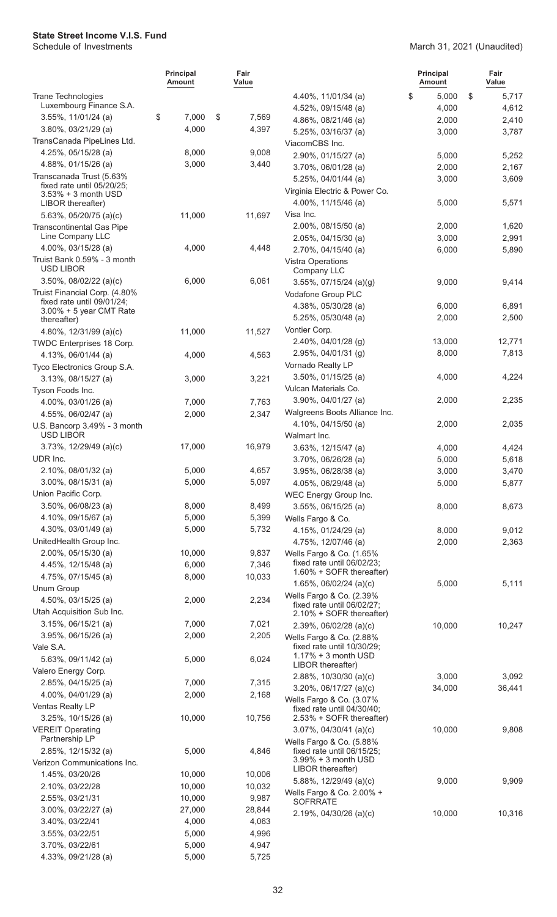**State Street Income V.I.S. Fund**

Schedule of Investments

March 31, 2021 (Unaudited)

| | Principal Amount | Fair Value |
|---|---|---|
| Trane Technologies Luxembourg Finance S.A. | | |
| 3.55%, 11/01/24 (a) | $ 7,000 | $ 7,569 |
| 3.80%, 03/21/29 (a) | 4,000 | 4,397 |
| TransCanada PipeLines Ltd. | | |
| 4.25%, 05/15/28 (a) | 8,000 | 9,008 |
| 4.88%, 01/15/26 (a) | 3,000 | 3,440 |
| Transcanada Trust (5.63% fixed rate until 05/20/25; 3.53% + 3 month USD LIBOR thereafter) | | |
| 5.63%, 05/20/75 (a)(c) | 11,000 | 11,697 |
| Transcontinental Gas Pipe Line Company LLC | | |
| 4.00%, 03/15/28 (a) | 4,000 | 4,448 |
| Truist Bank 0.59% - 3 month USD LIBOR | | |
| 3.50%, 08/02/22 (a)(c) | 6,000 | 6,061 |
| Truist Financial Corp. (4.80% fixed rate until 09/01/24; 3.00% + 5 year CMT Rate thereafter) | | |
| 4.80%, 12/31/99 (a)(c) | 11,000 | 11,527 |
| TWDC Enterprises 18 Corp. | | |
| 4.13%, 06/01/44 (a) | 4,000 | 4,563 |
| Tyco Electronics Group S.A. | | |
| 3.13%, 08/15/27 (a) | 3,000 | 3,221 |
| Tyson Foods Inc. | | |
| 4.00%, 03/01/26 (a) | 7,000 | 7,763 |
| 4.55%, 06/02/47 (a) | 2,000 | 2,347 |
| U.S. Bancorp 3.49% - 3 month USD LIBOR | | |
| 3.73%, 12/29/49 (a)(c) | 17,000 | 16,979 |
| UDR Inc. | | |
| 2.10%, 08/01/32 (a) | 5,000 | 4,657 |
| 3.00%, 08/15/31 (a) | 5,000 | 5,097 |
| Union Pacific Corp. | | |
| 3.50%, 06/08/23 (a) | 8,000 | 8,499 |
| 4.10%, 09/15/67 (a) | 5,000 | 5,399 |
| 4.30%, 03/01/49 (a) | 5,000 | 5,732 |
| UnitedHealth Group Inc. | | |
| 2.00%, 05/15/30 (a) | 10,000 | 9,837 |
| 4.45%, 12/15/48 (a) | 6,000 | 7,346 |
| 4.75%, 07/15/45 (a) | 8,000 | 10,033 |
| Unum Group | | |
| 4.50%, 03/15/25 (a) | 2,000 | 2,234 |
| Utah Acquisition Sub Inc. | | |
| 3.15%, 06/15/21 (a) | 7,000 | 7,021 |
| 3.95%, 06/15/26 (a) | 2,000 | 2,205 |
| Vale S.A. | | |
| 5.63%, 09/11/42 (a) | 5,000 | 6,024 |
| Valero Energy Corp. | | |
| 2.85%, 04/15/25 (a) | 7,000 | 7,315 |
| 4.00%, 04/01/29 (a) | 2,000 | 2,168 |
| Ventas Realty LP | | |
| 3.25%, 10/15/26 (a) | 10,000 | 10,756 |
| VEREIT Operating Partnership LP | | |
| 2.85%, 12/15/32 (a) | 5,000 | 4,846 |
| Verizon Communications Inc. | | |
| 1.45%, 03/20/26 | 10,000 | 10,006 |
| 2.10%, 03/22/28 | 10,000 | 10,032 |
| 2.55%, 03/21/31 | 10,000 | 9,987 |
| 3.00%, 03/22/27 (a) | 27,000 | 28,844 |
| 3.40%, 03/22/41 | 4,000 | 4,063 |
| 3.55%, 03/22/51 | 5,000 | 4,996 |
| 3.70%, 03/22/61 | 5,000 | 4,947 |
| 4.33%, 09/21/28 (a) | 5,000 | 5,725 |
| 4.40%, 11/01/34 (a) | $ 5,000 | $ 5,717 |
| 4.52%, 09/15/48 (a) | 4,000 | 4,612 |
| 4.86%, 08/21/46 (a) | 2,000 | 2,410 |
| 5.25%, 03/16/37 (a) | 3,000 | 3,787 |
| ViacomCBS Inc. | | |
| 2.90%, 01/15/27 (a) | 5,000 | 5,252 |
| 3.70%, 06/01/28 (a) | 2,000 | 2,167 |
| 5.25%, 04/01/44 (a) | 3,000 | 3,609 |
| Virginia Electric & Power Co. | | |
| 4.00%, 11/15/46 (a) | 5,000 | 5,571 |
| Visa Inc. | | |
| 2.00%, 08/15/50 (a) | 2,000 | 1,620 |
| 2.05%, 04/15/30 (a) | 3,000 | 2,991 |
| 2.70%, 04/15/40 (a) | 6,000 | 5,890 |
| Vistra Operations Company LLC | | |
| 3.55%, 07/15/24 (a)(g) | 9,000 | 9,414 |
| Vodafone Group PLC | | |
| 4.38%, 05/30/28 (a) | 6,000 | 6,891 |
| 5.25%, 05/30/48 (a) | 2,000 | 2,500 |
| Vontier Corp. | | |
| 2.40%, 04/01/28 (g) | 13,000 | 12,771 |
| 2.95%, 04/01/31 (g) | 8,000 | 7,813 |
| Vornado Realty LP | | |
| 3.50%, 01/15/25 (a) | 4,000 | 4,224 |
| Vulcan Materials Co. | | |
| 3.90%, 04/01/27 (a) | 2,000 | 2,235 |
| Walgreens Boots Alliance Inc. | | |
| 4.10%, 04/15/50 (a) | 2,000 | 2,035 |
| Walmart Inc. | | |
| 3.63%, 12/15/47 (a) | 4,000 | 4,424 |
| 3.70%, 06/26/28 (a) | 5,000 | 5,618 |
| 3.95%, 06/28/38 (a) | 3,000 | 3,470 |
| 4.05%, 06/29/48 (a) | 5,000 | 5,877 |
| WEC Energy Group Inc. | | |
| 3.55%, 06/15/25 (a) | 8,000 | 8,673 |
| Wells Fargo & Co. | | |
| 4.15%, 01/24/29 (a) | 8,000 | 9,012 |
| 4.75%, 12/07/46 (a) | 2,000 | 2,363 |
| Wells Fargo & Co. (1.65% fixed rate until 06/02/23; 1.60% + SOFR thereafter) | | |
| 1.65%, 06/02/24 (a)(c) | 5,000 | 5,111 |
| Wells Fargo & Co. (2.39% fixed rate until 06/02/27; 2.10% + SOFR thereafter) | | |
| 2.39%, 06/02/28 (a)(c) | 10,000 | 10,247 |
| Wells Fargo & Co. (2.88% fixed rate until 10/30/29; 1.17% + 3 month USD LIBOR thereafter) | | |
| 2.88%, 10/30/30 (a)(c) | 3,000 | 3,092 |
| 3.20%, 06/17/27 (a)(c) | 34,000 | 36,441 |
| Wells Fargo & Co. (3.07% fixed rate until 04/30/40; 2.53% + SOFR thereafter) | | |
| 3.07%, 04/30/41 (a)(c) | 10,000 | 9,808 |
| Wells Fargo & Co. (5.88% fixed rate until 06/15/25; 3.99% + 3 month USD LIBOR thereafter) | | |
| 5.88%, 12/29/49 (a)(c) | 9,000 | 9,909 |
| Wells Fargo & Co. 2.00% + SOFRRATE | | |
| 2.19%, 04/30/26 (a)(c) | 10,000 | 10,316 |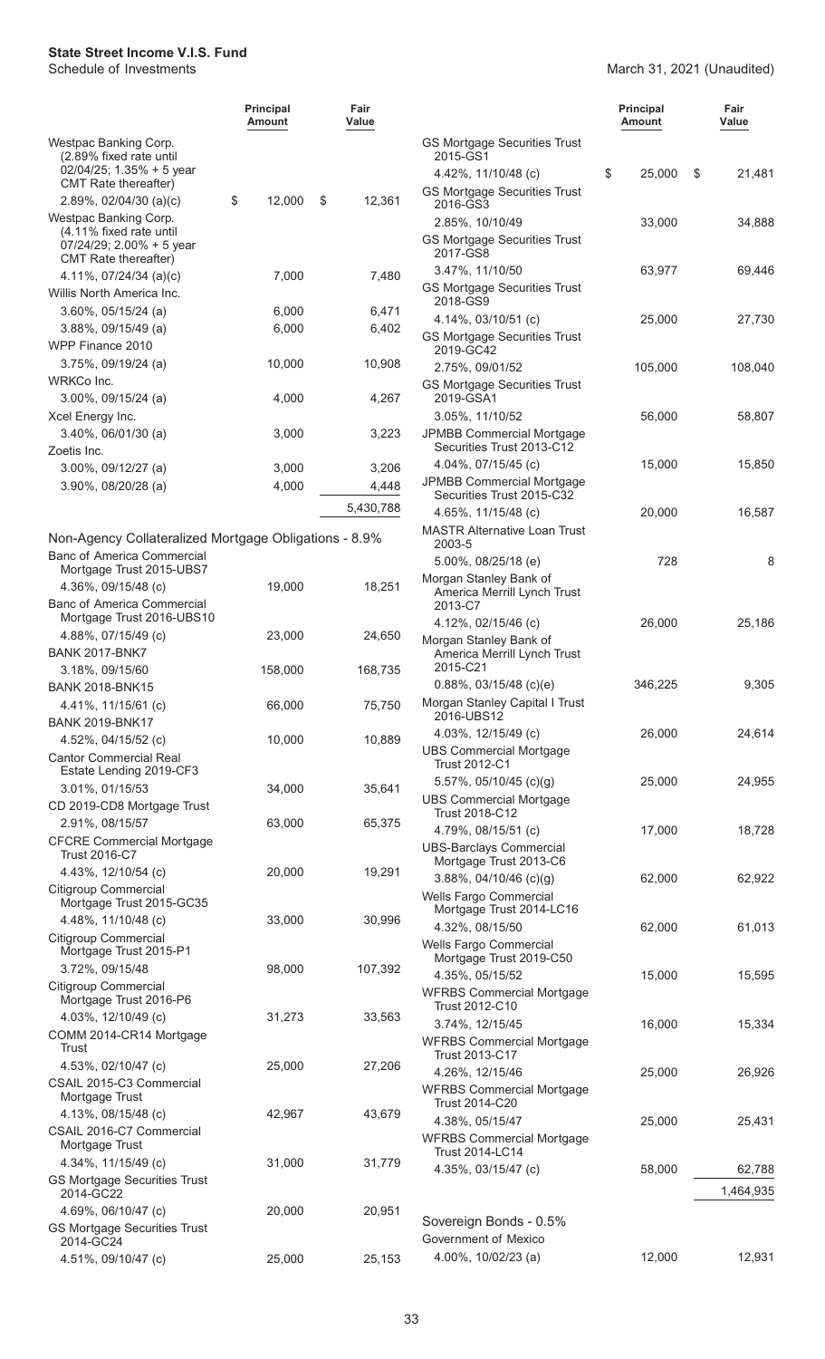**State Street Income V.I.S. Fund**
Schedule of Investments

March 31, 2021 (Unaudited)

| | Principal Amount | Fair Value |
|---|---|---|
| Westpac Banking Corp. (2.89% fixed rate until 02/04/25; 1.35% + 5 year CMT Rate thereafter) | | |
| 2.89%, 02/04/30 (a)(c) | $ 12,000 | $ 12,361 |
| Westpac Banking Corp. (4.11% fixed rate until 07/24/29; 2.00% + 5 year CMT Rate thereafter) | | |
| 4.11%, 07/24/34 (a)(c) | 7,000 | 7,480 |
| Willis North America Inc. | | |
| 3.60%, 05/15/24 (a) | 6,000 | 6,471 |
| 3.88%, 09/15/49 (a) | 6,000 | 6,402 |
| WPP Finance 2010 | | |
| 3.75%, 09/19/24 (a) | 10,000 | 10,908 |
| WRKCo Inc. | | |
| 3.00%, 09/15/24 (a) | 4,000 | 4,267 |
| Xcel Energy Inc. | | |
| 3.40%, 06/01/30 (a) | 3,000 | 3,223 |
| Zoetis Inc. | | |
| 3.00%, 09/12/27 (a) | 3,000 | 3,206 |
| 3.90%, 08/20/28 (a) | 4,000 | 4,448 |
| | | 5,430,788 |

**Non-Agency Collateralized Mortgage Obligations - 8.9%**

| | Principal Amount | Fair Value |
|---|---|---|
| Banc of America Commercial Mortgage Trust 2015-UBS7 | | |
| 4.36%, 09/15/48 (c) | 19,000 | 18,251 |
| Banc of America Commercial Mortgage Trust 2016-UBS10 | | |
| 4.88%, 07/15/49 (c) | 23,000 | 24,650 |
| BANK 2017-BNK7 | | |
| 3.18%, 09/15/60 | 158,000 | 168,735 |
| BANK 2018-BNK15 | | |
| 4.41%, 11/15/61 (c) | 66,000 | 75,750 |
| BANK 2019-BNK17 | | |
| 4.52%, 04/15/52 (c) | 10,000 | 10,889 |
| Cantor Commercial Real Estate Lending 2019-CF3 | | |
| 3.01%, 01/15/53 | 34,000 | 35,641 |
| CD 2019-CD8 Mortgage Trust | | |
| 2.91%, 08/15/57 | 63,000 | 65,375 |
| CFCRE Commercial Mortgage Trust 2016-C7 | | |
| 4.43%, 12/10/54 (c) | 20,000 | 19,291 |
| Citigroup Commercial Mortgage Trust 2015-GC35 | | |
| 4.48%, 11/10/48 (c) | 33,000 | 30,996 |
| Citigroup Commercial Mortgage Trust 2015-P1 | | |
| 3.72%, 09/15/48 | 98,000 | 107,392 |
| Citigroup Commercial Mortgage Trust 2016-P6 | | |
| 4.03%, 12/10/49 (c) | 31,273 | 33,563 |
| COMM 2014-CR14 Mortgage Trust | | |
| 4.53%, 02/10/47 (c) | 25,000 | 27,206 |
| CSAIL 2015-C3 Commercial Mortgage Trust | | |
| 4.13%, 08/15/48 (c) | 42,967 | 43,679 |
| CSAIL 2016-C7 Commercial Mortgage Trust | | |
| 4.34%, 11/15/49 (c) | 31,000 | 31,779 |
| GS Mortgage Securities Trust 2014-GC22 | | |
| 4.69%, 06/10/47 (c) | 20,000 | 20,951 |
| GS Mortgage Securities Trust 2014-GC24 | | |
| 4.51%, 09/10/47 (c) | 25,000 | 25,153 |
| GS Mortgage Securities Trust 2015-GS1 | | |
| 4.42%, 11/10/48 (c) | $ 25,000 | $ 21,481 |
| GS Mortgage Securities Trust 2016-GS3 | | |
| 2.85%, 10/10/49 | 33,000 | 34,888 |
| GS Mortgage Securities Trust 2017-GS8 | | |
| 3.47%, 11/10/50 | 63,977 | 69,446 |
| GS Mortgage Securities Trust 2018-GS9 | | |
| 4.14%, 03/10/51 (c) | 25,000 | 27,730 |
| GS Mortgage Securities Trust 2019-GC42 | | |
| 2.75%, 09/01/52 | 105,000 | 108,040 |
| GS Mortgage Securities Trust 2019-GSA1 | | |
| 3.05%, 11/10/52 | 56,000 | 58,807 |
| JPMBB Commercial Mortgage Securities Trust 2013-C12 | | |
| 4.04%, 07/15/45 (c) | 15,000 | 15,850 |
| JPMBB Commercial Mortgage Securities Trust 2015-C32 | | |
| 4.65%, 11/15/48 (c) | 20,000 | 16,587 |
| MASTR Alternative Loan Trust 2003-5 | | |
| 5.00%, 08/25/18 (e) | 728 | 8 |
| Morgan Stanley Bank of America Merrill Lynch Trust 2013-C7 | | |
| 4.12%, 02/15/46 (c) | 26,000 | 25,186 |
| Morgan Stanley Bank of America Merrill Lynch Trust 2015-C21 | | |
| 0.88%, 03/15/48 (c)(e) | 346,225 | 9,305 |
| Morgan Stanley Capital I Trust 2016-UBS12 | | |
| 4.03%, 12/15/49 (c) | 26,000 | 24,614 |
| UBS Commercial Mortgage Trust 2012-C1 | | |
| 5.57%, 05/10/45 (c)(g) | 25,000 | 24,955 |
| UBS Commercial Mortgage Trust 2018-C12 | | |
| 4.79%, 08/15/51 (c) | 17,000 | 18,728 |
| UBS-Barclays Commercial Mortgage Trust 2013-C6 | | |
| 3.88%, 04/10/46 (c)(g) | 62,000 | 62,922 |
| Wells Fargo Commercial Mortgage Trust 2014-LC16 | | |
| 4.32%, 08/15/50 | 62,000 | 61,013 |
| Wells Fargo Commercial Mortgage Trust 2019-C50 | | |
| 4.35%, 05/15/52 | 15,000 | 15,595 |
| WFRBS Commercial Mortgage Trust 2012-C10 | | |
| 3.74%, 12/15/45 | 16,000 | 15,334 |
| WFRBS Commercial Mortgage Trust 2013-C17 | | |
| 4.26%, 12/15/46 | 25,000 | 26,926 |
| WFRBS Commercial Mortgage Trust 2014-C20 | | |
| 4.38%, 05/15/47 | 25,000 | 25,431 |
| WFRBS Commercial Mortgage Trust 2014-LC14 | | |
| 4.35%, 03/15/47 (c) | 58,000 | 62,788 |
| | | 1,464,935 |

**Sovereign Bonds - 0.5%**

| | Principal Amount | Fair Value |
|---|---|---|
| Government of Mexico | | |
| 4.00%, 10/02/23 (a) | 12,000 | 12,931 |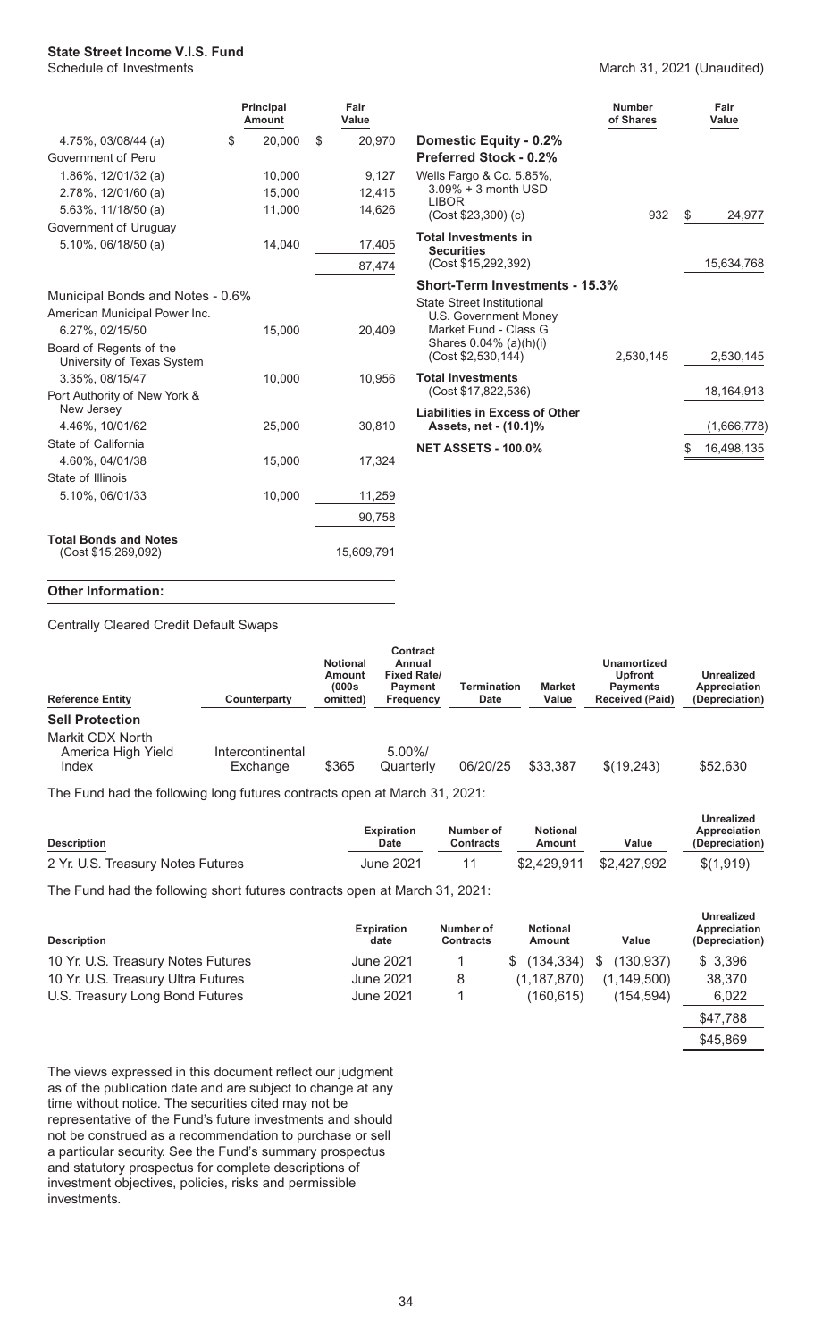**State Street Income V.I.S. Fund**
Schedule of Investments

March 31, 2021 (Unaudited)

| | Principal Amount | Fair Value |
|---|---|---|
| 4.75%, 03/08/44 (a) | $ 20,000 | $ 20,970 |
| Government of Peru | | |
| 1.86%, 12/01/32 (a) | 10,000 | 9,127 |
| 2.78%, 12/01/60 (a) | 15,000 | 12,415 |
| 5.63%, 11/18/50 (a) | 11,000 | 14,626 |
| Government of Uruguay | | |
| 5.10%, 06/18/50 (a) | 14,040 | 17,405 |
| | | 87,474 |
| **Municipal Bonds and Notes - 0.6%** | | |
| American Municipal Power Inc. | | |
| 6.27%, 02/15/50 | 15,000 | 20,409 |
| Board of Regents of the University of Texas System | | |
| 3.35%, 08/15/47 | 10,000 | 10,956 |
| Port Authority of New York & New Jersey | | |
| 4.46%, 10/01/62 | 25,000 | 30,810 |
| State of California | | |
| 4.60%, 04/01/38 | 15,000 | 17,324 |
| State of Illinois | | |
| 5.10%, 06/01/33 | 10,000 | 11,259 |
| | | 90,758 |
| **Total Bonds and Notes** (Cost $15,269,092) | | 15,609,791 |

| | Number of Shares | Fair Value |
|---|---|---|
| **Domestic Equity - 0.2%** | | |
| **Preferred Stock - 0.2%** | | |
| Wells Fargo & Co. 5.85%, 3.09% + 3 month USD LIBOR (Cost $23,300) (c) | 932 | $ 24,977 |
| **Total Investments in Securities** (Cost $15,292,392) | | 15,634,768 |
| **Short-Term Investments - 15.3%** | | |
| State Street Institutional U.S. Government Money Market Fund - Class G Shares 0.04% (a)(h)(i) (Cost $2,530,144) | 2,530,145 | 2,530,145 |
| **Total Investments** (Cost $17,822,536) | | 18,164,913 |
| **Liabilities in Excess of Other Assets, net - (10.1)%** | | (1,666,778) |
| **NET ASSETS - 100.0%** | | $ 16,498,135 |

**Other Information:**

Centrally Cleared Credit Default Swaps

| Reference Entity | Counterparty | Notional Amount (000s omitted) | Contract Annual Fixed Rate/ Payment Frequency | Termination Date | Market Value | Unamortized Upfront Payments Received (Paid) | Unrealized Appreciation (Depreciation) |
|---|---|---|---|---|---|---|---|
| **Sell Protection** | | | | | | | |
| Markit CDX North America High Yield Index | Intercontinental Exchange | $365 | 5.00%/ Quarterly | 06/20/25 | $33,387 | $(19,243) | $52,630 |

The Fund had the following long futures contracts open at March 31, 2021:

| Description | Expiration Date | Number of Contracts | Notional Amount | Value | Unrealized Appreciation (Depreciation) |
|---|---|---|---|---|---|
| 2 Yr. U.S. Treasury Notes Futures | June 2021 | 11 | $2,429,911 | $2,427,992 | $(1,919) |

The Fund had the following short futures contracts open at March 31, 2021:

| Description | Expiration date | Number of Contracts | Notional Amount | Value | Unrealized Appreciation (Depreciation) |
|---|---|---|---|---|---|
| 10 Yr. U.S. Treasury Notes Futures | June 2021 | 1 | $ (134,334) | $ (130,937) | $ 3,396 |
| 10 Yr. U.S. Treasury Ultra Futures | June 2021 | 8 | (1,187,870) | (1,149,500) | 38,370 |
| U.S. Treasury Long Bond Futures | June 2021 | 1 | (160,615) | (154,594) | 6,022 |
| | | | | | $47,788 |
| | | | | | $45,869 |

The views expressed in this document reflect our judgment as of the publication date and are subject to change at any time without notice. The securities cited may not be representative of the Fund's future investments and should not be construed as a recommendation to purchase or sell a particular security. See the Fund's summary prospectus and statutory prospectus for complete descriptions of investment objectives, policies, risks and permissible investments.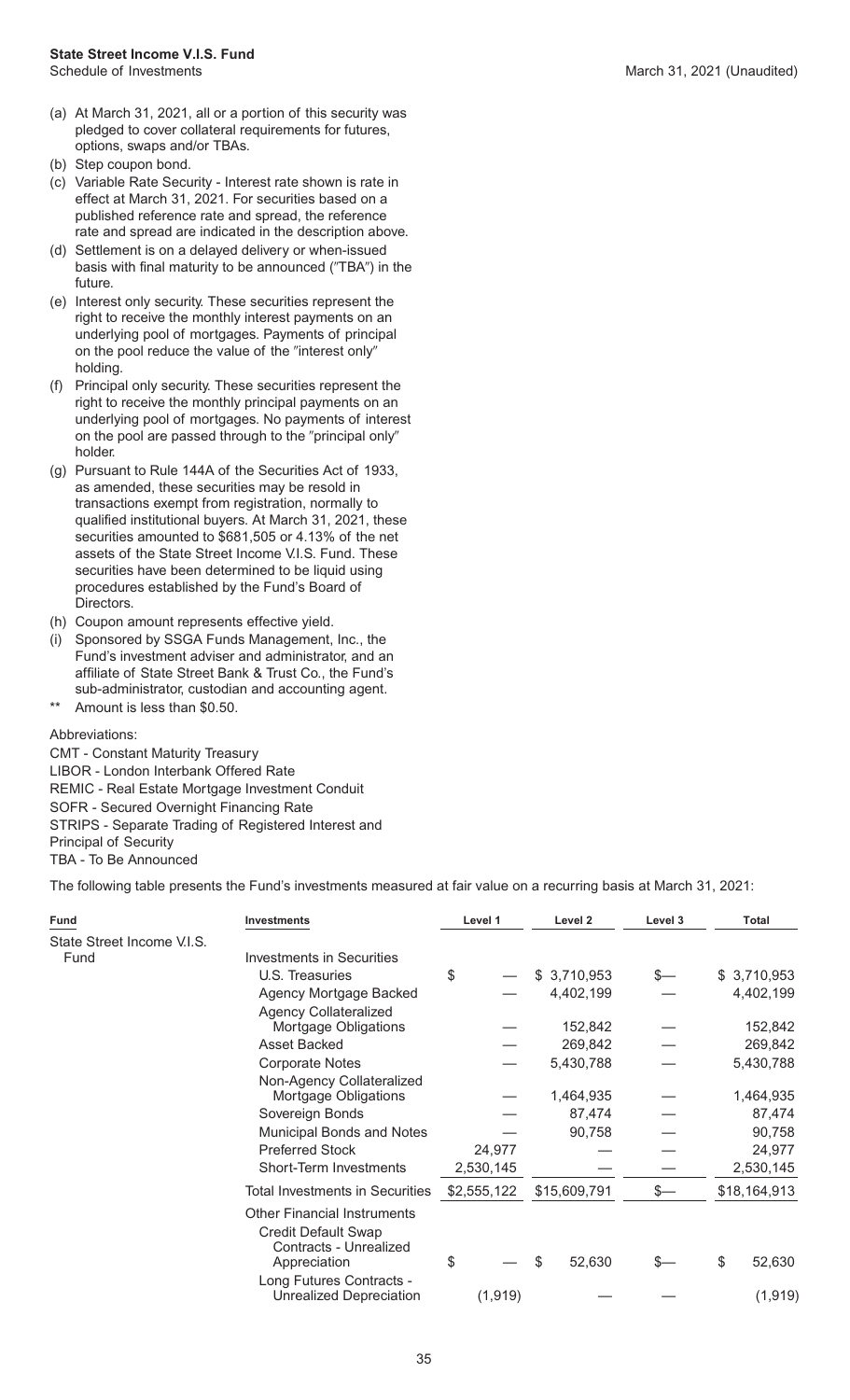(a) At March 31, 2021, all or a portion of this security was pledged to cover collateral requirements for futures, options, swaps and/or TBAs.

(b) Step coupon bond.

(c) Variable Rate Security - Interest rate shown is rate in effect at March 31, 2021. For securities based on a published reference rate and spread, the reference rate and spread are indicated in the description above.

(d) Settlement is on a delayed delivery or when-issued basis with final maturity to be announced ("TBA") in the future.

(e) Interest only security. These securities represent the right to receive the monthly interest payments on an underlying pool of mortgages. Payments of principal on the pool reduce the value of the "interest only" holding.

(f) Principal only security. These securities represent the right to receive the monthly principal payments on an underlying pool of mortgages. No payments of interest on the pool are passed through to the "principal only" holder.

(g) Pursuant to Rule 144A of the Securities Act of 1933, as amended, these securities may be resold in transactions exempt from registration, normally to qualified institutional buyers. At March 31, 2021, these securities amounted to $681,505 or 4.13% of the net assets of the State Street Income V.I.S. Fund. These securities have been determined to be liquid using procedures established by the Fund's Board of Directors.

(h) Coupon amount represents effective yield.

(i) Sponsored by SSGA Funds Management, Inc., the Fund's investment adviser and administrator, and an affiliate of State Street Bank & Trust Co., the Fund's sub-administrator, custodian and accounting agent.

** Amount is less than $0.50.

Abbreviations:

CMT - Constant Maturity Treasury
LIBOR - London Interbank Offered Rate
REMIC - Real Estate Mortgage Investment Conduit
SOFR - Secured Overnight Financing Rate
STRIPS - Separate Trading of Registered Interest and Principal of Security
TBA - To Be Announced

The following table presents the Fund's investments measured at fair value on a recurring basis at March 31, 2021:

| Fund | Investments | Level 1 | Level 2 | Level 3 | Total |
|---|---|---|---|---|---|
| State Street Income V.I.S. Fund | Investments in Securities | | | | |
| | U.S. Treasuries | $ — | $ 3,710,953 | $— | $ 3,710,953 |
| | Agency Mortgage Backed | — | 4,402,199 | — | 4,402,199 |
| | Agency Collateralized Mortgage Obligations | — | 152,842 | — | 152,842 |
| | Asset Backed | — | 269,842 | — | 269,842 |
| | Corporate Notes | — | 5,430,788 | — | 5,430,788 |
| | Non-Agency Collateralized Mortgage Obligations | — | 1,464,935 | — | 1,464,935 |
| | Sovereign Bonds | — | 87,474 | — | 87,474 |
| | Municipal Bonds and Notes | — | 90,758 | — | 90,758 |
| | Preferred Stock | 24,977 | — | — | 24,977 |
| | Short-Term Investments | 2,530,145 | — | — | 2,530,145 |
| | Total Investments in Securities | $2,555,122 | $15,609,791 | $— | $18,164,913 |
| | Other Financial Instruments | | | | |
| | Credit Default Swap Contracts - Unrealized Appreciation | $ — | $ 52,630 | $— | $ 52,630 |
| | Long Futures Contracts - Unrealized Depreciation | (1,919) | — | — | (1,919) |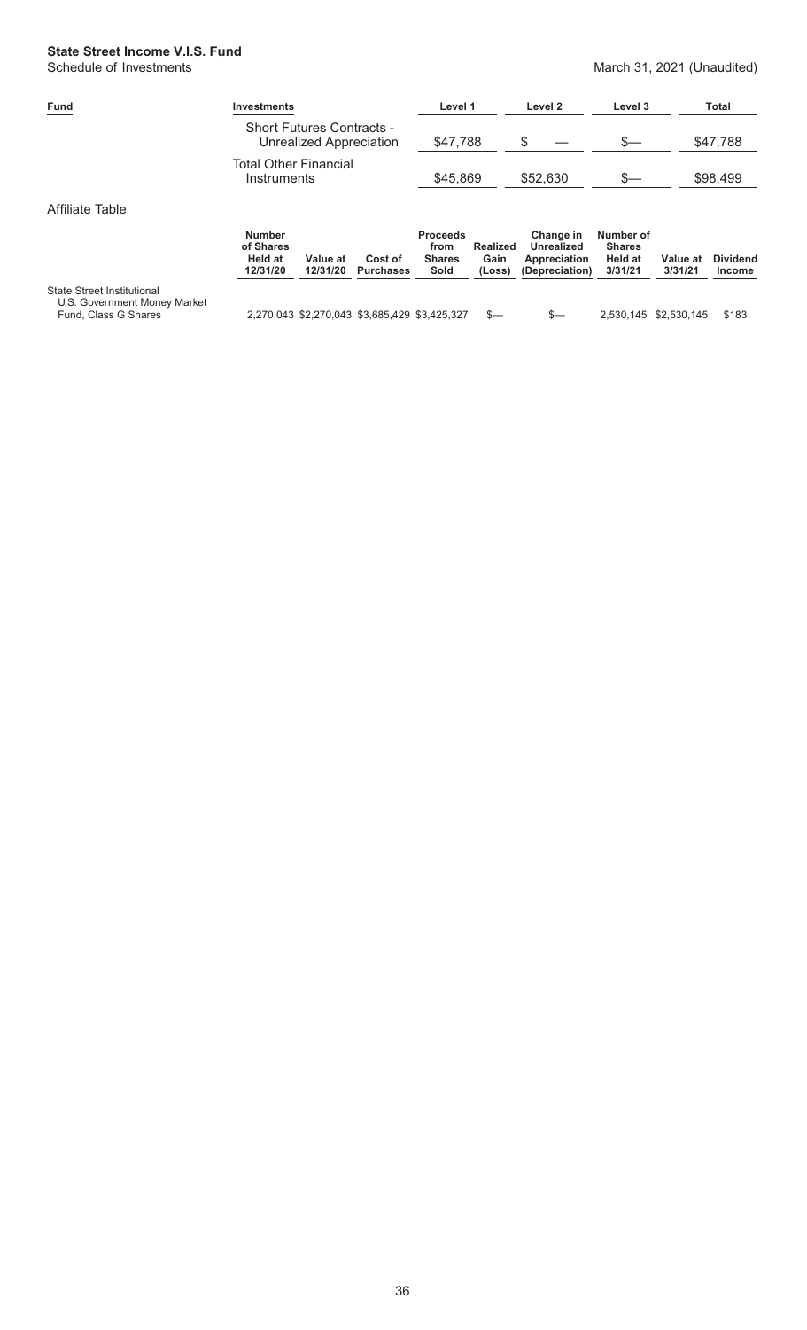**State Street Income V.I.S. Fund**
Schedule of Investments

March 31, 2021 (Unaudited)

| Fund | Investments | Level 1 | Level 2 | Level 3 | Total |
|---|---|---|---|---|---|
| | Short Futures Contracts - Unrealized Appreciation | $47,788 | $ — | $— | $47,788 |
| | Total Other Financial Instruments | $45,869 | $52,630 | $— | $98,499 |

Affiliate Table

| | Number of Shares Held at 12/31/20 | Value at 12/31/20 | Cost of Purchases | Proceeds from Shares Sold | Realized Gain (Loss) | Change in Unrealized Appreciation (Depreciation) | Number of Shares Held at 3/31/21 | Value at 3/31/21 | Dividend Income |
|---|---|---|---|---|---|---|---|---|---|
| State Street Institutional U.S. Government Money Market Fund, Class G Shares | 2,270,043 | $2,270,043 | $3,685,429 | $3,425,327 | $— | $— | 2,530,145 | $2,530,145 | $183 |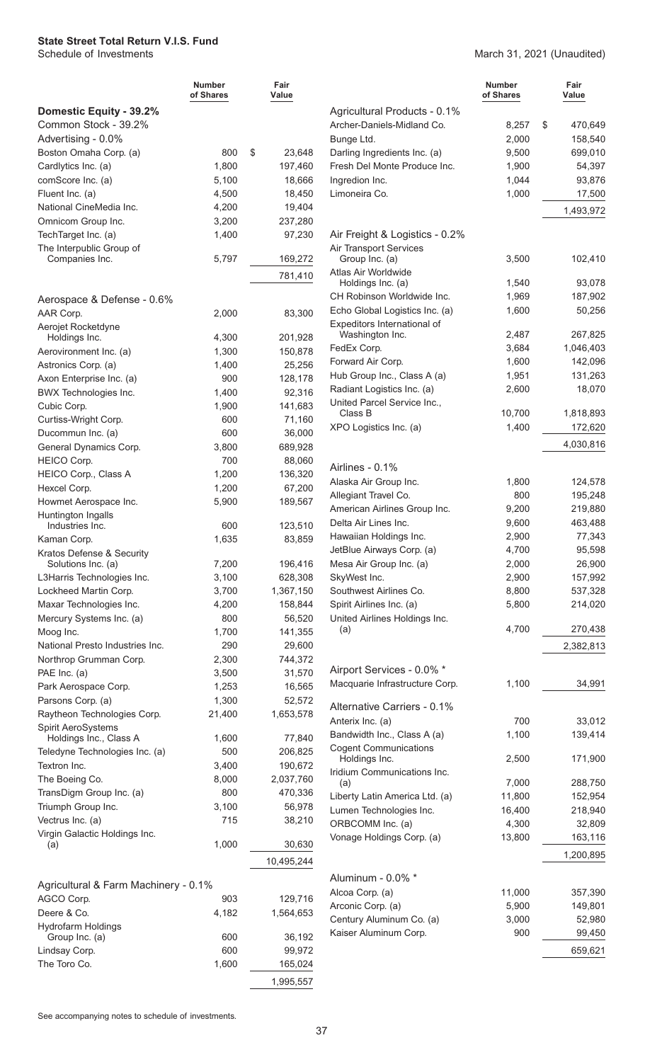**State Street Total Return V.I.S. Fund**
Schedule of Investments

March 31, 2021 (Unaudited)

| | Number of Shares | Fair Value |
|---|---|---|
| **Domestic Equity - 39.2%** | | |
| Common Stock - 39.2% | | |
| Advertising - 0.0% | | |
| Boston Omaha Corp. (a) | 800 | $ 23,648 |
| Cardlytics Inc. (a) | 1,800 | 197,460 |
| comScore Inc. (a) | 5,100 | 18,666 |
| Fluent Inc. (a) | 4,500 | 18,450 |
| National CineMedia Inc. | 4,200 | 19,404 |
| Omnicom Group Inc. | 3,200 | 237,280 |
| TechTarget Inc. (a) | 1,400 | 97,230 |
| The Interpublic Group of Companies Inc. | 5,797 | 169,272 |
| | | 781,410 |
| Aerospace & Defense - 0.6% | | |
| AAR Corp. | 2,000 | 83,300 |
| Aerojet Rocketdyne Holdings Inc. | 4,300 | 201,928 |
| Aerovironment Inc. (a) | 1,300 | 150,878 |
| Astronics Corp. (a) | 1,400 | 25,256 |
| Axon Enterprise Inc. (a) | 900 | 128,178 |
| BWX Technologies Inc. | 1,400 | 92,316 |
| Cubic Corp. | 1,900 | 141,683 |
| Curtiss-Wright Corp. | 600 | 71,160 |
| Ducommun Inc. (a) | 600 | 36,000 |
| General Dynamics Corp. | 3,800 | 689,928 |
| HEICO Corp. | 700 | 88,060 |
| HEICO Corp., Class A | 1,200 | 136,320 |
| Hexcel Corp. | 1,200 | 67,200 |
| Howmet Aerospace Inc. | 5,900 | 189,567 |
| Huntington Ingalls Industries Inc. | 600 | 123,510 |
| Kaman Corp. | 1,635 | 83,859 |
| Kratos Defense & Security Solutions Inc. (a) | 7,200 | 196,416 |
| L3Harris Technologies Inc. | 3,100 | 628,308 |
| Lockheed Martin Corp. | 3,700 | 1,367,150 |
| Maxar Technologies Inc. | 4,200 | 158,844 |
| Mercury Systems Inc. (a) | 800 | 56,520 |
| Moog Inc. | 1,700 | 141,355 |
| National Presto Industries Inc. | 290 | 29,600 |
| Northrop Grumman Corp. | 2,300 | 744,372 |
| PAE Inc. (a) | 3,500 | 31,570 |
| Park Aerospace Corp. | 1,253 | 16,565 |
| Parsons Corp. (a) | 1,300 | 52,572 |
| Raytheon Technologies Corp. | 21,400 | 1,653,578 |
| Spirit AeroSystems Holdings Inc., Class A | 1,600 | 77,840 |
| Teledyne Technologies Inc. (a) | 500 | 206,825 |
| Textron Inc. | 3,400 | 190,672 |
| The Boeing Co. | 8,000 | 2,037,760 |
| TransDigm Group Inc. (a) | 800 | 470,336 |
| Triumph Group Inc. | 3,100 | 56,978 |
| Vectrus Inc. (a) | 715 | 38,210 |
| Virgin Galactic Holdings Inc. (a) | 1,000 | 30,630 |
| | | 10,495,244 |
| Agricultural & Farm Machinery - 0.1% | | |
| AGCO Corp. | 903 | 129,716 |
| Deere & Co. | 4,182 | 1,564,653 |
| Hydrofarm Holdings Group Inc. (a) | 600 | 36,192 |
| Lindsay Corp. | 600 | 99,972 |
| The Toro Co. | 1,600 | 165,024 |
| | | 1,995,557 |
| Agricultural Products - 0.1% | | |
| Archer-Daniels-Midland Co. | 8,257 | $ 470,649 |
| Bunge Ltd. | 2,000 | 158,540 |
| Darling Ingredients Inc. (a) | 9,500 | 699,010 |
| Fresh Del Monte Produce Inc. | 1,900 | 54,397 |
| Ingredion Inc. | 1,044 | 93,876 |
| Limoneira Co. | 1,000 | 17,500 |
| | | 1,493,972 |
| Air Freight & Logistics - 0.2% | | |
| Air Transport Services Group Inc. (a) | 3,500 | 102,410 |
| Atlas Air Worldwide Holdings Inc. (a) | 1,540 | 93,078 |
| CH Robinson Worldwide Inc. | 1,969 | 187,902 |
| Echo Global Logistics Inc. (a) | 1,600 | 50,256 |
| Expeditors International of Washington Inc. | 2,487 | 267,825 |
| FedEx Corp. | 3,684 | 1,046,403 |
| Forward Air Corp. | 1,600 | 142,096 |
| Hub Group Inc., Class A (a) | 1,951 | 131,263 |
| Radiant Logistics Inc. (a) | 2,600 | 18,070 |
| United Parcel Service Inc., Class B | 10,700 | 1,818,893 |
| XPO Logistics Inc. (a) | 1,400 | 172,620 |
| | | 4,030,816 |
| Airlines - 0.1% | | |
| Alaska Air Group Inc. | 1,800 | 124,578 |
| Allegiant Travel Co. | 800 | 195,248 |
| American Airlines Group Inc. | 9,200 | 219,880 |
| Delta Air Lines Inc. | 9,600 | 463,488 |
| Hawaiian Holdings Inc. | 2,900 | 77,343 |
| JetBlue Airways Corp. (a) | 4,700 | 95,598 |
| Mesa Air Group Inc. (a) | 2,000 | 26,900 |
| SkyWest Inc. | 2,900 | 157,992 |
| Southwest Airlines Co. | 8,800 | 537,328 |
| Spirit Airlines Inc. (a) | 5,800 | 214,020 |
| United Airlines Holdings Inc. (a) | 4,700 | 270,438 |
| | | 2,382,813 |
| Airport Services - 0.0% * | | |
| Macquarie Infrastructure Corp. | 1,100 | 34,991 |
| Alternative Carriers - 0.1% | | |
| Anterix Inc. (a) | 700 | 33,012 |
| Bandwidth Inc., Class A (a) | 1,100 | 139,414 |
| Cogent Communications Holdings Inc. | 2,500 | 171,900 |
| Iridium Communications Inc. (a) | 7,000 | 288,750 |
| Liberty Latin America Ltd. (a) | 11,800 | 152,954 |
| Lumen Technologies Inc. | 16,400 | 218,940 |
| ORBCOMM Inc. (a) | 4,300 | 32,809 |
| Vonage Holdings Corp. (a) | 13,800 | 163,116 |
| | | 1,200,895 |
| Aluminum - 0.0% * | | |
| Alcoa Corp. (a) | 11,000 | 357,390 |
| Arconic Corp. (a) | 5,900 | 149,801 |
| Century Aluminum Co. (a) | 3,000 | 52,980 |
| Kaiser Aluminum Corp. | 900 | 99,450 |
| | | 659,621 |

See accompanying notes to schedule of investments.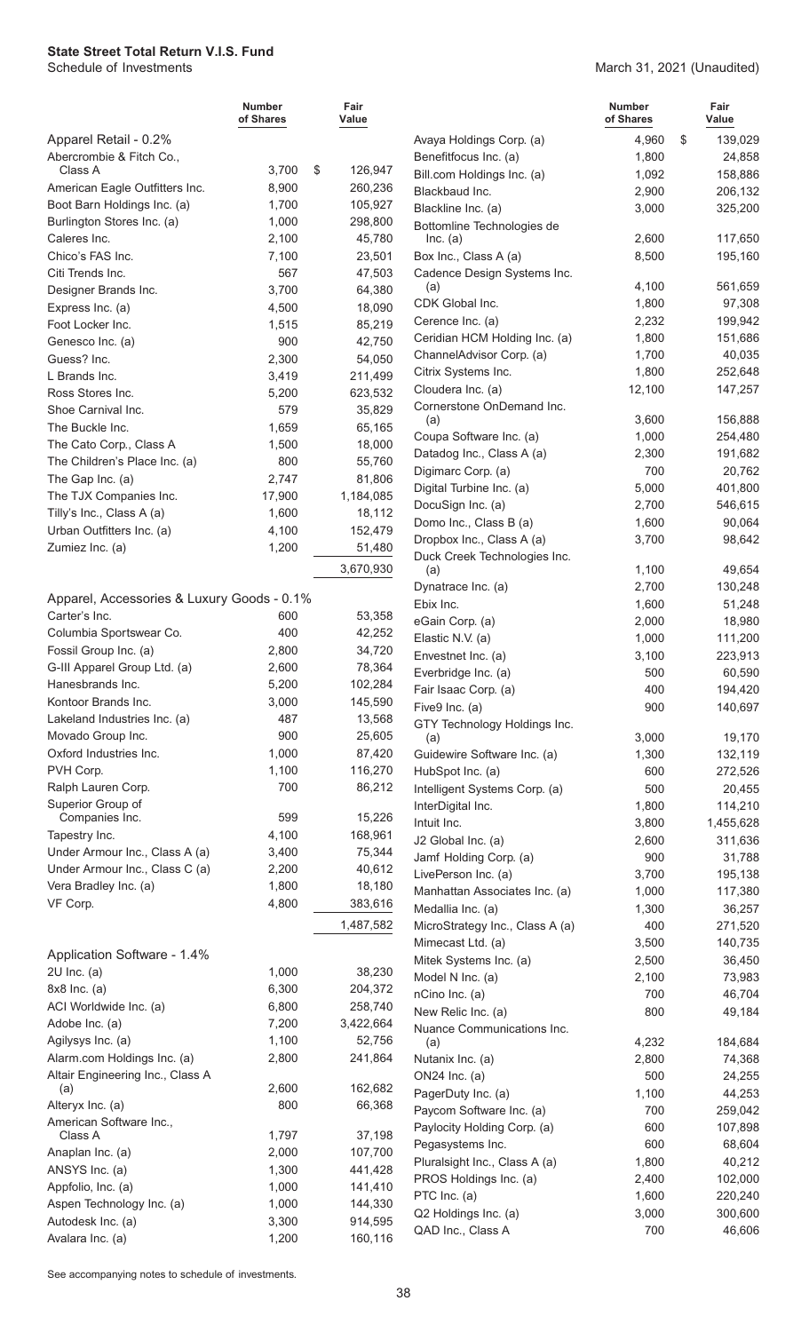**State Street Total Return V.I.S. Fund**
Schedule of Investments

March 31, 2021 (Unaudited)

| | Number of Shares | Fair Value |
|---|---|---|
| **Apparel Retail - 0.2%** | | |
| Abercrombie & Fitch Co., Class A | 3,700 | $ 126,947 |
| American Eagle Outfitters Inc. | 8,900 | 260,236 |
| Boot Barn Holdings Inc. (a) | 1,700 | 105,927 |
| Burlington Stores Inc. (a) | 1,000 | 298,800 |
| Caleres Inc. | 2,100 | 45,780 |
| Chico's FAS Inc. | 7,100 | 23,501 |
| Citi Trends Inc. | 567 | 47,503 |
| Designer Brands Inc. | 3,700 | 64,380 |
| Express Inc. (a) | 4,500 | 18,090 |
| Foot Locker Inc. | 1,515 | 85,219 |
| Genesco Inc. (a) | 900 | 42,750 |
| Guess? Inc. | 2,300 | 54,050 |
| L Brands Inc. | 3,419 | 211,499 |
| Ross Stores Inc. | 5,200 | 623,532 |
| Shoe Carnival Inc. | 579 | 35,829 |
| The Buckle Inc. | 1,659 | 65,165 |
| The Cato Corp., Class A | 1,500 | 18,000 |
| The Children's Place Inc. (a) | 800 | 55,760 |
| The Gap Inc. (a) | 2,747 | 81,806 |
| The TJX Companies Inc. | 17,900 | 1,184,085 |
| Tilly's Inc., Class A (a) | 1,600 | 18,112 |
| Urban Outfitters Inc. (a) | 4,100 | 152,479 |
| Zumiez Inc. (a) | 1,200 | 51,480 |
| | | 3,670,930 |
| **Apparel, Accessories & Luxury Goods - 0.1%** | | |
| Carter's Inc. | 600 | 53,358 |
| Columbia Sportswear Co. | 400 | 42,252 |
| Fossil Group Inc. (a) | 2,800 | 34,720 |
| G-III Apparel Group Ltd. (a) | 2,600 | 78,364 |
| Hanesbrands Inc. | 5,200 | 102,284 |
| Kontoor Brands Inc. | 3,000 | 145,590 |
| Lakeland Industries Inc. (a) | 487 | 13,568 |
| Movado Group Inc. | 900 | 25,605 |
| Oxford Industries Inc. | 1,000 | 87,420 |
| PVH Corp. | 1,100 | 116,270 |
| Ralph Lauren Corp. | 700 | 86,212 |
| Superior Group of Companies Inc. | 599 | 15,226 |
| Tapestry Inc. | 4,100 | 168,961 |
| Under Armour Inc., Class A (a) | 3,400 | 75,344 |
| Under Armour Inc., Class C (a) | 2,200 | 40,612 |
| Vera Bradley Inc. (a) | 1,800 | 18,180 |
| VF Corp. | 4,800 | 383,616 |
| | | 1,487,582 |
| **Application Software - 1.4%** | | |
| 2U Inc. (a) | 1,000 | 38,230 |
| 8x8 Inc. (a) | 6,300 | 204,372 |
| ACI Worldwide Inc. (a) | 6,800 | 258,740 |
| Adobe Inc. (a) | 7,200 | 3,422,664 |
| Agilysys Inc. (a) | 1,100 | 52,756 |
| Alarm.com Holdings Inc. (a) | 2,800 | 241,864 |
| Altair Engineering Inc., Class A (a) | 2,600 | 162,682 |
| Alteryx Inc. (a) | 800 | 66,368 |
| American Software Inc., Class A | 1,797 | 37,198 |
| Anaplan Inc. (a) | 2,000 | 107,700 |
| ANSYS Inc. (a) | 1,300 | 441,428 |
| Appfolio, Inc. (a) | 1,000 | 141,410 |
| Aspen Technology Inc. (a) | 1,000 | 144,330 |
| Autodesk Inc. (a) | 3,300 | 914,595 |
| Avalara Inc. (a) | 1,200 | 160,116 |
| Avaya Holdings Corp. (a) | 4,960 | $ 139,029 |
| Benefitfocus Inc. (a) | 1,800 | 24,858 |
| Bill.com Holdings Inc. (a) | 1,092 | 158,886 |
| Blackbaud Inc. | 2,900 | 206,132 |
| Blackline Inc. (a) | 3,000 | 325,200 |
| Bottomline Technologies de Inc. (a) | 2,600 | 117,650 |
| Box Inc., Class A (a) | 8,500 | 195,160 |
| Cadence Design Systems Inc. (a) | 4,100 | 561,659 |
| CDK Global Inc. | 1,800 | 97,308 |
| Cerence Inc. (a) | 2,232 | 199,942 |
| Ceridian HCM Holding Inc. (a) | 1,800 | 151,686 |
| ChannelAdvisor Corp. (a) | 1,700 | 40,035 |
| Citrix Systems Inc. | 1,800 | 252,648 |
| Cloudera Inc. (a) | 12,100 | 147,257 |
| Cornerstone OnDemand Inc. (a) | 3,600 | 156,888 |
| Coupa Software Inc. (a) | 1,000 | 254,480 |
| Datadog Inc., Class A (a) | 2,300 | 191,682 |
| Digimarc Corp. (a) | 700 | 20,762 |
| Digital Turbine Inc. (a) | 5,000 | 401,800 |
| DocuSign Inc. (a) | 2,700 | 546,615 |
| Domo Inc., Class B (a) | 1,600 | 90,064 |
| Dropbox Inc., Class A (a) | 3,700 | 98,642 |
| Duck Creek Technologies Inc. (a) | 1,100 | 49,654 |
| Dynatrace Inc. (a) | 2,700 | 130,248 |
| Ebix Inc. | 1,600 | 51,248 |
| eGain Corp. (a) | 2,000 | 18,980 |
| Elastic N.V. (a) | 1,000 | 111,200 |
| Envestnet Inc. (a) | 3,100 | 223,913 |
| Everbridge Inc. (a) | 500 | 60,590 |
| Fair Isaac Corp. (a) | 400 | 194,420 |
| Five9 Inc. (a) | 900 | 140,697 |
| GTY Technology Holdings Inc. (a) | 3,000 | 19,170 |
| Guidewire Software Inc. (a) | 1,300 | 132,119 |
| HubSpot Inc. (a) | 600 | 272,526 |
| Intelligent Systems Corp. (a) | 500 | 20,455 |
| InterDigital Inc. | 1,800 | 114,210 |
| Intuit Inc. | 3,800 | 1,455,628 |
| J2 Global Inc. (a) | 2,600 | 311,636 |
| Jamf Holding Corp. (a) | 900 | 31,788 |
| LivePerson Inc. (a) | 3,700 | 195,138 |
| Manhattan Associates Inc. (a) | 1,000 | 117,380 |
| Medallia Inc. (a) | 1,300 | 36,257 |
| MicroStrategy Inc., Class A (a) | 400 | 271,520 |
| Mimecast Ltd. (a) | 3,500 | 140,735 |
| Mitek Systems Inc. (a) | 2,500 | 36,450 |
| Model N Inc. (a) | 2,100 | 73,983 |
| nCino Inc. (a) | 700 | 46,704 |
| New Relic Inc. (a) | 800 | 49,184 |
| Nuance Communications Inc. (a) | 4,232 | 184,684 |
| Nutanix Inc. (a) | 2,800 | 74,368 |
| ON24 Inc. (a) | 500 | 24,255 |
| PagerDuty Inc. (a) | 1,100 | 44,253 |
| Paycom Software Inc. (a) | 700 | 259,042 |
| Paylocity Holding Corp. (a) | 600 | 107,898 |
| Pegasystems Inc. | 600 | 68,604 |
| Pluralsight Inc., Class A (a) | 1,800 | 40,212 |
| PROS Holdings Inc. (a) | 2,400 | 102,000 |
| PTC Inc. (a) | 1,600 | 220,240 |
| Q2 Holdings Inc. (a) | 3,000 | 300,600 |
| QAD Inc., Class A | 700 | 46,606 |

See accompanying notes to schedule of investments.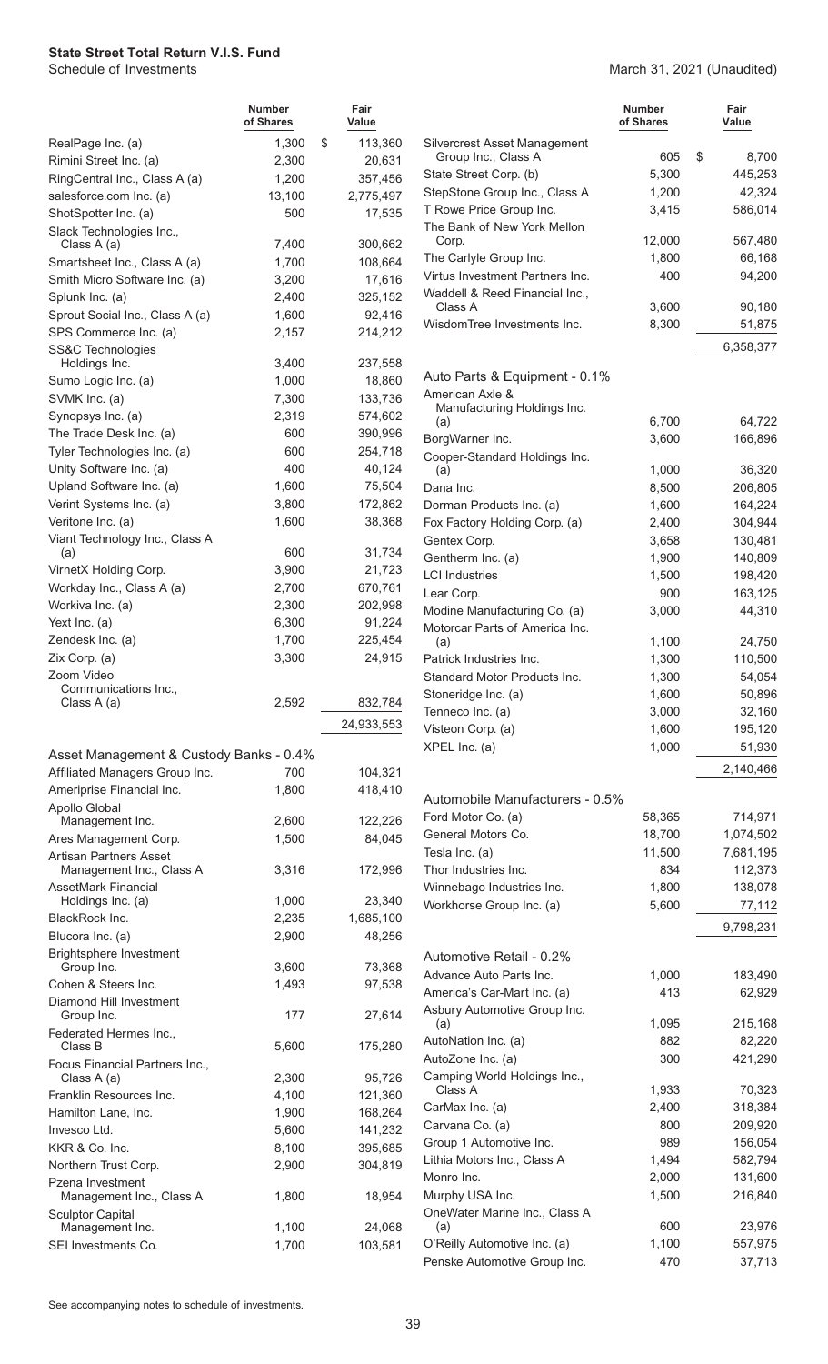**State Street Total Return V.I.S. Fund**
Schedule of Investments

March 31, 2021 (Unaudited)

| | Number of Shares | Fair Value |
|---|---|---|
| RealPage Inc. (a) | 1,300 | $ 113,360 |
| Rimini Street Inc. (a) | 2,300 | 20,631 |
| RingCentral Inc., Class A (a) | 1,200 | 357,456 |
| salesforce.com Inc. (a) | 13,100 | 2,775,497 |
| ShotSpotter Inc. (a) | 500 | 17,535 |
| Slack Technologies Inc., Class A (a) | 7,400 | 300,662 |
| Smartsheet Inc., Class A (a) | 1,700 | 108,664 |
| Smith Micro Software Inc. (a) | 3,200 | 17,616 |
| Splunk Inc. (a) | 2,400 | 325,152 |
| Sprout Social Inc., Class A (a) | 1,600 | 92,416 |
| SPS Commerce Inc. (a) | 2,157 | 214,212 |
| SS&C Technologies Holdings Inc. | 3,400 | 237,558 |
| Sumo Logic Inc. (a) | 1,000 | 18,860 |
| SVMK Inc. (a) | 7,300 | 133,736 |
| Synopsys Inc. (a) | 2,319 | 574,602 |
| The Trade Desk Inc. (a) | 600 | 390,996 |
| Tyler Technologies Inc. (a) | 600 | 254,718 |
| Unity Software Inc. (a) | 400 | 40,124 |
| Upland Software Inc. (a) | 1,600 | 75,504 |
| Verint Systems Inc. (a) | 3,800 | 172,862 |
| Veritone Inc. (a) | 1,600 | 38,368 |
| Viant Technology Inc., Class A (a) | 600 | 31,734 |
| VirnetX Holding Corp. | 3,900 | 21,723 |
| Workday Inc., Class A (a) | 2,700 | 670,761 |
| Workiva Inc. (a) | 2,300 | 202,998 |
| Yext Inc. (a) | 6,300 | 91,224 |
| Zendesk Inc. (a) | 1,700 | 225,454 |
| Zix Corp. (a) | 3,300 | 24,915 |
| Zoom Video Communications Inc., Class A (a) | 2,592 | 832,784 |
| | | 24,933,553 |
| **Asset Management & Custody Banks - 0.4%** | | |
| Affiliated Managers Group Inc. | 700 | 104,321 |
| Ameriprise Financial Inc. | 1,800 | 418,410 |
| Apollo Global Management Inc. | 2,600 | 122,226 |
| Ares Management Corp. | 1,500 | 84,045 |
| Artisan Partners Asset Management Inc., Class A | 3,316 | 172,996 |
| AssetMark Financial Holdings Inc. (a) | 1,000 | 23,340 |
| BlackRock Inc. | 2,235 | 1,685,100 |
| Blucora Inc. (a) | 2,900 | 48,256 |
| Brightsphere Investment Group Inc. | 3,600 | 73,368 |
| Cohen & Steers Inc. | 1,493 | 97,538 |
| Diamond Hill Investment Group Inc. | 177 | 27,614 |
| Federated Hermes Inc., Class B | 5,600 | 175,280 |
| Focus Financial Partners Inc., Class A (a) | 2,300 | 95,726 |
| Franklin Resources Inc. | 4,100 | 121,360 |
| Hamilton Lane, Inc. | 1,900 | 168,264 |
| Invesco Ltd. | 5,600 | 141,232 |
| KKR & Co. Inc. | 8,100 | 395,685 |
| Northern Trust Corp. | 2,900 | 304,819 |
| Pzena Investment Management Inc., Class A | 1,800 | 18,954 |
| Sculptor Capital Management Inc. | 1,100 | 24,068 |
| SEI Investments Co. | 1,700 | 103,581 |
| Silvercrest Asset Management Group Inc., Class A | 605 | $ 8,700 |
| State Street Corp. (b) | 5,300 | 445,253 |
| StepStone Group Inc., Class A | 1,200 | 42,324 |
| T Rowe Price Group Inc. | 3,415 | 586,014 |
| The Bank of New York Mellon Corp. | 12,000 | 567,480 |
| The Carlyle Group Inc. | 1,800 | 66,168 |
| Virtus Investment Partners Inc. | 400 | 94,200 |
| Waddell & Reed Financial Inc., Class A | 3,600 | 90,180 |
| WisdomTree Investments Inc. | 8,300 | 51,875 |
| | | 6,358,377 |
| **Auto Parts & Equipment - 0.1%** | | |
| American Axle & Manufacturing Holdings Inc. (a) | 6,700 | 64,722 |
| BorgWarner Inc. | 3,600 | 166,896 |
| Cooper-Standard Holdings Inc. (a) | 1,000 | 36,320 |
| Dana Inc. | 8,500 | 206,805 |
| Dorman Products Inc. (a) | 1,600 | 164,224 |
| Fox Factory Holding Corp. (a) | 2,400 | 304,944 |
| Gentex Corp. | 3,658 | 130,481 |
| Gentherm Inc. (a) | 1,900 | 140,809 |
| LCI Industries | 1,500 | 198,420 |
| Lear Corp. | 900 | 163,125 |
| Modine Manufacturing Co. (a) | 3,000 | 44,310 |
| Motorcar Parts of America Inc. (a) | 1,100 | 24,750 |
| Patrick Industries Inc. | 1,300 | 110,500 |
| Standard Motor Products Inc. | 1,300 | 54,054 |
| Stoneridge Inc. (a) | 1,600 | 50,896 |
| Tenneco Inc. (a) | 3,000 | 32,160 |
| Visteon Corp. (a) | 1,600 | 195,120 |
| XPEL Inc. (a) | 1,000 | 51,930 |
| | | 2,140,466 |
| **Automobile Manufacturers - 0.5%** | | |
| Ford Motor Co. (a) | 58,365 | 714,971 |
| General Motors Co. | 18,700 | 1,074,502 |
| Tesla Inc. (a) | 11,500 | 7,681,195 |
| Thor Industries Inc. | 834 | 112,373 |
| Winnebago Industries Inc. | 1,800 | 138,078 |
| Workhorse Group Inc. (a) | 5,600 | 77,112 |
| | | 9,798,231 |
| **Automotive Retail - 0.2%** | | |
| Advance Auto Parts Inc. | 1,000 | 183,490 |
| America's Car-Mart Inc. (a) | 413 | 62,929 |
| Asbury Automotive Group Inc. (a) | 1,095 | 215,168 |
| AutoNation Inc. (a) | 882 | 82,220 |
| AutoZone Inc. (a) | 300 | 421,290 |
| Camping World Holdings Inc., Class A | 1,933 | 70,323 |
| CarMax Inc. (a) | 2,400 | 318,384 |
| Carvana Co. (a) | 800 | 209,920 |
| Group 1 Automotive Inc. | 989 | 156,054 |
| Lithia Motors Inc., Class A | 1,494 | 582,794 |
| Monro Inc. | 2,000 | 131,600 |
| Murphy USA Inc. | 1,500 | 216,840 |
| OneWater Marine Inc., Class A (a) | 600 | 23,976 |
| O'Reilly Automotive Inc. (a) | 1,100 | 557,975 |
| Penske Automotive Group Inc. | 470 | 37,713 |

See accompanying notes to schedule of investments.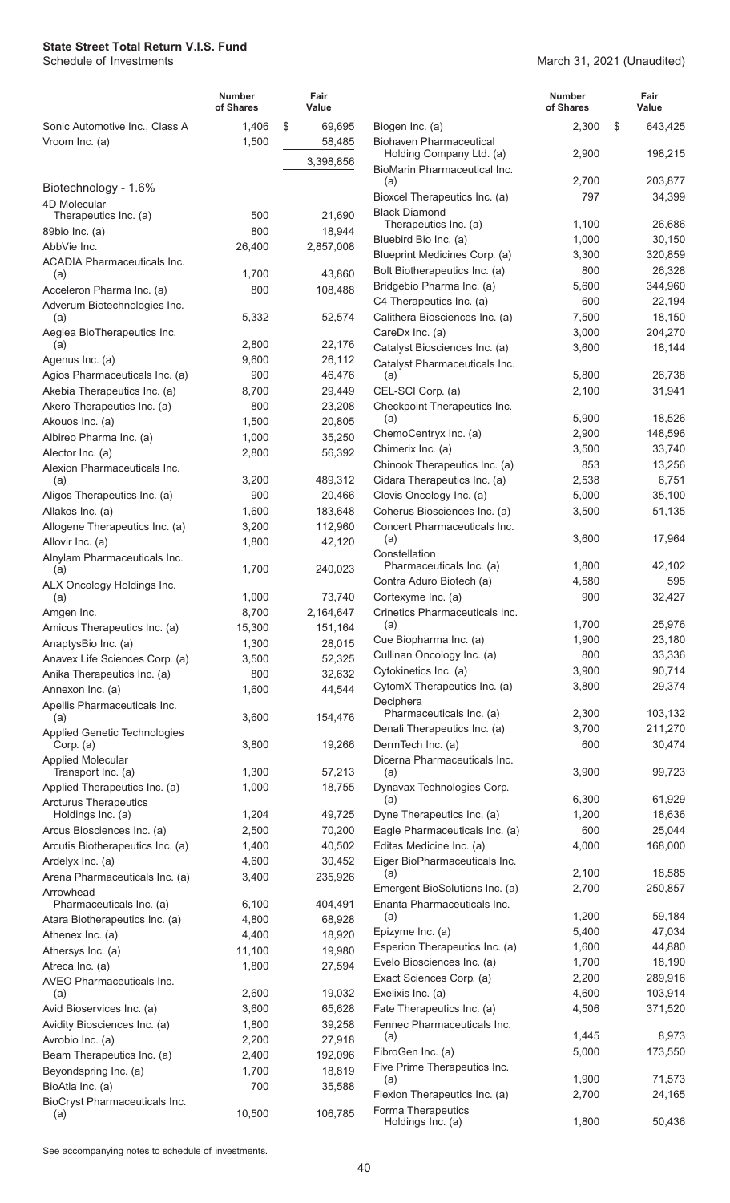**State Street Total Return V.I.S. Fund**
Schedule of Investments

March 31, 2021 (Unaudited)

| | Number of Shares | Fair Value |
|---|---|---|
| Sonic Automotive Inc., Class A | 1,406 | $ 69,695 |
| Vroom Inc. (a) | 1,500 | 58,485 |
| | | 3,398,856 |
| **Biotechnology - 1.6%** | | |
| 4D Molecular Therapeutics Inc. (a) | 500 | 21,690 |
| 89bio Inc. (a) | 800 | 18,944 |
| AbbVie Inc. | 26,400 | 2,857,008 |
| ACADIA Pharmaceuticals Inc. (a) | 1,700 | 43,860 |
| Acceleron Pharma Inc. (a) | 800 | 108,488 |
| Adverum Biotechnologies Inc. (a) | 5,332 | 52,574 |
| Aeglea BioTherapeutics Inc. (a) | 2,800 | 22,176 |
| Agenus Inc. (a) | 9,600 | 26,112 |
| Agios Pharmaceuticals Inc. (a) | 900 | 46,476 |
| Akebia Therapeutics Inc. (a) | 8,700 | 29,449 |
| Akero Therapeutics Inc. (a) | 800 | 23,208 |
| Akouos Inc. (a) | 1,500 | 20,805 |
| Albireo Pharma Inc. (a) | 1,000 | 35,250 |
| Alector Inc. (a) | 2,800 | 56,392 |
| Alexion Pharmaceuticals Inc. (a) | 3,200 | 489,312 |
| Aligos Therapeutics Inc. (a) | 900 | 20,466 |
| Allakos Inc. (a) | 1,600 | 183,648 |
| Allogene Therapeutics Inc. (a) | 3,200 | 112,960 |
| Allovir Inc. (a) | 1,800 | 42,120 |
| Alnylam Pharmaceuticals Inc. (a) | 1,700 | 240,023 |
| ALX Oncology Holdings Inc. (a) | 1,000 | 73,740 |
| Amgen Inc. | 8,700 | 2,164,647 |
| Amicus Therapeutics Inc. (a) | 15,300 | 151,164 |
| AnaptysBio Inc. (a) | 1,300 | 28,015 |
| Anavex Life Sciences Corp. (a) | 3,500 | 52,325 |
| Anika Therapeutics Inc. (a) | 800 | 32,632 |
| Annexon Inc. (a) | 1,600 | 44,544 |
| Apellis Pharmaceuticals Inc. (a) | 3,600 | 154,476 |
| Applied Genetic Technologies Corp. (a) | 3,800 | 19,266 |
| Applied Molecular Transport Inc. (a) | 1,300 | 57,213 |
| Applied Therapeutics Inc. (a) | 1,000 | 18,755 |
| Arcturus Therapeutics Holdings Inc. (a) | 1,204 | 49,725 |
| Arcus Biosciences Inc. (a) | 2,500 | 70,200 |
| Arcutis Biotherapeutics Inc. (a) | 1,400 | 40,502 |
| Ardelyx Inc. (a) | 4,600 | 30,452 |
| Arena Pharmaceuticals Inc. (a) | 3,400 | 235,926 |
| Arrowhead Pharmaceuticals Inc. (a) | 6,100 | 404,491 |
| Atara Biotherapeutics Inc. (a) | 4,800 | 68,928 |
| Athenex Inc. (a) | 4,400 | 18,920 |
| Athersys Inc. (a) | 11,100 | 19,980 |
| Atreca Inc. (a) | 1,800 | 27,594 |
| AVEO Pharmaceuticals Inc. (a) | 2,600 | 19,032 |
| Avid Bioservices Inc. (a) | 3,600 | 65,628 |
| Avidity Biosciences Inc. (a) | 1,800 | 39,258 |
| Avrobio Inc. (a) | 2,200 | 27,918 |
| Beam Therapeutics Inc. (a) | 2,400 | 192,096 |
| Beyondspring Inc. (a) | 1,700 | 18,819 |
| BioAtla Inc. (a) | 700 | 35,588 |
| BioCryst Pharmaceuticals Inc. (a) | 10,500 | 106,785 |
| Biogen Inc. (a) | 2,300 | $ 643,425 |
| Biohaven Pharmaceutical Holding Company Ltd. (a) | 2,900 | 198,215 |
| BioMarin Pharmaceutical Inc. (a) | 2,700 | 203,877 |
| Bioxcel Therapeutics Inc. (a) | 797 | 34,399 |
| Black Diamond Therapeutics Inc. (a) | 1,100 | 26,686 |
| Bluebird Bio Inc. (a) | 1,000 | 30,150 |
| Blueprint Medicines Corp. (a) | 3,300 | 320,859 |
| Bolt Biotherapeutics Inc. (a) | 800 | 26,328 |
| Bridgebio Pharma Inc. (a) | 5,600 | 344,960 |
| C4 Therapeutics Inc. (a) | 600 | 22,194 |
| Calithera Biosciences Inc. (a) | 7,500 | 18,150 |
| CareDx Inc. (a) | 3,000 | 204,270 |
| Catalyst Biosciences Inc. (a) | 3,600 | 18,144 |
| Catalyst Pharmaceuticals Inc. (a) | 5,800 | 26,738 |
| CEL-SCI Corp. (a) | 2,100 | 31,941 |
| Checkpoint Therapeutics Inc. (a) | 5,900 | 18,526 |
| ChemoCentryx Inc. (a) | 2,900 | 148,596 |
| Chimerix Inc. (a) | 3,500 | 33,740 |
| Chinook Therapeutics Inc. (a) | 853 | 13,256 |
| Cidara Therapeutics Inc. (a) | 2,538 | 6,751 |
| Clovis Oncology Inc. (a) | 5,000 | 35,100 |
| Coherus Biosciences Inc. (a) | 3,500 | 51,135 |
| Concert Pharmaceuticals Inc. (a) | 3,600 | 17,964 |
| Constellation Pharmaceuticals Inc. (a) | 1,800 | 42,102 |
| Contra Aduro Biotech (a) | 4,580 | 595 |
| Cortexyme Inc. (a) | 900 | 32,427 |
| Crinetics Pharmaceuticals Inc. (a) | 1,700 | 25,976 |
| Cue Biopharma Inc. (a) | 1,900 | 23,180 |
| Cullinan Oncology Inc. (a) | 800 | 33,336 |
| Cytokinetics Inc. (a) | 3,900 | 90,714 |
| CytomX Therapeutics Inc. (a) | 3,800 | 29,374 |
| Deciphera Pharmaceuticals Inc. (a) | 2,300 | 103,132 |
| Denali Therapeutics Inc. (a) | 3,700 | 211,270 |
| DermTech Inc. (a) | 600 | 30,474 |
| Dicerna Pharmaceuticals Inc. (a) | 3,900 | 99,723 |
| Dynavax Technologies Corp. (a) | 6,300 | 61,929 |
| Dyne Therapeutics Inc. (a) | 1,200 | 18,636 |
| Eagle Pharmaceuticals Inc. (a) | 600 | 25,044 |
| Editas Medicine Inc. (a) | 4,000 | 168,000 |
| Eiger BioPharmaceuticals Inc. (a) | 2,100 | 18,585 |
| Emergent BioSolutions Inc. (a) | 2,700 | 250,857 |
| Enanta Pharmaceuticals Inc. (a) | 1,200 | 59,184 |
| Epizyme Inc. (a) | 5,400 | 47,034 |
| Esperion Therapeutics Inc. (a) | 1,600 | 44,880 |
| Evelo Biosciences Inc. (a) | 1,700 | 18,190 |
| Exact Sciences Corp. (a) | 2,200 | 289,916 |
| Exelixis Inc. (a) | 4,600 | 103,914 |
| Fate Therapeutics Inc. (a) | 4,506 | 371,520 |
| Fennec Pharmaceuticals Inc. (a) | 1,445 | 8,973 |
| FibroGen Inc. (a) | 5,000 | 173,550 |
| Five Prime Therapeutics Inc. (a) | 1,900 | 71,573 |
| Flexion Therapeutics Inc. (a) | 2,700 | 24,165 |
| Forma Therapeutics Holdings Inc. (a) | 1,800 | 50,436 |

See accompanying notes to schedule of investments.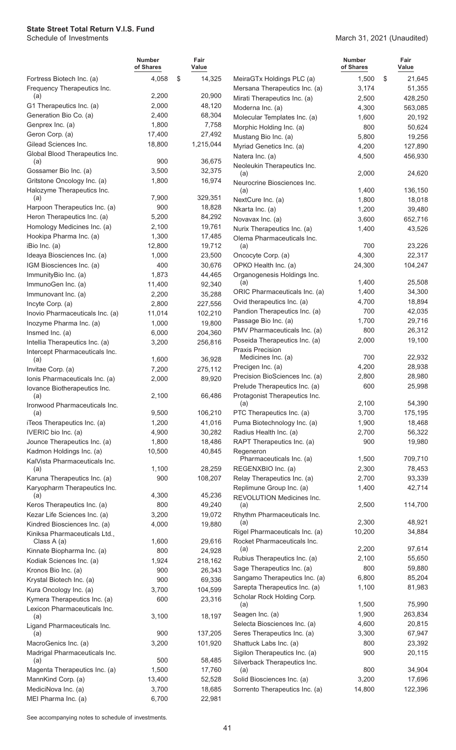# State Street Total Return V.I.S. Fund

Schedule of Investments

March 31, 2021 (Unaudited)

| | Number of Shares | Fair Value |
|---|---|---|
| Fortress Biotech Inc. (a) | 4,058 | $ 14,325 |
| Frequency Therapeutics Inc. (a) | 2,200 | 20,900 |
| G1 Therapeutics Inc. (a) | 2,000 | 48,120 |
| Generation Bio Co. (a) | 2,400 | 68,304 |
| Genprex Inc. (a) | 1,800 | 7,758 |
| Geron Corp. (a) | 17,400 | 27,492 |
| Gilead Sciences Inc. | 18,800 | 1,215,044 |
| Global Blood Therapeutics Inc. (a) | 900 | 36,675 |
| Gossamer Bio Inc. (a) | 3,500 | 32,375 |
| Gritstone Oncology Inc. (a) | 1,800 | 16,974 |
| Halozyme Therapeutics Inc. (a) | 7,900 | 329,351 |
| Harpoon Therapeutics Inc. (a) | 900 | 18,828 |
| Heron Therapeutics Inc. (a) | 5,200 | 84,292 |
| Homology Medicines Inc. (a) | 2,100 | 19,761 |
| Hookipa Pharma Inc. (a) | 1,300 | 17,485 |
| iBio Inc. (a) | 12,800 | 19,712 |
| Ideaya Biosciences Inc. (a) | 1,000 | 23,500 |
| IGM Biosciences Inc. (a) | 400 | 30,676 |
| ImmunityBio Inc. (a) | 1,873 | 44,465 |
| ImmunoGen Inc. (a) | 11,400 | 92,340 |
| Immunovant Inc. (a) | 2,200 | 35,288 |
| Incyte Corp. (a) | 2,800 | 227,556 |
| Inovio Pharmaceuticals Inc. (a) | 11,014 | 102,210 |
| Inozyme Pharma Inc. (a) | 1,000 | 19,800 |
| Insmed Inc. (a) | 6,000 | 204,360 |
| Intellia Therapeutics Inc. (a) | 3,200 | 256,816 |
| Intercept Pharmaceuticals Inc. (a) | 1,600 | 36,928 |
| Invitae Corp. (a) | 7,200 | 275,112 |
| Ionis Pharmaceuticals Inc. (a) | 2,000 | 89,920 |
| Iovance Biotherapeutics Inc. (a) | 2,100 | 66,486 |
| Ironwood Pharmaceuticals Inc. (a) | 9,500 | 106,210 |
| iTeos Therapeutics Inc. (a) | 1,200 | 41,016 |
| IVERIC bio Inc. (a) | 4,900 | 30,282 |
| Jounce Therapeutics Inc. (a) | 1,800 | 18,486 |
| Kadmon Holdings Inc. (a) | 10,500 | 40,845 |
| KalVista Pharmaceuticals Inc. (a) | 1,100 | 28,259 |
| Karuna Therapeutics Inc. (a) | 900 | 108,207 |
| Karyopharm Therapeutics Inc. (a) | 4,300 | 45,236 |
| Keros Therapeutics Inc. (a) | 800 | 49,240 |
| Kezar Life Sciences Inc. (a) | 3,200 | 19,072 |
| Kindred Biosciences Inc. (a) | 4,000 | 19,880 |
| Kiniksa Pharmaceuticals Ltd., Class A (a) | 1,600 | 29,616 |
| Kinnate Biopharma Inc. (a) | 800 | 24,928 |
| Kodiak Sciences Inc. (a) | 1,924 | 218,162 |
| Kronos Bio Inc. (a) | 900 | 26,343 |
| Krystal Biotech Inc. (a) | 900 | 69,336 |
| Kura Oncology Inc. (a) | 3,700 | 104,599 |
| Kymera Therapeutics Inc. (a) | 600 | 23,316 |
| Lexicon Pharmaceuticals Inc. (a) | 3,100 | 18,197 |
| Ligand Pharmaceuticals Inc. (a) | 900 | 137,205 |
| MacroGenics Inc. (a) | 3,200 | 101,920 |
| Madrigal Pharmaceuticals Inc. (a) | 500 | 58,485 |
| Magenta Therapeutics Inc. (a) | 1,500 | 17,760 |
| MannKind Corp. (a) | 13,400 | 52,528 |
| MediciNova Inc. (a) | 3,700 | 18,685 |
| MEI Pharma Inc. (a) | 6,700 | 22,981 |
| MeiraGTx Holdings PLC (a) | 1,500 | $ 21,645 |
| Mersana Therapeutics Inc. (a) | 3,174 | 51,355 |
| Mirati Therapeutics Inc. (a) | 2,500 | 428,250 |
| Moderna Inc. (a) | 4,300 | 563,085 |
| Molecular Templates Inc. (a) | 1,600 | 20,192 |
| Morphic Holding Inc. (a) | 800 | 50,624 |
| Mustang Bio Inc. (a) | 5,800 | 19,256 |
| Myriad Genetics Inc. (a) | 4,200 | 127,890 |
| Natera Inc. (a) | 4,500 | 456,930 |
| Neoleukin Therapeutics Inc. (a) | 2,000 | 24,620 |
| Neurocrine Biosciences Inc. (a) | 1,400 | 136,150 |
| NextCure Inc. (a) | 1,800 | 18,018 |
| Nkarta Inc. (a) | 1,200 | 39,480 |
| Novavax Inc. (a) | 3,600 | 652,716 |
| Nurix Therapeutics Inc. (a) | 1,400 | 43,526 |
| Olema Pharmaceuticals Inc. (a) | 700 | 23,226 |
| Oncocyte Corp. (a) | 4,300 | 22,317 |
| OPKO Health Inc. (a) | 24,300 | 104,247 |
| Organogenesis Holdings Inc. (a) | 1,400 | 25,508 |
| ORIC Pharmaceuticals Inc. (a) | 1,400 | 34,300 |
| Ovid therapeutics Inc. (a) | 4,700 | 18,894 |
| Pandion Therapeutics Inc. (a) | 700 | 42,035 |
| Passage Bio Inc. (a) | 1,700 | 29,716 |
| PMV Pharmaceuticals Inc. (a) | 800 | 26,312 |
| Poseida Therapeutics Inc. (a) | 2,000 | 19,100 |
| Praxis Precision Medicines Inc. (a) | 700 | 22,932 |
| Precigen Inc. (a) | 4,200 | 28,938 |
| Precision BioSciences Inc. (a) | 2,800 | 28,980 |
| Prelude Therapeutics Inc. (a) | 600 | 25,998 |
| Protagonist Therapeutics Inc. (a) | 2,100 | 54,390 |
| PTC Therapeutics Inc. (a) | 3,700 | 175,195 |
| Puma Biotechnology Inc. (a) | 1,900 | 18,468 |
| Radius Health Inc. (a) | 2,700 | 56,322 |
| RAPT Therapeutics Inc. (a) | 900 | 19,980 |
| Regeneron Pharmaceuticals Inc. (a) | 1,500 | 709,710 |
| REGENXBIO Inc. (a) | 2,300 | 78,453 |
| Relay Therapeutics Inc. (a) | 2,700 | 93,339 |
| Replimune Group Inc. (a) | 1,400 | 42,714 |
| REVOLUTION Medicines Inc. (a) | 2,500 | 114,700 |
| Rhythm Pharmaceuticals Inc. (a) | 2,300 | 48,921 |
| Rigel Pharmaceuticals Inc. (a) | 10,200 | 34,884 |
| Rocket Pharmaceuticals Inc. (a) | 2,200 | 97,614 |
| Rubius Therapeutics Inc. (a) | 2,100 | 55,650 |
| Sage Therapeutics Inc. (a) | 800 | 59,880 |
| Sangamo Therapeutics Inc. (a) | 6,800 | 85,204 |
| Sarepta Therapeutics Inc. (a) | 1,100 | 81,983 |
| Scholar Rock Holding Corp. (a) | 1,500 | 75,990 |
| Seagen Inc. (a) | 1,900 | 263,834 |
| Selecta Biosciences Inc. (a) | 4,600 | 20,815 |
| Seres Therapeutics Inc. (a) | 3,300 | 67,947 |
| Shattuck Labs Inc. (a) | 800 | 23,392 |
| Sigilon Therapeutics Inc. (a) | 900 | 20,115 |
| Silverback Therapeutics Inc. (a) | 800 | 34,904 |
| Solid Biosciences Inc. (a) | 3,200 | 17,696 |
| Sorrento Therapeutics Inc. (a) | 14,800 | 122,396 |

See accompanying notes to schedule of investments.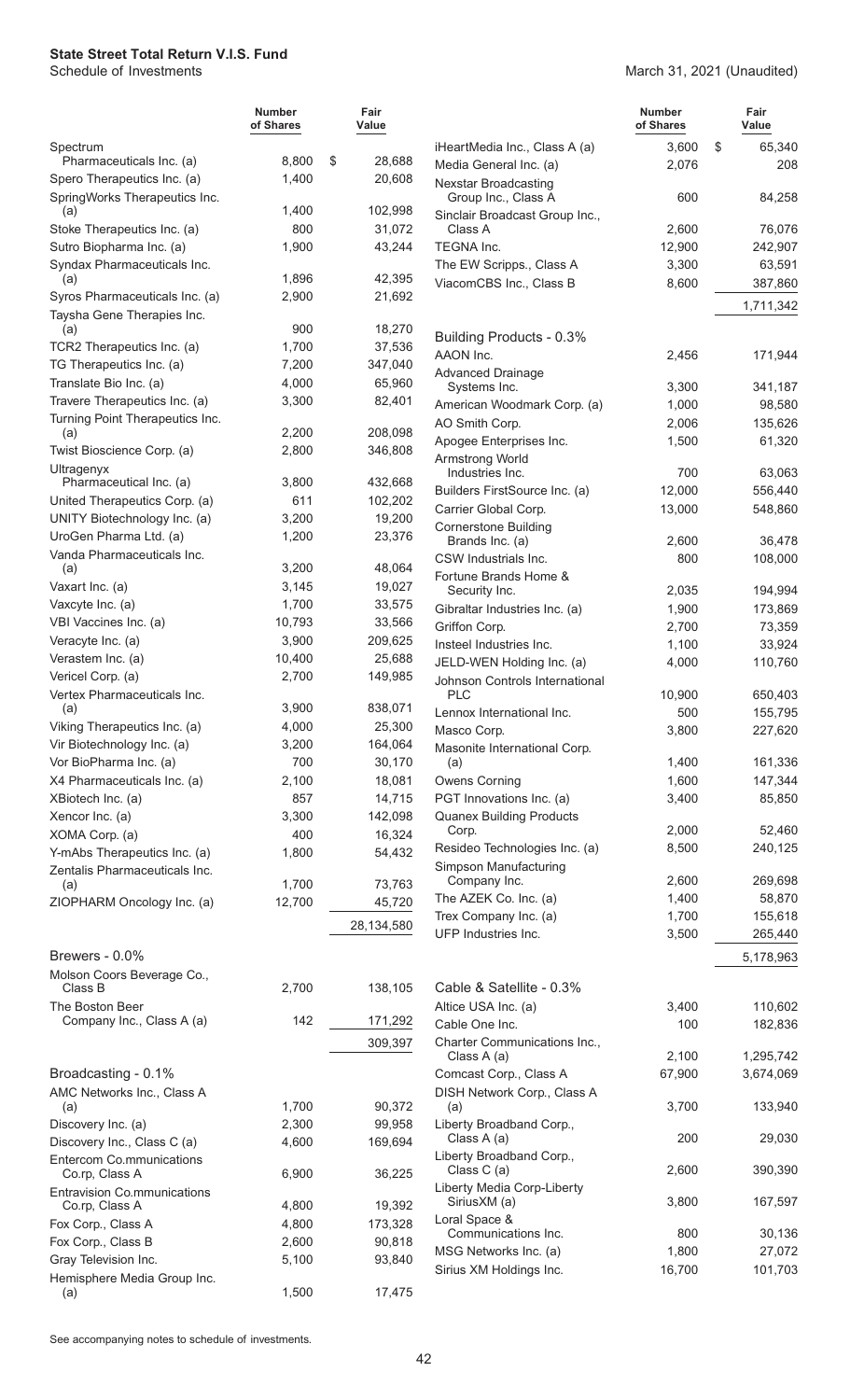**State Street Total Return V.I.S. Fund**
Schedule of Investments

March 31, 2021 (Unaudited)

| | Number of Shares | Fair Value |
|---|---|---|
| Spectrum Pharmaceuticals Inc. (a) | 8,800 | $ 28,688 |
| Spero Therapeutics Inc. (a) | 1,400 | 20,608 |
| SpringWorks Therapeutics Inc. (a) | 1,400 | 102,998 |
| Stoke Therapeutics Inc. (a) | 800 | 31,072 |
| Sutro Biopharma Inc. (a) | 1,900 | 43,244 |
| Syndax Pharmaceuticals Inc. (a) | 1,896 | 42,395 |
| Syros Pharmaceuticals Inc. (a) | 2,900 | 21,692 |
| Taysha Gene Therapies Inc. (a) | 900 | 18,270 |
| TCR2 Therapeutics Inc. (a) | 1,700 | 37,536 |
| TG Therapeutics Inc. (a) | 7,200 | 347,040 |
| Translate Bio Inc. (a) | 4,000 | 65,960 |
| Travere Therapeutics Inc. (a) | 3,300 | 82,401 |
| Turning Point Therapeutics Inc. (a) | 2,200 | 208,098 |
| Twist Bioscience Corp. (a) | 2,800 | 346,808 |
| Ultragenyx Pharmaceutical Inc. (a) | 3,800 | 432,668 |
| United Therapeutics Corp. (a) | 611 | 102,202 |
| UNITY Biotechnology Inc. (a) | 3,200 | 19,200 |
| UroGen Pharma Ltd. (a) | 1,200 | 23,376 |
| Vanda Pharmaceuticals Inc. (a) | 3,200 | 48,064 |
| Vaxart Inc. (a) | 3,145 | 19,027 |
| Vaxcyte Inc. (a) | 1,700 | 33,575 |
| VBI Vaccines Inc. (a) | 10,793 | 33,566 |
| Veracyte Inc. (a) | 3,900 | 209,625 |
| Verastem Inc. (a) | 10,400 | 25,688 |
| Vericel Corp. (a) | 2,700 | 149,985 |
| Vertex Pharmaceuticals Inc. (a) | 3,900 | 838,071 |
| Viking Therapeutics Inc. (a) | 4,000 | 25,300 |
| Vir Biotechnology Inc. (a) | 3,200 | 164,064 |
| Vor BioPharma Inc. (a) | 700 | 30,170 |
| X4 Pharmaceuticals Inc. (a) | 2,100 | 18,081 |
| XBiotech Inc. (a) | 857 | 14,715 |
| Xencor Inc. (a) | 3,300 | 142,098 |
| XOMA Corp. (a) | 400 | 16,324 |
| Y-mAbs Therapeutics Inc. (a) | 1,800 | 54,432 |
| Zentalis Pharmaceuticals Inc. (a) | 1,700 | 73,763 |
| ZIOPHARM Oncology Inc. (a) | 12,700 | 45,720 |
| | | 28,134,580 |
| **Brewers - 0.0%** | | |
| Molson Coors Beverage Co., Class B | 2,700 | 138,105 |
| The Boston Beer Company Inc., Class A (a) | 142 | 171,292 |
| | | 309,397 |
| **Broadcasting - 0.1%** | | |
| AMC Networks Inc., Class A (a) | 1,700 | 90,372 |
| Discovery Inc. (a) | 2,300 | 99,958 |
| Discovery Inc., Class C (a) | 4,600 | 169,694 |
| Entercom Co.mmunications Co.rp, Class A | 6,900 | 36,225 |
| Entravision Co.mmunications Co.rp, Class A | 4,800 | 19,392 |
| Fox Corp., Class A | 4,800 | 173,328 |
| Fox Corp., Class B | 2,600 | 90,818 |
| Gray Television Inc. | 5,100 | 93,840 |
| Hemisphere Media Group Inc. (a) | 1,500 | 17,475 |
| iHeartMedia Inc., Class A (a) | 3,600 | $ 65,340 |
| Media General Inc. (a) | 2,076 | 208 |
| Nexstar Broadcasting Group Inc., Class A | 600 | 84,258 |
| Sinclair Broadcast Group Inc., Class A | 2,600 | 76,076 |
| TEGNA Inc. | 12,900 | 242,907 |
| The EW Scripps., Class A | 3,300 | 63,591 |
| ViacomCBS Inc., Class B | 8,600 | 387,860 |
| | | 1,711,342 |
| **Building Products - 0.3%** | | |
| AAON Inc. | 2,456 | 171,944 |
| Advanced Drainage Systems Inc. | 3,300 | 341,187 |
| American Woodmark Corp. (a) | 1,000 | 98,580 |
| AO Smith Corp. | 2,006 | 135,626 |
| Apogee Enterprises Inc. | 1,500 | 61,320 |
| Armstrong World Industries Inc. | 700 | 63,063 |
| Builders FirstSource Inc. (a) | 12,000 | 556,440 |
| Carrier Global Corp. | 13,000 | 548,860 |
| Cornerstone Building Brands Inc. (a) | 2,600 | 36,478 |
| CSW Industrials Inc. | 800 | 108,000 |
| Fortune Brands Home & Security Inc. | 2,035 | 194,994 |
| Gibraltar Industries Inc. (a) | 1,900 | 173,869 |
| Griffon Corp. | 2,700 | 73,359 |
| Insteel Industries Inc. | 1,100 | 33,924 |
| JELD-WEN Holding Inc. (a) | 4,000 | 110,760 |
| Johnson Controls International PLC | 10,900 | 650,403 |
| Lennox International Inc. | 500 | 155,795 |
| Masco Corp. | 3,800 | 227,620 |
| Masonite International Corp. (a) | 1,400 | 161,336 |
| Owens Corning | 1,600 | 147,344 |
| PGT Innovations Inc. (a) | 3,400 | 85,850 |
| Quanex Building Products Corp. | 2,000 | 52,460 |
| Resideo Technologies Inc. (a) | 8,500 | 240,125 |
| Simpson Manufacturing Company Inc. | 2,600 | 269,698 |
| The AZEK Co. Inc. (a) | 1,400 | 58,870 |
| Trex Company Inc. (a) | 1,700 | 155,618 |
| UFP Industries Inc. | 3,500 | 265,440 |
| | | 5,178,963 |
| **Cable & Satellite - 0.3%** | | |
| Altice USA Inc. (a) | 3,400 | 110,602 |
| Cable One Inc. | 100 | 182,836 |
| Charter Communications Inc., Class A (a) | 2,100 | 1,295,742 |
| Comcast Corp., Class A | 67,900 | 3,674,069 |
| DISH Network Corp., Class A (a) | 3,700 | 133,940 |
| Liberty Broadband Corp., Class A (a) | 200 | 29,030 |
| Liberty Broadband Corp., Class C (a) | 2,600 | 390,390 |
| Liberty Media Corp-Liberty SiriusXM (a) | 3,800 | 167,597 |
| Loral Space & Communications Inc. | 800 | 30,136 |
| MSG Networks Inc. (a) | 1,800 | 27,072 |
| Sirius XM Holdings Inc. | 16,700 | 101,703 |

See accompanying notes to schedule of investments.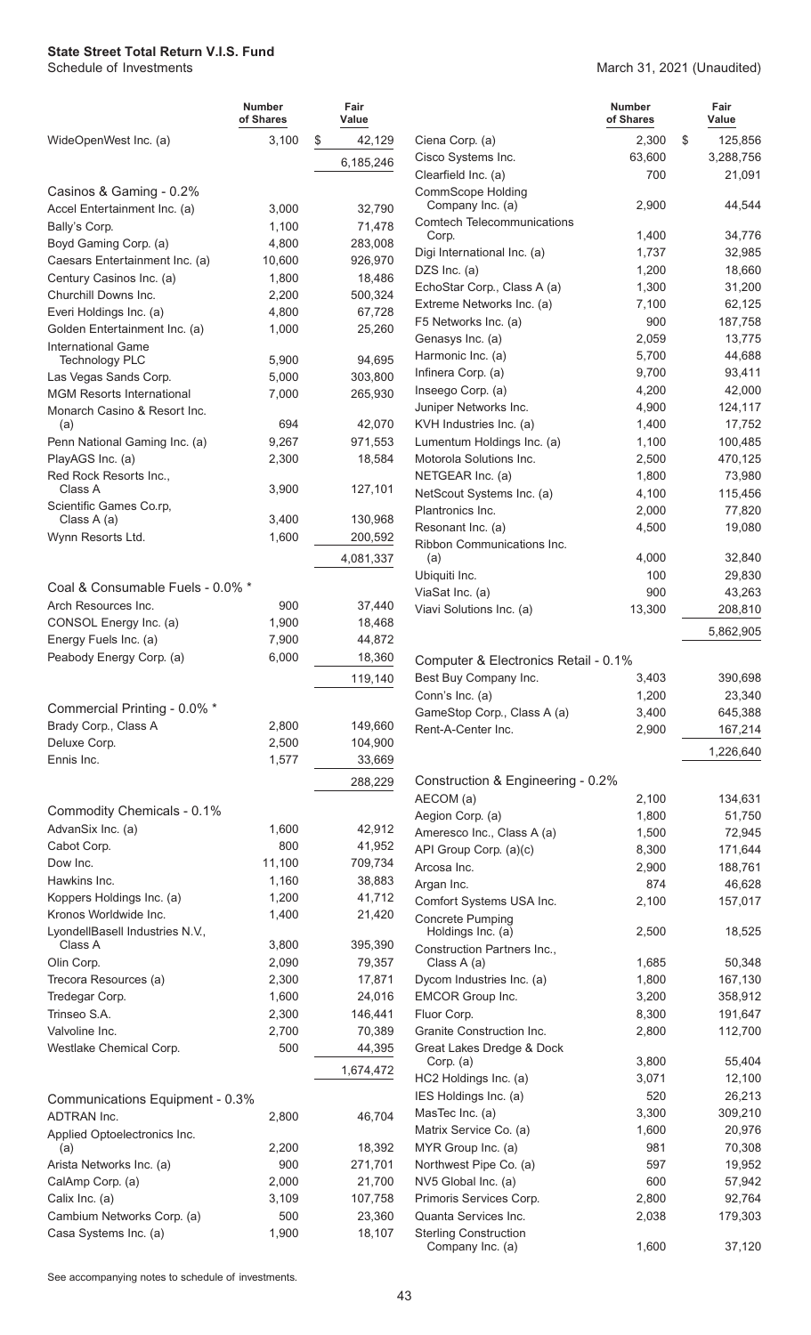**State Street Total Return V.I.S. Fund**
Schedule of Investments

March 31, 2021 (Unaudited)

| | Number of Shares | Fair Value |
|---|---|---|
| WideOpenWest Inc. (a) | 3,100 | $ 42,129 |
| | | 6,185,246 |
| **Casinos & Gaming - 0.2%** | | |
| Accel Entertainment Inc. (a) | 3,000 | 32,790 |
| Bally's Corp. | 1,100 | 71,478 |
| Boyd Gaming Corp. (a) | 4,800 | 283,008 |
| Caesars Entertainment Inc. (a) | 10,600 | 926,970 |
| Century Casinos Inc. (a) | 1,800 | 18,486 |
| Churchill Downs Inc. | 2,200 | 500,324 |
| Everi Holdings Inc. (a) | 4,800 | 67,728 |
| Golden Entertainment Inc. (a) | 1,000 | 25,260 |
| International Game Technology PLC | 5,900 | 94,695 |
| Las Vegas Sands Corp. | 5,000 | 303,800 |
| MGM Resorts International | 7,000 | 265,930 |
| Monarch Casino & Resort Inc. (a) | 694 | 42,070 |
| Penn National Gaming Inc. (a) | 9,267 | 971,553 |
| PlayAGS Inc. (a) | 2,300 | 18,584 |
| Red Rock Resorts Inc., Class A | 3,900 | 127,101 |
| Scientific Games Co.rp, Class A (a) | 3,400 | 130,968 |
| Wynn Resorts Ltd. | 1,600 | 200,592 |
| | | 4,081,337 |
| **Coal & Consumable Fuels - 0.0% *** | | |
| Arch Resources Inc. | 900 | 37,440 |
| CONSOL Energy Inc. (a) | 1,900 | 18,468 |
| Energy Fuels Inc. (a) | 7,900 | 44,872 |
| Peabody Energy Corp. (a) | 6,000 | 18,360 |
| | | 119,140 |
| **Commercial Printing - 0.0% *** | | |
| Brady Corp., Class A | 2,800 | 149,660 |
| Deluxe Corp. | 2,500 | 104,900 |
| Ennis Inc. | 1,577 | 33,669 |
| | | 288,229 |
| **Commodity Chemicals - 0.1%** | | |
| AdvanSix Inc. (a) | 1,600 | 42,912 |
| Cabot Corp. | 800 | 41,952 |
| Dow Inc. | 11,100 | 709,734 |
| Hawkins Inc. | 1,160 | 38,883 |
| Koppers Holdings Inc. (a) | 1,200 | 41,712 |
| Kronos Worldwide Inc. | 1,400 | 21,420 |
| LyondellBasell Industries N.V., Class A | 3,800 | 395,390 |
| Olin Corp. | 2,090 | 79,357 |
| Trecora Resources (a) | 2,300 | 17,871 |
| Tredegar Corp. | 1,600 | 24,016 |
| Trinseo S.A. | 2,300 | 146,441 |
| Valvoline Inc. | 2,700 | 70,389 |
| Westlake Chemical Corp. | 500 | 44,395 |
| | | 1,674,472 |
| **Communications Equipment - 0.3%** | | |
| ADTRAN Inc. | 2,800 | 46,704 |
| Applied Optoelectronics Inc. (a) | 2,200 | 18,392 |
| Arista Networks Inc. (a) | 900 | 271,701 |
| CalAmp Corp. (a) | 2,000 | 21,700 |
| Calix Inc. (a) | 3,109 | 107,758 |
| Cambium Networks Corp. (a) | 500 | 23,360 |
| Casa Systems Inc. (a) | 1,900 | 18,107 |
| Ciena Corp. (a) | 2,300 | $ 125,856 |
| Cisco Systems Inc. | 63,600 | 3,288,756 |
| Clearfield Inc. (a) | 700 | 21,091 |
| CommScope Holding Company Inc. (a) | 2,900 | 44,544 |
| Comtech Telecommunications Corp. | 1,400 | 34,776 |
| Digi International Inc. (a) | 1,737 | 32,985 |
| DZS Inc. (a) | 1,200 | 18,660 |
| EchoStar Corp., Class A (a) | 1,300 | 31,200 |
| Extreme Networks Inc. (a) | 7,100 | 62,125 |
| F5 Networks Inc. (a) | 900 | 187,758 |
| Genasys Inc. (a) | 2,059 | 13,775 |
| Harmonic Inc. (a) | 5,700 | 44,688 |
| Infinera Corp. (a) | 9,700 | 93,411 |
| Inseego Corp. (a) | 4,200 | 42,000 |
| Juniper Networks Inc. | 4,900 | 124,117 |
| KVH Industries Inc. (a) | 1,400 | 17,752 |
| Lumentum Holdings Inc. (a) | 1,100 | 100,485 |
| Motorola Solutions Inc. | 2,500 | 470,125 |
| NETGEAR Inc. (a) | 1,800 | 73,980 |
| NetScout Systems Inc. (a) | 4,100 | 115,456 |
| Plantronics Inc. | 2,000 | 77,820 |
| Resonant Inc. (a) | 4,500 | 19,080 |
| Ribbon Communications Inc. (a) | 4,000 | 32,840 |
| Ubiquiti Inc. | 100 | 29,830 |
| ViaSat Inc. (a) | 900 | 43,263 |
| Viavi Solutions Inc. (a) | 13,300 | 208,810 |
| | | 5,862,905 |
| **Computer & Electronics Retail - 0.1%** | | |
| Best Buy Company Inc. | 3,403 | 390,698 |
| Conn's Inc. (a) | 1,200 | 23,340 |
| GameStop Corp., Class A (a) | 3,400 | 645,388 |
| Rent-A-Center Inc. | 2,900 | 167,214 |
| | | 1,226,640 |
| **Construction & Engineering - 0.2%** | | |
| AECOM (a) | 2,100 | 134,631 |
| Aegion Corp. (a) | 1,800 | 51,750 |
| Ameresco Inc., Class A (a) | 1,500 | 72,945 |
| API Group Corp. (a)(c) | 8,300 | 171,644 |
| Arcosa Inc. | 2,900 | 188,761 |
| Argan Inc. | 874 | 46,628 |
| Comfort Systems USA Inc. | 2,100 | 157,017 |
| Concrete Pumping Holdings Inc. (a) | 2,500 | 18,525 |
| Construction Partners Inc., Class A (a) | 1,685 | 50,348 |
| Dycom Industries Inc. (a) | 1,800 | 167,130 |
| EMCOR Group Inc. | 3,200 | 358,912 |
| Fluor Corp. | 8,300 | 191,647 |
| Granite Construction Inc. | 2,800 | 112,700 |
| Great Lakes Dredge & Dock Corp. (a) | 3,800 | 55,404 |
| HC2 Holdings Inc. (a) | 3,071 | 12,100 |
| IES Holdings Inc. (a) | 520 | 26,213 |
| MasTec Inc. (a) | 3,300 | 309,210 |
| Matrix Service Co. (a) | 1,600 | 20,976 |
| MYR Group Inc. (a) | 981 | 70,308 |
| Northwest Pipe Co. (a) | 597 | 19,952 |
| NV5 Global Inc. (a) | 600 | 57,942 |
| Primoris Services Corp. | 2,800 | 92,764 |
| Quanta Services Inc. | 2,038 | 179,303 |
| Sterling Construction Company Inc. (a) | 1,600 | 37,120 |

See accompanying notes to schedule of investments.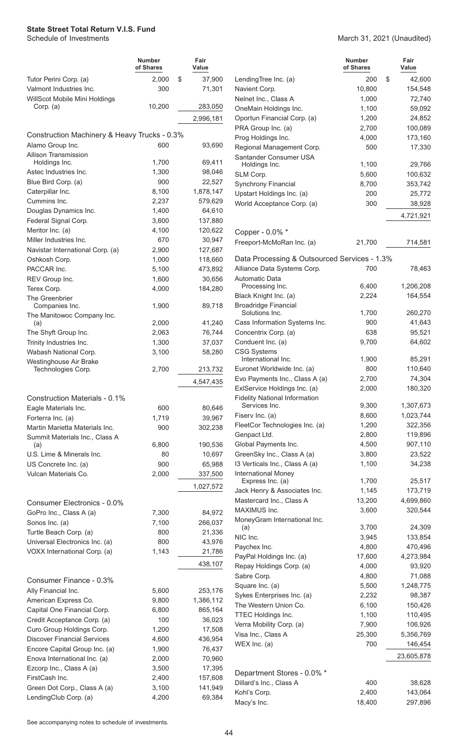**State Street Total Return V.I.S. Fund**
Schedule of Investments

March 31, 2021 (Unaudited)

| | Number of Shares | Fair Value |
|---|---|---|
| Tutor Perini Corp. (a) | 2,000 | $ 37,900 |
| Valmont Industries Inc. | 300 | 71,301 |
| WillScot Mobile Mini Holdings Corp. (a) | 10,200 | 283,050 |
| | | 2,996,181 |
| **Construction Machinery & Heavy Trucks - 0.3%** | | |
| Alamo Group Inc. | 600 | 93,690 |
| Allison Transmission Holdings Inc. | 1,700 | 69,411 |
| Astec Industries Inc. | 1,300 | 98,046 |
| Blue Bird Corp. (a) | 900 | 22,527 |
| Caterpillar Inc. | 8,100 | 1,878,147 |
| Cummins Inc. | 2,237 | 579,629 |
| Douglas Dynamics Inc. | 1,400 | 64,610 |
| Federal Signal Corp. | 3,600 | 137,880 |
| Meritor Inc. (a) | 4,100 | 120,622 |
| Miller Industries Inc. | 670 | 30,947 |
| Navistar International Corp. (a) | 2,900 | 127,687 |
| Oshkosh Corp. | 1,000 | 118,660 |
| PACCAR Inc. | 5,100 | 473,892 |
| REV Group Inc. | 1,600 | 30,656 |
| Terex Corp. | 4,000 | 184,280 |
| The Greenbrier Companies Inc. | 1,900 | 89,718 |
| The Manitowoc Company Inc. (a) | 2,000 | 41,240 |
| The Shyft Group Inc. | 2,063 | 76,744 |
| Trinity Industries Inc. | 1,300 | 37,037 |
| Wabash National Corp. | 3,100 | 58,280 |
| Westinghouse Air Brake Technologies Corp. | 2,700 | 213,732 |
| | | 4,547,435 |
| **Construction Materials - 0.1%** | | |
| Eagle Materials Inc. | 600 | 80,646 |
| Forterra Inc. (a) | 1,719 | 39,967 |
| Martin Marietta Materials Inc. | 900 | 302,238 |
| Summit Materials Inc., Class A (a) | 6,800 | 190,536 |
| U.S. Lime & Minerals Inc. | 80 | 10,697 |
| US Concrete Inc. (a) | 900 | 65,988 |
| Vulcan Materials Co. | 2,000 | 337,500 |
| | | 1,027,572 |
| **Consumer Electronics - 0.0%** | | |
| GoPro Inc., Class A (a) | 7,300 | 84,972 |
| Sonos Inc. (a) | 7,100 | 266,037 |
| Turtle Beach Corp. (a) | 800 | 21,336 |
| Universal Electronics Inc. (a) | 800 | 43,976 |
| VOXX International Corp. (a) | 1,143 | 21,786 |
| | | 438,107 |
| **Consumer Finance - 0.3%** | | |
| Ally Financial Inc. | 5,600 | 253,176 |
| American Express Co. | 9,800 | 1,386,112 |
| Capital One Financial Corp. | 6,800 | 865,164 |
| Credit Acceptance Corp. (a) | 100 | 36,023 |
| Curo Group Holdings Corp. | 1,200 | 17,508 |
| Discover Financial Services | 4,600 | 436,954 |
| Encore Capital Group Inc. (a) | 1,900 | 76,437 |
| Enova International Inc. (a) | 2,000 | 70,960 |
| Ezcorp Inc., Class A (a) | 3,500 | 17,395 |
| FirstCash Inc. | 2,400 | 157,608 |
| Green Dot Corp., Class A (a) | 3,100 | 141,949 |
| LendingClub Corp. (a) | 4,200 | 69,384 |
| LendingTree Inc. (a) | 200 | $ 42,600 |
| Navient Corp. | 10,800 | 154,548 |
| Nelnet Inc., Class A | 1,000 | 72,740 |
| OneMain Holdings Inc. | 1,100 | 59,092 |
| Oportun Financial Corp. (a) | 1,200 | 24,852 |
| PRA Group Inc. (a) | 2,700 | 100,089 |
| Prog Holdings Inc. | 4,000 | 173,160 |
| Regional Management Corp. | 500 | 17,330 |
| Santander Consumer USA Holdings Inc. | 1,100 | 29,766 |
| SLM Corp. | 5,600 | 100,632 |
| Synchrony Financial | 8,700 | 353,742 |
| Upstart Holdings Inc. (a) | 200 | 25,772 |
| World Acceptance Corp. (a) | 300 | 38,928 |
| | | 4,721,921 |
| **Copper - 0.0% *** | | |
| Freeport-McMoRan Inc. (a) | 21,700 | 714,581 |
| **Data Processing & Outsourced Services - 1.3%** | | |
| Alliance Data Systems Corp. | 700 | 78,463 |
| Automatic Data Processing Inc. | 6,400 | 1,206,208 |
| Black Knight Inc. (a) | 2,224 | 164,554 |
| Broadridge Financial Solutions Inc. | 1,700 | 260,270 |
| Cass Information Systems Inc. | 900 | 41,643 |
| Concentrix Corp. (a) | 638 | 95,521 |
| Conduent Inc. (a) | 9,700 | 64,602 |
| CSG Systems International Inc. | 1,900 | 85,291 |
| Euronet Worldwide Inc. (a) | 800 | 110,640 |
| Evo Payments Inc., Class A (a) | 2,700 | 74,304 |
| ExlService Holdings Inc. (a) | 2,000 | 180,320 |
| Fidelity National Information Services Inc. | 9,300 | 1,307,673 |
| Fiserv Inc. (a) | 8,600 | 1,023,744 |
| FleetCor Technologies Inc. (a) | 1,200 | 322,356 |
| Genpact Ltd. | 2,800 | 119,896 |
| Global Payments Inc. | 4,500 | 907,110 |
| GreenSky Inc., Class A (a) | 3,800 | 23,522 |
| I3 Verticals Inc., Class A (a) | 1,100 | 34,238 |
| International Money Express Inc. (a) | 1,700 | 25,517 |
| Jack Henry & Associates Inc. | 1,145 | 173,719 |
| Mastercard Inc., Class A | 13,200 | 4,699,860 |
| MAXIMUS Inc. | 3,600 | 320,544 |
| MoneyGram International Inc. (a) | 3,700 | 24,309 |
| NIC Inc. | 3,945 | 133,854 |
| Paychex Inc. | 4,800 | 470,496 |
| PayPal Holdings Inc. (a) | 17,600 | 4,273,984 |
| Repay Holdings Corp. (a) | 4,000 | 93,920 |
| Sabre Corp. | 4,800 | 71,088 |
| Square Inc. (a) | 5,500 | 1,248,775 |
| Sykes Enterprises Inc. (a) | 2,232 | 98,387 |
| The Western Union Co. | 6,100 | 150,426 |
| TTEC Holdings Inc. | 1,100 | 110,495 |
| Verra Mobility Corp. (a) | 7,900 | 106,926 |
| Visa Inc., Class A | 25,300 | 5,356,769 |
| WEX Inc. (a) | 700 | 146,454 |
| | | 23,605,878 |
| **Department Stores - 0.0% *** | | |
| Dillard's Inc., Class A | 400 | 38,628 |
| Kohl's Corp. | 2,400 | 143,064 |
| Macy's Inc. | 18,400 | 297,896 |

See accompanying notes to schedule of investments.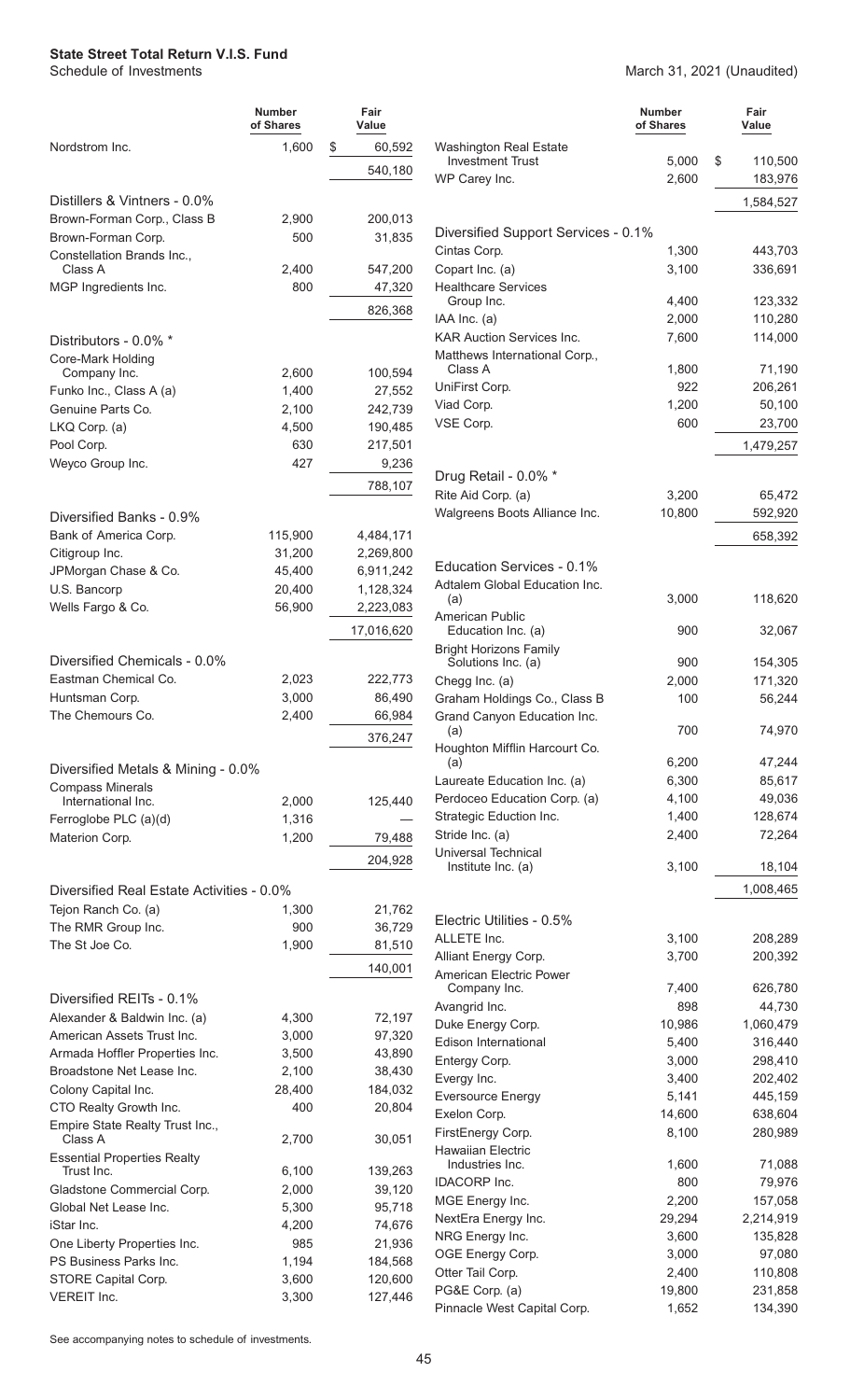**State Street Total Return V.I.S. Fund**
Schedule of Investments

March 31, 2021 (Unaudited)

| | Number of Shares | Fair Value |
|---|---|---|
| Nordstrom Inc. | 1,600 | $ 60,592 |
| | | 540,180 |
| **Distillers & Vintners - 0.0%** | | |
| Brown-Forman Corp., Class B | 2,900 | 200,013 |
| Brown-Forman Corp. | 500 | 31,835 |
| Constellation Brands Inc., Class A | 2,400 | 547,200 |
| MGP Ingredients Inc. | 800 | 47,320 |
| | | 826,368 |
| **Distributors - 0.0% \*** | | |
| Core-Mark Holding Company Inc. | 2,600 | 100,594 |
| Funko Inc., Class A (a) | 1,400 | 27,552 |
| Genuine Parts Co. | 2,100 | 242,739 |
| LKQ Corp. (a) | 4,500 | 190,485 |
| Pool Corp. | 630 | 217,501 |
| Weyco Group Inc. | 427 | 9,236 |
| | | 788,107 |
| **Diversified Banks - 0.9%** | | |
| Bank of America Corp. | 115,900 | 4,484,171 |
| Citigroup Inc. | 31,200 | 2,269,800 |
| JPMorgan Chase & Co. | 45,400 | 6,911,242 |
| U.S. Bancorp | 20,400 | 1,128,324 |
| Wells Fargo & Co. | 56,900 | 2,223,083 |
| | | 17,016,620 |
| **Diversified Chemicals - 0.0%** | | |
| Eastman Chemical Co. | 2,023 | 222,773 |
| Huntsman Corp. | 3,000 | 86,490 |
| The Chemours Co. | 2,400 | 66,984 |
| | | 376,247 |
| **Diversified Metals & Mining - 0.0%** | | |
| Compass Minerals International Inc. | 2,000 | 125,440 |
| Ferroglobe PLC (a)(d) | 1,316 | — |
| Materion Corp. | 1,200 | 79,488 |
| | | 204,928 |
| **Diversified Real Estate Activities - 0.0%** | | |
| Tejon Ranch Co. (a) | 1,300 | 21,762 |
| The RMR Group Inc. | 900 | 36,729 |
| The St Joe Co. | 1,900 | 81,510 |
| | | 140,001 |
| **Diversified REITs - 0.1%** | | |
| Alexander & Baldwin Inc. (a) | 4,300 | 72,197 |
| American Assets Trust Inc. | 3,000 | 97,320 |
| Armada Hoffler Properties Inc. | 3,500 | 43,890 |
| Broadstone Net Lease Inc. | 2,100 | 38,430 |
| Colony Capital Inc. | 28,400 | 184,032 |
| CTO Realty Growth Inc. | 400 | 20,804 |
| Empire State Realty Trust Inc., Class A | 2,700 | 30,051 |
| Essential Properties Realty Trust Inc. | 6,100 | 139,263 |
| Gladstone Commercial Corp. | 2,000 | 39,120 |
| Global Net Lease Inc. | 5,300 | 95,718 |
| iStar Inc. | 4,200 | 74,676 |
| One Liberty Properties Inc. | 985 | 21,936 |
| PS Business Parks Inc. | 1,194 | 184,568 |
| STORE Capital Corp. | 3,600 | 120,600 |
| VEREIT Inc. | 3,300 | 127,446 |
| Washington Real Estate Investment Trust | 5,000 | $ 110,500 |
| WP Carey Inc. | 2,600 | 183,976 |
| | | 1,584,527 |
| **Diversified Support Services - 0.1%** | | |
| Cintas Corp. | 1,300 | 443,703 |
| Copart Inc. (a) | 3,100 | 336,691 |
| Healthcare Services Group Inc. | 4,400 | 123,332 |
| IAA Inc. (a) | 2,000 | 110,280 |
| KAR Auction Services Inc. | 7,600 | 114,000 |
| Matthews International Corp., Class A | 1,800 | 71,190 |
| UniFirst Corp. | 922 | 206,261 |
| Viad Corp. | 1,200 | 50,100 |
| VSE Corp. | 600 | 23,700 |
| | | 1,479,257 |
| **Drug Retail - 0.0% \*** | | |
| Rite Aid Corp. (a) | 3,200 | 65,472 |
| Walgreens Boots Alliance Inc. | 10,800 | 592,920 |
| | | 658,392 |
| **Education Services - 0.1%** | | |
| Adtalem Global Education Inc. (a) | 3,000 | 118,620 |
| American Public Education Inc. (a) | 900 | 32,067 |
| Bright Horizons Family Solutions Inc. (a) | 900 | 154,305 |
| Chegg Inc. (a) | 2,000 | 171,320 |
| Graham Holdings Co., Class B | 100 | 56,244 |
| Grand Canyon Education Inc. (a) | 700 | 74,970 |
| Houghton Mifflin Harcourt Co. (a) | 6,200 | 47,244 |
| Laureate Education Inc. (a) | 6,300 | 85,617 |
| Perdoceo Education Corp. (a) | 4,100 | 49,036 |
| Strategic Eduction Inc. | 1,400 | 128,674 |
| Stride Inc. (a) | 2,400 | 72,264 |
| Universal Technical Institute Inc. (a) | 3,100 | 18,104 |
| | | 1,008,465 |
| **Electric Utilities - 0.5%** | | |
| ALLETE Inc. | 3,100 | 208,289 |
| Alliant Energy Corp. | 3,700 | 200,392 |
| American Electric Power Company Inc. | 7,400 | 626,780 |
| Avangrid Inc. | 898 | 44,730 |
| Duke Energy Corp. | 10,986 | 1,060,479 |
| Edison International | 5,400 | 316,440 |
| Entergy Corp. | 3,000 | 298,410 |
| Evergy Inc. | 3,400 | 202,402 |
| Eversource Energy | 5,141 | 445,159 |
| Exelon Corp. | 14,600 | 638,604 |
| FirstEnergy Corp. | 8,100 | 280,989 |
| Hawaiian Electric Industries Inc. | 1,600 | 71,088 |
| IDACORP Inc. | 800 | 79,976 |
| MGE Energy Inc. | 2,200 | 157,058 |
| NextEra Energy Inc. | 29,294 | 2,214,919 |
| NRG Energy Inc. | 3,600 | 135,828 |
| OGE Energy Corp. | 3,000 | 97,080 |
| Otter Tail Corp. | 2,400 | 110,808 |
| PG&E Corp. (a) | 19,800 | 231,858 |
| Pinnacle West Capital Corp. | 1,652 | 134,390 |

See accompanying notes to schedule of investments.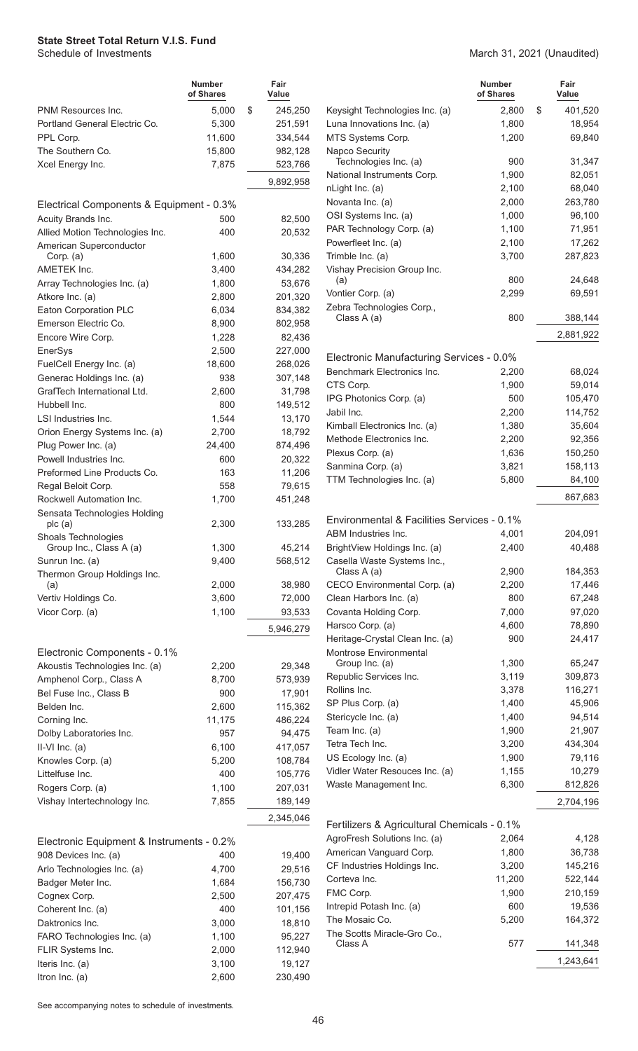**State Street Total Return V.I.S. Fund**
Schedule of Investments

March 31, 2021 (Unaudited)

| | Number of Shares | Fair Value |
|---|---|---|
| PNM Resources Inc. | 5,000 | $ 245,250 |
| Portland General Electric Co. | 5,300 | 251,591 |
| PPL Corp. | 11,600 | 334,544 |
| The Southern Co. | 15,800 | 982,128 |
| Xcel Energy Inc. | 7,875 | 523,766 |
| | | 9,892,958 |
| **Electrical Components & Equipment - 0.3%** | | |
| Acuity Brands Inc. | 500 | 82,500 |
| Allied Motion Technologies Inc. | 400 | 20,532 |
| American Superconductor Corp. (a) | 1,600 | 30,336 |
| AMETEK Inc. | 3,400 | 434,282 |
| Array Technologies Inc. (a) | 1,800 | 53,676 |
| Atkore Inc. (a) | 2,800 | 201,320 |
| Eaton Corporation PLC | 6,034 | 834,382 |
| Emerson Electric Co. | 8,900 | 802,958 |
| Encore Wire Corp. | 1,228 | 82,436 |
| EnerSys | 2,500 | 227,000 |
| FuelCell Energy Inc. (a) | 18,600 | 268,026 |
| Generac Holdings Inc. (a) | 938 | 307,148 |
| GrafTech International Ltd. | 2,600 | 31,798 |
| Hubbell Inc. | 800 | 149,512 |
| LSI Industries Inc. | 1,544 | 13,170 |
| Orion Energy Systems Inc. (a) | 2,700 | 18,792 |
| Plug Power Inc. (a) | 24,400 | 874,496 |
| Powell Industries Inc. | 600 | 20,322 |
| Preformed Line Products Co. | 163 | 11,206 |
| Regal Beloit Corp. | 558 | 79,615 |
| Rockwell Automation Inc. | 1,700 | 451,248 |
| Sensata Technologies Holding plc (a) | 2,300 | 133,285 |
| Shoals Technologies Group Inc., Class A (a) | 1,300 | 45,214 |
| Sunrun Inc. (a) | 9,400 | 568,512 |
| Thermon Group Holdings Inc. (a) | 2,000 | 38,980 |
| Vertiv Holdings Co. | 3,600 | 72,000 |
| Vicor Corp. (a) | 1,100 | 93,533 |
| | | 5,946,279 |
| **Electronic Components - 0.1%** | | |
| Akoustis Technologies Inc. (a) | 2,200 | 29,348 |
| Amphenol Corp., Class A | 8,700 | 573,939 |
| Bel Fuse Inc., Class B | 900 | 17,901 |
| Belden Inc. | 2,600 | 115,362 |
| Corning Inc. | 11,175 | 486,224 |
| Dolby Laboratories Inc. | 957 | 94,475 |
| II-VI Inc. (a) | 6,100 | 417,057 |
| Knowles Corp. (a) | 5,200 | 108,784 |
| Littelfuse Inc. | 400 | 105,776 |
| Rogers Corp. (a) | 1,100 | 207,031 |
| Vishay Intertechnology Inc. | 7,855 | 189,149 |
| | | 2,345,046 |
| **Electronic Equipment & Instruments - 0.2%** | | |
| 908 Devices Inc. (a) | 400 | 19,400 |
| Arlo Technologies Inc. (a) | 4,700 | 29,516 |
| Badger Meter Inc. | 1,684 | 156,730 |
| Cognex Corp. | 2,500 | 207,475 |
| Coherent Inc. (a) | 400 | 101,156 |
| Daktronics Inc. | 3,000 | 18,810 |
| FARO Technologies Inc. (a) | 1,100 | 95,227 |
| FLIR Systems Inc. | 2,000 | 112,940 |
| Iteris Inc. (a) | 3,100 | 19,127 |
| Itron Inc. (a) | 2,600 | 230,490 |
| Keysight Technologies Inc. (a) | 2,800 | $ 401,520 |
| Luna Innovations Inc. (a) | 1,800 | 18,954 |
| MTS Systems Corp. | 1,200 | 69,840 |
| Napco Security Technologies Inc. (a) | 900 | 31,347 |
| National Instruments Corp. | 1,900 | 82,051 |
| nLight Inc. (a) | 2,100 | 68,040 |
| Novanta Inc. (a) | 2,000 | 263,780 |
| OSI Systems Inc. (a) | 1,000 | 96,100 |
| PAR Technology Corp. (a) | 1,100 | 71,951 |
| Powerfleet Inc. (a) | 2,100 | 17,262 |
| Trimble Inc. (a) | 3,700 | 287,823 |
| Vishay Precision Group Inc. (a) | 800 | 24,648 |
| Vontier Corp. (a) | 2,299 | 69,591 |
| Zebra Technologies Corp., Class A (a) | 800 | 388,144 |
| | | 2,881,922 |
| **Electronic Manufacturing Services - 0.0%** | | |
| Benchmark Electronics Inc. | 2,200 | 68,024 |
| CTS Corp. | 1,900 | 59,014 |
| IPG Photonics Corp. (a) | 500 | 105,470 |
| Jabil Inc. | 2,200 | 114,752 |
| Kimball Electronics Inc. (a) | 1,380 | 35,604 |
| Methode Electronics Inc. | 2,200 | 92,356 |
| Plexus Corp. (a) | 1,636 | 150,250 |
| Sanmina Corp. (a) | 3,821 | 158,113 |
| TTM Technologies Inc. (a) | 5,800 | 84,100 |
| | | 867,683 |
| **Environmental & Facilities Services - 0.1%** | | |
| ABM Industries Inc. | 4,001 | 204,091 |
| BrightView Holdings Inc. (a) | 2,400 | 40,488 |
| Casella Waste Systems Inc., Class A (a) | 2,900 | 184,353 |
| CECO Environmental Corp. (a) | 2,200 | 17,446 |
| Clean Harbors Inc. (a) | 800 | 67,248 |
| Covanta Holding Corp. | 7,000 | 97,020 |
| Harsco Corp. (a) | 4,600 | 78,890 |
| Heritage-Crystal Clean Inc. (a) | 900 | 24,417 |
| Montrose Environmental Group Inc. (a) | 1,300 | 65,247 |
| Republic Services Inc. | 3,119 | 309,873 |
| Rollins Inc. | 3,378 | 116,271 |
| SP Plus Corp. (a) | 1,400 | 45,906 |
| Stericycle Inc. (a) | 1,400 | 94,514 |
| Team Inc. (a) | 1,900 | 21,907 |
| Tetra Tech Inc. | 3,200 | 434,304 |
| US Ecology Inc. (a) | 1,900 | 79,116 |
| Vidler Water Resouces Inc. (a) | 1,155 | 10,279 |
| Waste Management Inc. | 6,300 | 812,826 |
| | | 2,704,196 |
| **Fertilizers & Agricultural Chemicals - 0.1%** | | |
| AgroFresh Solutions Inc. (a) | 2,064 | 4,128 |
| American Vanguard Corp. | 1,800 | 36,738 |
| CF Industries Holdings Inc. | 3,200 | 145,216 |
| Corteva Inc. | 11,200 | 522,144 |
| FMC Corp. | 1,900 | 210,159 |
| Intrepid Potash Inc. (a) | 600 | 19,536 |
| The Mosaic Co. | 5,200 | 164,372 |
| The Scotts Miracle-Gro Co., Class A | 577 | 141,348 |
| | | 1,243,641 |

See accompanying notes to schedule of investments.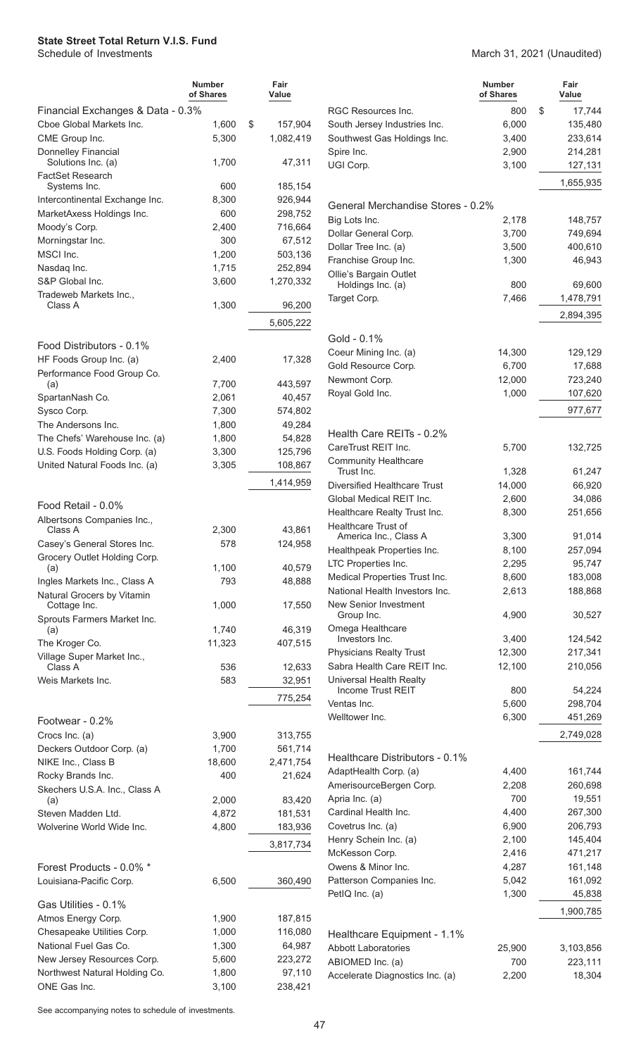**State Street Total Return V.I.S. Fund**
Schedule of Investments

March 31, 2021 (Unaudited)

| | Number of Shares | Fair Value |
|---|---|---|
| **Financial Exchanges & Data - 0.3%** | | |
| Cboe Global Markets Inc. | 1,600 | $ 157,904 |
| CME Group Inc. | 5,300 | 1,082,419 |
| Donnelley Financial Solutions Inc. (a) | 1,700 | 47,311 |
| FactSet Research Systems Inc. | 600 | 185,154 |
| Intercontinental Exchange Inc. | 8,300 | 926,944 |
| MarketAxess Holdings Inc. | 600 | 298,752 |
| Moody's Corp. | 2,400 | 716,664 |
| Morningstar Inc. | 300 | 67,512 |
| MSCI Inc. | 1,200 | 503,136 |
| Nasdaq Inc. | 1,715 | 252,894 |
| S&P Global Inc. | 3,600 | 1,270,332 |
| Tradeweb Markets Inc., Class A | 1,300 | 96,200 |
| | | 5,605,222 |
| **Food Distributors - 0.1%** | | |
| HF Foods Group Inc. (a) | 2,400 | 17,328 |
| Performance Food Group Co. (a) | 7,700 | 443,597 |
| SpartanNash Co. | 2,061 | 40,457 |
| Sysco Corp. | 7,300 | 574,802 |
| The Andersons Inc. | 1,800 | 49,284 |
| The Chefs' Warehouse Inc. (a) | 1,800 | 54,828 |
| U.S. Foods Holding Corp. (a) | 3,300 | 125,796 |
| United Natural Foods Inc. (a) | 3,305 | 108,867 |
| | | 1,414,959 |
| **Food Retail - 0.0%** | | |
| Albertsons Companies Inc., Class A | 2,300 | 43,861 |
| Casey's General Stores Inc. | 578 | 124,958 |
| Grocery Outlet Holding Corp. (a) | 1,100 | 40,579 |
| Ingles Markets Inc., Class A | 793 | 48,888 |
| Natural Grocers by Vitamin Cottage Inc. | 1,000 | 17,550 |
| Sprouts Farmers Market Inc. (a) | 1,740 | 46,319 |
| The Kroger Co. | 11,323 | 407,515 |
| Village Super Market Inc., Class A | 536 | 12,633 |
| Weis Markets Inc. | 583 | 32,951 |
| | | 775,254 |
| **Footwear - 0.2%** | | |
| Crocs Inc. (a) | 3,900 | 313,755 |
| Deckers Outdoor Corp. (a) | 1,700 | 561,714 |
| NIKE Inc., Class B | 18,600 | 2,471,754 |
| Rocky Brands Inc. | 400 | 21,624 |
| Skechers U.S.A. Inc., Class A (a) | 2,000 | 83,420 |
| Steven Madden Ltd. | 4,872 | 181,531 |
| Wolverine World Wide Inc. | 4,800 | 183,936 |
| | | 3,817,734 |
| **Forest Products - 0.0% *** | | |
| Louisiana-Pacific Corp. | 6,500 | 360,490 |
| **Gas Utilities - 0.1%** | | |
| Atmos Energy Corp. | 1,900 | 187,815 |
| Chesapeake Utilities Corp. | 1,000 | 116,080 |
| National Fuel Gas Co. | 1,300 | 64,987 |
| New Jersey Resources Corp. | 5,600 | 223,272 |
| Northwest Natural Holding Co. | 1,800 | 97,110 |
| ONE Gas Inc. | 3,100 | 238,421 |
| RGC Resources Inc. | 800 | $ 17,744 |
| South Jersey Industries Inc. | 6,000 | 135,480 |
| Southwest Gas Holdings Inc. | 3,400 | 233,614 |
| Spire Inc. | 2,900 | 214,281 |
| UGI Corp. | 3,100 | 127,131 |
| | | 1,655,935 |
| **General Merchandise Stores - 0.2%** | | |
| Big Lots Inc. | 2,178 | 148,757 |
| Dollar General Corp. | 3,700 | 749,694 |
| Dollar Tree Inc. (a) | 3,500 | 400,610 |
| Franchise Group Inc. | 1,300 | 46,943 |
| Ollie's Bargain Outlet Holdings Inc. (a) | 800 | 69,600 |
| Target Corp. | 7,466 | 1,478,791 |
| | | 2,894,395 |
| **Gold - 0.1%** | | |
| Coeur Mining Inc. (a) | 14,300 | 129,129 |
| Gold Resource Corp. | 6,700 | 17,688 |
| Newmont Corp. | 12,000 | 723,240 |
| Royal Gold Inc. | 1,000 | 107,620 |
| | | 977,677 |
| **Health Care REITs - 0.2%** | | |
| CareTrust REIT Inc. | 5,700 | 132,725 |
| Community Healthcare Trust Inc. | 1,328 | 61,247 |
| Diversified Healthcare Trust | 14,000 | 66,920 |
| Global Medical REIT Inc. | 2,600 | 34,086 |
| Healthcare Realty Trust Inc. | 8,300 | 251,656 |
| Healthcare Trust of America Inc., Class A | 3,300 | 91,014 |
| Healthpeak Properties Inc. | 8,100 | 257,094 |
| LTC Properties Inc. | 2,295 | 95,747 |
| Medical Properties Trust Inc. | 8,600 | 183,008 |
| National Health Investors Inc. | 2,613 | 188,868 |
| New Senior Investment Group Inc. | 4,900 | 30,527 |
| Omega Healthcare Investors Inc. | 3,400 | 124,542 |
| Physicians Realty Trust | 12,300 | 217,341 |
| Sabra Health Care REIT Inc. | 12,100 | 210,056 |
| Universal Health Realty Income Trust REIT | 800 | 54,224 |
| Ventas Inc. | 5,600 | 298,704 |
| Welltower Inc. | 6,300 | 451,269 |
| | | 2,749,028 |
| **Healthcare Distributors - 0.1%** | | |
| AdaptHealth Corp. (a) | 4,400 | 161,744 |
| AmerisourceBergen Corp. | 2,208 | 260,698 |
| Apria Inc. (a) | 700 | 19,551 |
| Cardinal Health Inc. | 4,400 | 267,300 |
| Covetrus Inc. (a) | 6,900 | 206,793 |
| Henry Schein Inc. (a) | 2,100 | 145,404 |
| McKesson Corp. | 2,416 | 471,217 |
| Owens & Minor Inc. | 4,287 | 161,148 |
| Patterson Companies Inc. | 5,042 | 161,092 |
| PetIQ Inc. (a) | 1,300 | 45,838 |
| | | 1,900,785 |
| **Healthcare Equipment - 1.1%** | | |
| Abbott Laboratories | 25,900 | 3,103,856 |
| ABIOMED Inc. (a) | 700 | 223,111 |
| Accelerate Diagnostics Inc. (a) | 2,200 | 18,304 |

See accompanying notes to schedule of investments.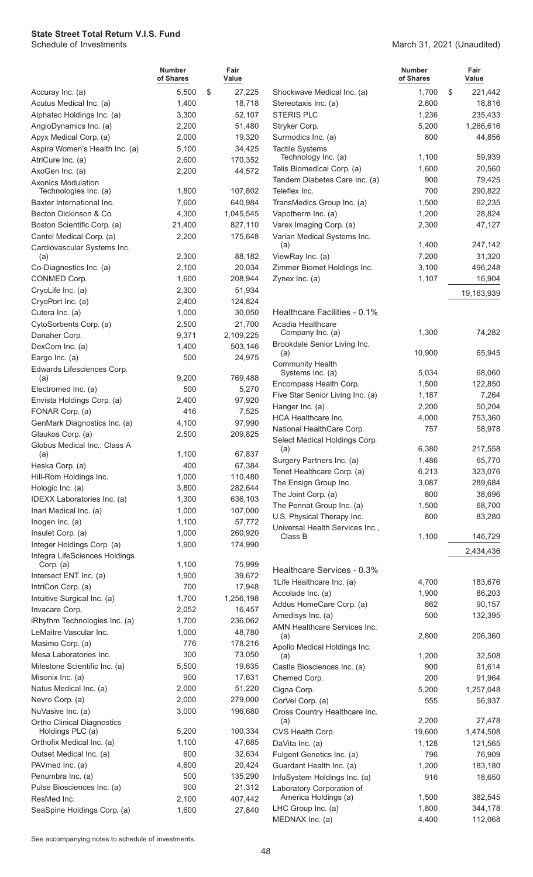**State Street Total Return V.I.S. Fund**
Schedule of Investments

March 31, 2021 (Unaudited)

| | Number of Shares | Fair Value |
|---|---|---|
| Accuray Inc. (a) | 5,500 | $ 27,225 |
| Acutus Medical Inc. (a) | 1,400 | 18,718 |
| Alphatec Holdings Inc. (a) | 3,300 | 52,107 |
| AngioDynamics Inc. (a) | 2,200 | 51,480 |
| Apyx Medical Corp. (a) | 2,000 | 19,320 |
| Aspira Women's Health Inc. (a) | 5,100 | 34,425 |
| AtriCure Inc. (a) | 2,600 | 170,352 |
| AxoGen Inc. (a) | 2,200 | 44,572 |
| Axonics Modulation Technologies Inc. (a) | 1,800 | 107,802 |
| Baxter International Inc. | 7,600 | 640,984 |
| Becton Dickinson & Co. | 4,300 | 1,045,545 |
| Boston Scientific Corp. (a) | 21,400 | 827,110 |
| Cantel Medical Corp. (a) | 2,200 | 175,648 |
| Cardiovascular Systems Inc. (a) | 2,300 | 88,182 |
| Co-Diagnostics Inc. (a) | 2,100 | 20,034 |
| CONMED Corp. | 1,600 | 208,944 |
| CryoLife Inc. (a) | 2,300 | 51,934 |
| CryoPort Inc. (a) | 2,400 | 124,824 |
| Cutera Inc. (a) | 1,000 | 30,050 |
| CytoSorbents Corp. (a) | 2,500 | 21,700 |
| Danaher Corp. | 9,371 | 2,109,225 |
| DexCom Inc. (a) | 1,400 | 503,146 |
| Eargo Inc. (a) | 500 | 24,975 |
| Edwards Lifesciences Corp. (a) | 9,200 | 769,488 |
| Electromed Inc. (a) | 500 | 5,270 |
| Envista Holdings Corp. (a) | 2,400 | 97,920 |
| FONAR Corp. (a) | 416 | 7,525 |
| GenMark Diagnostics Inc. (a) | 4,100 | 97,990 |
| Glaukos Corp. (a) | 2,500 | 209,825 |
| Globus Medical Inc., Class A (a) | 1,100 | 67,837 |
| Heska Corp. (a) | 400 | 67,384 |
| Hill-Rom Holdings Inc. | 1,000 | 110,480 |
| Hologic Inc. (a) | 3,800 | 282,644 |
| IDEXX Laboratories Inc. (a) | 1,300 | 636,103 |
| Inari Medical Inc. (a) | 1,000 | 107,000 |
| Inogen Inc. (a) | 1,100 | 57,772 |
| Insulet Corp. (a) | 1,000 | 260,920 |
| Integer Holdings Corp. (a) | 1,900 | 174,990 |
| Integra LifeSciences Holdings Corp. (a) | 1,100 | 75,999 |
| Intersect ENT Inc. (a) | 1,900 | 39,672 |
| IntriCon Corp. (a) | 700 | 17,948 |
| Intuitive Surgical Inc. (a) | 1,700 | 1,256,198 |
| Invacare Corp. | 2,052 | 16,457 |
| iRhythm Technologies Inc. (a) | 1,700 | 236,062 |
| LeMaitre Vascular Inc. | 1,000 | 48,780 |
| Masimo Corp. (a) | 776 | 178,216 |
| Mesa Laboratories Inc. | 300 | 73,050 |
| Milestone Scientific Inc. (a) | 5,500 | 19,635 |
| Misonix Inc. (a) | 900 | 17,631 |
| Natus Medical Inc. (a) | 2,000 | 51,220 |
| Nevro Corp. (a) | 2,000 | 279,000 |
| NuVasive Inc. (a) | 3,000 | 196,680 |
| Ortho Clinical Diagnostics Holdings PLC (a) | 5,200 | 100,334 |
| Orthofix Medical Inc. (a) | 1,100 | 47,685 |
| Outset Medical Inc. (a) | 600 | 32,634 |
| PAVmed Inc. (a) | 4,600 | 20,424 |
| Penumbra Inc. (a) | 500 | 135,290 |
| Pulse Biosciences Inc. (a) | 900 | 21,312 |
| ResMed Inc. | 2,100 | 407,442 |
| SeaSpine Holdings Corp. (a) | 1,600 | 27,840 |
| Shockwave Medical Inc. (a) | 1,700 | $ 221,442 |
| Stereotaxis Inc. (a) | 2,800 | 18,816 |
| STERIS PLC | 1,236 | 235,433 |
| Stryker Corp. | 5,200 | 1,266,616 |
| Surmodics Inc. (a) | 800 | 44,856 |
| Tactile Systems Technology Inc. (a) | 1,100 | 59,939 |
| Talis Biomedical Corp. (a) | 1,600 | 20,560 |
| Tandem Diabetes Care Inc. (a) | 900 | 79,425 |
| Teleflex Inc. | 700 | 290,822 |
| TransMedics Group Inc. (a) | 1,500 | 62,235 |
| Vapotherm Inc. (a) | 1,200 | 28,824 |
| Varex Imaging Corp. (a) | 2,300 | 47,127 |
| Varian Medical Systems Inc. (a) | 1,400 | 247,142 |
| ViewRay Inc. (a) | 7,200 | 31,320 |
| Zimmer Biomet Holdings Inc. | 3,100 | 496,248 |
| Zynex Inc. (a) | 1,107 | 16,904 |
| | | 19,163,939 |
| **Healthcare Facilities - 0.1%** | | |
| Acadia Healthcare Company Inc. (a) | 1,300 | 74,282 |
| Brookdale Senior Living Inc. (a) | 10,900 | 65,945 |
| Community Health Systems Inc. (a) | 5,034 | 68,060 |
| Encompass Health Corp. | 1,500 | 122,850 |
| Five Star Senior Living Inc. (a) | 1,187 | 7,264 |
| Hanger Inc. (a) | 2,200 | 50,204 |
| HCA Healthcare Inc. | 4,000 | 753,360 |
| National HealthCare Corp. | 757 | 58,978 |
| Select Medical Holdings Corp. (a) | 6,380 | 217,558 |
| Surgery Partners Inc. (a) | 1,486 | 65,770 |
| Tenet Healthcare Corp. (a) | 6,213 | 323,076 |
| The Ensign Group Inc. | 3,087 | 289,684 |
| The Joint Corp. (a) | 800 | 38,696 |
| The Pennat Group Inc. (a) | 1,500 | 68,700 |
| U.S. Physical Therapy Inc. | 800 | 83,280 |
| Universal Health Services Inc., Class B | 1,100 | 146,729 |
| | | 2,434,436 |
| **Healthcare Services - 0.3%** | | |
| 1Life Healthcare Inc. (a) | 4,700 | 183,676 |
| Accolade Inc. (a) | 1,900 | 86,203 |
| Addus HomeCare Corp. (a) | 862 | 90,157 |
| Amedisys Inc. (a) | 500 | 132,395 |
| AMN Healthcare Services Inc. (a) | 2,800 | 206,360 |
| Apollo Medical Holdings Inc. (a) | 1,200 | 32,508 |
| Castle Biosciences Inc. (a) | 900 | 61,614 |
| Chemed Corp. | 200 | 91,964 |
| Cigna Corp. | 5,200 | 1,257,048 |
| CorVel Corp. (a) | 555 | 56,937 |
| Cross Country Healthcare Inc. (a) | 2,200 | 27,478 |
| CVS Health Corp. | 19,600 | 1,474,508 |
| DaVita Inc. (a) | 1,128 | 121,565 |
| Fulgent Genetics Inc. (a) | 796 | 76,909 |
| Guardant Health Inc. (a) | 1,200 | 183,180 |
| InfuSystem Holdings Inc. (a) | 916 | 18,650 |
| Laboratory Corporation of America Holdings (a) | 1,500 | 382,545 |
| LHC Group Inc. (a) | 1,800 | 344,178 |
| MEDNAX Inc. (a) | 4,400 | 112,068 |

See accompanying notes to schedule of investments.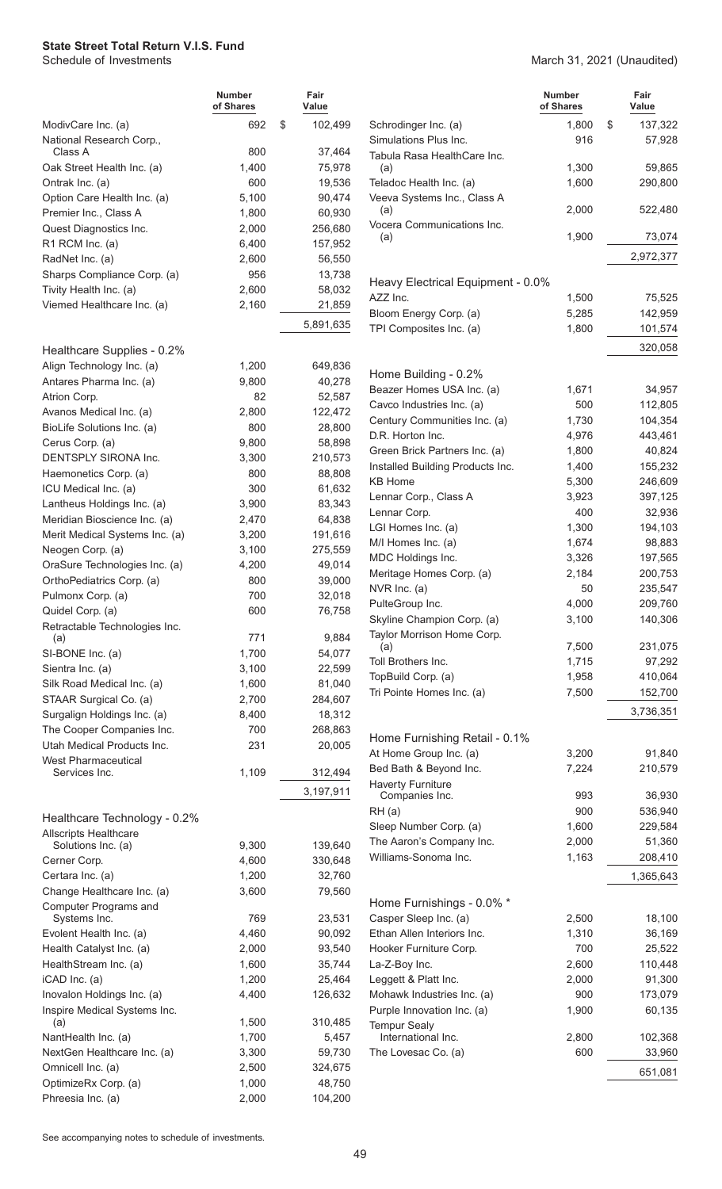**State Street Total Return V.I.S. Fund**
Schedule of Investments

March 31, 2021 (Unaudited)

| | Number of Shares | Fair Value |
|---|---|---|
| ModivCare Inc. (a) | 692 | $ 102,499 |
| National Research Corp., Class A | 800 | 37,464 |
| Oak Street Health Inc. (a) | 1,400 | 75,978 |
| Ontrak Inc. (a) | 600 | 19,536 |
| Option Care Health Inc. (a) | 5,100 | 90,474 |
| Premier Inc., Class A | 1,800 | 60,930 |
| Quest Diagnostics Inc. | 2,000 | 256,680 |
| R1 RCM Inc. (a) | 6,400 | 157,952 |
| RadNet Inc. (a) | 2,600 | 56,550 |
| Sharps Compliance Corp. (a) | 956 | 13,738 |
| Tivity Health Inc. (a) | 2,600 | 58,032 |
| Viemed Healthcare Inc. (a) | 2,160 | 21,859 |
| | | 5,891,635 |
| **Healthcare Supplies - 0.2%** | | |
| Align Technology Inc. (a) | 1,200 | 649,836 |
| Antares Pharma Inc. (a) | 9,800 | 40,278 |
| Atrion Corp. | 82 | 52,587 |
| Avanos Medical Inc. (a) | 2,800 | 122,472 |
| BioLife Solutions Inc. (a) | 800 | 28,800 |
| Cerus Corp. (a) | 9,800 | 58,898 |
| DENTSPLY SIRONA Inc. | 3,300 | 210,573 |
| Haemonetics Corp. (a) | 800 | 88,808 |
| ICU Medical Inc. (a) | 300 | 61,632 |
| Lantheus Holdings Inc. (a) | 3,900 | 83,343 |
| Meridian Bioscience Inc. (a) | 2,470 | 64,838 |
| Merit Medical Systems Inc. (a) | 3,200 | 191,616 |
| Neogen Corp. (a) | 3,100 | 275,559 |
| OraSure Technologies Inc. (a) | 4,200 | 49,014 |
| OrthoPediatrics Corp. (a) | 800 | 39,000 |
| Pulmonx Corp. (a) | 700 | 32,018 |
| Quidel Corp. (a) | 600 | 76,758 |
| Retractable Technologies Inc. (a) | 771 | 9,884 |
| SI-BONE Inc. (a) | 1,700 | 54,077 |
| Sientra Inc. (a) | 3,100 | 22,599 |
| Silk Road Medical Inc. (a) | 1,600 | 81,040 |
| STAAR Surgical Co. (a) | 2,700 | 284,607 |
| Surgalign Holdings Inc. (a) | 8,400 | 18,312 |
| The Cooper Companies Inc. | 700 | 268,863 |
| Utah Medical Products Inc. | 231 | 20,005 |
| West Pharmaceutical Services Inc. | 1,109 | 312,494 |
| | | 3,197,911 |
| **Healthcare Technology - 0.2%** | | |
| Allscripts Healthcare Solutions Inc. (a) | 9,300 | 139,640 |
| Cerner Corp. | 4,600 | 330,648 |
| Certara Inc. (a) | 1,200 | 32,760 |
| Change Healthcare Inc. (a) | 3,600 | 79,560 |
| Computer Programs and Systems Inc. | 769 | 23,531 |
| Evolent Health Inc. (a) | 4,460 | 90,092 |
| Health Catalyst Inc. (a) | 2,000 | 93,540 |
| HealthStream Inc. (a) | 1,600 | 35,744 |
| iCAD Inc. (a) | 1,200 | 25,464 |
| Inovalon Holdings Inc. (a) | 4,400 | 126,632 |
| Inspire Medical Systems Inc. (a) | 1,500 | 310,485 |
| NantHealth Inc. (a) | 1,700 | 5,457 |
| NextGen Healthcare Inc. (a) | 3,300 | 59,730 |
| Omnicell Inc. (a) | 2,500 | 324,675 |
| OptimizeRx Corp. (a) | 1,000 | 48,750 |
| Phreesia Inc. (a) | 2,000 | 104,200 |
| Schrodinger Inc. (a) | 1,800 | $ 137,322 |
| Simulations Plus Inc. | 916 | 57,928 |
| Tabula Rasa HealthCare Inc. (a) | 1,300 | 59,865 |
| Teladoc Health Inc. (a) | 1,600 | 290,800 |
| Veeva Systems Inc., Class A (a) | 2,000 | 522,480 |
| Vocera Communications Inc. (a) | 1,900 | 73,074 |
| | | 2,972,377 |
| **Heavy Electrical Equipment - 0.0%** | | |
| AZZ Inc. | 1,500 | 75,525 |
| Bloom Energy Corp. (a) | 5,285 | 142,959 |
| TPI Composites Inc. (a) | 1,800 | 101,574 |
| | | 320,058 |
| **Home Building - 0.2%** | | |
| Beazer Homes USA Inc. (a) | 1,671 | 34,957 |
| Cavco Industries Inc. (a) | 500 | 112,805 |
| Century Communities Inc. (a) | 1,730 | 104,354 |
| D.R. Horton Inc. | 4,976 | 443,461 |
| Green Brick Partners Inc. (a) | 1,800 | 40,824 |
| Installed Building Products Inc. | 1,400 | 155,232 |
| KB Home | 5,300 | 246,609 |
| Lennar Corp., Class A | 3,923 | 397,125 |
| Lennar Corp. | 400 | 32,936 |
| LGI Homes Inc. (a) | 1,300 | 194,103 |
| M/I Homes Inc. (a) | 1,674 | 98,883 |
| MDC Holdings Inc. | 3,326 | 197,565 |
| Meritage Homes Corp. (a) | 2,184 | 200,753 |
| NVR Inc. (a) | 50 | 235,547 |
| PulteGroup Inc. | 4,000 | 209,760 |
| Skyline Champion Corp. (a) | 3,100 | 140,306 |
| Taylor Morrison Home Corp. (a) | 7,500 | 231,075 |
| Toll Brothers Inc. | 1,715 | 97,292 |
| TopBuild Corp. (a) | 1,958 | 410,064 |
| Tri Pointe Homes Inc. (a) | 7,500 | 152,700 |
| | | 3,736,351 |
| **Home Furnishing Retail - 0.1%** | | |
| At Home Group Inc. (a) | 3,200 | 91,840 |
| Bed Bath & Beyond Inc. | 7,224 | 210,579 |
| Haverty Furniture Companies Inc. | 993 | 36,930 |
| RH (a) | 900 | 536,940 |
| Sleep Number Corp. (a) | 1,600 | 229,584 |
| The Aaron's Company Inc. | 2,000 | 51,360 |
| Williams-Sonoma Inc. | 1,163 | 208,410 |
| | | 1,365,643 |
| **Home Furnishings - 0.0% *** | | |
| Casper Sleep Inc. (a) | 2,500 | 18,100 |
| Ethan Allen Interiors Inc. | 1,310 | 36,169 |
| Hooker Furniture Corp. | 700 | 25,522 |
| La-Z-Boy Inc. | 2,600 | 110,448 |
| Leggett & Platt Inc. | 2,000 | 91,300 |
| Mohawk Industries Inc. (a) | 900 | 173,079 |
| Purple Innovation Inc. (a) | 1,900 | 60,135 |
| Tempur Sealy International Inc. | 2,800 | 102,368 |
| The Lovesac Co. (a) | 600 | 33,960 |
| | | 651,081 |

See accompanying notes to schedule of investments.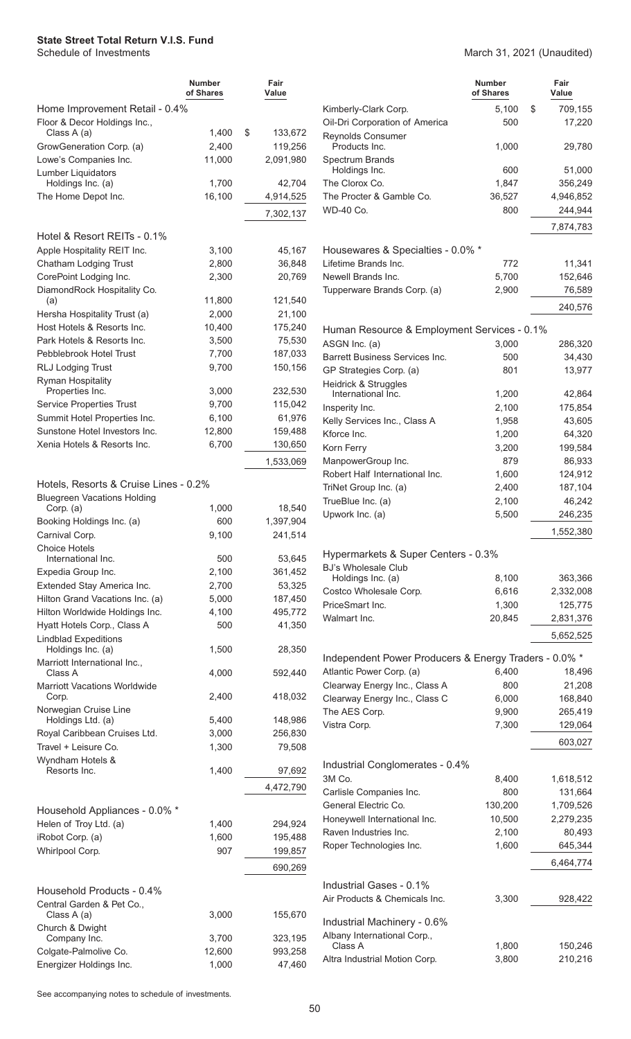# State Street Total Return V.I.S. Fund

Schedule of Investments

March 31, 2021 (Unaudited)

| | Number of Shares | Fair Value |
|---|---|---|
| **Home Improvement Retail - 0.4%** | | |
| Floor & Decor Holdings Inc., Class A (a) | 1,400 | $ 133,672 |
| GrowGeneration Corp. (a) | 2,400 | 119,256 |
| Lowe's Companies Inc. | 11,000 | 2,091,980 |
| Lumber Liquidators Holdings Inc. (a) | 1,700 | 42,704 |
| The Home Depot Inc. | 16,100 | 4,914,525 |
| | | 7,302,137 |
| **Hotel & Resort REITs - 0.1%** | | |
| Apple Hospitality REIT Inc. | 3,100 | 45,167 |
| Chatham Lodging Trust | 2,800 | 36,848 |
| CorePoint Lodging Inc. | 2,300 | 20,769 |
| DiamondRock Hospitality Co. (a) | 11,800 | 121,540 |
| Hersha Hospitality Trust (a) | 2,000 | 21,100 |
| Host Hotels & Resorts Inc. | 10,400 | 175,240 |
| Park Hotels & Resorts Inc. | 3,500 | 75,530 |
| Pebblebrook Hotel Trust | 7,700 | 187,033 |
| RLJ Lodging Trust | 9,700 | 150,156 |
| Ryman Hospitality Properties Inc. | 3,000 | 232,530 |
| Service Properties Trust | 9,700 | 115,042 |
| Summit Hotel Properties Inc. | 6,100 | 61,976 |
| Sunstone Hotel Investors Inc. | 12,800 | 159,488 |
| Xenia Hotels & Resorts Inc. | 6,700 | 130,650 |
| | | 1,533,069 |
| **Hotels, Resorts & Cruise Lines - 0.2%** | | |
| Bluegreen Vacations Holding Corp. (a) | 1,000 | 18,540 |
| Booking Holdings Inc. (a) | 600 | 1,397,904 |
| Carnival Corp. | 9,100 | 241,514 |
| Choice Hotels International Inc. | 500 | 53,645 |
| Expedia Group Inc. | 2,100 | 361,452 |
| Extended Stay America Inc. | 2,700 | 53,325 |
| Hilton Grand Vacations Inc. (a) | 5,000 | 187,450 |
| Hilton Worldwide Holdings Inc. | 4,100 | 495,772 |
| Hyatt Hotels Corp., Class A | 500 | 41,350 |
| Lindblad Expeditions Holdings Inc. (a) | 1,500 | 28,350 |
| Marriott International Inc., Class A | 4,000 | 592,440 |
| Marriott Vacations Worldwide Corp. | 2,400 | 418,032 |
| Norwegian Cruise Line Holdings Ltd. (a) | 5,400 | 148,986 |
| Royal Caribbean Cruises Ltd. | 3,000 | 256,830 |
| Travel + Leisure Co. | 1,300 | 79,508 |
| Wyndham Hotels & Resorts Inc. | 1,400 | 97,692 |
| | | 4,472,790 |
| **Household Appliances - 0.0% *** | | |
| Helen of Troy Ltd. (a) | 1,400 | 294,924 |
| iRobot Corp. (a) | 1,600 | 195,488 |
| Whirlpool Corp. | 907 | 199,857 |
| | | 690,269 |
| **Household Products - 0.4%** | | |
| Central Garden & Pet Co., Class A (a) | 3,000 | 155,670 |
| Church & Dwight Company Inc. | 3,700 | 323,195 |
| Colgate-Palmolive Co. | 12,600 | 993,258 |
| Energizer Holdings Inc. | 1,000 | 47,460 |
| Kimberly-Clark Corp. | 5,100 | $ 709,155 |
| Oil-Dri Corporation of America | 500 | 17,220 |
| Reynolds Consumer Products Inc. | 1,000 | 29,780 |
| Spectrum Brands Holdings Inc. | 600 | 51,000 |
| The Clorox Co. | 1,847 | 356,249 |
| The Procter & Gamble Co. | 36,527 | 4,946,852 |
| WD-40 Co. | 800 | 244,944 |
| | | 7,874,783 |
| **Housewares & Specialties - 0.0% *** | | |
| Lifetime Brands Inc. | 772 | 11,341 |
| Newell Brands Inc. | 5,700 | 152,646 |
| Tupperware Brands Corp. (a) | 2,900 | 76,589 |
| | | 240,576 |
| **Human Resource & Employment Services - 0.1%** | | |
| ASGN Inc. (a) | 3,000 | 286,320 |
| Barrett Business Services Inc. | 500 | 34,430 |
| GP Strategies Corp. (a) | 801 | 13,977 |
| Heidrick & Struggles International Inc. | 1,200 | 42,864 |
| Insperity Inc. | 2,100 | 175,854 |
| Kelly Services Inc., Class A | 1,958 | 43,605 |
| Kforce Inc. | 1,200 | 64,320 |
| Korn Ferry | 3,200 | 199,584 |
| ManpowerGroup Inc. | 879 | 86,933 |
| Robert Half International Inc. | 1,600 | 124,912 |
| TriNet Group Inc. (a) | 2,400 | 187,104 |
| TrueBlue Inc. (a) | 2,100 | 46,242 |
| Upwork Inc. (a) | 5,500 | 246,235 |
| | | 1,552,380 |
| **Hypermarkets & Super Centers - 0.3%** | | |
| BJ's Wholesale Club Holdings Inc. (a) | 8,100 | 363,366 |
| Costco Wholesale Corp. | 6,616 | 2,332,008 |
| PriceSmart Inc. | 1,300 | 125,775 |
| Walmart Inc. | 20,845 | 2,831,376 |
| | | 5,652,525 |
| **Independent Power Producers & Energy Traders - 0.0% *** | | |
| Atlantic Power Corp. (a) | 6,400 | 18,496 |
| Clearway Energy Inc., Class A | 800 | 21,208 |
| Clearway Energy Inc., Class C | 6,000 | 168,840 |
| The AES Corp. | 9,900 | 265,419 |
| Vistra Corp. | 7,300 | 129,064 |
| | | 603,027 |
| **Industrial Conglomerates - 0.4%** | | |
| 3M Co. | 8,400 | 1,618,512 |
| Carlisle Companies Inc. | 800 | 131,664 |
| General Electric Co. | 130,200 | 1,709,526 |
| Honeywell International Inc. | 10,500 | 2,279,235 |
| Raven Industries Inc. | 2,100 | 80,493 |
| Roper Technologies Inc. | 1,600 | 645,344 |
| | | 6,464,774 |
| **Industrial Gases - 0.1%** | | |
| Air Products & Chemicals Inc. | 3,300 | 928,422 |
| **Industrial Machinery - 0.6%** | | |
| Albany International Corp., Class A | 1,800 | 150,246 |
| Altra Industrial Motion Corp. | 3,800 | 210,216 |

See accompanying notes to schedule of investments.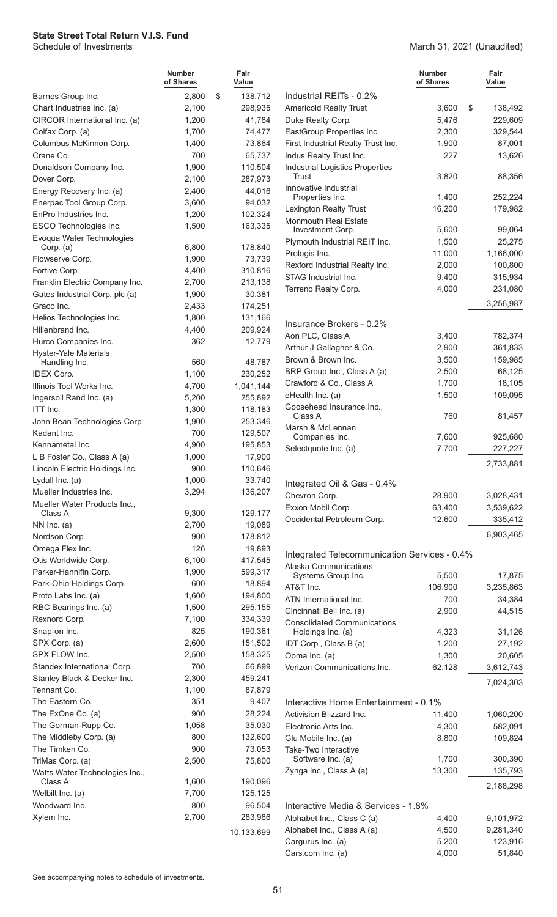**State Street Total Return V.I.S. Fund**
Schedule of Investments

March 31, 2021 (Unaudited)

| | Number of Shares | Fair Value |
|---|---|---|
| Barnes Group Inc. | 2,800 | $ 138,712 |
| Chart Industries Inc. (a) | 2,100 | 298,935 |
| CIRCOR International Inc. (a) | 1,200 | 41,784 |
| Colfax Corp. (a) | 1,700 | 74,477 |
| Columbus McKinnon Corp. | 1,400 | 73,864 |
| Crane Co. | 700 | 65,737 |
| Donaldson Company Inc. | 1,900 | 110,504 |
| Dover Corp. | 2,100 | 287,973 |
| Energy Recovery Inc. (a) | 2,400 | 44,016 |
| Enerpac Tool Group Corp. | 3,600 | 94,032 |
| EnPro Industries Inc. | 1,200 | 102,324 |
| ESCO Technologies Inc. | 1,500 | 163,335 |
| Evoqua Water Technologies Corp. (a) | 6,800 | 178,840 |
| Flowserve Corp. | 1,900 | 73,739 |
| Fortive Corp. | 4,400 | 310,816 |
| Franklin Electric Company Inc. | 2,700 | 213,138 |
| Gates Industrial Corp. plc (a) | 1,900 | 30,381 |
| Graco Inc. | 2,433 | 174,251 |
| Helios Technologies Inc. | 1,800 | 131,166 |
| Hillenbrand Inc. | 4,400 | 209,924 |
| Hurco Companies Inc. | 362 | 12,779 |
| Hyster-Yale Materials Handling Inc. | 560 | 48,787 |
| IDEX Corp. | 1,100 | 230,252 |
| Illinois Tool Works Inc. | 4,700 | 1,041,144 |
| Ingersoll Rand Inc. (a) | 5,200 | 255,892 |
| ITT Inc. | 1,300 | 118,183 |
| John Bean Technologies Corp. | 1,900 | 253,346 |
| Kadant Inc. | 700 | 129,507 |
| Kennametal Inc. | 4,900 | 195,853 |
| L B Foster Co., Class A (a) | 1,000 | 17,900 |
| Lincoln Electric Holdings Inc. | 900 | 110,646 |
| Lydall Inc. (a) | 1,000 | 33,740 |
| Mueller Industries Inc. | 3,294 | 136,207 |
| Mueller Water Products Inc., Class A | 9,300 | 129,177 |
| NN Inc. (a) | 2,700 | 19,089 |
| Nordson Corp. | 900 | 178,812 |
| Omega Flex Inc. | 126 | 19,893 |
| Otis Worldwide Corp. | 6,100 | 417,545 |
| Parker-Hannifin Corp. | 1,900 | 599,317 |
| Park-Ohio Holdings Corp. | 600 | 18,894 |
| Proto Labs Inc. (a) | 1,600 | 194,800 |
| RBC Bearings Inc. (a) | 1,500 | 295,155 |
| Rexnord Corp. | 7,100 | 334,339 |
| Snap-on Inc. | 825 | 190,361 |
| SPX Corp. (a) | 2,600 | 151,502 |
| SPX FLOW Inc. | 2,500 | 158,325 |
| Standex International Corp. | 700 | 66,899 |
| Stanley Black & Decker Inc. | 2,300 | 459,241 |
| Tennant Co. | 1,100 | 87,879 |
| The Eastern Co. | 351 | 9,407 |
| The ExOne Co. (a) | 900 | 28,224 |
| The Gorman-Rupp Co. | 1,058 | 35,030 |
| The Middleby Corp. (a) | 800 | 132,600 |
| The Timken Co. | 900 | 73,053 |
| TriMas Corp. (a) | 2,500 | 75,800 |
| Watts Water Technologies Inc., Class A | 1,600 | 190,096 |
| Welbilt Inc. (a) | 7,700 | 125,125 |
| Woodward Inc. | 800 | 96,504 |
| Xylem Inc. | 2,700 | 283,986 |
| | | 10,133,699 |
| **Industrial REITs - 0.2%** | | |
| Americold Realty Trust | 3,600 | $ 138,492 |
| Duke Realty Corp. | 5,476 | 229,609 |
| EastGroup Properties Inc. | 2,300 | 329,544 |
| First Industrial Realty Trust Inc. | 1,900 | 87,001 |
| Indus Realty Trust Inc. | 227 | 13,626 |
| Industrial Logistics Properties Trust | 3,820 | 88,356 |
| Innovative Industrial Properties Inc. | 1,400 | 252,224 |
| Lexington Realty Trust | 16,200 | 179,982 |
| Monmouth Real Estate Investment Corp. | 5,600 | 99,064 |
| Plymouth Industrial REIT Inc. | 1,500 | 25,275 |
| Prologis Inc. | 11,000 | 1,166,000 |
| Rexford Industrial Realty Inc. | 2,000 | 100,800 |
| STAG Industrial Inc. | 9,400 | 315,934 |
| Terreno Realty Corp. | 4,000 | 231,080 |
| | | 3,256,987 |
| **Insurance Brokers - 0.2%** | | |
| Aon PLC, Class A | 3,400 | 782,374 |
| Arthur J Gallagher & Co. | 2,900 | 361,833 |
| Brown & Brown Inc. | 3,500 | 159,985 |
| BRP Group Inc., Class A (a) | 2,500 | 68,125 |
| Crawford & Co., Class A | 1,700 | 18,105 |
| eHealth Inc. (a) | 1,500 | 109,095 |
| Goosehead Insurance Inc., Class A | 760 | 81,457 |
| Marsh & McLennan Companies Inc. | 7,600 | 925,680 |
| Selectquote Inc. (a) | 7,700 | 227,227 |
| | | 2,733,881 |
| **Integrated Oil & Gas - 0.4%** | | |
| Chevron Corp. | 28,900 | 3,028,431 |
| Exxon Mobil Corp. | 63,400 | 3,539,622 |
| Occidental Petroleum Corp. | 12,600 | 335,412 |
| | | 6,903,465 |
| **Integrated Telecommunication Services - 0.4%** | | |
| Alaska Communications Systems Group Inc. | 5,500 | 17,875 |
| AT&T Inc. | 106,900 | 3,235,863 |
| ATN International Inc. | 700 | 34,384 |
| Cincinnati Bell Inc. (a) | 2,900 | 44,515 |
| Consolidated Communications Holdings Inc. (a) | 4,323 | 31,126 |
| IDT Corp., Class B (a) | 1,200 | 27,192 |
| Ooma Inc. (a) | 1,300 | 20,605 |
| Verizon Communications Inc. | 62,128 | 3,612,743 |
| | | 7,024,303 |
| **Interactive Home Entertainment - 0.1%** | | |
| Activision Blizzard Inc. | 11,400 | 1,060,200 |
| Electronic Arts Inc. | 4,300 | 582,091 |
| Glu Mobile Inc. (a) | 8,800 | 109,824 |
| Take-Two Interactive Software Inc. (a) | 1,700 | 300,390 |
| Zynga Inc., Class A (a) | 13,300 | 135,793 |
| | | 2,188,298 |
| **Interactive Media & Services - 1.8%** | | |
| Alphabet Inc., Class C (a) | 4,400 | 9,101,972 |
| Alphabet Inc., Class A (a) | 4,500 | 9,281,340 |
| Cargurus Inc. (a) | 5,200 | 123,916 |
| Cars.com Inc. (a) | 4,000 | 51,840 |

See accompanying notes to schedule of investments.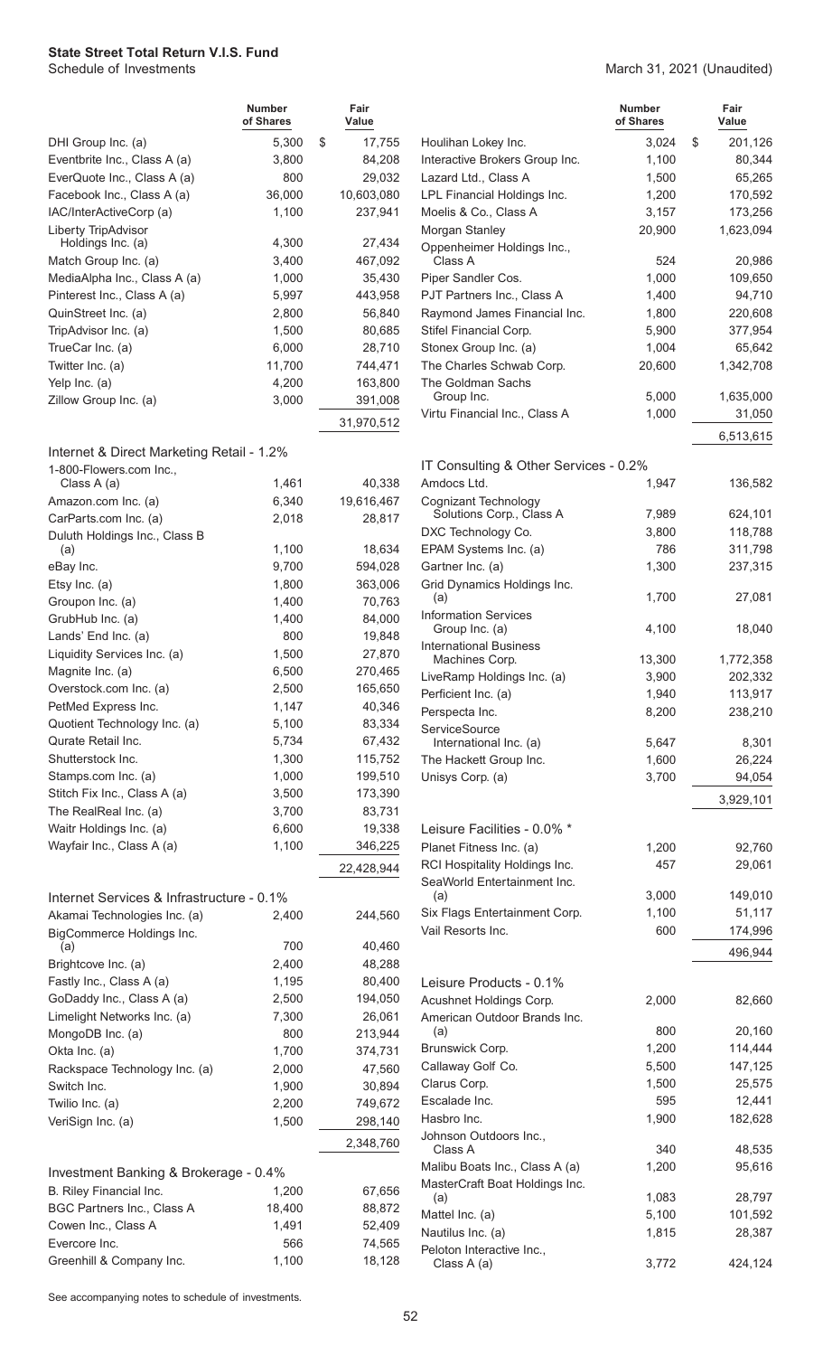# State Street Total Return V.I.S. Fund

Schedule of Investments

March 31, 2021 (Unaudited)

| | Number of Shares | Fair Value |
|---|---|---|
| DHI Group Inc. (a) | 5,300 | $ 17,755 |
| Eventbrite Inc., Class A (a) | 3,800 | 84,208 |
| EverQuote Inc., Class A (a) | 800 | 29,032 |
| Facebook Inc., Class A (a) | 36,000 | 10,603,080 |
| IAC/InterActiveCorp (a) | 1,100 | 237,941 |
| Liberty TripAdvisor Holdings Inc. (a) | 4,300 | 27,434 |
| Match Group Inc. (a) | 3,400 | 467,092 |
| MediaAlpha Inc., Class A (a) | 1,000 | 35,430 |
| Pinterest Inc., Class A (a) | 5,997 | 443,958 |
| QuinStreet Inc. (a) | 2,800 | 56,840 |
| TripAdvisor Inc. (a) | 1,500 | 80,685 |
| TrueCar Inc. (a) | 6,000 | 28,710 |
| Twitter Inc. (a) | 11,700 | 744,471 |
| Yelp Inc. (a) | 4,200 | 163,800 |
| Zillow Group Inc. (a) | 3,000 | 391,008 |
| | | 31,970,512 |
| **Internet & Direct Marketing Retail - 1.2%** | | |
| 1-800-Flowers.com Inc., Class A (a) | 1,461 | 40,338 |
| Amazon.com Inc. (a) | 6,340 | 19,616,467 |
| CarParts.com Inc. (a) | 2,018 | 28,817 |
| Duluth Holdings Inc., Class B (a) | 1,100 | 18,634 |
| eBay Inc. | 9,700 | 594,028 |
| Etsy Inc. (a) | 1,800 | 363,006 |
| Groupon Inc. (a) | 1,400 | 70,763 |
| GrubHub Inc. (a) | 1,400 | 84,000 |
| Lands' End Inc. (a) | 800 | 19,848 |
| Liquidity Services Inc. (a) | 1,500 | 27,870 |
| Magnite Inc. (a) | 6,500 | 270,465 |
| Overstock.com Inc. (a) | 2,500 | 165,650 |
| PetMed Express Inc. | 1,147 | 40,346 |
| Quotient Technology Inc. (a) | 5,100 | 83,334 |
| Qurate Retail Inc. | 5,734 | 67,432 |
| Shutterstock Inc. | 1,300 | 115,752 |
| Stamps.com Inc. (a) | 1,000 | 199,510 |
| Stitch Fix Inc., Class A (a) | 3,500 | 173,390 |
| The RealReal Inc. (a) | 3,700 | 83,731 |
| Waitr Holdings Inc. (a) | 6,600 | 19,338 |
| Wayfair Inc., Class A (a) | 1,100 | 346,225 |
| | | 22,428,944 |
| **Internet Services & Infrastructure - 0.1%** | | |
| Akamai Technologies Inc. (a) | 2,400 | 244,560 |
| BigCommerce Holdings Inc. (a) | 700 | 40,460 |
| Brightcove Inc. (a) | 2,400 | 48,288 |
| Fastly Inc., Class A (a) | 1,195 | 80,400 |
| GoDaddy Inc., Class A (a) | 2,500 | 194,050 |
| Limelight Networks Inc. (a) | 7,300 | 26,061 |
| MongoDB Inc. (a) | 800 | 213,944 |
| Okta Inc. (a) | 1,700 | 374,731 |
| Rackspace Technology Inc. (a) | 2,000 | 47,560 |
| Switch Inc. | 1,900 | 30,894 |
| Twilio Inc. (a) | 2,200 | 749,672 |
| VeriSign Inc. (a) | 1,500 | 298,140 |
| | | 2,348,760 |
| **Investment Banking & Brokerage - 0.4%** | | |
| B. Riley Financial Inc. | 1,200 | 67,656 |
| BGC Partners Inc., Class A | 18,400 | 88,872 |
| Cowen Inc., Class A | 1,491 | 52,409 |
| Evercore Inc. | 566 | 74,565 |
| Greenhill & Company Inc. | 1,100 | 18,128 |
| Houlihan Lokey Inc. | 3,024 | $ 201,126 |
| Interactive Brokers Group Inc. | 1,100 | 80,344 |
| Lazard Ltd., Class A | 1,500 | 65,265 |
| LPL Financial Holdings Inc. | 1,200 | 170,592 |
| Moelis & Co., Class A | 3,157 | 173,256 |
| Morgan Stanley | 20,900 | 1,623,094 |
| Oppenheimer Holdings Inc., Class A | 524 | 20,986 |
| Piper Sandler Cos. | 1,000 | 109,650 |
| PJT Partners Inc., Class A | 1,400 | 94,710 |
| Raymond James Financial Inc. | 1,800 | 220,608 |
| Stifel Financial Corp. | 5,900 | 377,954 |
| Stonex Group Inc. (a) | 1,004 | 65,642 |
| The Charles Schwab Corp. | 20,600 | 1,342,708 |
| The Goldman Sachs Group Inc. | 5,000 | 1,635,000 |
| Virtu Financial Inc., Class A | 1,000 | 31,050 |
| | | 6,513,615 |
| **IT Consulting & Other Services - 0.2%** | | |
| Amdocs Ltd. | 1,947 | 136,582 |
| Cognizant Technology Solutions Corp., Class A | 7,989 | 624,101 |
| DXC Technology Co. | 3,800 | 118,788 |
| EPAM Systems Inc. (a) | 786 | 311,798 |
| Gartner Inc. (a) | 1,300 | 237,315 |
| Grid Dynamics Holdings Inc. (a) | 1,700 | 27,081 |
| Information Services Group Inc. (a) | 4,100 | 18,040 |
| International Business Machines Corp. | 13,300 | 1,772,358 |
| LiveRamp Holdings Inc. (a) | 3,900 | 202,332 |
| Perficient Inc. (a) | 1,940 | 113,917 |
| Perspecta Inc. | 8,200 | 238,210 |
| ServiceSource International Inc. (a) | 5,647 | 8,301 |
| The Hackett Group Inc. | 1,600 | 26,224 |
| Unisys Corp. (a) | 3,700 | 94,054 |
| | | 3,929,101 |
| **Leisure Facilities - 0.0% *** | | |
| Planet Fitness Inc. (a) | 1,200 | 92,760 |
| RCI Hospitality Holdings Inc. | 457 | 29,061 |
| SeaWorld Entertainment Inc. (a) | 3,000 | 149,010 |
| Six Flags Entertainment Corp. | 1,100 | 51,117 |
| Vail Resorts Inc. | 600 | 174,996 |
| | | 496,944 |
| **Leisure Products - 0.1%** | | |
| Acushnet Holdings Corp. | 2,000 | 82,660 |
| American Outdoor Brands Inc. (a) | 800 | 20,160 |
| Brunswick Corp. | 1,200 | 114,444 |
| Callaway Golf Co. | 5,500 | 147,125 |
| Clarus Corp. | 1,500 | 25,575 |
| Escalade Inc. | 595 | 12,441 |
| Hasbro Inc. | 1,900 | 182,628 |
| Johnson Outdoors Inc., Class A | 340 | 48,535 |
| Malibu Boats Inc., Class A (a) | 1,200 | 95,616 |
| MasterCraft Boat Holdings Inc. (a) | 1,083 | 28,797 |
| Mattel Inc. (a) | 5,100 | 101,592 |
| Nautilus Inc. (a) | 1,815 | 28,387 |
| Peloton Interactive Inc., Class A (a) | 3,772 | 424,124 |

See accompanying notes to schedule of investments.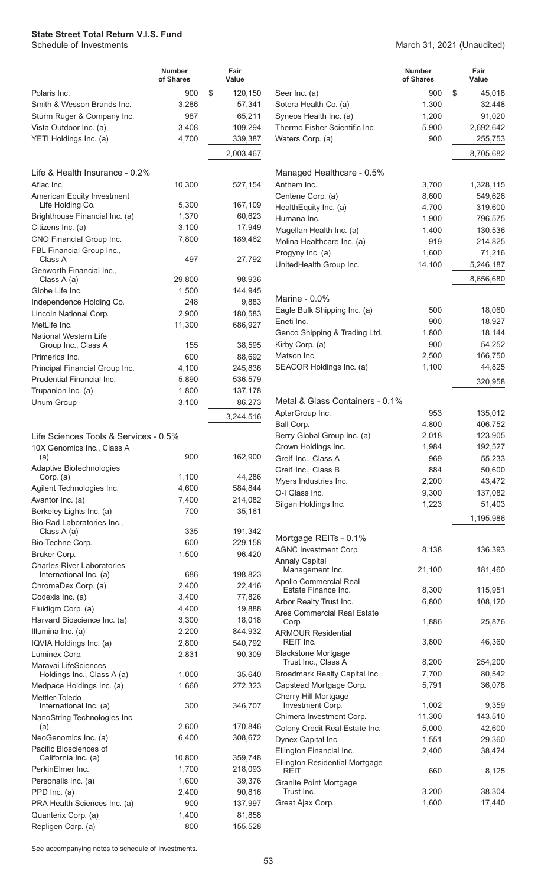# State Street Total Return V.I.S. Fund

Schedule of Investments

March 31, 2021 (Unaudited)

| | Number of Shares | Fair Value |
|---|---|---|
| Polaris Inc. | 900 | $ 120,150 |
| Smith & Wesson Brands Inc. | 3,286 | 57,341 |
| Sturm Ruger & Company Inc. | 987 | 65,211 |
| Vista Outdoor Inc. (a) | 3,408 | 109,294 |
| YETI Holdings Inc. (a) | 4,700 | 339,387 |
| | | 2,003,467 |
| **Life & Health Insurance - 0.2%** | | |
| Aflac Inc. | 10,300 | 527,154 |
| American Equity Investment Life Holding Co. | 5,300 | 167,109 |
| Brighthouse Financial Inc. (a) | 1,370 | 60,623 |
| Citizens Inc. (a) | 3,100 | 17,949 |
| CNO Financial Group Inc. | 7,800 | 189,462 |
| FBL Financial Group Inc., Class A | 497 | 27,792 |
| Genworth Financial Inc., Class A (a) | 29,800 | 98,936 |
| Globe Life Inc. | 1,500 | 144,945 |
| Independence Holding Co. | 248 | 9,883 |
| Lincoln National Corp. | 2,900 | 180,583 |
| MetLife Inc. | 11,300 | 686,927 |
| National Western Life Group Inc., Class A | 155 | 38,595 |
| Primerica Inc. | 600 | 88,692 |
| Principal Financial Group Inc. | 4,100 | 245,836 |
| Prudential Financial Inc. | 5,890 | 536,579 |
| Trupanion Inc. (a) | 1,800 | 137,178 |
| Unum Group | 3,100 | 86,273 |
| | | 3,244,516 |
| **Life Sciences Tools & Services - 0.5%** | | |
| 10X Genomics Inc., Class A (a) | 900 | 162,900 |
| Adaptive Biotechnologies Corp. (a) | 1,100 | 44,286 |
| Agilent Technologies Inc. | 4,600 | 584,844 |
| Avantor Inc. (a) | 7,400 | 214,082 |
| Berkeley Lights Inc. (a) | 700 | 35,161 |
| Bio-Rad Laboratories Inc., Class A (a) | 335 | 191,342 |
| Bio-Techne Corp. | 600 | 229,158 |
| Bruker Corp. | 1,500 | 96,420 |
| Charles River Laboratories International Inc. (a) | 686 | 198,823 |
| ChromaDex Corp. (a) | 2,400 | 22,416 |
| Codexis Inc. (a) | 3,400 | 77,826 |
| Fluidigm Corp. (a) | 4,400 | 19,888 |
| Harvard Bioscience Inc. (a) | 3,300 | 18,018 |
| Illumina Inc. (a) | 2,200 | 844,932 |
| IQVIA Holdings Inc. (a) | 2,800 | 540,792 |
| Luminex Corp. | 2,831 | 90,309 |
| Maravai LifeSciences Holdings Inc., Class A (a) | 1,000 | 35,640 |
| Medpace Holdings Inc. (a) | 1,660 | 272,323 |
| Mettler-Toledo International Inc. (a) | 300 | 346,707 |
| NanoString Technologies Inc. (a) | 2,600 | 170,846 |
| NeoGenomics Inc. (a) | 6,400 | 308,672 |
| Pacific Biosciences of California Inc. (a) | 10,800 | 359,748 |
| PerkinElmer Inc. | 1,700 | 218,093 |
| Personalis Inc. (a) | 1,600 | 39,376 |
| PPD Inc. (a) | 2,400 | 90,816 |
| PRA Health Sciences Inc. (a) | 900 | 137,997 |
| Quanterix Corp. (a) | 1,400 | 81,858 |
| Repligen Corp. (a) | 800 | 155,528 |
| Seer Inc. (a) | 900 | $ 45,018 |
| Sotera Health Co. (a) | 1,300 | 32,448 |
| Syneos Health Inc. (a) | 1,200 | 91,020 |
| Thermo Fisher Scientific Inc. | 5,900 | 2,692,642 |
| Waters Corp. (a) | 900 | 255,753 |
| | | 8,705,682 |
| **Managed Healthcare - 0.5%** | | |
| Anthem Inc. | 3,700 | 1,328,115 |
| Centene Corp. (a) | 8,600 | 549,626 |
| HealthEquity Inc. (a) | 4,700 | 319,600 |
| Humana Inc. | 1,900 | 796,575 |
| Magellan Health Inc. (a) | 1,400 | 130,536 |
| Molina Healthcare Inc. (a) | 919 | 214,825 |
| Progyny Inc. (a) | 1,600 | 71,216 |
| UnitedHealth Group Inc. | 14,100 | 5,246,187 |
| | | 8,656,680 |
| **Marine - 0.0%** | | |
| Eagle Bulk Shipping Inc. (a) | 500 | 18,060 |
| Eneti Inc. | 900 | 18,927 |
| Genco Shipping & Trading Ltd. | 1,800 | 18,144 |
| Kirby Corp. (a) | 900 | 54,252 |
| Matson Inc. | 2,500 | 166,750 |
| SEACOR Holdings Inc. (a) | 1,100 | 44,825 |
| | | 320,958 |
| **Metal & Glass Containers - 0.1%** | | |
| AptarGroup Inc. | 953 | 135,012 |
| Ball Corp. | 4,800 | 406,752 |
| Berry Global Group Inc. (a) | 2,018 | 123,905 |
| Crown Holdings Inc. | 1,984 | 192,527 |
| Greif Inc., Class A | 969 | 55,233 |
| Greif Inc., Class B | 884 | 50,600 |
| Myers Industries Inc. | 2,200 | 43,472 |
| O-I Glass Inc. | 9,300 | 137,082 |
| Silgan Holdings Inc. | 1,223 | 51,403 |
| | | 1,195,986 |
| **Mortgage REITs - 0.1%** | | |
| AGNC Investment Corp. | 8,138 | 136,393 |
| Annaly Capital Management Inc. | 21,100 | 181,460 |
| Apollo Commercial Real Estate Finance Inc. | 8,300 | 115,951 |
| Arbor Realty Trust Inc. | 6,800 | 108,120 |
| Ares Commercial Real Estate Corp. | 1,886 | 25,876 |
| ARMOUR Residential REIT Inc. | 3,800 | 46,360 |
| Blackstone Mortgage Trust Inc., Class A | 8,200 | 254,200 |
| Broadmark Realty Capital Inc. | 7,700 | 80,542 |
| Capstead Mortgage Corp. | 5,791 | 36,078 |
| Cherry Hill Mortgage Investment Corp. | 1,002 | 9,359 |
| Chimera Investment Corp. | 11,300 | 143,510 |
| Colony Credit Real Estate Inc. | 5,000 | 42,600 |
| Dynex Capital Inc. | 1,551 | 29,360 |
| Ellington Financial Inc. | 2,400 | 38,424 |
| Ellington Residential Mortgage REIT | 660 | 8,125 |
| Granite Point Mortgage Trust Inc. | 3,200 | 38,304 |
| Great Ajax Corp. | 1,600 | 17,440 |

See accompanying notes to schedule of investments.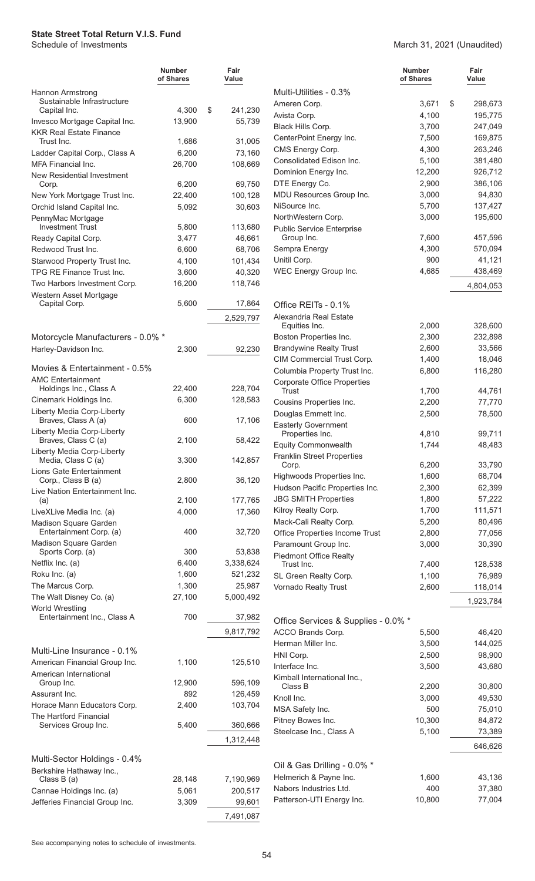**State Street Total Return V.I.S. Fund**
Schedule of Investments

March 31, 2021 (Unaudited)

| | Number of Shares | Fair Value |
|---|---|---|
| Hannon Armstrong Sustainable Infrastructure Capital Inc. | 4,300 | $ 241,230 |
| Invesco Mortgage Capital Inc. | 13,900 | 55,739 |
| KKR Real Estate Finance Trust Inc. | 1,686 | 31,005 |
| Ladder Capital Corp., Class A | 6,200 | 73,160 |
| MFA Financial Inc. | 26,700 | 108,669 |
| New Residential Investment Corp. | 6,200 | 69,750 |
| New York Mortgage Trust Inc. | 22,400 | 100,128 |
| Orchid Island Capital Inc. | 5,092 | 30,603 |
| PennyMac Mortgage Investment Trust | 5,800 | 113,680 |
| Ready Capital Corp. | 3,477 | 46,661 |
| Redwood Trust Inc. | 6,600 | 68,706 |
| Starwood Property Trust Inc. | 4,100 | 101,434 |
| TPG RE Finance Trust Inc. | 3,600 | 40,320 |
| Two Harbors Investment Corp. | 16,200 | 118,746 |
| Western Asset Mortgage Capital Corp. | 5,600 | 17,864 |
| | | 2,529,797 |
| **Motorcycle Manufacturers - 0.0% *** | | |
| Harley-Davidson Inc. | 2,300 | 92,230 |
| **Movies & Entertainment - 0.5%** | | |
| AMC Entertainment Holdings Inc., Class A | 22,400 | 228,704 |
| Cinemark Holdings Inc. | 6,300 | 128,583 |
| Liberty Media Corp-Liberty Braves, Class A (a) | 600 | 17,106 |
| Liberty Media Corp-Liberty Braves, Class C (a) | 2,100 | 58,422 |
| Liberty Media Corp-Liberty Media, Class C (a) | 3,300 | 142,857 |
| Lions Gate Entertainment Corp., Class B (a) | 2,800 | 36,120 |
| Live Nation Entertainment Inc. (a) | 2,100 | 177,765 |
| LiveXLive Media Inc. (a) | 4,000 | 17,360 |
| Madison Square Garden Entertainment Corp. (a) | 400 | 32,720 |
| Madison Square Garden Sports Corp. (a) | 300 | 53,838 |
| Netflix Inc. (a) | 6,400 | 3,338,624 |
| Roku Inc. (a) | 1,600 | 521,232 |
| The Marcus Corp. | 1,300 | 25,987 |
| The Walt Disney Co. (a) | 27,100 | 5,000,492 |
| World Wrestling Entertainment Inc., Class A | 700 | 37,982 |
| | | 9,817,792 |
| **Multi-Line Insurance - 0.1%** | | |
| American Financial Group Inc. | 1,100 | 125,510 |
| American International Group Inc. | 12,900 | 596,109 |
| Assurant Inc. | 892 | 126,459 |
| Horace Mann Educators Corp. | 2,400 | 103,704 |
| The Hartford Financial Services Group Inc. | 5,400 | 360,666 |
| | | 1,312,448 |
| **Multi-Sector Holdings - 0.4%** | | |
| Berkshire Hathaway Inc., Class B (a) | 28,148 | 7,190,969 |
| Cannae Holdings Inc. (a) | 5,061 | 200,517 |
| Jefferies Financial Group Inc. | 3,309 | 99,601 |
| | | 7,491,087 |
| **Multi-Utilities - 0.3%** | | |
| Ameren Corp. | 3,671 | $ 298,673 |
| Avista Corp. | 4,100 | 195,775 |
| Black Hills Corp. | 3,700 | 247,049 |
| CenterPoint Energy Inc. | 7,500 | 169,875 |
| CMS Energy Corp. | 4,300 | 263,246 |
| Consolidated Edison Inc. | 5,100 | 381,480 |
| Dominion Energy Inc. | 12,200 | 926,712 |
| DTE Energy Co. | 2,900 | 386,106 |
| MDU Resources Group Inc. | 3,000 | 94,830 |
| NiSource Inc. | 5,700 | 137,427 |
| NorthWestern Corp. | 3,000 | 195,600 |
| Public Service Enterprise Group Inc. | 7,600 | 457,596 |
| Sempra Energy | 4,300 | 570,094 |
| Unitil Corp. | 900 | 41,121 |
| WEC Energy Group Inc. | 4,685 | 438,469 |
| | | 4,804,053 |
| **Office REITs - 0.1%** | | |
| Alexandria Real Estate Equities Inc. | 2,000 | 328,600 |
| Boston Properties Inc. | 2,300 | 232,898 |
| Brandywine Realty Trust | 2,600 | 33,566 |
| CIM Commercial Trust Corp. | 1,400 | 18,046 |
| Columbia Property Trust Inc. | 6,800 | 116,280 |
| Corporate Office Properties Trust | 1,700 | 44,761 |
| Cousins Properties Inc. | 2,200 | 77,770 |
| Douglas Emmett Inc. | 2,500 | 78,500 |
| Easterly Government Properties Inc. | 4,810 | 99,711 |
| Equity Commonwealth | 1,744 | 48,483 |
| Franklin Street Properties Corp. | 6,200 | 33,790 |
| Highwoods Properties Inc. | 1,600 | 68,704 |
| Hudson Pacific Properties Inc. | 2,300 | 62,399 |
| JBG SMITH Properties | 1,800 | 57,222 |
| Kilroy Realty Corp. | 1,700 | 111,571 |
| Mack-Cali Realty Corp. | 5,200 | 80,496 |
| Office Properties Income Trust | 2,800 | 77,056 |
| Paramount Group Inc. | 3,000 | 30,390 |
| Piedmont Office Realty Trust Inc. | 7,400 | 128,538 |
| SL Green Realty Corp. | 1,100 | 76,989 |
| Vornado Realty Trust | 2,600 | 118,014 |
| | | 1,923,784 |
| **Office Services & Supplies - 0.0% *** | | |
| ACCO Brands Corp. | 5,500 | 46,420 |
| Herman Miller Inc. | 3,500 | 144,025 |
| HNI Corp. | 2,500 | 98,900 |
| Interface Inc. | 3,500 | 43,680 |
| Kimball International Inc., Class B | 2,200 | 30,800 |
| Knoll Inc. | 3,000 | 49,530 |
| MSA Safety Inc. | 500 | 75,010 |
| Pitney Bowes Inc. | 10,300 | 84,872 |
| Steelcase Inc., Class A | 5,100 | 73,389 |
| | | 646,626 |
| **Oil & Gas Drilling - 0.0% *** | | |
| Helmerich & Payne Inc. | 1,600 | 43,136 |
| Nabors Industries Ltd. | 400 | 37,380 |
| Patterson-UTI Energy Inc. | 10,800 | 77,004 |

See accompanying notes to schedule of investments.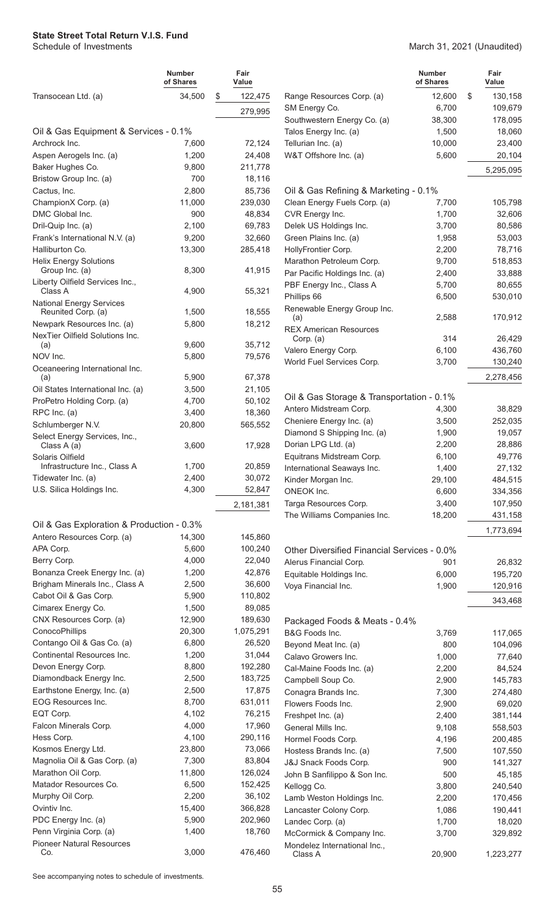# State Street Total Return V.I.S. Fund

Schedule of Investments

March 31, 2021 (Unaudited)

| | Number of Shares | Fair Value |
|---|---|---|
| Transocean Ltd. (a) | 34,500 | $ 122,475 |
| | | 279,995 |
| **Oil & Gas Equipment & Services - 0.1%** | | |
| Archrock Inc. | 7,600 | 72,124 |
| Aspen Aerogels Inc. (a) | 1,200 | 24,408 |
| Baker Hughes Co. | 9,800 | 211,778 |
| Bristow Group Inc. (a) | 700 | 18,116 |
| Cactus, Inc. | 2,800 | 85,736 |
| ChampionX Corp. (a) | 11,000 | 239,030 |
| DMC Global Inc. | 900 | 48,834 |
| Dril-Quip Inc. (a) | 2,100 | 69,783 |
| Frank's International N.V. (a) | 9,200 | 32,660 |
| Halliburton Co. | 13,300 | 285,418 |
| Helix Energy Solutions Group Inc. (a) | 8,300 | 41,915 |
| Liberty Oilfield Services Inc., Class A | 4,900 | 55,321 |
| National Energy Services Reunited Corp. (a) | 1,500 | 18,555 |
| Newpark Resources Inc. (a) | 5,800 | 18,212 |
| NexTier Oilfield Solutions Inc. (a) | 9,600 | 35,712 |
| NOV Inc. | 5,800 | 79,576 |
| Oceaneering International Inc. (a) | 5,900 | 67,378 |
| Oil States International Inc. (a) | 3,500 | 21,105 |
| ProPetro Holding Corp. (a) | 4,700 | 50,102 |
| RPC Inc. (a) | 3,400 | 18,360 |
| Schlumberger N.V. | 20,800 | 565,552 |
| Select Energy Services, Inc., Class A (a) | 3,600 | 17,928 |
| Solaris Oilfield Infrastructure Inc., Class A | 1,700 | 20,859 |
| Tidewater Inc. (a) | 2,400 | 30,072 |
| U.S. Silica Holdings Inc. | 4,300 | 52,847 |
| | | 2,181,381 |
| **Oil & Gas Exploration & Production - 0.3%** | | |
| Antero Resources Corp. (a) | 14,300 | 145,860 |
| APA Corp. | 5,600 | 100,240 |
| Berry Corp. | 4,000 | 22,040 |
| Bonanza Creek Energy Inc. (a) | 1,200 | 42,876 |
| Brigham Minerals Inc., Class A | 2,500 | 36,600 |
| Cabot Oil & Gas Corp. | 5,900 | 110,802 |
| Cimarex Energy Co. | 1,500 | 89,085 |
| CNX Resources Corp. (a) | 12,900 | 189,630 |
| ConocoPhillips | 20,300 | 1,075,291 |
| Contango Oil & Gas Co. (a) | 6,800 | 26,520 |
| Continental Resources Inc. | 1,200 | 31,044 |
| Devon Energy Corp. | 8,800 | 192,280 |
| Diamondback Energy Inc. | 2,500 | 183,725 |
| Earthstone Energy, Inc. (a) | 2,500 | 17,875 |
| EOG Resources Inc. | 8,700 | 631,011 |
| EQT Corp. | 4,102 | 76,215 |
| Falcon Minerals Corp. | 4,000 | 17,960 |
| Hess Corp. | 4,100 | 290,116 |
| Kosmos Energy Ltd. | 23,800 | 73,066 |
| Magnolia Oil & Gas Corp. (a) | 7,300 | 83,804 |
| Marathon Oil Corp. | 11,800 | 126,024 |
| Matador Resources Co. | 6,500 | 152,425 |
| Murphy Oil Corp. | 2,200 | 36,102 |
| Ovintiv Inc. | 15,400 | 366,828 |
| PDC Energy Inc. (a) | 5,900 | 202,960 |
| Penn Virginia Corp. (a) | 1,400 | 18,760 |
| Pioneer Natural Resources Co. | 3,000 | 476,460 |
| Range Resources Corp. (a) | 12,600 | $ 130,158 |
| SM Energy Co. | 6,700 | 109,679 |
| Southwestern Energy Co. (a) | 38,300 | 178,095 |
| Talos Energy Inc. (a) | 1,500 | 18,060 |
| Tellurian Inc. (a) | 10,000 | 23,400 |
| W&T Offshore Inc. (a) | 5,600 | 20,104 |
| | | 5,295,095 |
| **Oil & Gas Refining & Marketing - 0.1%** | | |
| Clean Energy Fuels Corp. (a) | 7,700 | 105,798 |
| CVR Energy Inc. | 1,700 | 32,606 |
| Delek US Holdings Inc. | 3,700 | 80,586 |
| Green Plains Inc. (a) | 1,958 | 53,003 |
| HollyFrontier Corp. | 2,200 | 78,716 |
| Marathon Petroleum Corp. | 9,700 | 518,853 |
| Par Pacific Holdings Inc. (a) | 2,400 | 33,888 |
| PBF Energy Inc., Class A | 5,700 | 80,655 |
| Phillips 66 | 6,500 | 530,010 |
| Renewable Energy Group Inc. (a) | 2,588 | 170,912 |
| REX American Resources Corp. (a) | 314 | 26,429 |
| Valero Energy Corp. | 6,100 | 436,760 |
| World Fuel Services Corp. | 3,700 | 130,240 |
| | | 2,278,456 |
| **Oil & Gas Storage & Transportation - 0.1%** | | |
| Antero Midstream Corp. | 4,300 | 38,829 |
| Cheniere Energy Inc. (a) | 3,500 | 252,035 |
| Diamond S Shipping Inc. (a) | 1,900 | 19,057 |
| Dorian LPG Ltd. (a) | 2,200 | 28,886 |
| Equitrans Midstream Corp. | 6,100 | 49,776 |
| International Seaways Inc. | 1,400 | 27,132 |
| Kinder Morgan Inc. | 29,100 | 484,515 |
| ONEOK Inc. | 6,600 | 334,356 |
| Targa Resources Corp. | 3,400 | 107,950 |
| The Williams Companies Inc. | 18,200 | 431,158 |
| | | 1,773,694 |
| **Other Diversified Financial Services - 0.0%** | | |
| Alerus Financial Corp. | 901 | 26,832 |
| Equitable Holdings Inc. | 6,000 | 195,720 |
| Voya Financial Inc. | 1,900 | 120,916 |
| | | 343,468 |
| **Packaged Foods & Meats - 0.4%** | | |
| B&G Foods Inc. | 3,769 | 117,065 |
| Beyond Meat Inc. (a) | 800 | 104,096 |
| Calavo Growers Inc. | 1,000 | 77,640 |
| Cal-Maine Foods Inc. (a) | 2,200 | 84,524 |
| Campbell Soup Co. | 2,900 | 145,783 |
| Conagra Brands Inc. | 7,300 | 274,480 |
| Flowers Foods Inc. | 2,900 | 69,020 |
| Freshpet Inc. (a) | 2,400 | 381,144 |
| General Mills Inc. | 9,108 | 558,503 |
| Hormel Foods Corp. | 4,196 | 200,485 |
| Hostess Brands Inc. (a) | 7,500 | 107,550 |
| J&J Snack Foods Corp. | 900 | 141,327 |
| John B Sanfilippo & Son Inc. | 500 | 45,185 |
| Kellogg Co. | 3,800 | 240,540 |
| Lamb Weston Holdings Inc. | 2,200 | 170,456 |
| Lancaster Colony Corp. | 1,086 | 190,441 |
| Landec Corp. (a) | 1,700 | 18,020 |
| McCormick & Company Inc. | 3,700 | 329,892 |
| Mondelez International Inc., Class A | 20,900 | 1,223,277 |

See accompanying notes to schedule of investments.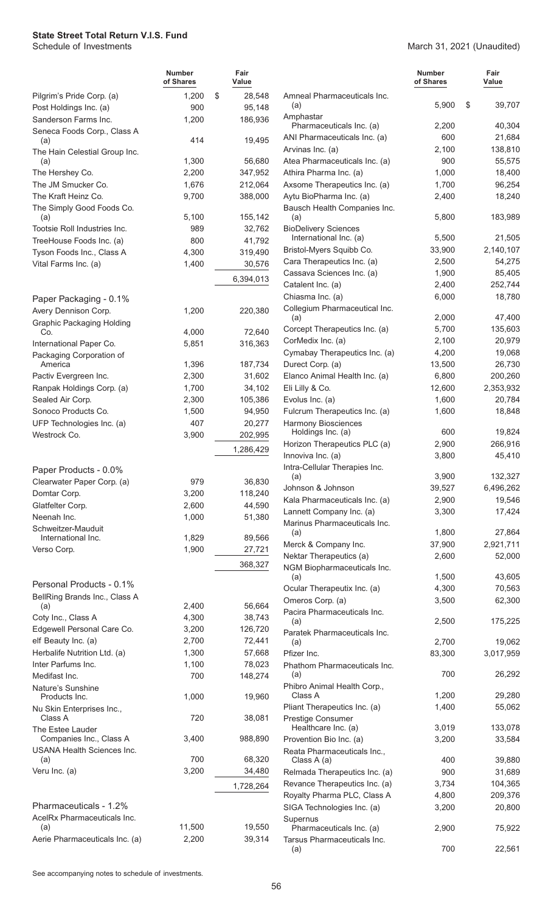**State Street Total Return V.I.S. Fund**
Schedule of Investments

March 31, 2021 (Unaudited)

| | Number of Shares | Fair Value |
|---|---|---|
| Pilgrim's Pride Corp. (a) | 1,200 | $ 28,548 |
| Post Holdings Inc. (a) | 900 | 95,148 |
| Sanderson Farms Inc. | 1,200 | 186,936 |
| Seneca Foods Corp., Class A (a) | 414 | 19,495 |
| The Hain Celestial Group Inc. (a) | 1,300 | 56,680 |
| The Hershey Co. | 2,200 | 347,952 |
| The JM Smucker Co. | 1,676 | 212,064 |
| The Kraft Heinz Co. | 9,700 | 388,000 |
| The Simply Good Foods Co. (a) | 5,100 | 155,142 |
| Tootsie Roll Industries Inc. | 989 | 32,762 |
| TreeHouse Foods Inc. (a) | 800 | 41,792 |
| Tyson Foods Inc., Class A | 4,300 | 319,490 |
| Vital Farms Inc. (a) | 1,400 | 30,576 |
| | | 6,394,013 |
| **Paper Packaging - 0.1%** | | |
| Avery Dennison Corp. | 1,200 | 220,380 |
| Graphic Packaging Holding Co. | 4,000 | 72,640 |
| International Paper Co. | 5,851 | 316,363 |
| Packaging Corporation of America | 1,396 | 187,734 |
| Pactiv Evergreen Inc. | 2,300 | 31,602 |
| Ranpak Holdings Corp. (a) | 1,700 | 34,102 |
| Sealed Air Corp. | 2,300 | 105,386 |
| Sonoco Products Co. | 1,500 | 94,950 |
| UFP Technologies Inc. (a) | 407 | 20,277 |
| Westrock Co. | 3,900 | 202,995 |
| | | 1,286,429 |
| **Paper Products - 0.0%** | | |
| Clearwater Paper Corp. (a) | 979 | 36,830 |
| Domtar Corp. | 3,200 | 118,240 |
| Glatfelter Corp. | 2,600 | 44,590 |
| Neenah Inc. | 1,000 | 51,380 |
| Schweitzer-Mauduit International Inc. | 1,829 | 89,566 |
| Verso Corp. | 1,900 | 27,721 |
| | | 368,327 |
| **Personal Products - 0.1%** | | |
| BellRing Brands Inc., Class A (a) | 2,400 | 56,664 |
| Coty Inc., Class A | 4,300 | 38,743 |
| Edgewell Personal Care Co. | 3,200 | 126,720 |
| elf Beauty Inc. (a) | 2,700 | 72,441 |
| Herbalife Nutrition Ltd. (a) | 1,300 | 57,668 |
| Inter Parfums Inc. | 1,100 | 78,023 |
| Medifast Inc. | 700 | 148,274 |
| Nature's Sunshine Products Inc. | 1,000 | 19,960 |
| Nu Skin Enterprises Inc., Class A | 720 | 38,081 |
| The Estee Lauder Companies Inc., Class A | 3,400 | 988,890 |
| USANA Health Sciences Inc. (a) | 700 | 68,320 |
| Veru Inc. (a) | 3,200 | 34,480 |
| | | 1,728,264 |
| **Pharmaceuticals - 1.2%** | | |
| AcelRx Pharmaceuticals Inc. (a) | 11,500 | 19,550 |
| Aerie Pharmaceuticals Inc. (a) | 2,200 | 39,314 |
| Amneal Pharmaceuticals Inc. (a) | 5,900 | $ 39,707 |
| Amphastar Pharmaceuticals Inc. (a) | 2,200 | 40,304 |
| ANI Pharmaceuticals Inc. (a) | 600 | 21,684 |
| Arvinas Inc. (a) | 2,100 | 138,810 |
| Atea Pharmaceuticals Inc. (a) | 900 | 55,575 |
| Athira Pharma Inc. (a) | 1,000 | 18,400 |
| Axsome Therapeutics Inc. (a) | 1,700 | 96,254 |
| Aytu BioPharma Inc. (a) | 2,400 | 18,240 |
| Bausch Health Companies Inc. (a) | 5,800 | 183,989 |
| BioDelivery Sciences International Inc. (a) | 5,500 | 21,505 |
| Bristol-Myers Squibb Co. | 33,900 | 2,140,107 |
| Cara Therapeutics Inc. (a) | 2,500 | 54,275 |
| Cassava Sciences Inc. (a) | 1,900 | 85,405 |
| Catalent Inc. (a) | 2,400 | 252,744 |
| Chiasma Inc. (a) | 6,000 | 18,780 |
| Collegium Pharmaceutical Inc. (a) | 2,000 | 47,400 |
| Corcept Therapeutics Inc. (a) | 5,700 | 135,603 |
| CorMedix Inc. (a) | 2,100 | 20,979 |
| Cymabay Therapeutics Inc. (a) | 4,200 | 19,068 |
| Durect Corp. (a) | 13,500 | 26,730 |
| Elanco Animal Health Inc. (a) | 6,800 | 200,260 |
| Eli Lilly & Co. | 12,600 | 2,353,932 |
| Evolus Inc. (a) | 1,600 | 20,784 |
| Fulcrum Therapeutics Inc. (a) | 1,600 | 18,848 |
| Harmony Biosciences Holdings Inc. (a) | 600 | 19,824 |
| Horizon Therapeutics PLC (a) | 2,900 | 266,916 |
| Innoviva Inc. (a) | 3,800 | 45,410 |
| Intra-Cellular Therapies Inc. (a) | 3,900 | 132,327 |
| Johnson & Johnson | 39,527 | 6,496,262 |
| Kala Pharmaceuticals Inc. (a) | 2,900 | 19,546 |
| Lannett Company Inc. (a) | 3,300 | 17,424 |
| Marinus Pharmaceuticals Inc. (a) | 1,800 | 27,864 |
| Merck & Company Inc. | 37,900 | 2,921,711 |
| Nektar Therapeutics (a) | 2,600 | 52,000 |
| NGM Biopharmaceuticals Inc. (a) | 1,500 | 43,605 |
| Ocular Therapeutix Inc. (a) | 4,300 | 70,563 |
| Omeros Corp. (a) | 3,500 | 62,300 |
| Pacira Pharmaceuticals Inc. (a) | 2,500 | 175,225 |
| Paratek Pharmaceuticals Inc. (a) | 2,700 | 19,062 |
| Pfizer Inc. | 83,300 | 3,017,959 |
| Phathom Pharmaceuticals Inc. (a) | 700 | 26,292 |
| Phibro Animal Health Corp., Class A | 1,200 | 29,280 |
| Pliant Therapeutics Inc. (a) | 1,400 | 55,062 |
| Prestige Consumer Healthcare Inc. (a) | 3,019 | 133,078 |
| Provention Bio Inc. (a) | 3,200 | 33,584 |
| Reata Pharmaceuticals Inc., Class A (a) | 400 | 39,880 |
| Relmada Therapeutics Inc. (a) | 900 | 31,689 |
| Revance Therapeutics Inc. (a) | 3,734 | 104,365 |
| Royalty Pharma PLC, Class A | 4,800 | 209,376 |
| SIGA Technologies Inc. (a) | 3,200 | 20,800 |
| Supernus Pharmaceuticals Inc. (a) | 2,900 | 75,922 |
| Tarsus Pharmaceuticals Inc. (a) | 700 | 22,561 |

See accompanying notes to schedule of investments.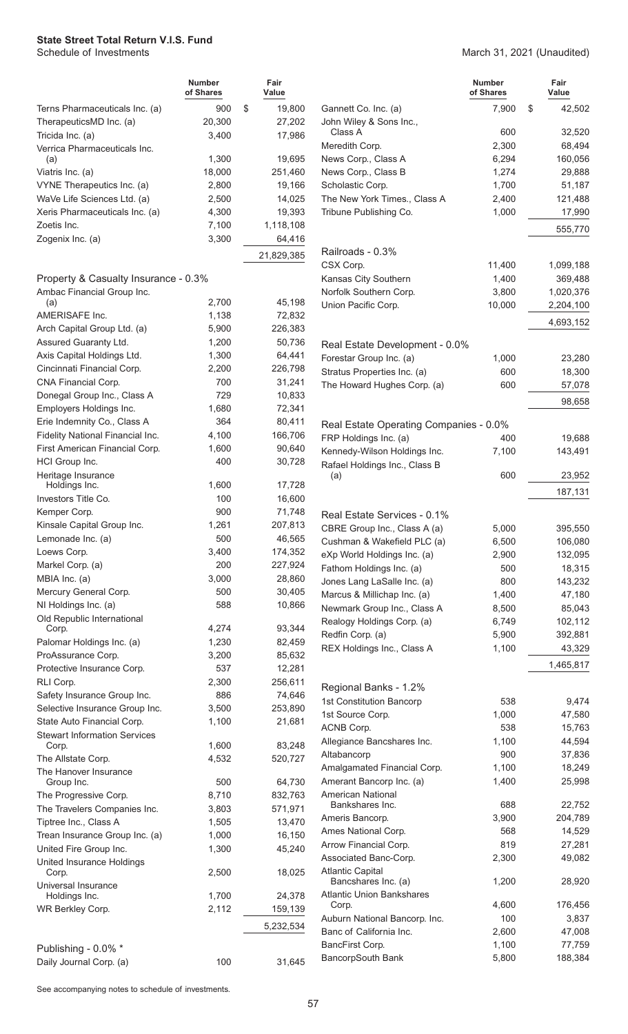**State Street Total Return V.I.S. Fund**
Schedule of Investments

March 31, 2021 (Unaudited)

| | Number of Shares | Fair Value |
|---|---|---|
| Terns Pharmaceuticals Inc. (a) | 900 | $ 19,800 |
| TherapeuticsMD Inc. (a) | 20,300 | 27,202 |
| Tricida Inc. (a) | 3,400 | 17,986 |
| Verrica Pharmaceuticals Inc. (a) | 1,300 | 19,695 |
| Viatris Inc. (a) | 18,000 | 251,460 |
| VYNE Therapeutics Inc. (a) | 2,800 | 19,166 |
| WaVe Life Sciences Ltd. (a) | 2,500 | 14,025 |
| Xeris Pharmaceuticals Inc. (a) | 4,300 | 19,393 |
| Zoetis Inc. | 7,100 | 1,118,108 |
| Zogenix Inc. (a) | 3,300 | 64,416 |
| | | 21,829,385 |
| **Property & Casualty Insurance - 0.3%** | | |
| Ambac Financial Group Inc. (a) | 2,700 | 45,198 |
| AMERISAFE Inc. | 1,138 | 72,832 |
| Arch Capital Group Ltd. (a) | 5,900 | 226,383 |
| Assured Guaranty Ltd. | 1,200 | 50,736 |
| Axis Capital Holdings Ltd. | 1,300 | 64,441 |
| Cincinnati Financial Corp. | 2,200 | 226,798 |
| CNA Financial Corp. | 700 | 31,241 |
| Donegal Group Inc., Class A | 729 | 10,833 |
| Employers Holdings Inc. | 1,680 | 72,341 |
| Erie Indemnity Co., Class A | 364 | 80,411 |
| Fidelity National Financial Inc. | 4,100 | 166,706 |
| First American Financial Corp. | 1,600 | 90,640 |
| HCI Group Inc. | 400 | 30,728 |
| Heritage Insurance Holdings Inc. | 1,600 | 17,728 |
| Investors Title Co. | 100 | 16,600 |
| Kemper Corp. | 900 | 71,748 |
| Kinsale Capital Group Inc. | 1,261 | 207,813 |
| Lemonade Inc. (a) | 500 | 46,565 |
| Loews Corp. | 3,400 | 174,352 |
| Markel Corp. (a) | 200 | 227,924 |
| MBIA Inc. (a) | 3,000 | 28,860 |
| Mercury General Corp. | 500 | 30,405 |
| NI Holdings Inc. (a) | 588 | 10,866 |
| Old Republic International Corp. | 4,274 | 93,344 |
| Palomar Holdings Inc. (a) | 1,230 | 82,459 |
| ProAssurance Corp. | 3,200 | 85,632 |
| Protective Insurance Corp. | 537 | 12,281 |
| RLI Corp. | 2,300 | 256,611 |
| Safety Insurance Group Inc. | 886 | 74,646 |
| Selective Insurance Group Inc. | 3,500 | 253,890 |
| State Auto Financial Corp. | 1,100 | 21,681 |
| Stewart Information Services Corp. | 1,600 | 83,248 |
| The Allstate Corp. | 4,532 | 520,727 |
| The Hanover Insurance Group Inc. | 500 | 64,730 |
| The Progressive Corp. | 8,710 | 832,763 |
| The Travelers Companies Inc. | 3,803 | 571,971 |
| Tiptree Inc., Class A | 1,505 | 13,470 |
| Trean Insurance Group Inc. (a) | 1,000 | 16,150 |
| United Fire Group Inc. | 1,300 | 45,240 |
| United Insurance Holdings Corp. | 2,500 | 18,025 |
| Universal Insurance Holdings Inc. | 1,700 | 24,378 |
| WR Berkley Corp. | 2,112 | 159,139 |
| | | 5,232,534 |
| **Publishing - 0.0% *** | | |
| Daily Journal Corp. (a) | 100 | 31,645 |
| Gannett Co. Inc. (a) | 7,900 | $ 42,502 |
| John Wiley & Sons Inc., Class A | 600 | 32,520 |
| Meredith Corp. | 2,300 | 68,494 |
| News Corp., Class A | 6,294 | 160,056 |
| News Corp., Class B | 1,274 | 29,888 |
| Scholastic Corp. | 1,700 | 51,187 |
| The New York Times., Class A | 2,400 | 121,488 |
| Tribune Publishing Co. | 1,000 | 17,990 |
| | | 555,770 |
| **Railroads - 0.3%** | | |
| CSX Corp. | 11,400 | 1,099,188 |
| Kansas City Southern | 1,400 | 369,488 |
| Norfolk Southern Corp. | 3,800 | 1,020,376 |
| Union Pacific Corp. | 10,000 | 2,204,100 |
| | | 4,693,152 |
| **Real Estate Development - 0.0%** | | |
| Forestar Group Inc. (a) | 1,000 | 23,280 |
| Stratus Properties Inc. (a) | 600 | 18,300 |
| The Howard Hughes Corp. (a) | 600 | 57,078 |
| | | 98,658 |
| **Real Estate Operating Companies - 0.0%** | | |
| FRP Holdings Inc. (a) | 400 | 19,688 |
| Kennedy-Wilson Holdings Inc. | 7,100 | 143,491 |
| Rafael Holdings Inc., Class B (a) | 600 | 23,952 |
| | | 187,131 |
| **Real Estate Services - 0.1%** | | |
| CBRE Group Inc., Class A (a) | 5,000 | 395,550 |
| Cushman & Wakefield PLC (a) | 6,500 | 106,080 |
| eXp World Holdings Inc. (a) | 2,900 | 132,095 |
| Fathom Holdings Inc. (a) | 500 | 18,315 |
| Jones Lang LaSalle Inc. (a) | 800 | 143,232 |
| Marcus & Millichap Inc. (a) | 1,400 | 47,180 |
| Newmark Group Inc., Class A | 8,500 | 85,043 |
| Realogy Holdings Corp. (a) | 6,749 | 102,112 |
| Redfin Corp. (a) | 5,900 | 392,881 |
| REX Holdings Inc., Class A | 1,100 | 43,329 |
| | | 1,465,817 |
| **Regional Banks - 1.2%** | | |
| 1st Constitution Bancorp | 538 | 9,474 |
| 1st Source Corp. | 1,000 | 47,580 |
| ACNB Corp. | 538 | 15,763 |
| Allegiance Bancshares Inc. | 1,100 | 44,594 |
| Altabancorp | 900 | 37,836 |
| Amalgamated Financial Corp. | 1,100 | 18,249 |
| Amerant Bancorp Inc. (a) | 1,400 | 25,998 |
| American National Bankshares Inc. | 688 | 22,752 |
| Ameris Bancorp. | 3,900 | 204,789 |
| Ames National Corp. | 568 | 14,529 |
| Arrow Financial Corp. | 819 | 27,281 |
| Associated Banc-Corp. | 2,300 | 49,082 |
| Atlantic Capital Bancshares Inc. (a) | 1,200 | 28,920 |
| Atlantic Union Bankshares Corp. | 4,600 | 176,456 |
| Auburn National Bancorp. Inc. | 100 | 3,837 |
| Banc of California Inc. | 2,600 | 47,008 |
| BancFirst Corp. | 1,100 | 77,759 |
| BancorpSouth Bank | 5,800 | 188,384 |

See accompanying notes to schedule of investments.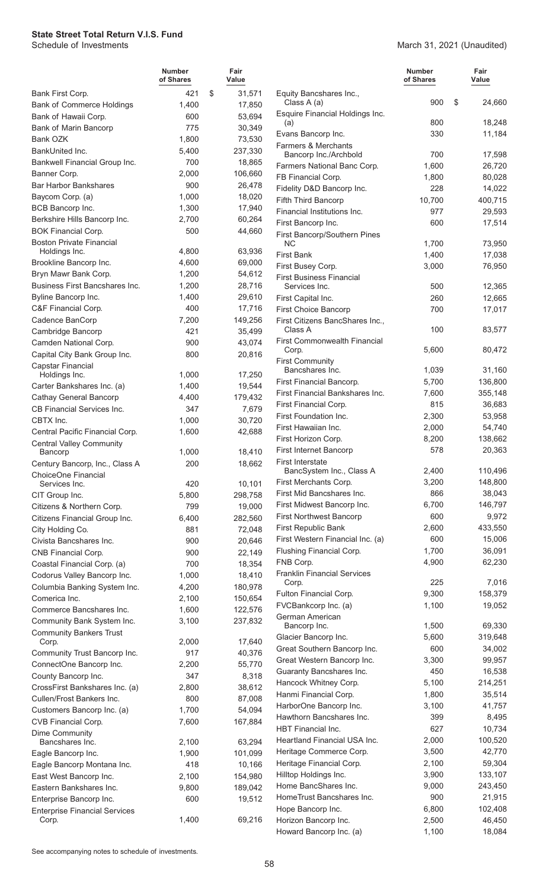**State Street Total Return V.I.S. Fund**
Schedule of Investments

March 31, 2021 (Unaudited)

| | Number of Shares | Fair Value |
|---|---|---|
| Bank First Corp. | 421 | $ 31,571 |
| Bank of Commerce Holdings | 1,400 | 17,850 |
| Bank of Hawaii Corp. | 600 | 53,694 |
| Bank of Marin Bancorp | 775 | 30,349 |
| Bank OZK | 1,800 | 73,530 |
| BankUnited Inc. | 5,400 | 237,330 |
| Bankwell Financial Group Inc. | 700 | 18,865 |
| Banner Corp. | 2,000 | 106,660 |
| Bar Harbor Bankshares | 900 | 26,478 |
| Baycom Corp. (a) | 1,000 | 18,020 |
| BCB Bancorp Inc. | 1,300 | 17,940 |
| Berkshire Hills Bancorp Inc. | 2,700 | 60,264 |
| BOK Financial Corp. | 500 | 44,660 |
| Boston Private Financial Holdings Inc. | 4,800 | 63,936 |
| Brookline Bancorp Inc. | 4,600 | 69,000 |
| Bryn Mawr Bank Corp. | 1,200 | 54,612 |
| Business First Bancshares Inc. | 1,200 | 28,716 |
| Byline Bancorp Inc. | 1,400 | 29,610 |
| C&F Financial Corp. | 400 | 17,716 |
| Cadence BanCorp | 7,200 | 149,256 |
| Cambridge Bancorp | 421 | 35,499 |
| Camden National Corp. | 900 | 43,074 |
| Capital City Bank Group Inc. | 800 | 20,816 |
| Capstar Financial Holdings Inc. | 1,000 | 17,250 |
| Carter Bankshares Inc. (a) | 1,400 | 19,544 |
| Cathay General Bancorp | 4,400 | 179,432 |
| CB Financial Services Inc. | 347 | 7,679 |
| CBTX Inc. | 1,000 | 30,720 |
| Central Pacific Financial Corp. | 1,600 | 42,688 |
| Central Valley Community Bancorp | 1,000 | 18,410 |
| Century Bancorp, Inc., Class A | 200 | 18,662 |
| ChoiceOne Financial Services Inc. | 420 | 10,101 |
| CIT Group Inc. | 5,800 | 298,758 |
| Citizens & Northern Corp. | 799 | 19,000 |
| Citizens Financial Group Inc. | 6,400 | 282,560 |
| City Holding Co. | 881 | 72,048 |
| Civista Bancshares Inc. | 900 | 20,646 |
| CNB Financial Corp. | 900 | 22,149 |
| Coastal Financial Corp. (a) | 700 | 18,354 |
| Codorus Valley Bancorp Inc. | 1,000 | 18,410 |
| Columbia Banking System Inc. | 4,200 | 180,978 |
| Comerica Inc. | 2,100 | 150,654 |
| Commerce Bancshares Inc. | 1,600 | 122,576 |
| Community Bank System Inc. | 3,100 | 237,832 |
| Community Bankers Trust Corp. | 2,000 | 17,640 |
| Community Trust Bancorp Inc. | 917 | 40,376 |
| ConnectOne Bancorp Inc. | 2,200 | 55,770 |
| County Bancorp Inc. | 347 | 8,318 |
| CrossFirst Bankshares Inc. (a) | 2,800 | 38,612 |
| Cullen/Frost Bankers Inc. | 800 | 87,008 |
| Customers Bancorp Inc. (a) | 1,700 | 54,094 |
| CVB Financial Corp. | 7,600 | 167,884 |
| Dime Community Bancshares Inc. | 2,100 | 63,294 |
| Eagle Bancorp Inc. | 1,900 | 101,099 |
| Eagle Bancorp Montana Inc. | 418 | 10,166 |
| East West Bancorp Inc. | 2,100 | 154,980 |
| Eastern Bankshares Inc. | 9,800 | 189,042 |
| Enterprise Bancorp Inc. | 600 | 19,512 |
| Enterprise Financial Services Corp. | 1,400 | 69,216 |
| Equity Bancshares Inc., Class A (a) | 900 | $ 24,660 |
| Esquire Financial Holdings Inc. (a) | 800 | 18,248 |
| Evans Bancorp Inc. | 330 | 11,184 |
| Farmers & Merchants Bancorp Inc./Archbold | 700 | 17,598 |
| Farmers National Banc Corp. | 1,600 | 26,720 |
| FB Financial Corp. | 1,800 | 80,028 |
| Fidelity D&D Bancorp Inc. | 228 | 14,022 |
| Fifth Third Bancorp | 10,700 | 400,715 |
| Financial Institutions Inc. | 977 | 29,593 |
| First Bancorp Inc. | 600 | 17,514 |
| First Bancorp/Southern Pines NC | 1,700 | 73,950 |
| First Bank | 1,400 | 17,038 |
| First Busey Corp. | 3,000 | 76,950 |
| First Business Financial Services Inc. | 500 | 12,365 |
| First Capital Inc. | 260 | 12,665 |
| First Choice Bancorp | 700 | 17,017 |
| First Citizens BancShares Inc., Class A | 100 | 83,577 |
| First Commonwealth Financial Corp. | 5,600 | 80,472 |
| First Community Bancshares Inc. | 1,039 | 31,160 |
| First Financial Bancorp. | 5,700 | 136,800 |
| First Financial Bankshares Inc. | 7,600 | 355,148 |
| First Financial Corp. | 815 | 36,683 |
| First Foundation Inc. | 2,300 | 53,958 |
| First Hawaiian Inc. | 2,000 | 54,740 |
| First Horizon Corp. | 8,200 | 138,662 |
| First Internet Bancorp | 578 | 20,363 |
| First Interstate BancSystem Inc., Class A | 2,400 | 110,496 |
| First Merchants Corp. | 3,200 | 148,800 |
| First Mid Bancshares Inc. | 866 | 38,043 |
| First Midwest Bancorp Inc. | 6,700 | 146,797 |
| First Northwest Bancorp | 600 | 9,972 |
| First Republic Bank | 2,600 | 433,550 |
| First Western Financial Inc. (a) | 600 | 15,006 |
| Flushing Financial Corp. | 1,700 | 36,091 |
| FNB Corp. | 4,900 | 62,230 |
| Franklin Financial Services Corp. | 225 | 7,016 |
| Fulton Financial Corp. | 9,300 | 158,379 |
| FVCBankcorp Inc. (a) | 1,100 | 19,052 |
| German American Bancorp Inc. | 1,500 | 69,330 |
| Glacier Bancorp Inc. | 5,600 | 319,648 |
| Great Southern Bancorp Inc. | 600 | 34,002 |
| Great Western Bancorp Inc. | 3,300 | 99,957 |
| Guaranty Bancshares Inc. | 450 | 16,538 |
| Hancock Whitney Corp. | 5,100 | 214,251 |
| Hanmi Financial Corp. | 1,800 | 35,514 |
| HarborOne Bancorp Inc. | 3,100 | 41,757 |
| Hawthorn Bancshares Inc. | 399 | 8,495 |
| HBT Financial Inc. | 627 | 10,734 |
| Heartland Financial USA Inc. | 2,000 | 100,520 |
| Heritage Commerce Corp. | 3,500 | 42,770 |
| Heritage Financial Corp. | 2,100 | 59,304 |
| Hilltop Holdings Inc. | 3,900 | 133,107 |
| Home BancShares Inc. | 9,000 | 243,450 |
| HomeTrust Bancshares Inc. | 900 | 21,915 |
| Hope Bancorp Inc. | 6,800 | 102,408 |
| Horizon Bancorp Inc. | 2,500 | 46,450 |
| Howard Bancorp Inc. (a) | 1,100 | 18,084 |

See accompanying notes to schedule of investments.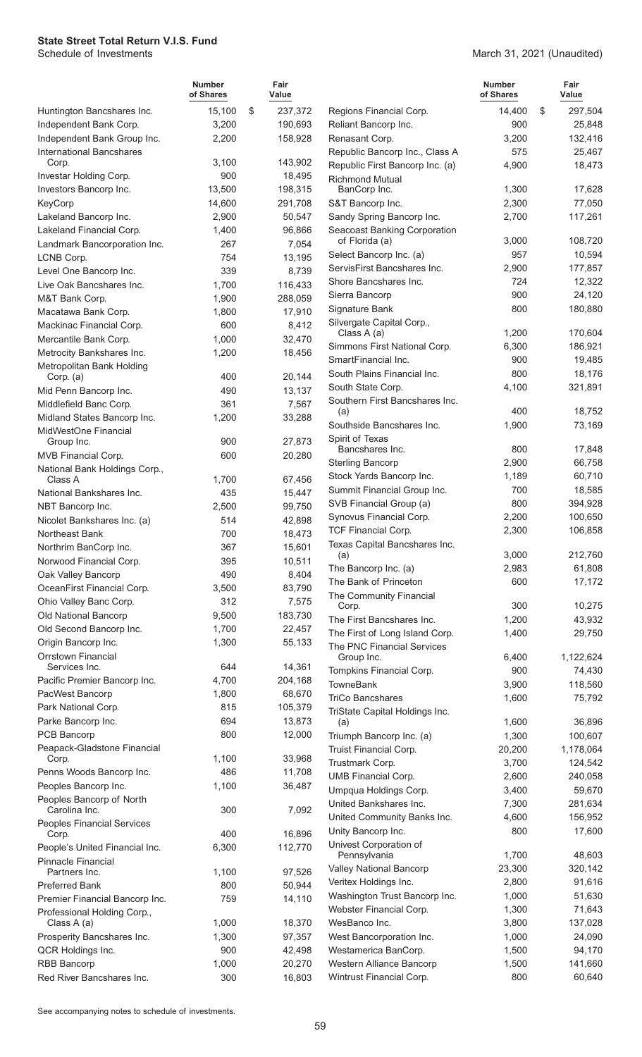**State Street Total Return V.I.S. Fund**
Schedule of Investments

March 31, 2021 (Unaudited)

| | Number of Shares | Fair Value |
|---|---|---|
| Huntington Bancshares Inc. | 15,100 | $ 237,372 |
| Independent Bank Corp. | 3,200 | 190,693 |
| Independent Bank Group Inc. | 2,200 | 158,928 |
| International Bancshares Corp. | 3,100 | 143,902 |
| Investar Holding Corp. | 900 | 18,495 |
| Investors Bancorp Inc. | 13,500 | 198,315 |
| KeyCorp | 14,600 | 291,708 |
| Lakeland Bancorp Inc. | 2,900 | 50,547 |
| Lakeland Financial Corp. | 1,400 | 96,866 |
| Landmark Bancorporation Inc. | 267 | 7,054 |
| LCNB Corp. | 754 | 13,195 |
| Level One Bancorp Inc. | 339 | 8,739 |
| Live Oak Bancshares Inc. | 1,700 | 116,433 |
| M&T Bank Corp. | 1,900 | 288,059 |
| Macatawa Bank Corp. | 1,800 | 17,910 |
| Mackinac Financial Corp. | 600 | 8,412 |
| Mercantile Bank Corp. | 1,000 | 32,470 |
| Metrocity Bankshares Inc. | 1,200 | 18,456 |
| Metropolitan Bank Holding Corp. (a) | 400 | 20,144 |
| Mid Penn Bancorp Inc. | 490 | 13,137 |
| Middlefield Banc Corp. | 361 | 7,567 |
| Midland States Bancorp Inc. | 1,200 | 33,288 |
| MidWestOne Financial Group Inc. | 900 | 27,873 |
| MVB Financial Corp. | 600 | 20,280 |
| National Bank Holdings Corp., Class A | 1,700 | 67,456 |
| National Bankshares Inc. | 435 | 15,447 |
| NBT Bancorp Inc. | 2,500 | 99,750 |
| Nicolet Bankshares Inc. (a) | 514 | 42,898 |
| Northeast Bank | 700 | 18,473 |
| Northrim BanCorp Inc. | 367 | 15,601 |
| Norwood Financial Corp. | 395 | 10,511 |
| Oak Valley Bancorp | 490 | 8,404 |
| OceanFirst Financial Corp. | 3,500 | 83,790 |
| Ohio Valley Banc Corp. | 312 | 7,575 |
| Old National Bancorp | 9,500 | 183,730 |
| Old Second Bancorp Inc. | 1,700 | 22,457 |
| Origin Bancorp Inc. | 1,300 | 55,133 |
| Orrstown Financial Services Inc. | 644 | 14,361 |
| Pacific Premier Bancorp Inc. | 4,700 | 204,168 |
| PacWest Bancorp | 1,800 | 68,670 |
| Park National Corp. | 815 | 105,379 |
| Parke Bancorp Inc. | 694 | 13,873 |
| PCB Bancorp | 800 | 12,000 |
| Peapack-Gladstone Financial Corp. | 1,100 | 33,968 |
| Penns Woods Bancorp Inc. | 486 | 11,708 |
| Peoples Bancorp Inc. | 1,100 | 36,487 |
| Peoples Bancorp of North Carolina Inc. | 300 | 7,092 |
| Peoples Financial Services Corp. | 400 | 16,896 |
| People's United Financial Inc. | 6,300 | 112,770 |
| Pinnacle Financial Partners Inc. | 1,100 | 97,526 |
| Preferred Bank | 800 | 50,944 |
| Premier Financial Bancorp Inc. | 759 | 14,110 |
| Professional Holding Corp., Class A (a) | 1,000 | 18,370 |
| Prosperity Bancshares Inc. | 1,300 | 97,357 |
| QCR Holdings Inc. | 900 | 42,498 |
| RBB Bancorp | 1,000 | 20,270 |
| Red River Bancshares Inc. | 300 | 16,803 |
| Regions Financial Corp. | 14,400 | $ 297,504 |
| Reliant Bancorp Inc. | 900 | 25,848 |
| Renasant Corp. | 3,200 | 132,416 |
| Republic Bancorp Inc., Class A | 575 | 25,467 |
| Republic First Bancorp Inc. (a) | 4,900 | 18,473 |
| Richmond Mutual BanCorp Inc. | 1,300 | 17,628 |
| S&T Bancorp Inc. | 2,300 | 77,050 |
| Sandy Spring Bancorp Inc. | 2,700 | 117,261 |
| Seacoast Banking Corporation of Florida (a) | 3,000 | 108,720 |
| Select Bancorp Inc. (a) | 957 | 10,594 |
| ServisFirst Bancshares Inc. | 2,900 | 177,857 |
| Shore Bancshares Inc. | 724 | 12,322 |
| Sierra Bancorp | 900 | 24,120 |
| Signature Bank | 800 | 180,880 |
| Silvergate Capital Corp., Class A (a) | 1,200 | 170,604 |
| Simmons First National Corp. | 6,300 | 186,921 |
| SmartFinancial Inc. | 900 | 19,485 |
| South Plains Financial Inc. | 800 | 18,176 |
| South State Corp. | 4,100 | 321,891 |
| Southern First Bancshares Inc. (a) | 400 | 18,752 |
| Southside Bancshares Inc. | 1,900 | 73,169 |
| Spirit of Texas Bancshares Inc. | 800 | 17,848 |
| Sterling Bancorp | 2,900 | 66,758 |
| Stock Yards Bancorp Inc. | 1,189 | 60,710 |
| Summit Financial Group Inc. | 700 | 18,585 |
| SVB Financial Group (a) | 800 | 394,928 |
| Synovus Financial Corp. | 2,200 | 100,650 |
| TCF Financial Corp. | 2,300 | 106,858 |
| Texas Capital Bancshares Inc. (a) | 3,000 | 212,760 |
| The Bancorp Inc. (a) | 2,983 | 61,808 |
| The Bank of Princeton | 600 | 17,172 |
| The Community Financial Corp. | 300 | 10,275 |
| The First Bancshares Inc. | 1,200 | 43,932 |
| The First of Long Island Corp. | 1,400 | 29,750 |
| The PNC Financial Services Group Inc. | 6,400 | 1,122,624 |
| Tompkins Financial Corp. | 900 | 74,430 |
| TowneBank | 3,900 | 118,560 |
| TriCo Bancshares | 1,600 | 75,792 |
| TriState Capital Holdings Inc. (a) | 1,600 | 36,896 |
| Triumph Bancorp Inc. (a) | 1,300 | 100,607 |
| Truist Financial Corp. | 20,200 | 1,178,064 |
| Trustmark Corp. | 3,700 | 124,542 |
| UMB Financial Corp. | 2,600 | 240,058 |
| Umpqua Holdings Corp. | 3,400 | 59,670 |
| United Bankshares Inc. | 7,300 | 281,634 |
| United Community Banks Inc. | 4,600 | 156,952 |
| Unity Bancorp Inc. | 800 | 17,600 |
| Univest Corporation of Pennsylvania | 1,700 | 48,603 |
| Valley National Bancorp | 23,300 | 320,142 |
| Veritex Holdings Inc. | 2,800 | 91,616 |
| Washington Trust Bancorp Inc. | 1,000 | 51,630 |
| Webster Financial Corp. | 1,300 | 71,643 |
| WesBanco Inc. | 3,800 | 137,028 |
| West Bancorporation Inc. | 1,000 | 24,090 |
| Westamerica BanCorp. | 1,500 | 94,170 |
| Western Alliance Bancorp | 1,500 | 141,660 |
| Wintrust Financial Corp. | 800 | 60,640 |

See accompanying notes to schedule of investments.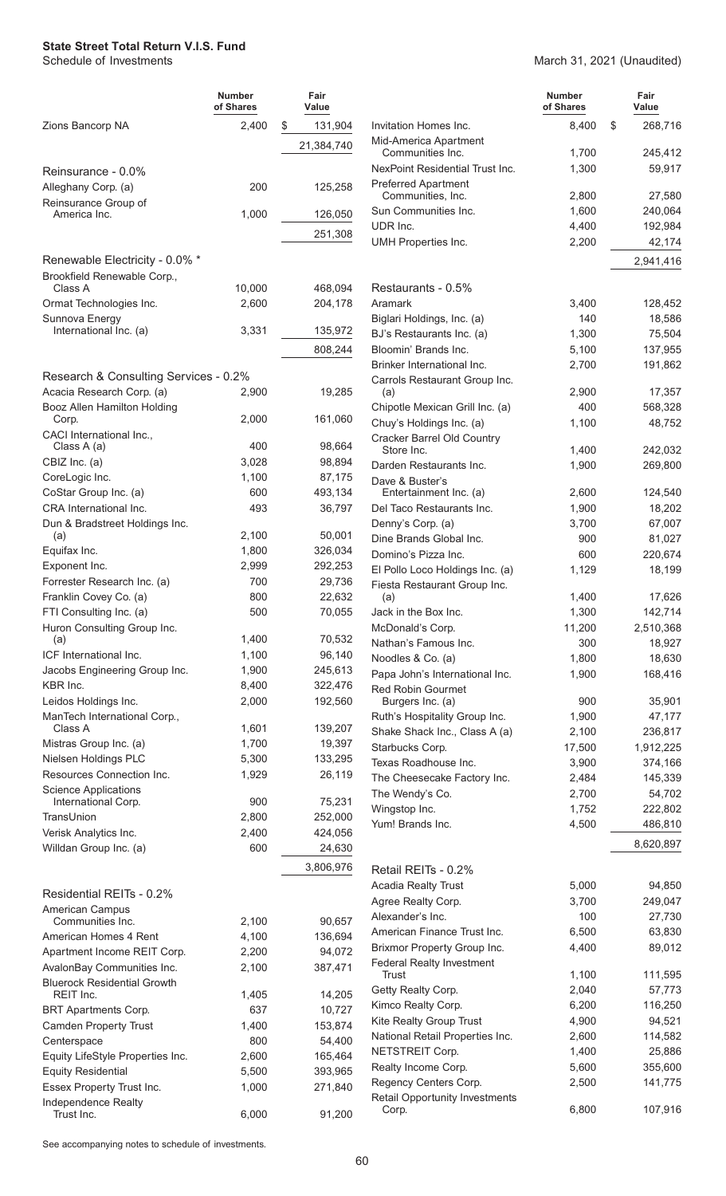**State Street Total Return V.I.S. Fund**
Schedule of Investments

March 31, 2021 (Unaudited)

| | Number of Shares | Fair Value |
|---|---|---|
| Zions Bancorp NA | 2,400 | $ 131,904 |
| | | 21,384,740 |
| **Reinsurance - 0.0%** | | |
| Alleghany Corp. (a) | 200 | 125,258 |
| Reinsurance Group of America Inc. | 1,000 | 126,050 |
| | | 251,308 |
| **Renewable Electricity - 0.0% *** | | |
| Brookfield Renewable Corp., Class A | 10,000 | 468,094 |
| Ormat Technologies Inc. | 2,600 | 204,178 |
| Sunnova Energy International Inc. (a) | 3,331 | 135,972 |
| | | 808,244 |
| **Research & Consulting Services - 0.2%** | | |
| Acacia Research Corp. (a) | 2,900 | 19,285 |
| Booz Allen Hamilton Holding Corp. | 2,000 | 161,060 |
| CACI International Inc., Class A (a) | 400 | 98,664 |
| CBIZ Inc. (a) | 3,028 | 98,894 |
| CoreLogic Inc. | 1,100 | 87,175 |
| CoStar Group Inc. (a) | 600 | 493,134 |
| CRA International Inc. | 493 | 36,797 |
| Dun & Bradstreet Holdings Inc. (a) | 2,100 | 50,001 |
| Equifax Inc. | 1,800 | 326,034 |
| Exponent Inc. | 2,999 | 292,253 |
| Forrester Research Inc. (a) | 700 | 29,736 |
| Franklin Covey Co. (a) | 800 | 22,632 |
| FTI Consulting Inc. (a) | 500 | 70,055 |
| Huron Consulting Group Inc. (a) | 1,400 | 70,532 |
| ICF International Inc. | 1,100 | 96,140 |
| Jacobs Engineering Group Inc. | 1,900 | 245,613 |
| KBR Inc. | 8,400 | 322,476 |
| Leidos Holdings Inc. | 2,000 | 192,560 |
| ManTech International Corp., Class A | 1,601 | 139,207 |
| Mistras Group Inc. (a) | 1,700 | 19,397 |
| Nielsen Holdings PLC | 5,300 | 133,295 |
| Resources Connection Inc. | 1,929 | 26,119 |
| Science Applications International Corp. | 900 | 75,231 |
| TransUnion | 2,800 | 252,000 |
| Verisk Analytics Inc. | 2,400 | 424,056 |
| Willdan Group Inc. (a) | 600 | 24,630 |
| | | 3,806,976 |
| **Residential REITs - 0.2%** | | |
| American Campus Communities Inc. | 2,100 | 90,657 |
| American Homes 4 Rent | 4,100 | 136,694 |
| Apartment Income REIT Corp. | 2,200 | 94,072 |
| AvalonBay Communities Inc. | 2,100 | 387,471 |
| Bluerock Residential Growth REIT Inc. | 1,405 | 14,205 |
| BRT Apartments Corp. | 637 | 10,727 |
| Camden Property Trust | 1,400 | 153,874 |
| Centerspace | 800 | 54,400 |
| Equity LifeStyle Properties Inc. | 2,600 | 165,464 |
| Equity Residential | 5,500 | 393,965 |
| Essex Property Trust Inc. | 1,000 | 271,840 |
| Independence Realty Trust Inc. | 6,000 | 91,200 |
| Invitation Homes Inc. | 8,400 | $ 268,716 |
| Mid-America Apartment Communities Inc. | 1,700 | 245,412 |
| NexPoint Residential Trust Inc. | 1,300 | 59,917 |
| Preferred Apartment Communities, Inc. | 2,800 | 27,580 |
| Sun Communities Inc. | 1,600 | 240,064 |
| UDR Inc. | 4,400 | 192,984 |
| UMH Properties Inc. | 2,200 | 42,174 |
| | | 2,941,416 |
| **Restaurants - 0.5%** | | |
| Aramark | 3,400 | 128,452 |
| Biglari Holdings, Inc. (a) | 140 | 18,586 |
| BJ's Restaurants Inc. (a) | 1,300 | 75,504 |
| Bloomin' Brands Inc. | 5,100 | 137,955 |
| Brinker International Inc. | 2,700 | 191,862 |
| Carrols Restaurant Group Inc. (a) | 2,900 | 17,357 |
| Chipotle Mexican Grill Inc. (a) | 400 | 568,328 |
| Chuy's Holdings Inc. (a) | 1,100 | 48,752 |
| Cracker Barrel Old Country Store Inc. | 1,400 | 242,032 |
| Darden Restaurants Inc. | 1,900 | 269,800 |
| Dave & Buster's Entertainment Inc. (a) | 2,600 | 124,540 |
| Del Taco Restaurants Inc. | 1,900 | 18,202 |
| Denny's Corp. (a) | 3,700 | 67,007 |
| Dine Brands Global Inc. | 900 | 81,027 |
| Domino's Pizza Inc. | 600 | 220,674 |
| El Pollo Loco Holdings Inc. (a) | 1,129 | 18,199 |
| Fiesta Restaurant Group Inc. (a) | 1,400 | 17,626 |
| Jack in the Box Inc. | 1,300 | 142,714 |
| McDonald's Corp. | 11,200 | 2,510,368 |
| Nathan's Famous Inc. | 300 | 18,927 |
| Noodles & Co. (a) | 1,800 | 18,630 |
| Papa John's International Inc. | 1,900 | 168,416 |
| Red Robin Gourmet Burgers Inc. (a) | 900 | 35,901 |
| Ruth's Hospitality Group Inc. | 1,900 | 47,177 |
| Shake Shack Inc., Class A (a) | 2,100 | 236,817 |
| Starbucks Corp. | 17,500 | 1,912,225 |
| Texas Roadhouse Inc. | 3,900 | 374,166 |
| The Cheesecake Factory Inc. | 2,484 | 145,339 |
| The Wendy's Co. | 2,700 | 54,702 |
| Wingstop Inc. | 1,752 | 222,802 |
| Yum! Brands Inc. | 4,500 | 486,810 |
| | | 8,620,897 |
| **Retail REITs - 0.2%** | | |
| Acadia Realty Trust | 5,000 | 94,850 |
| Agree Realty Corp. | 3,700 | 249,047 |
| Alexander's Inc. | 100 | 27,730 |
| American Finance Trust Inc. | 6,500 | 63,830 |
| Brixmor Property Group Inc. | 4,400 | 89,012 |
| Federal Realty Investment Trust | 1,100 | 111,595 |
| Getty Realty Corp. | 2,040 | 57,773 |
| Kimco Realty Corp. | 6,200 | 116,250 |
| Kite Realty Group Trust | 4,900 | 94,521 |
| National Retail Properties Inc. | 2,600 | 114,582 |
| NETSTREIT Corp. | 1,400 | 25,886 |
| Realty Income Corp. | 5,600 | 355,600 |
| Regency Centers Corp. | 2,500 | 141,775 |
| Retail Opportunity Investments Corp. | 6,800 | 107,916 |

See accompanying notes to schedule of investments.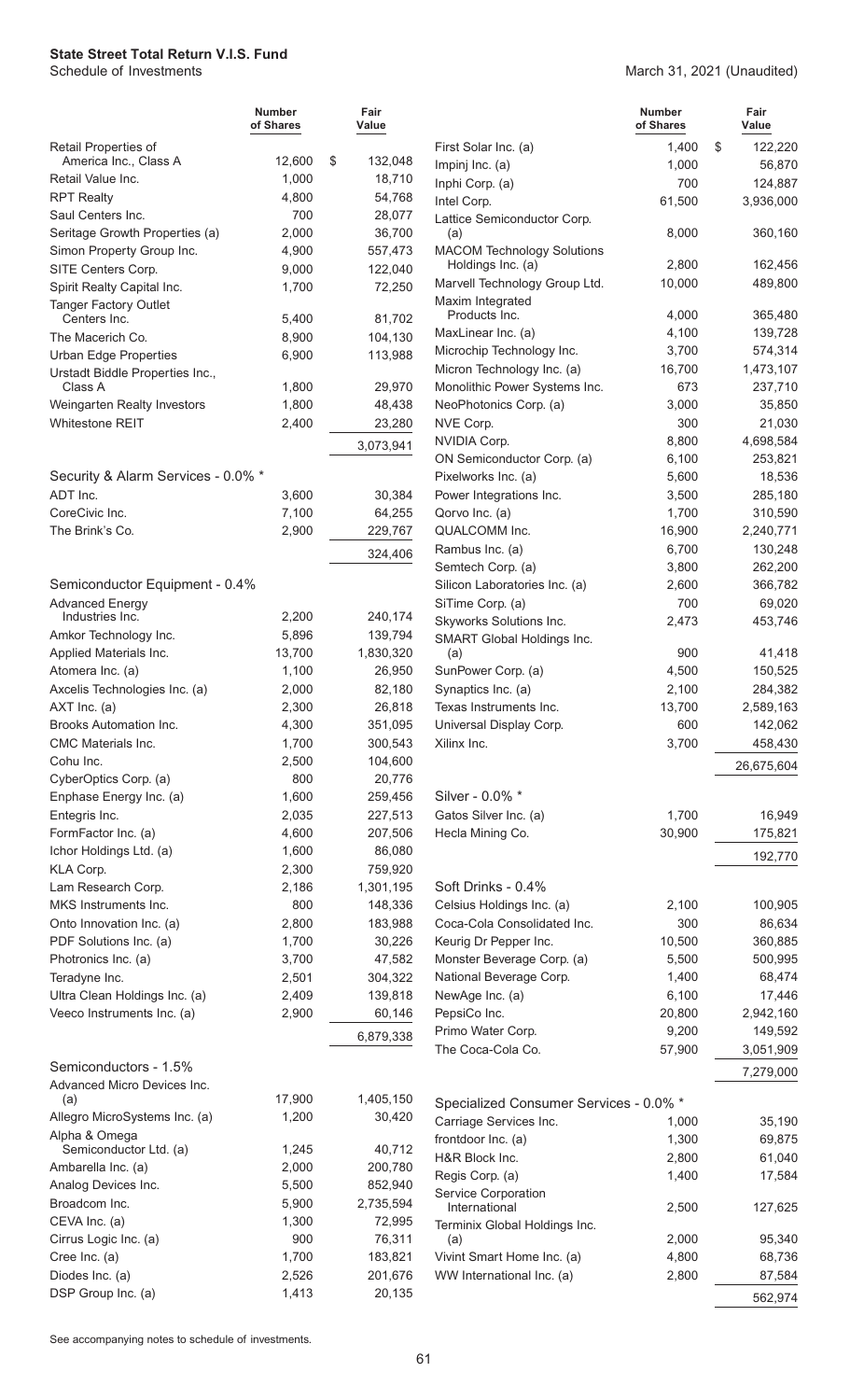**State Street Total Return V.I.S. Fund**
Schedule of Investments

March 31, 2021 (Unaudited)

| | Number of Shares | Fair Value |
|---|---|---|
| Retail Properties of America Inc., Class A | 12,600 | $ 132,048 |
| Retail Value Inc. | 1,000 | 18,710 |
| RPT Realty | 4,800 | 54,768 |
| Saul Centers Inc. | 700 | 28,077 |
| Seritage Growth Properties (a) | 2,000 | 36,700 |
| Simon Property Group Inc. | 4,900 | 557,473 |
| SITE Centers Corp. | 9,000 | 122,040 |
| Spirit Realty Capital Inc. | 1,700 | 72,250 |
| Tanger Factory Outlet Centers Inc. | 5,400 | 81,702 |
| The Macerich Co. | 8,900 | 104,130 |
| Urban Edge Properties | 6,900 | 113,988 |
| Urstadt Biddle Properties Inc., Class A | 1,800 | 29,970 |
| Weingarten Realty Investors | 1,800 | 48,438 |
| Whitestone REIT | 2,400 | 23,280 |
| | | 3,073,941 |
| **Security & Alarm Services - 0.0% \*** | | |
| ADT Inc. | 3,600 | 30,384 |
| CoreCivic Inc. | 7,100 | 64,255 |
| The Brink's Co. | 2,900 | 229,767 |
| | | 324,406 |
| **Semiconductor Equipment - 0.4%** | | |
| Advanced Energy Industries Inc. | 2,200 | 240,174 |
| Amkor Technology Inc. | 5,896 | 139,794 |
| Applied Materials Inc. | 13,700 | 1,830,320 |
| Atomera Inc. (a) | 1,100 | 26,950 |
| Axcelis Technologies Inc. (a) | 2,000 | 82,180 |
| AXT Inc. (a) | 2,300 | 26,818 |
| Brooks Automation Inc. | 4,300 | 351,095 |
| CMC Materials Inc. | 1,700 | 300,543 |
| Cohu Inc. | 2,500 | 104,600 |
| CyberOptics Corp. (a) | 800 | 20,776 |
| Enphase Energy Inc. (a) | 1,600 | 259,456 |
| Entegris Inc. | 2,035 | 227,513 |
| FormFactor Inc. (a) | 4,600 | 207,506 |
| Ichor Holdings Ltd. (a) | 1,600 | 86,080 |
| KLA Corp. | 2,300 | 759,920 |
| Lam Research Corp. | 2,186 | 1,301,195 |
| MKS Instruments Inc. | 800 | 148,336 |
| Onto Innovation Inc. (a) | 2,800 | 183,988 |
| PDF Solutions Inc. (a) | 1,700 | 30,226 |
| Photronics Inc. (a) | 3,700 | 47,582 |
| Teradyne Inc. | 2,501 | 304,322 |
| Ultra Clean Holdings Inc. (a) | 2,409 | 139,818 |
| Veeco Instruments Inc. (a) | 2,900 | 60,146 |
| | | 6,879,338 |
| **Semiconductors - 1.5%** | | |
| Advanced Micro Devices Inc. (a) | 17,900 | 1,405,150 |
| Allegro MicroSystems Inc. (a) | 1,200 | 30,420 |
| Alpha & Omega Semiconductor Ltd. (a) | 1,245 | 40,712 |
| Ambarella Inc. (a) | 2,000 | 200,780 |
| Analog Devices Inc. | 5,500 | 852,940 |
| Broadcom Inc. | 5,900 | 2,735,594 |
| CEVA Inc. (a) | 1,300 | 72,995 |
| Cirrus Logic Inc. (a) | 900 | 76,311 |
| Cree Inc. (a) | 1,700 | 183,821 |
| Diodes Inc. (a) | 2,526 | 201,676 |
| DSP Group Inc. (a) | 1,413 | 20,135 |
| First Solar Inc. (a) | 1,400 | $ 122,220 |
| Impinj Inc. (a) | 1,000 | 56,870 |
| Inphi Corp. (a) | 700 | 124,887 |
| Intel Corp. | 61,500 | 3,936,000 |
| Lattice Semiconductor Corp. (a) | 8,000 | 360,160 |
| MACOM Technology Solutions Holdings Inc. (a) | 2,800 | 162,456 |
| Marvell Technology Group Ltd. | 10,000 | 489,800 |
| Maxim Integrated Products Inc. | 4,000 | 365,480 |
| MaxLinear Inc. (a) | 4,100 | 139,728 |
| Microchip Technology Inc. | 3,700 | 574,314 |
| Micron Technology Inc. (a) | 16,700 | 1,473,107 |
| Monolithic Power Systems Inc. | 673 | 237,710 |
| NeoPhotonics Corp. (a) | 3,000 | 35,850 |
| NVE Corp. | 300 | 21,030 |
| NVIDIA Corp. | 8,800 | 4,698,584 |
| ON Semiconductor Corp. (a) | 6,100 | 253,821 |
| Pixelworks Inc. (a) | 5,600 | 18,536 |
| Power Integrations Inc. | 3,500 | 285,180 |
| Qorvo Inc. (a) | 1,700 | 310,590 |
| QUALCOMM Inc. | 16,900 | 2,240,771 |
| Rambus Inc. (a) | 6,700 | 130,248 |
| Semtech Corp. (a) | 3,800 | 262,200 |
| Silicon Laboratories Inc. (a) | 2,600 | 366,782 |
| SiTime Corp. (a) | 700 | 69,020 |
| Skyworks Solutions Inc. | 2,473 | 453,746 |
| SMART Global Holdings Inc. (a) | 900 | 41,418 |
| SunPower Corp. (a) | 4,500 | 150,525 |
| Synaptics Inc. (a) | 2,100 | 284,382 |
| Texas Instruments Inc. | 13,700 | 2,589,163 |
| Universal Display Corp. | 600 | 142,062 |
| Xilinx Inc. | 3,700 | 458,430 |
| | | 26,675,604 |
| **Silver - 0.0% \*** | | |
| Gatos Silver Inc. (a) | 1,700 | 16,949 |
| Hecla Mining Co. | 30,900 | 175,821 |
| | | 192,770 |
| **Soft Drinks - 0.4%** | | |
| Celsius Holdings Inc. (a) | 2,100 | 100,905 |
| Coca-Cola Consolidated Inc. | 300 | 86,634 |
| Keurig Dr Pepper Inc. | 10,500 | 360,885 |
| Monster Beverage Corp. (a) | 5,500 | 500,995 |
| National Beverage Corp. | 1,400 | 68,474 |
| NewAge Inc. (a) | 6,100 | 17,446 |
| PepsiCo Inc. | 20,800 | 2,942,160 |
| Primo Water Corp. | 9,200 | 149,592 |
| The Coca-Cola Co. | 57,900 | 3,051,909 |
| | | 7,279,000 |
| **Specialized Consumer Services - 0.0% \*** | | |
| Carriage Services Inc. | 1,000 | 35,190 |
| frontdoor Inc. (a) | 1,300 | 69,875 |
| H&R Block Inc. | 2,800 | 61,040 |
| Regis Corp. (a) | 1,400 | 17,584 |
| Service Corporation International | 2,500 | 127,625 |
| Terminix Global Holdings Inc. (a) | 2,000 | 95,340 |
| Vivint Smart Home Inc. (a) | 4,800 | 68,736 |
| WW International Inc. (a) | 2,800 | 87,584 |
| | | 562,974 |

See accompanying notes to schedule of investments.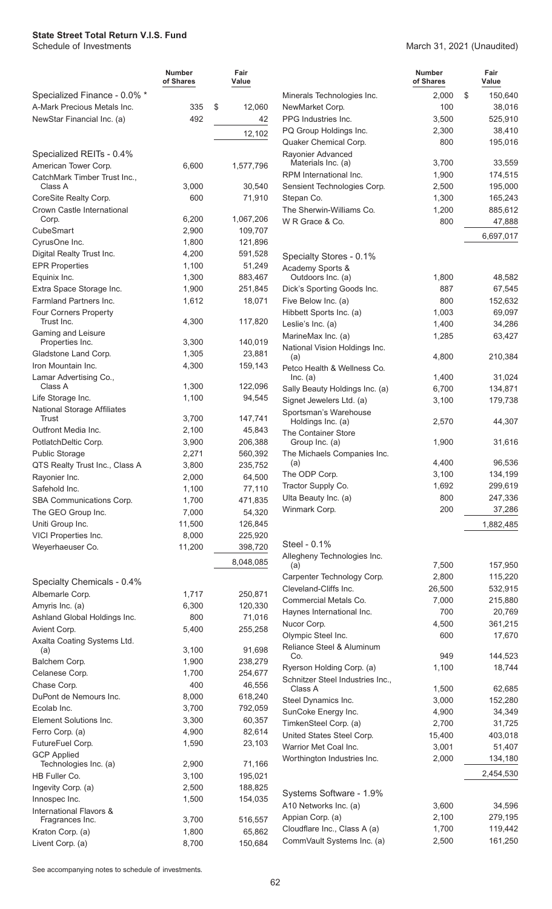**State Street Total Return V.I.S. Fund**
Schedule of Investments

March 31, 2021 (Unaudited)

| | Number of Shares | Fair Value |
|---|---|---|
| **Specialized Finance - 0.0% *** | | |
| A-Mark Precious Metals Inc. | 335 | $ 12,060 |
| NewStar Financial Inc. (a) | 492 | 42 |
| | | 12,102 |
| **Specialized REITs - 0.4%** | | |
| American Tower Corp. | 6,600 | 1,577,796 |
| CatchMark Timber Trust Inc., Class A | 3,000 | 30,540 |
| CoreSite Realty Corp. | 600 | 71,910 |
| Crown Castle International Corp. | 6,200 | 1,067,206 |
| CubeSmart | 2,900 | 109,707 |
| CyrusOne Inc. | 1,800 | 121,896 |
| Digital Realty Trust Inc. | 4,200 | 591,528 |
| EPR Properties | 1,100 | 51,249 |
| Equinix Inc. | 1,300 | 883,467 |
| Extra Space Storage Inc. | 1,900 | 251,845 |
| Farmland Partners Inc. | 1,612 | 18,071 |
| Four Corners Property Trust Inc. | 4,300 | 117,820 |
| Gaming and Leisure Properties Inc. | 3,300 | 140,019 |
| Gladstone Land Corp. | 1,305 | 23,881 |
| Iron Mountain Inc. | 4,300 | 159,143 |
| Lamar Advertising Co., Class A | 1,300 | 122,096 |
| Life Storage Inc. | 1,100 | 94,545 |
| National Storage Affiliates Trust | 3,700 | 147,741 |
| Outfront Media Inc. | 2,100 | 45,843 |
| PotlatchDeltic Corp. | 3,900 | 206,388 |
| Public Storage | 2,271 | 560,392 |
| QTS Realty Trust Inc., Class A | 3,800 | 235,752 |
| Rayonier Inc. | 2,000 | 64,500 |
| Safehold Inc. | 1,100 | 77,110 |
| SBA Communications Corp. | 1,700 | 471,835 |
| The GEO Group Inc. | 7,000 | 54,320 |
| Uniti Group Inc. | 11,500 | 126,845 |
| VICI Properties Inc. | 8,000 | 225,920 |
| Weyerhaeuser Co. | 11,200 | 398,720 |
| | | 8,048,085 |
| **Specialty Chemicals - 0.4%** | | |
| Albemarle Corp. | 1,717 | 250,871 |
| Amyris Inc. (a) | 6,300 | 120,330 |
| Ashland Global Holdings Inc. | 800 | 71,016 |
| Avient Corp. | 5,400 | 255,258 |
| Axalta Coating Systems Ltd. (a) | 3,100 | 91,698 |
| Balchem Corp. | 1,900 | 238,279 |
| Celanese Corp. | 1,700 | 254,677 |
| Chase Corp. | 400 | 46,556 |
| DuPont de Nemours Inc. | 8,000 | 618,240 |
| Ecolab Inc. | 3,700 | 792,059 |
| Element Solutions Inc. | 3,300 | 60,357 |
| Ferro Corp. (a) | 4,900 | 82,614 |
| FutureFuel Corp. | 1,590 | 23,103 |
| GCP Applied Technologies Inc. (a) | 2,900 | 71,166 |
| HB Fuller Co. | 3,100 | 195,021 |
| Ingevity Corp. (a) | 2,500 | 188,825 |
| Innospec Inc. | 1,500 | 154,035 |
| International Flavors & Fragrances Inc. | 3,700 | 516,557 |
| Kraton Corp. (a) | 1,800 | 65,862 |
| Livent Corp. (a) | 8,700 | 150,684 |
| Minerals Technologies Inc. | 2,000 | $ 150,640 |
| NewMarket Corp. | 100 | 38,016 |
| PPG Industries Inc. | 3,500 | 525,910 |
| PQ Group Holdings Inc. | 2,300 | 38,410 |
| Quaker Chemical Corp. | 800 | 195,016 |
| Rayonier Advanced Materials Inc. (a) | 3,700 | 33,559 |
| RPM International Inc. | 1,900 | 174,515 |
| Sensient Technologies Corp. | 2,500 | 195,000 |
| Stepan Co. | 1,300 | 165,243 |
| The Sherwin-Williams Co. | 1,200 | 885,612 |
| W R Grace & Co. | 800 | 47,888 |
| | | 6,697,017 |
| **Specialty Stores - 0.1%** | | |
| Academy Sports & Outdoors Inc. (a) | 1,800 | 48,582 |
| Dick's Sporting Goods Inc. | 887 | 67,545 |
| Five Below Inc. (a) | 800 | 152,632 |
| Hibbett Sports Inc. (a) | 1,003 | 69,097 |
| Leslie's Inc. (a) | 1,400 | 34,286 |
| MarineMax Inc. (a) | 1,285 | 63,427 |
| National Vision Holdings Inc. (a) | 4,800 | 210,384 |
| Petco Health & Wellness Co. Inc. (a) | 1,400 | 31,024 |
| Sally Beauty Holdings Inc. (a) | 6,700 | 134,871 |
| Signet Jewelers Ltd. (a) | 3,100 | 179,738 |
| Sportsman's Warehouse Holdings Inc. (a) | 2,570 | 44,307 |
| The Container Store Group Inc. (a) | 1,900 | 31,616 |
| The Michaels Companies Inc. (a) | 4,400 | 96,536 |
| The ODP Corp. | 3,100 | 134,199 |
| Tractor Supply Co. | 1,692 | 299,619 |
| Ulta Beauty Inc. (a) | 800 | 247,336 |
| Winmark Corp. | 200 | 37,286 |
| | | 1,882,485 |
| **Steel - 0.1%** | | |
| Allegheny Technologies Inc. (a) | 7,500 | 157,950 |
| Carpenter Technology Corp. | 2,800 | 115,220 |
| Cleveland-Cliffs Inc. | 26,500 | 532,915 |
| Commercial Metals Co. | 7,000 | 215,880 |
| Haynes International Inc. | 700 | 20,769 |
| Nucor Corp. | 4,500 | 361,215 |
| Olympic Steel Inc. | 600 | 17,670 |
| Reliance Steel & Aluminum Co. | 949 | 144,523 |
| Ryerson Holding Corp. (a) | 1,100 | 18,744 |
| Schnitzer Steel Industries Inc., Class A | 1,500 | 62,685 |
| Steel Dynamics Inc. | 3,000 | 152,280 |
| SunCoke Energy Inc. | 4,900 | 34,349 |
| TimkenSteel Corp. (a) | 2,700 | 31,725 |
| United States Steel Corp. | 15,400 | 403,018 |
| Warrior Met Coal Inc. | 3,001 | 51,407 |
| Worthington Industries Inc. | 2,000 | 134,180 |
| | | 2,454,530 |
| **Systems Software - 1.9%** | | |
| A10 Networks Inc. (a) | 3,600 | 34,596 |
| Appian Corp. (a) | 2,100 | 279,195 |
| Cloudflare Inc., Class A (a) | 1,700 | 119,442 |
| CommVault Systems Inc. (a) | 2,500 | 161,250 |

See accompanying notes to schedule of investments.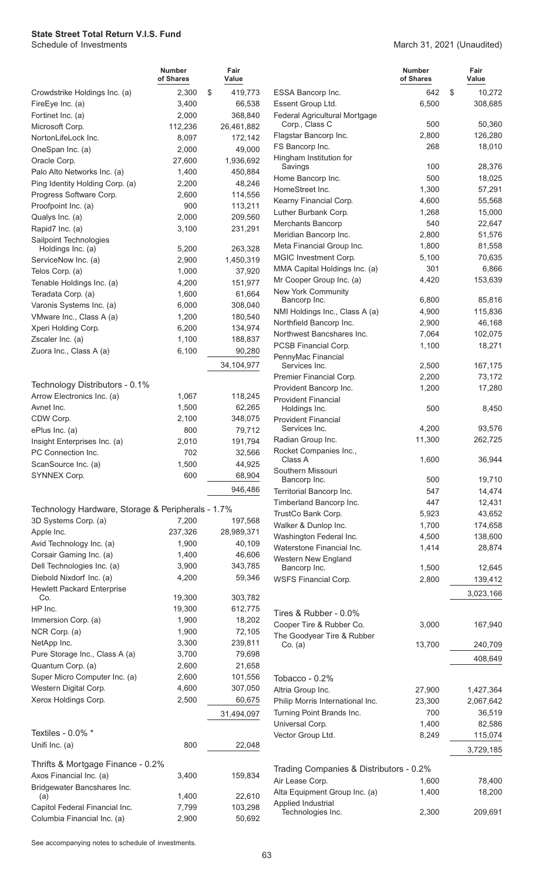# State Street Total Return V.I.S. Fund

Schedule of Investments

March 31, 2021 (Unaudited)

| | Number of Shares | Fair Value |
|---|---|---|
| Crowdstrike Holdings Inc. (a) | 2,300 | $ 419,773 |
| FireEye Inc. (a) | 3,400 | 66,538 |
| Fortinet Inc. (a) | 2,000 | 368,840 |
| Microsoft Corp. | 112,236 | 26,461,882 |
| NortonLifeLock Inc. | 8,097 | 172,142 |
| OneSpan Inc. (a) | 2,000 | 49,000 |
| Oracle Corp. | 27,600 | 1,936,692 |
| Palo Alto Networks Inc. (a) | 1,400 | 450,884 |
| Ping Identity Holding Corp. (a) | 2,200 | 48,246 |
| Progress Software Corp. | 2,600 | 114,556 |
| Proofpoint Inc. (a) | 900 | 113,211 |
| Qualys Inc. (a) | 2,000 | 209,560 |
| Rapid7 Inc. (a) | 3,100 | 231,291 |
| Sailpoint Technologies Holdings Inc. (a) | 5,200 | 263,328 |
| ServiceNow Inc. (a) | 2,900 | 1,450,319 |
| Telos Corp. (a) | 1,000 | 37,920 |
| Tenable Holdings Inc. (a) | 4,200 | 151,977 |
| Teradata Corp. (a) | 1,600 | 61,664 |
| Varonis Systems Inc. (a) | 6,000 | 308,040 |
| VMware Inc., Class A (a) | 1,200 | 180,540 |
| Xperi Holding Corp. | 6,200 | 134,974 |
| Zscaler Inc. (a) | 1,100 | 188,837 |
| Zuora Inc., Class A (a) | 6,100 | 90,280 |
| | | 34,104,977 |
| **Technology Distributors - 0.1%** | | |
| Arrow Electronics Inc. (a) | 1,067 | 118,245 |
| Avnet Inc. | 1,500 | 62,265 |
| CDW Corp. | 2,100 | 348,075 |
| ePlus Inc. (a) | 800 | 79,712 |
| Insight Enterprises Inc. (a) | 2,010 | 191,794 |
| PC Connection Inc. | 702 | 32,566 |
| ScanSource Inc. (a) | 1,500 | 44,925 |
| SYNNEX Corp. | 600 | 68,904 |
| | | 946,486 |
| **Technology Hardware, Storage & Peripherals - 1.7%** | | |
| 3D Systems Corp. (a) | 7,200 | 197,568 |
| Apple Inc. | 237,326 | 28,989,371 |
| Avid Technology Inc. (a) | 1,900 | 40,109 |
| Corsair Gaming Inc. (a) | 1,400 | 46,606 |
| Dell Technologies Inc. (a) | 3,900 | 343,785 |
| Diebold Nixdorf Inc. (a) | 4,200 | 59,346 |
| Hewlett Packard Enterprise Co. | 19,300 | 303,782 |
| HP Inc. | 19,300 | 612,775 |
| Immersion Corp. (a) | 1,900 | 18,202 |
| NCR Corp. (a) | 1,900 | 72,105 |
| NetApp Inc. | 3,300 | 239,811 |
| Pure Storage Inc., Class A (a) | 3,700 | 79,698 |
| Quantum Corp. (a) | 2,600 | 21,658 |
| Super Micro Computer Inc. (a) | 2,600 | 101,556 |
| Western Digital Corp. | 4,600 | 307,050 |
| Xerox Holdings Corp. | 2,500 | 60,675 |
| | | 31,494,097 |
| **Textiles - 0.0% \*** | | |
| Unifi Inc. (a) | 800 | 22,048 |
| **Thrifts & Mortgage Finance - 0.2%** | | |
| Axos Financial Inc. (a) | 3,400 | 159,834 |
| Bridgewater Bancshares Inc. (a) | 1,400 | 22,610 |
| Capitol Federal Financial Inc. | 7,799 | 103,298 |
| Columbia Financial Inc. (a) | 2,900 | 50,692 |
| ESSA Bancorp Inc. | 642 | $ 10,272 |
| Essent Group Ltd. | 6,500 | 308,685 |
| Federal Agricultural Mortgage Corp., Class C | 500 | 50,360 |
| Flagstar Bancorp Inc. | 2,800 | 126,280 |
| FS Bancorp Inc. | 268 | 18,010 |
| Hingham Institution for Savings | 100 | 28,376 |
| Home Bancorp Inc. | 500 | 18,025 |
| HomeStreet Inc. | 1,300 | 57,291 |
| Kearny Financial Corp. | 4,600 | 55,568 |
| Luther Burbank Corp. | 1,268 | 15,000 |
| Merchants Bancorp | 540 | 22,647 |
| Meridian Bancorp Inc. | 2,800 | 51,576 |
| Meta Financial Group Inc. | 1,800 | 81,558 |
| MGIC Investment Corp. | 5,100 | 70,635 |
| MMA Capital Holdings Inc. (a) | 301 | 6,866 |
| Mr Cooper Group Inc. (a) | 4,420 | 153,639 |
| New York Community Bancorp Inc. | 6,800 | 85,816 |
| NMI Holdings Inc., Class A (a) | 4,900 | 115,836 |
| Northfield Bancorp Inc. | 2,900 | 46,168 |
| Northwest Bancshares Inc. | 7,064 | 102,075 |
| PCSB Financial Corp. | 1,100 | 18,271 |
| PennyMac Financial Services Inc. | 2,500 | 167,175 |
| Premier Financial Corp. | 2,200 | 73,172 |
| Provident Bancorp Inc. | 1,200 | 17,280 |
| Provident Financial Holdings Inc. | 500 | 8,450 |
| Provident Financial Services Inc. | 4,200 | 93,576 |
| Radian Group Inc. | 11,300 | 262,725 |
| Rocket Companies Inc., Class A | 1,600 | 36,944 |
| Southern Missouri Bancorp Inc. | 500 | 19,710 |
| Territorial Bancorp Inc. | 547 | 14,474 |
| Timberland Bancorp Inc. | 447 | 12,431 |
| TrustCo Bank Corp. | 5,923 | 43,652 |
| Walker & Dunlop Inc. | 1,700 | 174,658 |
| Washington Federal Inc. | 4,500 | 138,600 |
| Waterstone Financial Inc. | 1,414 | 28,874 |
| Western New England Bancorp Inc. | 1,500 | 12,645 |
| WSFS Financial Corp. | 2,800 | 139,412 |
| | | 3,023,166 |
| **Tires & Rubber - 0.0%** | | |
| Cooper Tire & Rubber Co. | 3,000 | 167,940 |
| The Goodyear Tire & Rubber Co. (a) | 13,700 | 240,709 |
| | | 408,649 |
| **Tobacco - 0.2%** | | |
| Altria Group Inc. | 27,900 | 1,427,364 |
| Philip Morris International Inc. | 23,300 | 2,067,642 |
| Turning Point Brands Inc. | 700 | 36,519 |
| Universal Corp. | 1,400 | 82,586 |
| Vector Group Ltd. | 8,249 | 115,074 |
| | | 3,729,185 |
| **Trading Companies & Distributors - 0.2%** | | |
| Air Lease Corp. | 1,600 | 78,400 |
| Alta Equipment Group Inc. (a) | 1,400 | 18,200 |
| Applied Industrial Technologies Inc. | 2,300 | 209,691 |

See accompanying notes to schedule of investments.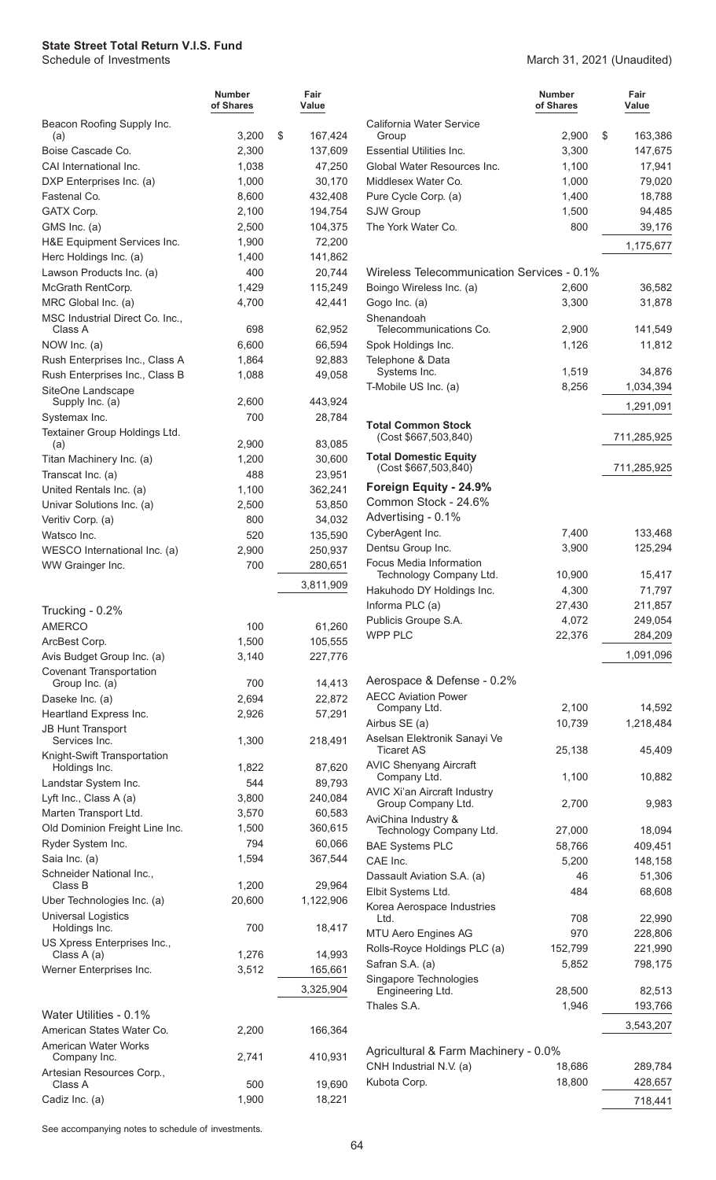**State Street Total Return V.I.S. Fund**
Schedule of Investments

March 31, 2021 (Unaudited)

| | Number of Shares | Fair Value |
|---|---|---|
| Beacon Roofing Supply Inc. (a) | 3,200 | $ 167,424 |
| Boise Cascade Co. | 2,300 | 137,609 |
| CAI International Inc. | 1,038 | 47,250 |
| DXP Enterprises Inc. (a) | 1,000 | 30,170 |
| Fastenal Co. | 8,600 | 432,408 |
| GATX Corp. | 2,100 | 194,754 |
| GMS Inc. (a) | 2,500 | 104,375 |
| H&E Equipment Services Inc. | 1,900 | 72,200 |
| Herc Holdings Inc. (a) | 1,400 | 141,862 |
| Lawson Products Inc. (a) | 400 | 20,744 |
| McGrath RentCorp. | 1,429 | 115,249 |
| MRC Global Inc. (a) | 4,700 | 42,441 |
| MSC Industrial Direct Co. Inc., Class A | 698 | 62,952 |
| NOW Inc. (a) | 6,600 | 66,594 |
| Rush Enterprises Inc., Class A | 1,864 | 92,883 |
| Rush Enterprises Inc., Class B | 1,088 | 49,058 |
| SiteOne Landscape Supply Inc. (a) | 2,600 | 443,924 |
| Systemax Inc. | 700 | 28,784 |
| Textainer Group Holdings Ltd. (a) | 2,900 | 83,085 |
| Titan Machinery Inc. (a) | 1,200 | 30,600 |
| Transcat Inc. (a) | 488 | 23,951 |
| United Rentals Inc. (a) | 1,100 | 362,241 |
| Univar Solutions Inc. (a) | 2,500 | 53,850 |
| Veritiv Corp. (a) | 800 | 34,032 |
| Watsco Inc. | 520 | 135,590 |
| WESCO International Inc. (a) | 2,900 | 250,937 |
| WW Grainger Inc. | 700 | 280,651 |
| | | 3,811,909 |
| **Trucking - 0.2%** | | |
| AMERCO | 100 | 61,260 |
| ArcBest Corp. | 1,500 | 105,555 |
| Avis Budget Group Inc. (a) | 3,140 | 227,776 |
| Covenant Transportation Group Inc. (a) | 700 | 14,413 |
| Daseke Inc. (a) | 2,694 | 22,872 |
| Heartland Express Inc. | 2,926 | 57,291 |
| JB Hunt Transport Services Inc. | 1,300 | 218,491 |
| Knight-Swift Transportation Holdings Inc. | 1,822 | 87,620 |
| Landstar System Inc. | 544 | 89,793 |
| Lyft Inc., Class A (a) | 3,800 | 240,084 |
| Marten Transport Ltd. | 3,570 | 60,583 |
| Old Dominion Freight Line Inc. | 1,500 | 360,615 |
| Ryder System Inc. | 794 | 60,066 |
| Saia Inc. (a) | 1,594 | 367,544 |
| Schneider National Inc., Class B | 1,200 | 29,964 |
| Uber Technologies Inc. (a) | 20,600 | 1,122,906 |
| Universal Logistics Holdings Inc. | 700 | 18,417 |
| US Xpress Enterprises Inc., Class A (a) | 1,276 | 14,993 |
| Werner Enterprises Inc. | 3,512 | 165,661 |
| | | 3,325,904 |
| **Water Utilities - 0.1%** | | |
| American States Water Co. | 2,200 | 166,364 |
| American Water Works Company Inc. | 2,741 | 410,931 |
| Artesian Resources Corp., Class A | 500 | 19,690 |
| Cadiz Inc. (a) | 1,900 | 18,221 |
| California Water Service Group | 2,900 | $ 163,386 |
| Essential Utilities Inc. | 3,300 | 147,675 |
| Global Water Resources Inc. | 1,100 | 17,941 |
| Middlesex Water Co. | 1,000 | 79,020 |
| Pure Cycle Corp. (a) | 1,400 | 18,788 |
| SJW Group | 1,500 | 94,485 |
| The York Water Co. | 800 | 39,176 |
| | | 1,175,677 |
| **Wireless Telecommunication Services - 0.1%** | | |
| Boingo Wireless Inc. (a) | 2,600 | 36,582 |
| Gogo Inc. (a) | 3,300 | 31,878 |
| Shenandoah Telecommunications Co. | 2,900 | 141,549 |
| Spok Holdings Inc. | 1,126 | 11,812 |
| Telephone & Data Systems Inc. | 1,519 | 34,876 |
| T-Mobile US Inc. (a) | 8,256 | 1,034,394 |
| | | 1,291,091 |
| **Total Common Stock** (Cost $667,503,840) | | 711,285,925 |
| **Total Domestic Equity** (Cost $667,503,840) | | 711,285,925 |
| **Foreign Equity - 24.9%** | | |
| Common Stock - 24.6% | | |
| Advertising - 0.1% | | |
| CyberAgent Inc. | 7,400 | 133,468 |
| Dentsu Group Inc. | 3,900 | 125,294 |
| Focus Media Information Technology Company Ltd. | 10,900 | 15,417 |
| Hakuhodo DY Holdings Inc. | 4,300 | 71,797 |
| Informa PLC (a) | 27,430 | 211,857 |
| Publicis Groupe S.A. | 4,072 | 249,054 |
| WPP PLC | 22,376 | 284,209 |
| | | 1,091,096 |
| **Aerospace & Defense - 0.2%** | | |
| AECC Aviation Power Company Ltd. | 2,100 | 14,592 |
| Airbus SE (a) | 10,739 | 1,218,484 |
| Aselsan Elektronik Sanayi Ve Ticaret AS | 25,138 | 45,409 |
| AVIC Shenyang Aircraft Company Ltd. | 1,100 | 10,882 |
| AVIC Xi'an Aircraft Industry Group Company Ltd. | 2,700 | 9,983 |
| AviChina Industry & Technology Company Ltd. | 27,000 | 18,094 |
| BAE Systems PLC | 58,766 | 409,451 |
| CAE Inc. | 5,200 | 148,158 |
| Dassault Aviation S.A. (a) | 46 | 51,306 |
| Elbit Systems Ltd. | 484 | 68,608 |
| Korea Aerospace Industries Ltd. | 708 | 22,990 |
| MTU Aero Engines AG | 970 | 228,806 |
| Rolls-Royce Holdings PLC (a) | 152,799 | 221,990 |
| Safran S.A. (a) | 5,852 | 798,175 |
| Singapore Technologies Engineering Ltd. | 28,500 | 82,513 |
| Thales S.A. | 1,946 | 193,766 |
| | | 3,543,207 |
| **Agricultural & Farm Machinery - 0.0%** | | |
| CNH Industrial N.V. (a) | 18,686 | 289,784 |
| Kubota Corp. | 18,800 | 428,657 |
| | | 718,441 |

See accompanying notes to schedule of investments.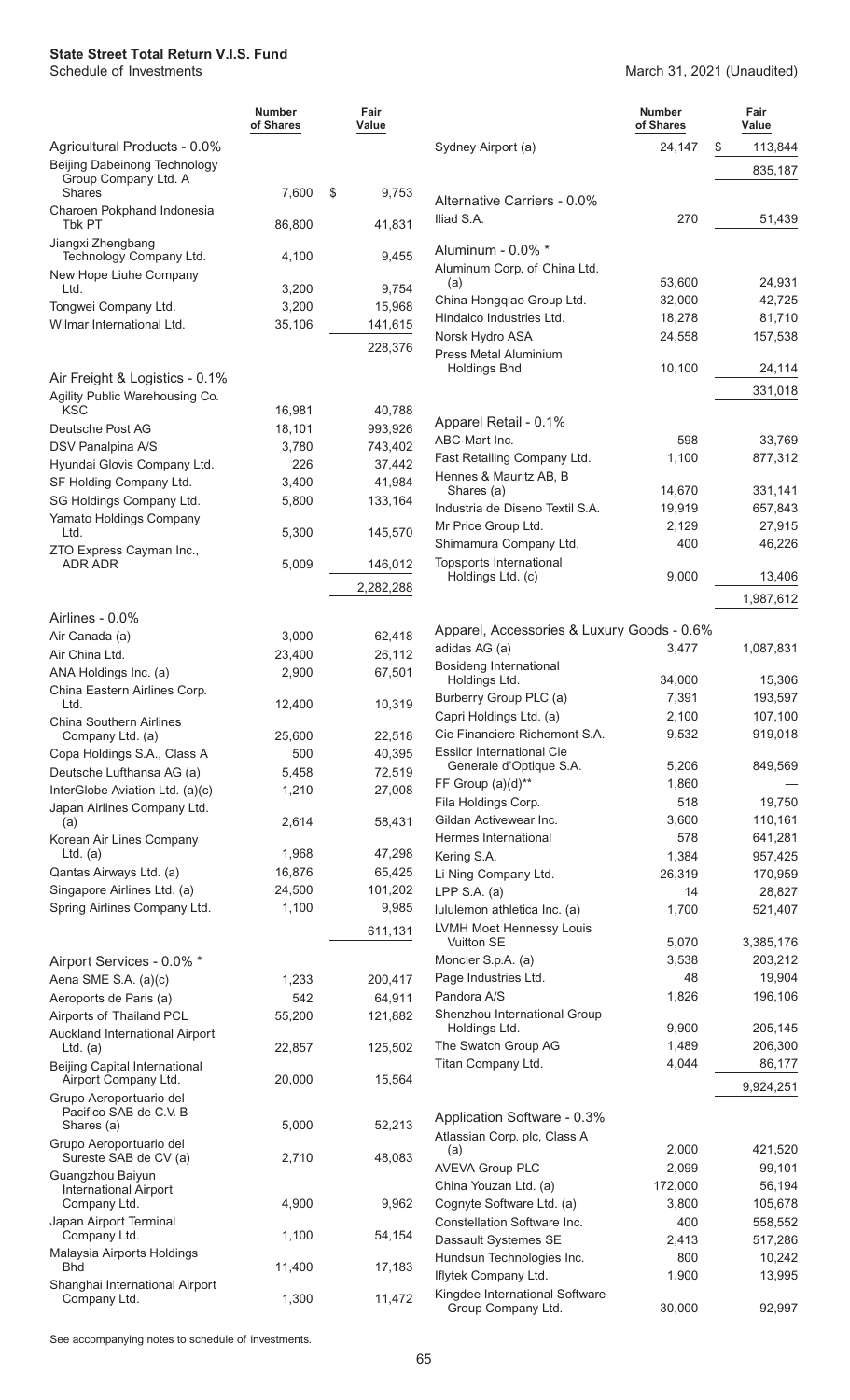**State Street Total Return V.I.S. Fund**

Schedule of Investments

March 31, 2021 (Unaudited)

| | Number of Shares | Fair Value |
|---|---|---|
| **Agricultural Products - 0.0%** | | |
| Beijing Dabeinong Technology Group Company Ltd. A Shares | 7,600 | $ 9,753 |
| Charoen Pokphand Indonesia Tbk PT | 86,800 | 41,831 |
| Jiangxi Zhengbang Technology Company Ltd. | 4,100 | 9,455 |
| New Hope Liuhe Company Ltd. | 3,200 | 9,754 |
| Tongwei Company Ltd. | 3,200 | 15,968 |
| Wilmar International Ltd. | 35,106 | 141,615 |
| | | 228,376 |
| **Air Freight & Logistics - 0.1%** | | |
| Agility Public Warehousing Co. KSC | 16,981 | 40,788 |
| Deutsche Post AG | 18,101 | 993,926 |
| DSV Panalpina A/S | 3,780 | 743,402 |
| Hyundai Glovis Company Ltd. | 226 | 37,442 |
| SF Holding Company Ltd. | 3,400 | 41,984 |
| SG Holdings Company Ltd. | 5,800 | 133,164 |
| Yamato Holdings Company Ltd. | 5,300 | 145,570 |
| ZTO Express Cayman Inc., ADR ADR | 5,009 | 146,012 |
| | | 2,282,288 |
| **Airlines - 0.0%** | | |
| Air Canada (a) | 3,000 | 62,418 |
| Air China Ltd. | 23,400 | 26,112 |
| ANA Holdings Inc. (a) | 2,900 | 67,501 |
| China Eastern Airlines Corp. Ltd. | 12,400 | 10,319 |
| China Southern Airlines Company Ltd. (a) | 25,600 | 22,518 |
| Copa Holdings S.A., Class A | 500 | 40,395 |
| Deutsche Lufthansa AG (a) | 5,458 | 72,519 |
| InterGlobe Aviation Ltd. (a)(c) | 1,210 | 27,008 |
| Japan Airlines Company Ltd. (a) | 2,614 | 58,431 |
| Korean Air Lines Company Ltd. (a) | 1,968 | 47,298 |
| Qantas Airways Ltd. (a) | 16,876 | 65,425 |
| Singapore Airlines Ltd. (a) | 24,500 | 101,202 |
| Spring Airlines Company Ltd. | 1,100 | 9,985 |
| | | 611,131 |
| **Airport Services - 0.0% *** | | |
| Aena SME S.A. (a)(c) | 1,233 | 200,417 |
| Aeroports de Paris (a) | 542 | 64,911 |
| Airports of Thailand PCL | 55,200 | 121,882 |
| Auckland International Airport Ltd. (a) | 22,857 | 125,502 |
| Beijing Capital International Airport Company Ltd. | 20,000 | 15,564 |
| Grupo Aeroportuario del Pacifico SAB de C.V. B Shares (a) | 5,000 | 52,213 |
| Grupo Aeroportuario del Sureste SAB de CV (a) | 2,710 | 48,083 |
| Guangzhou Baiyun International Airport Company Ltd. | 4,900 | 9,962 |
| Japan Airport Terminal Company Ltd. | 1,100 | 54,154 |
| Malaysia Airports Holdings Bhd | 11,400 | 17,183 |
| Shanghai International Airport Company Ltd. | 1,300 | 11,472 |
| Sydney Airport (a) | 24,147 | $ 113,844 |
| | | 835,187 |
| **Alternative Carriers - 0.0%** | | |
| Iliad S.A. | 270 | 51,439 |
| **Aluminum - 0.0% *** | | |
| Aluminum Corp. of China Ltd. (a) | 53,600 | 24,931 |
| China Hongqiao Group Ltd. | 32,000 | 42,725 |
| Hindalco Industries Ltd. | 18,278 | 81,710 |
| Norsk Hydro ASA | 24,558 | 157,538 |
| Press Metal Aluminium Holdings Bhd | 10,100 | 24,114 |
| | | 331,018 |
| **Apparel Retail - 0.1%** | | |
| ABC-Mart Inc. | 598 | 33,769 |
| Fast Retailing Company Ltd. | 1,100 | 877,312 |
| Hennes & Mauritz AB, B Shares (a) | 14,670 | 331,141 |
| Industria de Diseno Textil S.A. | 19,919 | 657,843 |
| Mr Price Group Ltd. | 2,129 | 27,915 |
| Shimamura Company Ltd. | 400 | 46,226 |
| Topsports International Holdings Ltd. (c) | 9,000 | 13,406 |
| | | 1,987,612 |
| **Apparel, Accessories & Luxury Goods - 0.6%** | | |
| adidas AG (a) | 3,477 | 1,087,831 |
| Bosideng International Holdings Ltd. | 34,000 | 15,306 |
| Burberry Group PLC (a) | 7,391 | 193,597 |
| Capri Holdings Ltd. (a) | 2,100 | 107,100 |
| Cie Financiere Richemont S.A. | 9,532 | 919,018 |
| Essilor International Cie Generale d'Optique S.A. | 5,206 | 849,569 |
| FF Group (a)(d)** | 1,860 | — |
| Fila Holdings Corp. | 518 | 19,750 |
| Gildan Activewear Inc. | 3,600 | 110,161 |
| Hermes International | 578 | 641,281 |
| Kering S.A. | 1,384 | 957,425 |
| Li Ning Company Ltd. | 26,319 | 170,959 |
| LPP S.A. (a) | 14 | 28,827 |
| lululemon athletica Inc. (a) | 1,700 | 521,407 |
| LVMH Moet Hennessy Louis Vuitton SE | 5,070 | 3,385,176 |
| Moncler S.p.A. (a) | 3,538 | 203,212 |
| Page Industries Ltd. | 48 | 19,904 |
| Pandora A/S | 1,826 | 196,106 |
| Shenzhou International Group Holdings Ltd. | 9,900 | 205,145 |
| The Swatch Group AG | 1,489 | 206,300 |
| Titan Company Ltd. | 4,044 | 86,177 |
| | | 9,924,251 |
| **Application Software - 0.3%** | | |
| Atlassian Corp. plc, Class A (a) | 2,000 | 421,520 |
| AVEVA Group PLC | 2,099 | 99,101 |
| China Youzan Ltd. (a) | 172,000 | 56,194 |
| Cognyte Software Ltd. (a) | 3,800 | 105,678 |
| Constellation Software Inc. | 400 | 558,552 |
| Dassault Systemes SE | 2,413 | 517,286 |
| Hundsun Technologies Inc. | 800 | 10,242 |
| Iflytek Company Ltd. | 1,900 | 13,995 |
| Kingdee International Software Group Company Ltd. | 30,000 | 92,997 |

See accompanying notes to schedule of investments.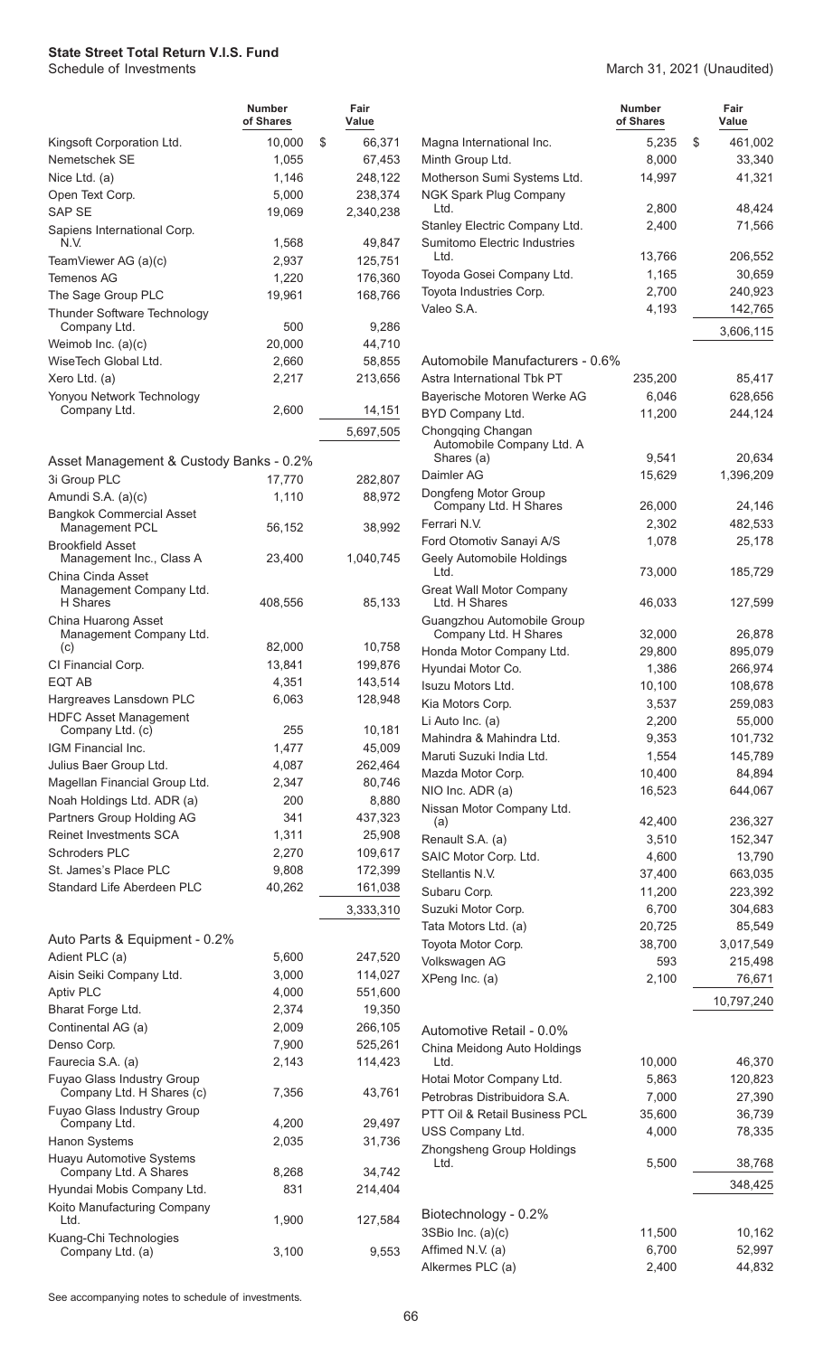# State Street Total Return V.I.S. Fund

Schedule of Investments

March 31, 2021 (Unaudited)

| | Number of Shares | Fair Value |
|---|---|---|
| Kingsoft Corporation Ltd. | 10,000 | $ 66,371 |
| Nemetschek SE | 1,055 | 67,453 |
| Nice Ltd. (a) | 1,146 | 248,122 |
| Open Text Corp. | 5,000 | 238,374 |
| SAP SE | 19,069 | 2,340,238 |
| Sapiens International Corp. N.V. | 1,568 | 49,847 |
| TeamViewer AG (a)(c) | 2,937 | 125,751 |
| Temenos AG | 1,220 | 176,360 |
| The Sage Group PLC | 19,961 | 168,766 |
| Thunder Software Technology Company Ltd. | 500 | 9,286 |
| Weimob Inc. (a)(c) | 20,000 | 44,710 |
| WiseTech Global Ltd. | 2,660 | 58,855 |
| Xero Ltd. (a) | 2,217 | 213,656 |
| Yonyou Network Technology Company Ltd. | 2,600 | 14,151 |
| | | 5,697,505 |
| **Asset Management & Custody Banks - 0.2%** | | |
| 3i Group PLC | 17,770 | 282,807 |
| Amundi S.A. (a)(c) | 1,110 | 88,972 |
| Bangkok Commercial Asset Management PCL | 56,152 | 38,992 |
| Brookfield Asset Management Inc., Class A | 23,400 | 1,040,745 |
| China Cinda Asset Management Company Ltd. H Shares | 408,556 | 85,133 |
| China Huarong Asset Management Company Ltd. (c) | 82,000 | 10,758 |
| CI Financial Corp. | 13,841 | 199,876 |
| EQT AB | 4,351 | 143,514 |
| Hargreaves Lansdown PLC | 6,063 | 128,948 |
| HDFC Asset Management Company Ltd. (c) | 255 | 10,181 |
| IGM Financial Inc. | 1,477 | 45,009 |
| Julius Baer Group Ltd. | 4,087 | 262,464 |
| Magellan Financial Group Ltd. | 2,347 | 80,746 |
| Noah Holdings Ltd. ADR (a) | 200 | 8,880 |
| Partners Group Holding AG | 341 | 437,323 |
| Reinet Investments SCA | 1,311 | 25,908 |
| Schroders PLC | 2,270 | 109,617 |
| St. James's Place PLC | 9,808 | 172,399 |
| Standard Life Aberdeen PLC | 40,262 | 161,038 |
| | | 3,333,310 |
| **Auto Parts & Equipment - 0.2%** | | |
| Adient PLC (a) | 5,600 | 247,520 |
| Aisin Seiki Company Ltd. | 3,000 | 114,027 |
| Aptiv PLC | 4,000 | 551,600 |
| Bharat Forge Ltd. | 2,374 | 19,350 |
| Continental AG (a) | 2,009 | 266,105 |
| Denso Corp. | 7,900 | 525,261 |
| Faurecia S.A. (a) | 2,143 | 114,423 |
| Fuyao Glass Industry Group Company Ltd. H Shares (c) | 7,356 | 43,761 |
| Fuyao Glass Industry Group Company Ltd. | 4,200 | 29,497 |
| Hanon Systems | 2,035 | 31,736 |
| Huayu Automotive Systems Company Ltd. A Shares | 8,268 | 34,742 |
| Hyundai Mobis Company Ltd. | 831 | 214,404 |
| Koito Manufacturing Company Ltd. | 1,900 | 127,584 |
| Kuang-Chi Technologies Company Ltd. (a) | 3,100 | 9,553 |
| Magna International Inc. | 5,235 | $ 461,002 |
| Minth Group Ltd. | 8,000 | 33,340 |
| Motherson Sumi Systems Ltd. | 14,997 | 41,321 |
| NGK Spark Plug Company Ltd. | 2,800 | 48,424 |
| Stanley Electric Company Ltd. | 2,400 | 71,566 |
| Sumitomo Electric Industries Ltd. | 13,766 | 206,552 |
| Toyoda Gosei Company Ltd. | 1,165 | 30,659 |
| Toyota Industries Corp. | 2,700 | 240,923 |
| Valeo S.A. | 4,193 | 142,765 |
| | | 3,606,115 |
| **Automobile Manufacturers - 0.6%** | | |
| Astra International Tbk PT | 235,200 | 85,417 |
| Bayerische Motoren Werke AG | 6,046 | 628,656 |
| BYD Company Ltd. | 11,200 | 244,124 |
| Chongqing Changan Automobile Company Ltd. A Shares (a) | 9,541 | 20,634 |
| Daimler AG | 15,629 | 1,396,209 |
| Dongfeng Motor Group Company Ltd. H Shares | 26,000 | 24,146 |
| Ferrari N.V. | 2,302 | 482,533 |
| Ford Otomotiv Sanayi A/S | 1,078 | 25,178 |
| Geely Automobile Holdings Ltd. | 73,000 | 185,729 |
| Great Wall Motor Company Ltd. H Shares | 46,033 | 127,599 |
| Guangzhou Automobile Group Company Ltd. H Shares | 32,000 | 26,878 |
| Honda Motor Company Ltd. | 29,800 | 895,079 |
| Hyundai Motor Co. | 1,386 | 266,974 |
| Isuzu Motors Ltd. | 10,100 | 108,678 |
| Kia Motors Corp. | 3,537 | 259,083 |
| Li Auto Inc. (a) | 2,200 | 55,000 |
| Mahindra & Mahindra Ltd. | 9,353 | 101,732 |
| Maruti Suzuki India Ltd. | 1,554 | 145,789 |
| Mazda Motor Corp. | 10,400 | 84,894 |
| NIO Inc. ADR (a) | 16,523 | 644,067 |
| Nissan Motor Company Ltd. (a) | 42,400 | 236,327 |
| Renault S.A. (a) | 3,510 | 152,347 |
| SAIC Motor Corp. Ltd. | 4,600 | 13,790 |
| Stellantis N.V. | 37,400 | 663,035 |
| Subaru Corp. | 11,200 | 223,392 |
| Suzuki Motor Corp. | 6,700 | 304,683 |
| Tata Motors Ltd. (a) | 20,725 | 85,549 |
| Toyota Motor Corp. | 38,700 | 3,017,549 |
| Volkswagen AG | 593 | 215,498 |
| XPeng Inc. (a) | 2,100 | 76,671 |
| | | 10,797,240 |
| **Automotive Retail - 0.0%** | | |
| China Meidong Auto Holdings Ltd. | 10,000 | 46,370 |
| Hotai Motor Company Ltd. | 5,863 | 120,823 |
| Petrobras Distribuidora S.A. | 7,000 | 27,390 |
| PTT Oil & Retail Business PCL | 35,600 | 36,739 |
| USS Company Ltd. | 4,000 | 78,335 |
| Zhongsheng Group Holdings Ltd. | 5,500 | 38,768 |
| | | 348,425 |
| **Biotechnology - 0.2%** | | |
| 3SBio Inc. (a)(c) | 11,500 | 10,162 |
| Affimed N.V. (a) | 6,700 | 52,997 |
| Alkermes PLC (a) | 2,400 | 44,832 |

See accompanying notes to schedule of investments.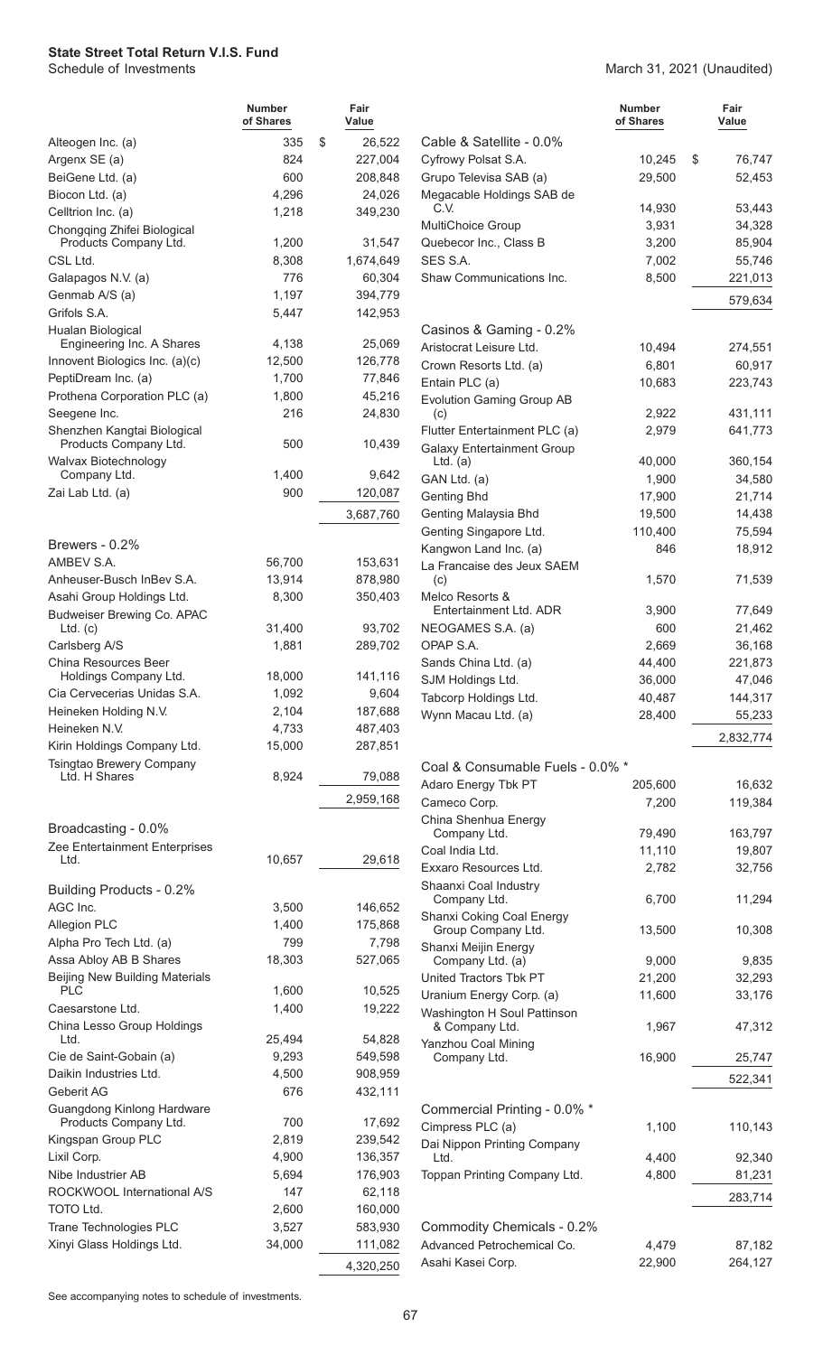**State Street Total Return V.I.S. Fund**
Schedule of Investments

March 31, 2021 (Unaudited)

| | Number of Shares | Fair Value |
|---|---|---|
| Alteogen Inc. (a) | 335 | $ 26,522 |
| Argenx SE (a) | 824 | 227,004 |
| BeiGene Ltd. (a) | 600 | 208,848 |
| Biocon Ltd. (a) | 4,296 | 24,026 |
| Celltrion Inc. (a) | 1,218 | 349,230 |
| Chongqing Zhifei Biological Products Company Ltd. | 1,200 | 31,547 |
| CSL Ltd. | 8,308 | 1,674,649 |
| Galapagos N.V. (a) | 776 | 60,304 |
| Genmab A/S (a) | 1,197 | 394,779 |
| Grifols S.A. | 5,447 | 142,953 |
| Hualan Biological Engineering Inc. A Shares | 4,138 | 25,069 |
| Innovent Biologics Inc. (a)(c) | 12,500 | 126,778 |
| PeptiDream Inc. (a) | 1,700 | 77,846 |
| Prothena Corporation PLC (a) | 1,800 | 45,216 |
| Seegene Inc. | 216 | 24,830 |
| Shenzhen Kangtai Biological Products Company Ltd. | 500 | 10,439 |
| Walvax Biotechnology Company Ltd. | 1,400 | 9,642 |
| Zai Lab Ltd. (a) | 900 | 120,087 |
| | | 3,687,760 |
| **Brewers - 0.2%** | | |
| AMBEV S.A. | 56,700 | 153,631 |
| Anheuser-Busch InBev S.A. | 13,914 | 878,980 |
| Asahi Group Holdings Ltd. | 8,300 | 350,403 |
| Budweiser Brewing Co. APAC Ltd. (c) | 31,400 | 93,702 |
| Carlsberg A/S | 1,881 | 289,702 |
| China Resources Beer Holdings Company Ltd. | 18,000 | 141,116 |
| Cia Cervecerias Unidas S.A. | 1,092 | 9,604 |
| Heineken Holding N.V. | 2,104 | 187,688 |
| Heineken N.V. | 4,733 | 487,403 |
| Kirin Holdings Company Ltd. | 15,000 | 287,851 |
| Tsingtao Brewery Company Ltd. H Shares | 8,924 | 79,088 |
| | | 2,959,168 |
| **Broadcasting - 0.0%** | | |
| Zee Entertainment Enterprises Ltd. | 10,657 | 29,618 |
| **Building Products - 0.2%** | | |
| AGC Inc. | 3,500 | 146,652 |
| Allegion PLC | 1,400 | 175,868 |
| Alpha Pro Tech Ltd. (a) | 799 | 7,798 |
| Assa Abloy AB B Shares | 18,303 | 527,065 |
| Beijing New Building Materials PLC | 1,600 | 10,525 |
| Caesarstone Ltd. | 1,400 | 19,222 |
| China Lesso Group Holdings Ltd. | 25,494 | 54,828 |
| Cie de Saint-Gobain (a) | 9,293 | 549,598 |
| Daikin Industries Ltd. | 4,500 | 908,959 |
| Geberit AG | 676 | 432,111 |
| Guangdong Kinlong Hardware Products Company Ltd. | 700 | 17,692 |
| Kingspan Group PLC | 2,819 | 239,542 |
| Lixil Corp. | 4,900 | 136,357 |
| Nibe Industrier AB | 5,694 | 176,903 |
| ROCKWOOL International A/S | 147 | 62,118 |
| TOTO Ltd. | 2,600 | 160,000 |
| Trane Technologies PLC | 3,527 | 583,930 |
| Xinyi Glass Holdings Ltd. | 34,000 | 111,082 |
| | | 4,320,250 |
| **Cable & Satellite - 0.0%** | | |
| Cyfrowy Polsat S.A. | 10,245 | $ 76,747 |
| Grupo Televisa SAB (a) | 29,500 | 52,453 |
| Megacable Holdings SAB de C.V. | 14,930 | 53,443 |
| MultiChoice Group | 3,931 | 34,328 |
| Quebecor Inc., Class B | 3,200 | 85,904 |
| SES S.A. | 7,002 | 55,746 |
| Shaw Communications Inc. | 8,500 | 221,013 |
| | | 579,634 |
| **Casinos & Gaming - 0.2%** | | |
| Aristocrat Leisure Ltd. | 10,494 | 274,551 |
| Crown Resorts Ltd. (a) | 6,801 | 60,917 |
| Entain PLC (a) | 10,683 | 223,743 |
| Evolution Gaming Group AB (c) | 2,922 | 431,111 |
| Flutter Entertainment PLC (a) | 2,979 | 641,773 |
| Galaxy Entertainment Group Ltd. (a) | 40,000 | 360,154 |
| GAN Ltd. (a) | 1,900 | 34,580 |
| Genting Bhd | 17,900 | 21,714 |
| Genting Malaysia Bhd | 19,500 | 14,438 |
| Genting Singapore Ltd. | 110,400 | 75,594 |
| Kangwon Land Inc. (a) | 846 | 18,912 |
| La Francaise des Jeux SAEM (c) | 1,570 | 71,539 |
| Melco Resorts & Entertainment Ltd. ADR | 3,900 | 77,649 |
| NEOGAMES S.A. (a) | 600 | 21,462 |
| OPAP S.A. | 2,669 | 36,168 |
| Sands China Ltd. (a) | 44,400 | 221,873 |
| SJM Holdings Ltd. | 36,000 | 47,046 |
| Tabcorp Holdings Ltd. | 40,487 | 144,317 |
| Wynn Macau Ltd. (a) | 28,400 | 55,233 |
| | | 2,832,774 |
| **Coal & Consumable Fuels - 0.0% \*** | | |
| Adaro Energy Tbk PT | 205,600 | 16,632 |
| Cameco Corp. | 7,200 | 119,384 |
| China Shenhua Energy Company Ltd. | 79,490 | 163,797 |
| Coal India Ltd. | 11,110 | 19,807 |
| Exxaro Resources Ltd. | 2,782 | 32,756 |
| Shaanxi Coal Industry Company Ltd. | 6,700 | 11,294 |
| Shanxi Coking Coal Energy Group Company Ltd. | 13,500 | 10,308 |
| Shanxi Meijin Energy Company Ltd. (a) | 9,000 | 9,835 |
| United Tractors Tbk PT | 21,200 | 32,293 |
| Uranium Energy Corp. (a) | 11,600 | 33,176 |
| Washington H Soul Pattinson & Company Ltd. | 1,967 | 47,312 |
| Yanzhou Coal Mining Company Ltd. | 16,900 | 25,747 |
| | | 522,341 |
| **Commercial Printing - 0.0% \*** | | |
| Cimpress PLC (a) | 1,100 | 110,143 |
| Dai Nippon Printing Company Ltd. | 4,400 | 92,340 |
| Toppan Printing Company Ltd. | 4,800 | 81,231 |
| | | 283,714 |
| **Commodity Chemicals - 0.2%** | | |
| Advanced Petrochemical Co. | 4,479 | 87,182 |
| Asahi Kasei Corp. | 22,900 | 264,127 |

See accompanying notes to schedule of investments.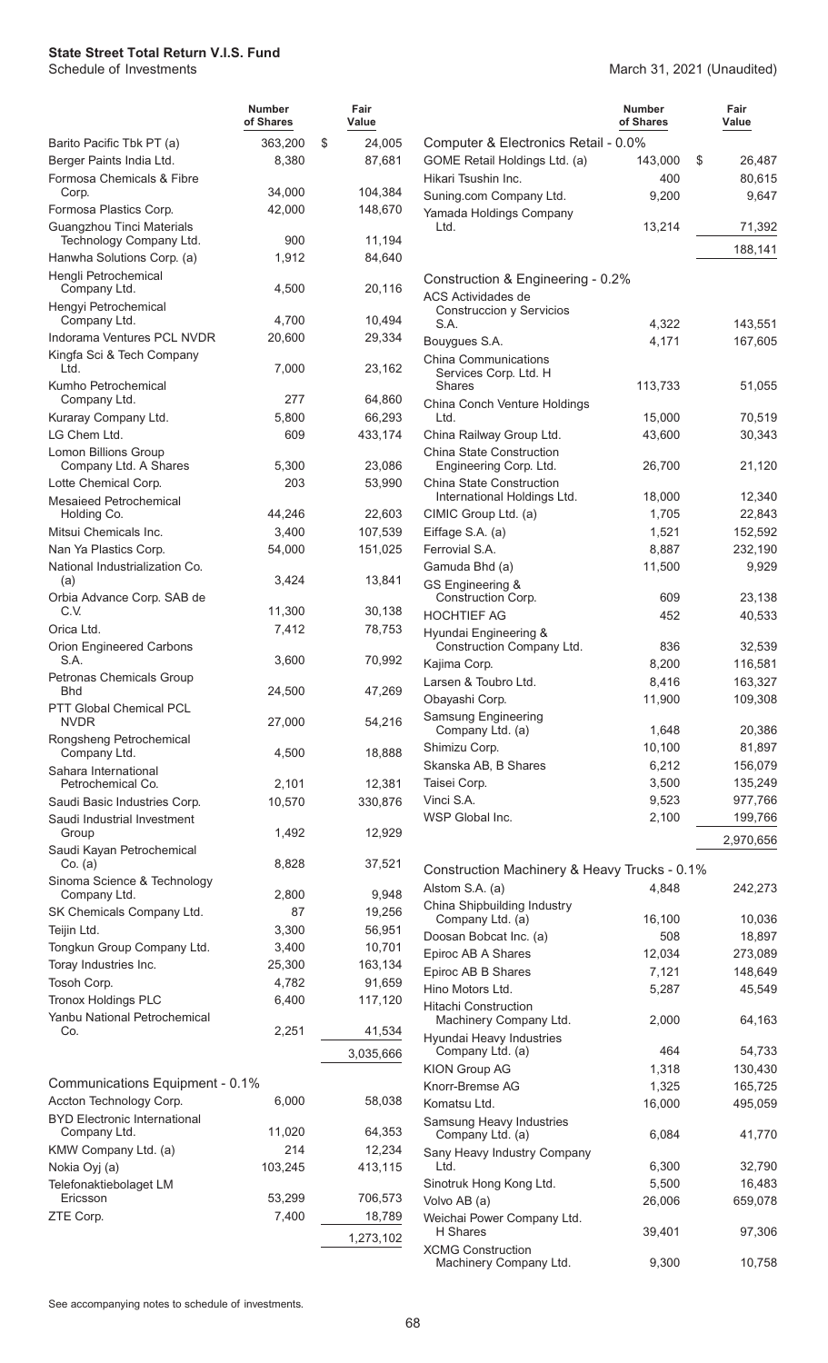**State Street Total Return V.I.S. Fund**
Schedule of Investments

March 31, 2021 (Unaudited)

| | Number of Shares | Fair Value |
|---|---|---|
| Barito Pacific Tbk PT (a) | 363,200 | $ 24,005 |
| Berger Paints India Ltd. | 8,380 | 87,681 |
| Formosa Chemicals & Fibre Corp. | 34,000 | 104,384 |
| Formosa Plastics Corp. | 42,000 | 148,670 |
| Guangzhou Tinci Materials Technology Company Ltd. | 900 | 11,194 |
| Hanwha Solutions Corp. (a) | 1,912 | 84,640 |
| Hengli Petrochemical Company Ltd. | 4,500 | 20,116 |
| Hengyi Petrochemical Company Ltd. | 4,700 | 10,494 |
| Indorama Ventures PCL NVDR | 20,600 | 29,334 |
| Kingfa Sci & Tech Company Ltd. | 7,000 | 23,162 |
| Kumho Petrochemical Company Ltd. | 277 | 64,860 |
| Kuraray Company Ltd. | 5,800 | 66,293 |
| LG Chem Ltd. | 609 | 433,174 |
| Lomon Billions Group Company Ltd. A Shares | 5,300 | 23,086 |
| Lotte Chemical Corp. | 203 | 53,990 |
| Mesaieed Petrochemical Holding Co. | 44,246 | 22,603 |
| Mitsui Chemicals Inc. | 3,400 | 107,539 |
| Nan Ya Plastics Corp. | 54,000 | 151,025 |
| National Industrialization Co. (a) | 3,424 | 13,841 |
| Orbia Advance Corp. SAB de C.V. | 11,300 | 30,138 |
| Orica Ltd. | 7,412 | 78,753 |
| Orion Engineered Carbons S.A. | 3,600 | 70,992 |
| Petronas Chemicals Group Bhd | 24,500 | 47,269 |
| PTT Global Chemical PCL NVDR | 27,000 | 54,216 |
| Rongsheng Petrochemical Company Ltd. | 4,500 | 18,888 |
| Sahara International Petrochemical Co. | 2,101 | 12,381 |
| Saudi Basic Industries Corp. | 10,570 | 330,876 |
| Saudi Industrial Investment Group | 1,492 | 12,929 |
| Saudi Kayan Petrochemical Co. (a) | 8,828 | 37,521 |
| Sinoma Science & Technology Company Ltd. | 2,800 | 9,948 |
| SK Chemicals Company Ltd. | 87 | 19,256 |
| Teijin Ltd. | 3,300 | 56,951 |
| Tongkun Group Company Ltd. | 3,400 | 10,701 |
| Toray Industries Inc. | 25,300 | 163,134 |
| Tosoh Corp. | 4,782 | 91,659 |
| Tronox Holdings PLC | 6,400 | 117,120 |
| Yanbu National Petrochemical Co. | 2,251 | 41,534 |
| | | 3,035,666 |
| **Communications Equipment - 0.1%** | | |
| Accton Technology Corp. | 6,000 | 58,038 |
| BYD Electronic International Company Ltd. | 11,020 | 64,353 |
| KMW Company Ltd. (a) | 214 | 12,234 |
| Nokia Oyj (a) | 103,245 | 413,115 |
| Telefonaktiebolaget LM Ericsson | 53,299 | 706,573 |
| ZTE Corp. | 7,400 | 18,789 |
| | | 1,273,102 |
| **Computer & Electronics Retail - 0.0%** | | |
| GOME Retail Holdings Ltd. (a) | 143,000 | $ 26,487 |
| Hikari Tsushin Inc. | 400 | 80,615 |
| Suning.com Company Ltd. | 9,200 | 9,647 |
| Yamada Holdings Company Ltd. | 13,214 | 71,392 |
| | | 188,141 |
| **Construction & Engineering - 0.2%** | | |
| ACS Actividades de Construccion y Servicios S.A. | 4,322 | 143,551 |
| Bouygues S.A. | 4,171 | 167,605 |
| China Communications Services Corp. Ltd. H Shares | 113,733 | 51,055 |
| China Conch Venture Holdings Ltd. | 15,000 | 70,519 |
| China Railway Group Ltd. | 43,600 | 30,343 |
| China State Construction Engineering Corp. Ltd. | 26,700 | 21,120 |
| China State Construction International Holdings Ltd. | 18,000 | 12,340 |
| CIMIC Group Ltd. (a) | 1,705 | 22,843 |
| Eiffage S.A. (a) | 1,521 | 152,592 |
| Ferrovial S.A. | 8,887 | 232,190 |
| Gamuda Bhd (a) | 11,500 | 9,929 |
| GS Engineering & Construction Corp. | 609 | 23,138 |
| HOCHTIEF AG | 452 | 40,533 |
| Hyundai Engineering & Construction Company Ltd. | 836 | 32,539 |
| Kajima Corp. | 8,200 | 116,581 |
| Larsen & Toubro Ltd. | 8,416 | 163,327 |
| Obayashi Corp. | 11,900 | 109,308 |
| Samsung Engineering Company Ltd. (a) | 1,648 | 20,386 |
| Shimizu Corp. | 10,100 | 81,897 |
| Skanska AB, B Shares | 6,212 | 156,079 |
| Taisei Corp. | 3,500 | 135,249 |
| Vinci S.A. | 9,523 | 977,766 |
| WSP Global Inc. | 2,100 | 199,766 |
| | | 2,970,656 |
| **Construction Machinery & Heavy Trucks - 0.1%** | | |
| Alstom S.A. (a) | 4,848 | 242,273 |
| China Shipbuilding Industry Company Ltd. (a) | 16,100 | 10,036 |
| Doosan Bobcat Inc. (a) | 508 | 18,897 |
| Epiroc AB A Shares | 12,034 | 273,089 |
| Epiroc AB B Shares | 7,121 | 148,649 |
| Hino Motors Ltd. | 5,287 | 45,549 |
| Hitachi Construction Machinery Company Ltd. | 2,000 | 64,163 |
| Hyundai Heavy Industries Company Ltd. (a) | 464 | 54,733 |
| KION Group AG | 1,318 | 130,430 |
| Knorr-Bremse AG | 1,325 | 165,725 |
| Komatsu Ltd. | 16,000 | 495,059 |
| Samsung Heavy Industries Company Ltd. (a) | 6,084 | 41,770 |
| Sany Heavy Industry Company Ltd. | 6,300 | 32,790 |
| Sinotruk Hong Kong Ltd. | 5,500 | 16,483 |
| Volvo AB (a) | 26,006 | 659,078 |
| Weichai Power Company Ltd. H Shares | 39,401 | 97,306 |
| XCMG Construction Machinery Company Ltd. | 9,300 | 10,758 |

See accompanying notes to schedule of investments.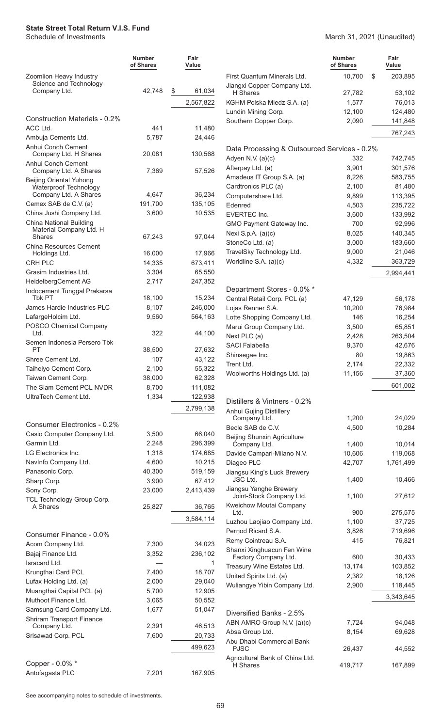| | Number of Shares | Fair Value |
|---|---|---|
| Zoomlion Heavy Industry Science and Technology Company Ltd. | 42,748 | $ 61,034 |
| | | 2,567,822 |
| **Construction Materials - 0.2%** | | |
| ACC Ltd. | 441 | 11,480 |
| Ambuja Cements Ltd. | 5,787 | 24,446 |
| Anhui Conch Cement Company Ltd. H Shares | 20,081 | 130,568 |
| Anhui Conch Cement Company Ltd. A Shares | 7,369 | 57,526 |
| Beijing Oriental Yuhong Waterproof Technology Company Ltd. A Shares | 4,647 | 36,234 |
| Cemex SAB de C.V. (a) | 191,700 | 135,105 |
| China Jushi Company Ltd. | 3,600 | 10,535 |
| China National Building Material Company Ltd. H Shares | 67,243 | 97,044 |
| China Resources Cement Holdings Ltd. | 16,000 | 17,966 |
| CRH PLC | 14,335 | 673,411 |
| Grasim Industries Ltd. | 3,304 | 65,550 |
| HeidelbergCement AG | 2,717 | 247,352 |
| Indocement Tunggal Prakarsa Tbk PT | 18,100 | 15,234 |
| James Hardie Industries PLC | 8,107 | 246,000 |
| LafargeHolcim Ltd. | 9,560 | 564,163 |
| POSCO Chemical Company Ltd. | 322 | 44,100 |
| Semen Indonesia Persero Tbk PT | 38,500 | 27,632 |
| Shree Cement Ltd. | 107 | 43,122 |
| Taiheiyo Cement Corp. | 2,100 | 55,322 |
| Taiwan Cement Corp. | 38,000 | 62,328 |
| The Siam Cement PCL NVDR | 8,700 | 111,082 |
| UltraTech Cement Ltd. | 1,334 | 122,938 |
| | | 2,799,138 |
| **Consumer Electronics - 0.2%** | | |
| Casio Computer Company Ltd. | 3,500 | 66,040 |
| Garmin Ltd. | 2,248 | 296,399 |
| LG Electronics Inc. | 1,318 | 174,685 |
| NavInfo Company Ltd. | 4,600 | 10,215 |
| Panasonic Corp. | 40,300 | 519,159 |
| Sharp Corp. | 3,900 | 67,412 |
| Sony Corp. | 23,000 | 2,413,439 |
| TCL Technology Group Corp. A Shares | 25,827 | 36,765 |
| | | 3,584,114 |
| **Consumer Finance - 0.0%** | | |
| Acom Company Ltd. | 7,300 | 34,023 |
| Bajaj Finance Ltd. | 3,352 | 236,102 |
| Isracard Ltd. | — | 1 |
| Krungthai Card PCL | 7,400 | 18,707 |
| Lufax Holding Ltd. (a) | 2,000 | 29,040 |
| Muangthai Capital PCL (a) | 5,700 | 12,905 |
| Muthoot Finance Ltd. | 3,065 | 50,552 |
| Samsung Card Company Ltd. | 1,677 | 51,047 |
| Shriram Transport Finance Company Ltd. | 2,391 | 46,513 |
| Srisawad Corp. PCL | 7,600 | 20,733 |
| | | 499,623 |
| **Copper - 0.0% *** | | |
| Antofagasta PLC | 7,201 | 167,905 |
| First Quantum Minerals Ltd. | 10,700 | $ 203,895 |
| Jiangxi Copper Company Ltd. H Shares | 27,782 | 53,102 |
| KGHM Polska Miedz S.A. (a) | 1,577 | 76,013 |
| Lundin Mining Corp. | 12,100 | 124,480 |
| Southern Copper Corp. | 2,090 | 141,848 |
| | | 767,243 |
| **Data Processing & Outsourced Services - 0.2%** | | |
| Adyen N.V. (a)(c) | 332 | 742,745 |
| Afterpay Ltd. (a) | 3,901 | 301,576 |
| Amadeus IT Group S.A. (a) | 8,226 | 583,755 |
| Cardtronics PLC (a) | 2,100 | 81,480 |
| Computershare Ltd. | 9,899 | 113,395 |
| Edenred | 4,503 | 235,722 |
| EVERTEC Inc. | 3,600 | 133,992 |
| GMO Payment Gateway Inc. | 700 | 92,996 |
| Nexi S.p.A. (a)(c) | 8,025 | 140,345 |
| StoneCo Ltd. (a) | 3,000 | 183,660 |
| TravelSky Technology Ltd. | 9,000 | 21,046 |
| Worldline S.A. (a)(c) | 4,332 | 363,729 |
| | | 2,994,441 |
| **Department Stores - 0.0% *** | | |
| Central Retail Corp. PCL (a) | 47,129 | 56,178 |
| Lojas Renner S.A. | 10,200 | 76,984 |
| Lotte Shopping Company Ltd. | 146 | 16,254 |
| Marui Group Company Ltd. | 3,500 | 65,851 |
| Next PLC (a) | 2,428 | 263,504 |
| SACI Falabella | 9,370 | 42,676 |
| Shinsegae Inc. | 80 | 19,863 |
| Trent Ltd. | 2,174 | 22,332 |
| Woolworths Holdings Ltd. (a) | 11,156 | 37,360 |
| | | 601,002 |
| **Distillers & Vintners - 0.2%** | | |
| Anhui Gujing Distillery Company Ltd. | 1,200 | 24,029 |
| Becle SAB de C.V. | 4,500 | 10,284 |
| Beijing Shunxin Agriculture Company Ltd. | 1,400 | 10,014 |
| Davide Campari-Milano N.V. | 10,606 | 119,068 |
| Diageo PLC | 42,707 | 1,761,499 |
| Jiangsu King's Luck Brewery JSC Ltd. | 1,400 | 10,466 |
| Jiangsu Yanghe Brewery Joint-Stock Company Ltd. | 1,100 | 27,612 |
| Kweichow Moutai Company Ltd. | 900 | 275,575 |
| Luzhou Laojiao Company Ltd. | 1,100 | 37,725 |
| Pernod Ricard S.A. | 3,826 | 719,696 |
| Remy Cointreau S.A. | 415 | 76,821 |
| Shanxi Xinghuacun Fen Wine Factory Company Ltd. | 600 | 30,433 |
| Treasury Wine Estates Ltd. | 13,174 | 103,852 |
| United Spirits Ltd. (a) | 2,382 | 18,126 |
| Wuliangye Yibin Company Ltd. | 2,900 | 118,445 |
| | | 3,343,645 |
| **Diversified Banks - 2.5%** | | |
| ABN AMRO Group N.V. (a)(c) | 7,724 | 94,048 |
| Absa Group Ltd. | 8,154 | 69,628 |
| Abu Dhabi Commercial Bank PJSC | 26,437 | 44,552 |
| Agricultural Bank of China Ltd. H Shares | 419,717 | 167,899 |

See accompanying notes to schedule of investments.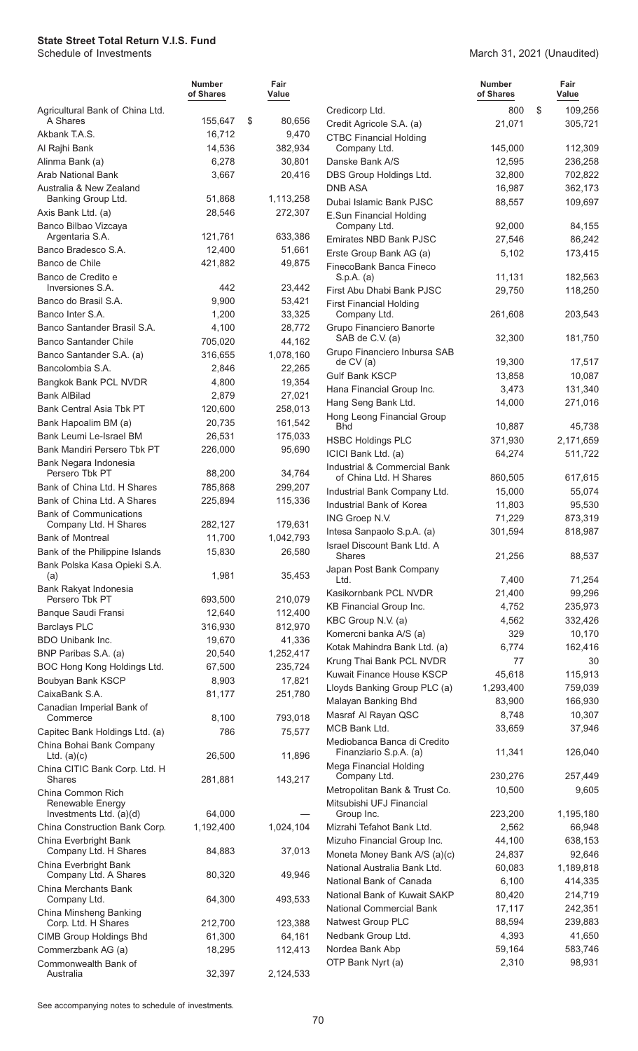**State Street Total Return V.I.S. Fund**
Schedule of Investments

March 31, 2021 (Unaudited)

| | Number of Shares | Fair Value |
|---|---|---|
| Agricultural Bank of China Ltd. A Shares | 155,647 | $ 80,656 |
| Akbank T.A.S. | 16,712 | 9,470 |
| Al Rajhi Bank | 14,536 | 382,934 |
| Alinma Bank (a) | 6,278 | 30,801 |
| Arab National Bank | 3,667 | 20,416 |
| Australia & New Zealand Banking Group Ltd. | 51,868 | 1,113,258 |
| Axis Bank Ltd. (a) | 28,546 | 272,307 |
| Banco Bilbao Vizcaya Argentaria S.A. | 121,761 | 633,386 |
| Banco Bradesco S.A. | 12,400 | 51,661 |
| Banco de Chile | 421,882 | 49,875 |
| Banco de Credito e Inversiones S.A. | 442 | 23,442 |
| Banco do Brasil S.A. | 9,900 | 53,421 |
| Banco Inter S.A. | 1,200 | 33,325 |
| Banco Santander Brasil S.A. | 4,100 | 28,772 |
| Banco Santander Chile | 705,020 | 44,162 |
| Banco Santander S.A. (a) | 316,655 | 1,078,160 |
| Bancolombia S.A. | 2,846 | 22,265 |
| Bangkok Bank PCL NVDR | 4,800 | 19,354 |
| Bank AlBilad | 2,879 | 27,021 |
| Bank Central Asia Tbk PT | 120,600 | 258,013 |
| Bank Hapoalim BM (a) | 20,735 | 161,542 |
| Bank Leumi Le-Israel BM | 26,531 | 175,033 |
| Bank Mandiri Persero Tbk PT | 226,000 | 95,690 |
| Bank Negara Indonesia Persero Tbk PT | 88,200 | 34,764 |
| Bank of China Ltd. H Shares | 785,868 | 299,207 |
| Bank of China Ltd. A Shares | 225,894 | 115,336 |
| Bank of Communications Company Ltd. H Shares | 282,127 | 179,631 |
| Bank of Montreal | 11,700 | 1,042,793 |
| Bank of the Philippine Islands | 15,830 | 26,580 |
| Bank Polska Kasa Opieki S.A. (a) | 1,981 | 35,453 |
| Bank Rakyat Indonesia Persero Tbk PT | 693,500 | 210,079 |
| Banque Saudi Fransi | 12,640 | 112,400 |
| Barclays PLC | 316,930 | 812,970 |
| BDO Unibank Inc. | 19,670 | 41,336 |
| BNP Paribas S.A. (a) | 20,540 | 1,252,417 |
| BOC Hong Kong Holdings Ltd. | 67,500 | 235,724 |
| Boubyan Bank KSCP | 8,903 | 17,821 |
| CaixaBank S.A. | 81,177 | 251,780 |
| Canadian Imperial Bank of Commerce | 8,100 | 793,018 |
| Capitec Bank Holdings Ltd. (a) | 786 | 75,577 |
| China Bohai Bank Company Ltd. (a)(c) | 26,500 | 11,896 |
| China CITIC Bank Corp. Ltd. H Shares | 281,881 | 143,217 |
| China Common Rich Renewable Energy Investments Ltd. (a)(d) | 64,000 | — |
| China Construction Bank Corp. | 1,192,400 | 1,024,104 |
| China Everbright Bank Company Ltd. H Shares | 84,883 | 37,013 |
| China Everbright Bank Company Ltd. A Shares | 80,320 | 49,946 |
| China Merchants Bank Company Ltd. | 64,300 | 493,533 |
| China Minsheng Banking Corp. Ltd. H Shares | 212,700 | 123,388 |
| CIMB Group Holdings Bhd | 61,300 | 64,161 |
| Commerzbank AG (a) | 18,295 | 112,413 |
| Commonwealth Bank of Australia | 32,397 | 2,124,533 |
| Credicorp Ltd. | 800 | $ 109,256 |
| Credit Agricole S.A. (a) | 21,071 | 305,721 |
| CTBC Financial Holding Company Ltd. | 145,000 | 112,309 |
| Danske Bank A/S | 12,595 | 236,258 |
| DBS Group Holdings Ltd. | 32,800 | 702,822 |
| DNB ASA | 16,987 | 362,173 |
| Dubai Islamic Bank PJSC | 88,557 | 109,697 |
| E.Sun Financial Holding Company Ltd. | 92,000 | 84,155 |
| Emirates NBD Bank PJSC | 27,546 | 86,242 |
| Erste Group Bank AG (a) | 5,102 | 173,415 |
| FinecoBank Banca Fineco S.p.A. (a) | 11,131 | 182,563 |
| First Abu Dhabi Bank PJSC | 29,750 | 118,250 |
| First Financial Holding Company Ltd. | 261,608 | 203,543 |
| Grupo Financiero Banorte SAB de C.V. (a) | 32,300 | 181,750 |
| Grupo Financiero Inbursa SAB de CV (a) | 19,300 | 17,517 |
| Gulf Bank KSCP | 13,858 | 10,087 |
| Hana Financial Group Inc. | 3,473 | 131,340 |
| Hang Seng Bank Ltd. | 14,000 | 271,016 |
| Hong Leong Financial Group Bhd | 10,887 | 45,738 |
| HSBC Holdings PLC | 371,930 | 2,171,659 |
| ICICI Bank Ltd. (a) | 64,274 | 511,722 |
| Industrial & Commercial Bank of China Ltd. H Shares | 860,505 | 617,615 |
| Industrial Bank Company Ltd. | 15,000 | 55,074 |
| Industrial Bank of Korea | 11,803 | 95,530 |
| ING Groep N.V. | 71,229 | 873,319 |
| Intesa Sanpaolo S.p.A. (a) | 301,594 | 818,987 |
| Israel Discount Bank Ltd. A Shares | 21,256 | 88,537 |
| Japan Post Bank Company Ltd. | 7,400 | 71,254 |
| Kasikornbank PCL NVDR | 21,400 | 99,296 |
| KB Financial Group Inc. | 4,752 | 235,973 |
| KBC Group N.V. (a) | 4,562 | 332,426 |
| Komercni banka A/S (a) | 329 | 10,170 |
| Kotak Mahindra Bank Ltd. (a) | 6,774 | 162,416 |
| Krung Thai Bank PCL NVDR | 77 | 30 |
| Kuwait Finance House KSCP | 45,618 | 115,913 |
| Lloyds Banking Group PLC (a) | 1,293,400 | 759,039 |
| Malayan Banking Bhd | 83,900 | 166,930 |
| Masraf Al Rayan QSC | 8,748 | 10,307 |
| MCB Bank Ltd. | 33,659 | 37,946 |
| Mediobanca Banca di Credito Finanziario S.p.A. (a) | 11,341 | 126,040 |
| Mega Financial Holding Company Ltd. | 230,276 | 257,449 |
| Metropolitan Bank & Trust Co. | 10,500 | 9,605 |
| Mitsubishi UFJ Financial Group Inc. | 223,200 | 1,195,180 |
| Mizrahi Tefahot Bank Ltd. | 2,562 | 66,948 |
| Mizuho Financial Group Inc. | 44,100 | 638,153 |
| Moneta Money Bank A/S (a)(c) | 24,837 | 92,646 |
| National Australia Bank Ltd. | 60,083 | 1,189,818 |
| National Bank of Canada | 6,100 | 414,335 |
| National Bank of Kuwait SAKP | 80,420 | 214,719 |
| National Commercial Bank | 17,117 | 242,351 |
| Natwest Group PLC | 88,594 | 239,883 |
| Nedbank Group Ltd. | 4,393 | 41,650 |
| Nordea Bank Abp | 59,164 | 583,746 |
| OTP Bank Nyrt (a) | 2,310 | 98,931 |

See accompanying notes to schedule of investments.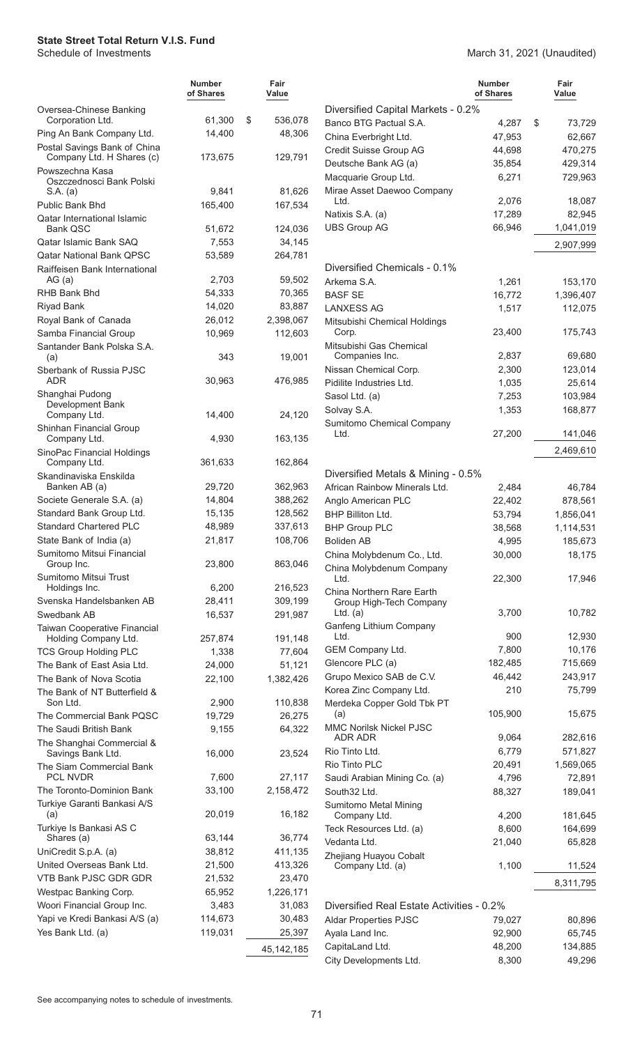**State Street Total Return V.I.S. Fund**
Schedule of Investments

March 31, 2021 (Unaudited)

| | Number of Shares | Fair Value |
|---|---|---|
| Oversea-Chinese Banking Corporation Ltd. | 61,300 | $ 536,078 |
| Ping An Bank Company Ltd. | 14,400 | 48,306 |
| Postal Savings Bank of China Company Ltd. H Shares (c) | 173,675 | 129,791 |
| Powszechna Kasa Oszczednosci Bank Polski S.A. (a) | 9,841 | 81,626 |
| Public Bank Bhd | 165,400 | 167,534 |
| Qatar International Islamic Bank QSC | 51,672 | 124,036 |
| Qatar Islamic Bank SAQ | 7,553 | 34,145 |
| Qatar National Bank QPSC | 53,589 | 264,781 |
| Raiffeisen Bank International AG (a) | 2,703 | 59,502 |
| RHB Bank Bhd | 54,333 | 70,365 |
| Riyad Bank | 14,020 | 83,887 |
| Royal Bank of Canada | 26,012 | 2,398,067 |
| Samba Financial Group | 10,969 | 112,603 |
| Santander Bank Polska S.A. (a) | 343 | 19,001 |
| Sberbank of Russia PJSC ADR | 30,963 | 476,985 |
| Shanghai Pudong Development Bank Company Ltd. | 14,400 | 24,120 |
| Shinhan Financial Group Company Ltd. | 4,930 | 163,135 |
| SinoPac Financial Holdings Company Ltd. | 361,633 | 162,864 |
| Skandinaviska Enskilda Banken AB (a) | 29,720 | 362,963 |
| Societe Generale S.A. (a) | 14,804 | 388,262 |
| Standard Bank Group Ltd. | 15,135 | 128,562 |
| Standard Chartered PLC | 48,989 | 337,613 |
| State Bank of India (a) | 21,817 | 108,706 |
| Sumitomo Mitsui Financial Group Inc. | 23,800 | 863,046 |
| Sumitomo Mitsui Trust Holdings Inc. | 6,200 | 216,523 |
| Svenska Handelsbanken AB | 28,411 | 309,199 |
| Swedbank AB | 16,537 | 291,987 |
| Taiwan Cooperative Financial Holding Company Ltd. | 257,874 | 191,148 |
| TCS Group Holding PLC | 1,338 | 77,604 |
| The Bank of East Asia Ltd. | 24,000 | 51,121 |
| The Bank of Nova Scotia | 22,100 | 1,382,426 |
| The Bank of NT Butterfield & Son Ltd. | 2,900 | 110,838 |
| The Commercial Bank PQSC | 19,729 | 26,275 |
| The Saudi British Bank | 9,155 | 64,322 |
| The Shanghai Commercial & Savings Bank Ltd. | 16,000 | 23,524 |
| The Siam Commercial Bank PCL NVDR | 7,600 | 27,117 |
| The Toronto-Dominion Bank | 33,100 | 2,158,472 |
| Turkiye Garanti Bankasi A/S (a) | 20,019 | 16,182 |
| Turkiye Is Bankasi AS C Shares (a) | 63,144 | 36,774 |
| UniCredit S.p.A. (a) | 38,812 | 411,135 |
| United Overseas Bank Ltd. | 21,500 | 413,326 |
| VTB Bank PJSC GDR GDR | 21,532 | 23,470 |
| Westpac Banking Corp. | 65,952 | 1,226,171 |
| Woori Financial Group Inc. | 3,483 | 31,083 |
| Yapi ve Kredi Bankasi A/S (a) | 114,673 | 30,483 |
| Yes Bank Ltd. (a) | 119,031 | 25,397 |
| | | 45,142,185 |
| **Diversified Capital Markets - 0.2%** | | |
| Banco BTG Pactual S.A. | 4,287 | $ 73,729 |
| China Everbright Ltd. | 47,953 | 62,667 |
| Credit Suisse Group AG | 44,698 | 470,275 |
| Deutsche Bank AG (a) | 35,854 | 429,314 |
| Macquarie Group Ltd. | 6,271 | 729,963 |
| Mirae Asset Daewoo Company Ltd. | 2,076 | 18,087 |
| Natixis S.A. (a) | 17,289 | 82,945 |
| UBS Group AG | 66,946 | 1,041,019 |
| | | 2,907,999 |
| **Diversified Chemicals - 0.1%** | | |
| Arkema S.A. | 1,261 | 153,170 |
| BASF SE | 16,772 | 1,396,407 |
| LANXESS AG | 1,517 | 112,075 |
| Mitsubishi Chemical Holdings Corp. | 23,400 | 175,743 |
| Mitsubishi Gas Chemical Companies Inc. | 2,837 | 69,680 |
| Nissan Chemical Corp. | 2,300 | 123,014 |
| Pidilite Industries Ltd. | 1,035 | 25,614 |
| Sasol Ltd. (a) | 7,253 | 103,984 |
| Solvay S.A. | 1,353 | 168,877 |
| Sumitomo Chemical Company Ltd. | 27,200 | 141,046 |
| | | 2,469,610 |
| **Diversified Metals & Mining - 0.5%** | | |
| African Rainbow Minerals Ltd. | 2,484 | 46,784 |
| Anglo American PLC | 22,402 | 878,561 |
| BHP Billiton Ltd. | 53,794 | 1,856,041 |
| BHP Group PLC | 38,568 | 1,114,531 |
| Boliden AB | 4,995 | 185,673 |
| China Molybdenum Co., Ltd. | 30,000 | 18,175 |
| China Molybdenum Company Ltd. | 22,300 | 17,946 |
| China Northern Rare Earth Group High-Tech Company Ltd. (a) | 3,700 | 10,782 |
| Ganfeng Lithium Company Ltd. | 900 | 12,930 |
| GEM Company Ltd. | 7,800 | 10,176 |
| Glencore PLC (a) | 182,485 | 715,669 |
| Grupo Mexico SAB de C.V. | 46,442 | 243,917 |
| Korea Zinc Company Ltd. | 210 | 75,799 |
| Merdeka Copper Gold Tbk PT (a) | 105,900 | 15,675 |
| MMC Norilsk Nickel PJSC ADR ADR | 9,064 | 282,616 |
| Rio Tinto Ltd. | 6,779 | 571,827 |
| Rio Tinto PLC | 20,491 | 1,569,065 |
| Saudi Arabian Mining Co. (a) | 4,796 | 72,891 |
| South32 Ltd. | 88,327 | 189,041 |
| Sumitomo Metal Mining Company Ltd. | 4,200 | 181,645 |
| Teck Resources Ltd. (a) | 8,600 | 164,699 |
| Vedanta Ltd. | 21,040 | 65,828 |
| Zhejiang Huayou Cobalt Company Ltd. (a) | 1,100 | 11,524 |
| | | 8,311,795 |
| **Diversified Real Estate Activities - 0.2%** | | |
| Aldar Properties PJSC | 79,027 | 80,896 |
| Ayala Land Inc. | 92,900 | 65,745 |
| CapitaLand Ltd. | 48,200 | 134,885 |
| City Developments Ltd. | 8,300 | 49,296 |

See accompanying notes to schedule of investments.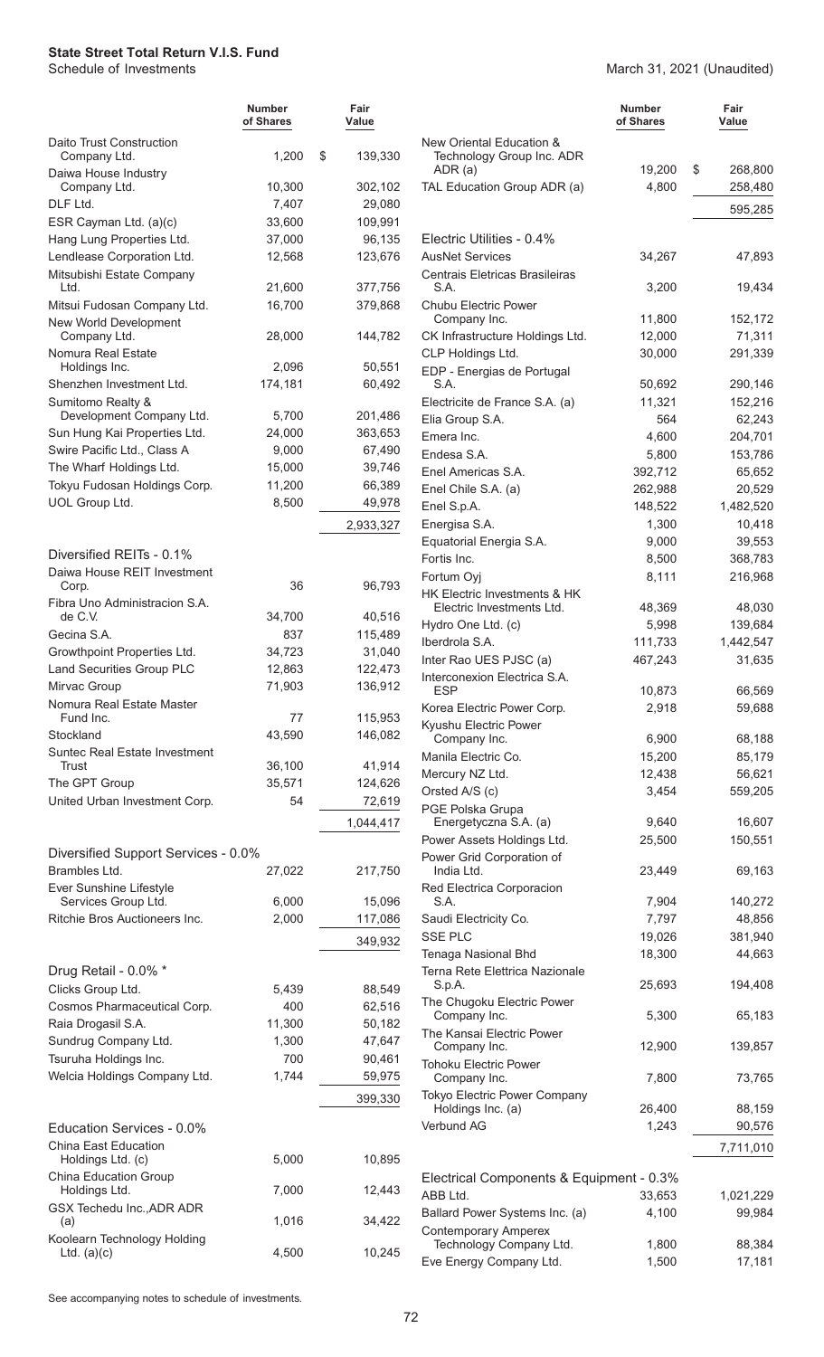**State Street Total Return V.I.S. Fund**
Schedule of Investments

March 31, 2021 (Unaudited)

| | Number of Shares | Fair Value |
|---|---|---|
| Daito Trust Construction Company Ltd. | 1,200 | $ 139,330 |
| Daiwa House Industry Company Ltd. | 10,300 | 302,102 |
| DLF Ltd. | 7,407 | 29,080 |
| ESR Cayman Ltd. (a)(c) | 33,600 | 109,991 |
| Hang Lung Properties Ltd. | 37,000 | 96,135 |
| Lendlease Corporation Ltd. | 12,568 | 123,676 |
| Mitsubishi Estate Company Ltd. | 21,600 | 377,756 |
| Mitsui Fudosan Company Ltd. | 16,700 | 379,868 |
| New World Development Company Ltd. | 28,000 | 144,782 |
| Nomura Real Estate Holdings Inc. | 2,096 | 50,551 |
| Shenzhen Investment Ltd. | 174,181 | 60,492 |
| Sumitomo Realty & Development Company Ltd. | 5,700 | 201,486 |
| Sun Hung Kai Properties Ltd. | 24,000 | 363,653 |
| Swire Pacific Ltd., Class A | 9,000 | 67,490 |
| The Wharf Holdings Ltd. | 15,000 | 39,746 |
| Tokyu Fudosan Holdings Corp. | 11,200 | 66,389 |
| UOL Group Ltd. | 8,500 | 49,978 |
| | | 2,933,327 |
| **Diversified REITs - 0.1%** | | |
| Daiwa House REIT Investment Corp. | 36 | 96,793 |
| Fibra Uno Administracion S.A. de C.V. | 34,700 | 40,516 |
| Gecina S.A. | 837 | 115,489 |
| Growthpoint Properties Ltd. | 34,723 | 31,040 |
| Land Securities Group PLC | 12,863 | 122,473 |
| Mirvac Group | 71,903 | 136,912 |
| Nomura Real Estate Master Fund Inc. | 77 | 115,953 |
| Stockland | 43,590 | 146,082 |
| Suntec Real Estate Investment Trust | 36,100 | 41,914 |
| The GPT Group | 35,571 | 124,626 |
| United Urban Investment Corp. | 54 | 72,619 |
| | | 1,044,417 |
| **Diversified Support Services - 0.0%** | | |
| Brambles Ltd. | 27,022 | 217,750 |
| Ever Sunshine Lifestyle Services Group Ltd. | 6,000 | 15,096 |
| Ritchie Bros Auctioneers Inc. | 2,000 | 117,086 |
| | | 349,932 |
| **Drug Retail - 0.0% *** | | |
| Clicks Group Ltd. | 5,439 | 88,549 |
| Cosmos Pharmaceutical Corp. | 400 | 62,516 |
| Raia Drogasil S.A. | 11,300 | 50,182 |
| Sundrug Company Ltd. | 1,300 | 47,647 |
| Tsuruha Holdings Inc. | 700 | 90,461 |
| Welcia Holdings Company Ltd. | 1,744 | 59,975 |
| | | 399,330 |
| **Education Services - 0.0%** | | |
| China East Education Holdings Ltd. (c) | 5,000 | 10,895 |
| China Education Group Holdings Ltd. | 7,000 | 12,443 |
| GSX Techedu Inc.,ADR ADR (a) | 1,016 | 34,422 |
| Koolearn Technology Holding Ltd. (a)(c) | 4,500 | 10,245 |
| New Oriental Education & Technology Group Inc. ADR ADR (a) | 19,200 | $ 268,800 |
| TAL Education Group ADR (a) | 4,800 | 258,480 |
| | | 595,285 |
| **Electric Utilities - 0.4%** | | |
| AusNet Services | 34,267 | 47,893 |
| Centrais Eletricas Brasileiras S.A. | 3,200 | 19,434 |
| Chubu Electric Power Company Inc. | 11,800 | 152,172 |
| CK Infrastructure Holdings Ltd. | 12,000 | 71,311 |
| CLP Holdings Ltd. | 30,000 | 291,339 |
| EDP - Energias de Portugal S.A. | 50,692 | 290,146 |
| Electricite de France S.A. (a) | 11,321 | 152,216 |
| Elia Group S.A. | 564 | 62,243 |
| Emera Inc. | 4,600 | 204,701 |
| Endesa S.A. | 5,800 | 153,786 |
| Enel Americas S.A. | 392,712 | 65,652 |
| Enel Chile S.A. (a) | 262,988 | 20,529 |
| Enel S.p.A. | 148,522 | 1,482,520 |
| Energisa S.A. | 1,300 | 10,418 |
| Equatorial Energia S.A. | 9,000 | 39,553 |
| Fortis Inc. | 8,500 | 368,783 |
| Fortum Oyj | 8,111 | 216,968 |
| HK Electric Investments & HK Electric Investments Ltd. | 48,369 | 48,030 |
| Hydro One Ltd. (c) | 5,998 | 139,684 |
| Iberdrola S.A. | 111,733 | 1,442,547 |
| Inter Rao UES PJSC (a) | 467,243 | 31,635 |
| Interconexion Electrica S.A. ESP | 10,873 | 66,569 |
| Korea Electric Power Corp. | 2,918 | 59,688 |
| Kyushu Electric Power Company Inc. | 6,900 | 68,188 |
| Manila Electric Co. | 15,200 | 85,179 |
| Mercury NZ Ltd. | 12,438 | 56,621 |
| Orsted A/S (c) | 3,454 | 559,205 |
| PGE Polska Grupa Energetyczna S.A. (a) | 9,640 | 16,607 |
| Power Assets Holdings Ltd. | 25,500 | 150,551 |
| Power Grid Corporation of India Ltd. | 23,449 | 69,163 |
| Red Electrica Corporacion S.A. | 7,904 | 140,272 |
| Saudi Electricity Co. | 7,797 | 48,856 |
| SSE PLC | 19,026 | 381,940 |
| Tenaga Nasional Bhd | 18,300 | 44,663 |
| Terna Rete Elettrica Nazionale S.p.A. | 25,693 | 194,408 |
| The Chugoku Electric Power Company Inc. | 5,300 | 65,183 |
| The Kansai Electric Power Company Inc. | 12,900 | 139,857 |
| Tohoku Electric Power Company Inc. | 7,800 | 73,765 |
| Tokyo Electric Power Company Holdings Inc. (a) | 26,400 | 88,159 |
| Verbund AG | 1,243 | 90,576 |
| | | 7,711,010 |
| **Electrical Components & Equipment - 0.3%** | | |
| ABB Ltd. | 33,653 | 1,021,229 |
| Ballard Power Systems Inc. (a) | 4,100 | 99,984 |
| Contemporary Amperex Technology Company Ltd. | 1,800 | 88,384 |
| Eve Energy Company Ltd. | 1,500 | 17,181 |

See accompanying notes to schedule of investments.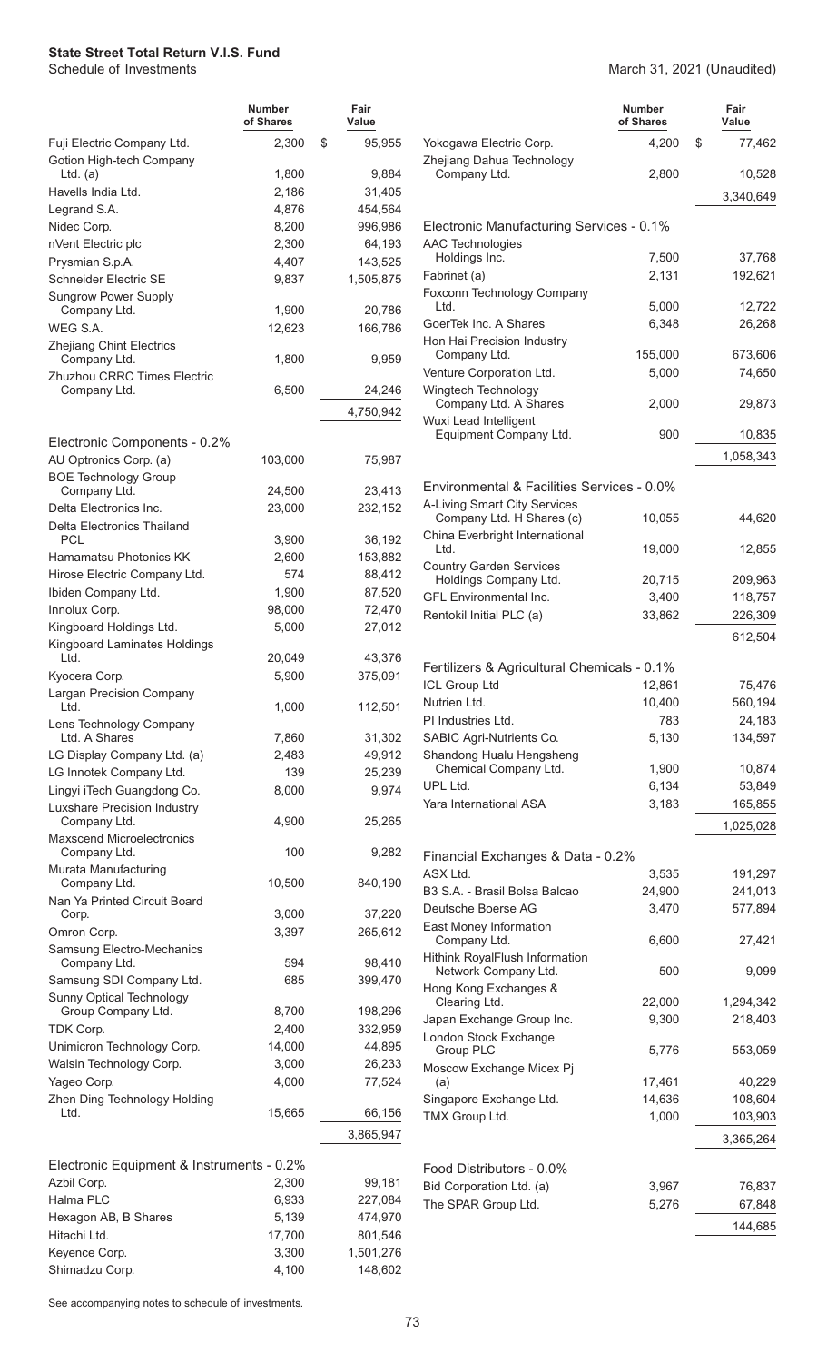**State Street Total Return V.I.S. Fund**
Schedule of Investments

March 31, 2021 (Unaudited)

| | Number of Shares | Fair Value |
|---|---|---|
| Fuji Electric Company Ltd. | 2,300 | $ 95,955 |
| Gotion High-tech Company Ltd. (a) | 1,800 | 9,884 |
| Havells India Ltd. | 2,186 | 31,405 |
| Legrand S.A. | 4,876 | 454,564 |
| Nidec Corp. | 8,200 | 996,986 |
| nVent Electric plc | 2,300 | 64,193 |
| Prysmian S.p.A. | 4,407 | 143,525 |
| Schneider Electric SE | 9,837 | 1,505,875 |
| Sungrow Power Supply Company Ltd. | 1,900 | 20,786 |
| WEG S.A. | 12,623 | 166,786 |
| Zhejiang Chint Electrics Company Ltd. | 1,800 | 9,959 |
| Zhuzhou CRRC Times Electric Company Ltd. | 6,500 | 24,246 |
| | | 4,750,942 |
| **Electronic Components - 0.2%** | | |
| AU Optronics Corp. (a) | 103,000 | 75,987 |
| BOE Technology Group Company Ltd. | 24,500 | 23,413 |
| Delta Electronics Inc. | 23,000 | 232,152 |
| Delta Electronics Thailand PCL | 3,900 | 36,192 |
| Hamamatsu Photonics KK | 2,600 | 153,882 |
| Hirose Electric Company Ltd. | 574 | 88,412 |
| Ibiden Company Ltd. | 1,900 | 87,520 |
| Innolux Corp. | 98,000 | 72,470 |
| Kingboard Holdings Ltd. | 5,000 | 27,012 |
| Kingboard Laminates Holdings Ltd. | 20,049 | 43,376 |
| Kyocera Corp. | 5,900 | 375,091 |
| Largan Precision Company Ltd. | 1,000 | 112,501 |
| Lens Technology Company Ltd. A Shares | 7,860 | 31,302 |
| LG Display Company Ltd. (a) | 2,483 | 49,912 |
| LG Innotek Company Ltd. | 139 | 25,239 |
| Lingyi iTech Guangdong Co. | 8,000 | 9,974 |
| Luxshare Precision Industry Company Ltd. | 4,900 | 25,265 |
| Maxscend Microelectronics Company Ltd. | 100 | 9,282 |
| Murata Manufacturing Company Ltd. | 10,500 | 840,190 |
| Nan Ya Printed Circuit Board Corp. | 3,000 | 37,220 |
| Omron Corp. | 3,397 | 265,612 |
| Samsung Electro-Mechanics Company Ltd. | 594 | 98,410 |
| Samsung SDI Company Ltd. | 685 | 399,470 |
| Sunny Optical Technology Group Company Ltd. | 8,700 | 198,296 |
| TDK Corp. | 2,400 | 332,959 |
| Unimicron Technology Corp. | 14,000 | 44,895 |
| Walsin Technology Corp. | 3,000 | 26,233 |
| Yageo Corp. | 4,000 | 77,524 |
| Zhen Ding Technology Holding Ltd. | 15,665 | 66,156 |
| | | 3,865,947 |
| **Electronic Equipment & Instruments - 0.2%** | | |
| Azbil Corp. | 2,300 | 99,181 |
| Halma PLC | 6,933 | 227,084 |
| Hexagon AB, B Shares | 5,139 | 474,970 |
| Hitachi Ltd. | 17,700 | 801,546 |
| Keyence Corp. | 3,300 | 1,501,276 |
| Shimadzu Corp. | 4,100 | 148,602 |
| Yokogawa Electric Corp. | 4,200 | $ 77,462 |
| Zhejiang Dahua Technology Company Ltd. | 2,800 | 10,528 |
| | | 3,340,649 |
| **Electronic Manufacturing Services - 0.1%** | | |
| AAC Technologies Holdings Inc. | 7,500 | 37,768 |
| Fabrinet (a) | 2,131 | 192,621 |
| Foxconn Technology Company Ltd. | 5,000 | 12,722 |
| GoerTek Inc. A Shares | 6,348 | 26,268 |
| Hon Hai Precision Industry Company Ltd. | 155,000 | 673,606 |
| Venture Corporation Ltd. | 5,000 | 74,650 |
| Wingtech Technology Company Ltd. A Shares | 2,000 | 29,873 |
| Wuxi Lead Intelligent Equipment Company Ltd. | 900 | 10,835 |
| | | 1,058,343 |
| **Environmental & Facilities Services - 0.0%** | | |
| A-Living Smart City Services Company Ltd. H Shares (c) | 10,055 | 44,620 |
| China Everbright International Ltd. | 19,000 | 12,855 |
| Country Garden Services Holdings Company Ltd. | 20,715 | 209,963 |
| GFL Environmental Inc. | 3,400 | 118,757 |
| Rentokil Initial PLC (a) | 33,862 | 226,309 |
| | | 612,504 |
| **Fertilizers & Agricultural Chemicals - 0.1%** | | |
| ICL Group Ltd | 12,861 | 75,476 |
| Nutrien Ltd. | 10,400 | 560,194 |
| PI Industries Ltd. | 783 | 24,183 |
| SABIC Agri-Nutrients Co. | 5,130 | 134,597 |
| Shandong Hualu Hengsheng Chemical Company Ltd. | 1,900 | 10,874 |
| UPL Ltd. | 6,134 | 53,849 |
| Yara International ASA | 3,183 | 165,855 |
| | | 1,025,028 |
| **Financial Exchanges & Data - 0.2%** | | |
| ASX Ltd. | 3,535 | 191,297 |
| B3 S.A. - Brasil Bolsa Balcao | 24,900 | 241,013 |
| Deutsche Boerse AG | 3,470 | 577,894 |
| East Money Information Company Ltd. | 6,600 | 27,421 |
| Hithink RoyalFlush Information Network Company Ltd. | 500 | 9,099 |
| Hong Kong Exchanges & Clearing Ltd. | 22,000 | 1,294,342 |
| Japan Exchange Group Inc. | 9,300 | 218,403 |
| London Stock Exchange Group PLC | 5,776 | 553,059 |
| Moscow Exchange Micex Pj (a) | 17,461 | 40,229 |
| Singapore Exchange Ltd. | 14,636 | 108,604 |
| TMX Group Ltd. | 1,000 | 103,903 |
| | | 3,365,264 |
| **Food Distributors - 0.0%** | | |
| Bid Corporation Ltd. (a) | 3,967 | 76,837 |
| The SPAR Group Ltd. | 5,276 | 67,848 |
| | | 144,685 |

See accompanying notes to schedule of investments.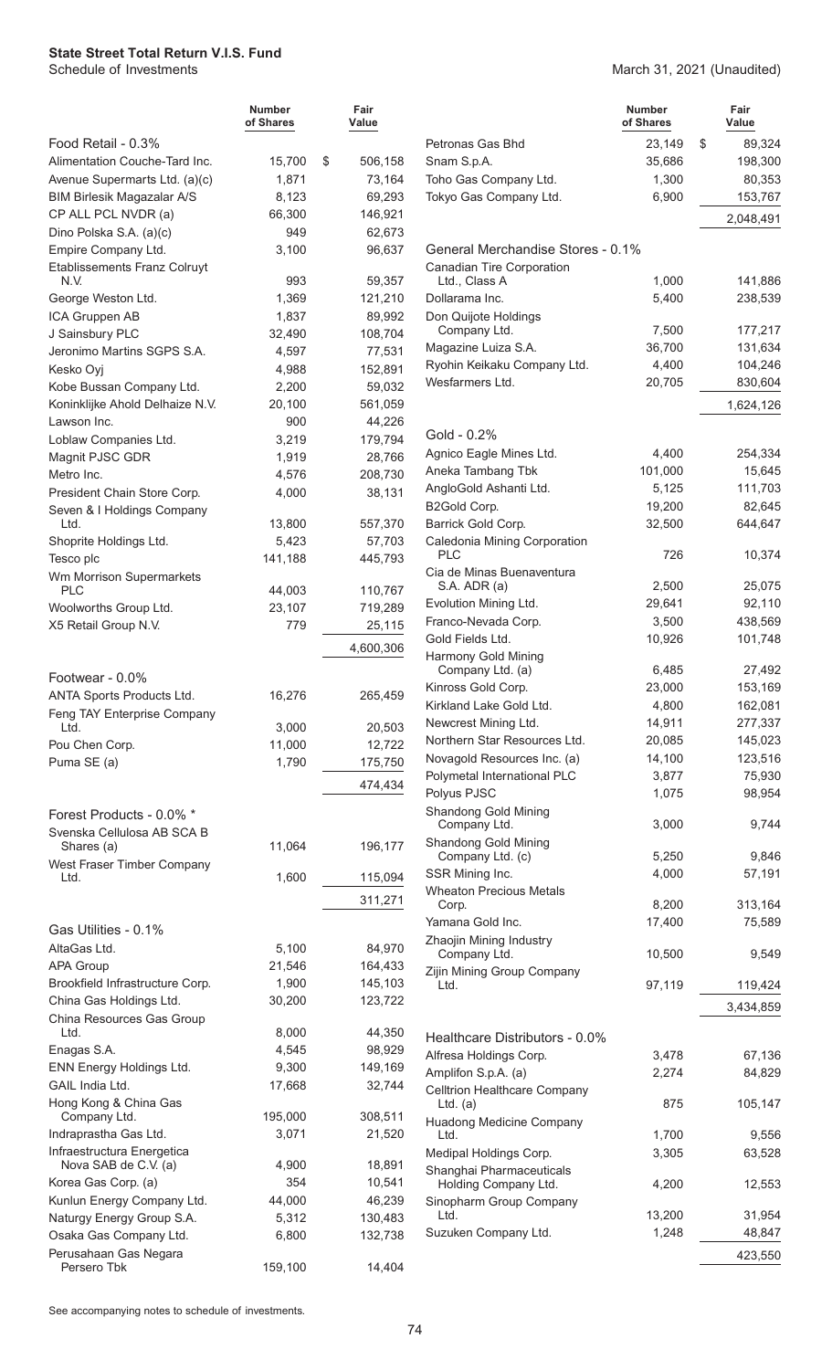# State Street Total Return V.I.S. Fund

Schedule of Investments

March 31, 2021 (Unaudited)

| | Number of Shares | Fair Value |
|---|---|---|
| **Food Retail - 0.3%** | | |
| Alimentation Couche-Tard Inc. | 15,700 | $ 506,158 |
| Avenue Supermarts Ltd. (a)(c) | 1,871 | 73,164 |
| BIM Birlesik Magazalar A/S | 8,123 | 69,293 |
| CP ALL PCL NVDR (a) | 66,300 | 146,921 |
| Dino Polska S.A. (a)(c) | 949 | 62,673 |
| Empire Company Ltd. | 3,100 | 96,637 |
| Etablissements Franz Colruyt N.V. | 993 | 59,357 |
| George Weston Ltd. | 1,369 | 121,210 |
| ICA Gruppen AB | 1,837 | 89,992 |
| J Sainsbury PLC | 32,490 | 108,704 |
| Jeronimo Martins SGPS S.A. | 4,597 | 77,531 |
| Kesko Oyj | 4,988 | 152,891 |
| Kobe Bussan Company Ltd. | 2,200 | 59,032 |
| Koninklijke Ahold Delhaize N.V. | 20,100 | 561,059 |
| Lawson Inc. | 900 | 44,226 |
| Loblaw Companies Ltd. | 3,219 | 179,794 |
| Magnit PJSC GDR | 1,919 | 28,766 |
| Metro Inc. | 4,576 | 208,730 |
| President Chain Store Corp. | 4,000 | 38,131 |
| Seven & I Holdings Company Ltd. | 13,800 | 557,370 |
| Shoprite Holdings Ltd. | 5,423 | 57,703 |
| Tesco plc | 141,188 | 445,793 |
| Wm Morrison Supermarkets PLC | 44,003 | 110,767 |
| Woolworths Group Ltd. | 23,107 | 719,289 |
| X5 Retail Group N.V. | 779 | 25,115 |
| | | 4,600,306 |
| **Footwear - 0.0%** | | |
| ANTA Sports Products Ltd. | 16,276 | 265,459 |
| Feng TAY Enterprise Company Ltd. | 3,000 | 20,503 |
| Pou Chen Corp. | 11,000 | 12,722 |
| Puma SE (a) | 1,790 | 175,750 |
| | | 474,434 |
| **Forest Products - 0.0% \*** | | |
| Svenska Cellulosa AB SCA B Shares (a) | 11,064 | 196,177 |
| West Fraser Timber Company Ltd. | 1,600 | 115,094 |
| | | 311,271 |
| **Gas Utilities - 0.1%** | | |
| AltaGas Ltd. | 5,100 | 84,970 |
| APA Group | 21,546 | 164,433 |
| Brookfield Infrastructure Corp. | 1,900 | 145,103 |
| China Gas Holdings Ltd. | 30,200 | 123,722 |
| China Resources Gas Group Ltd. | 8,000 | 44,350 |
| Enagas S.A. | 4,545 | 98,929 |
| ENN Energy Holdings Ltd. | 9,300 | 149,169 |
| GAIL India Ltd. | 17,668 | 32,744 |
| Hong Kong & China Gas Company Ltd. | 195,000 | 308,511 |
| Indraprastha Gas Ltd. | 3,071 | 21,520 |
| Infraestructura Energetica Nova SAB de C.V. (a) | 4,900 | 18,891 |
| Korea Gas Corp. (a) | 354 | 10,541 |
| Kunlun Energy Company Ltd. | 44,000 | 46,239 |
| Naturgy Energy Group S.A. | 5,312 | 130,483 |
| Osaka Gas Company Ltd. | 6,800 | 132,738 |
| Perusahaan Gas Negara Persero Tbk | 159,100 | 14,404 |
| Petronas Gas Bhd | 23,149 | $ 89,324 |
| Snam S.p.A. | 35,686 | 198,300 |
| Toho Gas Company Ltd. | 1,300 | 80,353 |
| Tokyo Gas Company Ltd. | 6,900 | 153,767 |
| | | 2,048,491 |
| **General Merchandise Stores - 0.1%** | | |
| Canadian Tire Corporation Ltd., Class A | 1,000 | 141,886 |
| Dollarama Inc. | 5,400 | 238,539 |
| Don Quijote Holdings Company Ltd. | 7,500 | 177,217 |
| Magazine Luiza S.A. | 36,700 | 131,634 |
| Ryohin Keikaku Company Ltd. | 4,400 | 104,246 |
| Wesfarmers Ltd. | 20,705 | 830,604 |
| | | 1,624,126 |
| **Gold - 0.2%** | | |
| Agnico Eagle Mines Ltd. | 4,400 | 254,334 |
| Aneka Tambang Tbk | 101,000 | 15,645 |
| AngloGold Ashanti Ltd. | 5,125 | 111,703 |
| B2Gold Corp. | 19,200 | 82,645 |
| Barrick Gold Corp. | 32,500 | 644,647 |
| Caledonia Mining Corporation PLC | 726 | 10,374 |
| Cia de Minas Buenaventura S.A. ADR (a) | 2,500 | 25,075 |
| Evolution Mining Ltd. | 29,641 | 92,110 |
| Franco-Nevada Corp. | 3,500 | 438,569 |
| Gold Fields Ltd. | 10,926 | 101,748 |
| Harmony Gold Mining Company Ltd. (a) | 6,485 | 27,492 |
| Kinross Gold Corp. | 23,000 | 153,169 |
| Kirkland Lake Gold Ltd. | 4,800 | 162,081 |
| Newcrest Mining Ltd. | 14,911 | 277,337 |
| Northern Star Resources Ltd. | 20,085 | 145,023 |
| Novagold Resources Inc. (a) | 14,100 | 123,516 |
| Polymetal International PLC | 3,877 | 75,930 |
| Polyus PJSC | 1,075 | 98,954 |
| Shandong Gold Mining Company Ltd. | 3,000 | 9,744 |
| Shandong Gold Mining Company Ltd. (c) | 5,250 | 9,846 |
| SSR Mining Inc. | 4,000 | 57,191 |
| Wheaton Precious Metals Corp. | 8,200 | 313,164 |
| Yamana Gold Inc. | 17,400 | 75,589 |
| Zhaojin Mining Industry Company Ltd. | 10,500 | 9,549 |
| Zijin Mining Group Company Ltd. | 97,119 | 119,424 |
| | | 3,434,859 |
| **Healthcare Distributors - 0.0%** | | |
| Alfresa Holdings Corp. | 3,478 | 67,136 |
| Amplifon S.p.A. (a) | 2,274 | 84,829 |
| Celltrion Healthcare Company Ltd. (a) | 875 | 105,147 |
| Huadong Medicine Company Ltd. | 1,700 | 9,556 |
| Medipal Holdings Corp. | 3,305 | 63,528 |
| Shanghai Pharmaceuticals Holding Company Ltd. | 4,200 | 12,553 |
| Sinopharm Group Company Ltd. | 13,200 | 31,954 |
| Suzuken Company Ltd. | 1,248 | 48,847 |
| | | 423,550 |

See accompanying notes to schedule of investments.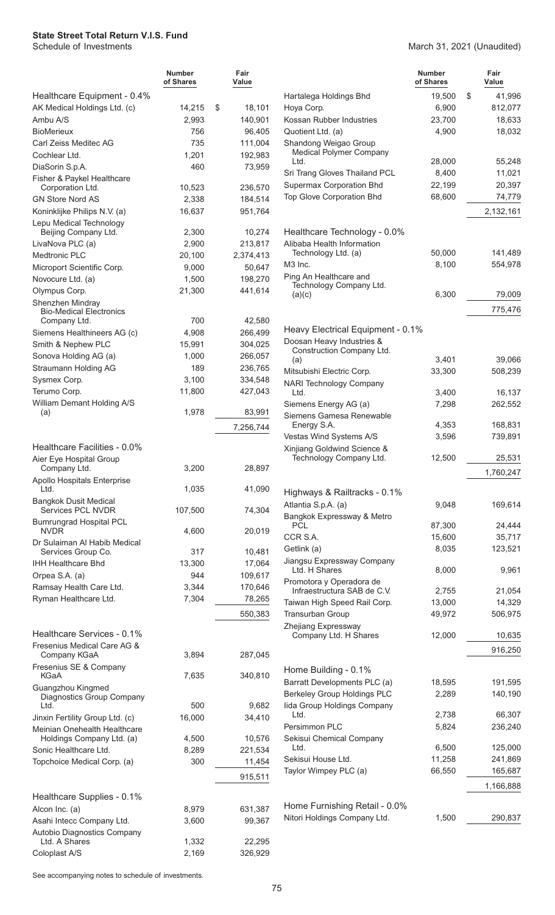**State Street Total Return V.I.S. Fund**
Schedule of Investments

March 31, 2021 (Unaudited)

| | Number of Shares | Fair Value |
|---|---|---|
| **Healthcare Equipment - 0.4%** | | |
| AK Medical Holdings Ltd. (c) | 14,215 | $ 18,101 |
| Ambu A/S | 2,993 | 140,901 |
| BioMerieux | 756 | 96,405 |
| Carl Zeiss Meditec AG | 735 | 111,004 |
| Cochlear Ltd. | 1,201 | 192,983 |
| DiaSorin S.p.A. | 460 | 73,959 |
| Fisher & Paykel Healthcare Corporation Ltd. | 10,523 | 236,570 |
| GN Store Nord AS | 2,338 | 184,514 |
| Koninklijke Philips N.V. (a) | 16,637 | 951,764 |
| Lepu Medical Technology Beijing Company Ltd. | 2,300 | 10,274 |
| LivaNova PLC (a) | 2,900 | 213,817 |
| Medtronic PLC | 20,100 | 2,374,413 |
| Microport Scientific Corp. | 9,000 | 50,647 |
| Novocure Ltd. (a) | 1,500 | 198,270 |
| Olympus Corp. | 21,300 | 441,614 |
| Shenzhen Mindray Bio-Medical Electronics Company Ltd. | 700 | 42,580 |
| Siemens Healthineers AG (c) | 4,908 | 266,499 |
| Smith & Nephew PLC | 15,991 | 304,025 |
| Sonova Holding AG (a) | 1,000 | 266,057 |
| Straumann Holding AG | 189 | 236,765 |
| Sysmex Corp. | 3,100 | 334,548 |
| Terumo Corp. | 11,800 | 427,043 |
| William Demant Holding A/S (a) | 1,978 | 83,991 |
| | | 7,256,744 |
| **Healthcare Facilities - 0.0%** | | |
| Aier Eye Hospital Group Company Ltd. | 3,200 | 28,897 |
| Apollo Hospitals Enterprise Ltd. | 1,035 | 41,090 |
| Bangkok Dusit Medical Services PCL NVDR | 107,500 | 74,304 |
| Bumrungrad Hospital PCL NVDR | 4,600 | 20,019 |
| Dr Sulaiman Al Habib Medical Services Group Co. | 317 | 10,481 |
| IHH Healthcare Bhd | 13,300 | 17,064 |
| Orpea S.A. (a) | 944 | 109,617 |
| Ramsay Health Care Ltd. | 3,344 | 170,646 |
| Ryman Healthcare Ltd. | 7,304 | 78,265 |
| | | 550,383 |
| **Healthcare Services - 0.1%** | | |
| Fresenius Medical Care AG & Company KGaA | 3,894 | 287,045 |
| Fresenius SE & Company KGaA | 7,635 | 340,810 |
| Guangzhou Kingmed Diagnostics Group Company Ltd. | 500 | 9,682 |
| Jinxin Fertility Group Ltd. (c) | 16,000 | 34,410 |
| Meinian Onehealth Healthcare Holdings Company Ltd. (a) | 4,500 | 10,576 |
| Sonic Healthcare Ltd. | 8,289 | 221,534 |
| Topchoice Medical Corp. (a) | 300 | 11,454 |
| | | 915,511 |
| **Healthcare Supplies - 0.1%** | | |
| Alcon Inc. (a) | 8,979 | 631,387 |
| Asahi Intecc Company Ltd. | 3,600 | 99,367 |
| Autobio Diagnostics Company Ltd. A Shares | 1,332 | 22,295 |
| Coloplast A/S | 2,169 | 326,929 |
| Hartalega Holdings Bhd | 19,500 | $ 41,996 |
| Hoya Corp. | 6,900 | 812,077 |
| Kossan Rubber Industries | 23,700 | 18,633 |
| Quotient Ltd. (a) | 4,900 | 18,032 |
| Shandong Weigao Group Medical Polymer Company Ltd. | 28,000 | 55,248 |
| Sri Trang Gloves Thailand PCL | 8,400 | 11,021 |
| Supermax Corporation Bhd | 22,199 | 20,397 |
| Top Glove Corporation Bhd | 68,600 | 74,779 |
| | | 2,132,161 |
| **Healthcare Technology - 0.0%** | | |
| Alibaba Health Information Technology Ltd. (a) | 50,000 | 141,489 |
| M3 Inc. | 8,100 | 554,978 |
| Ping An Healthcare and Technology Company Ltd. (a)(c) | 6,300 | 79,009 |
| | | 775,476 |
| **Heavy Electrical Equipment - 0.1%** | | |
| Doosan Heavy Industries & Construction Company Ltd. (a) | 3,401 | 39,066 |
| Mitsubishi Electric Corp. | 33,300 | 508,239 |
| NARI Technology Company Ltd. | 3,400 | 16,137 |
| Siemens Energy AG (a) | 7,298 | 262,552 |
| Siemens Gamesa Renewable Energy S.A. | 4,353 | 168,831 |
| Vestas Wind Systems A/S | 3,596 | 739,891 |
| Xinjiang Goldwind Science & Technology Company Ltd. | 12,500 | 25,531 |
| | | 1,760,247 |
| **Highways & Railtracks - 0.1%** | | |
| Atlantia S.p.A. (a) | 9,048 | 169,614 |
| Bangkok Expressway & Metro PCL | 87,300 | 24,444 |
| CCR S.A. | 15,600 | 35,717 |
| Getlink (a) | 8,035 | 123,521 |
| Jiangsu Expressway Company Ltd. H Shares | 8,000 | 9,961 |
| Promotora y Operadora de Infraestructura SAB de C.V. | 2,755 | 21,054 |
| Taiwan High Speed Rail Corp. | 13,000 | 14,329 |
| Transurban Group | 49,972 | 506,975 |
| Zhejiang Expressway Company Ltd. H Shares | 12,000 | 10,635 |
| | | 916,250 |
| **Home Building - 0.1%** | | |
| Barratt Developments PLC (a) | 18,595 | 191,595 |
| Berkeley Group Holdings PLC | 2,289 | 140,190 |
| Iida Group Holdings Company Ltd. | 2,738 | 66,307 |
| Persimmon PLC | 5,824 | 236,240 |
| Sekisui Chemical Company Ltd. | 6,500 | 125,000 |
| Sekisui House Ltd. | 11,258 | 241,869 |
| Taylor Wimpey PLC (a) | 66,550 | 165,687 |
| | | 1,166,888 |
| **Home Furnishing Retail - 0.0%** | | |
| Nitori Holdings Company Ltd. | 1,500 | 290,837 |

See accompanying notes to schedule of investments.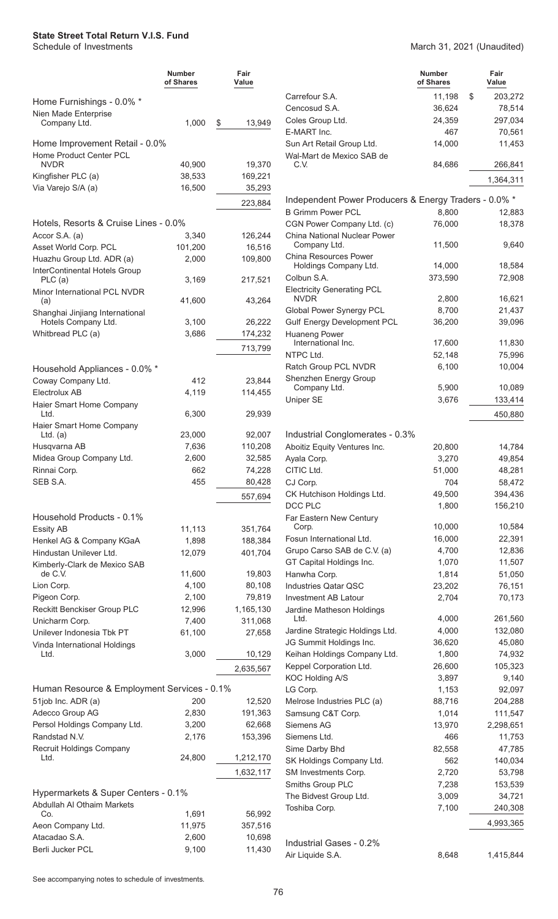**State Street Total Return V.I.S. Fund**
Schedule of Investments

March 31, 2021 (Unaudited)

| | Number of Shares | Fair Value |
|---|---|---|
| **Home Furnishings - 0.0% *** | | |
| Nien Made Enterprise Company Ltd. | 1,000 | $ 13,949 |
| **Home Improvement Retail - 0.0%** | | |
| Home Product Center PCL NVDR | 40,900 | 19,370 |
| Kingfisher PLC (a) | 38,533 | 169,221 |
| Via Varejo S/A (a) | 16,500 | 35,293 |
| | | 223,884 |
| **Hotels, Resorts & Cruise Lines - 0.0%** | | |
| Accor S.A. (a) | 3,340 | 126,244 |
| Asset World Corp. PCL | 101,200 | 16,516 |
| Huazhu Group Ltd. ADR (a) | 2,000 | 109,800 |
| InterContinental Hotels Group PLC (a) | 3,169 | 217,521 |
| Minor International PCL NVDR (a) | 41,600 | 43,264 |
| Shanghai Jinjiang International Hotels Company Ltd. | 3,100 | 26,222 |
| Whitbread PLC (a) | 3,686 | 174,232 |
| | | 713,799 |
| **Household Appliances - 0.0% *** | | |
| Coway Company Ltd. | 412 | 23,844 |
| Electrolux AB | 4,119 | 114,455 |
| Haier Smart Home Company Ltd. | 6,300 | 29,939 |
| Haier Smart Home Company Ltd. (a) | 23,000 | 92,007 |
| Husqvarna AB | 7,636 | 110,208 |
| Midea Group Company Ltd. | 2,600 | 32,585 |
| Rinnai Corp. | 662 | 74,228 |
| SEB S.A. | 455 | 80,428 |
| | | 557,694 |
| **Household Products - 0.1%** | | |
| Essity AB | 11,113 | 351,764 |
| Henkel AG & Company KGaA | 1,898 | 188,384 |
| Hindustan Unilever Ltd. | 12,079 | 401,704 |
| Kimberly-Clark de Mexico SAB de C.V. | 11,600 | 19,803 |
| Lion Corp. | 4,100 | 80,108 |
| Pigeon Corp. | 2,100 | 79,819 |
| Reckitt Benckiser Group PLC | 12,996 | 1,165,130 |
| Unicharm Corp. | 7,400 | 311,068 |
| Unilever Indonesia Tbk PT | 61,100 | 27,658 |
| Vinda International Holdings Ltd. | 3,000 | 10,129 |
| | | 2,635,567 |
| **Human Resource & Employment Services - 0.1%** | | |
| 51job Inc. ADR (a) | 200 | 12,520 |
| Adecco Group AG | 2,830 | 191,363 |
| Persol Holdings Company Ltd. | 3,200 | 62,668 |
| Randstad N.V. | 2,176 | 153,396 |
| Recruit Holdings Company Ltd. | 24,800 | 1,212,170 |
| | | 1,632,117 |
| **Hypermarkets & Super Centers - 0.1%** | | |
| Abdullah Al Othaim Markets Co. | 1,691 | 56,992 |
| Aeon Company Ltd. | 11,975 | 357,516 |
| Atacadao S.A. | 2,600 | 10,698 |
| Berli Jucker PCL | 9,100 | 11,430 |
| Carrefour S.A. | 11,198 | $ 203,272 |
| Cencosud S.A. | 36,624 | 78,514 |
| Coles Group Ltd. | 24,359 | 297,034 |
| E-MART Inc. | 467 | 70,561 |
| Sun Art Retail Group Ltd. | 14,000 | 11,453 |
| Wal-Mart de Mexico SAB de C.V. | 84,686 | 266,841 |
| | | 1,364,311 |
| **Independent Power Producers & Energy Traders - 0.0% *** | | |
| B Grimm Power PCL | 8,800 | 12,883 |
| CGN Power Company Ltd. (c) | 76,000 | 18,378 |
| China National Nuclear Power Company Ltd. | 11,500 | 9,640 |
| China Resources Power Holdings Company Ltd. | 14,000 | 18,584 |
| Colbun S.A. | 373,590 | 72,908 |
| Electricity Generating PCL NVDR | 2,800 | 16,621 |
| Global Power Synergy PCL | 8,700 | 21,437 |
| Gulf Energy Development PCL | 36,200 | 39,096 |
| Huaneng Power International Inc. | 17,600 | 11,830 |
| NTPC Ltd. | 52,148 | 75,996 |
| Ratch Group PCL NVDR | 6,100 | 10,004 |
| Shenzhen Energy Group Company Ltd. | 5,900 | 10,089 |
| Uniper SE | 3,676 | 133,414 |
| | | 450,880 |
| **Industrial Conglomerates - 0.3%** | | |
| Aboitiz Equity Ventures Inc. | 20,800 | 14,784 |
| Ayala Corp. | 3,270 | 49,854 |
| CITIC Ltd. | 51,000 | 48,281 |
| CJ Corp. | 704 | 58,472 |
| CK Hutchison Holdings Ltd. | 49,500 | 394,436 |
| DCC PLC | 1,800 | 156,210 |
| Far Eastern New Century Corp. | 10,000 | 10,584 |
| Fosun International Ltd. | 16,000 | 22,391 |
| Grupo Carso SAB de C.V. (a) | 4,700 | 12,836 |
| GT Capital Holdings Inc. | 1,070 | 11,507 |
| Hanwha Corp. | 1,814 | 51,050 |
| Industries Qatar QSC | 23,202 | 76,151 |
| Investment AB Latour | 2,704 | 70,173 |
| Jardine Matheson Holdings Ltd. | 4,000 | 261,560 |
| Jardine Strategic Holdings Ltd. | 4,000 | 132,080 |
| JG Summit Holdings Inc. | 36,620 | 45,080 |
| Keihan Holdings Company Ltd. | 1,800 | 74,932 |
| Keppel Corporation Ltd. | 26,600 | 105,323 |
| KOC Holding A/S | 3,897 | 9,140 |
| LG Corp. | 1,153 | 92,097 |
| Melrose Industries PLC (a) | 88,716 | 204,288 |
| Samsung C&T Corp. | 1,014 | 111,547 |
| Siemens AG | 13,970 | 2,298,651 |
| Siemens Ltd. | 466 | 11,753 |
| Sime Darby Bhd | 82,558 | 47,785 |
| SK Holdings Company Ltd. | 562 | 140,034 |
| SM Investments Corp. | 2,720 | 53,798 |
| Smiths Group PLC | 7,238 | 153,539 |
| The Bidvest Group Ltd. | 3,009 | 34,721 |
| Toshiba Corp. | 7,100 | 240,308 |
| | | 4,993,365 |
| **Industrial Gases - 0.2%** | | |
| Air Liquide S.A. | 8,648 | 1,415,844 |

See accompanying notes to schedule of investments.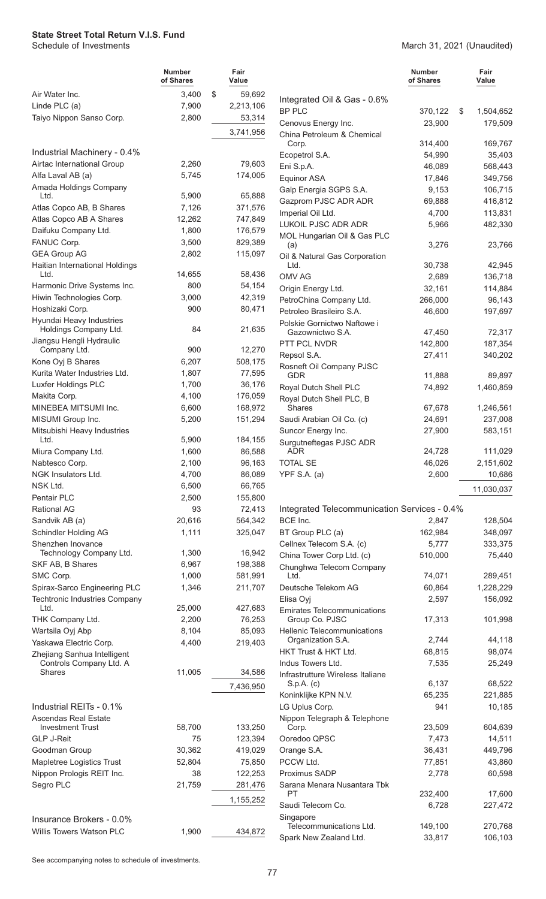**State Street Total Return V.I.S. Fund**
Schedule of Investments

March 31, 2021 (Unaudited)

| | Number of Shares | Fair Value |
|---|---|---|
| Air Water Inc. | 3,400 | $ 59,692 |
| Linde PLC (a) | 7,900 | 2,213,106 |
| Taiyo Nippon Sanso Corp. | 2,800 | 53,314 |
| | | 3,741,956 |
| **Industrial Machinery - 0.4%** | | |
| Airtac International Group | 2,260 | 79,603 |
| Alfa Laval AB (a) | 5,745 | 174,005 |
| Amada Holdings Company Ltd. | 5,900 | 65,888 |
| Atlas Copco AB, B Shares | 7,126 | 371,576 |
| Atlas Copco AB A Shares | 12,262 | 747,849 |
| Daifuku Company Ltd. | 1,800 | 176,579 |
| FANUC Corp. | 3,500 | 829,389 |
| GEA Group AG | 2,802 | 115,097 |
| Haitian International Holdings Ltd. | 14,655 | 58,436 |
| Harmonic Drive Systems Inc. | 800 | 54,154 |
| Hiwin Technologies Corp. | 3,000 | 42,319 |
| Hoshizaki Corp. | 900 | 80,471 |
| Hyundai Heavy Industries Holdings Company Ltd. | 84 | 21,635 |
| Jiangsu Hengli Hydraulic Company Ltd. | 900 | 12,270 |
| Kone Oyj B Shares | 6,207 | 508,175 |
| Kurita Water Industries Ltd. | 1,807 | 77,595 |
| Luxfer Holdings PLC | 1,700 | 36,176 |
| Makita Corp. | 4,100 | 176,059 |
| MINEBEA MITSUMI Inc. | 6,600 | 168,972 |
| MISUMI Group Inc. | 5,200 | 151,294 |
| Mitsubishi Heavy Industries Ltd. | 5,900 | 184,155 |
| Miura Company Ltd. | 1,600 | 86,588 |
| Nabtesco Corp. | 2,100 | 96,163 |
| NGK Insulators Ltd. | 4,700 | 86,089 |
| NSK Ltd. | 6,500 | 66,765 |
| Pentair PLC | 2,500 | 155,800 |
| Rational AG | 93 | 72,413 |
| Sandvik AB (a) | 20,616 | 564,342 |
| Schindler Holding AG | 1,111 | 325,047 |
| Shenzhen Inovance Technology Company Ltd. | 1,300 | 16,942 |
| SKF AB, B Shares | 6,967 | 198,388 |
| SMC Corp. | 1,000 | 581,991 |
| Spirax-Sarco Engineering PLC | 1,346 | 211,707 |
| Techtronic Industries Company Ltd. | 25,000 | 427,683 |
| THK Company Ltd. | 2,200 | 76,253 |
| Wartsila Oyj Abp | 8,104 | 85,093 |
| Yaskawa Electric Corp. | 4,400 | 219,403 |
| Zhejiang Sanhua Intelligent Controls Company Ltd. A Shares | 11,005 | 34,586 |
| | | 7,436,950 |
| **Industrial REITs - 0.1%** | | |
| Ascendas Real Estate Investment Trust | 58,700 | 133,250 |
| GLP J-Reit | 75 | 123,394 |
| Goodman Group | 30,362 | 419,029 |
| Mapletree Logistics Trust | 52,804 | 75,850 |
| Nippon Prologis REIT Inc. | 38 | 122,253 |
| Segro PLC | 21,759 | 281,476 |
| | | 1,155,252 |
| **Insurance Brokers - 0.0%** | | |
| Willis Towers Watson PLC | 1,900 | 434,872 |
| **Integrated Oil & Gas - 0.6%** | | |
| BP PLC | 370,122 | $ 1,504,652 |
| Cenovus Energy Inc. | 23,900 | 179,509 |
| China Petroleum & Chemical Corp. | 314,400 | 169,767 |
| Ecopetrol S.A. | 54,990 | 35,403 |
| Eni S.p.A. | 46,089 | 568,443 |
| Equinor ASA | 17,846 | 349,756 |
| Galp Energia SGPS S.A. | 9,153 | 106,715 |
| Gazprom PJSC ADR ADR | 69,888 | 416,812 |
| Imperial Oil Ltd. | 4,700 | 113,831 |
| LUKOIL PJSC ADR ADR | 5,966 | 482,330 |
| MOL Hungarian Oil & Gas PLC (a) | 3,276 | 23,766 |
| Oil & Natural Gas Corporation Ltd. | 30,738 | 42,945 |
| OMV AG | 2,689 | 136,718 |
| Origin Energy Ltd. | 32,161 | 114,884 |
| PetroChina Company Ltd. | 266,000 | 96,143 |
| Petroleo Brasileiro S.A. | 46,600 | 197,697 |
| Polskie Gornictwo Naftowe i Gazownictwo S.A. | 47,450 | 72,317 |
| PTT PCL NVDR | 142,800 | 187,354 |
| Repsol S.A. | 27,411 | 340,202 |
| Rosneft Oil Company PJSC GDR | 11,888 | 89,897 |
| Royal Dutch Shell PLC | 74,892 | 1,460,859 |
| Royal Dutch Shell PLC, B Shares | 67,678 | 1,246,561 |
| Saudi Arabian Oil Co. (c) | 24,691 | 237,008 |
| Suncor Energy Inc. | 27,900 | 583,151 |
| Surgutneftegas PJSC ADR ADR | 24,728 | 111,029 |
| TOTAL SE | 46,026 | 2,151,602 |
| YPF S.A. (a) | 2,600 | 10,686 |
| | | 11,030,037 |
| **Integrated Telecommunication Services - 0.4%** | | |
| BCE Inc. | 2,847 | 128,504 |
| BT Group PLC (a) | 162,984 | 348,097 |
| Cellnex Telecom S.A. (c) | 5,777 | 333,375 |
| China Tower Corp Ltd. (c) | 510,000 | 75,440 |
| Chunghwa Telecom Company Ltd. | 74,071 | 289,451 |
| Deutsche Telekom AG | 60,864 | 1,228,229 |
| Elisa Oyj | 2,597 | 156,092 |
| Emirates Telecommunications Group Co. PJSC | 17,313 | 101,998 |
| Hellenic Telecommunications Organization S.A. | 2,744 | 44,118 |
| HKT Trust & HKT Ltd. | 68,815 | 98,074 |
| Indus Towers Ltd. | 7,535 | 25,249 |
| Infrastrutture Wireless Italiane S.p.A. (c) | 6,137 | 68,522 |
| Koninklijke KPN N.V. | 65,235 | 221,885 |
| LG Uplus Corp. | 941 | 10,185 |
| Nippon Telegraph & Telephone Corp. | 23,509 | 604,639 |
| Ooredoo QPSC | 7,473 | 14,511 |
| Orange S.A. | 36,431 | 449,796 |
| PCCW Ltd. | 77,851 | 43,860 |
| Proximus SADP | 2,778 | 60,598 |
| Sarana Menara Nusantara Tbk PT | 232,400 | 17,600 |
| Saudi Telecom Co. | 6,728 | 227,472 |
| Singapore Telecommunications Ltd. | 149,100 | 270,768 |
| Spark New Zealand Ltd. | 33,817 | 106,103 |

See accompanying notes to schedule of investments.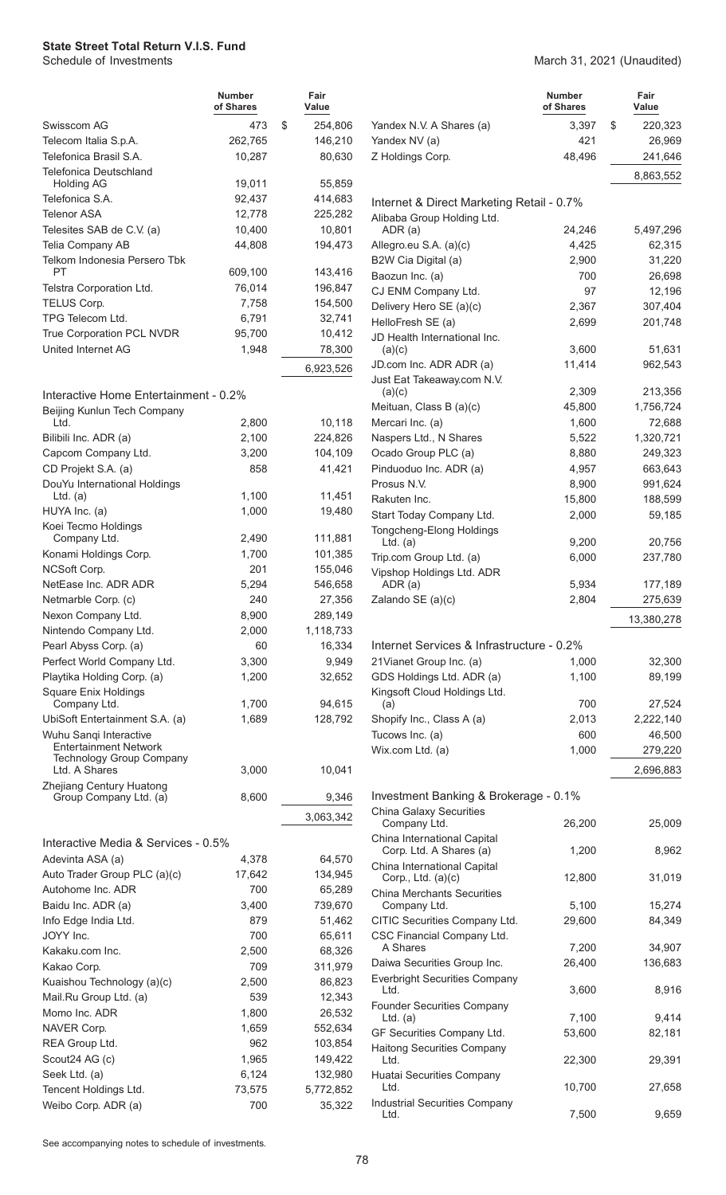**State Street Total Return V.I.S. Fund**
Schedule of Investments

March 31, 2021 (Unaudited)

| | Number of Shares | Fair Value |
|---|---|---|
| Swisscom AG | 473 | $ 254,806 |
| Telecom Italia S.p.A. | 262,765 | 146,210 |
| Telefonica Brasil S.A. | 10,287 | 80,630 |
| Telefonica Deutschland Holding AG | 19,011 | 55,859 |
| Telefonica S.A. | 92,437 | 414,683 |
| Telenor ASA | 12,778 | 225,282 |
| Telesites SAB de C.V. (a) | 10,400 | 10,801 |
| Telia Company AB | 44,808 | 194,473 |
| Telkom Indonesia Persero Tbk PT | 609,100 | 143,416 |
| Telstra Corporation Ltd. | 76,014 | 196,847 |
| TELUS Corp. | 7,758 | 154,500 |
| TPG Telecom Ltd. | 6,791 | 32,741 |
| True Corporation PCL NVDR | 95,700 | 10,412 |
| United Internet AG | 1,948 | 78,300 |
| | | 6,923,526 |
| **Interactive Home Entertainment - 0.2%** | | |
| Beijing Kunlun Tech Company Ltd. | 2,800 | 10,118 |
| Bilibili Inc. ADR (a) | 2,100 | 224,826 |
| Capcom Company Ltd. | 3,200 | 104,109 |
| CD Projekt S.A. (a) | 858 | 41,421 |
| DouYu International Holdings Ltd. (a) | 1,100 | 11,451 |
| HUYA Inc. (a) | 1,000 | 19,480 |
| Koei Tecmo Holdings Company Ltd. | 2,490 | 111,881 |
| Konami Holdings Corp. | 1,700 | 101,385 |
| NCSoft Corp. | 201 | 155,046 |
| NetEase Inc. ADR ADR | 5,294 | 546,658 |
| Netmarble Corp. (c) | 240 | 27,356 |
| Nexon Company Ltd. | 8,900 | 289,149 |
| Nintendo Company Ltd. | 2,000 | 1,118,733 |
| Pearl Abyss Corp. (a) | 60 | 16,334 |
| Perfect World Company Ltd. | 3,300 | 9,949 |
| Playtika Holding Corp. (a) | 1,200 | 32,652 |
| Square Enix Holdings Company Ltd. | 1,700 | 94,615 |
| UbiSoft Entertainment S.A. (a) | 1,689 | 128,792 |
| Wuhu Sanqi Interactive Entertainment Network Technology Group Company Ltd. A Shares | 3,000 | 10,041 |
| Zhejiang Century Huatong Group Company Ltd. (a) | 8,600 | 9,346 |
| | | 3,063,342 |
| **Interactive Media & Services - 0.5%** | | |
| Adevinta ASA (a) | 4,378 | 64,570 |
| Auto Trader Group PLC (a)(c) | 17,642 | 134,945 |
| Autohome Inc. ADR | 700 | 65,289 |
| Baidu Inc. ADR (a) | 3,400 | 739,670 |
| Info Edge India Ltd. | 879 | 51,462 |
| JOYY Inc. | 700 | 65,611 |
| Kakaku.com Inc. | 2,500 | 68,326 |
| Kakao Corp. | 709 | 311,979 |
| Kuaishou Technology (a)(c) | 2,500 | 86,823 |
| Mail.Ru Group Ltd. (a) | 539 | 12,343 |
| Momo Inc. ADR | 1,800 | 26,532 |
| NAVER Corp. | 1,659 | 552,634 |
| REA Group Ltd. | 962 | 103,854 |
| Scout24 AG (c) | 1,965 | 149,422 |
| Seek Ltd. (a) | 6,124 | 132,980 |
| Tencent Holdings Ltd. | 73,575 | 5,772,852 |
| Weibo Corp. ADR (a) | 700 | 35,322 |
| Yandex N.V. A Shares (a) | 3,397 | $ 220,323 |
| Yandex NV (a) | 421 | 26,969 |
| Z Holdings Corp. | 48,496 | 241,646 |
| | | 8,863,552 |
| **Internet & Direct Marketing Retail - 0.7%** | | |
| Alibaba Group Holding Ltd. ADR (a) | 24,246 | 5,497,296 |
| Allegro.eu S.A. (a)(c) | 4,425 | 62,315 |
| B2W Cia Digital (a) | 2,900 | 31,220 |
| Baozun Inc. (a) | 700 | 26,698 |
| CJ ENM Company Ltd. | 97 | 12,196 |
| Delivery Hero SE (a)(c) | 2,367 | 307,404 |
| HelloFresh SE (a) | 2,699 | 201,748 |
| JD Health International Inc. (a)(c) | 3,600 | 51,631 |
| JD.com Inc. ADR ADR (a) | 11,414 | 962,543 |
| Just Eat Takeaway.com N.V. (a)(c) | 2,309 | 213,356 |
| Meituan, Class B (a)(c) | 45,800 | 1,756,724 |
| Mercari Inc. (a) | 1,600 | 72,688 |
| Naspers Ltd., N Shares | 5,522 | 1,320,721 |
| Ocado Group PLC (a) | 8,880 | 249,323 |
| Pinduoduo Inc. ADR (a) | 4,957 | 663,643 |
| Prosus N.V. | 8,900 | 991,624 |
| Rakuten Inc. | 15,800 | 188,599 |
| Start Today Company Ltd. | 2,000 | 59,185 |
| Tongcheng-Elong Holdings Ltd. (a) | 9,200 | 20,756 |
| Trip.com Group Ltd. (a) | 6,000 | 237,780 |
| Vipshop Holdings Ltd. ADR ADR (a) | 5,934 | 177,189 |
| Zalando SE (a)(c) | 2,804 | 275,639 |
| | | 13,380,278 |
| **Internet Services & Infrastructure - 0.2%** | | |
| 21Vianet Group Inc. (a) | 1,000 | 32,300 |
| GDS Holdings Ltd. ADR (a) | 1,100 | 89,199 |
| Kingsoft Cloud Holdings Ltd. (a) | 700 | 27,524 |
| Shopify Inc., Class A (a) | 2,013 | 2,222,140 |
| Tucows Inc. (a) | 600 | 46,500 |
| Wix.com Ltd. (a) | 1,000 | 279,220 |
| | | 2,696,883 |
| **Investment Banking & Brokerage - 0.1%** | | |
| China Galaxy Securities Company Ltd. | 26,200 | 25,009 |
| China International Capital Corp. Ltd. A Shares (a) | 1,200 | 8,962 |
| China International Capital Corp., Ltd. (a)(c) | 12,800 | 31,019 |
| China Merchants Securities Company Ltd. | 5,100 | 15,274 |
| CITIC Securities Company Ltd. | 29,600 | 84,349 |
| CSC Financial Company Ltd. A Shares | 7,200 | 34,907 |
| Daiwa Securities Group Inc. | 26,400 | 136,683 |
| Everbright Securities Company Ltd. | 3,600 | 8,916 |
| Founder Securities Company Ltd. (a) | 7,100 | 9,414 |
| GF Securities Company Ltd. | 53,600 | 82,181 |
| Haitong Securities Company Ltd. | 22,300 | 29,391 |
| Huatai Securities Company Ltd. | 10,700 | 27,658 |
| Industrial Securities Company Ltd. | 7,500 | 9,659 |

See accompanying notes to schedule of investments.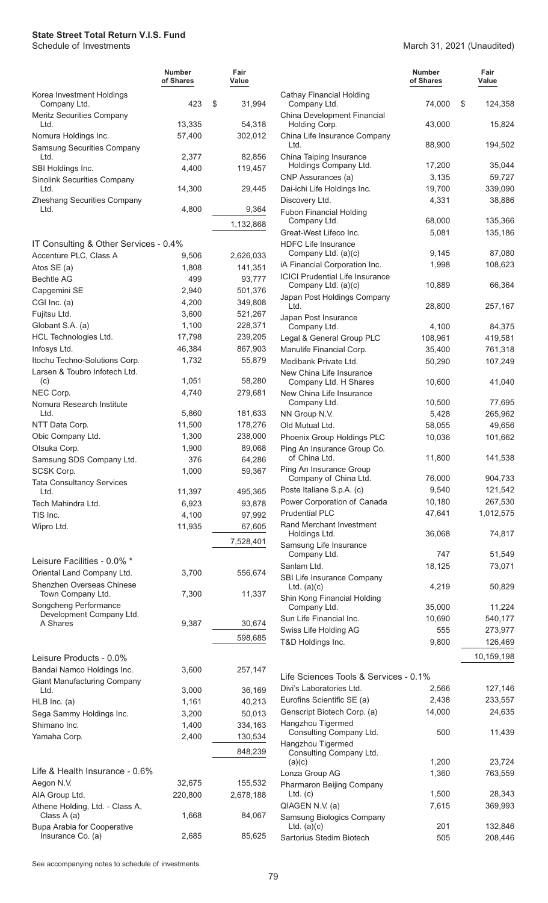**State Street Total Return V.I.S. Fund**
Schedule of Investments

March 31, 2021 (Unaudited)

| | Number of Shares | Fair Value |
|---|---|---|
| Korea Investment Holdings Company Ltd. | 423 | $ 31,994 |
| Meritz Securities Company Ltd. | 13,335 | 54,318 |
| Nomura Holdings Inc. | 57,400 | 302,012 |
| Samsung Securities Company Ltd. | 2,377 | 82,856 |
| SBI Holdings Inc. | 4,400 | 119,457 |
| Sinolink Securities Company Ltd. | 14,300 | 29,445 |
| Zheshang Securities Company Ltd. | 4,800 | 9,364 |
| | | 1,132,868 |
| **IT Consulting & Other Services - 0.4%** | | |
| Accenture PLC, Class A | 9,506 | 2,626,033 |
| Atos SE (a) | 1,808 | 141,351 |
| Bechtle AG | 499 | 93,777 |
| Capgemini SE | 2,940 | 501,376 |
| CGI Inc. (a) | 4,200 | 349,808 |
| Fujitsu Ltd. | 3,600 | 521,267 |
| Globant S.A. (a) | 1,100 | 228,371 |
| HCL Technologies Ltd. | 17,798 | 239,205 |
| Infosys Ltd. | 46,384 | 867,903 |
| Itochu Techno-Solutions Corp. | 1,732 | 55,879 |
| Larsen & Toubro Infotech Ltd. (c) | 1,051 | 58,280 |
| NEC Corp. | 4,740 | 279,681 |
| Nomura Research Institute Ltd. | 5,860 | 181,633 |
| NTT Data Corp. | 11,500 | 178,276 |
| Obic Company Ltd. | 1,300 | 238,000 |
| Otsuka Corp. | 1,900 | 89,068 |
| Samsung SDS Company Ltd. | 376 | 64,286 |
| SCSK Corp. | 1,000 | 59,367 |
| Tata Consultancy Services Ltd. | 11,397 | 495,365 |
| Tech Mahindra Ltd. | 6,923 | 93,878 |
| TIS Inc. | 4,100 | 97,992 |
| Wipro Ltd. | 11,935 | 67,605 |
| | | 7,528,401 |
| **Leisure Facilities - 0.0% \*** | | |
| Oriental Land Company Ltd. | 3,700 | 556,674 |
| Shenzhen Overseas Chinese Town Company Ltd. | 7,300 | 11,337 |
| Songcheng Performance Development Company Ltd. A Shares | 9,387 | 30,674 |
| | | 598,685 |
| **Leisure Products - 0.0%** | | |
| Bandai Namco Holdings Inc. | 3,600 | 257,147 |
| Giant Manufacturing Company Ltd. | 3,000 | 36,169 |
| HLB Inc. (a) | 1,161 | 40,213 |
| Sega Sammy Holdings Inc. | 3,200 | 50,013 |
| Shimano Inc. | 1,400 | 334,163 |
| Yamaha Corp. | 2,400 | 130,534 |
| | | 848,239 |
| **Life & Health Insurance - 0.6%** | | |
| Aegon N.V. | 32,675 | 155,532 |
| AIA Group Ltd. | 220,800 | 2,678,188 |
| Athene Holding, Ltd. - Class A, Class A (a) | 1,668 | 84,067 |
| Bupa Arabia for Cooperative Insurance Co. (a) | 2,685 | 85,625 |
| Cathay Financial Holding Company Ltd. | 74,000 | $ 124,358 |
| China Development Financial Holding Corp. | 43,000 | 15,824 |
| China Life Insurance Company Ltd. | 88,900 | 194,502 |
| China Taiping Insurance Holdings Company Ltd. | 17,200 | 35,044 |
| CNP Assurances (a) | 3,135 | 59,727 |
| Dai-ichi Life Holdings Inc. | 19,700 | 339,090 |
| Discovery Ltd. | 4,331 | 38,886 |
| Fubon Financial Holding Company Ltd. | 68,000 | 135,366 |
| Great-West Lifeco Inc. | 5,081 | 135,186 |
| HDFC Life Insurance Company Ltd. (a)(c) | 9,145 | 87,080 |
| iA Financial Corporation Inc. | 1,998 | 108,623 |
| ICICI Prudential Life Insurance Company Ltd. (a)(c) | 10,889 | 66,364 |
| Japan Post Holdings Company Ltd. | 28,800 | 257,167 |
| Japan Post Insurance Company Ltd. | 4,100 | 84,375 |
| Legal & General Group PLC | 108,961 | 419,581 |
| Manulife Financial Corp. | 35,400 | 761,318 |
| Medibank Private Ltd. | 50,290 | 107,249 |
| New China Life Insurance Company Ltd. H Shares | 10,600 | 41,040 |
| New China Life Insurance Company Ltd. | 10,500 | 77,695 |
| NN Group N.V. | 5,428 | 265,962 |
| Old Mutual Ltd. | 58,055 | 49,656 |
| Phoenix Group Holdings PLC | 10,036 | 101,662 |
| Ping An Insurance Group Co. of China Ltd. | 11,800 | 141,538 |
| Ping An Insurance Group Company of China Ltd. | 76,000 | 904,733 |
| Poste Italiane S.p.A. (c) | 9,540 | 121,542 |
| Power Corporation of Canada | 10,180 | 267,530 |
| Prudential PLC | 47,641 | 1,012,575 |
| Rand Merchant Investment Holdings Ltd. | 36,068 | 74,817 |
| Samsung Life Insurance Company Ltd. | 747 | 51,549 |
| Sanlam Ltd. | 18,125 | 73,071 |
| SBI Life Insurance Company Ltd. (a)(c) | 4,219 | 50,829 |
| Shin Kong Financial Holding Company Ltd. | 35,000 | 11,224 |
| Sun Life Financial Inc. | 10,690 | 540,177 |
| Swiss Life Holding AG | 555 | 273,977 |
| T&D Holdings Inc. | 9,800 | 126,469 |
| | | 10,159,198 |
| **Life Sciences Tools & Services - 0.1%** | | |
| Divi's Laboratories Ltd. | 2,566 | 127,146 |
| Eurofins Scientific SE (a) | 2,438 | 233,557 |
| Genscript Biotech Corp. (a) | 14,000 | 24,635 |
| Hangzhou Tigermed Consulting Company Ltd. | 500 | 11,439 |
| Hangzhou Tigermed Consulting Company Ltd. (a)(c) | 1,200 | 23,724 |
| Lonza Group AG | 1,360 | 763,559 |
| Pharmaron Beijing Company Ltd. (c) | 1,500 | 28,343 |
| QIAGEN N.V. (a) | 7,615 | 369,993 |
| Samsung Biologics Company Ltd. (a)(c) | 201 | 132,846 |
| Sartorius Stedim Biotech | 505 | 208,446 |

See accompanying notes to schedule of investments.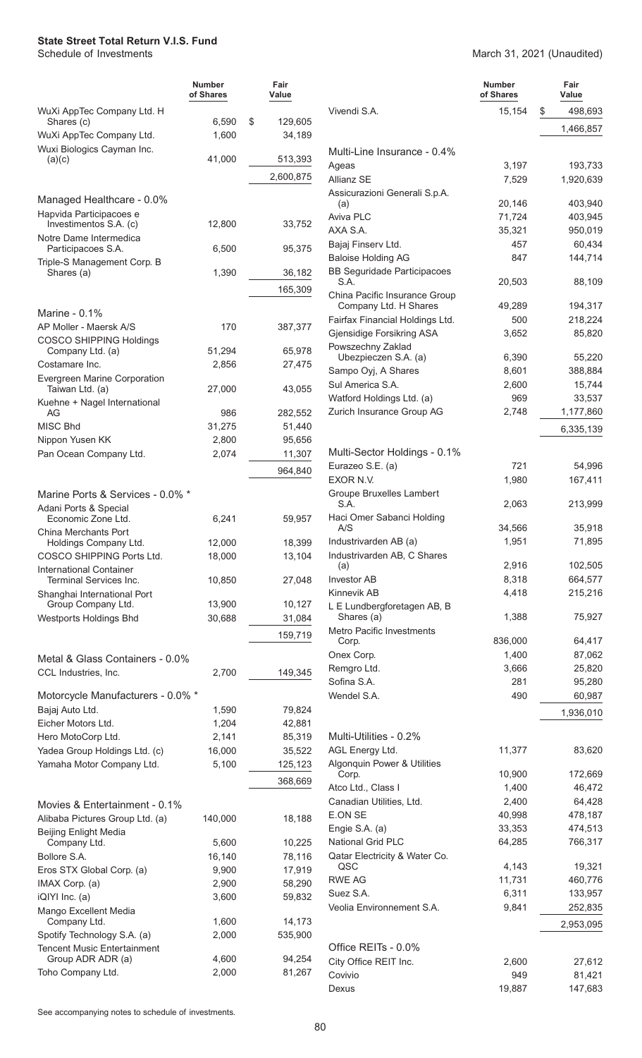# State Street Total Return V.I.S. Fund

Schedule of Investments

March 31, 2021 (Unaudited)

| | Number of Shares | Fair Value |
|---|---|---|
| WuXi AppTec Company Ltd. H Shares (c) | 6,590 | $ 129,605 |
| WuXi AppTec Company Ltd. | 1,600 | 34,189 |
| Wuxi Biologics Cayman Inc. (a)(c) | 41,000 | 513,393 |
| | | 2,600,875 |
| **Managed Healthcare - 0.0%** | | |
| Hapvida Participacoes e Investimentos S.A. (c) | 12,800 | 33,752 |
| Notre Dame Intermedica Participacoes S.A. | 6,500 | 95,375 |
| Triple-S Management Corp. B Shares (a) | 1,390 | 36,182 |
| | | 165,309 |
| **Marine - 0.1%** | | |
| AP Moller - Maersk A/S | 170 | 387,377 |
| COSCO SHIPPING Holdings Company Ltd. (a) | 51,294 | 65,978 |
| Costamare Inc. | 2,856 | 27,475 |
| Evergreen Marine Corporation Taiwan Ltd. (a) | 27,000 | 43,055 |
| Kuehne + Nagel International AG | 986 | 282,552 |
| MISC Bhd | 31,275 | 51,440 |
| Nippon Yusen KK | 2,800 | 95,656 |
| Pan Ocean Company Ltd. | 2,074 | 11,307 |
| | | 964,840 |
| **Marine Ports & Services - 0.0% \*** | | |
| Adani Ports & Special Economic Zone Ltd. | 6,241 | 59,957 |
| China Merchants Port Holdings Company Ltd. | 12,000 | 18,399 |
| COSCO SHIPPING Ports Ltd. | 18,000 | 13,104 |
| International Container Terminal Services Inc. | 10,850 | 27,048 |
| Shanghai International Port Group Company Ltd. | 13,900 | 10,127 |
| Westports Holdings Bhd | 30,688 | 31,084 |
| | | 159,719 |
| **Metal & Glass Containers - 0.0%** | | |
| CCL Industries, Inc. | 2,700 | 149,345 |
| **Motorcycle Manufacturers - 0.0% \*** | | |
| Bajaj Auto Ltd. | 1,590 | 79,824 |
| Eicher Motors Ltd. | 1,204 | 42,881 |
| Hero MotoCorp Ltd. | 2,141 | 85,319 |
| Yadea Group Holdings Ltd. (c) | 16,000 | 35,522 |
| Yamaha Motor Company Ltd. | 5,100 | 125,123 |
| | | 368,669 |
| **Movies & Entertainment - 0.1%** | | |
| Alibaba Pictures Group Ltd. (a) | 140,000 | 18,188 |
| Beijing Enlight Media Company Ltd. | 5,600 | 10,225 |
| Bollore S.A. | 16,140 | 78,116 |
| Eros STX Global Corp. (a) | 9,900 | 17,919 |
| IMAX Corp. (a) | 2,900 | 58,290 |
| iQIYI Inc. (a) | 3,600 | 59,832 |
| Mango Excellent Media Company Ltd. | 1,600 | 14,173 |
| Spotify Technology S.A. (a) | 2,000 | 535,900 |
| Tencent Music Entertainment Group ADR ADR (a) | 4,600 | 94,254 |
| Toho Company Ltd. | 2,000 | 81,267 |
| Vivendi S.A. | 15,154 | $ 498,693 |
| | | 1,466,857 |
| **Multi-Line Insurance - 0.4%** | | |
| Ageas | 3,197 | 193,733 |
| Allianz SE | 7,529 | 1,920,639 |
| Assicurazioni Generali S.p.A. (a) | 20,146 | 403,940 |
| Aviva PLC | 71,724 | 403,945 |
| AXA S.A. | 35,321 | 950,019 |
| Bajaj Finserv Ltd. | 457 | 60,434 |
| Baloise Holding AG | 847 | 144,714 |
| BB Seguridade Participacoes S.A. | 20,503 | 88,109 |
| China Pacific Insurance Group Company Ltd. H Shares | 49,289 | 194,317 |
| Fairfax Financial Holdings Ltd. | 500 | 218,224 |
| Gjensidige Forsikring ASA | 3,652 | 85,820 |
| Powszechny Zaklad Ubezpieczen S.A. (a) | 6,390 | 55,220 |
| Sampo Oyj, A Shares | 8,601 | 388,884 |
| Sul America S.A. | 2,600 | 15,744 |
| Watford Holdings Ltd. (a) | 969 | 33,537 |
| Zurich Insurance Group AG | 2,748 | 1,177,860 |
| | | 6,335,139 |
| **Multi-Sector Holdings - 0.1%** | | |
| Eurazeo S.E. (a) | 721 | 54,996 |
| EXOR N.V. | 1,980 | 167,411 |
| Groupe Bruxelles Lambert S.A. | 2,063 | 213,999 |
| Haci Omer Sabanci Holding A/S | 34,566 | 35,918 |
| Industrivarden AB (a) | 1,951 | 71,895 |
| Industrivarden AB, C Shares (a) | 2,916 | 102,505 |
| Investor AB | 8,318 | 664,577 |
| Kinnevik AB | 4,418 | 215,216 |
| L E Lundbergforetagen AB, B Shares (a) | 1,388 | 75,927 |
| Metro Pacific Investments Corp. | 836,000 | 64,417 |
| Onex Corp. | 1,400 | 87,062 |
| Remgro Ltd. | 3,666 | 25,820 |
| Sofina S.A. | 281 | 95,280 |
| Wendel S.A. | 490 | 60,987 |
| | | 1,936,010 |
| **Multi-Utilities - 0.2%** | | |
| AGL Energy Ltd. | 11,377 | 83,620 |
| Algonquin Power & Utilities Corp. | 10,900 | 172,669 |
| Atco Ltd., Class I | 1,400 | 46,472 |
| Canadian Utilities, Ltd. | 2,400 | 64,428 |
| E.ON SE | 40,998 | 478,187 |
| Engie S.A. (a) | 33,353 | 474,513 |
| National Grid PLC | 64,285 | 766,317 |
| Qatar Electricity & Water Co. QSC | 4,143 | 19,321 |
| RWE AG | 11,731 | 460,776 |
| Suez S.A. | 6,311 | 133,957 |
| Veolia Environnement S.A. | 9,841 | 252,835 |
| | | 2,953,095 |
| **Office REITs - 0.0%** | | |
| City Office REIT Inc. | 2,600 | 27,612 |
| Covivio | 949 | 81,421 |
| Dexus | 19,887 | 147,683 |

See accompanying notes to schedule of investments.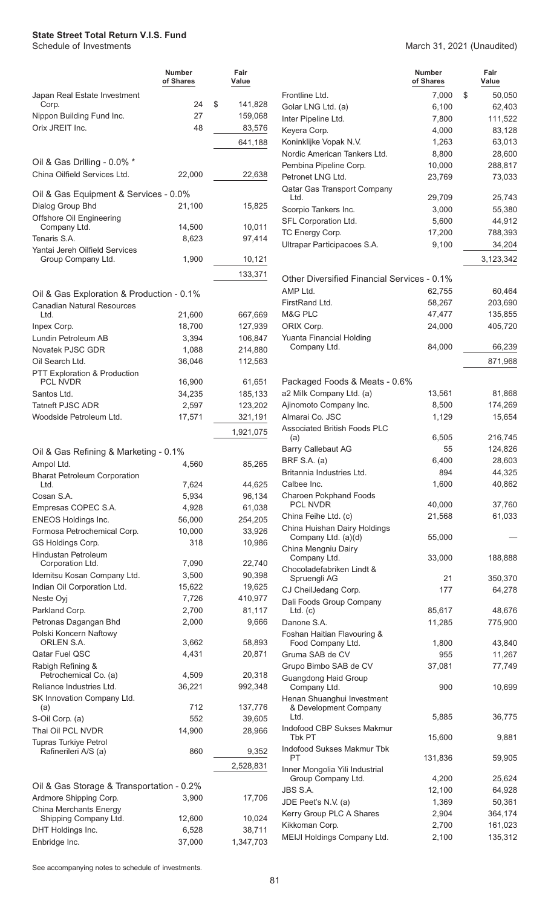**State Street Total Return V.I.S. Fund**
Schedule of Investments

March 31, 2021 (Unaudited)

| | Number of Shares | Fair Value |
|---|---|---|
| Japan Real Estate Investment Corp. | 24 | $ 141,828 |
| Nippon Building Fund Inc. | 27 | 159,068 |
| Orix JREIT Inc. | 48 | 83,576 |
| | | 641,188 |
| **Oil & Gas Drilling - 0.0% *** | | |
| China Oilfield Services Ltd. | 22,000 | 22,638 |
| **Oil & Gas Equipment & Services - 0.0%** | | |
| Dialog Group Bhd | 21,100 | 15,825 |
| Offshore Oil Engineering Company Ltd. | 14,500 | 10,011 |
| Tenaris S.A. | 8,623 | 97,414 |
| Yantai Jereh Oilfield Services Group Company Ltd. | 1,900 | 10,121 |
| | | 133,371 |
| **Oil & Gas Exploration & Production - 0.1%** | | |
| Canadian Natural Resources Ltd. | 21,600 | 667,669 |
| Inpex Corp. | 18,700 | 127,939 |
| Lundin Petroleum AB | 3,394 | 106,847 |
| Novatek PJSC GDR | 1,088 | 214,880 |
| Oil Search Ltd. | 36,046 | 112,563 |
| PTT Exploration & Production PCL NVDR | 16,900 | 61,651 |
| Santos Ltd. | 34,235 | 185,133 |
| Tatneft PJSC ADR | 2,597 | 123,202 |
| Woodside Petroleum Ltd. | 17,571 | 321,191 |
| | | 1,921,075 |
| **Oil & Gas Refining & Marketing - 0.1%** | | |
| Ampol Ltd. | 4,560 | 85,265 |
| Bharat Petroleum Corporation Ltd. | 7,624 | 44,625 |
| Cosan S.A. | 5,934 | 96,134 |
| Empresas COPEC S.A. | 4,928 | 61,038 |
| ENEOS Holdings Inc. | 56,000 | 254,205 |
| Formosa Petrochemical Corp. | 10,000 | 33,926 |
| GS Holdings Corp. | 318 | 10,986 |
| Hindustan Petroleum Corporation Ltd. | 7,090 | 22,740 |
| Idemitsu Kosan Company Ltd. | 3,500 | 90,398 |
| Indian Oil Corporation Ltd. | 15,622 | 19,625 |
| Neste Oyj | 7,726 | 410,977 |
| Parkland Corp. | 2,700 | 81,117 |
| Petronas Dagangan Bhd | 2,000 | 9,666 |
| Polski Koncern Naftowy ORLEN S.A. | 3,662 | 58,893 |
| Qatar Fuel QSC | 4,431 | 20,871 |
| Rabigh Refining & Petrochemical Co. (a) | 4,509 | 20,318 |
| Reliance Industries Ltd. | 36,221 | 992,348 |
| SK Innovation Company Ltd. (a) | 712 | 137,776 |
| S-Oil Corp. (a) | 552 | 39,605 |
| Thai Oil PCL NVDR | 14,900 | 28,966 |
| Tupras Turkiye Petrol Rafinerileri A/S (a) | 860 | 9,352 |
| | | 2,528,831 |
| **Oil & Gas Storage & Transportation - 0.2%** | | |
| Ardmore Shipping Corp. | 3,900 | 17,706 |
| China Merchants Energy Shipping Company Ltd. | 12,600 | 10,024 |
| DHT Holdings Inc. | 6,528 | 38,711 |
| Enbridge Inc. | 37,000 | 1,347,703 |
| Frontline Ltd. | 7,000 | $ 50,050 |
| Golar LNG Ltd. (a) | 6,100 | 62,403 |
| Inter Pipeline Ltd. | 7,800 | 111,522 |
| Keyera Corp. | 4,000 | 83,128 |
| Koninklijke Vopak N.V. | 1,263 | 63,013 |
| Nordic American Tankers Ltd. | 8,800 | 28,600 |
| Pembina Pipeline Corp. | 10,000 | 288,817 |
| Petronet LNG Ltd. | 23,769 | 73,033 |
| Qatar Gas Transport Company Ltd. | 29,709 | 25,743 |
| Scorpio Tankers Inc. | 3,000 | 55,380 |
| SFL Corporation Ltd. | 5,600 | 44,912 |
| TC Energy Corp. | 17,200 | 788,393 |
| Ultrapar Participacoes S.A. | 9,100 | 34,204 |
| | | 3,123,342 |
| **Other Diversified Financial Services - 0.1%** | | |
| AMP Ltd. | 62,755 | 60,464 |
| FirstRand Ltd. | 58,267 | 203,690 |
| M&G PLC | 47,477 | 135,855 |
| ORIX Corp. | 24,000 | 405,720 |
| Yuanta Financial Holding Company Ltd. | 84,000 | 66,239 |
| | | 871,968 |
| **Packaged Foods & Meats - 0.6%** | | |
| a2 Milk Company Ltd. (a) | 13,561 | 81,868 |
| Ajinomoto Company Inc. | 8,500 | 174,269 |
| Almarai Co. JSC | 1,129 | 15,654 |
| Associated British Foods PLC (a) | 6,505 | 216,745 |
| Barry Callebaut AG | 55 | 124,826 |
| BRF S.A. (a) | 6,400 | 28,603 |
| Britannia Industries Ltd. | 894 | 44,325 |
| Calbee Inc. | 1,600 | 40,862 |
| Charoen Pokphand Foods PCL NVDR | 40,000 | 37,760 |
| China Feihe Ltd. (c) | 21,568 | 61,033 |
| China Huishan Dairy Holdings Company Ltd. (a)(d) | 55,000 | — |
| China Mengniu Dairy Company Ltd. | 33,000 | 188,888 |
| Chocoladefabriken Lindt & Spruengli AG | 21 | 350,370 |
| CJ CheilJedang Corp. | 177 | 64,278 |
| Dali Foods Group Company Ltd. (c) | 85,617 | 48,676 |
| Danone S.A. | 11,285 | 775,900 |
| Foshan Haitian Flavouring & Food Company Ltd. | 1,800 | 43,840 |
| Gruma SAB de CV | 955 | 11,267 |
| Grupo Bimbo SAB de CV | 37,081 | 77,749 |
| Guangdong Haid Group Company Ltd. | 900 | 10,699 |
| Henan Shuanghui Investment & Development Company Ltd. | 5,885 | 36,775 |
| Indofood CBP Sukses Makmur Tbk PT | 15,600 | 9,881 |
| Indofood Sukses Makmur Tbk PT | 131,836 | 59,905 |
| Inner Mongolia Yili Industrial Group Company Ltd. | 4,200 | 25,624 |
| JBS S.A. | 12,100 | 64,928 |
| JDE Peet's N.V. (a) | 1,369 | 50,361 |
| Kerry Group PLC A Shares | 2,904 | 364,174 |
| Kikkoman Corp. | 2,700 | 161,023 |
| MEIJI Holdings Company Ltd. | 2,100 | 135,312 |

See accompanying notes to schedule of investments.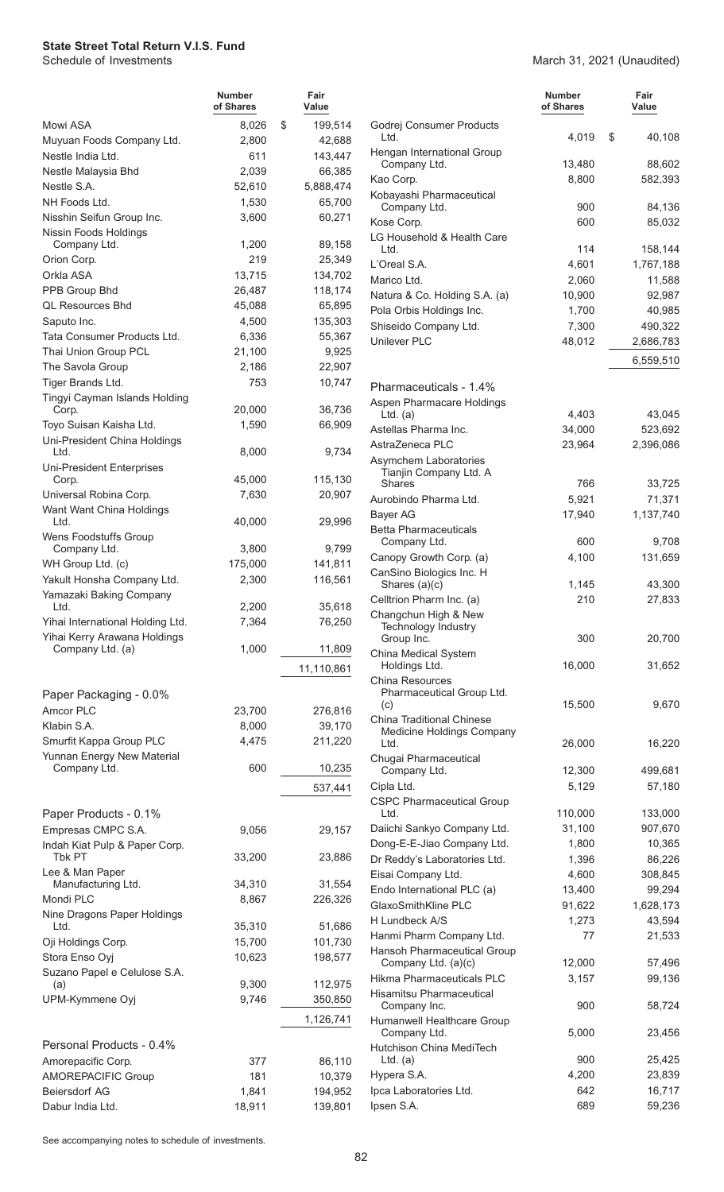**State Street Total Return V.I.S. Fund**
Schedule of Investments

March 31, 2021 (Unaudited)

| | Number of Shares | Fair Value |
|---|---|---|
| Mowi ASA | 8,026 | $ 199,514 |
| Muyuan Foods Company Ltd. | 2,800 | 42,688 |
| Nestle India Ltd. | 611 | 143,447 |
| Nestle Malaysia Bhd | 2,039 | 66,385 |
| Nestle S.A. | 52,610 | 5,888,474 |
| NH Foods Ltd. | 1,530 | 65,700 |
| Nisshin Seifun Group Inc. | 3,600 | 60,271 |
| Nissin Foods Holdings Company Ltd. | 1,200 | 89,158 |
| Orion Corp. | 219 | 25,349 |
| Orkla ASA | 13,715 | 134,702 |
| PPB Group Bhd | 26,487 | 118,174 |
| QL Resources Bhd | 45,088 | 65,895 |
| Saputo Inc. | 4,500 | 135,303 |
| Tata Consumer Products Ltd. | 6,336 | 55,367 |
| Thai Union Group PCL | 21,100 | 9,925 |
| The Savola Group | 2,186 | 22,907 |
| Tiger Brands Ltd. | 753 | 10,747 |
| Tingyi Cayman Islands Holding Corp. | 20,000 | 36,736 |
| Toyo Suisan Kaisha Ltd. | 1,590 | 66,909 |
| Uni-President China Holdings Ltd. | 8,000 | 9,734 |
| Uni-President Enterprises Corp. | 45,000 | 115,130 |
| Universal Robina Corp. | 7,630 | 20,907 |
| Want Want China Holdings Ltd. | 40,000 | 29,996 |
| Wens Foodstuffs Group Company Ltd. | 3,800 | 9,799 |
| WH Group Ltd. (c) | 175,000 | 141,811 |
| Yakult Honsha Company Ltd. | 2,300 | 116,561 |
| Yamazaki Baking Company Ltd. | 2,200 | 35,618 |
| Yihai International Holding Ltd. | 7,364 | 76,250 |
| Yihai Kerry Arawana Holdings Company Ltd. (a) | 1,000 | 11,809 |
| | | 11,110,861 |
| **Paper Packaging - 0.0%** | | |
| Amcor PLC | 23,700 | 276,816 |
| Klabin S.A. | 8,000 | 39,170 |
| Smurfit Kappa Group PLC | 4,475 | 211,220 |
| Yunnan Energy New Material Company Ltd. | 600 | 10,235 |
| | | 537,441 |
| **Paper Products - 0.1%** | | |
| Empresas CMPC S.A. | 9,056 | 29,157 |
| Indah Kiat Pulp & Paper Corp. Tbk PT | 33,200 | 23,886 |
| Lee & Man Paper Manufacturing Ltd. | 34,310 | 31,554 |
| Mondi PLC | 8,867 | 226,326 |
| Nine Dragons Paper Holdings Ltd. | 35,310 | 51,686 |
| Oji Holdings Corp. | 15,700 | 101,730 |
| Stora Enso Oyj | 10,623 | 198,577 |
| Suzano Papel e Celulose S.A. (a) | 9,300 | 112,975 |
| UPM-Kymmene Oyj | 9,746 | 350,850 |
| | | 1,126,741 |
| **Personal Products - 0.4%** | | |
| Amorepacific Corp. | 377 | 86,110 |
| AMOREPACIFIC Group | 181 | 10,379 |
| Beiersdorf AG | 1,841 | 194,952 |
| Dabur India Ltd. | 18,911 | 139,801 |
| Godrej Consumer Products Ltd. | 4,019 | $ 40,108 |
| Hengan International Group Company Ltd. | 13,480 | 88,602 |
| Kao Corp. | 8,800 | 582,393 |
| Kobayashi Pharmaceutical Company Ltd. | 900 | 84,136 |
| Kose Corp. | 600 | 85,032 |
| LG Household & Health Care Ltd. | 114 | 158,144 |
| L'Oreal S.A. | 4,601 | 1,767,188 |
| Marico Ltd. | 2,060 | 11,588 |
| Natura & Co. Holding S.A. (a) | 10,900 | 92,987 |
| Pola Orbis Holdings Inc. | 1,700 | 40,985 |
| Shiseido Company Ltd. | 7,300 | 490,322 |
| Unilever PLC | 48,012 | 2,686,783 |
| | | 6,559,510 |
| **Pharmaceuticals - 1.4%** | | |
| Aspen Pharmacare Holdings Ltd. (a) | 4,403 | 43,045 |
| Astellas Pharma Inc. | 34,000 | 523,692 |
| AstraZeneca PLC | 23,964 | 2,396,086 |
| Asymchem Laboratories Tianjin Company Ltd. A Shares | 766 | 33,725 |
| Aurobindo Pharma Ltd. | 5,921 | 71,371 |
| Bayer AG | 17,940 | 1,137,740 |
| Betta Pharmaceuticals Company Ltd. | 600 | 9,708 |
| Canopy Growth Corp. (a) | 4,100 | 131,659 |
| CanSino Biologics Inc. H Shares (a)(c) | 1,145 | 43,300 |
| Celltrion Pharm Inc. (a) | 210 | 27,833 |
| Changchun High & New Technology Industry Group Inc. | 300 | 20,700 |
| China Medical System Holdings Ltd. | 16,000 | 31,652 |
| China Resources Pharmaceutical Group Ltd. (c) | 15,500 | 9,670 |
| China Traditional Chinese Medicine Holdings Company Ltd. | 26,000 | 16,220 |
| Chugai Pharmaceutical Company Ltd. | 12,300 | 499,681 |
| Cipla Ltd. | 5,129 | 57,180 |
| CSPC Pharmaceutical Group Ltd. | 110,000 | 133,000 |
| Daiichi Sankyo Company Ltd. | 31,100 | 907,670 |
| Dong-E-E-Jiao Company Ltd. | 1,800 | 10,365 |
| Dr Reddy's Laboratories Ltd. | 1,396 | 86,226 |
| Eisai Company Ltd. | 4,600 | 308,845 |
| Endo International PLC (a) | 13,400 | 99,294 |
| GlaxoSmithKline PLC | 91,622 | 1,628,173 |
| H Lundbeck A/S | 1,273 | 43,594 |
| Hanmi Pharm Company Ltd. | 77 | 21,533 |
| Hansoh Pharmaceutical Group Company Ltd. (a)(c) | 12,000 | 57,496 |
| Hikma Pharmaceuticals PLC | 3,157 | 99,136 |
| Hisamitsu Pharmaceutical Company Inc. | 900 | 58,724 |
| Humanwell Healthcare Group Company Ltd. | 5,000 | 23,456 |
| Hutchison China MediTech Ltd. (a) | 900 | 25,425 |
| Hypera S.A. | 4,200 | 23,839 |
| Ipca Laboratories Ltd. | 642 | 16,717 |
| Ipsen S.A. | 689 | 59,236 |

See accompanying notes to schedule of investments.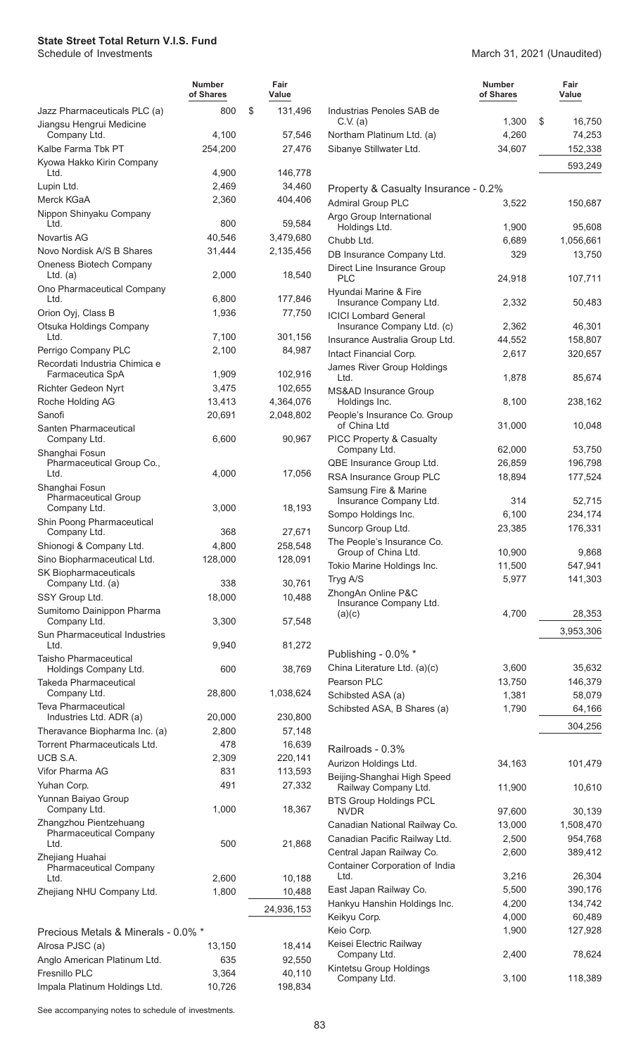**State Street Total Return V.I.S. Fund**
Schedule of Investments

March 31, 2021 (Unaudited)

| | Number of Shares | Fair Value |
|---|---|---|
| Jazz Pharmaceuticals PLC (a) | 800 | $ 131,496 |
| Jiangsu Hengrui Medicine Company Ltd. | 4,100 | 57,546 |
| Kalbe Farma Tbk PT | 254,200 | 27,476 |
| Kyowa Hakko Kirin Company Ltd. | 4,900 | 146,778 |
| Lupin Ltd. | 2,469 | 34,460 |
| Merck KGaA | 2,360 | 404,406 |
| Nippon Shinyaku Company Ltd. | 800 | 59,584 |
| Novartis AG | 40,546 | 3,479,680 |
| Novo Nordisk A/S B Shares | 31,444 | 2,135,456 |
| Oneness Biotech Company Ltd. (a) | 2,000 | 18,540 |
| Ono Pharmaceutical Company Ltd. | 6,800 | 177,846 |
| Orion Oyj, Class B | 1,936 | 77,750 |
| Otsuka Holdings Company Ltd. | 7,100 | 301,156 |
| Perrigo Company PLC | 2,100 | 84,987 |
| Recordati Industria Chimica e Farmaceutica SpA | 1,909 | 102,916 |
| Richter Gedeon Nyrt | 3,475 | 102,655 |
| Roche Holding AG | 13,413 | 4,364,076 |
| Sanofi | 20,691 | 2,048,802 |
| Santen Pharmaceutical Company Ltd. | 6,600 | 90,967 |
| Shanghai Fosun Pharmaceutical Group Co., Ltd. | 4,000 | 17,056 |
| Shanghai Fosun Pharmaceutical Group Company Ltd. | 3,000 | 18,193 |
| Shin Poong Pharmaceutical Company Ltd. | 368 | 27,671 |
| Shionogi & Company Ltd. | 4,800 | 258,548 |
| Sino Biopharmaceutical Ltd. | 128,000 | 128,091 |
| SK Biopharmaceuticals Company Ltd. (a) | 338 | 30,761 |
| SSY Group Ltd. | 18,000 | 10,488 |
| Sumitomo Dainippon Pharma Company Ltd. | 3,300 | 57,548 |
| Sun Pharmaceutical Industries Ltd. | 9,940 | 81,272 |
| Taisho Pharmaceutical Holdings Company Ltd. | 600 | 38,769 |
| Takeda Pharmaceutical Company Ltd. | 28,800 | 1,038,624 |
| Teva Pharmaceutical Industries Ltd. ADR (a) | 20,000 | 230,800 |
| Theravance Biopharma Inc. (a) | 2,800 | 57,148 |
| Torrent Pharmaceuticals Ltd. | 478 | 16,639 |
| UCB S.A. | 2,309 | 220,141 |
| Vifor Pharma AG | 831 | 113,593 |
| Yuhan Corp. | 491 | 27,332 |
| Yunnan Baiyao Group Company Ltd. | 1,000 | 18,367 |
| Zhangzhou Pientzehuang Pharmaceutical Company Ltd. | 500 | 21,868 |
| Zhejiang Huahai Pharmaceutical Company Ltd. | 2,600 | 10,188 |
| Zhejiang NHU Company Ltd. | 1,800 | 10,488 |
| | | 24,936,153 |
| **Precious Metals & Minerals - 0.0% *** | | |
| Alrosa PJSC (a) | 13,150 | 18,414 |
| Anglo American Platinum Ltd. | 635 | 92,550 |
| Fresnillo PLC | 3,364 | 40,110 |
| Impala Platinum Holdings Ltd. | 10,726 | 198,834 |
| Industrias Penoles SAB de C.V. (a) | 1,300 | $ 16,750 |
| Northam Platinum Ltd. (a) | 4,260 | 74,253 |
| Sibanye Stillwater Ltd. | 34,607 | 152,338 |
| | | 593,249 |
| **Property & Casualty Insurance - 0.2%** | | |
| Admiral Group PLC | 3,522 | 150,687 |
| Argo Group International Holdings Ltd. | 1,900 | 95,608 |
| Chubb Ltd. | 6,689 | 1,056,661 |
| DB Insurance Company Ltd. | 329 | 13,750 |
| Direct Line Insurance Group PLC | 24,918 | 107,711 |
| Hyundai Marine & Fire Insurance Company Ltd. | 2,332 | 50,483 |
| ICICI Lombard General Insurance Company Ltd. (c) | 2,362 | 46,301 |
| Insurance Australia Group Ltd. | 44,552 | 158,807 |
| Intact Financial Corp. | 2,617 | 320,657 |
| James River Group Holdings Ltd. | 1,878 | 85,674 |
| MS&AD Insurance Group Holdings Inc. | 8,100 | 238,162 |
| People's Insurance Co. Group of China Ltd | 31,000 | 10,048 |
| PICC Property & Casualty Company Ltd. | 62,000 | 53,750 |
| QBE Insurance Group Ltd. | 26,859 | 196,798 |
| RSA Insurance Group PLC | 18,894 | 177,524 |
| Samsung Fire & Marine Insurance Company Ltd. | 314 | 52,715 |
| Sompo Holdings Inc. | 6,100 | 234,174 |
| Suncorp Group Ltd. | 23,385 | 176,331 |
| The People's Insurance Co. Group of China Ltd. | 10,900 | 9,868 |
| Tokio Marine Holdings Inc. | 11,500 | 547,941 |
| Tryg A/S | 5,977 | 141,303 |
| ZhongAn Online P&C Insurance Company Ltd. (a)(c) | 4,700 | 28,353 |
| | | 3,953,306 |
| **Publishing - 0.0% *** | | |
| China Literature Ltd. (a)(c) | 3,600 | 35,632 |
| Pearson PLC | 13,750 | 146,379 |
| Schibsted ASA (a) | 1,381 | 58,079 |
| Schibsted ASA, B Shares (a) | 1,790 | 64,166 |
| | | 304,256 |
| **Railroads - 0.3%** | | |
| Aurizon Holdings Ltd. | 34,163 | 101,479 |
| Beijing-Shanghai High Speed Railway Company Ltd. | 11,900 | 10,610 |
| BTS Group Holdings PCL NVDR | 97,600 | 30,139 |
| Canadian National Railway Co. | 13,000 | 1,508,470 |
| Canadian Pacific Railway Ltd. | 2,500 | 954,768 |
| Central Japan Railway Co. | 2,600 | 389,412 |
| Container Corporation of India Ltd. | 3,216 | 26,304 |
| East Japan Railway Co. | 5,500 | 390,176 |
| Hankyu Hanshin Holdings Inc. | 4,200 | 134,742 |
| Keikyu Corp. | 4,000 | 60,489 |
| Keio Corp. | 1,900 | 127,928 |
| Keisei Electric Railway Company Ltd. | 2,400 | 78,624 |
| Kintetsu Group Holdings Company Ltd. | 3,100 | 118,389 |

See accompanying notes to schedule of investments.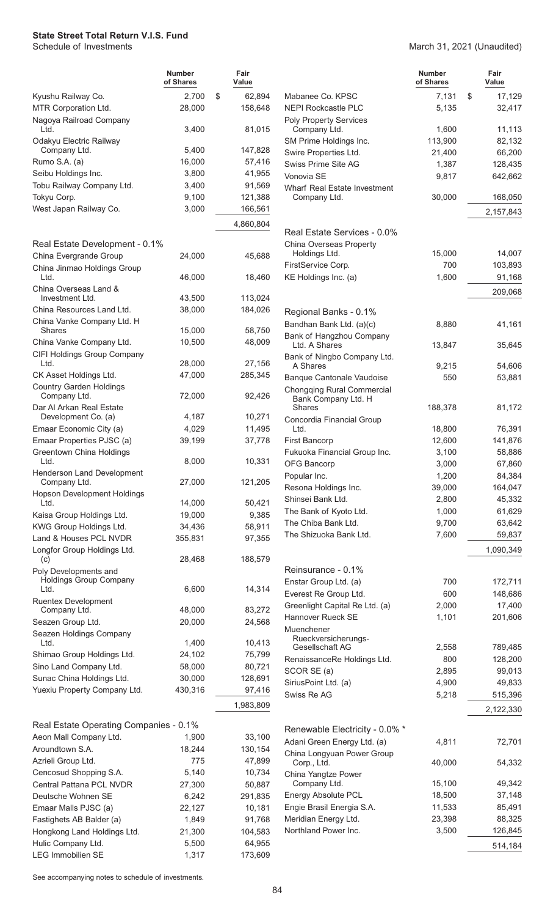**State Street Total Return V.I.S. Fund**
Schedule of Investments

March 31, 2021 (Unaudited)

| | Number of Shares | Fair Value |
|---|---|---|
| Kyushu Railway Co. | 2,700 | $ 62,894 |
| MTR Corporation Ltd. | 28,000 | 158,648 |
| Nagoya Railroad Company Ltd. | 3,400 | 81,015 |
| Odakyu Electric Railway Company Ltd. | 5,400 | 147,828 |
| Rumo S.A. (a) | 16,000 | 57,416 |
| Seibu Holdings Inc. | 3,800 | 41,955 |
| Tobu Railway Company Ltd. | 3,400 | 91,569 |
| Tokyu Corp. | 9,100 | 121,388 |
| West Japan Railway Co. | 3,000 | 166,561 |
| | | 4,860,804 |
| **Real Estate Development - 0.1%** | | |
| China Evergrande Group | 24,000 | 45,688 |
| China Jinmao Holdings Group Ltd. | 46,000 | 18,460 |
| China Overseas Land & Investment Ltd. | 43,500 | 113,024 |
| China Resources Land Ltd. | 38,000 | 184,026 |
| China Vanke Company Ltd. H Shares | 15,000 | 58,750 |
| China Vanke Company Ltd. | 10,500 | 48,009 |
| CIFI Holdings Group Company Ltd. | 28,000 | 27,156 |
| CK Asset Holdings Ltd. | 47,000 | 285,345 |
| Country Garden Holdings Company Ltd. | 72,000 | 92,426 |
| Dar Al Arkan Real Estate Development Co. (a) | 4,187 | 10,271 |
| Emaar Economic City (a) | 4,029 | 11,495 |
| Emaar Properties PJSC (a) | 39,199 | 37,778 |
| Greentown China Holdings Ltd. | 8,000 | 10,331 |
| Henderson Land Development Company Ltd. | 27,000 | 121,205 |
| Hopson Development Holdings Ltd. | 14,000 | 50,421 |
| Kaisa Group Holdings Ltd. | 19,000 | 9,385 |
| KWG Group Holdings Ltd. | 34,436 | 58,911 |
| Land & Houses PCL NVDR | 355,831 | 97,355 |
| Longfor Group Holdings Ltd. (c) | 28,468 | 188,579 |
| Poly Developments and Holdings Group Company Ltd. | 6,600 | 14,314 |
| Ruentex Development Company Ltd. | 48,000 | 83,272 |
| Seazen Group Ltd. | 20,000 | 24,568 |
| Seazen Holdings Company Ltd. | 1,400 | 10,413 |
| Shimao Group Holdings Ltd. | 24,102 | 75,799 |
| Sino Land Company Ltd. | 58,000 | 80,721 |
| Sunac China Holdings Ltd. | 30,000 | 128,691 |
| Yuexiu Property Company Ltd. | 430,316 | 97,416 |
| | | 1,983,809 |
| **Real Estate Operating Companies - 0.1%** | | |
| Aeon Mall Company Ltd. | 1,900 | 33,100 |
| Aroundtown S.A. | 18,244 | 130,154 |
| Azrieli Group Ltd. | 775 | 47,899 |
| Cencosud Shopping S.A. | 5,140 | 10,734 |
| Central Pattana PCL NVDR | 27,300 | 50,887 |
| Deutsche Wohnen SE | 6,242 | 291,835 |
| Emaar Malls PJSC (a) | 22,127 | 10,181 |
| Fastighets AB Balder (a) | 1,849 | 91,768 |
| Hongkong Land Holdings Ltd. | 21,300 | 104,583 |
| Hulic Company Ltd. | 5,500 | 64,955 |
| LEG Immobilien SE | 1,317 | 173,609 |
| Mabanee Co. KPSC | 7,131 | $ 17,129 |
| NEPI Rockcastle PLC | 5,135 | 32,417 |
| Poly Property Services Company Ltd. | 1,600 | 11,113 |
| SM Prime Holdings Inc. | 113,900 | 82,132 |
| Swire Properties Ltd. | 21,400 | 66,200 |
| Swiss Prime Site AG | 1,387 | 128,435 |
| Vonovia SE | 9,817 | 642,662 |
| Wharf Real Estate Investment Company Ltd. | 30,000 | 168,050 |
| | | 2,157,843 |
| **Real Estate Services - 0.0%** | | |
| China Overseas Property Holdings Ltd. | 15,000 | 14,007 |
| FirstService Corp. | 700 | 103,893 |
| KE Holdings Inc. (a) | 1,600 | 91,168 |
| | | 209,068 |
| **Regional Banks - 0.1%** | | |
| Bandhan Bank Ltd. (a)(c) | 8,880 | 41,161 |
| Bank of Hangzhou Company Ltd. A Shares | 13,847 | 35,645 |
| Bank of Ningbo Company Ltd. A Shares | 9,215 | 54,606 |
| Banque Cantonale Vaudoise | 550 | 53,881 |
| Chongqing Rural Commercial Bank Company Ltd. H Shares | 188,378 | 81,172 |
| Concordia Financial Group Ltd. | 18,800 | 76,391 |
| First Bancorp | 12,600 | 141,876 |
| Fukuoka Financial Group Inc. | 3,100 | 58,886 |
| OFG Bancorp | 3,000 | 67,860 |
| Popular Inc. | 1,200 | 84,384 |
| Resona Holdings Inc. | 39,000 | 164,047 |
| Shinsei Bank Ltd. | 2,800 | 45,332 |
| The Bank of Kyoto Ltd. | 1,000 | 61,629 |
| The Chiba Bank Ltd. | 9,700 | 63,642 |
| The Shizuoka Bank Ltd. | 7,600 | 59,837 |
| | | 1,090,349 |
| **Reinsurance - 0.1%** | | |
| Enstar Group Ltd. (a) | 700 | 172,711 |
| Everest Re Group Ltd. | 600 | 148,686 |
| Greenlight Capital Re Ltd. (a) | 2,000 | 17,400 |
| Hannover Rueck SE | 1,101 | 201,606 |
| Muenchener Rueckversicherungs-Gesellschaft AG | 2,558 | 789,485 |
| RenaissanceRe Holdings Ltd. | 800 | 128,200 |
| SCOR SE (a) | 2,895 | 99,013 |
| SiriusPoint Ltd. (a) | 4,900 | 49,833 |
| Swiss Re AG | 5,218 | 515,396 |
| | | 2,122,330 |
| **Renewable Electricity - 0.0% *** | | |
| Adani Green Energy Ltd. (a) | 4,811 | 72,701 |
| China Longyuan Power Group Corp., Ltd. | 40,000 | 54,332 |
| China Yangtze Power Company Ltd. | 15,100 | 49,342 |
| Energy Absolute PCL | 18,500 | 37,148 |
| Engie Brasil Energia S.A. | 11,533 | 85,491 |
| Meridian Energy Ltd. | 23,398 | 88,325 |
| Northland Power Inc. | 3,500 | 126,845 |
| | | 514,184 |

See accompanying notes to schedule of investments.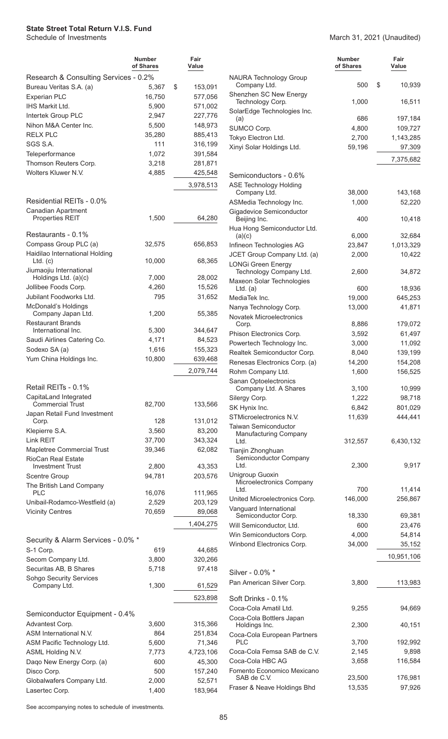**State Street Total Return V.I.S. Fund**
Schedule of Investments

March 31, 2021 (Unaudited)

| | Number of Shares | Fair Value |
|---|---|---|
| **Research & Consulting Services - 0.2%** | | |
| Bureau Veritas S.A. (a) | 5,367 | $ 153,091 |
| Experian PLC | 16,750 | 577,056 |
| IHS Markit Ltd. | 5,900 | 571,002 |
| Intertek Group PLC | 2,947 | 227,776 |
| Nihon M&A Center Inc. | 5,500 | 148,973 |
| RELX PLC | 35,280 | 885,413 |
| SGS S.A. | 111 | 316,199 |
| Teleperformance | 1,072 | 391,584 |
| Thomson Reuters Corp. | 3,218 | 281,871 |
| Wolters Kluwer N.V. | 4,885 | 425,548 |
| | | 3,978,513 |
| **Residential REITs - 0.0%** | | |
| Canadian Apartment Properties REIT | 1,500 | 64,280 |
| **Restaurants - 0.1%** | | |
| Compass Group PLC (a) | 32,575 | 656,853 |
| Haidilao International Holding Ltd. (c) | 10,000 | 68,365 |
| Jiumaojiu International Holdings Ltd. (a)(c) | 7,000 | 28,002 |
| Jollibee Foods Corp. | 4,260 | 15,526 |
| Jubilant Foodworks Ltd. | 795 | 31,652 |
| McDonald's Holdings Company Japan Ltd. | 1,200 | 55,385 |
| Restaurant Brands International Inc. | 5,300 | 344,647 |
| Saudi Airlines Catering Co. | 4,171 | 84,523 |
| Sodexo SA (a) | 1,616 | 155,323 |
| Yum China Holdings Inc. | 10,800 | 639,468 |
| | | 2,079,744 |
| **Retail REITs - 0.1%** | | |
| CapitaLand Integrated Commercial Trust | 82,700 | 133,566 |
| Japan Retail Fund Investment Corp. | 128 | 131,012 |
| Klepierre S.A. | 3,560 | 83,200 |
| Link REIT | 37,700 | 343,324 |
| Mapletree Commercial Trust | 39,346 | 62,082 |
| RioCan Real Estate Investment Trust | 2,800 | 43,353 |
| Scentre Group | 94,781 | 203,576 |
| The British Land Company PLC | 16,076 | 111,965 |
| Unibail-Rodamco-Westfield (a) | 2,529 | 203,129 |
| Vicinity Centres | 70,659 | 89,068 |
| | | 1,404,275 |
| **Security & Alarm Services - 0.0% \*** | | |
| S-1 Corp. | 619 | 44,685 |
| Secom Company Ltd. | 3,800 | 320,266 |
| Securitas AB, B Shares | 5,718 | 97,418 |
| Sohgo Security Services Company Ltd. | 1,300 | 61,529 |
| | | 523,898 |
| **Semiconductor Equipment - 0.4%** | | |
| Advantest Corp. | 3,600 | 315,366 |
| ASM International N.V. | 864 | 251,834 |
| ASM Pacific Technology Ltd. | 5,600 | 71,346 |
| ASML Holding N.V. | 7,773 | 4,723,106 |
| Daqo New Energy Corp. (a) | 600 | 45,300 |
| Disco Corp. | 500 | 157,240 |
| Globalwafers Company Ltd. | 2,000 | 52,571 |
| Lasertec Corp. | 1,400 | 183,964 |
| NAURA Technology Group Company Ltd. | 500 | $ 10,939 |
| Shenzhen SC New Energy Technology Corp. | 1,000 | 16,511 |
| SolarEdge Technologies Inc. (a) | 686 | 197,184 |
| SUMCO Corp. | 4,800 | 109,727 |
| Tokyo Electron Ltd. | 2,700 | 1,143,285 |
| Xinyi Solar Holdings Ltd. | 59,196 | 97,309 |
| | | 7,375,682 |
| **Semiconductors - 0.6%** | | |
| ASE Technology Holding Company Ltd. | 38,000 | 143,168 |
| ASMedia Technology Inc. | 1,000 | 52,220 |
| Gigadevice Semiconductor Beijing Inc. | 400 | 10,418 |
| Hua Hong Semiconductor Ltd. (a)(c) | 6,000 | 32,684 |
| Infineon Technologies AG | 23,847 | 1,013,329 |
| JCET Group Company Ltd. (a) | 2,000 | 10,422 |
| LONGi Green Energy Technology Company Ltd. | 2,600 | 34,872 |
| Maxeon Solar Technologies Ltd. (a) | 600 | 18,936 |
| MediaTek Inc. | 19,000 | 645,253 |
| Nanya Technology Corp. | 13,000 | 41,871 |
| Novatek Microelectronics Corp. | 8,886 | 179,072 |
| Phison Electronics Corp. | 3,592 | 61,497 |
| Powertech Technology Inc. | 3,000 | 11,092 |
| Realtek Semiconductor Corp. | 8,040 | 139,199 |
| Renesas Electronics Corp. (a) | 14,200 | 154,208 |
| Rohm Company Ltd. | 1,600 | 156,525 |
| Sanan Optoelectronics Company Ltd. A Shares | 3,100 | 10,999 |
| Silergy Corp. | 1,222 | 98,718 |
| SK Hynix Inc. | 6,842 | 801,029 |
| STMicroelectronics N.V. | 11,639 | 444,441 |
| Taiwan Semiconductor Manufacturing Company Ltd. | 312,557 | 6,430,132 |
| Tianjin Zhonghuan Semiconductor Company Ltd. | 2,300 | 9,917 |
| Unigroup Guoxin Microelectronics Company Ltd. | 700 | 11,414 |
| United Microelectronics Corp. | 146,000 | 256,867 |
| Vanguard International Semiconductor Corp. | 18,330 | 69,381 |
| Will Semiconductor, Ltd. | 600 | 23,476 |
| Win Semiconductors Corp. | 4,000 | 54,814 |
| Winbond Electronics Corp. | 34,000 | 35,152 |
| | | 10,951,106 |
| **Silver - 0.0% \*** | | |
| Pan American Silver Corp. | 3,800 | 113,983 |
| **Soft Drinks - 0.1%** | | |
| Coca-Cola Amatil Ltd. | 9,255 | 94,669 |
| Coca-Cola Bottlers Japan Holdings Inc. | 2,300 | 40,151 |
| Coca-Cola European Partners PLC | 3,700 | 192,992 |
| Coca-Cola Femsa SAB de C.V. | 2,145 | 9,898 |
| Coca-Cola HBC AG | 3,658 | 116,584 |
| Fomento Economico Mexicano SAB de C.V. | 23,500 | 176,981 |
| Fraser & Neave Holdings Bhd | 13,535 | 97,926 |

See accompanying notes to schedule of investments.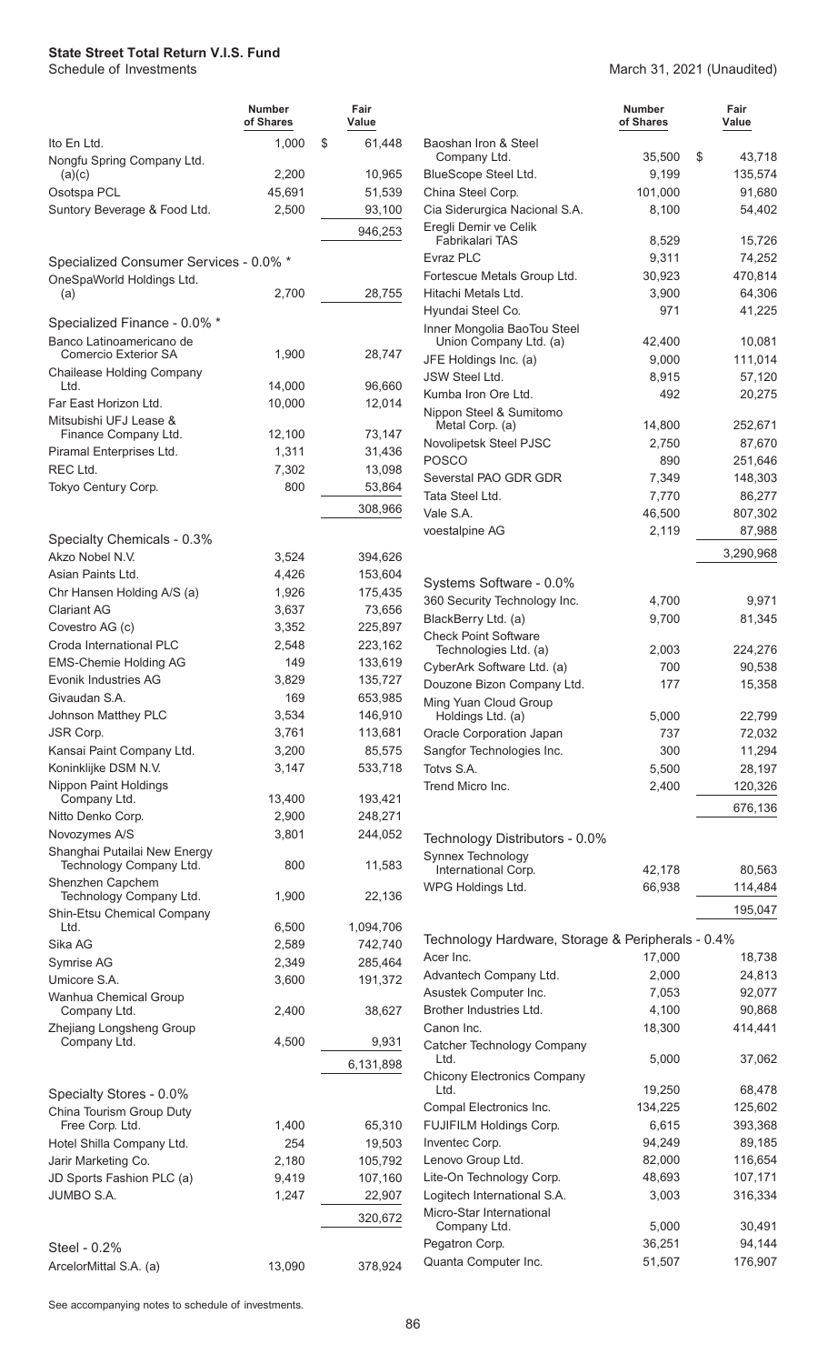**State Street Total Return V.I.S. Fund**
Schedule of Investments

March 31, 2021 (Unaudited)

| | Number of Shares | Fair Value |
|---|---|---|
| Ito En Ltd. | 1,000 | $ 61,448 |
| Nongfu Spring Company Ltd. (a)(c) | 2,200 | 10,965 |
| Osotspa PCL | 45,691 | 51,539 |
| Suntory Beverage & Food Ltd. | 2,500 | 93,100 |
| | | 946,253 |
| **Specialized Consumer Services - 0.0% *** | | |
| OneSpaWorld Holdings Ltd. (a) | 2,700 | 28,755 |
| **Specialized Finance - 0.0% *** | | |
| Banco Latinoamericano de Comercio Exterior SA | 1,900 | 28,747 |
| Chailease Holding Company Ltd. | 14,000 | 96,660 |
| Far East Horizon Ltd. | 10,000 | 12,014 |
| Mitsubishi UFJ Lease & Finance Company Ltd. | 12,100 | 73,147 |
| Piramal Enterprises Ltd. | 1,311 | 31,436 |
| REC Ltd. | 7,302 | 13,098 |
| Tokyo Century Corp. | 800 | 53,864 |
| | | 308,966 |
| **Specialty Chemicals - 0.3%** | | |
| Akzo Nobel N.V. | 3,524 | 394,626 |
| Asian Paints Ltd. | 4,426 | 153,604 |
| Chr Hansen Holding A/S (a) | 1,926 | 175,435 |
| Clariant AG | 3,637 | 73,656 |
| Covestro AG (c) | 3,352 | 225,897 |
| Croda International PLC | 2,548 | 223,162 |
| EMS-Chemie Holding AG | 149 | 133,619 |
| Evonik Industries AG | 3,829 | 135,727 |
| Givaudan S.A. | 169 | 653,985 |
| Johnson Matthey PLC | 3,534 | 146,910 |
| JSR Corp. | 3,761 | 113,681 |
| Kansai Paint Company Ltd. | 3,200 | 85,575 |
| Koninklijke DSM N.V. | 3,147 | 533,718 |
| Nippon Paint Holdings Company Ltd. | 13,400 | 193,421 |
| Nitto Denko Corp. | 2,900 | 248,271 |
| Novozymes A/S | 3,801 | 244,052 |
| Shanghai Putailai New Energy Technology Company Ltd. | 800 | 11,583 |
| Shenzhen Capchem Technology Company Ltd. | 1,900 | 22,136 |
| Shin-Etsu Chemical Company Ltd. | 6,500 | 1,094,706 |
| Sika AG | 2,589 | 742,740 |
| Symrise AG | 2,349 | 285,464 |
| Umicore S.A. | 3,600 | 191,372 |
| Wanhua Chemical Group Company Ltd. | 2,400 | 38,627 |
| Zhejiang Longsheng Group Company Ltd. | 4,500 | 9,931 |
| | | 6,131,898 |
| **Specialty Stores - 0.0%** | | |
| China Tourism Group Duty Free Corp. Ltd. | 1,400 | 65,310 |
| Hotel Shilla Company Ltd. | 254 | 19,503 |
| Jarir Marketing Co. | 2,180 | 105,792 |
| JD Sports Fashion PLC (a) | 9,419 | 107,160 |
| JUMBO S.A. | 1,247 | 22,907 |
| | | 320,672 |
| **Steel - 0.2%** | | |
| ArcelorMittal S.A. (a) | 13,090 | 378,924 |
| Baoshan Iron & Steel Company Ltd. | 35,500 | $ 43,718 |
| BlueScope Steel Ltd. | 9,199 | 135,574 |
| China Steel Corp. | 101,000 | 91,680 |
| Cia Siderurgica Nacional S.A. | 8,100 | 54,402 |
| Eregli Demir ve Celik Fabrikalari TAS | 8,529 | 15,726 |
| Evraz PLC | 9,311 | 74,252 |
| Fortescue Metals Group Ltd. | 30,923 | 470,814 |
| Hitachi Metals Ltd. | 3,900 | 64,306 |
| Hyundai Steel Co. | 971 | 41,225 |
| Inner Mongolia BaoTou Steel Union Company Ltd. (a) | 42,400 | 10,081 |
| JFE Holdings Inc. (a) | 9,000 | 111,014 |
| JSW Steel Ltd. | 8,915 | 57,120 |
| Kumba Iron Ore Ltd. | 492 | 20,275 |
| Nippon Steel & Sumitomo Metal Corp. (a) | 14,800 | 252,671 |
| Novolipetsk Steel PJSC | 2,750 | 87,670 |
| POSCO | 890 | 251,646 |
| Severstal PAO GDR GDR | 7,349 | 148,303 |
| Tata Steel Ltd. | 7,770 | 86,277 |
| Vale S.A. | 46,500 | 807,302 |
| voestalpine AG | 2,119 | 87,988 |
| | | 3,290,968 |
| **Systems Software - 0.0%** | | |
| 360 Security Technology Inc. | 4,700 | 9,971 |
| BlackBerry Ltd. (a) | 9,700 | 81,345 |
| Check Point Software Technologies Ltd. (a) | 2,003 | 224,276 |
| CyberArk Software Ltd. (a) | 700 | 90,538 |
| Douzone Bizon Company Ltd. | 177 | 15,358 |
| Ming Yuan Cloud Group Holdings Ltd. (a) | 5,000 | 22,799 |
| Oracle Corporation Japan | 737 | 72,032 |
| Sangfor Technologies Inc. | 300 | 11,294 |
| Totvs S.A. | 5,500 | 28,197 |
| Trend Micro Inc. | 2,400 | 120,326 |
| | | 676,136 |
| **Technology Distributors - 0.0%** | | |
| Synnex Technology International Corp. | 42,178 | 80,563 |
| WPG Holdings Ltd. | 66,938 | 114,484 |
| | | 195,047 |
| **Technology Hardware, Storage & Peripherals - 0.4%** | | |
| Acer Inc. | 17,000 | 18,738 |
| Advantech Company Ltd. | 2,000 | 24,813 |
| Asustek Computer Inc. | 7,053 | 92,077 |
| Brother Industries Ltd. | 4,100 | 90,868 |
| Canon Inc. | 18,300 | 414,441 |
| Catcher Technology Company Ltd. | 5,000 | 37,062 |
| Chicony Electronics Company Ltd. | 19,250 | 68,478 |
| Compal Electronics Inc. | 134,225 | 125,602 |
| FUJIFILM Holdings Corp. | 6,615 | 393,368 |
| Inventec Corp. | 94,249 | 89,185 |
| Lenovo Group Ltd. | 82,000 | 116,654 |
| Lite-On Technology Corp. | 48,693 | 107,171 |
| Logitech International S.A. | 3,003 | 316,334 |
| Micro-Star International Company Ltd. | 5,000 | 30,491 |
| Pegatron Corp. | 36,251 | 94,144 |
| Quanta Computer Inc. | 51,507 | 176,907 |

See accompanying notes to schedule of investments.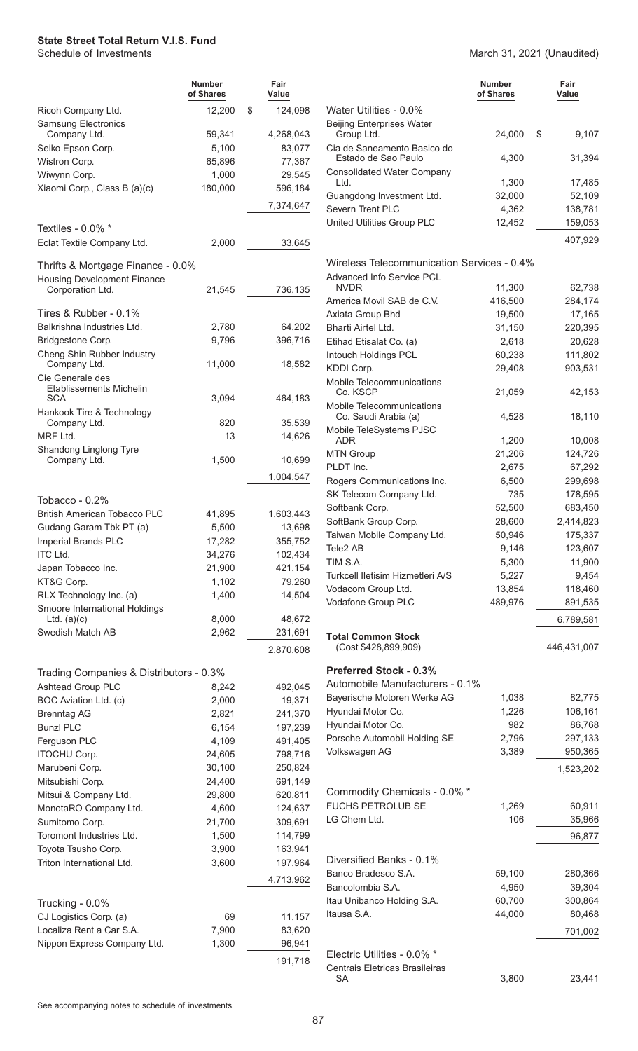**State Street Total Return V.I.S. Fund**
Schedule of Investments

March 31, 2021 (Unaudited)

| | Number of Shares | Fair Value |
|---|---|---|
| Ricoh Company Ltd. | 12,200 | $ 124,098 |
| Samsung Electronics Company Ltd. | 59,341 | 4,268,043 |
| Seiko Epson Corp. | 5,100 | 83,077 |
| Wistron Corp. | 65,896 | 77,367 |
| Wiwynn Corp. | 1,000 | 29,545 |
| Xiaomi Corp., Class B (a)(c) | 180,000 | 596,184 |
| | | 7,374,647 |
| **Textiles - 0.0% *** | | |
| Eclat Textile Company Ltd. | 2,000 | 33,645 |
| **Thrifts & Mortgage Finance - 0.0%** | | |
| Housing Development Finance Corporation Ltd. | 21,545 | 736,135 |
| **Tires & Rubber - 0.1%** | | |
| Balkrishna Industries Ltd. | 2,780 | 64,202 |
| Bridgestone Corp. | 9,796 | 396,716 |
| Cheng Shin Rubber Industry Company Ltd. | 11,000 | 18,582 |
| Cie Generale des Etablissements Michelin SCA | 3,094 | 464,183 |
| Hankook Tire & Technology Company Ltd. | 820 | 35,539 |
| MRF Ltd. | 13 | 14,626 |
| Shandong Linglong Tyre Company Ltd. | 1,500 | 10,699 |
| | | 1,004,547 |
| **Tobacco - 0.2%** | | |
| British American Tobacco PLC | 41,895 | 1,603,443 |
| Gudang Garam Tbk PT (a) | 5,500 | 13,698 |
| Imperial Brands PLC | 17,282 | 355,752 |
| ITC Ltd. | 34,276 | 102,434 |
| Japan Tobacco Inc. | 21,900 | 421,154 |
| KT&G Corp. | 1,102 | 79,260 |
| RLX Technology Inc. (a) | 1,400 | 14,504 |
| Smoore International Holdings Ltd. (a)(c) | 8,000 | 48,672 |
| Swedish Match AB | 2,962 | 231,691 |
| | | 2,870,608 |
| **Trading Companies & Distributors - 0.3%** | | |
| Ashtead Group PLC | 8,242 | 492,045 |
| BOC Aviation Ltd. (c) | 2,000 | 19,371 |
| Brenntag AG | 2,821 | 241,370 |
| Bunzl PLC | 6,154 | 197,239 |
| Ferguson PLC | 4,109 | 491,405 |
| ITOCHU Corp. | 24,605 | 798,716 |
| Marubeni Corp. | 30,100 | 250,824 |
| Mitsubishi Corp. | 24,400 | 691,149 |
| Mitsui & Company Ltd. | 29,800 | 620,811 |
| MonotaRO Company Ltd. | 4,600 | 124,637 |
| Sumitomo Corp. | 21,700 | 309,691 |
| Toromont Industries Ltd. | 1,500 | 114,799 |
| Toyota Tsusho Corp. | 3,900 | 163,941 |
| Triton International Ltd. | 3,600 | 197,964 |
| | | 4,713,962 |
| **Trucking - 0.0%** | | |
| CJ Logistics Corp. (a) | 69 | 11,157 |
| Localiza Rent a Car S.A. | 7,900 | 83,620 |
| Nippon Express Company Ltd. | 1,300 | 96,941 |
| | | 191,718 |
| **Water Utilities - 0.0%** | | |
| Beijing Enterprises Water Group Ltd. | 24,000 | $ 9,107 |
| Cia de Saneamento Basico do Estado de Sao Paulo | 4,300 | 31,394 |
| Consolidated Water Company Ltd. | 1,300 | 17,485 |
| Guangdong Investment Ltd. | 32,000 | 52,109 |
| Severn Trent PLC | 4,362 | 138,781 |
| United Utilities Group PLC | 12,452 | 159,053 |
| | | 407,929 |
| **Wireless Telecommunication Services - 0.4%** | | |
| Advanced Info Service PCL NVDR | 11,300 | 62,738 |
| America Movil SAB de C.V. | 416,500 | 284,174 |
| Axiata Group Bhd | 19,500 | 17,165 |
| Bharti Airtel Ltd. | 31,150 | 220,395 |
| Etihad Etisalat Co. (a) | 2,618 | 20,628 |
| Intouch Holdings PCL | 60,238 | 111,802 |
| KDDI Corp. | 29,408 | 903,531 |
| Mobile Telecommunications Co. KSCP | 21,059 | 42,153 |
| Mobile Telecommunications Co. Saudi Arabia (a) | 4,528 | 18,110 |
| Mobile TeleSystems PJSC ADR | 1,200 | 10,008 |
| MTN Group | 21,206 | 124,726 |
| PLDT Inc. | 2,675 | 67,292 |
| Rogers Communications Inc. | 6,500 | 299,698 |
| SK Telecom Company Ltd. | 735 | 178,595 |
| Softbank Corp. | 52,500 | 683,450 |
| SoftBank Group Corp. | 28,600 | 2,414,823 |
| Taiwan Mobile Company Ltd. | 50,946 | 175,337 |
| Tele2 AB | 9,146 | 123,607 |
| TIM S.A. | 5,300 | 11,900 |
| Turkcell Iletisim Hizmetleri A/S | 5,227 | 9,454 |
| Vodacom Group Ltd. | 13,854 | 118,460 |
| Vodafone Group PLC | 489,976 | 891,535 |
| | | 6,789,581 |
| **Total Common Stock** (Cost $428,899,909) | | 446,431,007 |
| **Preferred Stock - 0.3%** | | |
| **Automobile Manufacturers - 0.1%** | | |
| Bayerische Motoren Werke AG | 1,038 | 82,775 |
| Hyundai Motor Co. | 1,226 | 106,161 |
| Hyundai Motor Co. | 982 | 86,768 |
| Porsche Automobil Holding SE | 2,796 | 297,133 |
| Volkswagen AG | 3,389 | 950,365 |
| | | 1,523,202 |
| **Commodity Chemicals - 0.0% *** | | |
| FUCHS PETROLUB SE | 1,269 | 60,911 |
| LG Chem Ltd. | 106 | 35,966 |
| | | 96,877 |
| **Diversified Banks - 0.1%** | | |
| Banco Bradesco S.A. | 59,100 | 280,366 |
| Bancolombia S.A. | 4,950 | 39,304 |
| Itau Unibanco Holding S.A. | 60,700 | 300,864 |
| Itausa S.A. | 44,000 | 80,468 |
| | | 701,002 |
| **Electric Utilities - 0.0% *** | | |
| Centrais Eletricas Brasileiras SA | 3,800 | 23,441 |

See accompanying notes to schedule of investments.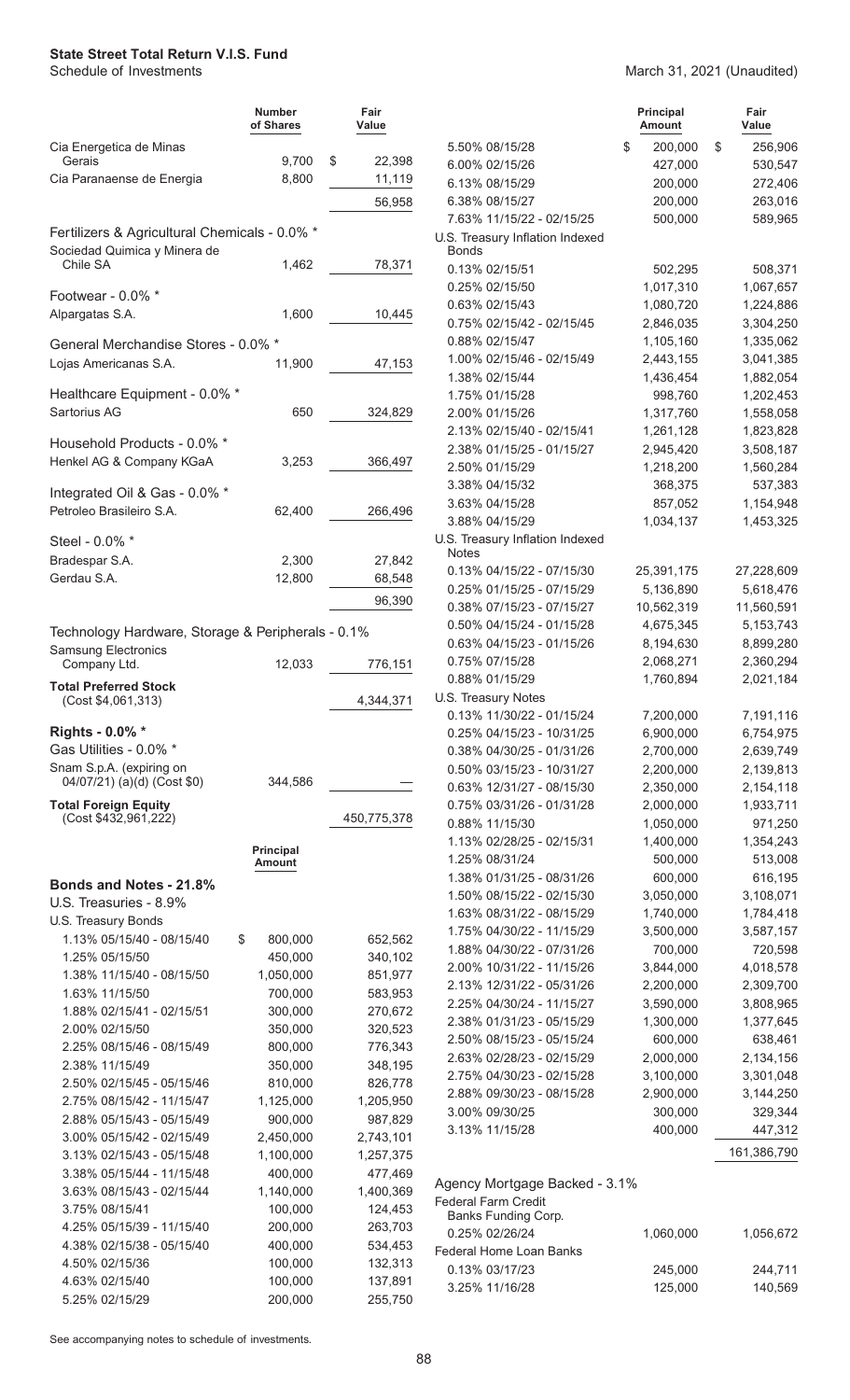# State Street Total Return V.I.S. Fund

Schedule of Investments

March 31, 2021 (Unaudited)

| | Number of Shares | Fair Value |
|---|---|---|
| Cia Energetica de Minas Gerais | 9,700 | $ 22,398 |
| Cia Paranaense de Energia | 8,800 | 11,119 |
| | | 56,958 |
| **Fertilizers & Agricultural Chemicals - 0.0% *** | | |
| Sociedad Quimica y Minera de Chile SA | 1,462 | 78,371 |
| **Footwear - 0.0% *** | | |
| Alpargatas S.A. | 1,600 | 10,445 |
| **General Merchandise Stores - 0.0% *** | | |
| Lojas Americanas S.A. | 11,900 | 47,153 |
| **Healthcare Equipment - 0.0% *** | | |
| Sartorius AG | 650 | 324,829 |
| **Household Products - 0.0% *** | | |
| Henkel AG & Company KGaA | 3,253 | 366,497 |
| **Integrated Oil & Gas - 0.0% *** | | |
| Petroleo Brasileiro S.A. | 62,400 | 266,496 |
| **Steel - 0.0% *** | | |
| Bradespar S.A. | 2,300 | 27,842 |
| Gerdau S.A. | 12,800 | 68,548 |
| | | 96,390 |
| **Technology Hardware, Storage & Peripherals - 0.1%** | | |
| Samsung Electronics Company Ltd. | 12,033 | 776,151 |
| **Total Preferred Stock** (Cost $4,061,313) | | 4,344,371 |
| **Rights - 0.0% *** | | |
| Gas Utilities - 0.0% * | | |
| Snam S.p.A. (expiring on 04/07/21) (a)(d) (Cost $0) | 344,586 | — |
| **Total Foreign Equity** (Cost $432,961,222) | | 450,775,378 |

| | Principal Amount | Fair Value |
|---|---|---|
| **Bonds and Notes - 21.8%** | | |
| U.S. Treasuries - 8.9% | | |
| U.S. Treasury Bonds | | |
| 1.13% 05/15/40 - 08/15/40 | $ 800,000 | 652,562 |
| 1.25% 05/15/50 | 450,000 | 340,102 |
| 1.38% 11/15/40 - 08/15/50 | 1,050,000 | 851,977 |
| 1.63% 11/15/50 | 700,000 | 583,953 |
| 1.88% 02/15/41 - 02/15/51 | 300,000 | 270,672 |
| 2.00% 02/15/50 | 350,000 | 320,523 |
| 2.25% 08/15/46 - 08/15/49 | 800,000 | 776,343 |
| 2.38% 11/15/49 | 350,000 | 348,195 |
| 2.50% 02/15/45 - 05/15/46 | 810,000 | 826,778 |
| 2.75% 08/15/42 - 11/15/47 | 1,125,000 | 1,205,950 |
| 2.88% 05/15/43 - 05/15/49 | 900,000 | 987,829 |
| 3.00% 05/15/42 - 02/15/49 | 2,450,000 | 2,743,101 |
| 3.13% 02/15/43 - 05/15/48 | 1,100,000 | 1,257,375 |
| 3.38% 05/15/44 - 11/15/48 | 400,000 | 477,469 |
| 3.63% 08/15/43 - 02/15/44 | 1,140,000 | 1,400,369 |
| 3.75% 08/15/41 | 100,000 | 124,453 |
| 4.25% 05/15/39 - 11/15/40 | 200,000 | 263,703 |
| 4.38% 02/15/38 - 05/15/40 | 400,000 | 534,453 |
| 4.50% 02/15/36 | 100,000 | 132,313 |
| 4.63% 02/15/40 | 100,000 | 137,891 |
| 5.25% 02/15/29 | 200,000 | 255,750 |
| 5.50% 08/15/28 | $ 200,000 | $ 256,906 |
| 6.00% 02/15/26 | 427,000 | 530,547 |
| 6.13% 08/15/29 | 200,000 | 272,406 |
| 6.38% 08/15/27 | 200,000 | 263,016 |
| 7.63% 11/15/22 - 02/15/25 | 500,000 | 589,965 |
| U.S. Treasury Inflation Indexed Bonds | | |
| 0.13% 02/15/51 | 502,295 | 508,371 |
| 0.25% 02/15/50 | 1,017,310 | 1,067,657 |
| 0.63% 02/15/43 | 1,080,720 | 1,224,886 |
| 0.75% 02/15/42 - 02/15/45 | 2,846,035 | 3,304,250 |
| 0.88% 02/15/47 | 1,105,160 | 1,335,062 |
| 1.00% 02/15/46 - 02/15/49 | 2,443,155 | 3,041,385 |
| 1.38% 02/15/44 | 1,436,454 | 1,882,054 |
| 1.75% 01/15/28 | 998,760 | 1,202,453 |
| 2.00% 01/15/26 | 1,317,760 | 1,558,058 |
| 2.13% 02/15/40 - 02/15/41 | 1,261,128 | 1,823,828 |
| 2.38% 01/15/25 - 01/15/27 | 2,945,420 | 3,508,187 |
| 2.50% 01/15/29 | 1,218,200 | 1,560,284 |
| 3.38% 04/15/32 | 368,375 | 537,383 |
| 3.63% 04/15/28 | 857,052 | 1,154,948 |
| 3.88% 04/15/29 | 1,034,137 | 1,453,325 |
| U.S. Treasury Inflation Indexed Notes | | |
| 0.13% 04/15/22 - 07/15/30 | 25,391,175 | 27,228,609 |
| 0.25% 01/15/25 - 07/15/29 | 5,136,890 | 5,618,476 |
| 0.38% 07/15/23 - 07/15/27 | 10,562,319 | 11,560,591 |
| 0.50% 04/15/24 - 01/15/28 | 4,675,345 | 5,153,743 |
| 0.63% 04/15/23 - 01/15/26 | 8,194,630 | 8,899,280 |
| 0.75% 07/15/28 | 2,068,271 | 2,360,294 |
| 0.88% 01/15/29 | 1,760,894 | 2,021,184 |
| U.S. Treasury Notes | | |
| 0.13% 11/30/22 - 01/15/24 | 7,200,000 | 7,191,116 |
| 0.25% 04/15/23 - 10/31/25 | 6,900,000 | 6,754,975 |
| 0.38% 04/30/25 - 01/31/26 | 2,700,000 | 2,639,749 |
| 0.50% 03/15/23 - 10/31/27 | 2,200,000 | 2,139,813 |
| 0.63% 12/31/27 - 08/15/30 | 2,350,000 | 2,154,118 |
| 0.75% 03/31/26 - 01/31/28 | 2,000,000 | 1,933,711 |
| 0.88% 11/15/30 | 1,050,000 | 971,250 |
| 1.13% 02/28/25 - 02/15/31 | 1,400,000 | 1,354,243 |
| 1.25% 08/31/24 | 500,000 | 513,008 |
| 1.38% 01/31/25 - 08/31/26 | 600,000 | 616,195 |
| 1.50% 08/15/22 - 02/15/30 | 3,050,000 | 3,108,071 |
| 1.63% 08/31/22 - 08/15/29 | 1,740,000 | 1,784,418 |
| 1.75% 04/30/22 - 11/15/29 | 3,500,000 | 3,587,157 |
| 1.88% 04/30/22 - 07/31/26 | 700,000 | 720,598 |
| 2.00% 10/31/22 - 11/15/26 | 3,844,000 | 4,018,578 |
| 2.13% 12/31/22 - 05/31/26 | 2,200,000 | 2,309,700 |
| 2.25% 04/30/24 - 11/15/27 | 3,590,000 | 3,808,965 |
| 2.38% 01/31/23 - 05/15/29 | 1,300,000 | 1,377,645 |
| 2.50% 08/15/23 - 05/15/24 | 600,000 | 638,461 |
| 2.63% 02/28/23 - 02/15/29 | 2,000,000 | 2,134,156 |
| 2.75% 04/30/23 - 02/15/28 | 3,100,000 | 3,301,048 |
| 2.88% 09/30/23 - 08/15/28 | 2,900,000 | 3,144,250 |
| 3.00% 09/30/25 | 300,000 | 329,344 |
| 3.13% 11/15/28 | 400,000 | 447,312 |
| | | 161,386,790 |
| **Agency Mortgage Backed - 3.1%** | | |
| Federal Farm Credit Banks Funding Corp. | | |
| 0.25% 02/26/24 | 1,060,000 | 1,056,672 |
| Federal Home Loan Banks | | |
| 0.13% 03/17/23 | 245,000 | 244,711 |
| 3.25% 11/16/28 | 125,000 | 140,569 |

See accompanying notes to schedule of investments.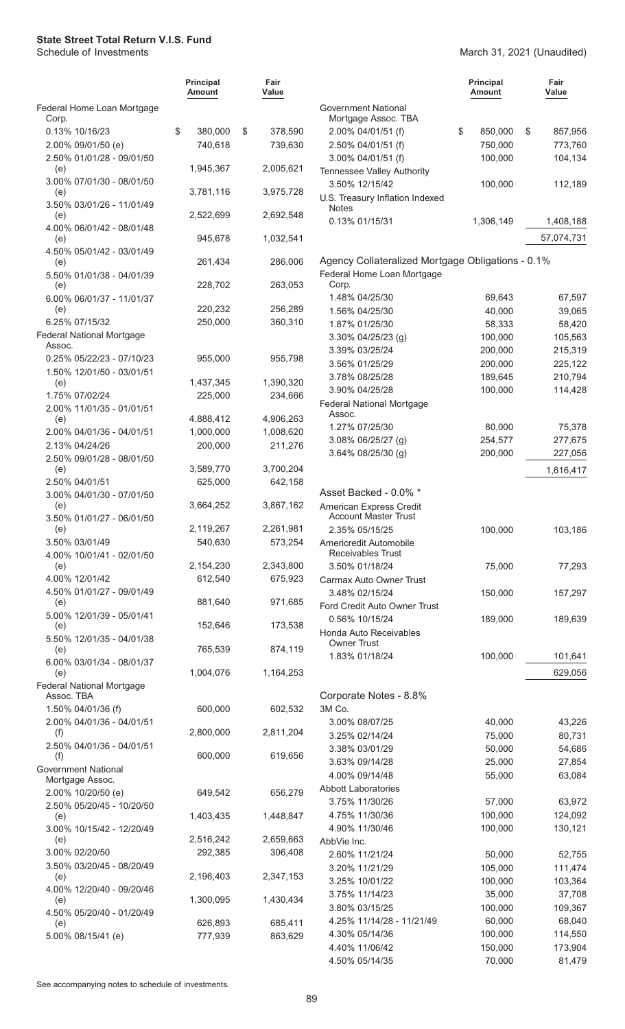# State Street Total Return V.I.S. Fund

Schedule of Investments

March 31, 2021 (Unaudited)

| | Principal Amount | Fair Value |
|---|---|---|
| Federal Home Loan Mortgage Corp. | | |
| 0.13% 10/16/23 | $ 380,000 | $ 378,590 |
| 2.00% 09/01/50 (e) | 740,618 | 739,630 |
| 2.50% 01/01/28 - 09/01/50 (e) | 1,945,367 | 2,005,621 |
| 3.00% 07/01/30 - 08/01/50 (e) | 3,781,116 | 3,975,728 |
| 3.50% 03/01/26 - 11/01/49 (e) | 2,522,699 | 2,692,548 |
| 4.00% 06/01/42 - 08/01/48 (e) | 945,678 | 1,032,541 |
| 4.50% 05/01/42 - 03/01/49 (e) | 261,434 | 286,006 |
| 5.50% 01/01/38 - 04/01/39 (e) | 228,702 | 263,053 |
| 6.00% 06/01/37 - 11/01/37 (e) | 220,232 | 256,289 |
| 6.25% 07/15/32 | 250,000 | 360,310 |
| Federal National Mortgage Assoc. | | |
| 0.25% 05/22/23 - 07/10/23 | 955,000 | 955,798 |
| 1.50% 12/01/50 - 03/01/51 (e) | 1,437,345 | 1,390,320 |
| 1.75% 07/02/24 | 225,000 | 234,666 |
| 2.00% 11/01/35 - 01/01/51 (e) | 4,888,412 | 4,906,263 |
| 2.00% 04/01/36 - 04/01/51 | 1,000,000 | 1,008,620 |
| 2.13% 04/24/26 | 200,000 | 211,276 |
| 2.50% 09/01/28 - 08/01/50 (e) | 3,589,770 | 3,700,204 |
| 2.50% 04/01/51 | 625,000 | 642,158 |
| 3.00% 04/01/30 - 07/01/50 (e) | 3,664,252 | 3,867,162 |
| 3.50% 01/01/27 - 06/01/50 (e) | 2,119,267 | 2,261,981 |
| 3.50% 03/01/49 | 540,630 | 573,254 |
| 4.00% 10/01/41 - 02/01/50 (e) | 2,154,230 | 2,343,800 |
| 4.00% 12/01/42 | 612,540 | 675,923 |
| 4.50% 01/01/27 - 09/01/49 (e) | 881,640 | 971,685 |
| 5.00% 12/01/39 - 05/01/41 (e) | 152,646 | 173,538 |
| 5.50% 12/01/35 - 04/01/38 (e) | 765,539 | 874,119 |
| 6.00% 03/01/34 - 08/01/37 (e) | 1,004,076 | 1,164,253 |
| Federal National Mortgage Assoc. TBA | | |
| 1.50% 04/01/36 (f) | 600,000 | 602,532 |
| 2.00% 04/01/36 - 04/01/51 (f) | 2,800,000 | 2,811,204 |
| 2.50% 04/01/36 - 04/01/51 (f) | 600,000 | 619,656 |
| Government National Mortgage Assoc. | | |
| 2.00% 10/20/50 (e) | 649,542 | 656,279 |
| 2.50% 05/20/45 - 10/20/50 (e) | 1,403,435 | 1,448,847 |
| 3.00% 10/15/42 - 12/20/49 (e) | 2,516,242 | 2,659,663 |
| 3.00% 02/20/50 | 292,385 | 306,408 |
| 3.50% 03/20/45 - 08/20/49 (e) | 2,196,403 | 2,347,153 |
| 4.00% 12/20/40 - 09/20/46 (e) | 1,300,095 | 1,430,434 |
| 4.50% 05/20/40 - 01/20/49 (e) | 626,893 | 685,411 |
| 5.00% 08/15/41 (e) | 777,939 | 863,629 |
| Government National Mortgage Assoc. TBA | | |
| 2.00% 04/01/51 (f) | $ 850,000 | $ 857,956 |
| 2.50% 04/01/51 (f) | 750,000 | 773,760 |
| 3.00% 04/01/51 (f) | 100,000 | 104,134 |
| Tennessee Valley Authority | | |
| 3.50% 12/15/42 | 100,000 | 112,189 |
| U.S. Treasury Inflation Indexed Notes | | |
| 0.13% 01/15/31 | 1,306,149 | 1,408,188 |
| | | 57,074,731 |
| **Agency Collateralized Mortgage Obligations - 0.1%** | | |
| Federal Home Loan Mortgage Corp. | | |
| 1.48% 04/25/30 | 69,643 | 67,597 |
| 1.56% 04/25/30 | 40,000 | 39,065 |
| 1.87% 01/25/30 | 58,333 | 58,420 |
| 3.30% 04/25/23 (g) | 100,000 | 105,563 |
| 3.39% 03/25/24 | 200,000 | 215,319 |
| 3.56% 01/25/29 | 200,000 | 225,122 |
| 3.78% 08/25/28 | 189,645 | 210,794 |
| 3.90% 04/25/28 | 100,000 | 114,428 |
| Federal National Mortgage Assoc. | | |
| 1.27% 07/25/30 | 80,000 | 75,378 |
| 3.08% 06/25/27 (g) | 254,577 | 277,675 |
| 3.64% 08/25/30 (g) | 200,000 | 227,056 |
| | | 1,616,417 |
| **Asset Backed - 0.0% *** | | |
| American Express Credit Account Master Trust | | |
| 2.35% 05/15/25 | 100,000 | 103,186 |
| Americredit Automobile Receivables Trust | | |
| 3.50% 01/18/24 | 75,000 | 77,293 |
| Carmax Auto Owner Trust | | |
| 3.48% 02/15/24 | 150,000 | 157,297 |
| Ford Credit Auto Owner Trust | | |
| 0.56% 10/15/24 | 189,000 | 189,639 |
| Honda Auto Receivables Owner Trust | | |
| 1.83% 01/18/24 | 100,000 | 101,641 |
| | | 629,056 |
| **Corporate Notes - 8.8%** | | |
| 3M Co. | | |
| 3.00% 08/07/25 | 40,000 | 43,226 |
| 3.25% 02/14/24 | 75,000 | 80,731 |
| 3.38% 03/01/29 | 50,000 | 54,686 |
| 3.63% 09/14/28 | 25,000 | 27,854 |
| 4.00% 09/14/48 | 55,000 | 63,084 |
| Abbott Laboratories | | |
| 3.75% 11/30/26 | 57,000 | 63,972 |
| 4.75% 11/30/36 | 100,000 | 124,092 |
| 4.90% 11/30/46 | 100,000 | 130,121 |
| AbbVie Inc. | | |
| 2.60% 11/21/24 | 50,000 | 52,755 |
| 3.20% 11/21/29 | 105,000 | 111,474 |
| 3.25% 10/01/22 | 100,000 | 103,364 |
| 3.75% 11/14/23 | 35,000 | 37,708 |
| 3.80% 03/15/25 | 100,000 | 109,367 |
| 4.25% 11/14/28 - 11/21/49 | 60,000 | 68,040 |
| 4.30% 05/14/36 | 100,000 | 114,550 |
| 4.40% 11/06/42 | 150,000 | 173,904 |
| 4.50% 05/14/35 | 70,000 | 81,479 |

See accompanying notes to schedule of investments.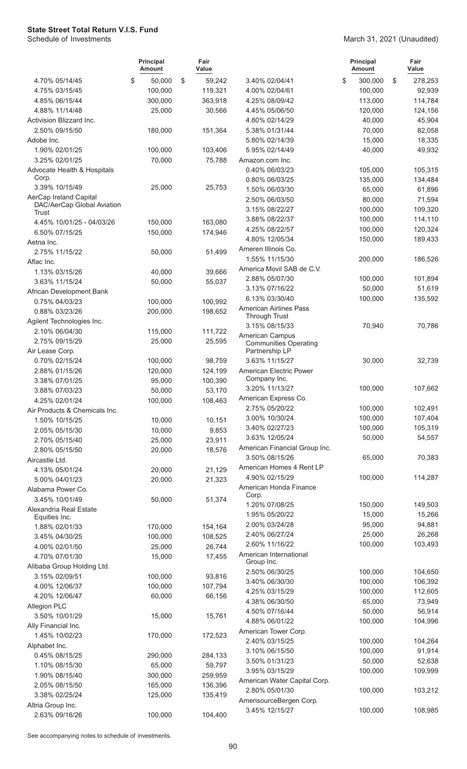**State Street Total Return V.I.S. Fund**
Schedule of Investments

March 31, 2021 (Unaudited)

| | Principal Amount | Fair Value |
|---|---|---|
| 4.70% 05/14/45 | $ 50,000 | $ 59,242 |
| 4.75% 03/15/45 | 100,000 | 119,321 |
| 4.85% 06/15/44 | 300,000 | 363,918 |
| 4.88% 11/14/48 | 25,000 | 30,566 |
| Activision Blizzard Inc. | | |
| 2.50% 09/15/50 | 180,000 | 151,364 |
| Adobe Inc. | | |
| 1.90% 02/01/25 | 100,000 | 103,406 |
| 3.25% 02/01/25 | 70,000 | 75,788 |
| Advocate Health & Hospitals Corp. | | |
| 3.39% 10/15/49 | 25,000 | 25,753 |
| AerCap Ireland Capital DAC/AerCap Global Aviation Trust | | |
| 4.45% 10/01/25 - 04/03/26 | 150,000 | 163,080 |
| 6.50% 07/15/25 | 150,000 | 174,946 |
| Aetna Inc. | | |
| 2.75% 11/15/22 | 50,000 | 51,499 |
| Aflac Inc. | | |
| 1.13% 03/15/26 | 40,000 | 39,666 |
| 3.63% 11/15/24 | 50,000 | 55,037 |
| African Development Bank | | |
| 0.75% 04/03/23 | 100,000 | 100,992 |
| 0.88% 03/23/26 | 200,000 | 198,652 |
| Agilent Technologies Inc. | | |
| 2.10% 06/04/30 | 115,000 | 111,722 |
| 2.75% 09/15/29 | 25,000 | 25,595 |
| Air Lease Corp. | | |
| 0.70% 02/15/24 | 100,000 | 98,759 |
| 2.88% 01/15/26 | 120,000 | 124,199 |
| 3.38% 07/01/25 | 95,000 | 100,390 |
| 3.88% 07/03/23 | 50,000 | 53,170 |
| 4.25% 02/01/24 | 100,000 | 108,463 |
| Air Products & Chemicals Inc. | | |
| 1.50% 10/15/25 | 10,000 | 10,151 |
| 2.05% 05/15/30 | 10,000 | 9,853 |
| 2.70% 05/15/40 | 25,000 | 23,911 |
| 2.80% 05/15/50 | 20,000 | 18,576 |
| Aircastle Ltd. | | |
| 4.13% 05/01/24 | 20,000 | 21,129 |
| 5.00% 04/01/23 | 20,000 | 21,323 |
| Alabama Power Co. | | |
| 3.45% 10/01/49 | 50,000 | 51,374 |
| Alexandria Real Estate Equities Inc. | | |
| 1.88% 02/01/33 | 170,000 | 154,164 |
| 3.45% 04/30/25 | 100,000 | 108,525 |
| 4.00% 02/01/50 | 25,000 | 26,744 |
| 4.70% 07/01/30 | 15,000 | 17,455 |
| Alibaba Group Holding Ltd. | | |
| 3.15% 02/09/51 | 100,000 | 93,816 |
| 4.00% 12/06/37 | 100,000 | 107,794 |
| 4.20% 12/06/47 | 60,000 | 66,156 |
| Allegion PLC | | |
| 3.50% 10/01/29 | 15,000 | 15,761 |
| Ally Financial Inc. | | |
| 1.45% 10/02/23 | 170,000 | 172,523 |
| Alphabet Inc. | | |
| 0.45% 08/15/25 | 290,000 | 284,133 |
| 1.10% 08/15/30 | 65,000 | 59,797 |
| 1.90% 08/15/40 | 300,000 | 259,959 |
| 2.05% 08/15/50 | 165,000 | 136,396 |
| 3.38% 02/25/24 | 125,000 | 135,419 |
| Altria Group Inc. | | |
| 2.63% 09/16/26 | 100,000 | 104,400 |
| 3.40% 02/04/41 | $ 300,000 | $ 278,253 |
| 4.00% 02/04/61 | 100,000 | 92,939 |
| 4.25% 08/09/42 | 113,000 | 114,784 |
| 4.45% 05/06/50 | 120,000 | 124,156 |
| 4.80% 02/14/29 | 40,000 | 45,904 |
| 5.38% 01/31/44 | 70,000 | 82,058 |
| 5.80% 02/14/39 | 15,000 | 18,335 |
| 5.95% 02/14/49 | 40,000 | 49,932 |
| Amazon.com Inc. | | |
| 0.40% 06/03/23 | 105,000 | 105,315 |
| 0.80% 06/03/25 | 135,000 | 134,484 |
| 1.50% 06/03/30 | 65,000 | 61,896 |
| 2.50% 06/03/50 | 80,000 | 71,594 |
| 3.15% 08/22/27 | 100,000 | 109,320 |
| 3.88% 08/22/37 | 100,000 | 114,110 |
| 4.25% 08/22/57 | 100,000 | 120,324 |
| 4.80% 12/05/34 | 150,000 | 189,433 |
| Ameren Illinois Co. | | |
| 1.55% 11/15/30 | 200,000 | 186,526 |
| America Movil SAB de C.V. | | |
| 2.88% 05/07/30 | 100,000 | 101,894 |
| 3.13% 07/16/22 | 50,000 | 51,619 |
| 6.13% 03/30/40 | 100,000 | 135,592 |
| American Airlines Pass Through Trust | | |
| 3.15% 08/15/33 | 70,940 | 70,786 |
| American Campus Communities Operating Partnership LP | | |
| 3.63% 11/15/27 | 30,000 | 32,739 |
| American Electric Power Company Inc. | | |
| 3.20% 11/13/27 | 100,000 | 107,662 |
| American Express Co. | | |
| 2.75% 05/20/22 | 100,000 | 102,491 |
| 3.00% 10/30/24 | 100,000 | 107,404 |
| 3.40% 02/27/23 | 100,000 | 105,319 |
| 3.63% 12/05/24 | 50,000 | 54,557 |
| American Financial Group Inc. | | |
| 3.50% 08/15/26 | 65,000 | 70,383 |
| American Homes 4 Rent LP | | |
| 4.90% 02/15/29 | 100,000 | 114,287 |
| American Honda Finance Corp. | | |
| 1.20% 07/08/25 | 150,000 | 149,503 |
| 1.95% 05/20/22 | 15,000 | 15,266 |
| 2.00% 03/24/28 | 95,000 | 94,881 |
| 2.40% 06/27/24 | 25,000 | 26,268 |
| 2.60% 11/16/22 | 100,000 | 103,493 |
| American International Group Inc. | | |
| 2.50% 06/30/25 | 100,000 | 104,650 |
| 3.40% 06/30/30 | 100,000 | 106,392 |
| 4.25% 03/15/29 | 100,000 | 112,605 |
| 4.38% 06/30/50 | 65,000 | 73,949 |
| 4.50% 07/16/44 | 50,000 | 56,914 |
| 4.88% 06/01/22 | 100,000 | 104,996 |
| American Tower Corp. | | |
| 2.40% 03/15/25 | 100,000 | 104,264 |
| 3.10% 06/15/50 | 100,000 | 91,914 |
| 3.50% 01/31/23 | 50,000 | 52,638 |
| 3.95% 03/15/29 | 100,000 | 109,999 |
| American Water Capital Corp. | | |
| 2.80% 05/01/30 | 100,000 | 103,212 |
| AmerisourceBergen Corp. | | |
| 3.45% 12/15/27 | 100,000 | 108,985 |

See accompanying notes to schedule of investments.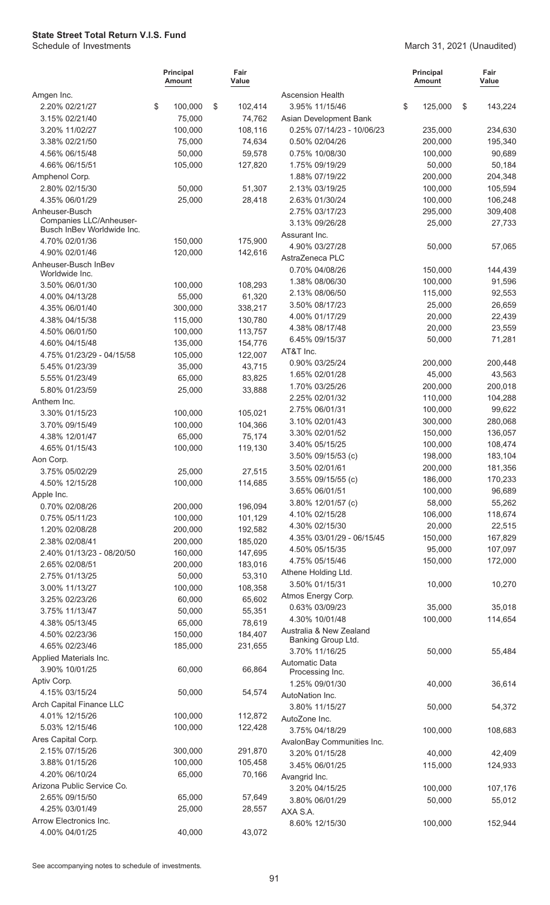**State Street Total Return V.I.S. Fund**
Schedule of Investments

March 31, 2021 (Unaudited)

| | Principal Amount | Fair Value |
|---|---|---|
| Amgen Inc. | | |
| 2.20% 02/21/27 | $ 100,000 | $ 102,414 |
| 3.15% 02/21/40 | 75,000 | 74,762 |
| 3.20% 11/02/27 | 100,000 | 108,116 |
| 3.38% 02/21/50 | 75,000 | 74,634 |
| 4.56% 06/15/48 | 50,000 | 59,578 |
| 4.66% 06/15/51 | 105,000 | 127,820 |
| Amphenol Corp. | | |
| 2.80% 02/15/30 | 50,000 | 51,307 |
| 4.35% 06/01/29 | 25,000 | 28,418 |
| Anheuser-Busch Companies LLC/Anheuser-Busch InBev Worldwide Inc. | | |
| 4.70% 02/01/36 | 150,000 | 175,900 |
| 4.90% 02/01/46 | 120,000 | 142,616 |
| Anheuser-Busch InBev Worldwide Inc. | | |
| 3.50% 06/01/30 | 100,000 | 108,293 |
| 4.00% 04/13/28 | 55,000 | 61,320 |
| 4.35% 06/01/40 | 300,000 | 338,217 |
| 4.38% 04/15/38 | 115,000 | 130,780 |
| 4.50% 06/01/50 | 100,000 | 113,757 |
| 4.60% 04/15/48 | 135,000 | 154,776 |
| 4.75% 01/23/29 - 04/15/58 | 105,000 | 122,007 |
| 5.45% 01/23/39 | 35,000 | 43,715 |
| 5.55% 01/23/49 | 65,000 | 83,825 |
| 5.80% 01/23/59 | 25,000 | 33,888 |
| Anthem Inc. | | |
| 3.30% 01/15/23 | 100,000 | 105,021 |
| 3.70% 09/15/49 | 100,000 | 104,366 |
| 4.38% 12/01/47 | 65,000 | 75,174 |
| 4.65% 01/15/43 | 100,000 | 119,130 |
| Aon Corp. | | |
| 3.75% 05/02/29 | 25,000 | 27,515 |
| 4.50% 12/15/28 | 100,000 | 114,685 |
| Apple Inc. | | |
| 0.70% 02/08/26 | 200,000 | 196,094 |
| 0.75% 05/11/23 | 100,000 | 101,129 |
| 1.20% 02/08/28 | 200,000 | 192,582 |
| 2.38% 02/08/41 | 200,000 | 185,020 |
| 2.40% 01/13/23 - 08/20/50 | 160,000 | 147,695 |
| 2.65% 02/08/51 | 200,000 | 183,016 |
| 2.75% 01/13/25 | 50,000 | 53,310 |
| 3.00% 11/13/27 | 100,000 | 108,358 |
| 3.25% 02/23/26 | 60,000 | 65,602 |
| 3.75% 11/13/47 | 50,000 | 55,351 |
| 4.38% 05/13/45 | 65,000 | 78,619 |
| 4.50% 02/23/36 | 150,000 | 184,407 |
| 4.65% 02/23/46 | 185,000 | 231,655 |
| Applied Materials Inc. | | |
| 3.90% 10/01/25 | 60,000 | 66,864 |
| Aptiv Corp. | | |
| 4.15% 03/15/24 | 50,000 | 54,574 |
| Arch Capital Finance LLC | | |
| 4.01% 12/15/26 | 100,000 | 112,872 |
| 5.03% 12/15/46 | 100,000 | 122,428 |
| Ares Capital Corp. | | |
| 2.15% 07/15/26 | 300,000 | 291,870 |
| 3.88% 01/15/26 | 100,000 | 105,458 |
| 4.20% 06/10/24 | 65,000 | 70,166 |
| Arizona Public Service Co. | | |
| 2.65% 09/15/50 | 65,000 | 57,649 |
| 4.25% 03/01/49 | 25,000 | 28,557 |
| Arrow Electronics Inc. | | |
| 4.00% 04/01/25 | 40,000 | 43,072 |
| Ascension Health | | |
| 3.95% 11/15/46 | $ 125,000 | $ 143,224 |
| Asian Development Bank | | |
| 0.25% 07/14/23 - 10/06/23 | 235,000 | 234,630 |
| 0.50% 02/04/26 | 200,000 | 195,340 |
| 0.75% 10/08/30 | 100,000 | 90,689 |
| 1.75% 09/19/29 | 50,000 | 50,184 |
| 1.88% 07/19/22 | 200,000 | 204,348 |
| 2.13% 03/19/25 | 100,000 | 105,594 |
| 2.63% 01/30/24 | 100,000 | 106,248 |
| 2.75% 03/17/23 | 295,000 | 309,408 |
| 3.13% 09/26/28 | 25,000 | 27,733 |
| Assurant Inc. | | |
| 4.90% 03/27/28 | 50,000 | 57,065 |
| AstraZeneca PLC | | |
| 0.70% 04/08/26 | 150,000 | 144,439 |
| 1.38% 08/06/30 | 100,000 | 91,596 |
| 2.13% 08/06/50 | 115,000 | 92,553 |
| 3.50% 08/17/23 | 25,000 | 26,659 |
| 4.00% 01/17/29 | 20,000 | 22,439 |
| 4.38% 08/17/48 | 20,000 | 23,559 |
| 6.45% 09/15/37 | 50,000 | 71,281 |
| AT&T Inc. | | |
| 0.90% 03/25/24 | 200,000 | 200,448 |
| 1.65% 02/01/28 | 45,000 | 43,563 |
| 1.70% 03/25/26 | 200,000 | 200,018 |
| 2.25% 02/01/32 | 110,000 | 104,288 |
| 2.75% 06/01/31 | 100,000 | 99,622 |
| 3.10% 02/01/43 | 300,000 | 280,068 |
| 3.30% 02/01/52 | 150,000 | 136,057 |
| 3.40% 05/15/25 | 100,000 | 108,474 |
| 3.50% 09/15/53 (c) | 198,000 | 183,104 |
| 3.50% 02/01/61 | 200,000 | 181,356 |
| 3.55% 09/15/55 (c) | 186,000 | 170,233 |
| 3.65% 06/01/51 | 100,000 | 96,689 |
| 3.80% 12/01/57 (c) | 58,000 | 55,262 |
| 4.10% 02/15/28 | 106,000 | 118,674 |
| 4.30% 02/15/30 | 20,000 | 22,515 |
| 4.35% 03/01/29 - 06/15/45 | 150,000 | 167,829 |
| 4.50% 05/15/35 | 95,000 | 107,097 |
| 4.75% 05/15/46 | 150,000 | 172,000 |
| Athene Holding Ltd. | | |
| 3.50% 01/15/31 | 10,000 | 10,270 |
| Atmos Energy Corp. | | |
| 0.63% 03/09/23 | 35,000 | 35,018 |
| 4.30% 10/01/48 | 100,000 | 114,654 |
| Australia & New Zealand Banking Group Ltd. | | |
| 3.70% 11/16/25 | 50,000 | 55,484 |
| Automatic Data Processing Inc. | | |
| 1.25% 09/01/30 | 40,000 | 36,614 |
| AutoNation Inc. | | |
| 3.80% 11/15/27 | 50,000 | 54,372 |
| AutoZone Inc. | | |
| 3.75% 04/18/29 | 100,000 | 108,683 |
| AvalonBay Communities Inc. | | |
| 3.20% 01/15/28 | 40,000 | 42,409 |
| 3.45% 06/01/25 | 115,000 | 124,933 |
| Avangrid Inc. | | |
| 3.20% 04/15/25 | 100,000 | 107,176 |
| 3.80% 06/01/29 | 50,000 | 55,012 |
| AXA S.A. | | |
| 8.60% 12/15/30 | 100,000 | 152,944 |

See accompanying notes to schedule of investments.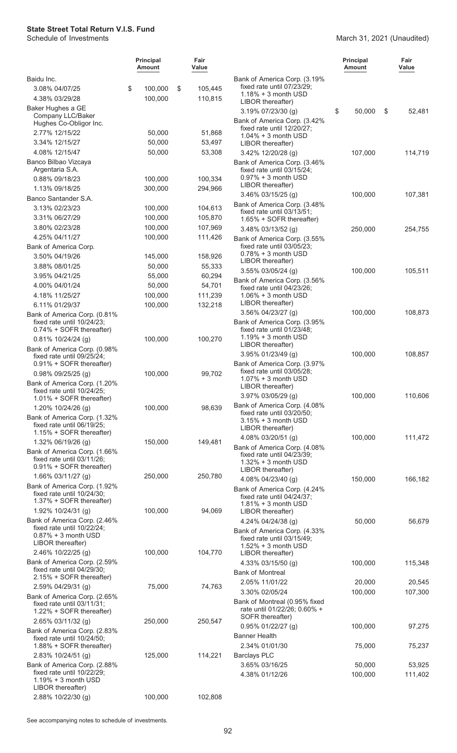**State Street Total Return V.I.S. Fund**
Schedule of Investments

March 31, 2021 (Unaudited)

| | Principal Amount | Fair Value |
|---|---|---|
| Baidu Inc. | | |
| 3.08% 04/07/25 | $ 100,000 | $ 105,445 |
| 4.38% 03/29/28 | 100,000 | 110,815 |
| Baker Hughes a GE Company LLC/Baker Hughes Co-Obligor Inc. | | |
| 2.77% 12/15/22 | 50,000 | 51,868 |
| 3.34% 12/15/27 | 50,000 | 53,497 |
| 4.08% 12/15/47 | 50,000 | 53,308 |
| Banco Bilbao Vizcaya Argentaria S.A. | | |
| 0.88% 09/18/23 | 100,000 | 100,334 |
| 1.13% 09/18/25 | 300,000 | 294,966 |
| Banco Santander S.A. | | |
| 3.13% 02/23/23 | 100,000 | 104,613 |
| 3.31% 06/27/29 | 100,000 | 105,870 |
| 3.80% 02/23/28 | 100,000 | 107,969 |
| 4.25% 04/11/27 | 100,000 | 111,426 |
| Bank of America Corp. | | |
| 3.50% 04/19/26 | 145,000 | 158,926 |
| 3.88% 08/01/25 | 50,000 | 55,333 |
| 3.95% 04/21/25 | 55,000 | 60,294 |
| 4.00% 04/01/24 | 50,000 | 54,701 |
| 4.18% 11/25/27 | 100,000 | 111,239 |
| 6.11% 01/29/37 | 100,000 | 132,218 |
| Bank of America Corp. (0.81% fixed rate until 10/24/23; 0.74% + SOFR thereafter) | | |
| 0.81% 10/24/24 (g) | 100,000 | 100,270 |
| Bank of America Corp. (0.98% fixed rate until 09/25/24; 0.91% + SOFR thereafter) | | |
| 0.98% 09/25/25 (g) | 100,000 | 99,702 |
| Bank of America Corp. (1.20% fixed rate until 10/24/25; 1.01% + SOFR thereafter) | | |
| 1.20% 10/24/26 (g) | 100,000 | 98,639 |
| Bank of America Corp. (1.32% fixed rate until 06/19/25; 1.15% + SOFR thereafter) | | |
| 1.32% 06/19/26 (g) | 150,000 | 149,481 |
| Bank of America Corp. (1.66% fixed rate until 03/11/26; 0.91% + SOFR thereafter) | | |
| 1.66% 03/11/27 (g) | 250,000 | 250,780 |
| Bank of America Corp. (1.92% fixed rate until 10/24/30; 1.37% + SOFR thereafter) | | |
| 1.92% 10/24/31 (g) | 100,000 | 94,069 |
| Bank of America Corp. (2.46% fixed rate until 10/22/24; 0.87% + 3 month USD LIBOR thereafter) | | |
| 2.46% 10/22/25 (g) | 100,000 | 104,770 |
| Bank of America Corp. (2.59% fixed rate until 04/29/30; 2.15% + SOFR thereafter) | | |
| 2.59% 04/29/31 (g) | 75,000 | 74,763 |
| Bank of America Corp. (2.65% fixed rate until 03/11/31; 1.22% + SOFR thereafter) | | |
| 2.65% 03/11/32 (g) | 250,000 | 250,547 |
| Bank of America Corp. (2.83% fixed rate until 10/24/50; 1.88% + SOFR thereafter) | | |
| 2.83% 10/24/51 (g) | 125,000 | 114,221 |
| Bank of America Corp. (2.88% fixed rate until 10/22/29; 1.19% + 3 month USD LIBOR thereafter) | | |
| 2.88% 10/22/30 (g) | 100,000 | 102,808 |
| Bank of America Corp. (3.19% fixed rate until 07/23/29; 1.18% + 3 month USD LIBOR thereafter) | | |
| 3.19% 07/23/30 (g) | $ 50,000 | $ 52,481 |
| Bank of America Corp. (3.42% fixed rate until 12/20/27; 1.04% + 3 month USD LIBOR thereafter) | | |
| 3.42% 12/20/28 (g) | 107,000 | 114,719 |
| Bank of America Corp. (3.46% fixed rate until 03/15/24; 0.97% + 3 month USD LIBOR thereafter) | | |
| 3.46% 03/15/25 (g) | 100,000 | 107,381 |
| Bank of America Corp. (3.48% fixed rate until 03/13/51; 1.65% + SOFR thereafter) | | |
| 3.48% 03/13/52 (g) | 250,000 | 254,755 |
| Bank of America Corp. (3.55% fixed rate until 03/05/23; 0.78% + 3 month USD LIBOR thereafter) | | |
| 3.55% 03/05/24 (g) | 100,000 | 105,511 |
| Bank of America Corp. (3.56% fixed rate until 04/23/26; 1.06% + 3 month USD LIBOR thereafter) | | |
| 3.56% 04/23/27 (g) | 100,000 | 108,873 |
| Bank of America Corp. (3.95% fixed rate until 01/23/48; 1.19% + 3 month USD LIBOR thereafter) | | |
| 3.95% 01/23/49 (g) | 100,000 | 108,857 |
| Bank of America Corp. (3.97% fixed rate until 03/05/28; 1.07% + 3 month USD LIBOR thereafter) | | |
| 3.97% 03/05/29 (g) | 100,000 | 110,606 |
| Bank of America Corp. (4.08% fixed rate until 03/20/50; 3.15% + 3 month USD LIBOR thereafter) | | |
| 4.08% 03/20/51 (g) | 100,000 | 111,472 |
| Bank of America Corp. (4.08% fixed rate until 04/23/39; 1.32% + 3 month USD LIBOR thereafter) | | |
| 4.08% 04/23/40 (g) | 150,000 | 166,182 |
| Bank of America Corp. (4.24% fixed rate until 04/24/37; 1.81% + 3 month USD LIBOR thereafter) | | |
| 4.24% 04/24/38 (g) | 50,000 | 56,679 |
| Bank of America Corp. (4.33% fixed rate until 03/15/49; 1.52% + 3 month USD LIBOR thereafter) | | |
| 4.33% 03/15/50 (g) | 100,000 | 115,348 |
| Bank of Montreal | | |
| 2.05% 11/01/22 | 20,000 | 20,545 |
| 3.30% 02/05/24 | 100,000 | 107,300 |
| Bank of Montreal (0.95% fixed rate until 01/22/26; 0.60% + SOFR thereafter) | | |
| 0.95% 01/22/27 (g) | 100,000 | 97,275 |
| Banner Health | | |
| 2.34% 01/01/30 | 75,000 | 75,237 |
| Barclays PLC | | |
| 3.65% 03/16/25 | 50,000 | 53,925 |
| 4.38% 01/12/26 | 100,000 | 111,402 |

See accompanying notes to schedule of investments.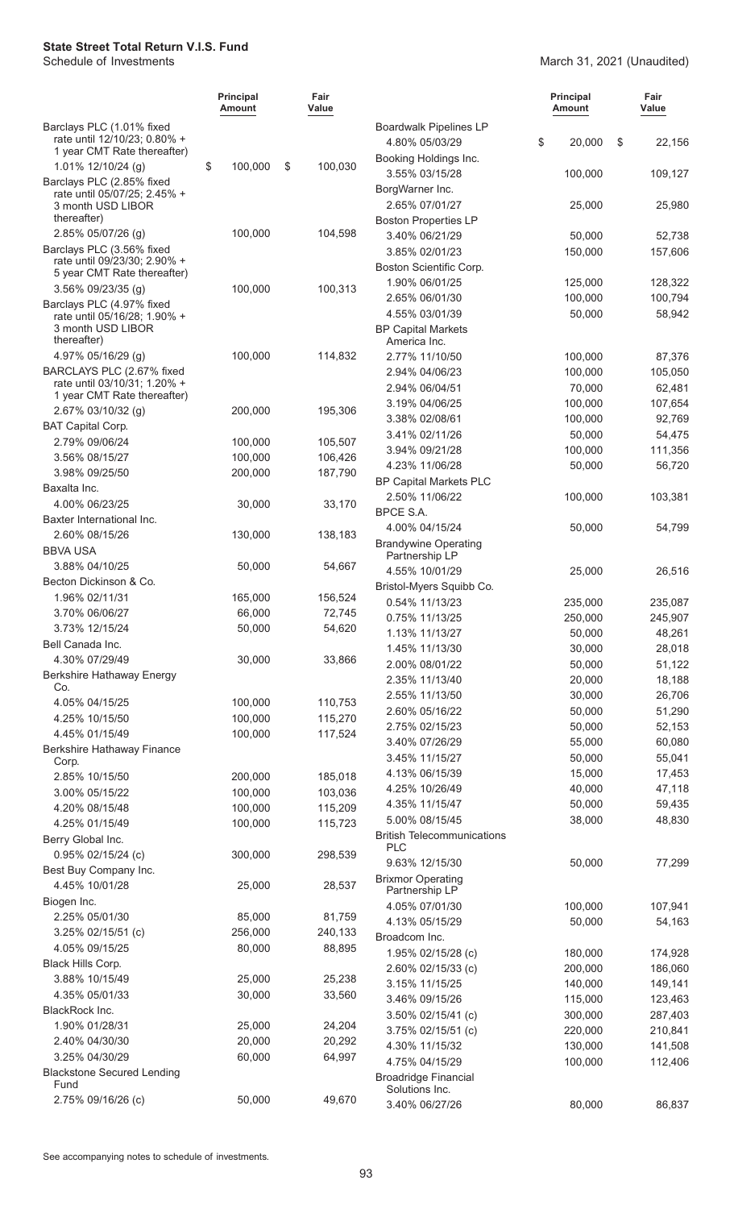**State Street Total Return V.I.S. Fund**
Schedule of Investments

March 31, 2021 (Unaudited)

| | Principal Amount | Fair Value |
|---|---|---|
| Barclays PLC (1.01% fixed rate until 12/10/23; 0.80% + 1 year CMT Rate thereafter) | | |
| 1.01% 12/10/24 (g) | $ 100,000 | $ 100,030 |
| Barclays PLC (2.85% fixed rate until 05/07/25; 2.45% + 3 month USD LIBOR thereafter) | | |
| 2.85% 05/07/26 (g) | 100,000 | 104,598 |
| Barclays PLC (3.56% fixed rate until 09/23/30; 2.90% + 5 year CMT Rate thereafter) | | |
| 3.56% 09/23/35 (g) | 100,000 | 100,313 |
| Barclays PLC (4.97% fixed rate until 05/16/28; 1.90% + 3 month USD LIBOR thereafter) | | |
| 4.97% 05/16/29 (g) | 100,000 | 114,832 |
| BARCLAYS PLC (2.67% fixed rate until 03/10/31; 1.20% + 1 year CMT Rate thereafter) | | |
| 2.67% 03/10/32 (g) | 200,000 | 195,306 |
| BAT Capital Corp. | | |
| 2.79% 09/06/24 | 100,000 | 105,507 |
| 3.56% 08/15/27 | 100,000 | 106,426 |
| 3.98% 09/25/50 | 200,000 | 187,790 |
| Baxalta Inc. | | |
| 4.00% 06/23/25 | 30,000 | 33,170 |
| Baxter International Inc. | | |
| 2.60% 08/15/26 | 130,000 | 138,183 |
| BBVA USA | | |
| 3.88% 04/10/25 | 50,000 | 54,667 |
| Becton Dickinson & Co. | | |
| 1.96% 02/11/31 | 165,000 | 156,524 |
| 3.70% 06/06/27 | 66,000 | 72,745 |
| 3.73% 12/15/24 | 50,000 | 54,620 |
| Bell Canada Inc. | | |
| 4.30% 07/29/49 | 30,000 | 33,866 |
| Berkshire Hathaway Energy Co. | | |
| 4.05% 04/15/25 | 100,000 | 110,753 |
| 4.25% 10/15/50 | 100,000 | 115,270 |
| 4.45% 01/15/49 | 100,000 | 117,524 |
| Berkshire Hathaway Finance Corp. | | |
| 2.85% 10/15/50 | 200,000 | 185,018 |
| 3.00% 05/15/22 | 100,000 | 103,036 |
| 4.20% 08/15/48 | 100,000 | 115,209 |
| 4.25% 01/15/49 | 100,000 | 115,723 |
| Berry Global Inc. | | |
| 0.95% 02/15/24 (c) | 300,000 | 298,539 |
| Best Buy Company Inc. | | |
| 4.45% 10/01/28 | 25,000 | 28,537 |
| Biogen Inc. | | |
| 2.25% 05/01/30 | 85,000 | 81,759 |
| 3.25% 02/15/51 (c) | 256,000 | 240,133 |
| 4.05% 09/15/25 | 80,000 | 88,895 |
| Black Hills Corp. | | |
| 3.88% 10/15/49 | 25,000 | 25,238 |
| 4.35% 05/01/33 | 30,000 | 33,560 |
| BlackRock Inc. | | |
| 1.90% 01/28/31 | 25,000 | 24,204 |
| 2.40% 04/30/30 | 20,000 | 20,292 |
| 3.25% 04/30/29 | 60,000 | 64,997 |
| Blackstone Secured Lending Fund | | |
| 2.75% 09/16/26 (c) | 50,000 | 49,670 |
| Boardwalk Pipelines LP | | |
| 4.80% 05/03/29 | $ 20,000 | $ 22,156 |
| Booking Holdings Inc. | | |
| 3.55% 03/15/28 | 100,000 | 109,127 |
| BorgWarner Inc. | | |
| 2.65% 07/01/27 | 25,000 | 25,980 |
| Boston Properties LP | | |
| 3.40% 06/21/29 | 50,000 | 52,738 |
| 3.85% 02/01/23 | 150,000 | 157,606 |
| Boston Scientific Corp. | | |
| 1.90% 06/01/25 | 125,000 | 128,322 |
| 2.65% 06/01/30 | 100,000 | 100,794 |
| 4.55% 03/01/39 | 50,000 | 58,942 |
| BP Capital Markets America Inc. | | |
| 2.77% 11/10/50 | 100,000 | 87,376 |
| 2.94% 04/06/23 | 100,000 | 105,050 |
| 2.94% 06/04/51 | 70,000 | 62,481 |
| 3.19% 04/06/25 | 100,000 | 107,654 |
| 3.38% 02/08/61 | 100,000 | 92,769 |
| 3.41% 02/11/26 | 50,000 | 54,475 |
| 3.94% 09/21/28 | 100,000 | 111,356 |
| 4.23% 11/06/28 | 50,000 | 56,720 |
| BP Capital Markets PLC | | |
| 2.50% 11/06/22 | 100,000 | 103,381 |
| BPCE S.A. | | |
| 4.00% 04/15/24 | 50,000 | 54,799 |
| Brandywine Operating Partnership LP | | |
| 4.55% 10/01/29 | 25,000 | 26,516 |
| Bristol-Myers Squibb Co. | | |
| 0.54% 11/13/23 | 235,000 | 235,087 |
| 0.75% 11/13/25 | 250,000 | 245,907 |
| 1.13% 11/13/27 | 50,000 | 48,261 |
| 1.45% 11/13/30 | 30,000 | 28,018 |
| 2.00% 08/01/22 | 50,000 | 51,122 |
| 2.35% 11/13/40 | 20,000 | 18,188 |
| 2.55% 11/13/50 | 30,000 | 26,706 |
| 2.60% 05/16/22 | 50,000 | 51,290 |
| 2.75% 02/15/23 | 50,000 | 52,153 |
| 3.40% 07/26/29 | 55,000 | 60,080 |
| 3.45% 11/15/27 | 50,000 | 55,041 |
| 4.13% 06/15/39 | 15,000 | 17,453 |
| 4.25% 10/26/49 | 40,000 | 47,118 |
| 4.35% 11/15/47 | 50,000 | 59,435 |
| 5.00% 08/15/45 | 38,000 | 48,830 |
| British Telecommunications PLC | | |
| 9.63% 12/15/30 | 50,000 | 77,299 |
| Brixmor Operating Partnership LP | | |
| 4.05% 07/01/30 | 100,000 | 107,941 |
| 4.13% 05/15/29 | 50,000 | 54,163 |
| Broadcom Inc. | | |
| 1.95% 02/15/28 (c) | 180,000 | 174,928 |
| 2.60% 02/15/33 (c) | 200,000 | 186,060 |
| 3.15% 11/15/25 | 140,000 | 149,141 |
| 3.46% 09/15/26 | 115,000 | 123,463 |
| 3.50% 02/15/41 (c) | 300,000 | 287,403 |
| 3.75% 02/15/51 (c) | 220,000 | 210,841 |
| 4.30% 11/15/32 | 130,000 | 141,508 |
| 4.75% 04/15/29 | 100,000 | 112,406 |
| Broadridge Financial Solutions Inc. | | |
| 3.40% 06/27/26 | 80,000 | 86,837 |

See accompanying notes to schedule of investments.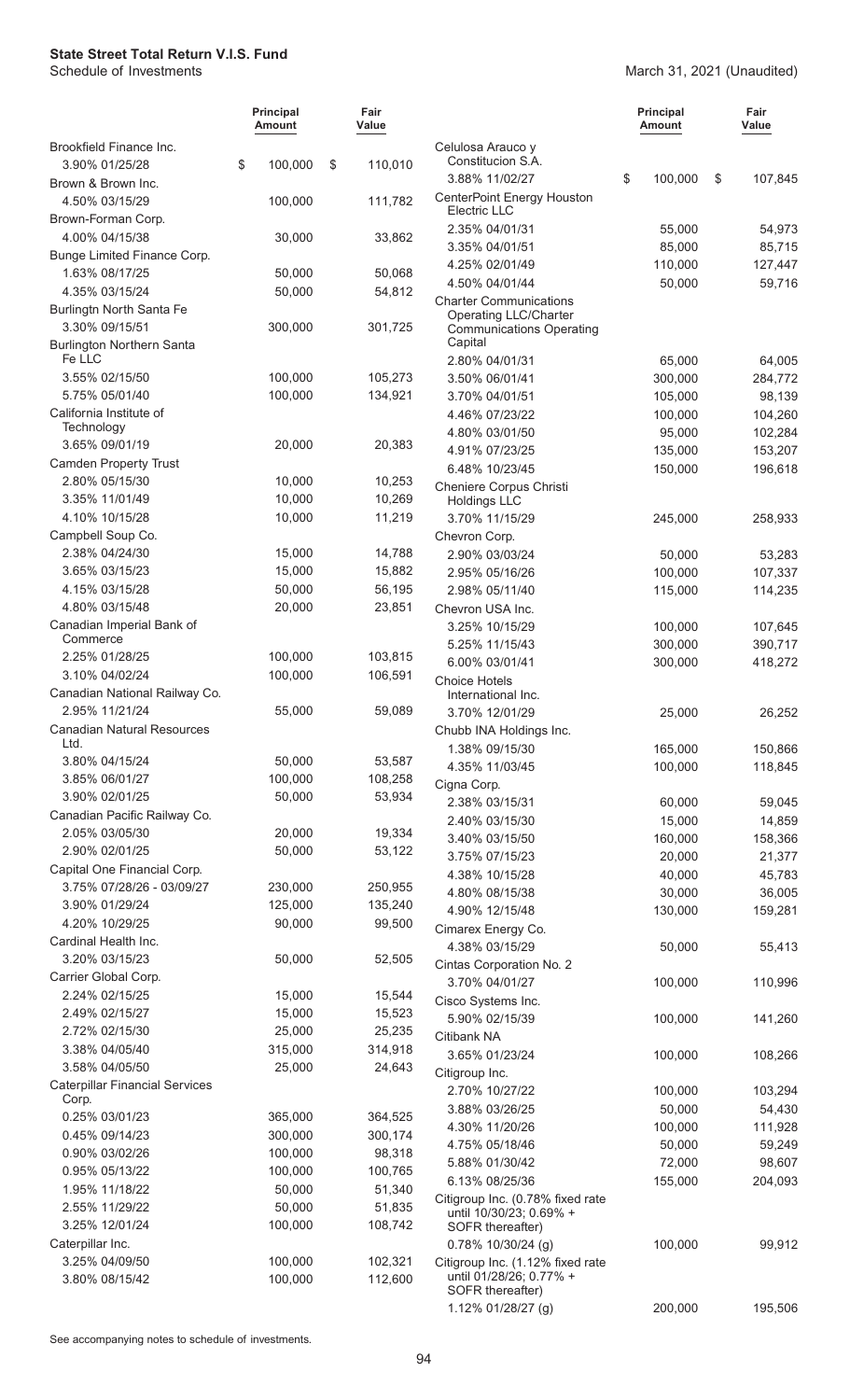**State Street Total Return V.I.S. Fund**
Schedule of Investments

March 31, 2021 (Unaudited)

| | Principal Amount | Fair Value |
|---|---|---|
| Brookfield Finance Inc. | | |
| 3.90% 01/25/28 | $ 100,000 | $ 110,010 |
| Brown & Brown Inc. | | |
| 4.50% 03/15/29 | 100,000 | 111,782 |
| Brown-Forman Corp. | | |
| 4.00% 04/15/38 | 30,000 | 33,862 |
| Bunge Limited Finance Corp. | | |
| 1.63% 08/17/25 | 50,000 | 50,068 |
| 4.35% 03/15/24 | 50,000 | 54,812 |
| Burlingtn North Santa Fe | | |
| 3.30% 09/15/51 | 300,000 | 301,725 |
| Burlington Northern Santa Fe LLC | | |
| 3.55% 02/15/50 | 100,000 | 105,273 |
| 5.75% 05/01/40 | 100,000 | 134,921 |
| California Institute of Technology | | |
| 3.65% 09/01/19 | 20,000 | 20,383 |
| Camden Property Trust | | |
| 2.80% 05/15/30 | 10,000 | 10,253 |
| 3.35% 11/01/49 | 10,000 | 10,269 |
| 4.10% 10/15/28 | 10,000 | 11,219 |
| Campbell Soup Co. | | |
| 2.38% 04/24/30 | 15,000 | 14,788 |
| 3.65% 03/15/23 | 15,000 | 15,882 |
| 4.15% 03/15/28 | 50,000 | 56,195 |
| 4.80% 03/15/48 | 20,000 | 23,851 |
| Canadian Imperial Bank of Commerce | | |
| 2.25% 01/28/25 | 100,000 | 103,815 |
| 3.10% 04/02/24 | 100,000 | 106,591 |
| Canadian National Railway Co. | | |
| 2.95% 11/21/24 | 55,000 | 59,089 |
| Canadian Natural Resources Ltd. | | |
| 3.80% 04/15/24 | 50,000 | 53,587 |
| 3.85% 06/01/27 | 100,000 | 108,258 |
| 3.90% 02/01/25 | 50,000 | 53,934 |
| Canadian Pacific Railway Co. | | |
| 2.05% 03/05/30 | 20,000 | 19,334 |
| 2.90% 02/01/25 | 50,000 | 53,122 |
| Capital One Financial Corp. | | |
| 3.75% 07/28/26 - 03/09/27 | 230,000 | 250,955 |
| 3.90% 01/29/24 | 125,000 | 135,240 |
| 4.20% 10/29/25 | 90,000 | 99,500 |
| Cardinal Health Inc. | | |
| 3.20% 03/15/23 | 50,000 | 52,505 |
| Carrier Global Corp. | | |
| 2.24% 02/15/25 | 15,000 | 15,544 |
| 2.49% 02/15/27 | 15,000 | 15,523 |
| 2.72% 02/15/30 | 25,000 | 25,235 |
| 3.38% 04/05/40 | 315,000 | 314,918 |
| 3.58% 04/05/50 | 25,000 | 24,643 |
| Caterpillar Financial Services Corp. | | |
| 0.25% 03/01/23 | 365,000 | 364,525 |
| 0.45% 09/14/23 | 300,000 | 300,174 |
| 0.90% 03/02/26 | 100,000 | 98,318 |
| 0.95% 05/13/22 | 100,000 | 100,765 |
| 1.95% 11/18/22 | 50,000 | 51,340 |
| 2.55% 11/29/22 | 50,000 | 51,835 |
| 3.25% 12/01/24 | 100,000 | 108,742 |
| Caterpillar Inc. | | |
| 3.25% 04/09/50 | 100,000 | 102,321 |
| 3.80% 08/15/42 | 100,000 | 112,600 |
| Celulosa Arauco y Constitucion S.A. | | |
| 3.88% 11/02/27 | $ 100,000 | $ 107,845 |
| CenterPoint Energy Houston Electric LLC | | |
| 2.35% 04/01/31 | 55,000 | 54,973 |
| 3.35% 04/01/51 | 85,000 | 85,715 |
| 4.25% 02/01/49 | 110,000 | 127,447 |
| 4.50% 04/01/44 | 50,000 | 59,716 |
| Charter Communications Operating LLC/Charter Communications Operating Capital | | |
| 2.80% 04/01/31 | 65,000 | 64,005 |
| 3.50% 06/01/41 | 300,000 | 284,772 |
| 3.70% 04/01/51 | 105,000 | 98,139 |
| 4.46% 07/23/22 | 100,000 | 104,260 |
| 4.80% 03/01/50 | 95,000 | 102,284 |
| 4.91% 07/23/25 | 135,000 | 153,207 |
| 6.48% 10/23/45 | 150,000 | 196,618 |
| Cheniere Corpus Christi Holdings LLC | | |
| 3.70% 11/15/29 | 245,000 | 258,933 |
| Chevron Corp. | | |
| 2.90% 03/03/24 | 50,000 | 53,283 |
| 2.95% 05/16/26 | 100,000 | 107,337 |
| 2.98% 05/11/40 | 115,000 | 114,235 |
| Chevron USA Inc. | | |
| 3.25% 10/15/29 | 100,000 | 107,645 |
| 5.25% 11/15/43 | 300,000 | 390,717 |
| 6.00% 03/01/41 | 300,000 | 418,272 |
| Choice Hotels International Inc. | | |
| 3.70% 12/01/29 | 25,000 | 26,252 |
| Chubb INA Holdings Inc. | | |
| 1.38% 09/15/30 | 165,000 | 150,866 |
| 4.35% 11/03/45 | 100,000 | 118,845 |
| Cigna Corp. | | |
| 2.38% 03/15/31 | 60,000 | 59,045 |
| 2.40% 03/15/30 | 15,000 | 14,859 |
| 3.40% 03/15/50 | 160,000 | 158,366 |
| 3.75% 07/15/23 | 20,000 | 21,377 |
| 4.38% 10/15/28 | 40,000 | 45,783 |
| 4.80% 08/15/38 | 30,000 | 36,005 |
| 4.90% 12/15/48 | 130,000 | 159,281 |
| Cimarex Energy Co. | | |
| 4.38% 03/15/29 | 50,000 | 55,413 |
| Cintas Corporation No. 2 | | |
| 3.70% 04/01/27 | 100,000 | 110,996 |
| Cisco Systems Inc. | | |
| 5.90% 02/15/39 | 100,000 | 141,260 |
| Citibank NA | | |
| 3.65% 01/23/24 | 100,000 | 108,266 |
| Citigroup Inc. | | |
| 2.70% 10/27/22 | 100,000 | 103,294 |
| 3.88% 03/26/25 | 50,000 | 54,430 |
| 4.30% 11/20/26 | 100,000 | 111,928 |
| 4.75% 05/18/46 | 50,000 | 59,249 |
| 5.88% 01/30/42 | 72,000 | 98,607 |
| 6.13% 08/25/36 | 155,000 | 204,093 |
| Citigroup Inc. (0.78% fixed rate until 10/30/23; 0.69% + SOFR thereafter) | | |
| 0.78% 10/30/24 (g) | 100,000 | 99,912 |
| Citigroup Inc. (1.12% fixed rate until 01/28/26; 0.77% + SOFR thereafter) | | |
| 1.12% 01/28/27 (g) | 200,000 | 195,506 |

See accompanying notes to schedule of investments.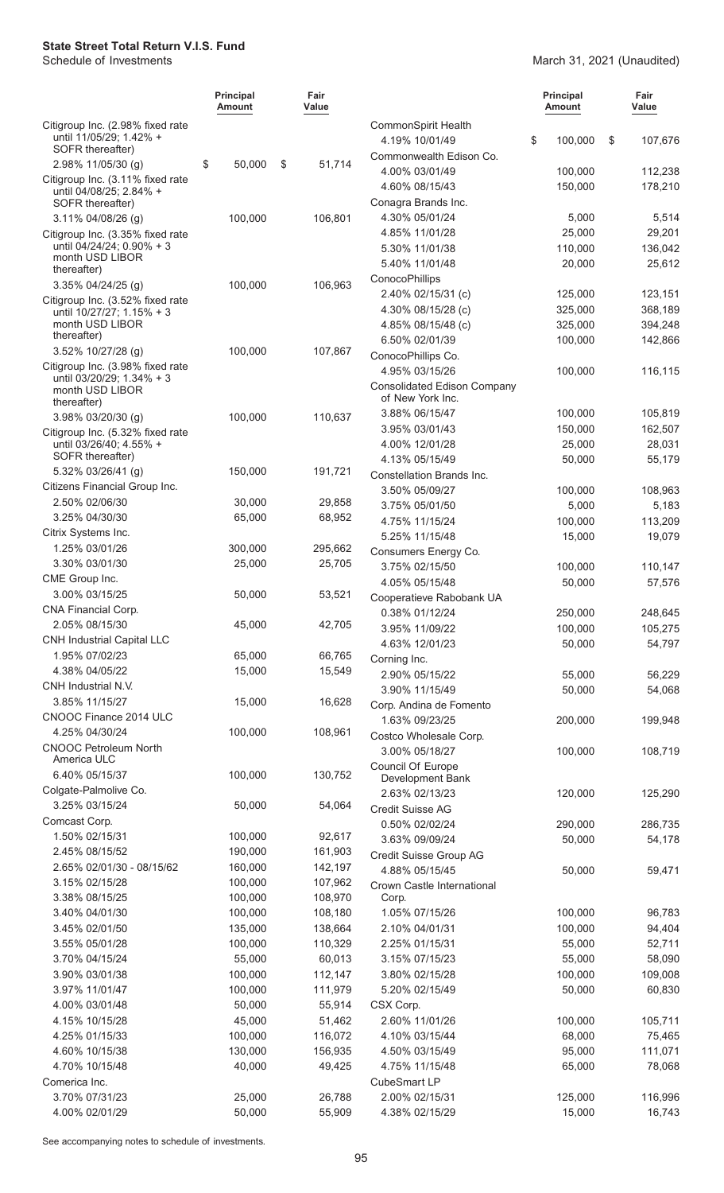**State Street Total Return V.I.S. Fund**

Schedule of Investments

March 31, 2021 (Unaudited)

| | Principal Amount | Fair Value |
|---|---|---|
| Citigroup Inc. (2.98% fixed rate until 11/05/29; 1.42% + SOFR thereafter) | | |
| 2.98% 11/05/30 (g) | $ 50,000 | $ 51,714 |
| Citigroup Inc. (3.11% fixed rate until 04/08/25; 2.84% + SOFR thereafter) | | |
| 3.11% 04/08/26 (g) | 100,000 | 106,801 |
| Citigroup Inc. (3.35% fixed rate until 04/24/24; 0.90% + 3 month USD LIBOR thereafter) | | |
| 3.35% 04/24/25 (g) | 100,000 | 106,963 |
| Citigroup Inc. (3.52% fixed rate until 10/27/27; 1.15% + 3 month USD LIBOR thereafter) | | |
| 3.52% 10/27/28 (g) | 100,000 | 107,867 |
| Citigroup Inc. (3.98% fixed rate until 03/20/29; 1.34% + 3 month USD LIBOR thereafter) | | |
| 3.98% 03/20/30 (g) | 100,000 | 110,637 |
| Citigroup Inc. (5.32% fixed rate until 03/26/40; 4.55% + SOFR thereafter) | | |
| 5.32% 03/26/41 (g) | 150,000 | 191,721 |
| Citizens Financial Group Inc. | | |
| 2.50% 02/06/30 | 30,000 | 29,858 |
| 3.25% 04/30/30 | 65,000 | 68,952 |
| Citrix Systems Inc. | | |
| 1.25% 03/01/26 | 300,000 | 295,662 |
| 3.30% 03/01/30 | 25,000 | 25,705 |
| CME Group Inc. | | |
| 3.00% 03/15/25 | 50,000 | 53,521 |
| CNA Financial Corp. | | |
| 2.05% 08/15/30 | 45,000 | 42,705 |
| CNH Industrial Capital LLC | | |
| 1.95% 07/02/23 | 65,000 | 66,765 |
| 4.38% 04/05/22 | 15,000 | 15,549 |
| CNH Industrial N.V. | | |
| 3.85% 11/15/27 | 15,000 | 16,628 |
| CNOOC Finance 2014 ULC | | |
| 4.25% 04/30/24 | 100,000 | 108,961 |
| CNOOC Petroleum North America ULC | | |
| 6.40% 05/15/37 | 100,000 | 130,752 |
| Colgate-Palmolive Co. | | |
| 3.25% 03/15/24 | 50,000 | 54,064 |
| Comcast Corp. | | |
| 1.50% 02/15/31 | 100,000 | 92,617 |
| 2.45% 08/15/52 | 190,000 | 161,903 |
| 2.65% 02/01/30 - 08/15/62 | 160,000 | 142,197 |
| 3.15% 02/15/28 | 100,000 | 107,962 |
| 3.38% 08/15/25 | 100,000 | 108,970 |
| 3.40% 04/01/30 | 100,000 | 108,180 |
| 3.45% 02/01/50 | 135,000 | 138,664 |
| 3.55% 05/01/28 | 100,000 | 110,329 |
| 3.70% 04/15/24 | 55,000 | 60,013 |
| 3.90% 03/01/38 | 100,000 | 112,147 |
| 3.97% 11/01/47 | 100,000 | 111,979 |
| 4.00% 03/01/48 | 50,000 | 55,914 |
| 4.15% 10/15/28 | 45,000 | 51,462 |
| 4.25% 01/15/33 | 100,000 | 116,072 |
| 4.60% 10/15/38 | 130,000 | 156,935 |
| 4.70% 10/15/48 | 40,000 | 49,425 |
| Comerica Inc. | | |
| 3.70% 07/31/23 | 25,000 | 26,788 |
| 4.00% 02/01/29 | 50,000 | 55,909 |
| CommonSpirit Health | | |
| 4.19% 10/01/49 | $ 100,000 | $ 107,676 |
| Commonwealth Edison Co. | | |
| 4.00% 03/01/49 | 100,000 | 112,238 |
| 4.60% 08/15/43 | 150,000 | 178,210 |
| Conagra Brands Inc. | | |
| 4.30% 05/01/24 | 5,000 | 5,514 |
| 4.85% 11/01/28 | 25,000 | 29,201 |
| 5.30% 11/01/38 | 110,000 | 136,042 |
| 5.40% 11/01/48 | 20,000 | 25,612 |
| ConocoPhillips | | |
| 2.40% 02/15/31 (c) | 125,000 | 123,151 |
| 4.30% 08/15/28 (c) | 325,000 | 368,189 |
| 4.85% 08/15/48 (c) | 325,000 | 394,248 |
| 6.50% 02/01/39 | 100,000 | 142,866 |
| ConocoPhillips Co. | | |
| 4.95% 03/15/26 | 100,000 | 116,115 |
| Consolidated Edison Company of New York Inc. | | |
| 3.88% 06/15/47 | 100,000 | 105,819 |
| 3.95% 03/01/43 | 150,000 | 162,507 |
| 4.00% 12/01/28 | 25,000 | 28,031 |
| 4.13% 05/15/49 | 50,000 | 55,179 |
| Constellation Brands Inc. | | |
| 3.50% 05/09/27 | 100,000 | 108,963 |
| 3.75% 05/01/50 | 5,000 | 5,183 |
| 4.75% 11/15/24 | 100,000 | 113,209 |
| 5.25% 11/15/48 | 15,000 | 19,079 |
| Consumers Energy Co. | | |
| 3.75% 02/15/50 | 100,000 | 110,147 |
| 4.05% 05/15/48 | 50,000 | 57,576 |
| Cooperatieve Rabobank UA | | |
| 0.38% 01/12/24 | 250,000 | 248,645 |
| 3.95% 11/09/22 | 100,000 | 105,275 |
| 4.63% 12/01/23 | 50,000 | 54,797 |
| Corning Inc. | | |
| 2.90% 05/15/22 | 55,000 | 56,229 |
| 3.90% 11/15/49 | 50,000 | 54,068 |
| Corp. Andina de Fomento | | |
| 1.63% 09/23/25 | 200,000 | 199,948 |
| Costco Wholesale Corp. | | |
| 3.00% 05/18/27 | 100,000 | 108,719 |
| Council Of Europe Development Bank | | |
| 2.63% 02/13/23 | 120,000 | 125,290 |
| Credit Suisse AG | | |
| 0.50% 02/02/24 | 290,000 | 286,735 |
| 3.63% 09/09/24 | 50,000 | 54,178 |
| Credit Suisse Group AG | | |
| 4.88% 05/15/45 | 50,000 | 59,471 |
| Crown Castle International Corp. | | |
| 1.05% 07/15/26 | 100,000 | 96,783 |
| 2.10% 04/01/31 | 100,000 | 94,404 |
| 2.25% 01/15/31 | 55,000 | 52,711 |
| 3.15% 07/15/23 | 55,000 | 58,090 |
| 3.80% 02/15/28 | 100,000 | 109,008 |
| 5.20% 02/15/49 | 50,000 | 60,830 |
| CSX Corp. | | |
| 2.60% 11/01/26 | 100,000 | 105,711 |
| 4.10% 03/15/44 | 68,000 | 75,465 |
| 4.50% 03/15/49 | 95,000 | 111,071 |
| 4.75% 11/15/48 | 65,000 | 78,068 |
| CubeSmart LP | | |
| 2.00% 02/15/31 | 125,000 | 116,996 |
| 4.38% 02/15/29 | 15,000 | 16,743 |

See accompanying notes to schedule of investments.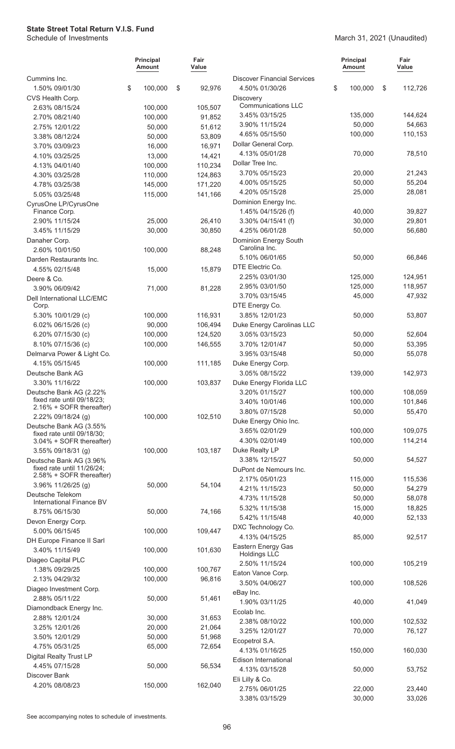# State Street Total Return V.I.S. Fund

Schedule of Investments

March 31, 2021 (Unaudited)

| | Principal Amount | Fair Value |
|---|---|---|
| Cummins Inc. | | |
| 1.50% 09/01/30 | $ 100,000 | $ 92,976 |
| CVS Health Corp. | | |
| 2.63% 08/15/24 | 100,000 | 105,507 |
| 2.70% 08/21/40 | 100,000 | 91,852 |
| 2.75% 12/01/22 | 50,000 | 51,612 |
| 3.38% 08/12/24 | 50,000 | 53,809 |
| 3.70% 03/09/23 | 16,000 | 16,971 |
| 4.10% 03/25/25 | 13,000 | 14,421 |
| 4.13% 04/01/40 | 100,000 | 110,234 |
| 4.30% 03/25/28 | 110,000 | 124,863 |
| 4.78% 03/25/38 | 145,000 | 171,220 |
| 5.05% 03/25/48 | 115,000 | 141,166 |
| CyrusOne LP/CyrusOne Finance Corp. | | |
| 2.90% 11/15/24 | 25,000 | 26,410 |
| 3.45% 11/15/29 | 30,000 | 30,850 |
| Danaher Corp. | | |
| 2.60% 10/01/50 | 100,000 | 88,248 |
| Darden Restaurants Inc. | | |
| 4.55% 02/15/48 | 15,000 | 15,879 |
| Deere & Co. | | |
| 3.90% 06/09/42 | 71,000 | 81,228 |
| Dell International LLC/EMC Corp. | | |
| 5.30% 10/01/29 (c) | 100,000 | 116,931 |
| 6.02% 06/15/26 (c) | 90,000 | 106,494 |
| 6.20% 07/15/30 (c) | 100,000 | 124,520 |
| 8.10% 07/15/36 (c) | 100,000 | 146,555 |
| Delmarva Power & Light Co. | | |
| 4.15% 05/15/45 | 100,000 | 111,185 |
| Deutsche Bank AG | | |
| 3.30% 11/16/22 | 100,000 | 103,837 |
| Deutsche Bank AG (2.22% fixed rate until 09/18/23; 2.16% + SOFR thereafter) | | |
| 2.22% 09/18/24 (g) | 100,000 | 102,510 |
| Deutsche Bank AG (3.55% fixed rate until 09/18/30; 3.04% + SOFR thereafter) | | |
| 3.55% 09/18/31 (g) | 100,000 | 103,187 |
| Deutsche Bank AG (3.96% fixed rate until 11/26/24; 2.58% + SOFR thereafter) | | |
| 3.96% 11/26/25 (g) | 50,000 | 54,104 |
| Deutsche Telekom International Finance BV | | |
| 8.75% 06/15/30 | 50,000 | 74,166 |
| Devon Energy Corp. | | |
| 5.00% 06/15/45 | 100,000 | 109,447 |
| DH Europe Finance II Sarl | | |
| 3.40% 11/15/49 | 100,000 | 101,630 |
| Diageo Capital PLC | | |
| 1.38% 09/29/25 | 100,000 | 100,767 |
| 2.13% 04/29/32 | 100,000 | 96,816 |
| Diageo Investment Corp. | | |
| 2.88% 05/11/22 | 50,000 | 51,461 |
| Diamondback Energy Inc. | | |
| 2.88% 12/01/24 | 30,000 | 31,653 |
| 3.25% 12/01/26 | 20,000 | 21,064 |
| 3.50% 12/01/29 | 50,000 | 51,968 |
| 4.75% 05/31/25 | 65,000 | 72,654 |
| Digital Realty Trust LP | | |
| 4.45% 07/15/28 | 50,000 | 56,534 |
| Discover Bank | | |
| 4.20% 08/08/23 | 150,000 | 162,040 |
| Discover Financial Services | | |
| 4.50% 01/30/26 | $ 100,000 | $ 112,726 |
| Discovery Communications LLC | | |
| 3.45% 03/15/25 | 135,000 | 144,624 |
| 3.90% 11/15/24 | 50,000 | 54,663 |
| 4.65% 05/15/50 | 100,000 | 110,153 |
| Dollar General Corp. | | |
| 4.13% 05/01/28 | 70,000 | 78,510 |
| Dollar Tree Inc. | | |
| 3.70% 05/15/23 | 20,000 | 21,243 |
| 4.00% 05/15/25 | 50,000 | 55,204 |
| 4.20% 05/15/28 | 25,000 | 28,081 |
| Dominion Energy Inc. | | |
| 1.45% 04/15/26 (f) | 40,000 | 39,827 |
| 3.30% 04/15/41 (f) | 30,000 | 29,801 |
| 4.25% 06/01/28 | 50,000 | 56,680 |
| Dominion Energy South Carolina Inc. | | |
| 5.10% 06/01/65 | 50,000 | 66,846 |
| DTE Electric Co. | | |
| 2.25% 03/01/30 | 125,000 | 124,951 |
| 2.95% 03/01/50 | 125,000 | 118,957 |
| 3.70% 03/15/45 | 45,000 | 47,932 |
| DTE Energy Co. | | |
| 3.85% 12/01/23 | 50,000 | 53,807 |
| Duke Energy Carolinas LLC | | |
| 3.05% 03/15/23 | 50,000 | 52,604 |
| 3.70% 12/01/47 | 50,000 | 53,395 |
| 3.95% 03/15/48 | 50,000 | 55,078 |
| Duke Energy Corp. | | |
| 3.05% 08/15/22 | 139,000 | 142,973 |
| Duke Energy Florida LLC | | |
| 3.20% 01/15/27 | 100,000 | 108,059 |
| 3.40% 10/01/46 | 100,000 | 101,846 |
| 3.80% 07/15/28 | 50,000 | 55,470 |
| Duke Energy Ohio Inc. | | |
| 3.65% 02/01/29 | 100,000 | 109,075 |
| 4.30% 02/01/49 | 100,000 | 114,214 |
| Duke Realty LP | | |
| 3.38% 12/15/27 | 50,000 | 54,527 |
| DuPont de Nemours Inc. | | |
| 2.17% 05/01/23 | 115,000 | 115,536 |
| 4.21% 11/15/23 | 50,000 | 54,279 |
| 4.73% 11/15/28 | 50,000 | 58,078 |
| 5.32% 11/15/38 | 15,000 | 18,825 |
| 5.42% 11/15/48 | 40,000 | 52,133 |
| DXC Technology Co. | | |
| 4.13% 04/15/25 | 85,000 | 92,517 |
| Eastern Energy Gas Holdings LLC | | |
| 2.50% 11/15/24 | 100,000 | 105,219 |
| Eaton Vance Corp. | | |
| 3.50% 04/06/27 | 100,000 | 108,526 |
| eBay Inc. | | |
| 1.90% 03/11/25 | 40,000 | 41,049 |
| Ecolab Inc. | | |
| 2.38% 08/10/22 | 100,000 | 102,532 |
| 3.25% 12/01/27 | 70,000 | 76,127 |
| Ecopetrol S.A. | | |
| 4.13% 01/16/25 | 150,000 | 160,030 |
| Edison International | | |
| 4.13% 03/15/28 | 50,000 | 53,752 |
| Eli Lilly & Co. | | |
| 2.75% 06/01/25 | 22,000 | 23,440 |
| 3.38% 03/15/29 | 30,000 | 33,026 |

See accompanying notes to schedule of investments.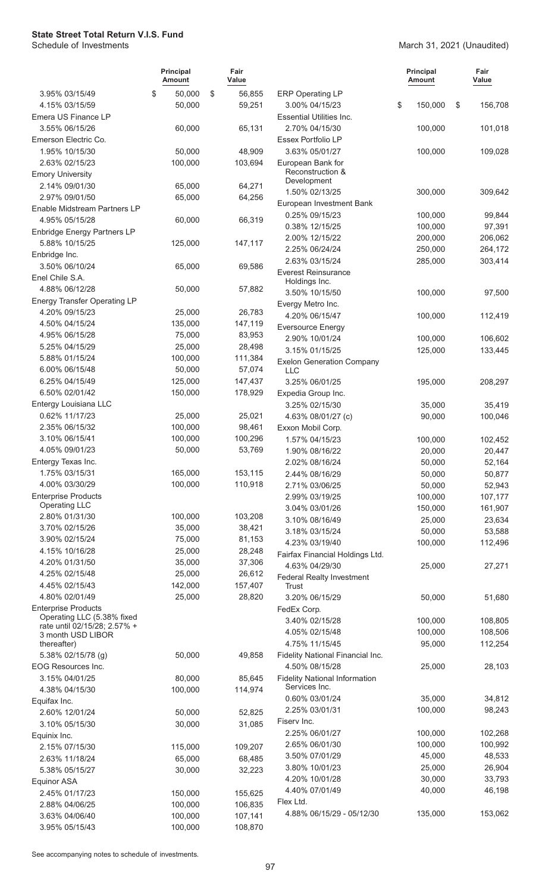**State Street Total Return V.I.S. Fund**
Schedule of Investments

March 31, 2021 (Unaudited)

| | Principal Amount | Fair Value |
|---|---|---|
| 3.95% 03/15/49 | $ 50,000 | $ 56,855 |
| 4.15% 03/15/59 | 50,000 | 59,251 |
| Emera US Finance LP | | |
| 3.55% 06/15/26 | 60,000 | 65,131 |
| Emerson Electric Co. | | |
| 1.95% 10/15/30 | 50,000 | 48,909 |
| 2.63% 02/15/23 | 100,000 | 103,694 |
| Emory University | | |
| 2.14% 09/01/30 | 65,000 | 64,271 |
| 2.97% 09/01/50 | 65,000 | 64,256 |
| Enable Midstream Partners LP | | |
| 4.95% 05/15/28 | 60,000 | 66,319 |
| Enbridge Energy Partners LP | | |
| 5.88% 10/15/25 | 125,000 | 147,117 |
| Enbridge Inc. | | |
| 3.50% 06/10/24 | 65,000 | 69,586 |
| Enel Chile S.A. | | |
| 4.88% 06/12/28 | 50,000 | 57,882 |
| Energy Transfer Operating LP | | |
| 4.20% 09/15/23 | 25,000 | 26,783 |
| 4.50% 04/15/24 | 135,000 | 147,119 |
| 4.95% 06/15/28 | 75,000 | 83,953 |
| 5.25% 04/15/29 | 25,000 | 28,498 |
| 5.88% 01/15/24 | 100,000 | 111,384 |
| 6.00% 06/15/48 | 50,000 | 57,074 |
| 6.25% 04/15/49 | 125,000 | 147,437 |
| 6.50% 02/01/42 | 150,000 | 178,929 |
| Entergy Louisiana LLC | | |
| 0.62% 11/17/23 | 25,000 | 25,021 |
| 2.35% 06/15/32 | 100,000 | 98,461 |
| 3.10% 06/15/41 | 100,000 | 100,296 |
| 4.05% 09/01/23 | 50,000 | 53,769 |
| Entergy Texas Inc. | | |
| 1.75% 03/15/31 | 165,000 | 153,115 |
| 4.00% 03/30/29 | 100,000 | 110,918 |
| Enterprise Products Operating LLC | | |
| 2.80% 01/31/30 | 100,000 | 103,208 |
| 3.70% 02/15/26 | 35,000 | 38,421 |
| 3.90% 02/15/24 | 75,000 | 81,153 |
| 4.15% 10/16/28 | 25,000 | 28,248 |
| 4.20% 01/31/50 | 35,000 | 37,306 |
| 4.25% 02/15/48 | 25,000 | 26,612 |
| 4.45% 02/15/43 | 142,000 | 157,407 |
| 4.80% 02/01/49 | 25,000 | 28,820 |
| Enterprise Products Operating LLC (5.38% fixed rate until 02/15/28; 2.57% + 3 month USD LIBOR thereafter) | | |
| 5.38% 02/15/78 (g) | 50,000 | 49,858 |
| EOG Resources Inc. | | |
| 3.15% 04/01/25 | 80,000 | 85,645 |
| 4.38% 04/15/30 | 100,000 | 114,974 |
| Equifax Inc. | | |
| 2.60% 12/01/24 | 50,000 | 52,825 |
| 3.10% 05/15/30 | 30,000 | 31,085 |
| Equinix Inc. | | |
| 2.15% 07/15/30 | 115,000 | 109,207 |
| 2.63% 11/18/24 | 65,000 | 68,485 |
| 5.38% 05/15/27 | 30,000 | 32,223 |
| Equinor ASA | | |
| 2.45% 01/17/23 | 150,000 | 155,625 |
| 2.88% 04/06/25 | 100,000 | 106,835 |
| 3.63% 04/06/40 | 100,000 | 107,141 |
| 3.95% 05/15/43 | 100,000 | 108,870 |
| ERP Operating LP | | |
| 3.00% 04/15/23 | $ 150,000 | $ 156,708 |
| Essential Utilities Inc. | | |
| 2.70% 04/15/30 | 100,000 | 101,018 |
| Essex Portfolio LP | | |
| 3.63% 05/01/27 | 100,000 | 109,028 |
| European Bank for Reconstruction & Development | | |
| 1.50% 02/13/25 | 300,000 | 309,642 |
| European Investment Bank | | |
| 0.25% 09/15/23 | 100,000 | 99,844 |
| 0.38% 12/15/25 | 100,000 | 97,391 |
| 2.00% 12/15/22 | 200,000 | 206,062 |
| 2.25% 06/24/24 | 250,000 | 264,172 |
| 2.63% 03/15/24 | 285,000 | 303,414 |
| Everest Reinsurance Holdings Inc. | | |
| 3.50% 10/15/50 | 100,000 | 97,500 |
| Evergy Metro Inc. | | |
| 4.20% 06/15/47 | 100,000 | 112,419 |
| Eversource Energy | | |
| 2.90% 10/01/24 | 100,000 | 106,602 |
| 3.15% 01/15/25 | 125,000 | 133,445 |
| Exelon Generation Company LLC | | |
| 3.25% 06/01/25 | 195,000 | 208,297 |
| Expedia Group Inc. | | |
| 3.25% 02/15/30 | 35,000 | 35,419 |
| 4.63% 08/01/27 (c) | 90,000 | 100,046 |
| Exxon Mobil Corp. | | |
| 1.57% 04/15/23 | 100,000 | 102,452 |
| 1.90% 08/16/22 | 20,000 | 20,447 |
| 2.02% 08/16/24 | 50,000 | 52,164 |
| 2.44% 08/16/29 | 50,000 | 50,877 |
| 2.71% 03/06/25 | 50,000 | 52,943 |
| 2.99% 03/19/25 | 100,000 | 107,177 |
| 3.04% 03/01/26 | 150,000 | 161,907 |
| 3.10% 08/16/49 | 25,000 | 23,634 |
| 3.18% 03/15/24 | 50,000 | 53,588 |
| 4.23% 03/19/40 | 100,000 | 112,496 |
| Fairfax Financial Holdings Ltd. | | |
| 4.63% 04/29/30 | 25,000 | 27,271 |
| Federal Realty Investment Trust | | |
| 3.20% 06/15/29 | 50,000 | 51,680 |
| FedEx Corp. | | |
| 3.40% 02/15/28 | 100,000 | 108,805 |
| 4.05% 02/15/48 | 100,000 | 108,506 |
| 4.75% 11/15/45 | 95,000 | 112,254 |
| Fidelity National Financial Inc. | | |
| 4.50% 08/15/28 | 25,000 | 28,103 |
| Fidelity National Information Services Inc. | | |
| 0.60% 03/01/24 | 35,000 | 34,812 |
| 2.25% 03/01/31 | 100,000 | 98,243 |
| Fiserv Inc. | | |
| 2.25% 06/01/27 | 100,000 | 102,268 |
| 2.65% 06/01/30 | 100,000 | 100,992 |
| 3.50% 07/01/29 | 45,000 | 48,533 |
| 3.80% 10/01/23 | 25,000 | 26,904 |
| 4.20% 10/01/28 | 30,000 | 33,793 |
| 4.40% 07/01/49 | 40,000 | 46,198 |
| Flex Ltd. | | |
| 4.88% 06/15/29 - 05/12/30 | 135,000 | 153,062 |

See accompanying notes to schedule of investments.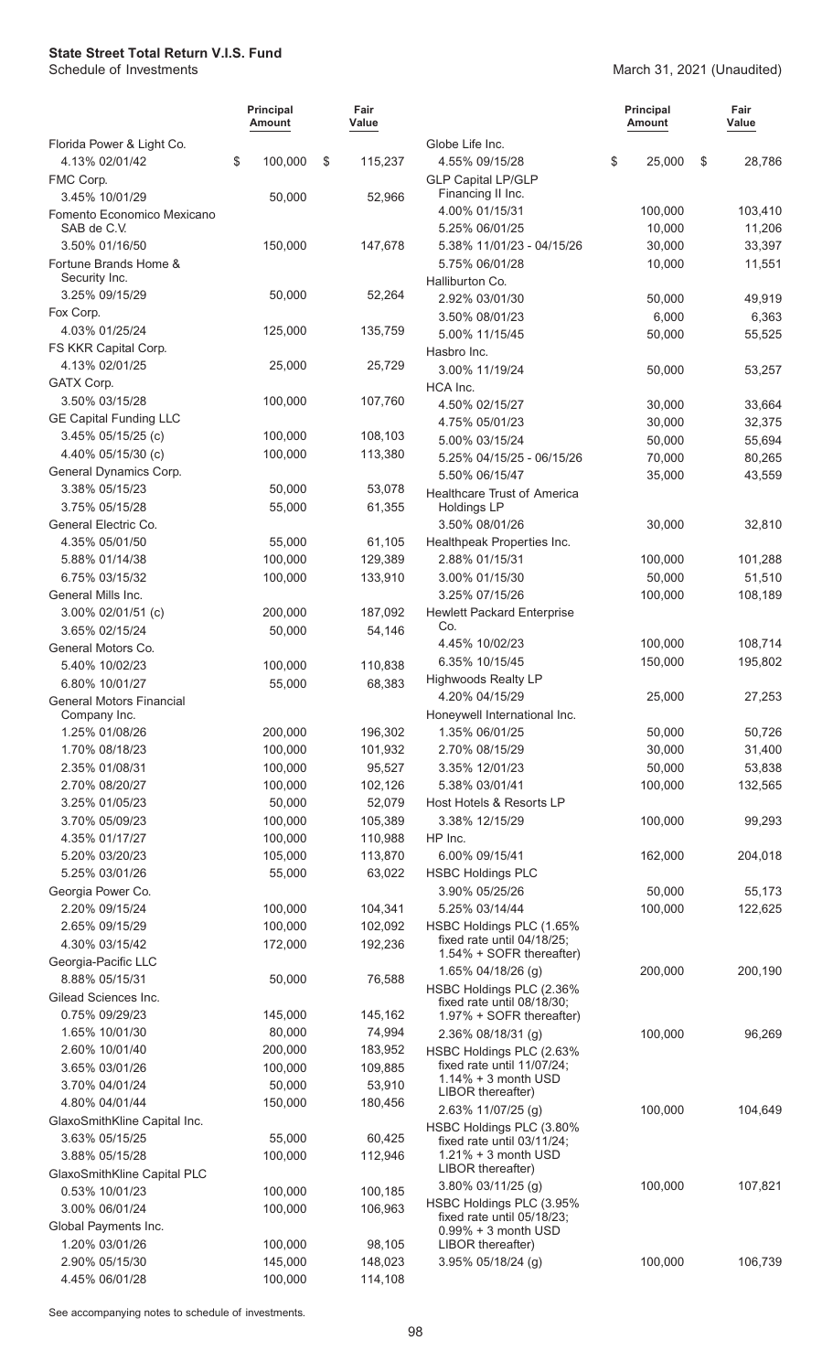# State Street Total Return V.I.S. Fund

Schedule of Investments

March 31, 2021 (Unaudited)

| | Principal Amount | Fair Value |
|---|---|---|
| Florida Power & Light Co. | | |
| 4.13% 02/01/42 | $ 100,000 | $ 115,237 |
| FMC Corp. | | |
| 3.45% 10/01/29 | 50,000 | 52,966 |
| Fomento Economico Mexicano SAB de C.V. | | |
| 3.50% 01/16/50 | 150,000 | 147,678 |
| Fortune Brands Home & Security Inc. | | |
| 3.25% 09/15/29 | 50,000 | 52,264 |
| Fox Corp. | | |
| 4.03% 01/25/24 | 125,000 | 135,759 |
| FS KKR Capital Corp. | | |
| 4.13% 02/01/25 | 25,000 | 25,729 |
| GATX Corp. | | |
| 3.50% 03/15/28 | 100,000 | 107,760 |
| GE Capital Funding LLC | | |
| 3.45% 05/15/25 (c) | 100,000 | 108,103 |
| 4.40% 05/15/30 (c) | 100,000 | 113,380 |
| General Dynamics Corp. | | |
| 3.38% 05/15/23 | 50,000 | 53,078 |
| 3.75% 05/15/28 | 55,000 | 61,355 |
| General Electric Co. | | |
| 4.35% 05/01/50 | 55,000 | 61,105 |
| 5.88% 01/14/38 | 100,000 | 129,389 |
| 6.75% 03/15/32 | 100,000 | 133,910 |
| General Mills Inc. | | |
| 3.00% 02/01/51 (c) | 200,000 | 187,092 |
| 3.65% 02/15/24 | 50,000 | 54,146 |
| General Motors Co. | | |
| 5.40% 10/02/23 | 100,000 | 110,838 |
| 6.80% 10/01/27 | 55,000 | 68,383 |
| General Motors Financial Company Inc. | | |
| 1.25% 01/08/26 | 200,000 | 196,302 |
| 1.70% 08/18/23 | 100,000 | 101,932 |
| 2.35% 01/08/31 | 100,000 | 95,527 |
| 2.70% 08/20/27 | 100,000 | 102,126 |
| 3.25% 01/05/23 | 50,000 | 52,079 |
| 3.70% 05/09/23 | 100,000 | 105,389 |
| 4.35% 01/17/27 | 100,000 | 110,988 |
| 5.20% 03/20/23 | 105,000 | 113,870 |
| 5.25% 03/01/26 | 55,000 | 63,022 |
| Georgia Power Co. | | |
| 2.20% 09/15/24 | 100,000 | 104,341 |
| 2.65% 09/15/29 | 100,000 | 102,092 |
| 4.30% 03/15/42 | 172,000 | 192,236 |
| Georgia-Pacific LLC | | |
| 8.88% 05/15/31 | 50,000 | 76,588 |
| Gilead Sciences Inc. | | |
| 0.75% 09/29/23 | 145,000 | 145,162 |
| 1.65% 10/01/30 | 80,000 | 74,994 |
| 2.60% 10/01/40 | 200,000 | 183,952 |
| 3.65% 03/01/26 | 100,000 | 109,885 |
| 3.70% 04/01/24 | 50,000 | 53,910 |
| 4.80% 04/01/44 | 150,000 | 180,456 |
| GlaxoSmithKline Capital Inc. | | |
| 3.63% 05/15/25 | 55,000 | 60,425 |
| 3.88% 05/15/28 | 100,000 | 112,946 |
| GlaxoSmithKline Capital PLC | | |
| 0.53% 10/01/23 | 100,000 | 100,185 |
| 3.00% 06/01/24 | 100,000 | 106,963 |
| Global Payments Inc. | | |
| 1.20% 03/01/26 | 100,000 | 98,105 |
| 2.90% 05/15/30 | 145,000 | 148,023 |
| 4.45% 06/01/28 | 100,000 | 114,108 |
| Globe Life Inc. | | |
| 4.55% 09/15/28 | $ 25,000 | $ 28,786 |
| GLP Capital LP/GLP Financing II Inc. | | |
| 4.00% 01/15/31 | 100,000 | 103,410 |
| 5.25% 06/01/25 | 10,000 | 11,206 |
| 5.38% 11/01/23 - 04/15/26 | 30,000 | 33,397 |
| 5.75% 06/01/28 | 10,000 | 11,551 |
| Halliburton Co. | | |
| 2.92% 03/01/30 | 50,000 | 49,919 |
| 3.50% 08/01/23 | 6,000 | 6,363 |
| 5.00% 11/15/45 | 50,000 | 55,525 |
| Hasbro Inc. | | |
| 3.00% 11/19/24 | 50,000 | 53,257 |
| HCA Inc. | | |
| 4.50% 02/15/27 | 30,000 | 33,664 |
| 4.75% 05/01/23 | 30,000 | 32,375 |
| 5.00% 03/15/24 | 50,000 | 55,694 |
| 5.25% 04/15/25 - 06/15/26 | 70,000 | 80,265 |
| 5.50% 06/15/47 | 35,000 | 43,559 |
| Healthcare Trust of America Holdings LP | | |
| 3.50% 08/01/26 | 30,000 | 32,810 |
| Healthpeak Properties Inc. | | |
| 2.88% 01/15/31 | 100,000 | 101,288 |
| 3.00% 01/15/30 | 50,000 | 51,510 |
| 3.25% 07/15/26 | 100,000 | 108,189 |
| Hewlett Packard Enterprise Co. | | |
| 4.45% 10/02/23 | 100,000 | 108,714 |
| 6.35% 10/15/45 | 150,000 | 195,802 |
| Highwoods Realty LP | | |
| 4.20% 04/15/29 | 25,000 | 27,253 |
| Honeywell International Inc. | | |
| 1.35% 06/01/25 | 50,000 | 50,726 |
| 2.70% 08/15/29 | 30,000 | 31,400 |
| 3.35% 12/01/23 | 50,000 | 53,838 |
| 5.38% 03/01/41 | 100,000 | 132,565 |
| Host Hotels & Resorts LP | | |
| 3.38% 12/15/29 | 100,000 | 99,293 |
| HP Inc. | | |
| 6.00% 09/15/41 | 162,000 | 204,018 |
| HSBC Holdings PLC | | |
| 3.90% 05/25/26 | 50,000 | 55,173 |
| 5.25% 03/14/44 | 100,000 | 122,625 |
| HSBC Holdings PLC (1.65% fixed rate until 04/18/25; 1.54% + SOFR thereafter) | | |
| 1.65% 04/18/26 (g) | 200,000 | 200,190 |
| HSBC Holdings PLC (2.36% fixed rate until 08/18/30; 1.97% + SOFR thereafter) | | |
| 2.36% 08/18/31 (g) | 100,000 | 96,269 |
| HSBC Holdings PLC (2.63% fixed rate until 11/07/24; 1.14% + 3 month USD LIBOR thereafter) | | |
| 2.63% 11/07/25 (g) | 100,000 | 104,649 |
| HSBC Holdings PLC (3.80% fixed rate until 03/11/24; 1.21% + 3 month USD LIBOR thereafter) | | |
| 3.80% 03/11/25 (g) | 100,000 | 107,821 |
| HSBC Holdings PLC (3.95% fixed rate until 05/18/23; 0.99% + 3 month USD LIBOR thereafter) | | |
| 3.95% 05/18/24 (g) | 100,000 | 106,739 |

See accompanying notes to schedule of investments.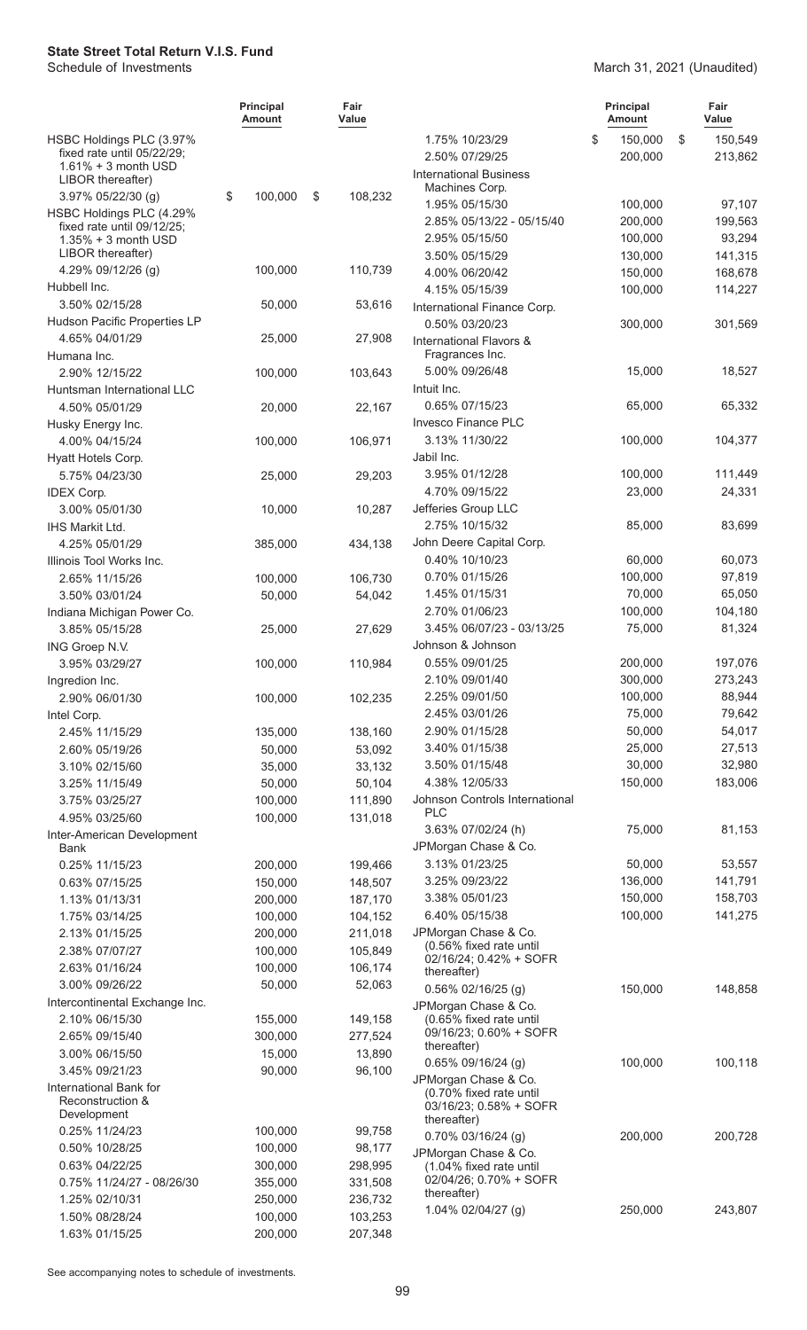# State Street Total Return V.I.S. Fund

Schedule of Investments

March 31, 2021 (Unaudited)

| | Principal Amount | Fair Value |
|---|---|---|
| HSBC Holdings PLC (3.97% fixed rate until 05/22/29; 1.61% + 3 month USD LIBOR thereafter) | | |
| 3.97% 05/22/30 (g) | $ 100,000 | $ 108,232 |
| HSBC Holdings PLC (4.29% fixed rate until 09/12/25; 1.35% + 3 month USD LIBOR thereafter) | | |
| 4.29% 09/12/26 (g) | 100,000 | 110,739 |
| Hubbell Inc. | | |
| 3.50% 02/15/28 | 50,000 | 53,616 |
| Hudson Pacific Properties LP | | |
| 4.65% 04/01/29 | 25,000 | 27,908 |
| Humana Inc. | | |
| 2.90% 12/15/22 | 100,000 | 103,643 |
| Huntsman International LLC | | |
| 4.50% 05/01/29 | 20,000 | 22,167 |
| Husky Energy Inc. | | |
| 4.00% 04/15/24 | 100,000 | 106,971 |
| Hyatt Hotels Corp. | | |
| 5.75% 04/23/30 | 25,000 | 29,203 |
| IDEX Corp. | | |
| 3.00% 05/01/30 | 10,000 | 10,287 |
| IHS Markit Ltd. | | |
| 4.25% 05/01/29 | 385,000 | 434,138 |
| Illinois Tool Works Inc. | | |
| 2.65% 11/15/26 | 100,000 | 106,730 |
| 3.50% 03/01/24 | 50,000 | 54,042 |
| Indiana Michigan Power Co. | | |
| 3.85% 05/15/28 | 25,000 | 27,629 |
| ING Groep N.V. | | |
| 3.95% 03/29/27 | 100,000 | 110,984 |
| Ingredion Inc. | | |
| 2.90% 06/01/30 | 100,000 | 102,235 |
| Intel Corp. | | |
| 2.45% 11/15/29 | 135,000 | 138,160 |
| 2.60% 05/19/26 | 50,000 | 53,092 |
| 3.10% 02/15/60 | 35,000 | 33,132 |
| 3.25% 11/15/49 | 50,000 | 50,104 |
| 3.75% 03/25/27 | 100,000 | 111,890 |
| 4.95% 03/25/60 | 100,000 | 131,018 |
| Inter-American Development Bank | | |
| 0.25% 11/15/23 | 200,000 | 199,466 |
| 0.63% 07/15/25 | 150,000 | 148,507 |
| 1.13% 01/13/31 | 200,000 | 187,170 |
| 1.75% 03/14/25 | 100,000 | 104,152 |
| 2.13% 01/15/25 | 200,000 | 211,018 |
| 2.38% 07/07/27 | 100,000 | 105,849 |
| 2.63% 01/16/24 | 100,000 | 106,174 |
| 3.00% 09/26/22 | 50,000 | 52,063 |
| Intercontinental Exchange Inc. | | |
| 2.10% 06/15/30 | 155,000 | 149,158 |
| 2.65% 09/15/40 | 300,000 | 277,524 |
| 3.00% 06/15/50 | 15,000 | 13,890 |
| 3.45% 09/21/23 | 90,000 | 96,100 |
| International Bank for Reconstruction & Development | | |
| 0.25% 11/24/23 | 100,000 | 99,758 |
| 0.50% 10/28/25 | 100,000 | 98,177 |
| 0.63% 04/22/25 | 300,000 | 298,995 |
| 0.75% 11/24/27 - 08/26/30 | 355,000 | 331,508 |
| 1.25% 02/10/31 | 250,000 | 236,732 |
| 1.50% 08/28/24 | 100,000 | 103,253 |
| 1.63% 01/15/25 | 200,000 | 207,348 |
| 1.75% 10/23/29 | $ 150,000 | $ 150,549 |
| 2.50% 07/29/25 | 200,000 | 213,862 |
| International Business Machines Corp. | | |
| 1.95% 05/15/30 | 100,000 | 97,107 |
| 2.85% 05/13/22 - 05/15/40 | 200,000 | 199,563 |
| 2.95% 05/15/50 | 100,000 | 93,294 |
| 3.50% 05/15/29 | 130,000 | 141,315 |
| 4.00% 06/20/42 | 150,000 | 168,678 |
| 4.15% 05/15/39 | 100,000 | 114,227 |
| International Finance Corp. | | |
| 0.50% 03/20/23 | 300,000 | 301,569 |
| International Flavors & Fragrances Inc. | | |
| 5.00% 09/26/48 | 15,000 | 18,527 |
| Intuit Inc. | | |
| 0.65% 07/15/23 | 65,000 | 65,332 |
| Invesco Finance PLC | | |
| 3.13% 11/30/22 | 100,000 | 104,377 |
| Jabil Inc. | | |
| 3.95% 01/12/28 | 100,000 | 111,449 |
| 4.70% 09/15/22 | 23,000 | 24,331 |
| Jefferies Group LLC | | |
| 2.75% 10/15/32 | 85,000 | 83,699 |
| John Deere Capital Corp. | | |
| 0.40% 10/10/23 | 60,000 | 60,073 |
| 0.70% 01/15/26 | 100,000 | 97,819 |
| 1.45% 01/15/31 | 70,000 | 65,050 |
| 2.70% 01/06/23 | 100,000 | 104,180 |
| 3.45% 06/07/23 - 03/13/25 | 75,000 | 81,324 |
| Johnson & Johnson | | |
| 0.55% 09/01/25 | 200,000 | 197,076 |
| 2.10% 09/01/40 | 300,000 | 273,243 |
| 2.25% 09/01/50 | 100,000 | 88,944 |
| 2.45% 03/01/26 | 75,000 | 79,642 |
| 2.90% 01/15/28 | 50,000 | 54,017 |
| 3.40% 01/15/38 | 25,000 | 27,513 |
| 3.50% 01/15/48 | 30,000 | 32,980 |
| 4.38% 12/05/33 | 150,000 | 183,006 |
| Johnson Controls International PLC | | |
| 3.63% 07/02/24 (h) | 75,000 | 81,153 |
| JPMorgan Chase & Co. | | |
| 3.13% 01/23/25 | 50,000 | 53,557 |
| 3.25% 09/23/22 | 136,000 | 141,791 |
| 3.38% 05/01/23 | 150,000 | 158,703 |
| 6.40% 05/15/38 | 100,000 | 141,275 |
| JPMorgan Chase & Co. (0.56% fixed rate until 02/16/24; 0.42% + SOFR thereafter) | | |
| 0.56% 02/16/25 (g) | 150,000 | 148,858 |
| JPMorgan Chase & Co. (0.65% fixed rate until 09/16/23; 0.60% + SOFR thereafter) | | |
| 0.65% 09/16/24 (g) | 100,000 | 100,118 |
| JPMorgan Chase & Co. (0.70% fixed rate until 03/16/23; 0.58% + SOFR thereafter) | | |
| 0.70% 03/16/24 (g) | 200,000 | 200,728 |
| JPMorgan Chase & Co. (1.04% fixed rate until 02/04/26; 0.70% + SOFR thereafter) | | |
| 1.04% 02/04/27 (g) | 250,000 | 243,807 |

See accompanying notes to schedule of investments.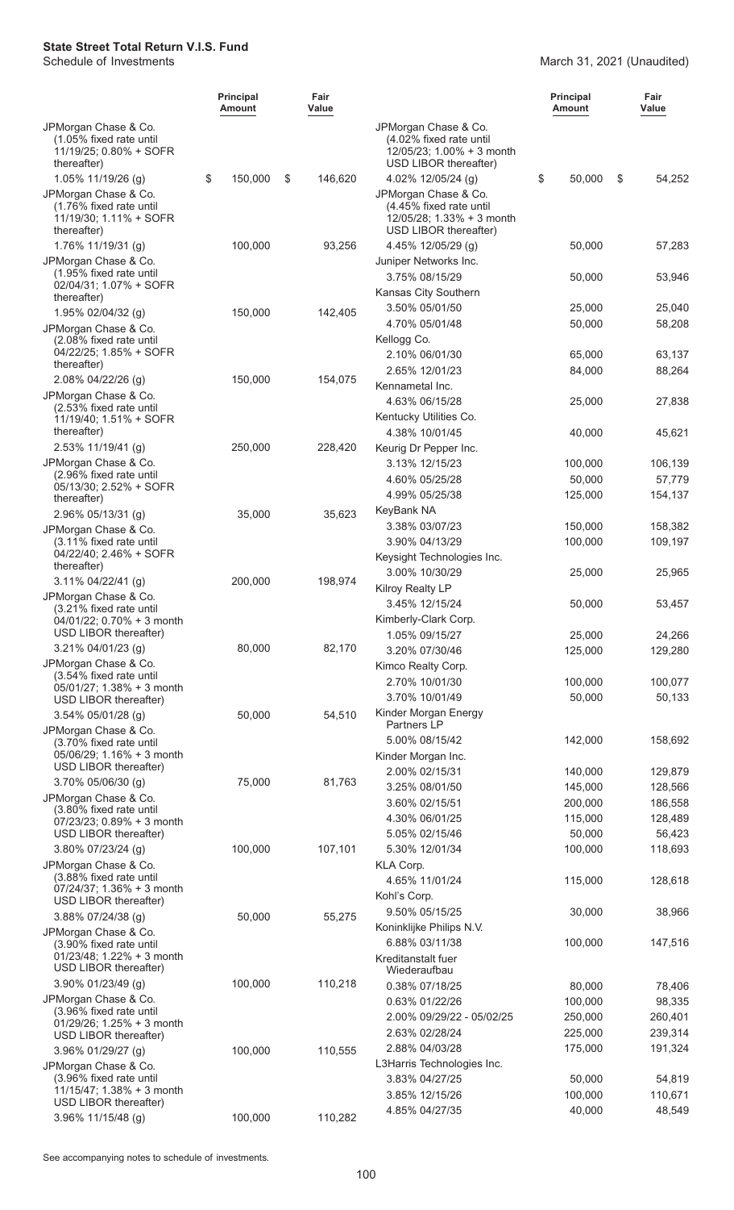**State Street Total Return V.I.S. Fund**
Schedule of Investments

March 31, 2021 (Unaudited)

| | Principal Amount | Fair Value |
|---|---|---|
| JPMorgan Chase & Co. (1.05% fixed rate until 11/19/25; 0.80% + SOFR thereafter) | | |
| 1.05% 11/19/26 (g) | $ 150,000 | $ 146,620 |
| JPMorgan Chase & Co. (1.76% fixed rate until 11/19/30; 1.11% + SOFR thereafter) | | |
| 1.76% 11/19/31 (g) | 100,000 | 93,256 |
| JPMorgan Chase & Co. (1.95% fixed rate until 02/04/31; 1.07% + SOFR thereafter) | | |
| 1.95% 02/04/32 (g) | 150,000 | 142,405 |
| JPMorgan Chase & Co. (2.08% fixed rate until 04/22/25; 1.85% + SOFR thereafter) | | |
| 2.08% 04/22/26 (g) | 150,000 | 154,075 |
| JPMorgan Chase & Co. (2.53% fixed rate until 11/19/40; 1.51% + SOFR thereafter) | | |
| 2.53% 11/19/41 (g) | 250,000 | 228,420 |
| JPMorgan Chase & Co. (2.96% fixed rate until 05/13/30; 2.52% + SOFR thereafter) | | |
| 2.96% 05/13/31 (g) | 35,000 | 35,623 |
| JPMorgan Chase & Co. (3.11% fixed rate until 04/22/40; 2.46% + SOFR thereafter) | | |
| 3.11% 04/22/41 (g) | 200,000 | 198,974 |
| JPMorgan Chase & Co. (3.21% fixed rate until 04/01/22; 0.70% + 3 month USD LIBOR thereafter) | | |
| 3.21% 04/01/23 (g) | 80,000 | 82,170 |
| JPMorgan Chase & Co. (3.54% fixed rate until 05/01/27; 1.38% + 3 month USD LIBOR thereafter) | | |
| 3.54% 05/01/28 (g) | 50,000 | 54,510 |
| JPMorgan Chase & Co. (3.70% fixed rate until 05/06/29; 1.16% + 3 month USD LIBOR thereafter) | | |
| 3.70% 05/06/30 (g) | 75,000 | 81,763 |
| JPMorgan Chase & Co. (3.80% fixed rate until 07/23/23; 0.89% + 3 month USD LIBOR thereafter) | | |
| 3.80% 07/23/24 (g) | 100,000 | 107,101 |
| JPMorgan Chase & Co. (3.88% fixed rate until 07/24/37; 1.36% + 3 month USD LIBOR thereafter) | | |
| 3.88% 07/24/38 (g) | 50,000 | 55,275 |
| JPMorgan Chase & Co. (3.90% fixed rate until 01/23/48; 1.22% + 3 month USD LIBOR thereafter) | | |
| 3.90% 01/23/49 (g) | 100,000 | 110,218 |
| JPMorgan Chase & Co. (3.96% fixed rate until 01/29/26; 1.25% + 3 month USD LIBOR thereafter) | | |
| 3.96% 01/29/27 (g) | 100,000 | 110,555 |
| JPMorgan Chase & Co. (3.96% fixed rate until 11/15/47; 1.38% + 3 month USD LIBOR thereafter) | | |
| 3.96% 11/15/48 (g) | 100,000 | 110,282 |
| JPMorgan Chase & Co. (4.02% fixed rate until 12/05/23; 1.00% + 3 month USD LIBOR thereafter) | | |
| 4.02% 12/05/24 (g) | $ 50,000 | $ 54,252 |
| JPMorgan Chase & Co. (4.45% fixed rate until 12/05/28; 1.33% + 3 month USD LIBOR thereafter) | | |
| 4.45% 12/05/29 (g) | 50,000 | 57,283 |
| Juniper Networks Inc. | | |
| 3.75% 08/15/29 | 50,000 | 53,946 |
| Kansas City Southern | | |
| 3.50% 05/01/50 | 25,000 | 25,040 |
| 4.70% 05/01/48 | 50,000 | 58,208 |
| Kellogg Co. | | |
| 2.10% 06/01/30 | 65,000 | 63,137 |
| 2.65% 12/01/23 | 84,000 | 88,264 |
| Kennametal Inc. | | |
| 4.63% 06/15/28 | 25,000 | 27,838 |
| Kentucky Utilities Co. | | |
| 4.38% 10/01/45 | 40,000 | 45,621 |
| Keurig Dr Pepper Inc. | | |
| 3.13% 12/15/23 | 100,000 | 106,139 |
| 4.60% 05/25/28 | 50,000 | 57,779 |
| 4.99% 05/25/38 | 125,000 | 154,137 |
| KeyBank NA | | |
| 3.38% 03/07/23 | 150,000 | 158,382 |
| 3.90% 04/13/29 | 100,000 | 109,197 |
| Keysight Technologies Inc. | | |
| 3.00% 10/30/29 | 25,000 | 25,965 |
| Kilroy Realty LP | | |
| 3.45% 12/15/24 | 50,000 | 53,457 |
| Kimberly-Clark Corp. | | |
| 1.05% 09/15/27 | 25,000 | 24,266 |
| 3.20% 07/30/46 | 125,000 | 129,280 |
| Kimco Realty Corp. | | |
| 2.70% 10/01/30 | 100,000 | 100,077 |
| 3.70% 10/01/49 | 50,000 | 50,133 |
| Kinder Morgan Energy Partners LP | | |
| 5.00% 08/15/42 | 142,000 | 158,692 |
| Kinder Morgan Inc. | | |
| 2.00% 02/15/31 | 140,000 | 129,879 |
| 3.25% 08/01/50 | 145,000 | 128,566 |
| 3.60% 02/15/51 | 200,000 | 186,558 |
| 4.30% 06/01/25 | 115,000 | 128,489 |
| 5.05% 02/15/46 | 50,000 | 56,423 |
| 5.30% 12/01/34 | 100,000 | 118,693 |
| KLA Corp. | | |
| 4.65% 11/01/24 | 115,000 | 128,618 |
| Kohl's Corp. | | |
| 9.50% 05/15/25 | 30,000 | 38,966 |
| Koninklijke Philips N.V. | | |
| 6.88% 03/11/38 | 100,000 | 147,516 |
| Kreditanstalt fuer Wiederaufbau | | |
| 0.38% 07/18/25 | 80,000 | 78,406 |
| 0.63% 01/22/26 | 100,000 | 98,335 |
| 2.00% 09/29/22 - 05/02/25 | 250,000 | 260,401 |
| 2.63% 02/28/24 | 225,000 | 239,314 |
| 2.88% 04/03/28 | 175,000 | 191,324 |
| L3Harris Technologies Inc. | | |
| 3.83% 04/27/25 | 50,000 | 54,819 |
| 3.85% 12/15/26 | 100,000 | 110,671 |
| 4.85% 04/27/35 | 40,000 | 48,549 |

See accompanying notes to schedule of investments.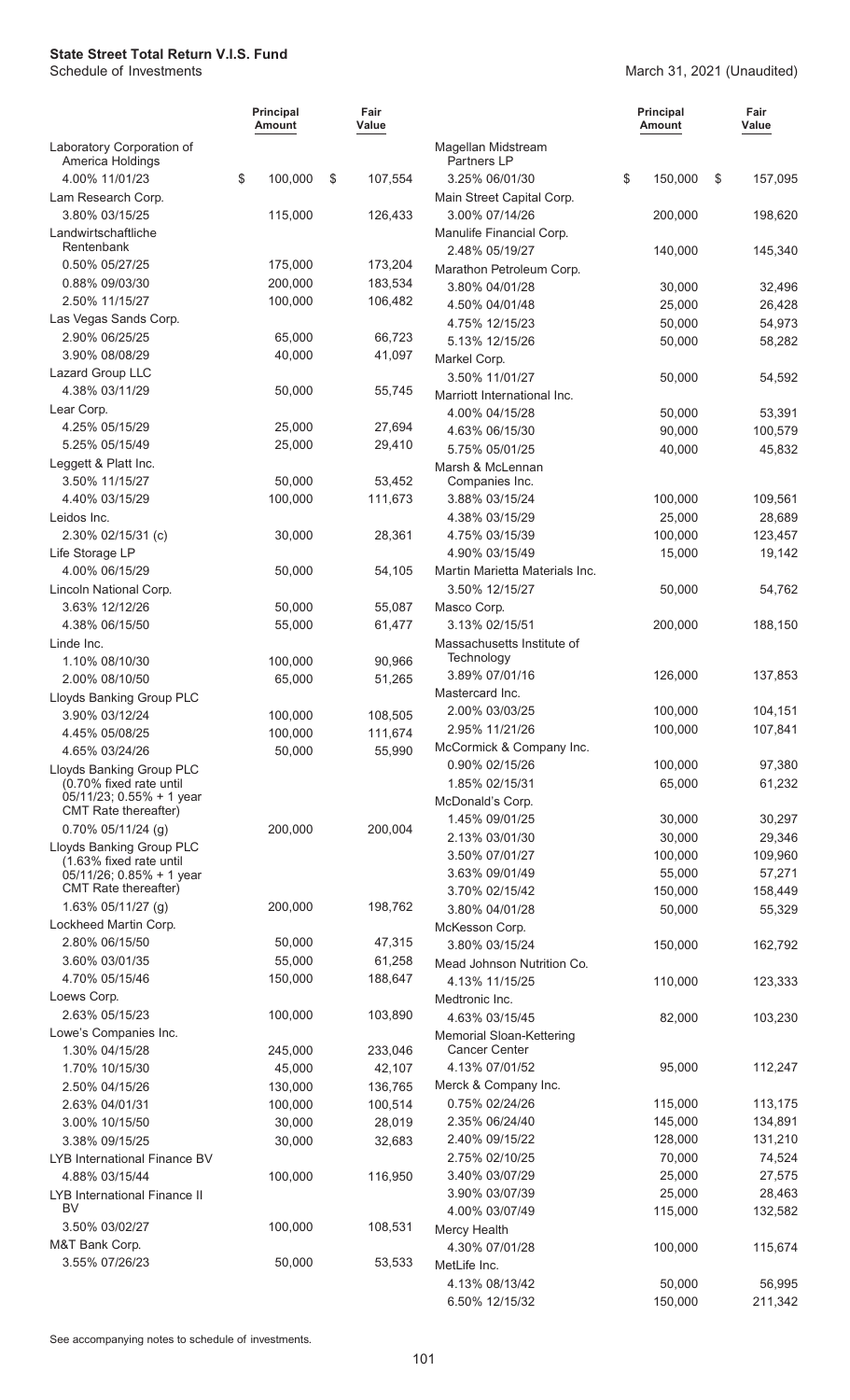**State Street Total Return V.I.S. Fund**
Schedule of Investments

March 31, 2021 (Unaudited)

| | Principal Amount | Fair Value |
|---|---|---|
| Laboratory Corporation of America Holdings | | |
| 4.00% 11/01/23 | $ 100,000 | $ 107,554 |
| Lam Research Corp. | | |
| 3.80% 03/15/25 | 115,000 | 126,433 |
| Landwirtschaftliche Rentenbank | | |
| 0.50% 05/27/25 | 175,000 | 173,204 |
| 0.88% 09/03/30 | 200,000 | 183,534 |
| 2.50% 11/15/27 | 100,000 | 106,482 |
| Las Vegas Sands Corp. | | |
| 2.90% 06/25/25 | 65,000 | 66,723 |
| 3.90% 08/08/29 | 40,000 | 41,097 |
| Lazard Group LLC | | |
| 4.38% 03/11/29 | 50,000 | 55,745 |
| Lear Corp. | | |
| 4.25% 05/15/29 | 25,000 | 27,694 |
| 5.25% 05/15/49 | 25,000 | 29,410 |
| Leggett & Platt Inc. | | |
| 3.50% 11/15/27 | 50,000 | 53,452 |
| 4.40% 03/15/29 | 100,000 | 111,673 |
| Leidos Inc. | | |
| 2.30% 02/15/31 (c) | 30,000 | 28,361 |
| Life Storage LP | | |
| 4.00% 06/15/29 | 50,000 | 54,105 |
| Lincoln National Corp. | | |
| 3.63% 12/12/26 | 50,000 | 55,087 |
| 4.38% 06/15/50 | 55,000 | 61,477 |
| Linde Inc. | | |
| 1.10% 08/10/30 | 100,000 | 90,966 |
| 2.00% 08/10/50 | 65,000 | 51,265 |
| Lloyds Banking Group PLC | | |
| 3.90% 03/12/24 | 100,000 | 108,505 |
| 4.45% 05/08/25 | 100,000 | 111,674 |
| 4.65% 03/24/26 | 50,000 | 55,990 |
| Lloyds Banking Group PLC (0.70% fixed rate until 05/11/23; 0.55% + 1 year CMT Rate thereafter) | | |
| 0.70% 05/11/24 (g) | 200,000 | 200,004 |
| Lloyds Banking Group PLC (1.63% fixed rate until 05/11/26; 0.85% + 1 year CMT Rate thereafter) | | |
| 1.63% 05/11/27 (g) | 200,000 | 198,762 |
| Lockheed Martin Corp. | | |
| 2.80% 06/15/50 | 50,000 | 47,315 |
| 3.60% 03/01/35 | 55,000 | 61,258 |
| 4.70% 05/15/46 | 150,000 | 188,647 |
| Loews Corp. | | |
| 2.63% 05/15/23 | 100,000 | 103,890 |
| Lowe's Companies Inc. | | |
| 1.30% 04/15/28 | 245,000 | 233,046 |
| 1.70% 10/15/30 | 45,000 | 42,107 |
| 2.50% 04/15/26 | 130,000 | 136,765 |
| 2.63% 04/01/31 | 100,000 | 100,514 |
| 3.00% 10/15/50 | 30,000 | 28,019 |
| 3.38% 09/15/25 | 30,000 | 32,683 |
| LYB International Finance BV | | |
| 4.88% 03/15/44 | 100,000 | 116,950 |
| LYB International Finance II BV | | |
| 3.50% 03/02/27 | 100,000 | 108,531 |
| M&T Bank Corp. | | |
| 3.55% 07/26/23 | 50,000 | 53,533 |
| Magellan Midstream Partners LP | | |
| 3.25% 06/01/30 | $ 150,000 | $ 157,095 |
| Main Street Capital Corp. | | |
| 3.00% 07/14/26 | 200,000 | 198,620 |
| Manulife Financial Corp. | | |
| 2.48% 05/19/27 | 140,000 | 145,340 |
| Marathon Petroleum Corp. | | |
| 3.80% 04/01/28 | 30,000 | 32,496 |
| 4.50% 04/01/48 | 25,000 | 26,428 |
| 4.75% 12/15/23 | 50,000 | 54,973 |
| 5.13% 12/15/26 | 50,000 | 58,282 |
| Markel Corp. | | |
| 3.50% 11/01/27 | 50,000 | 54,592 |
| Marriott International Inc. | | |
| 4.00% 04/15/28 | 50,000 | 53,391 |
| 4.63% 06/15/30 | 90,000 | 100,579 |
| 5.75% 05/01/25 | 40,000 | 45,832 |
| Marsh & McLennan Companies Inc. | | |
| 3.88% 03/15/24 | 100,000 | 109,561 |
| 4.38% 03/15/29 | 25,000 | 28,689 |
| 4.75% 03/15/39 | 100,000 | 123,457 |
| 4.90% 03/15/49 | 15,000 | 19,142 |
| Martin Marietta Materials Inc. | | |
| 3.50% 12/15/27 | 50,000 | 54,762 |
| Masco Corp. | | |
| 3.13% 02/15/51 | 200,000 | 188,150 |
| Massachusetts Institute of Technology | | |
| 3.89% 07/01/16 | 126,000 | 137,853 |
| Mastercard Inc. | | |
| 2.00% 03/03/25 | 100,000 | 104,151 |
| 2.95% 11/21/26 | 100,000 | 107,841 |
| McCormick & Company Inc. | | |
| 0.90% 02/15/26 | 100,000 | 97,380 |
| 1.85% 02/15/31 | 65,000 | 61,232 |
| McDonald's Corp. | | |
| 1.45% 09/01/25 | 30,000 | 30,297 |
| 2.13% 03/01/30 | 30,000 | 29,346 |
| 3.50% 07/01/27 | 100,000 | 109,960 |
| 3.63% 09/01/49 | 55,000 | 57,271 |
| 3.70% 02/15/42 | 150,000 | 158,449 |
| 3.80% 04/01/28 | 50,000 | 55,329 |
| McKesson Corp. | | |
| 3.80% 03/15/24 | 150,000 | 162,792 |
| Mead Johnson Nutrition Co. | | |
| 4.13% 11/15/25 | 110,000 | 123,333 |
| Medtronic Inc. | | |
| 4.63% 03/15/45 | 82,000 | 103,230 |
| Memorial Sloan-Kettering Cancer Center | | |
| 4.13% 07/01/52 | 95,000 | 112,247 |
| Merck & Company Inc. | | |
| 0.75% 02/24/26 | 115,000 | 113,175 |
| 2.35% 06/24/40 | 145,000 | 134,891 |
| 2.40% 09/15/22 | 128,000 | 131,210 |
| 2.75% 02/10/25 | 70,000 | 74,524 |
| 3.40% 03/07/29 | 25,000 | 27,575 |
| 3.90% 03/07/39 | 25,000 | 28,463 |
| 4.00% 03/07/49 | 115,000 | 132,582 |
| Mercy Health | | |
| 4.30% 07/01/28 | 100,000 | 115,674 |
| MetLife Inc. | | |
| 4.13% 08/13/42 | 50,000 | 56,995 |
| 6.50% 12/15/32 | 150,000 | 211,342 |

See accompanying notes to schedule of investments.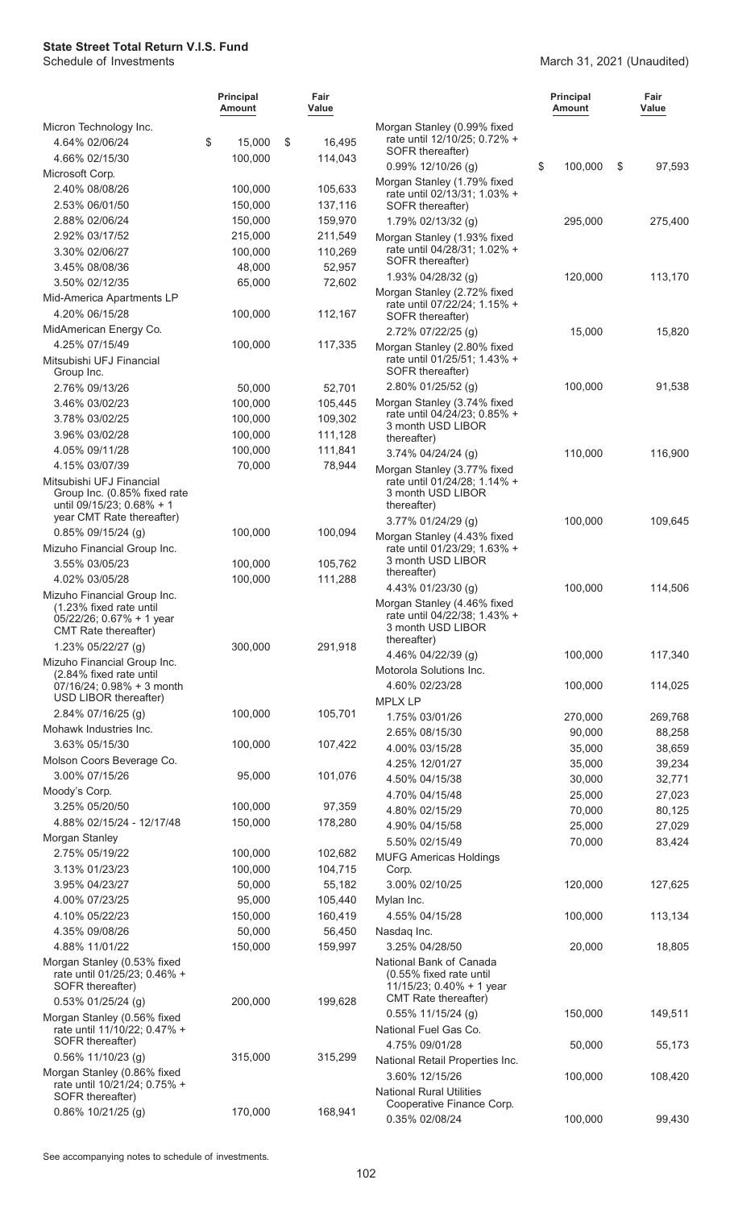# State Street Total Return V.I.S. Fund

Schedule of Investments

March 31, 2021 (Unaudited)

| | Principal Amount | Fair Value |
|---|---|---|
| Micron Technology Inc. | | |
| 4.64% 02/06/24 | $ 15,000 | $ 16,495 |
| 4.66% 02/15/30 | 100,000 | 114,043 |
| Microsoft Corp. | | |
| 2.40% 08/08/26 | 100,000 | 105,633 |
| 2.53% 06/01/50 | 150,000 | 137,116 |
| 2.88% 02/06/24 | 150,000 | 159,970 |
| 2.92% 03/17/52 | 215,000 | 211,549 |
| 3.30% 02/06/27 | 100,000 | 110,269 |
| 3.45% 08/08/36 | 48,000 | 52,957 |
| 3.50% 02/12/35 | 65,000 | 72,602 |
| Mid-America Apartments LP | | |
| 4.20% 06/15/28 | 100,000 | 112,167 |
| MidAmerican Energy Co. | | |
| 4.25% 07/15/49 | 100,000 | 117,335 |
| Mitsubishi UFJ Financial Group Inc. | | |
| 2.76% 09/13/26 | 50,000 | 52,701 |
| 3.46% 03/02/23 | 100,000 | 105,445 |
| 3.78% 03/02/25 | 100,000 | 109,302 |
| 3.96% 03/02/28 | 100,000 | 111,128 |
| 4.05% 09/11/28 | 100,000 | 111,841 |
| 4.15% 03/07/39 | 70,000 | 78,944 |
| Mitsubishi UFJ Financial Group Inc. (0.85% fixed rate until 09/15/23; 0.68% + 1 year CMT Rate thereafter) | | |
| 0.85% 09/15/24 (g) | 100,000 | 100,094 |
| Mizuho Financial Group Inc. | | |
| 3.55% 03/05/23 | 100,000 | 105,762 |
| 4.02% 03/05/28 | 100,000 | 111,288 |
| Mizuho Financial Group Inc. (1.23% fixed rate until 05/22/26; 0.67% + 1 year CMT Rate thereafter) | | |
| 1.23% 05/22/27 (g) | 300,000 | 291,918 |
| Mizuho Financial Group Inc. (2.84% fixed rate until 07/16/24; 0.98% + 3 month USD LIBOR thereafter) | | |
| 2.84% 07/16/25 (g) | 100,000 | 105,701 |
| Mohawk Industries Inc. | | |
| 3.63% 05/15/30 | 100,000 | 107,422 |
| Molson Coors Beverage Co. | | |
| 3.00% 07/15/26 | 95,000 | 101,076 |
| Moody's Corp. | | |
| 3.25% 05/20/50 | 100,000 | 97,359 |
| 4.88% 02/15/24 - 12/17/48 | 150,000 | 178,280 |
| Morgan Stanley | | |
| 2.75% 05/19/22 | 100,000 | 102,682 |
| 3.13% 01/23/23 | 100,000 | 104,715 |
| 3.95% 04/23/27 | 50,000 | 55,182 |
| 4.00% 07/23/25 | 95,000 | 105,440 |
| 4.10% 05/22/23 | 150,000 | 160,419 |
| 4.35% 09/08/26 | 50,000 | 56,450 |
| 4.88% 11/01/22 | 150,000 | 159,997 |
| Morgan Stanley (0.53% fixed rate until 01/25/23; 0.46% + SOFR thereafter) | | |
| 0.53% 01/25/24 (g) | 200,000 | 199,628 |
| Morgan Stanley (0.56% fixed rate until 11/10/22; 0.47% + SOFR thereafter) | | |
| 0.56% 11/10/23 (g) | 315,000 | 315,299 |
| Morgan Stanley (0.86% fixed rate until 10/21/24; 0.75% + SOFR thereafter) | | |
| 0.86% 10/21/25 (g) | 170,000 | 168,941 |
| Morgan Stanley (0.99% fixed rate until 12/10/25; 0.72% + SOFR thereafter) | | |
| 0.99% 12/10/26 (g) | $ 100,000 | $ 97,593 |
| Morgan Stanley (1.79% fixed rate until 02/13/31; 1.03% + SOFR thereafter) | | |
| 1.79% 02/13/32 (g) | 295,000 | 275,400 |
| Morgan Stanley (1.93% fixed rate until 04/28/31; 1.02% + SOFR thereafter) | | |
| 1.93% 04/28/32 (g) | 120,000 | 113,170 |
| Morgan Stanley (2.72% fixed rate until 07/22/24; 1.15% + SOFR thereafter) | | |
| 2.72% 07/22/25 (g) | 15,000 | 15,820 |
| Morgan Stanley (2.80% fixed rate until 01/25/51; 1.43% + SOFR thereafter) | | |
| 2.80% 01/25/52 (g) | 100,000 | 91,538 |
| Morgan Stanley (3.74% fixed rate until 04/24/23; 0.85% + 3 month USD LIBOR thereafter) | | |
| 3.74% 04/24/24 (g) | 110,000 | 116,900 |
| Morgan Stanley (3.77% fixed rate until 01/24/28; 1.14% + 3 month USD LIBOR thereafter) | | |
| 3.77% 01/24/29 (g) | 100,000 | 109,645 |
| Morgan Stanley (4.43% fixed rate until 01/23/29; 1.63% + 3 month USD LIBOR thereafter) | | |
| 4.43% 01/23/30 (g) | 100,000 | 114,506 |
| Morgan Stanley (4.46% fixed rate until 04/22/38; 1.43% + 3 month USD LIBOR thereafter) | | |
| 4.46% 04/22/39 (g) | 100,000 | 117,340 |
| Motorola Solutions Inc. | | |
| 4.60% 02/23/28 | 100,000 | 114,025 |
| MPLX LP | | |
| 1.75% 03/01/26 | 270,000 | 269,768 |
| 2.65% 08/15/30 | 90,000 | 88,258 |
| 4.00% 03/15/28 | 35,000 | 38,659 |
| 4.25% 12/01/27 | 35,000 | 39,234 |
| 4.50% 04/15/38 | 30,000 | 32,771 |
| 4.70% 04/15/48 | 25,000 | 27,023 |
| 4.80% 02/15/29 | 70,000 | 80,125 |
| 4.90% 04/15/58 | 25,000 | 27,029 |
| 5.50% 02/15/49 | 70,000 | 83,424 |
| MUFG Americas Holdings Corp. | | |
| 3.00% 02/10/25 | 120,000 | 127,625 |
| Mylan Inc. | | |
| 4.55% 04/15/28 | 100,000 | 113,134 |
| Nasdaq Inc. | | |
| 3.25% 04/28/50 | 20,000 | 18,805 |
| National Bank of Canada (0.55% fixed rate until 11/15/23; 0.40% + 1 year CMT Rate thereafter) | | |
| 0.55% 11/15/24 (g) | 150,000 | 149,511 |
| National Fuel Gas Co. | | |
| 4.75% 09/01/28 | 50,000 | 55,173 |
| National Retail Properties Inc. | | |
| 3.60% 12/15/26 | 100,000 | 108,420 |
| National Rural Utilities Cooperative Finance Corp. | | |
| 0.35% 02/08/24 | 100,000 | 99,430 |

See accompanying notes to schedule of investments.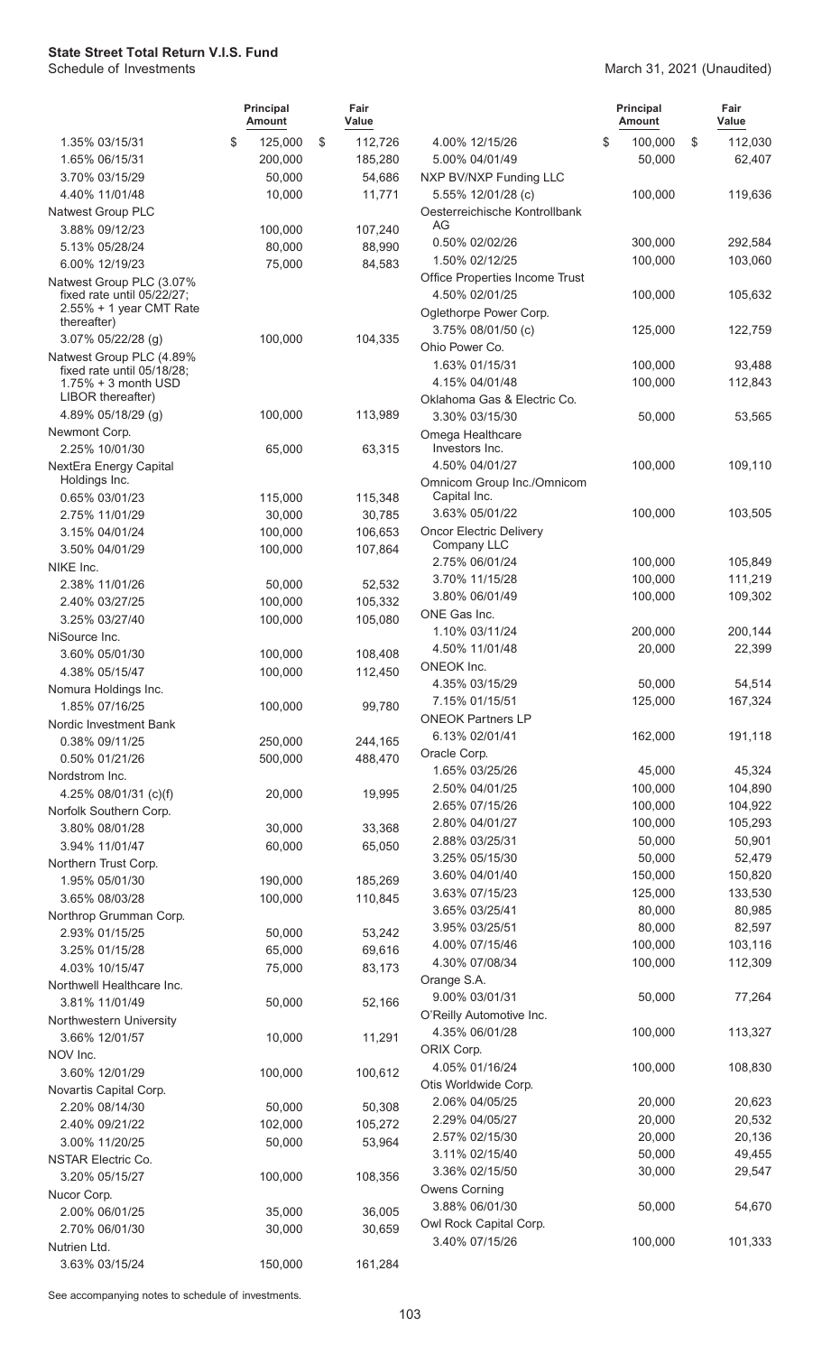**State Street Total Return V.I.S. Fund**
Schedule of Investments

March 31, 2021 (Unaudited)

| | Principal Amount | Fair Value |
|---|---|---|
| 1.35% 03/15/31 | $ 125,000 | $ 112,726 |
| 1.65% 06/15/31 | 200,000 | 185,280 |
| 3.70% 03/15/29 | 50,000 | 54,686 |
| 4.40% 11/01/48 | 10,000 | 11,771 |
| Natwest Group PLC | | |
| 3.88% 09/12/23 | 100,000 | 107,240 |
| 5.13% 05/28/24 | 80,000 | 88,990 |
| 6.00% 12/19/23 | 75,000 | 84,583 |
| Natwest Group PLC (3.07% fixed rate until 05/22/27; 2.55% + 1 year CMT Rate thereafter) | | |
| 3.07% 05/22/28 (g) | 100,000 | 104,335 |
| Natwest Group PLC (4.89% fixed rate until 05/18/28; 1.75% + 3 month USD LIBOR thereafter) | | |
| 4.89% 05/18/29 (g) | 100,000 | 113,989 |
| Newmont Corp. | | |
| 2.25% 10/01/30 | 65,000 | 63,315 |
| NextEra Energy Capital Holdings Inc. | | |
| 0.65% 03/01/23 | 115,000 | 115,348 |
| 2.75% 11/01/29 | 30,000 | 30,785 |
| 3.15% 04/01/24 | 100,000 | 106,653 |
| 3.50% 04/01/29 | 100,000 | 107,864 |
| NIKE Inc. | | |
| 2.38% 11/01/26 | 50,000 | 52,532 |
| 2.40% 03/27/25 | 100,000 | 105,332 |
| 3.25% 03/27/40 | 100,000 | 105,080 |
| NiSource Inc. | | |
| 3.60% 05/01/30 | 100,000 | 108,408 |
| 4.38% 05/15/47 | 100,000 | 112,450 |
| Nomura Holdings Inc. | | |
| 1.85% 07/16/25 | 100,000 | 99,780 |
| Nordic Investment Bank | | |
| 0.38% 09/11/25 | 250,000 | 244,165 |
| 0.50% 01/21/26 | 500,000 | 488,470 |
| Nordstrom Inc. | | |
| 4.25% 08/01/31 (c)(f) | 20,000 | 19,995 |
| Norfolk Southern Corp. | | |
| 3.80% 08/01/28 | 30,000 | 33,368 |
| 3.94% 11/01/47 | 60,000 | 65,050 |
| Northern Trust Corp. | | |
| 1.95% 05/01/30 | 190,000 | 185,269 |
| 3.65% 08/03/28 | 100,000 | 110,845 |
| Northrop Grumman Corp. | | |
| 2.93% 01/15/25 | 50,000 | 53,242 |
| 3.25% 01/15/28 | 65,000 | 69,616 |
| 4.03% 10/15/47 | 75,000 | 83,173 |
| Northwell Healthcare Inc. | | |
| 3.81% 11/01/49 | 50,000 | 52,166 |
| Northwestern University | | |
| 3.66% 12/01/57 | 10,000 | 11,291 |
| NOV Inc. | | |
| 3.60% 12/01/29 | 100,000 | 100,612 |
| Novartis Capital Corp. | | |
| 2.20% 08/14/30 | 50,000 | 50,308 |
| 2.40% 09/21/22 | 102,000 | 105,272 |
| 3.00% 11/20/25 | 50,000 | 53,964 |
| NSTAR Electric Co. | | |
| 3.20% 05/15/27 | 100,000 | 108,356 |
| Nucor Corp. | | |
| 2.00% 06/01/25 | 35,000 | 36,005 |
| 2.70% 06/01/30 | 30,000 | 30,659 |
| Nutrien Ltd. | | |
| 3.63% 03/15/24 | 150,000 | 161,284 |
| 4.00% 12/15/26 | $ 100,000 | $ 112,030 |
| 5.00% 04/01/49 | 50,000 | 62,407 |
| NXP BV/NXP Funding LLC | | |
| 5.55% 12/01/28 (c) | 100,000 | 119,636 |
| Oesterreichische Kontrollbank AG | | |
| 0.50% 02/02/26 | 300,000 | 292,584 |
| 1.50% 02/12/25 | 100,000 | 103,060 |
| Office Properties Income Trust | | |
| 4.50% 02/01/25 | 100,000 | 105,632 |
| Oglethorpe Power Corp. | | |
| 3.75% 08/01/50 (c) | 125,000 | 122,759 |
| Ohio Power Co. | | |
| 1.63% 01/15/31 | 100,000 | 93,488 |
| 4.15% 04/01/48 | 100,000 | 112,843 |
| Oklahoma Gas & Electric Co. | | |
| 3.30% 03/15/30 | 50,000 | 53,565 |
| Omega Healthcare Investors Inc. | | |
| 4.50% 04/01/27 | 100,000 | 109,110 |
| Omnicom Group Inc./Omnicom Capital Inc. | | |
| 3.63% 05/01/22 | 100,000 | 103,505 |
| Oncor Electric Delivery Company LLC | | |
| 2.75% 06/01/24 | 100,000 | 105,849 |
| 3.70% 11/15/28 | 100,000 | 111,219 |
| 3.80% 06/01/49 | 100,000 | 109,302 |
| ONE Gas Inc. | | |
| 1.10% 03/11/24 | 200,000 | 200,144 |
| 4.50% 11/01/48 | 20,000 | 22,399 |
| ONEOK Inc. | | |
| 4.35% 03/15/29 | 50,000 | 54,514 |
| 7.15% 01/15/51 | 125,000 | 167,324 |
| ONEOK Partners LP | | |
| 6.13% 02/01/41 | 162,000 | 191,118 |
| Oracle Corp. | | |
| 1.65% 03/25/26 | 45,000 | 45,324 |
| 2.50% 04/01/25 | 100,000 | 104,890 |
| 2.65% 07/15/26 | 100,000 | 104,922 |
| 2.80% 04/01/27 | 100,000 | 105,293 |
| 2.88% 03/25/31 | 50,000 | 50,901 |
| 3.25% 05/15/30 | 50,000 | 52,479 |
| 3.60% 04/01/40 | 150,000 | 150,820 |
| 3.63% 07/15/23 | 125,000 | 133,530 |
| 3.65% 03/25/41 | 80,000 | 80,985 |
| 3.95% 03/25/51 | 80,000 | 82,597 |
| 4.00% 07/15/46 | 100,000 | 103,116 |
| 4.30% 07/08/34 | 100,000 | 112,309 |
| Orange S.A. | | |
| 9.00% 03/01/31 | 50,000 | 77,264 |
| O'Reilly Automotive Inc. | | |
| 4.35% 06/01/28 | 100,000 | 113,327 |
| ORIX Corp. | | |
| 4.05% 01/16/24 | 100,000 | 108,830 |
| Otis Worldwide Corp. | | |
| 2.06% 04/05/25 | 20,000 | 20,623 |
| 2.29% 04/05/27 | 20,000 | 20,532 |
| 2.57% 02/15/30 | 20,000 | 20,136 |
| 3.11% 02/15/40 | 50,000 | 49,455 |
| 3.36% 02/15/50 | 30,000 | 29,547 |
| Owens Corning | | |
| 3.88% 06/01/30 | 50,000 | 54,670 |
| Owl Rock Capital Corp. | | |
| 3.40% 07/15/26 | 100,000 | 101,333 |

See accompanying notes to schedule of investments.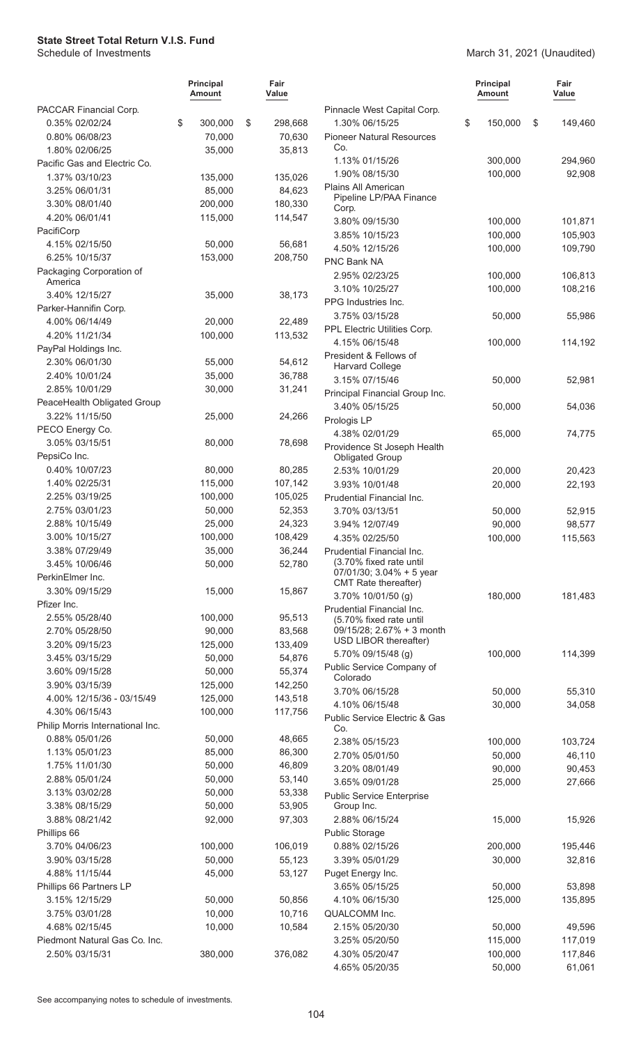# State Street Total Return V.I.S. Fund

Schedule of Investments

March 31, 2021 (Unaudited)

| | Principal Amount | Fair Value |
|---|---|---|
| PACCAR Financial Corp. | | |
| 0.35% 02/02/24 | $ 300,000 | $ 298,668 |
| 0.80% 06/08/23 | 70,000 | 70,630 |
| 1.80% 02/06/25 | 35,000 | 35,813 |
| Pacific Gas and Electric Co. | | |
| 1.37% 03/10/23 | 135,000 | 135,026 |
| 3.25% 06/01/31 | 85,000 | 84,623 |
| 3.30% 08/01/40 | 200,000 | 180,330 |
| 4.20% 06/01/41 | 115,000 | 114,547 |
| PacifiCorp | | |
| 4.15% 02/15/50 | 50,000 | 56,681 |
| 6.25% 10/15/37 | 153,000 | 208,750 |
| Packaging Corporation of America | | |
| 3.40% 12/15/27 | 35,000 | 38,173 |
| Parker-Hannifin Corp. | | |
| 4.00% 06/14/49 | 20,000 | 22,489 |
| 4.20% 11/21/34 | 100,000 | 113,532 |
| PayPal Holdings Inc. | | |
| 2.30% 06/01/30 | 55,000 | 54,612 |
| 2.40% 10/01/24 | 35,000 | 36,788 |
| 2.85% 10/01/29 | 30,000 | 31,241 |
| PeaceHealth Obligated Group | | |
| 3.22% 11/15/50 | 25,000 | 24,266 |
| PECO Energy Co. | | |
| 3.05% 03/15/51 | 80,000 | 78,698 |
| PepsiCo Inc. | | |
| 0.40% 10/07/23 | 80,000 | 80,285 |
| 1.40% 02/25/31 | 115,000 | 107,142 |
| 2.25% 03/19/25 | 100,000 | 105,025 |
| 2.75% 03/01/23 | 50,000 | 52,353 |
| 2.88% 10/15/49 | 25,000 | 24,323 |
| 3.00% 10/15/27 | 100,000 | 108,429 |
| 3.38% 07/29/49 | 35,000 | 36,244 |
| 3.45% 10/06/46 | 50,000 | 52,780 |
| PerkinElmer Inc. | | |
| 3.30% 09/15/29 | 15,000 | 15,867 |
| Pfizer Inc. | | |
| 2.55% 05/28/40 | 100,000 | 95,513 |
| 2.70% 05/28/50 | 90,000 | 83,568 |
| 3.20% 09/15/23 | 125,000 | 133,409 |
| 3.45% 03/15/29 | 50,000 | 54,876 |
| 3.60% 09/15/28 | 50,000 | 55,374 |
| 3.90% 03/15/39 | 125,000 | 142,250 |
| 4.00% 12/15/36 - 03/15/49 | 125,000 | 143,518 |
| 4.30% 06/15/43 | 100,000 | 117,756 |
| Philip Morris International Inc. | | |
| 0.88% 05/01/26 | 50,000 | 48,665 |
| 1.13% 05/01/23 | 85,000 | 86,300 |
| 1.75% 11/01/30 | 50,000 | 46,809 |
| 2.88% 05/01/24 | 50,000 | 53,140 |
| 3.13% 03/02/28 | 50,000 | 53,338 |
| 3.38% 08/15/29 | 50,000 | 53,905 |
| 3.88% 08/21/42 | 92,000 | 97,303 |
| Phillips 66 | | |
| 3.70% 04/06/23 | 100,000 | 106,019 |
| 3.90% 03/15/28 | 50,000 | 55,123 |
| 4.88% 11/15/44 | 45,000 | 53,127 |
| Phillips 66 Partners LP | | |
| 3.15% 12/15/29 | 50,000 | 50,856 |
| 3.75% 03/01/28 | 10,000 | 10,716 |
| 4.68% 02/15/45 | 10,000 | 10,584 |
| Piedmont Natural Gas Co. Inc. | | |
| 2.50% 03/15/31 | 380,000 | 376,082 |
| Pinnacle West Capital Corp. | | |
| 1.30% 06/15/25 | $ 150,000 | $ 149,460 |
| Pioneer Natural Resources Co. | | |
| 1.13% 01/15/26 | 300,000 | 294,960 |
| 1.90% 08/15/30 | 100,000 | 92,908 |
| Plains All American Pipeline LP/PAA Finance Corp. | | |
| 3.80% 09/15/30 | 100,000 | 101,871 |
| 3.85% 10/15/23 | 100,000 | 105,903 |
| 4.50% 12/15/26 | 100,000 | 109,790 |
| PNC Bank NA | | |
| 2.95% 02/23/25 | 100,000 | 106,813 |
| 3.10% 10/25/27 | 100,000 | 108,216 |
| PPG Industries Inc. | | |
| 3.75% 03/15/28 | 50,000 | 55,986 |
| PPL Electric Utilities Corp. | | |
| 4.15% 06/15/48 | 100,000 | 114,192 |
| President & Fellows of Harvard College | | |
| 3.15% 07/15/46 | 50,000 | 52,981 |
| Principal Financial Group Inc. | | |
| 3.40% 05/15/25 | 50,000 | 54,036 |
| Prologis LP | | |
| 4.38% 02/01/29 | 65,000 | 74,775 |
| Providence St Joseph Health Obligated Group | | |
| 2.53% 10/01/29 | 20,000 | 20,423 |
| 3.93% 10/01/48 | 20,000 | 22,193 |
| Prudential Financial Inc. | | |
| 3.70% 03/13/51 | 50,000 | 52,915 |
| 3.94% 12/07/49 | 90,000 | 98,577 |
| 4.35% 02/25/50 | 100,000 | 115,563 |
| Prudential Financial Inc. (3.70% fixed rate until 07/01/30; 3.04% + 5 year CMT Rate thereafter) | | |
| 3.70% 10/01/50 (g) | 180,000 | 181,483 |
| Prudential Financial Inc. (5.70% fixed rate until 09/15/28; 2.67% + 3 month USD LIBOR thereafter) | | |
| 5.70% 09/15/48 (g) | 100,000 | 114,399 |
| Public Service Company of Colorado | | |
| 3.70% 06/15/28 | 50,000 | 55,310 |
| 4.10% 06/15/48 | 30,000 | 34,058 |
| Public Service Electric & Gas Co. | | |
| 2.38% 05/15/23 | 100,000 | 103,724 |
| 2.70% 05/01/50 | 50,000 | 46,110 |
| 3.20% 08/01/49 | 90,000 | 90,453 |
| 3.65% 09/01/28 | 25,000 | 27,666 |
| Public Service Enterprise Group Inc. | | |
| 2.88% 06/15/24 | 15,000 | 15,926 |
| Public Storage | | |
| 0.88% 02/15/26 | 200,000 | 195,446 |
| 3.39% 05/01/29 | 30,000 | 32,816 |
| Puget Energy Inc. | | |
| 3.65% 05/15/25 | 50,000 | 53,898 |
| 4.10% 06/15/30 | 125,000 | 135,895 |
| QUALCOMM Inc. | | |
| 2.15% 05/20/30 | 50,000 | 49,596 |
| 3.25% 05/20/50 | 115,000 | 117,019 |
| 4.30% 05/20/47 | 100,000 | 117,846 |
| 4.65% 05/20/35 | 50,000 | 61,061 |

See accompanying notes to schedule of investments.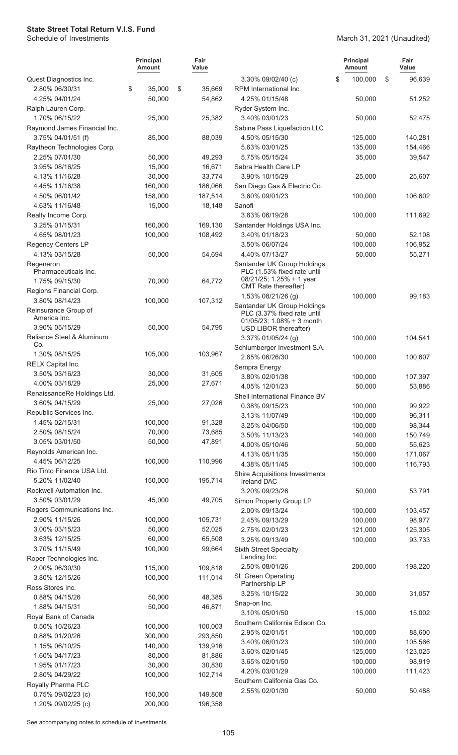# State Street Total Return V.I.S. Fund

Schedule of Investments

March 31, 2021 (Unaudited)

| | Principal Amount | Fair Value |
|---|---|---|
| Quest Diagnostics Inc. | | |
| 2.80% 06/30/31 | $ 35,000 | $ 35,669 |
| 4.25% 04/01/24 | 50,000 | 54,862 |
| Ralph Lauren Corp. | | |
| 1.70% 06/15/22 | 25,000 | 25,382 |
| Raymond James Financial Inc. | | |
| 3.75% 04/01/51 (f) | 85,000 | 88,039 |
| Raytheon Technologies Corp. | | |
| 2.25% 07/01/30 | 50,000 | 49,293 |
| 3.95% 08/16/25 | 15,000 | 16,671 |
| 4.13% 11/16/28 | 30,000 | 33,774 |
| 4.45% 11/16/38 | 160,000 | 186,066 |
| 4.50% 06/01/42 | 158,000 | 187,514 |
| 4.63% 11/16/48 | 15,000 | 18,148 |
| Realty Income Corp. | | |
| 3.25% 01/15/31 | 160,000 | 169,130 |
| 4.65% 08/01/23 | 100,000 | 108,492 |
| Regency Centers LP | | |
| 4.13% 03/15/28 | 50,000 | 54,694 |
| Regeneron Pharmaceuticals Inc. | | |
| 1.75% 09/15/30 | 70,000 | 64,772 |
| Regions Financial Corp. | | |
| 3.80% 08/14/23 | 100,000 | 107,312 |
| Reinsurance Group of America Inc. | | |
| 3.90% 05/15/29 | 50,000 | 54,795 |
| Reliance Steel & Aluminum Co. | | |
| 1.30% 08/15/25 | 105,000 | 103,967 |
| RELX Capital Inc. | | |
| 3.50% 03/16/23 | 30,000 | 31,605 |
| 4.00% 03/18/29 | 25,000 | 27,671 |
| RenaissanceRe Holdings Ltd. | | |
| 3.60% 04/15/29 | 25,000 | 27,026 |
| Republic Services Inc. | | |
| 1.45% 02/15/31 | 100,000 | 91,328 |
| 2.50% 08/15/24 | 70,000 | 73,685 |
| 3.05% 03/01/50 | 50,000 | 47,891 |
| Reynolds American Inc. | | |
| 4.45% 06/12/25 | 100,000 | 110,996 |
| Rio Tinto Finance USA Ltd. | | |
| 5.20% 11/02/40 | 150,000 | 195,714 |
| Rockwell Automation Inc. | | |
| 3.50% 03/01/29 | 45,000 | 49,705 |
| Rogers Communications Inc. | | |
| 2.90% 11/15/26 | 100,000 | 105,731 |
| 3.00% 03/15/23 | 50,000 | 52,025 |
| 3.63% 12/15/25 | 60,000 | 65,508 |
| 3.70% 11/15/49 | 100,000 | 99,664 |
| Roper Technologies Inc. | | |
| 2.00% 06/30/30 | 115,000 | 109,818 |
| 3.80% 12/15/26 | 100,000 | 111,014 |
| Ross Stores Inc. | | |
| 0.88% 04/15/26 | 50,000 | 48,385 |
| 1.88% 04/15/31 | 50,000 | 46,871 |
| Royal Bank of Canada | | |
| 0.50% 10/26/23 | 100,000 | 100,003 |
| 0.88% 01/20/26 | 300,000 | 293,850 |
| 1.15% 06/10/25 | 140,000 | 139,916 |
| 1.60% 04/17/23 | 80,000 | 81,886 |
| 1.95% 01/17/23 | 30,000 | 30,830 |
| 2.80% 04/29/22 | 100,000 | 102,714 |
| Royalty Pharma PLC | | |
| 0.75% 09/02/23 (c) | 150,000 | 149,808 |
| 1.20% 09/02/25 (c) | 200,000 | 196,358 |
| 3.30% 09/02/40 (c) | $ 100,000 | $ 96,639 |
| RPM International Inc. | | |
| 4.25% 01/15/48 | 50,000 | 51,252 |
| Ryder System Inc. | | |
| 3.40% 03/01/23 | 50,000 | 52,475 |
| Sabine Pass Liquefaction LLC | | |
| 4.50% 05/15/30 | 125,000 | 140,281 |
| 5.63% 03/01/25 | 135,000 | 154,466 |
| 5.75% 05/15/24 | 35,000 | 39,547 |
| Sabra Health Care LP | | |
| 3.90% 10/15/29 | 25,000 | 25,607 |
| San Diego Gas & Electric Co. | | |
| 3.60% 09/01/23 | 100,000 | 106,602 |
| Sanofi | | |
| 3.63% 06/19/28 | 100,000 | 111,692 |
| Santander Holdings USA Inc. | | |
| 3.40% 01/18/23 | 50,000 | 52,108 |
| 3.50% 06/07/24 | 100,000 | 106,952 |
| 4.40% 07/13/27 | 50,000 | 55,271 |
| Santander UK Group Holdings PLC (1.53% fixed rate until 08/21/25; 1.25% + 1 year CMT Rate thereafter) | | |
| 1.53% 08/21/26 (g) | 100,000 | 99,183 |
| Santander UK Group Holdings PLC (3.37% fixed rate until 01/05/23; 1.08% + 3 month USD LIBOR thereafter) | | |
| 3.37% 01/05/24 (g) | 100,000 | 104,541 |
| Schlumberger Investment S.A. | | |
| 2.65% 06/26/30 | 100,000 | 100,607 |
| Sempra Energy | | |
| 3.80% 02/01/38 | 100,000 | 107,397 |
| 4.05% 12/01/23 | 50,000 | 53,886 |
| Shell International Finance BV | | |
| 0.38% 09/15/23 | 100,000 | 99,922 |
| 3.13% 11/07/49 | 100,000 | 96,311 |
| 3.25% 04/06/50 | 100,000 | 98,344 |
| 3.50% 11/13/23 | 140,000 | 150,749 |
| 4.00% 05/10/46 | 50,000 | 55,623 |
| 4.13% 05/11/35 | 150,000 | 171,067 |
| 4.38% 05/11/45 | 100,000 | 116,793 |
| Shire Acquisitions Investments Ireland DAC | | |
| 3.20% 09/23/26 | 50,000 | 53,791 |
| Simon Property Group LP | | |
| 2.00% 09/13/24 | 100,000 | 103,457 |
| 2.45% 09/13/29 | 100,000 | 98,977 |
| 2.75% 02/01/23 | 121,000 | 125,305 |
| 3.25% 09/13/49 | 100,000 | 93,733 |
| Sixth Street Specialty Lending Inc. | | |
| 2.50% 08/01/26 | 200,000 | 198,220 |
| SL Green Operating Partnership LP | | |
| 3.25% 10/15/22 | 30,000 | 31,057 |
| Snap-on Inc. | | |
| 3.10% 05/01/50 | 15,000 | 15,002 |
| Southern California Edison Co. | | |
| 2.95% 02/01/51 | 100,000 | 88,600 |
| 3.40% 06/01/23 | 100,000 | 105,566 |
| 3.60% 02/01/45 | 125,000 | 123,025 |
| 3.65% 02/01/50 | 100,000 | 98,919 |
| 4.20% 03/01/29 | 100,000 | 111,423 |
| Southern California Gas Co. | | |
| 2.55% 02/01/30 | 50,000 | 50,488 |

See accompanying notes to schedule of investments.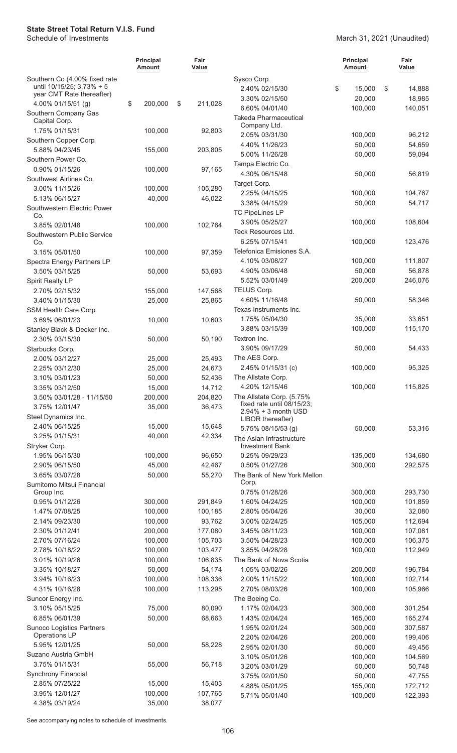**State Street Total Return V.I.S. Fund**
Schedule of Investments

March 31, 2021 (Unaudited)

| | Principal Amount | Fair Value |
|---|---|---|
| Southern Co (4.00% fixed rate until 10/15/25; 3.73% + 5 year CMT Rate thereafter) | | |
| 4.00% 01/15/51 (g) | $ 200,000 | $ 211,028 |
| Southern Company Gas Capital Corp. | | |
| 1.75% 01/15/31 | 100,000 | 92,803 |
| Southern Copper Corp. | | |
| 5.88% 04/23/45 | 155,000 | 203,805 |
| Southern Power Co. | | |
| 0.90% 01/15/26 | 100,000 | 97,165 |
| Southwest Airlines Co. | | |
| 3.00% 11/15/26 | 100,000 | 105,280 |
| 5.13% 06/15/27 | 40,000 | 46,022 |
| Southwestern Electric Power Co. | | |
| 3.85% 02/01/48 | 100,000 | 102,764 |
| Southwestern Public Service Co. | | |
| 3.15% 05/01/50 | 100,000 | 97,359 |
| Spectra Energy Partners LP | | |
| 3.50% 03/15/25 | 50,000 | 53,693 |
| Spirit Realty LP | | |
| 2.70% 02/15/32 | 155,000 | 147,568 |
| 3.40% 01/15/30 | 25,000 | 25,865 |
| SSM Health Care Corp. | | |
| 3.69% 06/01/23 | 10,000 | 10,603 |
| Stanley Black & Decker Inc. | | |
| 2.30% 03/15/30 | 50,000 | 50,190 |
| Starbucks Corp. | | |
| 2.00% 03/12/27 | 25,000 | 25,493 |
| 2.25% 03/12/30 | 25,000 | 24,673 |
| 3.10% 03/01/23 | 50,000 | 52,436 |
| 3.35% 03/12/50 | 15,000 | 14,712 |
| 3.50% 03/01/28 - 11/15/50 | 200,000 | 204,820 |
| 3.75% 12/01/47 | 35,000 | 36,473 |
| Steel Dynamics Inc. | | |
| 2.40% 06/15/25 | 15,000 | 15,648 |
| 3.25% 01/15/31 | 40,000 | 42,334 |
| Stryker Corp. | | |
| 1.95% 06/15/30 | 100,000 | 96,650 |
| 2.90% 06/15/50 | 45,000 | 42,467 |
| 3.65% 03/07/28 | 50,000 | 55,270 |
| Sumitomo Mitsui Financial Group Inc. | | |
| 0.95% 01/12/26 | 300,000 | 291,849 |
| 1.47% 07/08/25 | 100,000 | 100,185 |
| 2.14% 09/23/30 | 100,000 | 93,762 |
| 2.30% 01/12/41 | 200,000 | 177,080 |
| 2.70% 07/16/24 | 100,000 | 105,703 |
| 2.78% 10/18/22 | 100,000 | 103,477 |
| 3.01% 10/19/26 | 100,000 | 106,835 |
| 3.35% 10/18/27 | 50,000 | 54,174 |
| 3.94% 10/16/23 | 100,000 | 108,336 |
| 4.31% 10/16/28 | 100,000 | 113,295 |
| Suncor Energy Inc. | | |
| 3.10% 05/15/25 | 75,000 | 80,090 |
| 6.85% 06/01/39 | 50,000 | 68,663 |
| Sunoco Logistics Partners Operations LP | | |
| 5.95% 12/01/25 | 50,000 | 58,228 |
| Suzano Austria GmbH | | |
| 3.75% 01/15/31 | 55,000 | 56,718 |
| Synchrony Financial | | |
| 2.85% 07/25/22 | 15,000 | 15,403 |
| 3.95% 12/01/27 | 100,000 | 107,765 |
| 4.38% 03/19/24 | 35,000 | 38,077 |
| Sysco Corp. | | |
| 2.40% 02/15/30 | $ 15,000 | $ 14,888 |
| 3.30% 02/15/50 | 20,000 | 18,985 |
| 6.60% 04/01/40 | 100,000 | 140,051 |
| Takeda Pharmaceutical Company Ltd. | | |
| 2.05% 03/31/30 | 100,000 | 96,212 |
| 4.40% 11/26/23 | 50,000 | 54,659 |
| 5.00% 11/26/28 | 50,000 | 59,094 |
| Tampa Electric Co. | | |
| 4.30% 06/15/48 | 50,000 | 56,819 |
| Target Corp. | | |
| 2.25% 04/15/25 | 100,000 | 104,767 |
| 3.38% 04/15/29 | 50,000 | 54,717 |
| TC PipeLines LP | | |
| 3.90% 05/25/27 | 100,000 | 108,604 |
| Teck Resources Ltd. | | |
| 6.25% 07/15/41 | 100,000 | 123,476 |
| Telefonica Emisiones S.A. | | |
| 4.10% 03/08/27 | 100,000 | 111,807 |
| 4.90% 03/06/48 | 50,000 | 56,878 |
| 5.52% 03/01/49 | 200,000 | 246,076 |
| TELUS Corp. | | |
| 4.60% 11/16/48 | 50,000 | 58,346 |
| Texas Instruments Inc. | | |
| 1.75% 05/04/30 | 35,000 | 33,651 |
| 3.88% 03/15/39 | 100,000 | 115,170 |
| Textron Inc. | | |
| 3.90% 09/17/29 | 50,000 | 54,433 |
| The AES Corp. | | |
| 2.45% 01/15/31 (c) | 100,000 | 95,325 |
| The Allstate Corp. | | |
| 4.20% 12/15/46 | 100,000 | 115,825 |
| The Allstate Corp. (5.75% fixed rate until 08/15/23; 2.94% + 3 month USD LIBOR thereafter) | | |
| 5.75% 08/15/53 (g) | 50,000 | 53,316 |
| The Asian Infrastructure Investment Bank | | |
| 0.25% 09/29/23 | 135,000 | 134,680 |
| 0.50% 01/27/26 | 300,000 | 292,575 |
| The Bank of New York Mellon Corp. | | |
| 0.75% 01/28/26 | 300,000 | 293,730 |
| 1.60% 04/24/25 | 100,000 | 101,859 |
| 2.80% 05/04/26 | 30,000 | 32,080 |
| 3.00% 02/24/25 | 105,000 | 112,694 |
| 3.45% 08/11/23 | 100,000 | 107,081 |
| 3.50% 04/28/23 | 100,000 | 106,375 |
| 3.85% 04/28/28 | 100,000 | 112,949 |
| The Bank of Nova Scotia | | |
| 1.05% 03/02/26 | 200,000 | 196,784 |
| 2.00% 11/15/22 | 100,000 | 102,714 |
| 2.70% 08/03/26 | 100,000 | 105,966 |
| The Boeing Co. | | |
| 1.17% 02/04/23 | 300,000 | 301,254 |
| 1.43% 02/04/24 | 165,000 | 165,274 |
| 1.95% 02/01/24 | 300,000 | 307,587 |
| 2.20% 02/04/26 | 200,000 | 199,406 |
| 2.95% 02/01/30 | 50,000 | 49,456 |
| 3.10% 05/01/26 | 100,000 | 104,569 |
| 3.20% 03/01/29 | 50,000 | 50,748 |
| 3.75% 02/01/50 | 50,000 | 47,755 |
| 4.88% 05/01/25 | 155,000 | 172,712 |
| 5.71% 05/01/40 | 100,000 | 122,393 |

See accompanying notes to schedule of investments.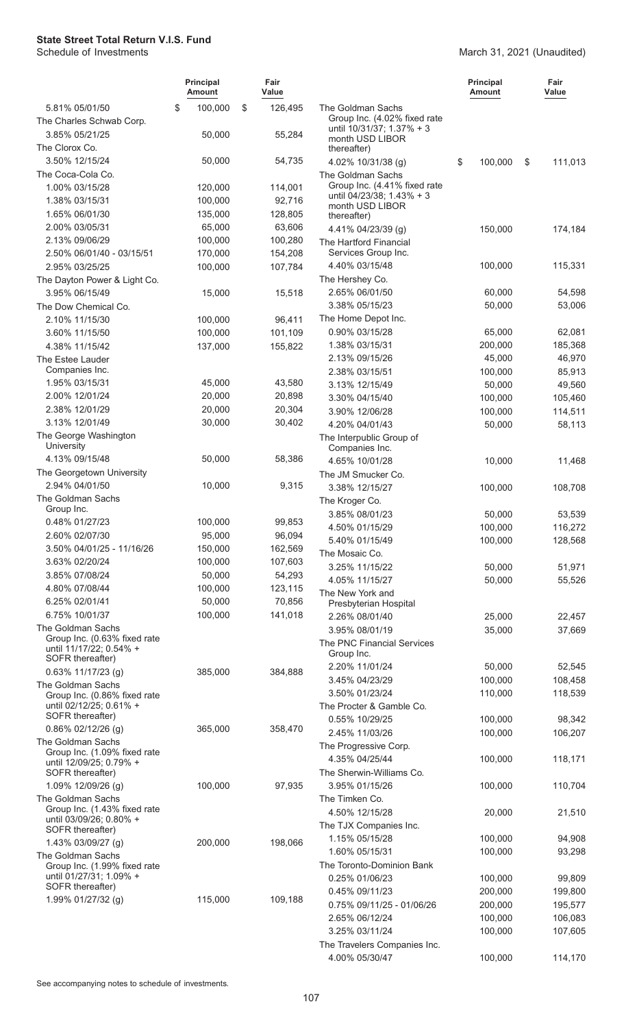**State Street Total Return V.I.S. Fund**

Schedule of Investments — March 31, 2021 (Unaudited)

| | Principal Amount | Fair Value |
|---|---|---|
| 5.81% 05/01/50 | $ 100,000 | $ 126,495 |
| The Charles Schwab Corp. | | |
| 3.85% 05/21/25 | 50,000 | 55,284 |
| The Clorox Co. | | |
| 3.50% 12/15/24 | 50,000 | 54,735 |
| The Coca-Cola Co. | | |
| 1.00% 03/15/28 | 120,000 | 114,001 |
| 1.38% 03/15/31 | 100,000 | 92,716 |
| 1.65% 06/01/30 | 135,000 | 128,805 |
| 2.00% 03/05/31 | 65,000 | 63,606 |
| 2.13% 09/06/29 | 100,000 | 100,280 |
| 2.50% 06/01/40 - 03/15/51 | 170,000 | 154,208 |
| 2.95% 03/25/25 | 100,000 | 107,784 |
| The Dayton Power & Light Co. | | |
| 3.95% 06/15/49 | 15,000 | 15,518 |
| The Dow Chemical Co. | | |
| 2.10% 11/15/30 | 100,000 | 96,411 |
| 3.60% 11/15/50 | 100,000 | 101,109 |
| 4.38% 11/15/42 | 137,000 | 155,822 |
| The Estee Lauder Companies Inc. | | |
| 1.95% 03/15/31 | 45,000 | 43,580 |
| 2.00% 12/01/24 | 20,000 | 20,898 |
| 2.38% 12/01/29 | 20,000 | 20,304 |
| 3.13% 12/01/49 | 30,000 | 30,402 |
| The George Washington University | | |
| 4.13% 09/15/48 | 50,000 | 58,386 |
| The Georgetown University | | |
| 2.94% 04/01/50 | 10,000 | 9,315 |
| The Goldman Sachs Group Inc. | | |
| 0.48% 01/27/23 | 100,000 | 99,853 |
| 2.60% 02/07/30 | 95,000 | 96,094 |
| 3.50% 04/01/25 - 11/16/26 | 150,000 | 162,569 |
| 3.63% 02/20/24 | 100,000 | 107,603 |
| 3.85% 07/08/24 | 50,000 | 54,293 |
| 4.80% 07/08/44 | 100,000 | 123,115 |
| 6.25% 02/01/41 | 50,000 | 70,856 |
| 6.75% 10/01/37 | 100,000 | 141,018 |
| The Goldman Sachs Group Inc. (0.63% fixed rate until 11/17/22; 0.54% + SOFR thereafter) | | |
| 0.63% 11/17/23 (g) | 385,000 | 384,888 |
| The Goldman Sachs Group Inc. (0.86% fixed rate until 02/12/25; 0.61% + SOFR thereafter) | | |
| 0.86% 02/12/26 (g) | 365,000 | 358,470 |
| The Goldman Sachs Group Inc. (1.09% fixed rate until 12/09/25; 0.79% + SOFR thereafter) | | |
| 1.09% 12/09/26 (g) | 100,000 | 97,935 |
| The Goldman Sachs Group Inc. (1.43% fixed rate until 03/09/26; 0.80% + SOFR thereafter) | | |
| 1.43% 03/09/27 (g) | 200,000 | 198,066 |
| The Goldman Sachs Group Inc. (1.99% fixed rate until 01/27/31; 1.09% + SOFR thereafter) | | |
| 1.99% 01/27/32 (g) | 115,000 | 109,188 |
| The Goldman Sachs Group Inc. (4.02% fixed rate until 10/31/37; 1.37% + 3 month USD LIBOR thereafter) | | |
| 4.02% 10/31/38 (g) | $ 100,000 | $ 111,013 |
| The Goldman Sachs Group Inc. (4.41% fixed rate until 04/23/38; 1.43% + 3 month USD LIBOR thereafter) | | |
| 4.41% 04/23/39 (g) | 150,000 | 174,184 |
| The Hartford Financial Services Group Inc. | | |
| 4.40% 03/15/48 | 100,000 | 115,331 |
| The Hershey Co. | | |
| 2.65% 06/01/50 | 60,000 | 54,598 |
| 3.38% 05/15/23 | 50,000 | 53,006 |
| The Home Depot Inc. | | |
| 0.90% 03/15/28 | 65,000 | 62,081 |
| 1.38% 03/15/31 | 200,000 | 185,368 |
| 2.13% 09/15/26 | 45,000 | 46,970 |
| 2.38% 03/15/51 | 100,000 | 85,913 |
| 3.13% 12/15/49 | 50,000 | 49,560 |
| 3.30% 04/15/40 | 100,000 | 105,460 |
| 3.90% 12/06/28 | 100,000 | 114,511 |
| 4.20% 04/01/43 | 50,000 | 58,113 |
| The Interpublic Group of Companies Inc. | | |
| 4.65% 10/01/28 | 10,000 | 11,468 |
| The JM Smucker Co. | | |
| 3.38% 12/15/27 | 100,000 | 108,708 |
| The Kroger Co. | | |
| 3.85% 08/01/23 | 50,000 | 53,539 |
| 4.50% 01/15/29 | 100,000 | 116,272 |
| 5.40% 01/15/49 | 100,000 | 128,568 |
| The Mosaic Co. | | |
| 3.25% 11/15/22 | 50,000 | 51,971 |
| 4.05% 11/15/27 | 50,000 | 55,526 |
| The New York and Presbyterian Hospital | | |
| 2.26% 08/01/40 | 25,000 | 22,457 |
| 3.95% 08/01/19 | 35,000 | 37,669 |
| The PNC Financial Services Group Inc. | | |
| 2.20% 11/01/24 | 50,000 | 52,545 |
| 3.45% 04/23/29 | 100,000 | 108,458 |
| 3.50% 01/23/24 | 110,000 | 118,539 |
| The Procter & Gamble Co. | | |
| 0.55% 10/29/25 | 100,000 | 98,342 |
| 2.45% 11/03/26 | 100,000 | 106,207 |
| The Progressive Corp. | | |
| 4.35% 04/25/44 | 100,000 | 118,171 |
| The Sherwin-Williams Co. | | |
| 3.95% 01/15/26 | 100,000 | 110,704 |
| The Timken Co. | | |
| 4.50% 12/15/28 | 20,000 | 21,510 |
| The TJX Companies Inc. | | |
| 1.15% 05/15/28 | 100,000 | 94,908 |
| 1.60% 05/15/31 | 100,000 | 93,298 |
| The Toronto-Dominion Bank | | |
| 0.25% 01/06/23 | 100,000 | 99,809 |
| 0.45% 09/11/23 | 200,000 | 199,800 |
| 0.75% 09/11/25 - 01/06/26 | 200,000 | 195,577 |
| 2.65% 06/12/24 | 100,000 | 106,083 |
| 3.25% 03/11/24 | 100,000 | 107,605 |
| The Travelers Companies Inc. | | |
| 4.00% 05/30/47 | 100,000 | 114,170 |

See accompanying notes to schedule of investments.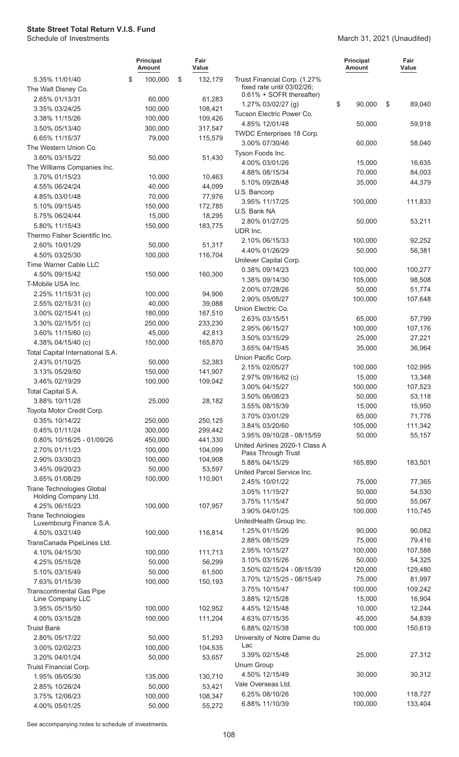**State Street Total Return V.I.S. Fund**
Schedule of Investments

March 31, 2021 (Unaudited)

| | Principal Amount | Fair Value |
|---|---|---|
| 5.35% 11/01/40 | $ 100,000 | $ 132,179 |
| The Walt Disney Co. | | |
| 2.65% 01/13/31 | 60,000 | 61,283 |
| 3.35% 03/24/25 | 100,000 | 108,421 |
| 3.38% 11/15/26 | 100,000 | 109,426 |
| 3.50% 05/13/40 | 300,000 | 317,547 |
| 6.65% 11/15/37 | 79,000 | 115,579 |
| The Western Union Co. | | |
| 3.60% 03/15/22 | 50,000 | 51,430 |
| The Williams Companies Inc. | | |
| 3.70% 01/15/23 | 10,000 | 10,463 |
| 4.55% 06/24/24 | 40,000 | 44,099 |
| 4.85% 03/01/48 | 70,000 | 77,976 |
| 5.10% 09/15/45 | 150,000 | 172,785 |
| 5.75% 06/24/44 | 15,000 | 18,295 |
| 5.80% 11/15/43 | 150,000 | 183,775 |
| Thermo Fisher Scientific Inc. | | |
| 2.60% 10/01/29 | 50,000 | 51,317 |
| 4.50% 03/25/30 | 100,000 | 116,704 |
| Time Warner Cable LLC | | |
| 4.50% 09/15/42 | 150,000 | 160,300 |
| T-Mobile USA Inc. | | |
| 2.25% 11/15/31 (c) | 100,000 | 94,906 |
| 2.55% 02/15/31 (c) | 40,000 | 39,088 |
| 3.00% 02/15/41 (c) | 180,000 | 167,510 |
| 3.30% 02/15/51 (c) | 250,000 | 233,230 |
| 3.60% 11/15/60 (c) | 45,000 | 42,813 |
| 4.38% 04/15/40 (c) | 150,000 | 165,870 |
| Total Capital International S.A. | | |
| 2.43% 01/10/25 | 50,000 | 52,383 |
| 3.13% 05/29/50 | 150,000 | 141,907 |
| 3.46% 02/19/29 | 100,000 | 109,042 |
| Total Capital S.A. | | |
| 3.88% 10/11/28 | 25,000 | 28,182 |
| Toyota Motor Credit Corp. | | |
| 0.35% 10/14/22 | 250,000 | 250,125 |
| 0.45% 01/11/24 | 300,000 | 299,442 |
| 0.80% 10/16/25 - 01/09/26 | 450,000 | 441,330 |
| 2.70% 01/11/23 | 100,000 | 104,099 |
| 2.90% 03/30/23 | 100,000 | 104,908 |
| 3.45% 09/20/23 | 50,000 | 53,597 |
| 3.65% 01/08/29 | 100,000 | 110,901 |
| Trane Technologies Global Holding Company Ltd. | | |
| 4.25% 06/15/23 | 100,000 | 107,957 |
| Trane Technologies Luxembourg Finance S.A. | | |
| 4.50% 03/21/49 | 100,000 | 116,814 |
| TransCanada PipeLines Ltd. | | |
| 4.10% 04/15/30 | 100,000 | 111,713 |
| 4.25% 05/15/28 | 50,000 | 56,299 |
| 5.10% 03/15/49 | 50,000 | 61,500 |
| 7.63% 01/15/39 | 100,000 | 150,193 |
| Transcontinental Gas Pipe Line Company LLC | | |
| 3.95% 05/15/50 | 100,000 | 102,952 |
| 4.00% 03/15/28 | 100,000 | 111,204 |
| Truist Bank | | |
| 2.80% 05/17/22 | 50,000 | 51,293 |
| 3.00% 02/02/23 | 100,000 | 104,535 |
| 3.20% 04/01/24 | 50,000 | 53,657 |
| Truist Financial Corp. | | |
| 1.95% 06/05/30 | 135,000 | 130,710 |
| 2.85% 10/26/24 | 50,000 | 53,421 |
| 3.75% 12/06/23 | 100,000 | 108,347 |
| 4.00% 05/01/25 | 50,000 | 55,272 |
| Truist Financial Corp. (1.27% fixed rate until 03/02/26; 0.61% + SOFR thereafter) | | |
| 1.27% 03/02/27 (g) | $ 90,000 | $ 89,040 |
| Tucson Electric Power Co. | | |
| 4.85% 12/01/48 | 50,000 | 59,918 |
| TWDC Enterprises 18 Corp. | | |
| 3.00% 07/30/46 | 60,000 | 58,040 |
| Tyson Foods Inc. | | |
| 4.00% 03/01/26 | 15,000 | 16,635 |
| 4.88% 08/15/34 | 70,000 | 84,003 |
| 5.10% 09/28/48 | 35,000 | 44,379 |
| U.S. Bancorp | | |
| 3.95% 11/17/25 | 100,000 | 111,833 |
| U.S. Bank NA | | |
| 2.80% 01/27/25 | 50,000 | 53,211 |
| UDR Inc. | | |
| 2.10% 06/15/33 | 100,000 | 92,252 |
| 4.40% 01/26/29 | 50,000 | 56,381 |
| Unilever Capital Corp. | | |
| 0.38% 09/14/23 | 100,000 | 100,277 |
| 1.38% 09/14/30 | 105,000 | 98,508 |
| 2.00% 07/28/26 | 50,000 | 51,774 |
| 2.90% 05/05/27 | 100,000 | 107,648 |
| Union Electric Co. | | |
| 2.63% 03/15/51 | 65,000 | 57,799 |
| 2.95% 06/15/27 | 100,000 | 107,176 |
| 3.50% 03/15/29 | 25,000 | 27,221 |
| 3.65% 04/15/45 | 35,000 | 36,964 |
| Union Pacific Corp. | | |
| 2.15% 02/05/27 | 100,000 | 102,995 |
| 2.97% 09/16/62 (c) | 15,000 | 13,348 |
| 3.00% 04/15/27 | 100,000 | 107,523 |
| 3.50% 06/08/23 | 50,000 | 53,118 |
| 3.55% 08/15/39 | 15,000 | 15,950 |
| 3.70% 03/01/29 | 65,000 | 71,776 |
| 3.84% 03/20/60 | 105,000 | 111,342 |
| 3.95% 09/10/28 - 08/15/59 | 50,000 | 55,157 |
| United Airlines 2020-1 Class A Pass Through Trust | | |
| 5.88% 04/15/29 | 165,890 | 183,501 |
| United Parcel Service Inc. | | |
| 2.45% 10/01/22 | 75,000 | 77,365 |
| 3.05% 11/15/27 | 50,000 | 54,530 |
| 3.75% 11/15/47 | 50,000 | 55,067 |
| 3.90% 04/01/25 | 100,000 | 110,745 |
| UnitedHealth Group Inc. | | |
| 1.25% 01/15/26 | 90,000 | 90,082 |
| 2.88% 08/15/29 | 75,000 | 79,416 |
| 2.95% 10/15/27 | 100,000 | 107,588 |
| 3.10% 03/15/26 | 50,000 | 54,325 |
| 3.50% 02/15/24 - 08/15/39 | 120,000 | 129,480 |
| 3.70% 12/15/25 - 08/15/49 | 75,000 | 81,997 |
| 3.75% 10/15/47 | 100,000 | 109,242 |
| 3.88% 12/15/28 | 15,000 | 16,904 |
| 4.45% 12/15/48 | 10,000 | 12,244 |
| 4.63% 07/15/35 | 45,000 | 54,839 |
| 6.88% 02/15/38 | 100,000 | 150,619 |
| University of Notre Dame du Lac | | |
| 3.39% 02/15/48 | 25,000 | 27,312 |
| Unum Group | | |
| 4.50% 12/15/49 | 30,000 | 30,312 |
| Vale Overseas Ltd. | | |
| 6.25% 08/10/26 | 100,000 | 118,727 |
| 6.88% 11/10/39 | 100,000 | 133,404 |

See accompanying notes to schedule of investments.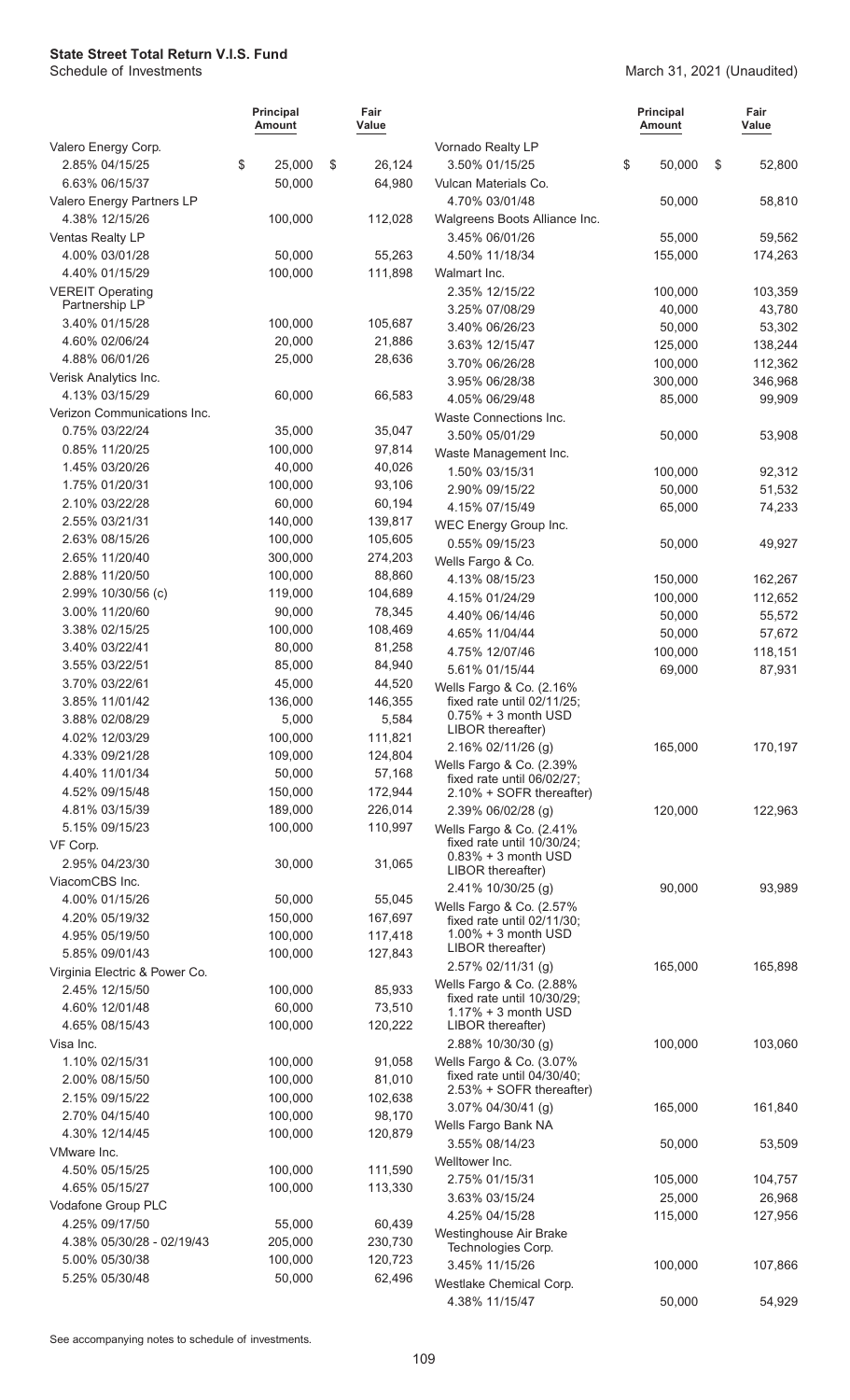**State Street Total Return V.I.S. Fund**
Schedule of Investments

March 31, 2021 (Unaudited)

| | Principal Amount | Fair Value |
|---|---|---|
| Valero Energy Corp. | | |
| 2.85% 04/15/25 | $ 25,000 | $ 26,124 |
| 6.63% 06/15/37 | 50,000 | 64,980 |
| Valero Energy Partners LP | | |
| 4.38% 12/15/26 | 100,000 | 112,028 |
| Ventas Realty LP | | |
| 4.00% 03/01/28 | 50,000 | 55,263 |
| 4.40% 01/15/29 | 100,000 | 111,898 |
| VEREIT Operating Partnership LP | | |
| 3.40% 01/15/28 | 100,000 | 105,687 |
| 4.60% 02/06/24 | 20,000 | 21,886 |
| 4.88% 06/01/26 | 25,000 | 28,636 |
| Verisk Analytics Inc. | | |
| 4.13% 03/15/29 | 60,000 | 66,583 |
| Verizon Communications Inc. | | |
| 0.75% 03/22/24 | 35,000 | 35,047 |
| 0.85% 11/20/25 | 100,000 | 97,814 |
| 1.45% 03/20/26 | 40,000 | 40,026 |
| 1.75% 01/20/31 | 100,000 | 93,106 |
| 2.10% 03/22/28 | 60,000 | 60,194 |
| 2.55% 03/21/31 | 140,000 | 139,817 |
| 2.63% 08/15/26 | 100,000 | 105,605 |
| 2.65% 11/20/40 | 300,000 | 274,203 |
| 2.88% 11/20/50 | 100,000 | 88,860 |
| 2.99% 10/30/56 (c) | 119,000 | 104,689 |
| 3.00% 11/20/60 | 90,000 | 78,345 |
| 3.38% 02/15/25 | 100,000 | 108,469 |
| 3.40% 03/22/41 | 80,000 | 81,258 |
| 3.55% 03/22/51 | 85,000 | 84,940 |
| 3.70% 03/22/61 | 45,000 | 44,520 |
| 3.85% 11/01/42 | 136,000 | 146,355 |
| 3.88% 02/08/29 | 5,000 | 5,584 |
| 4.02% 12/03/29 | 100,000 | 111,821 |
| 4.33% 09/21/28 | 109,000 | 124,804 |
| 4.40% 11/01/34 | 50,000 | 57,168 |
| 4.52% 09/15/48 | 150,000 | 172,944 |
| 4.81% 03/15/39 | 189,000 | 226,014 |
| 5.15% 09/15/23 | 100,000 | 110,997 |
| VF Corp. | | |
| 2.95% 04/23/30 | 30,000 | 31,065 |
| ViacomCBS Inc. | | |
| 4.00% 01/15/26 | 50,000 | 55,045 |
| 4.20% 05/19/32 | 150,000 | 167,697 |
| 4.95% 05/19/50 | 100,000 | 117,418 |
| 5.85% 09/01/43 | 100,000 | 127,843 |
| Virginia Electric & Power Co. | | |
| 2.45% 12/15/50 | 100,000 | 85,933 |
| 4.60% 12/01/48 | 60,000 | 73,510 |
| 4.65% 08/15/43 | 100,000 | 120,222 |
| Visa Inc. | | |
| 1.10% 02/15/31 | 100,000 | 91,058 |
| 2.00% 08/15/50 | 100,000 | 81,010 |
| 2.15% 09/15/22 | 100,000 | 102,638 |
| 2.70% 04/15/40 | 100,000 | 98,170 |
| 4.30% 12/14/45 | 100,000 | 120,879 |
| VMware Inc. | | |
| 4.50% 05/15/25 | 100,000 | 111,590 |
| 4.65% 05/15/27 | 100,000 | 113,330 |
| Vodafone Group PLC | | |
| 4.25% 09/17/50 | 55,000 | 60,439 |
| 4.38% 05/30/28 - 02/19/43 | 205,000 | 230,730 |
| 5.00% 05/30/38 | 100,000 | 120,723 |
| 5.25% 05/30/48 | 50,000 | 62,496 |
| Vornado Realty LP | | |
| 3.50% 01/15/25 | $ 50,000 | $ 52,800 |
| Vulcan Materials Co. | | |
| 4.70% 03/01/48 | 50,000 | 58,810 |
| Walgreens Boots Alliance Inc. | | |
| 3.45% 06/01/26 | 55,000 | 59,562 |
| 4.50% 11/18/34 | 155,000 | 174,263 |
| Walmart Inc. | | |
| 2.35% 12/15/22 | 100,000 | 103,359 |
| 3.25% 07/08/29 | 40,000 | 43,780 |
| 3.40% 06/26/23 | 50,000 | 53,302 |
| 3.63% 12/15/47 | 125,000 | 138,244 |
| 3.70% 06/26/28 | 100,000 | 112,362 |
| 3.95% 06/28/38 | 300,000 | 346,968 |
| 4.05% 06/29/48 | 85,000 | 99,909 |
| Waste Connections Inc. | | |
| 3.50% 05/01/29 | 50,000 | 53,908 |
| Waste Management Inc. | | |
| 1.50% 03/15/31 | 100,000 | 92,312 |
| 2.90% 09/15/22 | 50,000 | 51,532 |
| 4.15% 07/15/49 | 65,000 | 74,233 |
| WEC Energy Group Inc. | | |
| 0.55% 09/15/23 | 50,000 | 49,927 |
| Wells Fargo & Co. | | |
| 4.13% 08/15/23 | 150,000 | 162,267 |
| 4.15% 01/24/29 | 100,000 | 112,652 |
| 4.40% 06/14/46 | 50,000 | 55,572 |
| 4.65% 11/04/44 | 50,000 | 57,672 |
| 4.75% 12/07/46 | 100,000 | 118,151 |
| 5.61% 01/15/44 | 69,000 | 87,931 |
| Wells Fargo & Co. (2.16% fixed rate until 02/11/25; 0.75% + 3 month USD LIBOR thereafter) | | |
| 2.16% 02/11/26 (g) | 165,000 | 170,197 |
| Wells Fargo & Co. (2.39% fixed rate until 06/02/27; 2.10% + SOFR thereafter) | | |
| 2.39% 06/02/28 (g) | 120,000 | 122,963 |
| Wells Fargo & Co. (2.41% fixed rate until 10/30/24; 0.83% + 3 month USD LIBOR thereafter) | | |
| 2.41% 10/30/25 (g) | 90,000 | 93,989 |
| Wells Fargo & Co. (2.57% fixed rate until 02/11/30; 1.00% + 3 month USD LIBOR thereafter) | | |
| 2.57% 02/11/31 (g) | 165,000 | 165,898 |
| Wells Fargo & Co. (2.88% fixed rate until 10/30/29; 1.17% + 3 month USD LIBOR thereafter) | | |
| 2.88% 10/30/30 (g) | 100,000 | 103,060 |
| Wells Fargo & Co. (3.07% fixed rate until 04/30/40; 2.53% + SOFR thereafter) | | |
| 3.07% 04/30/41 (g) | 165,000 | 161,840 |
| Wells Fargo Bank NA | | |
| 3.55% 08/14/23 | 50,000 | 53,509 |
| Welltower Inc. | | |
| 2.75% 01/15/31 | 105,000 | 104,757 |
| 3.63% 03/15/24 | 25,000 | 26,968 |
| 4.25% 04/15/28 | 115,000 | 127,956 |
| Westinghouse Air Brake Technologies Corp. | | |
| 3.45% 11/15/26 | 100,000 | 107,866 |
| Westlake Chemical Corp. | | |
| 4.38% 11/15/47 | 50,000 | 54,929 |

See accompanying notes to schedule of investments.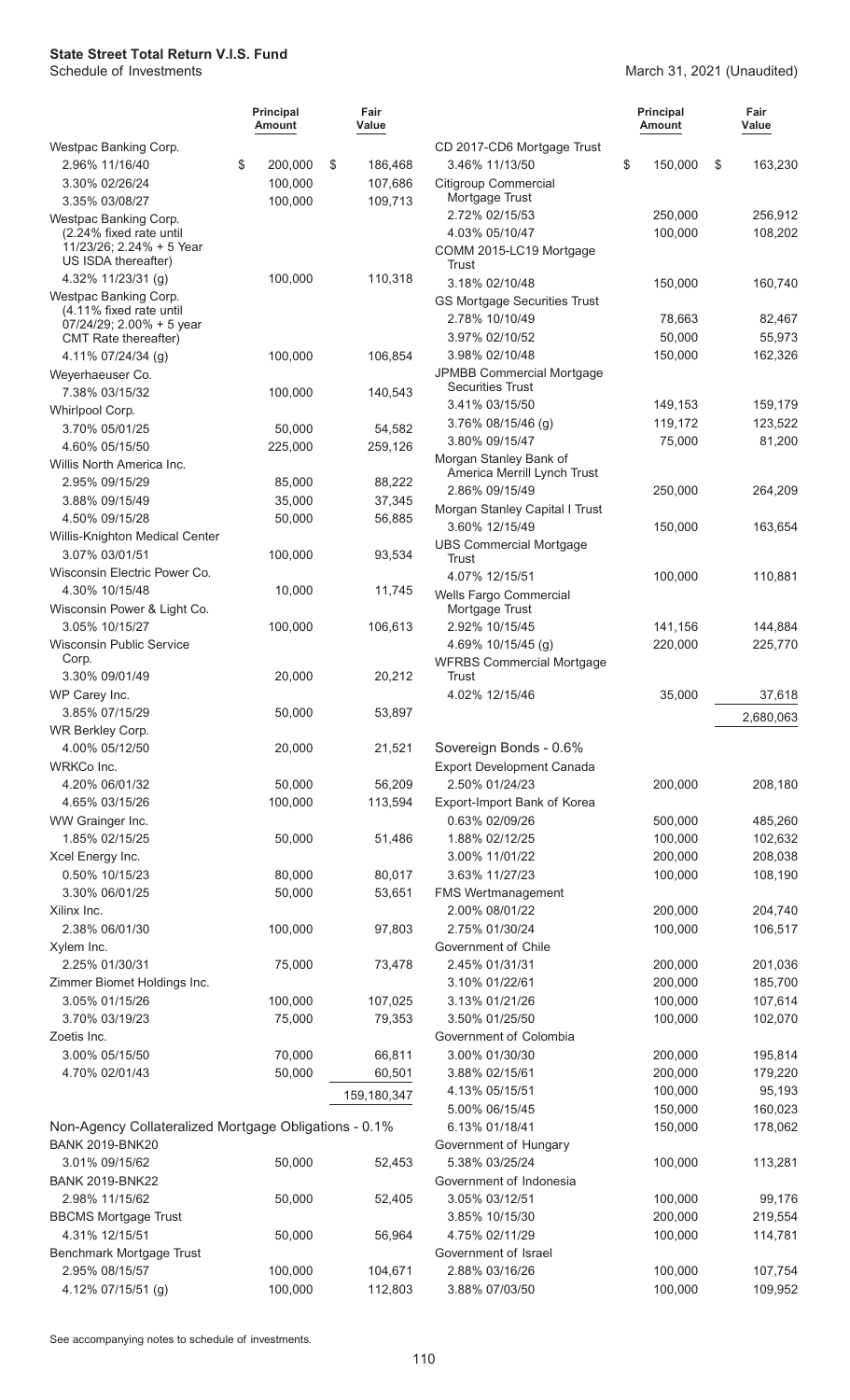**State Street Total Return V.I.S. Fund**
Schedule of Investments

March 31, 2021 (Unaudited)

| | Principal Amount | Fair Value |
|---|---|---|
| Westpac Banking Corp. | | |
| 2.96% 11/16/40 | $ 200,000 | $ 186,468 |
| 3.30% 02/26/24 | 100,000 | 107,686 |
| 3.35% 03/08/27 | 100,000 | 109,713 |
| Westpac Banking Corp. (2.24% fixed rate until 11/23/26; 2.24% + 5 Year US ISDA thereafter) | | |
| 4.32% 11/23/31 (g) | 100,000 | 110,318 |
| Westpac Banking Corp. (4.11% fixed rate until 07/24/29; 2.00% + 5 year CMT Rate thereafter) | | |
| 4.11% 07/24/34 (g) | 100,000 | 106,854 |
| Weyerhaeuser Co. | | |
| 7.38% 03/15/32 | 100,000 | 140,543 |
| Whirlpool Corp. | | |
| 3.70% 05/01/25 | 50,000 | 54,582 |
| 4.60% 05/15/50 | 225,000 | 259,126 |
| Willis North America Inc. | | |
| 2.95% 09/15/29 | 85,000 | 88,222 |
| 3.88% 09/15/49 | 35,000 | 37,345 |
| 4.50% 09/15/28 | 50,000 | 56,885 |
| Willis-Knighton Medical Center | | |
| 3.07% 03/01/51 | 100,000 | 93,534 |
| Wisconsin Electric Power Co. | | |
| 4.30% 10/15/48 | 10,000 | 11,745 |
| Wisconsin Power & Light Co. | | |
| 3.05% 10/15/27 | 100,000 | 106,613 |
| Wisconsin Public Service Corp. | | |
| 3.30% 09/01/49 | 20,000 | 20,212 |
| WP Carey Inc. | | |
| 3.85% 07/15/29 | 50,000 | 53,897 |
| WR Berkley Corp. | | |
| 4.00% 05/12/50 | 20,000 | 21,521 |
| WRKCo Inc. | | |
| 4.20% 06/01/32 | 50,000 | 56,209 |
| 4.65% 03/15/26 | 100,000 | 113,594 |
| WW Grainger Inc. | | |
| 1.85% 02/15/25 | 50,000 | 51,486 |
| Xcel Energy Inc. | | |
| 0.50% 10/15/23 | 80,000 | 80,017 |
| 3.30% 06/01/25 | 50,000 | 53,651 |
| Xilinx Inc. | | |
| 2.38% 06/01/30 | 100,000 | 97,803 |
| Xylem Inc. | | |
| 2.25% 01/30/31 | 75,000 | 73,478 |
| Zimmer Biomet Holdings Inc. | | |
| 3.05% 01/15/26 | 100,000 | 107,025 |
| 3.70% 03/19/23 | 75,000 | 79,353 |
| Zoetis Inc. | | |
| 3.00% 05/15/50 | 70,000 | 66,811 |
| 4.70% 02/01/43 | 50,000 | 60,501 |
| | | 159,180,347 |
| **Non-Agency Collateralized Mortgage Obligations - 0.1%** | | |
| BANK 2019-BNK20 | | |
| 3.01% 09/15/62 | 50,000 | 52,453 |
| BANK 2019-BNK22 | | |
| 2.98% 11/15/62 | 50,000 | 52,405 |
| BBCMS Mortgage Trust | | |
| 4.31% 12/15/51 | 50,000 | 56,964 |
| Benchmark Mortgage Trust | | |
| 2.95% 08/15/57 | 100,000 | 104,671 |
| 4.12% 07/15/51 (g) | 100,000 | 112,803 |
| CD 2017-CD6 Mortgage Trust | | |
| 3.46% 11/13/50 | $ 150,000 | $ 163,230 |
| Citigroup Commercial Mortgage Trust | | |
| 2.72% 02/15/53 | 250,000 | 256,912 |
| 4.03% 05/10/47 | 100,000 | 108,202 |
| COMM 2015-LC19 Mortgage Trust | | |
| 3.18% 02/10/48 | 150,000 | 160,740 |
| GS Mortgage Securities Trust | | |
| 2.78% 10/10/49 | 78,663 | 82,467 |
| 3.97% 02/10/52 | 50,000 | 55,973 |
| 3.98% 02/10/48 | 150,000 | 162,326 |
| JPMBB Commercial Mortgage Securities Trust | | |
| 3.41% 03/15/50 | 149,153 | 159,179 |
| 3.76% 08/15/46 (g) | 119,172 | 123,522 |
| 3.80% 09/15/47 | 75,000 | 81,200 |
| Morgan Stanley Bank of America Merrill Lynch Trust | | |
| 2.86% 09/15/49 | 250,000 | 264,209 |
| Morgan Stanley Capital I Trust | | |
| 3.60% 12/15/49 | 150,000 | 163,654 |
| UBS Commercial Mortgage Trust | | |
| 4.07% 12/15/51 | 100,000 | 110,881 |
| Wells Fargo Commercial Mortgage Trust | | |
| 2.92% 10/15/45 | 141,156 | 144,884 |
| 4.69% 10/15/45 (g) | 220,000 | 225,770 |
| WFRBS Commercial Mortgage Trust | | |
| 4.02% 12/15/46 | 35,000 | 37,618 |
| | | 2,680,063 |
| **Sovereign Bonds - 0.6%** | | |
| Export Development Canada | | |
| 2.50% 01/24/23 | 200,000 | 208,180 |
| Export-Import Bank of Korea | | |
| 0.63% 02/09/26 | 500,000 | 485,260 |
| 1.88% 02/12/25 | 100,000 | 102,632 |
| 3.00% 11/01/22 | 200,000 | 208,038 |
| 3.63% 11/27/23 | 100,000 | 108,190 |
| FMS Wertmanagement | | |
| 2.00% 08/01/22 | 200,000 | 204,740 |
| 2.75% 01/30/24 | 100,000 | 106,517 |
| Government of Chile | | |
| 2.45% 01/31/31 | 200,000 | 201,036 |
| 3.10% 01/22/61 | 200,000 | 185,700 |
| 3.13% 01/21/26 | 100,000 | 107,614 |
| 3.50% 01/25/50 | 100,000 | 102,070 |
| Government of Colombia | | |
| 3.00% 01/30/30 | 200,000 | 195,814 |
| 3.88% 02/15/61 | 200,000 | 179,220 |
| 4.13% 05/15/51 | 100,000 | 95,193 |
| 5.00% 06/15/45 | 150,000 | 160,023 |
| 6.13% 01/18/41 | 150,000 | 178,062 |
| Government of Hungary | | |
| 5.38% 03/25/24 | 100,000 | 113,281 |
| Government of Indonesia | | |
| 3.05% 03/12/51 | 100,000 | 99,176 |
| 3.85% 10/15/30 | 200,000 | 219,554 |
| 4.75% 02/11/29 | 100,000 | 114,781 |
| Government of Israel | | |
| 2.88% 03/16/26 | 100,000 | 107,754 |
| 3.88% 07/03/50 | 100,000 | 109,952 |

See accompanying notes to schedule of investments.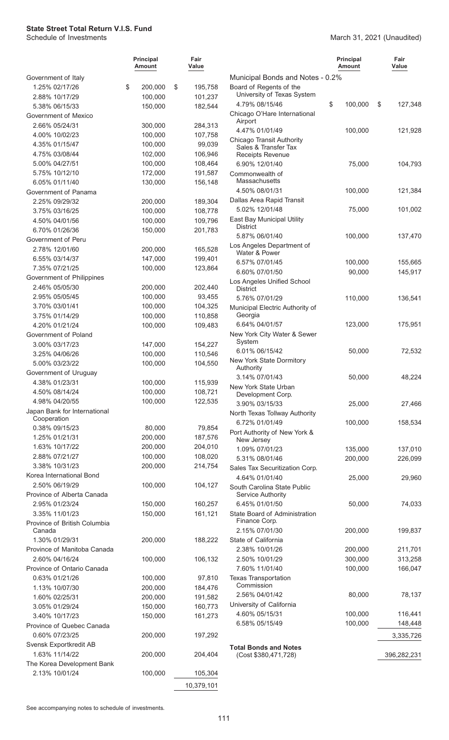# State Street Total Return V.I.S. Fund

Schedule of Investments

March 31, 2021 (Unaudited)

| | Principal Amount | Fair Value |
|---|---|---|
| Government of Italy | | |
| 1.25% 02/17/26 | $ 200,000 | $ 195,758 |
| 2.88% 10/17/29 | 100,000 | 101,237 |
| 5.38% 06/15/33 | 150,000 | 182,544 |
| Government of Mexico | | |
| 2.66% 05/24/31 | 300,000 | 284,313 |
| 4.00% 10/02/23 | 100,000 | 107,758 |
| 4.35% 01/15/47 | 100,000 | 99,039 |
| 4.75% 03/08/44 | 102,000 | 106,946 |
| 5.00% 04/27/51 | 100,000 | 108,464 |
| 5.75% 10/12/10 | 172,000 | 191,587 |
| 6.05% 01/11/40 | 130,000 | 156,148 |
| Government of Panama | | |
| 2.25% 09/29/32 | 200,000 | 189,304 |
| 3.75% 03/16/25 | 100,000 | 108,778 |
| 4.50% 04/01/56 | 100,000 | 109,796 |
| 6.70% 01/26/36 | 150,000 | 201,783 |
| Government of Peru | | |
| 2.78% 12/01/60 | 200,000 | 165,528 |
| 6.55% 03/14/37 | 147,000 | 199,401 |
| 7.35% 07/21/25 | 100,000 | 123,864 |
| Government of Philippines | | |
| 2.46% 05/05/30 | 200,000 | 202,440 |
| 2.95% 05/05/45 | 100,000 | 93,455 |
| 3.70% 03/01/41 | 100,000 | 104,325 |
| 3.75% 01/14/29 | 100,000 | 110,858 |
| 4.20% 01/21/24 | 100,000 | 109,483 |
| Government of Poland | | |
| 3.00% 03/17/23 | 147,000 | 154,227 |
| 3.25% 04/06/26 | 100,000 | 110,546 |
| 5.00% 03/23/22 | 100,000 | 104,550 |
| Government of Uruguay | | |
| 4.38% 01/23/31 | 100,000 | 115,939 |
| 4.50% 08/14/24 | 100,000 | 108,721 |
| 4.98% 04/20/55 | 100,000 | 122,535 |
| Japan Bank for International Cooperation | | |
| 0.38% 09/15/23 | 80,000 | 79,854 |
| 1.25% 01/21/31 | 200,000 | 187,576 |
| 1.63% 10/17/22 | 200,000 | 204,010 |
| 2.88% 07/21/27 | 100,000 | 108,020 |
| 3.38% 10/31/23 | 200,000 | 214,754 |
| Korea International Bond | | |
| 2.50% 06/19/29 | 100,000 | 104,127 |
| Province of Alberta Canada | | |
| 2.95% 01/23/24 | 150,000 | 160,257 |
| 3.35% 11/01/23 | 150,000 | 161,121 |
| Province of British Columbia Canada | | |
| 1.30% 01/29/31 | 200,000 | 188,222 |
| Province of Manitoba Canada | | |
| 2.60% 04/16/24 | 100,000 | 106,132 |
| Province of Ontario Canada | | |
| 0.63% 01/21/26 | 100,000 | 97,810 |
| 1.13% 10/07/30 | 200,000 | 184,476 |
| 1.60% 02/25/31 | 200,000 | 191,582 |
| 3.05% 01/29/24 | 150,000 | 160,773 |
| 3.40% 10/17/23 | 150,000 | 161,273 |
| Province of Quebec Canada | | |
| 0.60% 07/23/25 | 200,000 | 197,292 |
| Svensk Exportkredit AB | | |
| 1.63% 11/14/22 | 200,000 | 204,404 |
| The Korea Development Bank | | |
| 2.13% 10/01/24 | 100,000 | 105,304 |
| | | 10,379,101 |

| | Principal Amount | Fair Value |
|---|---|---|
| **Municipal Bonds and Notes - 0.2%** | | |
| Board of Regents of the University of Texas System | | |
| 4.79% 08/15/46 | $ 100,000 | $ 127,348 |
| Chicago O'Hare International Airport | | |
| 4.47% 01/01/49 | 100,000 | 121,928 |
| Chicago Transit Authority Sales & Transfer Tax Receipts Revenue | | |
| 6.90% 12/01/40 | 75,000 | 104,793 |
| Commonwealth of Massachusetts | | |
| 4.50% 08/01/31 | 100,000 | 121,384 |
| Dallas Area Rapid Transit | | |
| 5.02% 12/01/48 | 75,000 | 101,002 |
| East Bay Municipal Utility District | | |
| 5.87% 06/01/40 | 100,000 | 137,470 |
| Los Angeles Department of Water & Power | | |
| 6.57% 07/01/45 | 100,000 | 155,665 |
| 6.60% 07/01/50 | 90,000 | 145,917 |
| Los Angeles Unified School District | | |
| 5.76% 07/01/29 | 110,000 | 136,541 |
| Municipal Electric Authority of Georgia | | |
| 6.64% 04/01/57 | 123,000 | 175,951 |
| New York City Water & Sewer System | | |
| 6.01% 06/15/42 | 50,000 | 72,532 |
| New York State Dormitory Authority | | |
| 3.14% 07/01/43 | 50,000 | 48,224 |
| New York State Urban Development Corp. | | |
| 3.90% 03/15/33 | 25,000 | 27,466 |
| North Texas Tollway Authority | | |
| 6.72% 01/01/49 | 100,000 | 158,534 |
| Port Authority of New York & New Jersey | | |
| 1.09% 07/01/23 | 135,000 | 137,010 |
| 5.31% 08/01/46 | 200,000 | 226,099 |
| Sales Tax Securitization Corp. | | |
| 4.64% 01/01/40 | 25,000 | 29,960 |
| South Carolina State Public Service Authority | | |
| 6.45% 01/01/50 | 50,000 | 74,033 |
| State Board of Administration Finance Corp. | | |
| 2.15% 07/01/30 | 200,000 | 199,837 |
| State of California | | |
| 2.38% 10/01/26 | 200,000 | 211,701 |
| 2.50% 10/01/29 | 300,000 | 313,258 |
| 7.60% 11/01/40 | 100,000 | 166,047 |
| Texas Transportation Commission | | |
| 2.56% 04/01/42 | 80,000 | 78,137 |
| University of California | | |
| 4.60% 05/15/31 | 100,000 | 116,441 |
| 6.58% 05/15/49 | 100,000 | 148,448 |
| | | 3,335,726 |
| **Total Bonds and Notes** (Cost $380,471,728) | | 396,282,231 |

See accompanying notes to schedule of investments.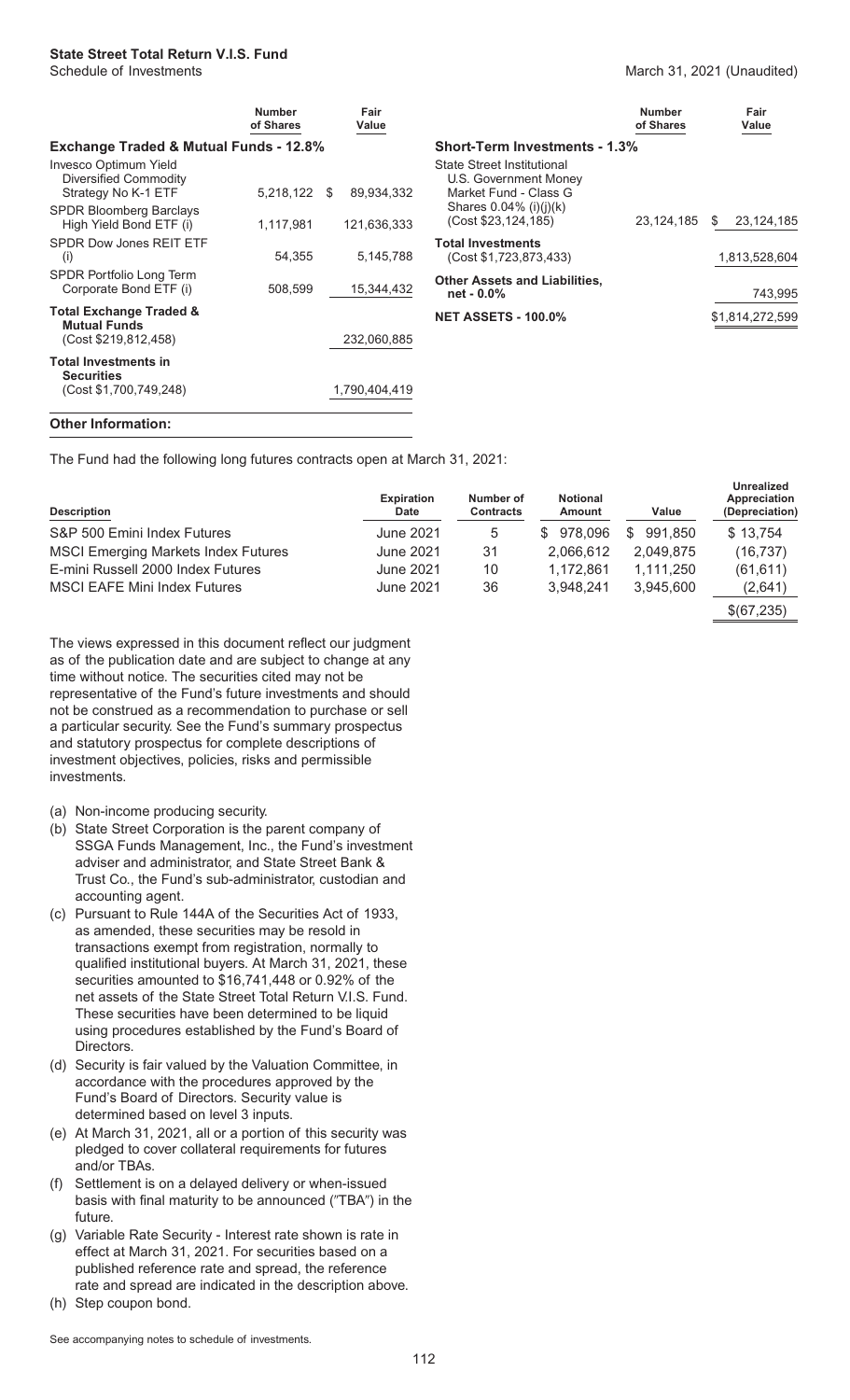**State Street Total Return V.I.S. Fund**
Schedule of Investments

March 31, 2021 (Unaudited)

| | Number of Shares | Fair Value |
|---|---|---|
| **Exchange Traded & Mutual Funds - 12.8%** | | |
| Invesco Optimum Yield Diversified Commodity Strategy No K-1 ETF | 5,218,122 | $ 89,934,332 |
| SPDR Bloomberg Barclays High Yield Bond ETF (i) | 1,117,981 | 121,636,333 |
| SPDR Dow Jones REIT ETF (i) | 54,355 | 5,145,788 |
| SPDR Portfolio Long Term Corporate Bond ETF (i) | 508,599 | 15,344,432 |
| **Total Exchange Traded & Mutual Funds** (Cost $219,812,458) | | 232,060,885 |
| **Total Investments in Securities** (Cost $1,700,749,248) | | 1,790,404,419 |
| **Short-Term Investments - 1.3%** | | |
| State Street Institutional U.S. Government Money Market Fund - Class G Shares 0.04% (i)(j)(k) (Cost $23,124,185) | 23,124,185 | $ 23,124,185 |
| **Total Investments** (Cost $1,723,873,433) | | 1,813,528,604 |
| **Other Assets and Liabilities, net - 0.0%** | | 743,995 |
| **NET ASSETS - 100.0%** | | $1,814,272,599 |

**Other Information:**

The Fund had the following long futures contracts open at March 31, 2021:

| Description | Expiration Date | Number of Contracts | Notional Amount | Value | Unrealized Appreciation (Depreciation) |
|---|---|---|---|---|---|
| S&P 500 Emini Index Futures | June 2021 | 5 | $ 978,096 | $ 991,850 | $ 13,754 |
| MSCI Emerging Markets Index Futures | June 2021 | 31 | 2,066,612 | 2,049,875 | (16,737) |
| E-mini Russell 2000 Index Futures | June 2021 | 10 | 1,172,861 | 1,111,250 | (61,611) |
| MSCI EAFE Mini Index Futures | June 2021 | 36 | 3,948,241 | 3,945,600 | (2,641) |
| | | | | | $(67,235) |

The views expressed in this document reflect our judgment as of the publication date and are subject to change at any time without notice. The securities cited may not be representative of the Fund's future investments and should not be construed as a recommendation to purchase or sell a particular security. See the Fund's summary prospectus and statutory prospectus for complete descriptions of investment objectives, policies, risks and permissible investments.

(a) Non-income producing security.

(b) State Street Corporation is the parent company of SSGA Funds Management, Inc., the Fund's investment adviser and administrator, and State Street Bank & Trust Co., the Fund's sub-administrator, custodian and accounting agent.

(c) Pursuant to Rule 144A of the Securities Act of 1933, as amended, these securities may be resold in transactions exempt from registration, normally to qualified institutional buyers. At March 31, 2021, these securities amounted to $16,741,448 or 0.92% of the net assets of the State Street Total Return V.I.S. Fund. These securities have been determined to be liquid using procedures established by the Fund's Board of Directors.

(d) Security is fair valued by the Valuation Committee, in accordance with the procedures approved by the Fund's Board of Directors. Security value is determined based on level 3 inputs.

(e) At March 31, 2021, all or a portion of this security was pledged to cover collateral requirements for futures and/or TBAs.

(f) Settlement is on a delayed delivery or when-issued basis with final maturity to be announced ("TBA") in the future.

(g) Variable Rate Security - Interest rate shown is rate in effect at March 31, 2021. For securities based on a published reference rate and spread, the reference rate and spread are indicated in the description above.

(h) Step coupon bond.

See accompanying notes to schedule of investments.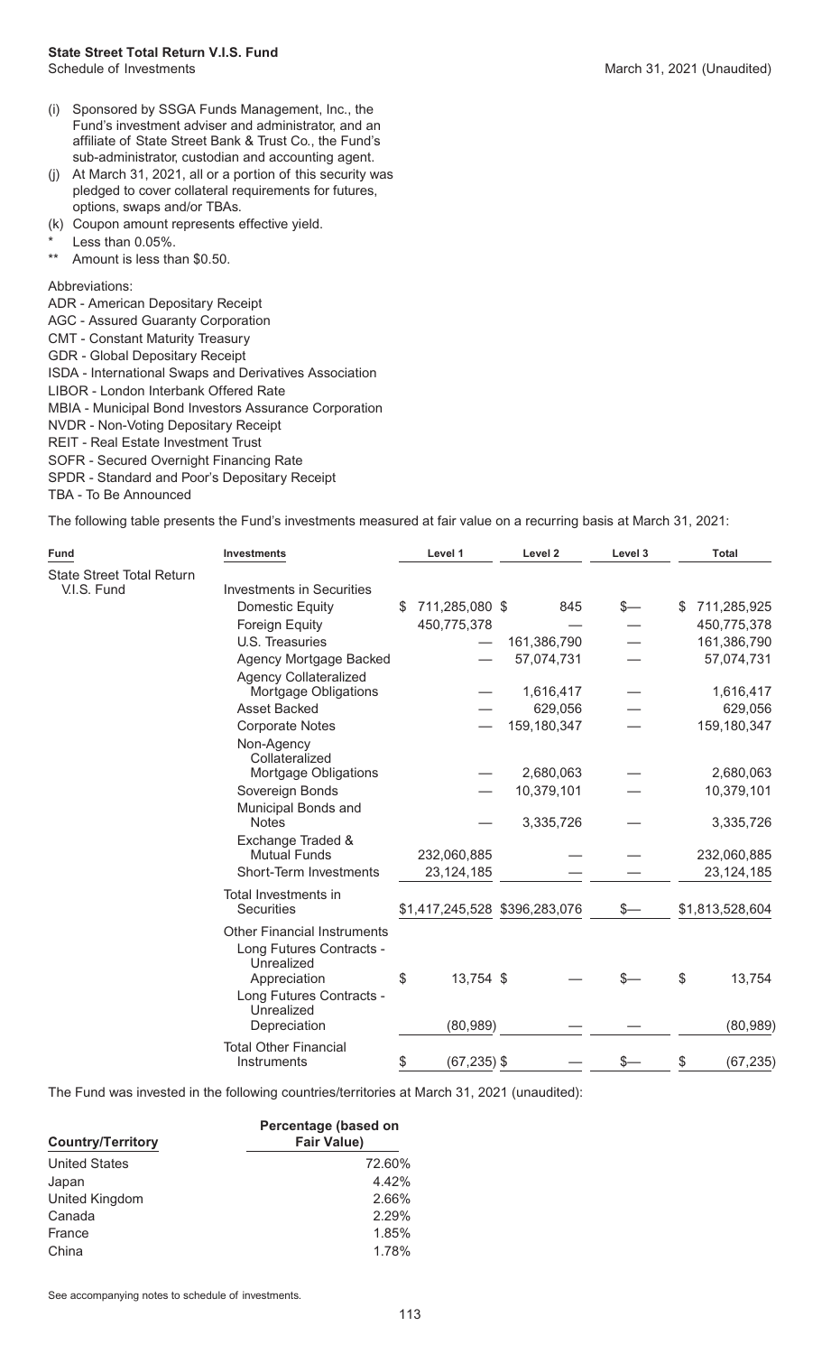(i) Sponsored by SSGA Funds Management, Inc., the Fund's investment adviser and administrator, and an affiliate of State Street Bank & Trust Co., the Fund's sub-administrator, custodian and accounting agent.

(j) At March 31, 2021, all or a portion of this security was pledged to cover collateral requirements for futures, options, swaps and/or TBAs.

(k) Coupon amount represents effective yield.

\* Less than 0.05%.

\*\* Amount is less than $0.50.

Abbreviations:

ADR - American Depositary Receipt
AGC - Assured Guaranty Corporation
CMT - Constant Maturity Treasury
GDR - Global Depositary Receipt
ISDA - International Swaps and Derivatives Association
LIBOR - London Interbank Offered Rate
MBIA - Municipal Bond Investors Assurance Corporation
NVDR - Non-Voting Depositary Receipt
REIT - Real Estate Investment Trust
SOFR - Secured Overnight Financing Rate
SPDR - Standard and Poor's Depositary Receipt
TBA - To Be Announced

The following table presents the Fund's investments measured at fair value on a recurring basis at March 31, 2021:

| Fund | Investments | Level 1 | Level 2 | Level 3 | Total |
|---|---|---|---|---|---|
| State Street Total Return V.I.S. Fund | Investments in Securities | | | | |
| | Domestic Equity | $ 711,285,080 | $ 845 | $— | $ 711,285,925 |
| | Foreign Equity | 450,775,378 | — | — | 450,775,378 |
| | U.S. Treasuries | — | 161,386,790 | — | 161,386,790 |
| | Agency Mortgage Backed | — | 57,074,731 | — | 57,074,731 |
| | Agency Collateralized Mortgage Obligations | — | 1,616,417 | — | 1,616,417 |
| | Asset Backed | — | 629,056 | — | 629,056 |
| | Corporate Notes | — | 159,180,347 | — | 159,180,347 |
| | Non-Agency Collateralized Mortgage Obligations | — | 2,680,063 | — | 2,680,063 |
| | Sovereign Bonds | — | 10,379,101 | — | 10,379,101 |
| | Municipal Bonds and Notes | — | 3,335,726 | — | 3,335,726 |
| | Exchange Traded & Mutual Funds | 232,060,885 | — | — | 232,060,885 |
| | Short-Term Investments | 23,124,185 | — | — | 23,124,185 |
| | Total Investments in Securities | $1,417,245,528 | $396,283,076 | $— | $1,813,528,604 |
| | Other Financial Instruments | | | | |
| | Long Futures Contracts - Unrealized Appreciation | $ 13,754 | $ — | $— | $ 13,754 |
| | Long Futures Contracts - Unrealized Depreciation | (80,989) | — | — | (80,989) |
| | Total Other Financial Instruments | $ (67,235) | $ — | $— | $ (67,235) |

The Fund was invested in the following countries/territories at March 31, 2021 (unaudited):

| Country/Territory | Percentage (based on Fair Value) |
|---|---|
| United States | 72.60% |
| Japan | 4.42% |
| United Kingdom | 2.66% |
| Canada | 2.29% |
| France | 1.85% |
| China | 1.78% |

See accompanying notes to schedule of investments.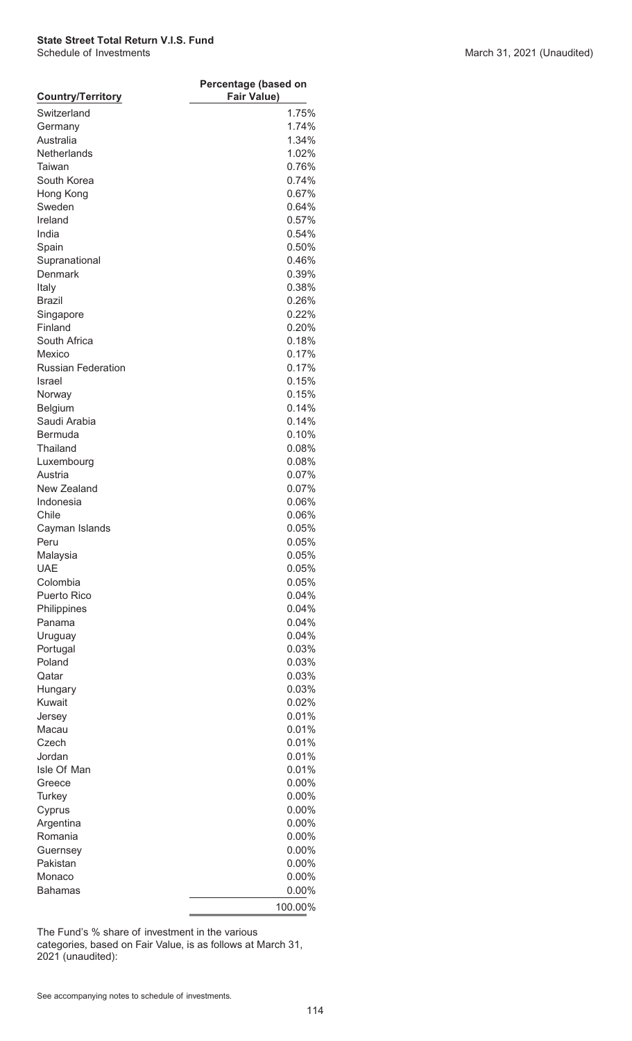**State Street Total Return V.I.S. Fund**
Schedule of Investments

March 31, 2021 (Unaudited)

| Country/Territory | Percentage (based on Fair Value) |
|---|---|
| Switzerland | 1.75% |
| Germany | 1.74% |
| Australia | 1.34% |
| Netherlands | 1.02% |
| Taiwan | 0.76% |
| South Korea | 0.74% |
| Hong Kong | 0.67% |
| Sweden | 0.64% |
| Ireland | 0.57% |
| India | 0.54% |
| Spain | 0.50% |
| Supranational | 0.46% |
| Denmark | 0.39% |
| Italy | 0.38% |
| Brazil | 0.26% |
| Singapore | 0.22% |
| Finland | 0.20% |
| South Africa | 0.18% |
| Mexico | 0.17% |
| Russian Federation | 0.17% |
| Israel | 0.15% |
| Norway | 0.15% |
| Belgium | 0.14% |
| Saudi Arabia | 0.14% |
| Bermuda | 0.10% |
| Thailand | 0.08% |
| Luxembourg | 0.08% |
| Austria | 0.07% |
| New Zealand | 0.07% |
| Indonesia | 0.06% |
| Chile | 0.06% |
| Cayman Islands | 0.05% |
| Peru | 0.05% |
| Malaysia | 0.05% |
| UAE | 0.05% |
| Colombia | 0.05% |
| Puerto Rico | 0.04% |
| Philippines | 0.04% |
| Panama | 0.04% |
| Uruguay | 0.04% |
| Portugal | 0.03% |
| Poland | 0.03% |
| Qatar | 0.03% |
| Hungary | 0.03% |
| Kuwait | 0.02% |
| Jersey | 0.01% |
| Macau | 0.01% |
| Czech | 0.01% |
| Jordan | 0.01% |
| Isle Of Man | 0.01% |
| Greece | 0.00% |
| Turkey | 0.00% |
| Cyprus | 0.00% |
| Argentina | 0.00% |
| Romania | 0.00% |
| Guernsey | 0.00% |
| Pakistan | 0.00% |
| Monaco | 0.00% |
| Bahamas | 0.00% |
| | 100.00% |

The Fund's % share of investment in the various categories, based on Fair Value, is as follows at March 31, 2021 (unaudited):

See accompanying notes to schedule of investments.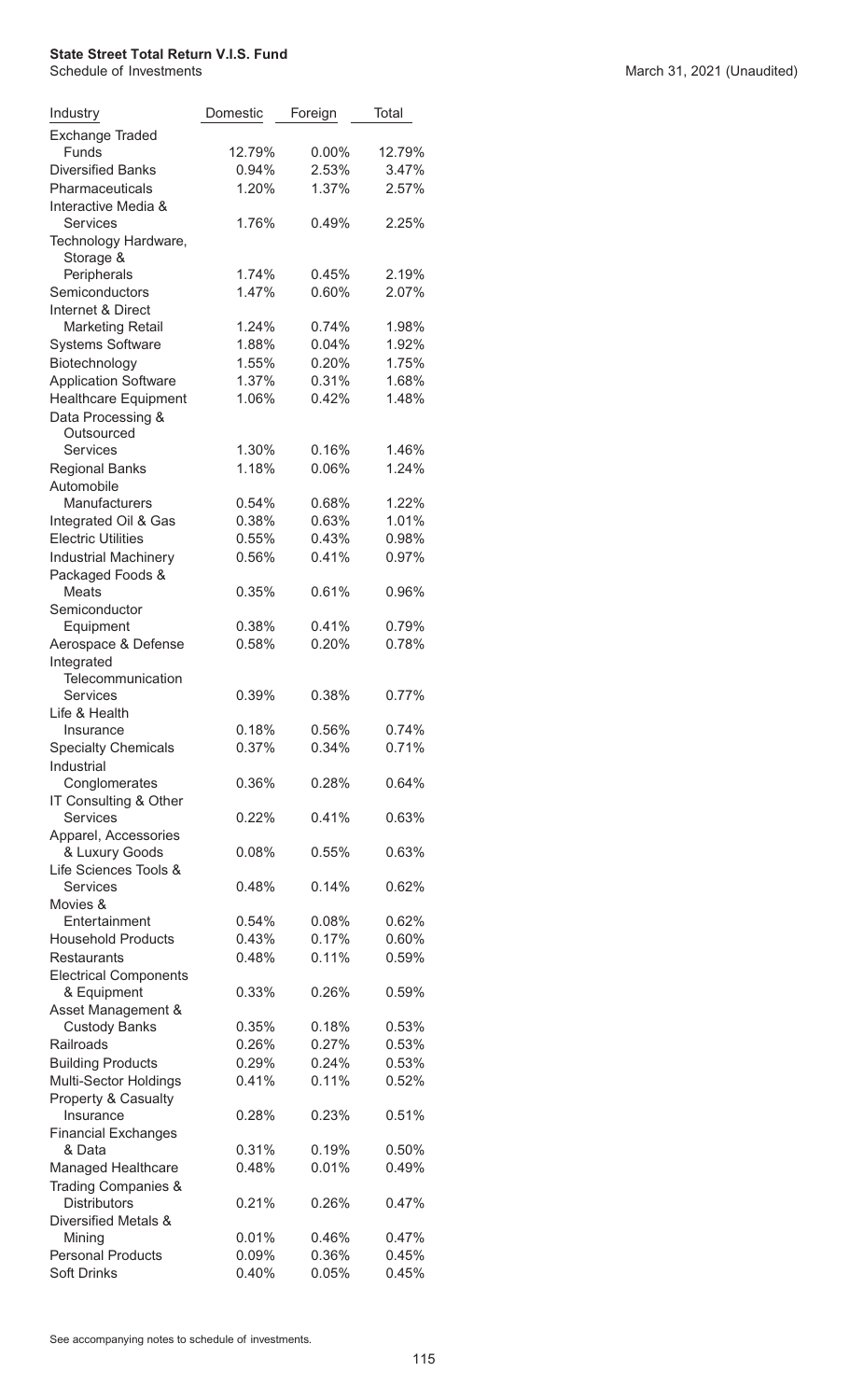**State Street Total Return V.I.S. Fund**

Schedule of Investments

March 31, 2021 (Unaudited)

| Industry | Domestic | Foreign | Total |
|---|---|---|---|
| Exchange Traded Funds | 12.79% | 0.00% | 12.79% |
| Diversified Banks | 0.94% | 2.53% | 3.47% |
| Pharmaceuticals | 1.20% | 1.37% | 2.57% |
| Interactive Media & Services | 1.76% | 0.49% | 2.25% |
| Technology Hardware, Storage & Peripherals | 1.74% | 0.45% | 2.19% |
| Semiconductors | 1.47% | 0.60% | 2.07% |
| Internet & Direct Marketing Retail | 1.24% | 0.74% | 1.98% |
| Systems Software | 1.88% | 0.04% | 1.92% |
| Biotechnology | 1.55% | 0.20% | 1.75% |
| Application Software | 1.37% | 0.31% | 1.68% |
| Healthcare Equipment | 1.06% | 0.42% | 1.48% |
| Data Processing & Outsourced Services | 1.30% | 0.16% | 1.46% |
| Regional Banks | 1.18% | 0.06% | 1.24% |
| Automobile Manufacturers | 0.54% | 0.68% | 1.22% |
| Integrated Oil & Gas | 0.38% | 0.63% | 1.01% |
| Electric Utilities | 0.55% | 0.43% | 0.98% |
| Industrial Machinery | 0.56% | 0.41% | 0.97% |
| Packaged Foods & Meats | 0.35% | 0.61% | 0.96% |
| Semiconductor Equipment | 0.38% | 0.41% | 0.79% |
| Aerospace & Defense | 0.58% | 0.20% | 0.78% |
| Integrated Telecommunication Services | 0.39% | 0.38% | 0.77% |
| Life & Health Insurance | 0.18% | 0.56% | 0.74% |
| Specialty Chemicals | 0.37% | 0.34% | 0.71% |
| Industrial Conglomerates | 0.36% | 0.28% | 0.64% |
| IT Consulting & Other Services | 0.22% | 0.41% | 0.63% |
| Apparel, Accessories & Luxury Goods | 0.08% | 0.55% | 0.63% |
| Life Sciences Tools & Services | 0.48% | 0.14% | 0.62% |
| Movies & Entertainment | 0.54% | 0.08% | 0.62% |
| Household Products | 0.43% | 0.17% | 0.60% |
| Restaurants | 0.48% | 0.11% | 0.59% |
| Electrical Components & Equipment | 0.33% | 0.26% | 0.59% |
| Asset Management & Custody Banks | 0.35% | 0.18% | 0.53% |
| Railroads | 0.26% | 0.27% | 0.53% |
| Building Products | 0.29% | 0.24% | 0.53% |
| Multi-Sector Holdings | 0.41% | 0.11% | 0.52% |
| Property & Casualty Insurance | 0.28% | 0.23% | 0.51% |
| Financial Exchanges & Data | 0.31% | 0.19% | 0.50% |
| Managed Healthcare | 0.48% | 0.01% | 0.49% |
| Trading Companies & Distributors | 0.21% | 0.26% | 0.47% |
| Diversified Metals & Mining | 0.01% | 0.46% | 0.47% |
| Personal Products | 0.09% | 0.36% | 0.45% |
| Soft Drinks | 0.40% | 0.05% | 0.45% |

See accompanying notes to schedule of investments.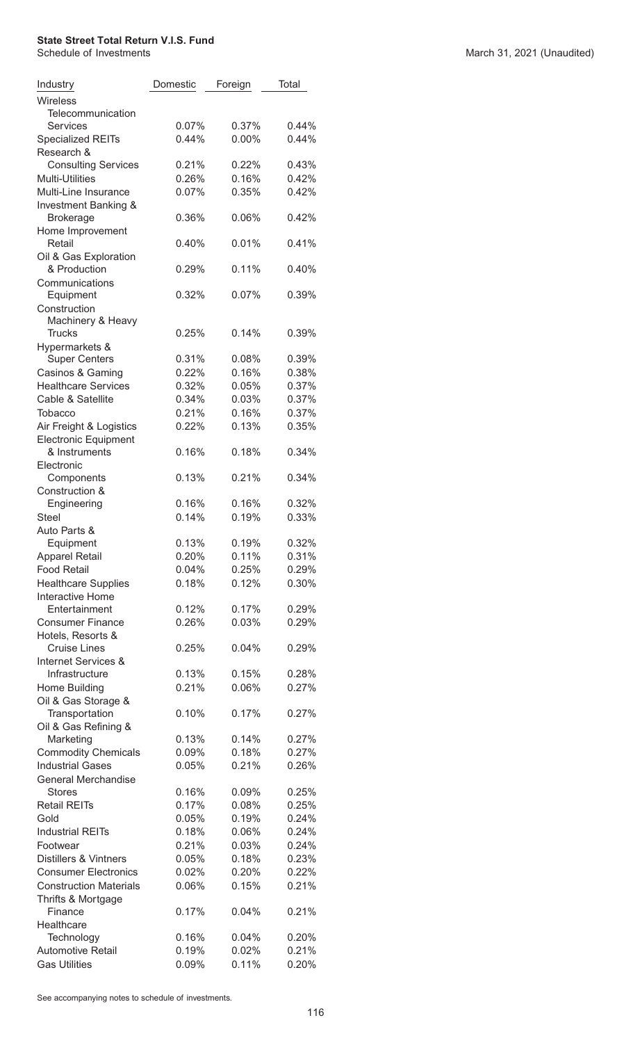**State Street Total Return V.I.S. Fund**

Schedule of Investments

March 31, 2021 (Unaudited)

| Industry | Domestic | Foreign | Total |
|---|---|---|---|
| Wireless Telecommunication Services | 0.07% | 0.37% | 0.44% |
| Specialized REITs | 0.44% | 0.00% | 0.44% |
| Research & Consulting Services | 0.21% | 0.22% | 0.43% |
| Multi-Utilities | 0.26% | 0.16% | 0.42% |
| Multi-Line Insurance | 0.07% | 0.35% | 0.42% |
| Investment Banking & Brokerage | 0.36% | 0.06% | 0.42% |
| Home Improvement Retail | 0.40% | 0.01% | 0.41% |
| Oil & Gas Exploration & Production | 0.29% | 0.11% | 0.40% |
| Communications Equipment | 0.32% | 0.07% | 0.39% |
| Construction Machinery & Heavy Trucks | 0.25% | 0.14% | 0.39% |
| Hypermarkets & Super Centers | 0.31% | 0.08% | 0.39% |
| Casinos & Gaming | 0.22% | 0.16% | 0.38% |
| Healthcare Services | 0.32% | 0.05% | 0.37% |
| Cable & Satellite | 0.34% | 0.03% | 0.37% |
| Tobacco | 0.21% | 0.16% | 0.37% |
| Air Freight & Logistics | 0.22% | 0.13% | 0.35% |
| Electronic Equipment & Instruments | 0.16% | 0.18% | 0.34% |
| Electronic Components | 0.13% | 0.21% | 0.34% |
| Construction & Engineering | 0.16% | 0.16% | 0.32% |
| Steel | 0.14% | 0.19% | 0.33% |
| Auto Parts & Equipment | 0.13% | 0.19% | 0.32% |
| Apparel Retail | 0.20% | 0.11% | 0.31% |
| Food Retail | 0.04% | 0.25% | 0.29% |
| Healthcare Supplies | 0.18% | 0.12% | 0.30% |
| Interactive Home Entertainment | 0.12% | 0.17% | 0.29% |
| Consumer Finance | 0.26% | 0.03% | 0.29% |
| Hotels, Resorts & Cruise Lines | 0.25% | 0.04% | 0.29% |
| Internet Services & Infrastructure | 0.13% | 0.15% | 0.28% |
| Home Building | 0.21% | 0.06% | 0.27% |
| Oil & Gas Storage & Transportation | 0.10% | 0.17% | 0.27% |
| Oil & Gas Refining & Marketing | 0.13% | 0.14% | 0.27% |
| Commodity Chemicals | 0.09% | 0.18% | 0.27% |
| Industrial Gases | 0.05% | 0.21% | 0.26% |
| General Merchandise Stores | 0.16% | 0.09% | 0.25% |
| Retail REITs | 0.17% | 0.08% | 0.25% |
| Gold | 0.05% | 0.19% | 0.24% |
| Industrial REITs | 0.18% | 0.06% | 0.24% |
| Footwear | 0.21% | 0.03% | 0.24% |
| Distillers & Vintners | 0.05% | 0.18% | 0.23% |
| Consumer Electronics | 0.02% | 0.20% | 0.22% |
| Construction Materials | 0.06% | 0.15% | 0.21% |
| Thrifts & Mortgage Finance | 0.17% | 0.04% | 0.21% |
| Healthcare Technology | 0.16% | 0.04% | 0.20% |
| Automotive Retail | 0.19% | 0.02% | 0.21% |
| Gas Utilities | 0.09% | 0.11% | 0.20% |

See accompanying notes to schedule of investments.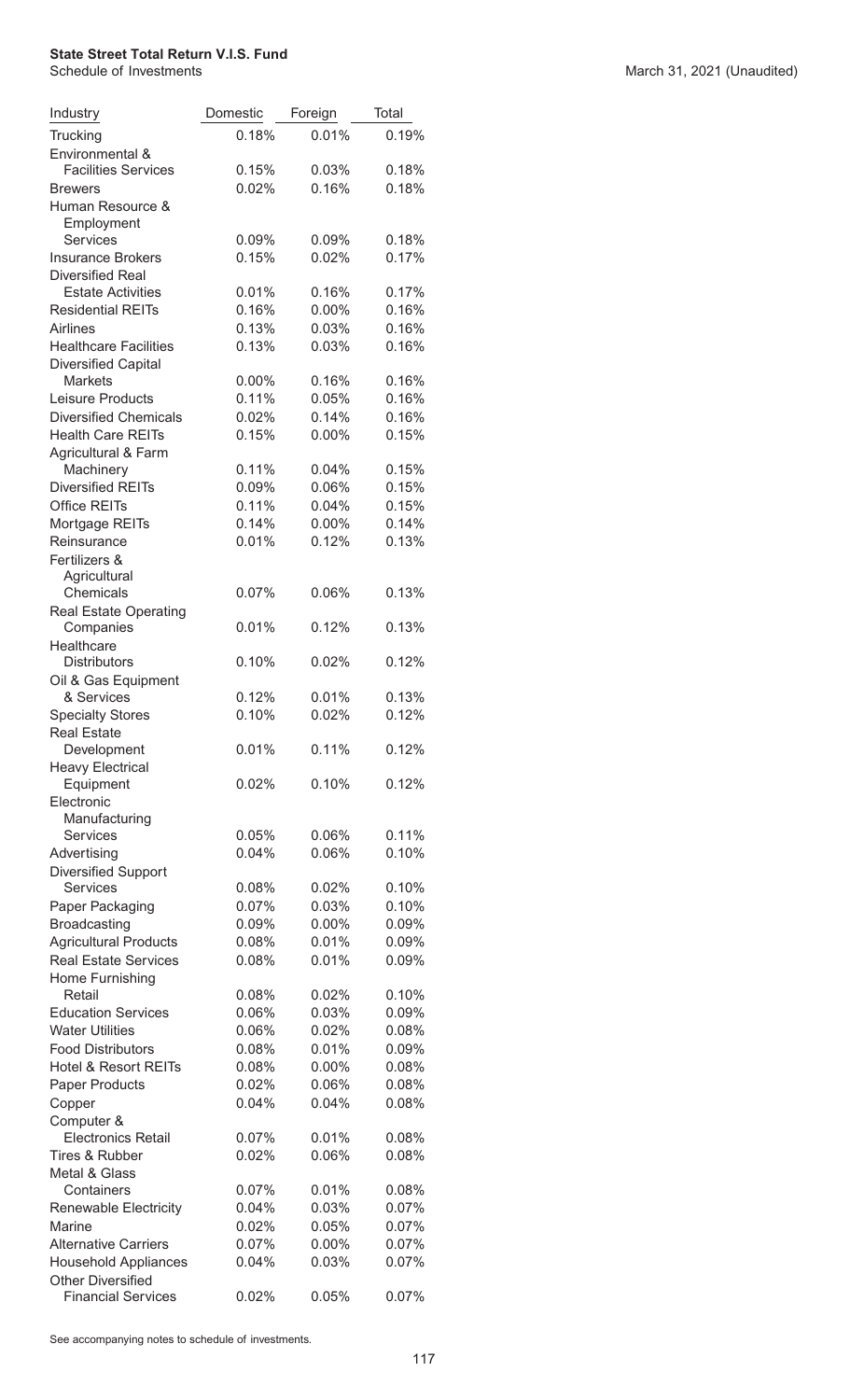**State Street Total Return V.I.S. Fund**

Schedule of Investments

March 31, 2021 (Unaudited)

| Industry | Domestic | Foreign | Total |
|---|---|---|---|
| Trucking | 0.18% | 0.01% | 0.19% |
| Environmental & Facilities Services | 0.15% | 0.03% | 0.18% |
| Brewers | 0.02% | 0.16% | 0.18% |
| Human Resource & Employment Services | 0.09% | 0.09% | 0.18% |
| Insurance Brokers | 0.15% | 0.02% | 0.17% |
| Diversified Real Estate Activities | 0.01% | 0.16% | 0.17% |
| Residential REITs | 0.16% | 0.00% | 0.16% |
| Airlines | 0.13% | 0.03% | 0.16% |
| Healthcare Facilities | 0.13% | 0.03% | 0.16% |
| Diversified Capital Markets | 0.00% | 0.16% | 0.16% |
| Leisure Products | 0.11% | 0.05% | 0.16% |
| Diversified Chemicals | 0.02% | 0.14% | 0.16% |
| Health Care REITs | 0.15% | 0.00% | 0.15% |
| Agricultural & Farm Machinery | 0.11% | 0.04% | 0.15% |
| Diversified REITs | 0.09% | 0.06% | 0.15% |
| Office REITs | 0.11% | 0.04% | 0.15% |
| Mortgage REITs | 0.14% | 0.00% | 0.14% |
| Reinsurance | 0.01% | 0.12% | 0.13% |
| Fertilizers & Agricultural Chemicals | 0.07% | 0.06% | 0.13% |
| Real Estate Operating Companies | 0.01% | 0.12% | 0.13% |
| Healthcare Distributors | 0.10% | 0.02% | 0.12% |
| Oil & Gas Equipment & Services | 0.12% | 0.01% | 0.13% |
| Specialty Stores | 0.10% | 0.02% | 0.12% |
| Real Estate Development | 0.01% | 0.11% | 0.12% |
| Heavy Electrical Equipment | 0.02% | 0.10% | 0.12% |
| Electronic Manufacturing Services | 0.05% | 0.06% | 0.11% |
| Advertising | 0.04% | 0.06% | 0.10% |
| Diversified Support Services | 0.08% | 0.02% | 0.10% |
| Paper Packaging | 0.07% | 0.03% | 0.10% |
| Broadcasting | 0.09% | 0.00% | 0.09% |
| Agricultural Products | 0.08% | 0.01% | 0.09% |
| Real Estate Services | 0.08% | 0.01% | 0.09% |
| Home Furnishing Retail | 0.08% | 0.02% | 0.10% |
| Education Services | 0.06% | 0.03% | 0.09% |
| Water Utilities | 0.06% | 0.02% | 0.08% |
| Food Distributors | 0.08% | 0.01% | 0.09% |
| Hotel & Resort REITs | 0.08% | 0.00% | 0.08% |
| Paper Products | 0.02% | 0.06% | 0.08% |
| Copper | 0.04% | 0.04% | 0.08% |
| Computer & Electronics Retail | 0.07% | 0.01% | 0.08% |
| Tires & Rubber | 0.02% | 0.06% | 0.08% |
| Metal & Glass Containers | 0.07% | 0.01% | 0.08% |
| Renewable Electricity | 0.04% | 0.03% | 0.07% |
| Marine | 0.02% | 0.05% | 0.07% |
| Alternative Carriers | 0.07% | 0.00% | 0.07% |
| Household Appliances | 0.04% | 0.03% | 0.07% |
| Other Diversified Financial Services | 0.02% | 0.05% | 0.07% |

See accompanying notes to schedule of investments.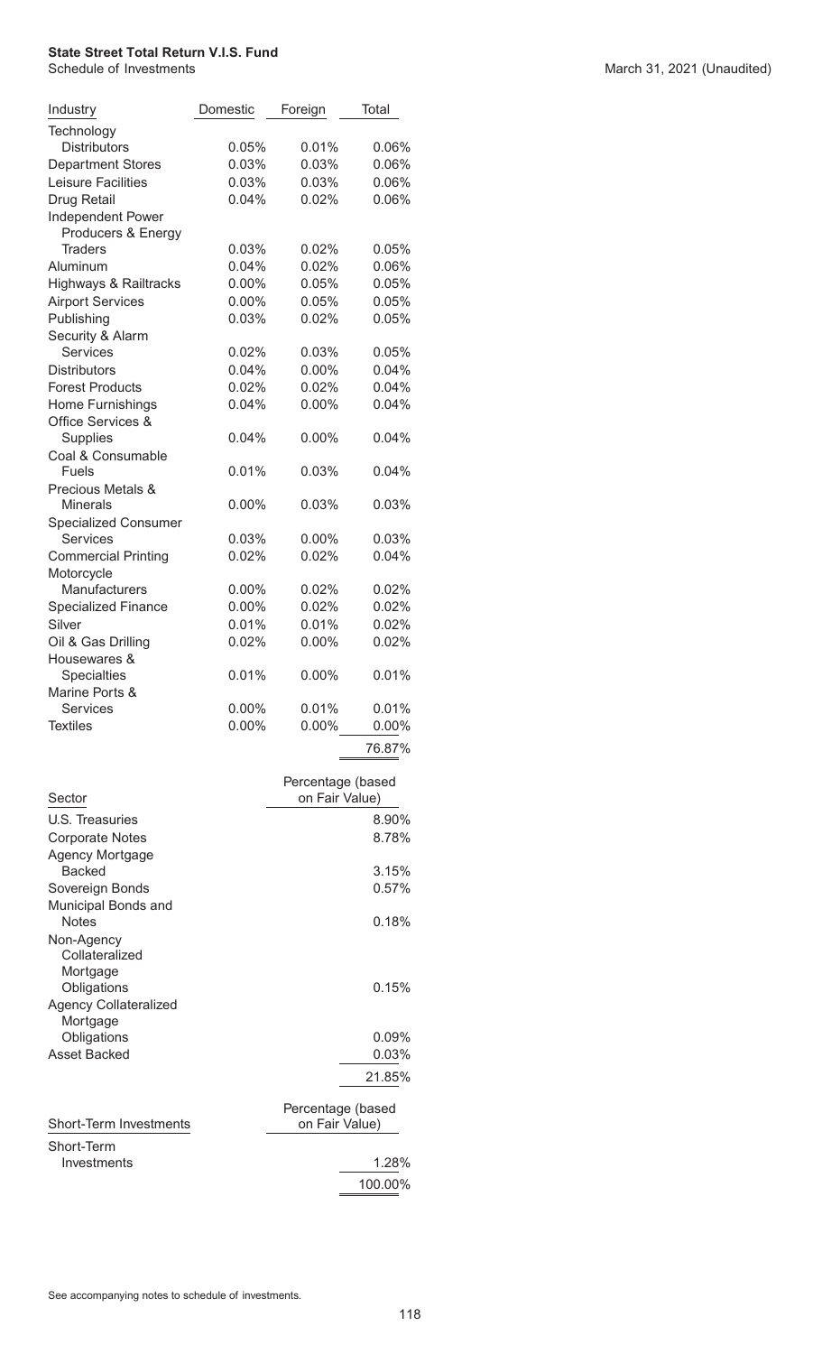**State Street Total Return V.I.S. Fund**
Schedule of Investments

March 31, 2021 (Unaudited)

| Industry | Domestic | Foreign | Total |
|---|---|---|---|
| Technology Distributors | 0.05% | 0.01% | 0.06% |
| Department Stores | 0.03% | 0.03% | 0.06% |
| Leisure Facilities | 0.03% | 0.03% | 0.06% |
| Drug Retail | 0.04% | 0.02% | 0.06% |
| Independent Power Producers & Energy Traders | 0.03% | 0.02% | 0.05% |
| Aluminum | 0.04% | 0.02% | 0.06% |
| Highways & Railtracks | 0.00% | 0.05% | 0.05% |
| Airport Services | 0.00% | 0.05% | 0.05% |
| Publishing | 0.03% | 0.02% | 0.05% |
| Security & Alarm Services | 0.02% | 0.03% | 0.05% |
| Distributors | 0.04% | 0.00% | 0.04% |
| Forest Products | 0.02% | 0.02% | 0.04% |
| Home Furnishings | 0.04% | 0.00% | 0.04% |
| Office Services & Supplies | 0.04% | 0.00% | 0.04% |
| Coal & Consumable Fuels | 0.01% | 0.03% | 0.04% |
| Precious Metals & Minerals | 0.00% | 0.03% | 0.03% |
| Specialized Consumer Services | 0.03% | 0.00% | 0.03% |
| Commercial Printing | 0.02% | 0.02% | 0.04% |
| Motorcycle Manufacturers | 0.00% | 0.02% | 0.02% |
| Specialized Finance | 0.00% | 0.02% | 0.02% |
| Silver | 0.01% | 0.01% | 0.02% |
| Oil & Gas Drilling | 0.02% | 0.00% | 0.02% |
| Housewares & Specialties | 0.01% | 0.00% | 0.01% |
| Marine Ports & Services | 0.00% | 0.01% | 0.01% |
| Textiles | 0.00% | 0.00% | 0.00% |
| | | | 76.87% |

| Sector | Percentage (based on Fair Value) |
|---|---|
| U.S. Treasuries | 8.90% |
| Corporate Notes | 8.78% |
| Agency Mortgage Backed | 3.15% |
| Sovereign Bonds | 0.57% |
| Municipal Bonds and Notes | 0.18% |
| Non-Agency Collateralized Mortgage Obligations | 0.15% |
| Agency Collateralized Mortgage Obligations | 0.09% |
| Asset Backed | 0.03% |
| | 21.85% |

| Short-Term Investments | Percentage (based on Fair Value) |
|---|---|
| Short-Term Investments | 1.28% |
| | 100.00% |

See accompanying notes to schedule of investments.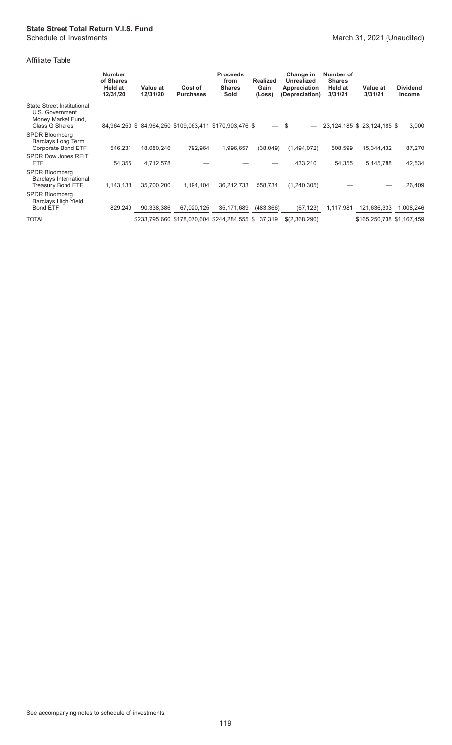**State Street Total Return V.I.S. Fund**
Schedule of Investments

March 31, 2021 (Unaudited)

Affiliate Table

| | Number of Shares Held at 12/31/20 | Value at 12/31/20 | Cost of Purchases | Proceeds from Shares Sold | Realized Gain (Loss) | Change in Unrealized Appreciation (Depreciation) | Number of Shares Held at 3/31/21 | Value at 3/31/21 | Dividend Income |
|---|---|---|---|---|---|---|---|---|---|
| State Street Institutional U.S. Government Money Market Fund, Class G Shares | 84,964,250 | $ 84,964,250 | $109,063,411 | $170,903,476 | $ — | $ — | 23,124,185 | $ 23,124,185 | $ 3,000 |
| SPDR Bloomberg Barclays Long Term Corporate Bond ETF | 546,231 | 18,080,246 | 792,964 | 1,996,657 | (38,049) | (1,494,072) | 508,599 | 15,344,432 | 87,270 |
| SPDR Dow Jones REIT ETF | 54,355 | 4,712,578 | — | — | — | 433,210 | 54,355 | 5,145,788 | 42,534 |
| SPDR Bloomberg Barclays International Treasury Bond ETF | 1,143,138 | 35,700,200 | 1,194,104 | 36,212,733 | 558,734 | (1,240,305) | — | — | 26,409 |
| SPDR Bloomberg Barclays High Yield Bond ETF | 829,249 | 90,338,386 | 67,020,125 | 35,171,689 | (483,366) | (67,123) | 1,117,981 | 121,636,333 | 1,008,246 |
| TOTAL | | $233,795,660 | $178,070,604 | $244,284,555 | $ 37,319 | $(2,368,290) | | $165,250,738 | $1,167,459 |

See accompanying notes to schedule of investments.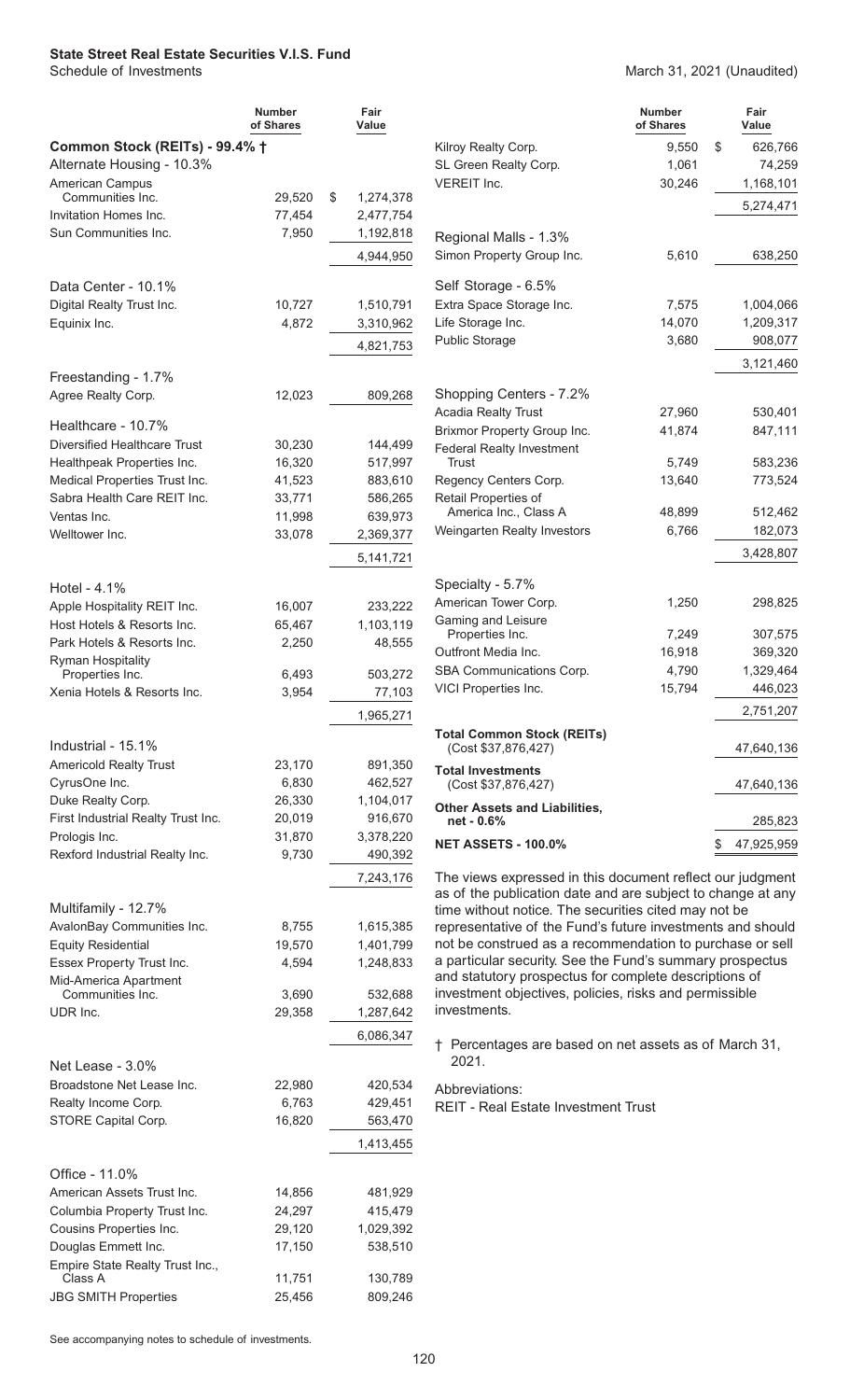# State Street Real Estate Securities V.I.S. Fund

Schedule of Investments — March 31, 2021 (Unaudited)

| | Number of Shares | Fair Value |
|---|---|---|
| **Common Stock (REITs) - 99.4% †** | | |
| **Alternate Housing - 10.3%** | | |
| American Campus Communities Inc. | 29,520 | $ 1,274,378 |
| Invitation Homes Inc. | 77,454 | 2,477,754 |
| Sun Communities Inc. | 7,950 | 1,192,818 |
| | | 4,944,950 |
| **Data Center - 10.1%** | | |
| Digital Realty Trust Inc. | 10,727 | 1,510,791 |
| Equinix Inc. | 4,872 | 3,310,962 |
| | | 4,821,753 |
| **Freestanding - 1.7%** | | |
| Agree Realty Corp. | 12,023 | 809,268 |
| **Healthcare - 10.7%** | | |
| Diversified Healthcare Trust | 30,230 | 144,499 |
| Healthpeak Properties Inc. | 16,320 | 517,997 |
| Medical Properties Trust Inc. | 41,523 | 883,610 |
| Sabra Health Care REIT Inc. | 33,771 | 586,265 |
| Ventas Inc. | 11,998 | 639,973 |
| Welltower Inc. | 33,078 | 2,369,377 |
| | | 5,141,721 |
| **Hotel - 4.1%** | | |
| Apple Hospitality REIT Inc. | 16,007 | 233,222 |
| Host Hotels & Resorts Inc. | 65,467 | 1,103,119 |
| Park Hotels & Resorts Inc. | 2,250 | 48,555 |
| Ryman Hospitality Properties Inc. | 6,493 | 503,272 |
| Xenia Hotels & Resorts Inc. | 3,954 | 77,103 |
| | | 1,965,271 |
| **Industrial - 15.1%** | | |
| Americold Realty Trust | 23,170 | 891,350 |
| CyrusOne Inc. | 6,830 | 462,527 |
| Duke Realty Corp. | 26,330 | 1,104,017 |
| First Industrial Realty Trust Inc. | 20,019 | 916,670 |
| Prologis Inc. | 31,870 | 3,378,220 |
| Rexford Industrial Realty Inc. | 9,730 | 490,392 |
| | | 7,243,176 |
| **Multifamily - 12.7%** | | |
| AvalonBay Communities Inc. | 8,755 | 1,615,385 |
| Equity Residential | 19,570 | 1,401,799 |
| Essex Property Trust Inc. | 4,594 | 1,248,833 |
| Mid-America Apartment Communities Inc. | 3,690 | 532,688 |
| UDR Inc. | 29,358 | 1,287,642 |
| | | 6,086,347 |
| **Net Lease - 3.0%** | | |
| Broadstone Net Lease Inc. | 22,980 | 420,534 |
| Realty Income Corp. | 6,763 | 429,451 |
| STORE Capital Corp. | 16,820 | 563,470 |
| | | 1,413,455 |
| **Office - 11.0%** | | |
| American Assets Trust Inc. | 14,856 | 481,929 |
| Columbia Property Trust Inc. | 24,297 | 415,479 |
| Cousins Properties Inc. | 29,120 | 1,029,392 |
| Douglas Emmett Inc. | 17,150 | 538,510 |
| Empire State Realty Trust Inc., Class A | 11,751 | 130,789 |
| JBG SMITH Properties | 25,456 | 809,246 |
| Kilroy Realty Corp. | 9,550 | $ 626,766 |
| SL Green Realty Corp. | 1,061 | 74,259 |
| VEREIT Inc. | 30,246 | 1,168,101 |
| | | 5,274,471 |
| **Regional Malls - 1.3%** | | |
| Simon Property Group Inc. | 5,610 | 638,250 |
| **Self Storage - 6.5%** | | |
| Extra Space Storage Inc. | 7,575 | 1,004,066 |
| Life Storage Inc. | 14,070 | 1,209,317 |
| Public Storage | 3,680 | 908,077 |
| | | 3,121,460 |
| **Shopping Centers - 7.2%** | | |
| Acadia Realty Trust | 27,960 | 530,401 |
| Brixmor Property Group Inc. | 41,874 | 847,111 |
| Federal Realty Investment Trust | 5,749 | 583,236 |
| Regency Centers Corp. | 13,640 | 773,524 |
| Retail Properties of America Inc., Class A | 48,899 | 512,462 |
| Weingarten Realty Investors | 6,766 | 182,073 |
| | | 3,428,807 |
| **Specialty - 5.7%** | | |
| American Tower Corp. | 1,250 | 298,825 |
| Gaming and Leisure Properties Inc. | 7,249 | 307,575 |
| Outfront Media Inc. | 16,918 | 369,320 |
| SBA Communications Corp. | 4,790 | 1,329,464 |
| VICI Properties Inc. | 15,794 | 446,023 |
| | | 2,751,207 |
| **Total Common Stock (REITs)** (Cost $37,876,427) | | 47,640,136 |
| **Total Investments** (Cost $37,876,427) | | 47,640,136 |
| **Other Assets and Liabilities, net - 0.6%** | | 285,823 |
| **NET ASSETS - 100.0%** | | $ 47,925,959 |

The views expressed in this document reflect our judgment as of the publication date and are subject to change at any time without notice. The securities cited may not be representative of the Fund's future investments and should not be construed as a recommendation to purchase or sell a particular security. See the Fund's summary prospectus and statutory prospectus for complete descriptions of investment objectives, policies, risks and permissible investments.

† Percentages are based on net assets as of March 31, 2021.

Abbreviations:

REIT - Real Estate Investment Trust

See accompanying notes to schedule of investments.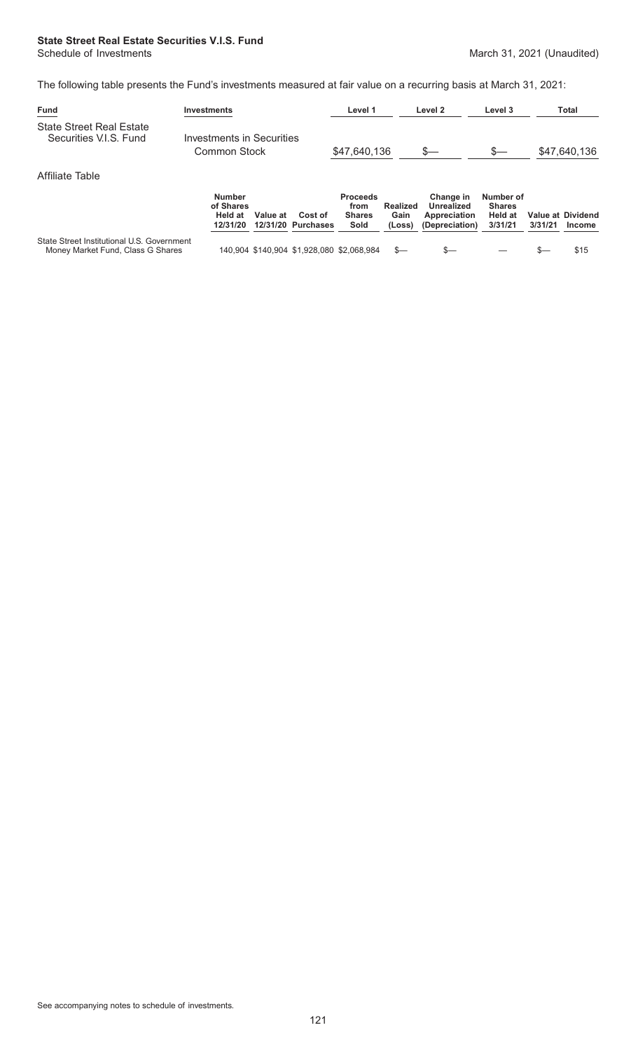**State Street Real Estate Securities V.I.S. Fund**
Schedule of Investments — March 31, 2021 (Unaudited)

The following table presents the Fund's investments measured at fair value on a recurring basis at March 31, 2021:

| Fund | Investments | Level 1 | Level 2 | Level 3 | Total |
|---|---|---|---|---|---|
| State Street Real Estate Securities V.I.S. Fund | Investments in Securities | | | | |
| | Common Stock | $47,640,136 | $— | $— | $47,640,136 |

Affiliate Table

| | Number of Shares Held at 12/31/20 | Value at 12/31/20 | Cost of Purchases | Proceeds from Shares Sold | Realized Gain (Loss) | Change in Unrealized Appreciation (Depreciation) | Number of Shares Held at 3/31/21 | Value at 3/31/21 | Dividend Income |
|---|---|---|---|---|---|---|---|---|---|
| State Street Institutional U.S. Government Money Market Fund, Class G Shares | 140,904 | $140,904 | $1,928,080 | $2,068,984 | $— | $— | — | $— | $15 |

See accompanying notes to schedule of investments.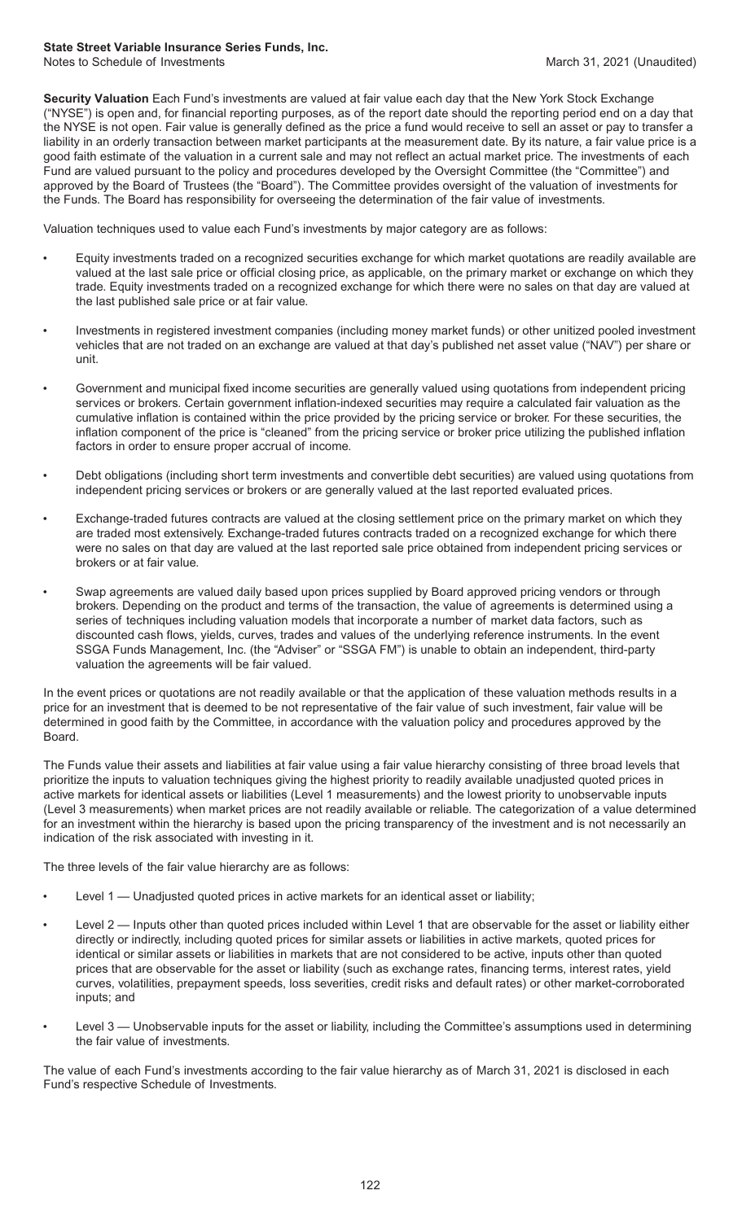**Security Valuation** Each Fund's investments are valued at fair value each day that the New York Stock Exchange ("NYSE") is open and, for financial reporting purposes, as of the report date should the reporting period end on a day that the NYSE is not open. Fair value is generally defined as the price a fund would receive to sell an asset or pay to transfer a liability in an orderly transaction between market participants at the measurement date. By its nature, a fair value price is a good faith estimate of the valuation in a current sale and may not reflect an actual market price. The investments of each Fund are valued pursuant to the policy and procedures developed by the Oversight Committee (the "Committee") and approved by the Board of Trustees (the "Board"). The Committee provides oversight of the valuation of investments for the Funds. The Board has responsibility for overseeing the determination of the fair value of investments.

Valuation techniques used to value each Fund's investments by major category are as follows:

- Equity investments traded on a recognized securities exchange for which market quotations are readily available are valued at the last sale price or official closing price, as applicable, on the primary market or exchange on which they trade. Equity investments traded on a recognized exchange for which there were no sales on that day are valued at the last published sale price or at fair value.
- Investments in registered investment companies (including money market funds) or other unitized pooled investment vehicles that are not traded on an exchange are valued at that day's published net asset value ("NAV") per share or unit.
- Government and municipal fixed income securities are generally valued using quotations from independent pricing services or brokers. Certain government inflation-indexed securities may require a calculated fair valuation as the cumulative inflation is contained within the price provided by the pricing service or broker. For these securities, the inflation component of the price is "cleaned" from the pricing service or broker price utilizing the published inflation factors in order to ensure proper accrual of income.
- Debt obligations (including short term investments and convertible debt securities) are valued using quotations from independent pricing services or brokers or are generally valued at the last reported evaluated prices.
- Exchange-traded futures contracts are valued at the closing settlement price on the primary market on which they are traded most extensively. Exchange-traded futures contracts traded on a recognized exchange for which there were no sales on that day are valued at the last reported sale price obtained from independent pricing services or brokers or at fair value.
- Swap agreements are valued daily based upon prices supplied by Board approved pricing vendors or through brokers. Depending on the product and terms of the transaction, the value of agreements is determined using a series of techniques including valuation models that incorporate a number of market data factors, such as discounted cash flows, yields, curves, trades and values of the underlying reference instruments. In the event SSGA Funds Management, Inc. (the "Adviser" or "SSGA FM") is unable to obtain an independent, third-party valuation the agreements will be fair valued.

In the event prices or quotations are not readily available or that the application of these valuation methods results in a price for an investment that is deemed to be not representative of the fair value of such investment, fair value will be determined in good faith by the Committee, in accordance with the valuation policy and procedures approved by the Board.

The Funds value their assets and liabilities at fair value using a fair value hierarchy consisting of three broad levels that prioritize the inputs to valuation techniques giving the highest priority to readily available unadjusted quoted prices in active markets for identical assets or liabilities (Level 1 measurements) and the lowest priority to unobservable inputs (Level 3 measurements) when market prices are not readily available or reliable. The categorization of a value determined for an investment within the hierarchy is based upon the pricing transparency of the investment and is not necessarily an indication of the risk associated with investing in it.

The three levels of the fair value hierarchy are as follows:

- Level 1 — Unadjusted quoted prices in active markets for an identical asset or liability;
- Level 2 — Inputs other than quoted prices included within Level 1 that are observable for the asset or liability either directly or indirectly, including quoted prices for similar assets or liabilities in active markets, quoted prices for identical or similar assets or liabilities in markets that are not considered to be active, inputs other than quoted prices that are observable for the asset or liability (such as exchange rates, financing terms, interest rates, yield curves, volatilities, prepayment speeds, loss severities, credit risks and default rates) or other market-corroborated inputs; and
- Level 3 — Unobservable inputs for the asset or liability, including the Committee's assumptions used in determining the fair value of investments.

The value of each Fund's investments according to the fair value hierarchy as of March 31, 2021 is disclosed in each Fund's respective Schedule of Investments.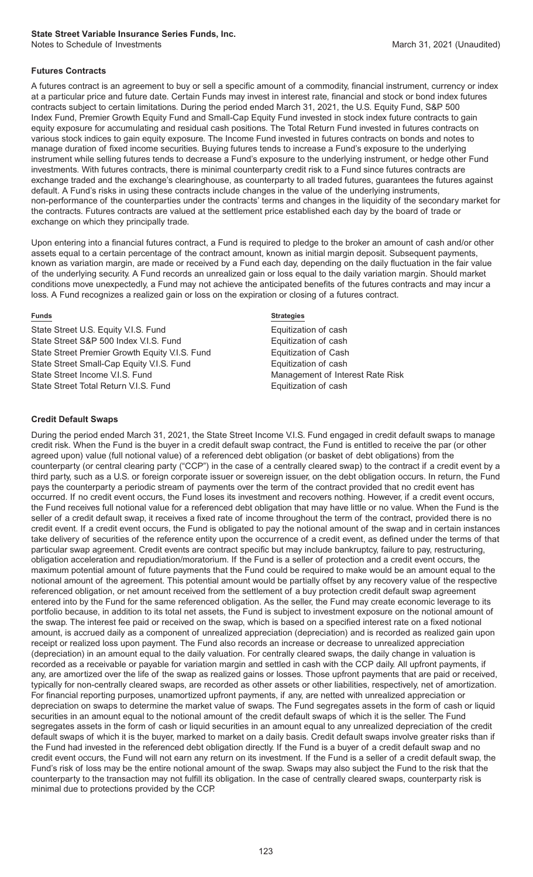### Futures Contracts

A futures contract is an agreement to buy or sell a specific amount of a commodity, financial instrument, currency or index at a particular price and future date. Certain Funds may invest in interest rate, financial and stock or bond index futures contracts subject to certain limitations. During the period ended March 31, 2021, the U.S. Equity Fund, S&P 500 Index Fund, Premier Growth Equity Fund and Small-Cap Equity Fund invested in stock index future contracts to gain equity exposure for accumulating and residual cash positions. The Total Return Fund invested in futures contracts on various stock indices to gain equity exposure. The Income Fund invested in futures contracts on bonds and notes to manage duration of fixed income securities. Buying futures tends to increase a Fund's exposure to the underlying instrument while selling futures tends to decrease a Fund's exposure to the underlying instrument, or hedge other Fund investments. With futures contracts, there is minimal counterparty credit risk to a Fund since futures contracts are exchange traded and the exchange's clearinghouse, as counterparty to all traded futures, guarantees the futures against default. A Fund's risks in using these contracts include changes in the value of the underlying instruments, non-performance of the counterparties under the contracts' terms and changes in the liquidity of the secondary market for the contracts. Futures contracts are valued at the settlement price established each day by the board of trade or exchange on which they principally trade.

Upon entering into a financial futures contract, a Fund is required to pledge to the broker an amount of cash and/or other assets equal to a certain percentage of the contract amount, known as initial margin deposit. Subsequent payments, known as variation margin, are made or received by a Fund each day, depending on the daily fluctuation in the fair value of the underlying security. A Fund records an unrealized gain or loss equal to the daily variation margin. Should market conditions move unexpectedly, a Fund may not achieve the anticipated benefits of the futures contracts and may incur a loss. A Fund recognizes a realized gain or loss on the expiration or closing of a futures contract.

| Funds | Strategies |
|---|---|
| State Street U.S. Equity V.I.S. Fund | Equitization of cash |
| State Street S&P 500 Index V.I.S. Fund | Equitization of cash |
| State Street Premier Growth Equity V.I.S. Fund | Equitization of Cash |
| State Street Small-Cap Equity V.I.S. Fund | Equitization of cash |
| State Street Income V.I.S. Fund | Management of Interest Rate Risk |
| State Street Total Return V.I.S. Fund | Equitization of cash |

### Credit Default Swaps

During the period ended March 31, 2021, the State Street Income V.I.S. Fund engaged in credit default swaps to manage credit risk. When the Fund is the buyer in a credit default swap contract, the Fund is entitled to receive the par (or other agreed upon) value (full notional value) of a referenced debt obligation (or basket of debt obligations) from the counterparty (or central clearing party ("CCP") in the case of a centrally cleared swap) to the contract if a credit event by a third party, such as a U.S. or foreign corporate issuer or sovereign issuer, on the debt obligation occurs. In return, the Fund pays the counterparty a periodic stream of payments over the term of the contract provided that no credit event has occurred. If no credit event occurs, the Fund loses its investment and recovers nothing. However, if a credit event occurs, the Fund receives full notional value for a referenced debt obligation that may have little or no value. When the Fund is the seller of a credit default swap, it receives a fixed rate of income throughout the term of the contract, provided there is no credit event. If a credit event occurs, the Fund is obligated to pay the notional amount of the swap and in certain instances take delivery of securities of the reference entity upon the occurrence of a credit event, as defined under the terms of that particular swap agreement. Credit events are contract specific but may include bankruptcy, failure to pay, restructuring, obligation acceleration and repudiation/moratorium. If the Fund is a seller of protection and a credit event occurs, the maximum potential amount of future payments that the Fund could be required to make would be an amount equal to the notional amount of the agreement. This potential amount would be partially offset by any recovery value of the respective referenced obligation, or net amount received from the settlement of a buy protection credit default swap agreement entered into by the Fund for the same referenced obligation. As the seller, the Fund may create economic leverage to its portfolio because, in addition to its total net assets, the Fund is subject to investment exposure on the notional amount of the swap. The interest fee paid or received on the swap, which is based on a specified interest rate on a fixed notional amount, is accrued daily as a component of unrealized appreciation (depreciation) and is recorded as realized gain upon receipt or realized loss upon payment. The Fund also records an increase or decrease to unrealized appreciation (depreciation) in an amount equal to the daily valuation. For centrally cleared swaps, the daily change in valuation is recorded as a receivable or payable for variation margin and settled in cash with the CCP daily. All upfront payments, if any, are amortized over the life of the swap as realized gains or losses. Those upfront payments that are paid or received, typically for non-centrally cleared swaps, are recorded as other assets or other liabilities, respectively, net of amortization. For financial reporting purposes, unamortized upfront payments, if any, are netted with unrealized appreciation or depreciation on swaps to determine the market value of swaps. The Fund segregates assets in the form of cash or liquid securities in an amount equal to the notional amount of the credit default swaps of which it is the seller. The Fund segregates assets in the form of cash or liquid securities in an amount equal to any unrealized depreciation of the credit default swaps of which it is the buyer, marked to market on a daily basis. Credit default swaps involve greater risks than if the Fund had invested in the referenced debt obligation directly. If the Fund is a buyer of a credit default swap and no credit event occurs, the Fund will not earn any return on its investment. If the Fund is a seller of a credit default swap, the Fund's risk of loss may be the entire notional amount of the swap. Swaps may also subject the Fund to the risk that the counterparty to the transaction may not fulfill its obligation. In the case of centrally cleared swaps, counterparty risk is minimal due to protections provided by the CCP.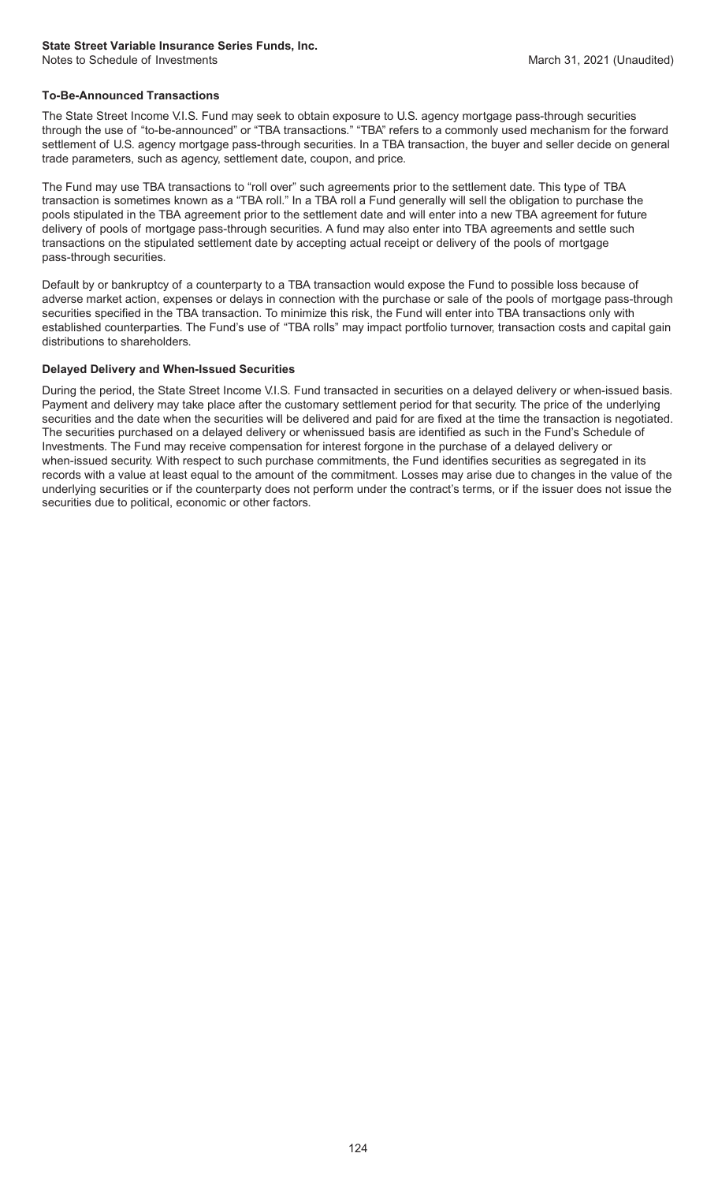### To-Be-Announced Transactions

The State Street Income V.I.S. Fund may seek to obtain exposure to U.S. agency mortgage pass-through securities through the use of "to-be-announced" or "TBA transactions." "TBA" refers to a commonly used mechanism for the forward settlement of U.S. agency mortgage pass-through securities. In a TBA transaction, the buyer and seller decide on general trade parameters, such as agency, settlement date, coupon, and price.

The Fund may use TBA transactions to "roll over" such agreements prior to the settlement date. This type of TBA transaction is sometimes known as a "TBA roll." In a TBA roll a Fund generally will sell the obligation to purchase the pools stipulated in the TBA agreement prior to the settlement date and will enter into a new TBA agreement for future delivery of pools of mortgage pass-through securities. A fund may also enter into TBA agreements and settle such transactions on the stipulated settlement date by accepting actual receipt or delivery of the pools of mortgage pass-through securities.

Default by or bankruptcy of a counterparty to a TBA transaction would expose the Fund to possible loss because of adverse market action, expenses or delays in connection with the purchase or sale of the pools of mortgage pass-through securities specified in the TBA transaction. To minimize this risk, the Fund will enter into TBA transactions only with established counterparties. The Fund's use of "TBA rolls" may impact portfolio turnover, transaction costs and capital gain distributions to shareholders.

### Delayed Delivery and When-Issued Securities

During the period, the State Street Income V.I.S. Fund transacted in securities on a delayed delivery or when-issued basis. Payment and delivery may take place after the customary settlement period for that security. The price of the underlying securities and the date when the securities will be delivered and paid for are fixed at the time the transaction is negotiated. The securities purchased on a delayed delivery or whenissued basis are identified as such in the Fund's Schedule of Investments. The Fund may receive compensation for interest forgone in the purchase of a delayed delivery or when-issued security. With respect to such purchase commitments, the Fund identifies securities as segregated in its records with a value at least equal to the amount of the commitment. Losses may arise due to changes in the value of the underlying securities or if the counterparty does not perform under the contract's terms, or if the issuer does not issue the securities due to political, economic or other factors.